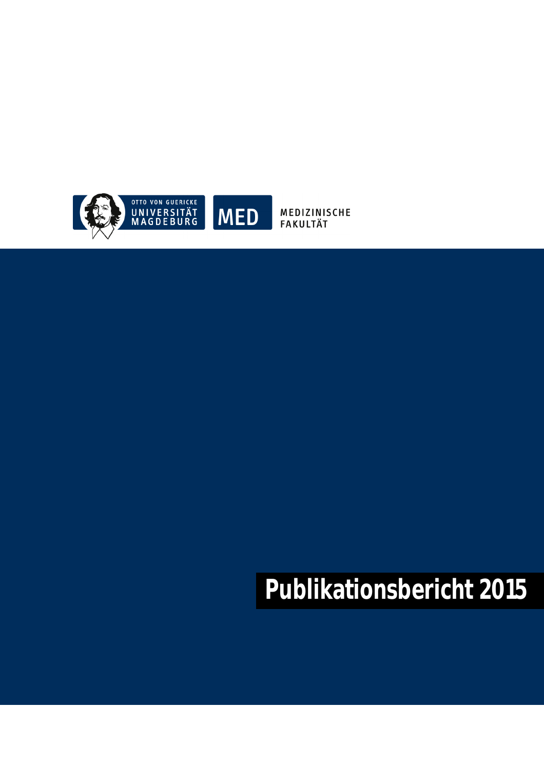OTTO VON GUERICKE
UNIVERSITÄT
MAGDEBURG

MED

MEDIZINISCHE
FAKULTÄT

# Publikationsbericht 2015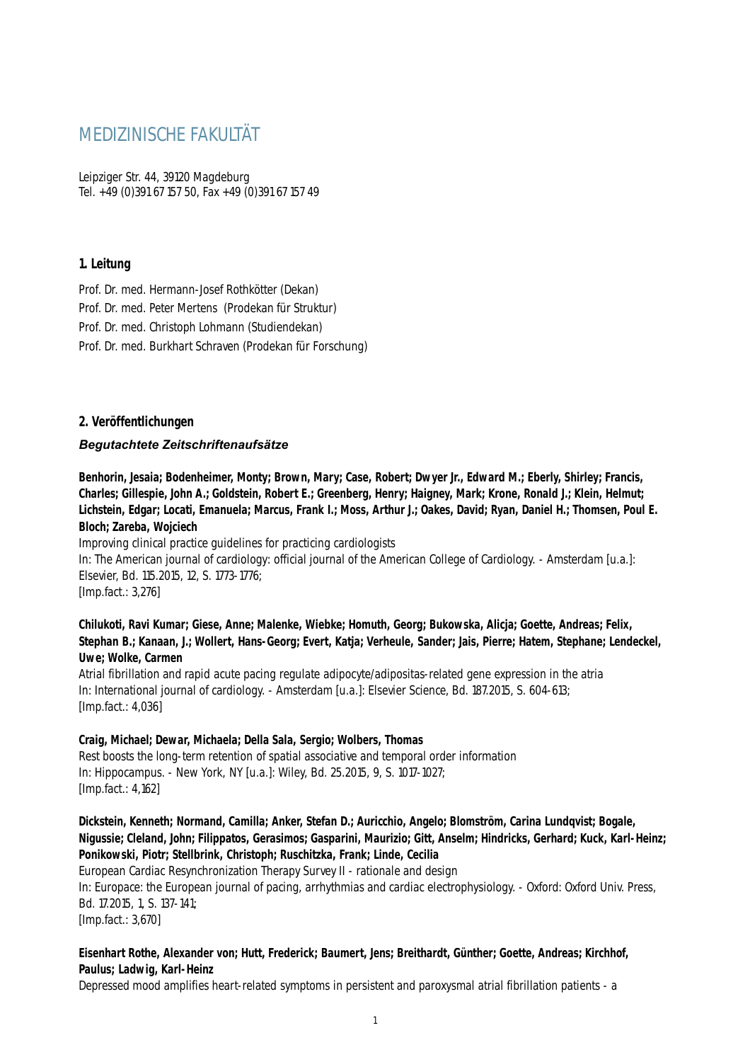# MEDIZINISCHE FAKULTÄT

Leipziger Str. 44, 39120 Magdeburg
Tel. +49 (0)391 67 157 50, Fax +49 (0)391 67 157 49

## 1. Leitung

Prof. Dr. med. Hermann-Josef Rothkötter (Dekan)
Prof. Dr. med. Peter Mertens (Prodekan für Struktur)
Prof. Dr. med. Christoph Lohmann (Studiendekan)
Prof. Dr. med. Burkhart Schraven (Prodekan für Forschung)

## 2. Veröffentlichungen

### *Begutachtete Zeitschriftenaufsätze*

**Benhorin, Jesaia; Bodenheimer, Monty; Brown, Mary; Case, Robert; Dwyer Jr., Edward M.; Eberly, Shirley; Francis, Charles; Gillespie, John A.; Goldstein, Robert E.; Greenberg, Henry; Haigney, Mark; Krone, Ronald J.; Klein, Helmut; Lichstein, Edgar; Locati, Emanuela; Marcus, Frank I.; Moss, Arthur J.; Oakes, David; Ryan, Daniel H.; Thomsen, Poul E. Bloch; Zareba, Wojciech**
Improving clinical practice guidelines for practicing cardiologists
In: The American journal of cardiology: official journal of the American College of Cardiology. - Amsterdam [u.a.]: Elsevier, Bd. 115.2015, 12, S. 1773-1776;
[Imp.fact.: 3,276]

**Chilukoti, Ravi Kumar; Giese, Anne; Malenke, Wiebke; Homuth, Georg; Bukowska, Alicja; Goette, Andreas; Felix, Stephan B.; Kanaan, J.; Wollert, Hans-Georg; Evert, Katja; Verheule, Sander; Jais, Pierre; Hatem, Stephane; Lendeckel, Uwe; Wolke, Carmen**
Atrial fibrillation and rapid acute pacing regulate adipocyte/adipositas-related gene expression in the atria
In: International journal of cardiology. - Amsterdam [u.a.]: Elsevier Science, Bd. 187.2015, S. 604-613;
[Imp.fact.: 4,036]

**Craig, Michael; Dewar, Michaela; Della Sala, Sergio; Wolbers, Thomas**
Rest boosts the long-term retention of spatial associative and temporal order information
In: Hippocampus. - New York, NY [u.a.]: Wiley, Bd. 25.2015, 9, S. 1017-1027;
[Imp.fact.: 4,162]

**Dickstein, Kenneth; Normand, Camilla; Anker, Stefan D.; Auricchio, Angelo; Blomström, Carina Lundqvist; Bogale, Nigussie; Cleland, John; Filippatos, Gerasimos; Gasparini, Maurizio; Gitt, Anselm; Hindricks, Gerhard; Kuck, Karl-Heinz; Ponikowski, Piotr; Stellbrink, Christoph; Ruschitzka, Frank; Linde, Cecilia**
European Cardiac Resynchronization Therapy Survey II - rationale and design
In: Europace: the European journal of pacing, arrhythmias and cardiac electrophysiology. - Oxford: Oxford Univ. Press, Bd. 17.2015, 1, S. 137-141;
[Imp.fact.: 3,670]

**Eisenhart Rothe, Alexander von; Hutt, Frederick; Baumert, Jens; Breithardt, Günther; Goette, Andreas; Kirchhof, Paulus; Ladwig, Karl-Heinz**
Depressed mood amplifies heart-related symptoms in persistent and paroxysmal atrial fibrillation patients - a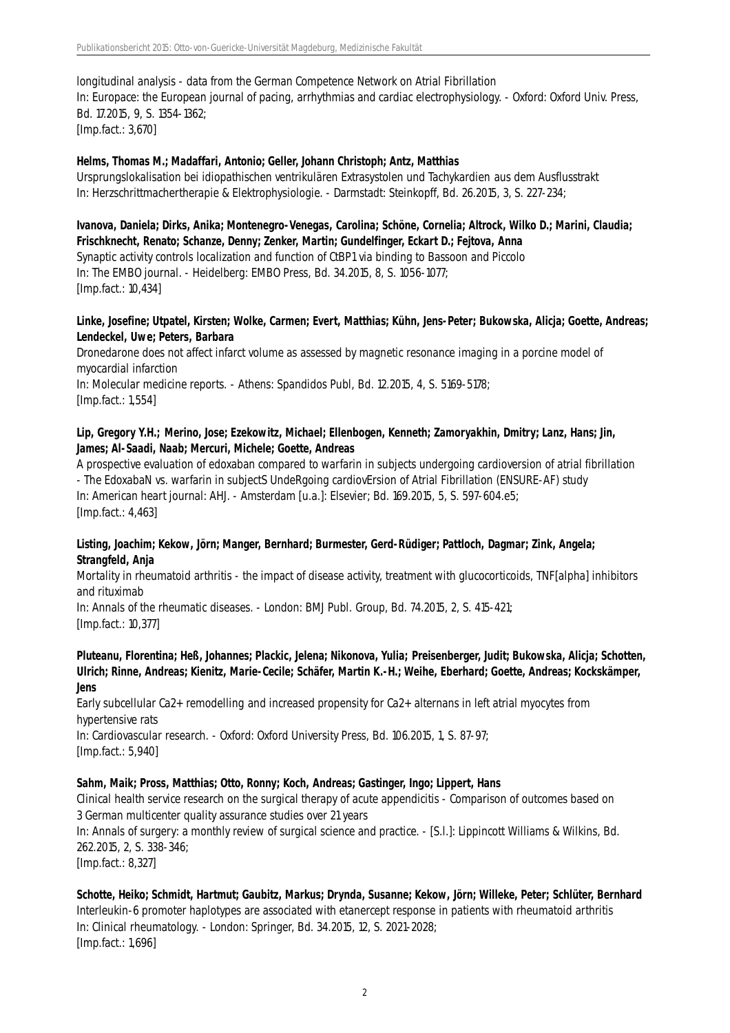longitudinal analysis - data from the German Competence Network on Atrial Fibrillation
In: Europace: the European journal of pacing, arrhythmias and cardiac electrophysiology. - Oxford: Oxford Univ. Press, Bd. 17.2015, 9, S. 1354-1362;
[Imp.fact.: 3,670]

**Helms, Thomas M.; Madaffari, Antonio; Geller, Johann Christoph; Antz, Matthias**
Ursprungslokalisation bei idiopathischen ventrikulären Extrasystolen und Tachykardien aus dem Ausflusstrakt
In: Herzschrittmachertherapie & Elektrophysiologie. - Darmstadt: Steinkopff, Bd. 26.2015, 3, S. 227-234;

**Ivanova, Daniela; Dirks, Anika; Montenegro-Venegas, Carolina; Schöne, Cornelia; Altrock, Wilko D.; Marini, Claudia; Frischknecht, Renato; Schanze, Denny; Zenker, Martin; Gundelfinger, Eckart D.; Fejtova, Anna**
Synaptic activity controls localization and function of CtBP1 via binding to Bassoon and Piccolo
In: The EMBO journal. - Heidelberg: EMBO Press, Bd. 34.2015, 8, S. 1056-1077;
[Imp.fact.: 10,434]

**Linke, Josefine; Utpatel, Kirsten; Wolke, Carmen; Evert, Matthias; Kühn, Jens-Peter; Bukowska, Alicja; Goette, Andreas; Lendeckel, Uwe; Peters, Barbara**
Dronedarone does not affect infarct volume as assessed by magnetic resonance imaging in a porcine model of myocardial infarction
In: Molecular medicine reports. - Athens: Spandidos Publ, Bd. 12.2015, 4, S. 5169-5178;
[Imp.fact.: 1,554]

**Lip, Gregory Y.H.; Merino, Jose; Ezekowitz, Michael; Ellenbogen, Kenneth; Zamoryakhin, Dmitry; Lanz, Hans; Jin, James; Al-Saadi, Naab; Mercuri, Michele; Goette, Andreas**
A prospective evaluation of edoxaban compared to warfarin in subjects undergoing cardioversion of atrial fibrillation - The EdoxabaN vs. warfarin in subjectS UndeRgoing cardiovErsion of Atrial Fibrillation (ENSURE-AF) study
In: American heart journal: AHJ. - Amsterdam [u.a.]: Elsevier; Bd. 169.2015, 5, S. 597-604.e5;
[Imp.fact.: 4,463]

**Listing, Joachim; Kekow, Jörn; Manger, Bernhard; Burmester, Gerd-Rüdiger; Pattloch, Dagmar; Zink, Angela; Strangfeld, Anja**
Mortality in rheumatoid arthritis - the impact of disease activity, treatment with glucocorticoids, TNF[alpha] inhibitors and rituximab
In: Annals of the rheumatic diseases. - London: BMJ Publ. Group, Bd. 74.2015, 2, S. 415-421;
[Imp.fact.: 10,377]

**Pluteanu, Florentina; Heß, Johannes; Plackic, Jelena; Nikonova, Yulia; Preisenberger, Judit; Bukowska, Alicja; Schotten, Ulrich; Rinne, Andreas; Kienitz, Marie-Cecile; Schäfer, Martin K.-H.; Weihe, Eberhard; Goette, Andreas; Kockskämper, Jens**
Early subcellular $Ca^{2+}$ remodelling and increased propensity for $Ca^{2+}$ alternans in left atrial myocytes from hypertensive rats
In: Cardiovascular research. - Oxford: Oxford University Press, Bd. 106.2015, 1, S. 87-97;
[Imp.fact.: 5,940]

**Sahm, Maik; Pross, Matthias; Otto, Ronny; Koch, Andreas; Gastinger, Ingo; Lippert, Hans**
Clinical health service research on the surgical therapy of acute appendicitis - Comparison of outcomes based on 3 German multicenter quality assurance studies over 21 years
In: Annals of surgery: a monthly review of surgical science and practice. - [S.l.]: Lippincott Williams & Wilkins, Bd. 262.2015, 2, S. 338-346;
[Imp.fact.: 8,327]

**Schotte, Heiko; Schmidt, Hartmut; Gaubitz, Markus; Drynda, Susanne; Kekow, Jörn; Willeke, Peter; Schlüter, Bernhard**
Interleukin-6 promoter haplotypes are associated with etanercept response in patients with rheumatoid arthritis
In: Clinical rheumatology. - London: Springer, Bd. 34.2015, 12, S. 2021-2028;
[Imp.fact.: 1,696]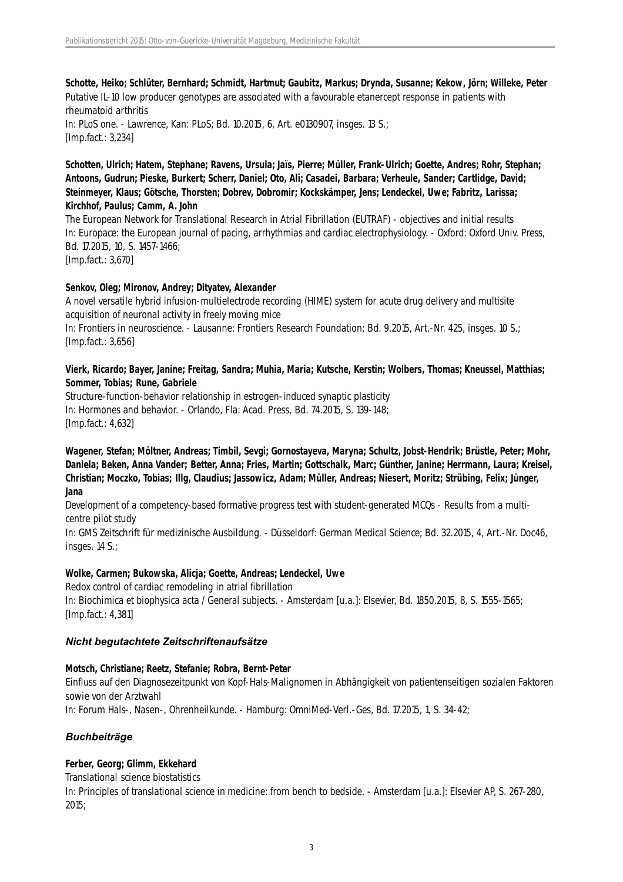**Schotte, Heiko; Schlüter, Bernhard; Schmidt, Hartmut; Gaubitz, Markus; Drynda, Susanne; Kekow, Jörn; Willeke, Peter**
Putative IL-10 low producer genotypes are associated with a favourable etanercept response in patients with rheumatoid arthritis
In: PLoS one. - Lawrence, Kan: PLoS; Bd. 10.2015, 6, Art. e0130907, insges. 13 S.;
[Imp.fact.: 3,234]

**Schotten, Ulrich; Hatem, Stephane; Ravens, Ursula; Jaïs, Pierre; Müller, Frank-Ulrich; Goette, Andres; Rohr, Stephan; Antoons, Gudrun; Pieske, Burkert; Scherr, Daniel; Oto, Ali; Casadei, Barbara; Verheule, Sander; Cartlidge, David; Steinmeyer, Klaus; Götsche, Thorsten; Dobrev, Dobromir; Kockskämper, Jens; Lendeckel, Uwe; Fabritz, Larissa; Kirchhof, Paulus; Camm, A. John**
The European Network for Translational Research in Atrial Fibrillation (EUTRAF) - objectives and initial results
In: Europace: the European journal of pacing, arrhythmias and cardiac electrophysiology. - Oxford: Oxford Univ. Press, Bd. 17.2015, 10, S. 1457-1466;
[Imp.fact.: 3,670]

**Senkov, Oleg; Mironov, Andrey; Dityatev, Alexander**
A novel versatile hybrid infusion-multielectrode recording (HIME) system for acute drug delivery and multisite acquisition of neuronal activity in freely moving mice
In: Frontiers in neuroscience. - Lausanne: Frontiers Research Foundation; Bd. 9.2015, Art.-Nr. 425, insges. 10 S.;
[Imp.fact.: 3,656]

**Vierk, Ricardo; Bayer, Janine; Freitag, Sandra; Muhia, Maria; Kutsche, Kerstin; Wolbers, Thomas; Kneussel, Matthias; Sommer, Tobias; Rune, Gabriele**
Structure-function-behavior relationship in estrogen-induced synaptic plasticity
In: Hormones and behavior. - Orlando, Fla: Acad. Press, Bd. 74.2015, S. 139-148;
[Imp.fact.: 4,632]

**Wagener, Stefan; Möltner, Andreas; Timbil, Sevgi; Gornostayeva, Maryna; Schultz, Jobst-Hendrik; Brüstle, Peter; Mohr, Daniela; Beken, Anna Vander; Better, Anna; Fries, Martin; Gottschalk, Marc; Günther, Janine; Herrmann, Laura; Kreisel, Christian; Moczko, Tobias; Illg, Claudius; Jassowicz, Adam; Müller, Andreas; Niesert, Moritz; Strübing, Felix; Jünger, Jana**
Development of a competency-based formative progress test with student-generated MCQs - Results from a multi-centre pilot study
In: GMS Zeitschrift für medizinische Ausbildung. - Düsseldorf: German Medical Science; Bd. 32.2015, 4, Art.-Nr. Doc46, insges. 14 S.;

**Wolke, Carmen; Bukowska, Alicja; Goette, Andreas; Lendeckel, Uwe**
Redox control of cardiac remodeling in atrial fibrillation
In: Biochimica et biophysica acta / General subjects. - Amsterdam [u.a.]: Elsevier, Bd. 1850.2015, 8, S. 1555-1565;
[Imp.fact.: 4,381]

### *Nicht begutachtete Zeitschriftenaufsätze*

**Motsch, Christiane; Reetz, Stefanie; Robra, Bernt-Peter**
Einfluss auf den Diagnosezeitpunkt von Kopf-Hals-Malignomen in Abhängigkeit von patientenseitigen sozialen Faktoren sowie von der Arztwahl
In: Forum Hals-, Nasen-, Ohrenheilkunde. - Hamburg: OmniMed-Verl.-Ges, Bd. 17.2015, 1, S. 34-42;

### *Buchbeiträge*

**Ferber, Georg; Glimm, Ekkehard**
Translational science biostatistics
In: Principles of translational science in medicine: from bench to bedside. - Amsterdam [u.a.]: Elsevier AP, S. 267-280, 2015;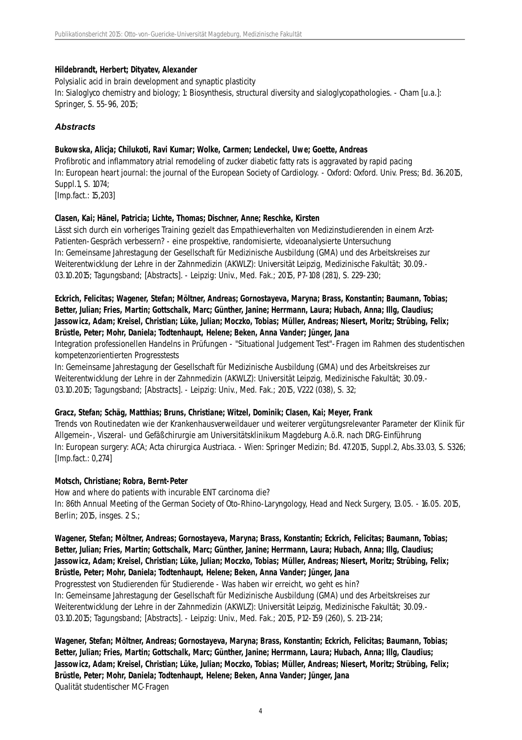**Hildebrandt, Herbert; Dityatev, Alexander**
Polysialic acid in brain development and synaptic plasticity
In: Sialoglyco chemistry and biology; 1: Biosynthesis, structural diversity and sialoglycopathologies. - Cham [u.a.]: Springer, S. 55-96, 2015;

### *Abstracts*

**Bukowska, Alicja; Chilukoti, Ravi Kumar; Wolke, Carmen; Lendeckel, Uwe; Goette, Andreas**
Profibrotic and inflammatory atrial remodeling of zucker diabetic fatty rats is aggravated by rapid pacing
In: European heart journal: the journal of the European Society of Cardiology. - Oxford: Oxford. Univ. Press; Bd. 36.2015, Suppl.1, S. 1074;
[Imp.fact.: 15,203]

**Clasen, Kai; Hänel, Patricia; Lichte, Thomas; Dischner, Anne; Reschke, Kirsten**
Lässt sich durch ein vorheriges Training gezielt das Empathieverhalten von Medizinstudierenden in einem Arzt-Patienten-Gespräch verbessern? - eine prospektive, randomisierte, videoanalysierte Untersuchung
In: Gemeinsame Jahrestagung der Gesellschaft für Medizinische Ausbildung (GMA) und des Arbeitskreises zur Weiterentwicklung der Lehre in der Zahnmedizin (AKWLZ): Universität Leipzig, Medizinische Fakultät; 30.09.-03.10.2015; Tagungsband; [Abstracts]. - Leipzig: Univ., Med. Fak.; 2015, P7-108 (281), S. 229-230;

**Eckrich, Felicitas; Wagener, Stefan; Möltner, Andreas; Gornostayeva, Maryna; Brass, Konstantin; Baumann, Tobias; Better, Julian; Fries, Martin; Gottschalk, Marc; Günther, Janine; Herrmann, Laura; Hubach, Anna; Illg, Claudius; Jassowicz, Adam; Kreisel, Christian; Lüke, Julian; Moczko, Tobias; Müller, Andreas; Niesert, Moritz; Strübing, Felix; Brüstle, Peter; Mohr, Daniela; Todtenhaupt, Helene; Beken, Anna Vander; Jünger, Jana**
Integration professionellen Handelns in Prüfungen - "Situational Judgement Test"-Fragen im Rahmen des studentischen kompetenzorientierten Progresstests
In: Gemeinsame Jahrestagung der Gesellschaft für Medizinische Ausbildung (GMA) und des Arbeitskreises zur Weiterentwicklung der Lehre in der Zahnmedizin (AKWLZ): Universität Leipzig, Medizinische Fakultät; 30.09.-03.10.2015; Tagungsband; [Abstracts]. - Leipzig: Univ., Med. Fak.; 2015, V222 (038), S. 32;

**Gracz, Stefan; Schäg, Matthias; Bruns, Christiane; Witzel, Dominik; Clasen, Kai; Meyer, Frank**
Trends von Routinedaten wie der Krankenhausverweildauer und weiterer vergütungsrelevanter Parameter der Klinik für Allgemein-, Viszeral- und Gefäßchirurgie am Universitätsklinikum Magdeburg A.ö.R. nach DRG-Einführung
In: European surgery: ACA; Acta chirurgica Austriaca. - Wien: Springer Medizin; Bd. 47.2015, Suppl.2, Abs.33.03, S. S326;
[Imp.fact.: 0,274]

**Motsch, Christiane; Robra, Bernt-Peter**
How and where do patients with incurable ENT carcinoma die?
In: 86th Annual Meeting of the German Society of Oto-Rhino-Laryngology, Head and Neck Surgery, 13.05. - 16.05. 2015, Berlin; 2015, insges. 2 S.;

**Wagener, Stefan; Möltner, Andreas; Gornostayeva, Maryna; Brass, Konstantin; Eckrich, Felicitas; Baumann, Tobias; Better, Julian; Fries, Martin; Gottschalk, Marc; Günther, Janine; Herrmann, Laura; Hubach, Anna; Illg, Claudius; Jassowicz, Adam; Kreisel, Christian; Lüke, Julian; Moczko, Tobias; Müller, Andreas; Niesert, Moritz; Strübing, Felix; Brüstle, Peter; Mohr, Daniela; Todtenhaupt, Helene; Beken, Anna Vander; Jünger, Jana**
Progresstest von Studierenden für Studierende - Was haben wir erreicht, wo geht es hin?
In: Gemeinsame Jahrestagung der Gesellschaft für Medizinische Ausbildung (GMA) und des Arbeitskreises zur Weiterentwicklung der Lehre in der Zahnmedizin (AKWLZ): Universität Leipzig, Medizinische Fakultät; 30.09.-03.10.2015; Tagungsband; [Abstracts]. - Leipzig: Univ., Med. Fak.; 2015, P12-159 (260), S. 213-214;

**Wagener, Stefan; Möltner, Andreas; Gornostayeva, Maryna; Brass, Konstantin; Eckrich, Felicitas; Baumann, Tobias; Better, Julian; Fries, Martin; Gottschalk, Marc; Günther, Janine; Herrmann, Laura; Hubach, Anna; Illg, Claudius; Jassowicz, Adam; Kreisel, Christian; Lüke, Julian; Moczko, Tobias; Müller, Andreas; Niesert, Moritz; Strübing, Felix; Brüstle, Peter; Mohr, Daniela; Todtenhaupt, Helene; Beken, Anna Vander; Jünger, Jana**
Qualität studentischer MC-Fragen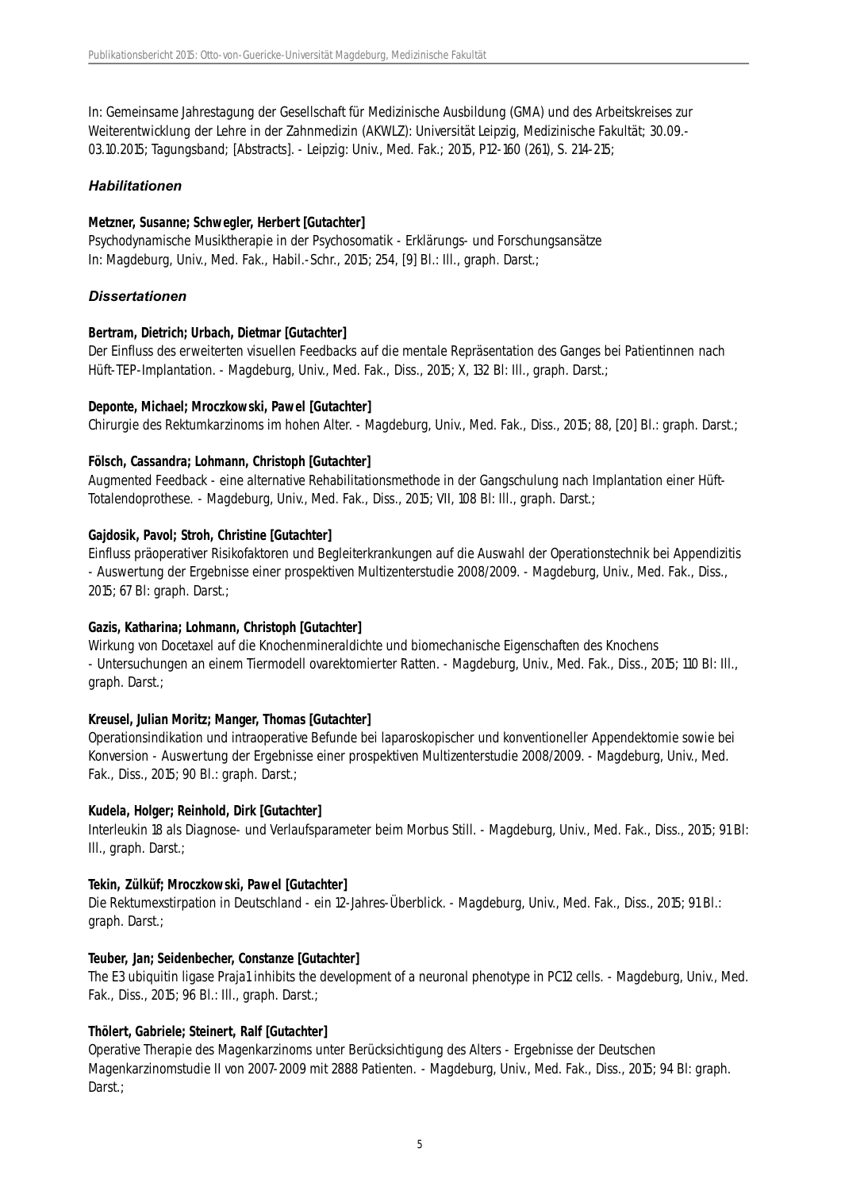In: Gemeinsame Jahrestagung der Gesellschaft für Medizinische Ausbildung (GMA) und des Arbeitskreises zur Weiterentwicklung der Lehre in der Zahnmedizin (AKWLZ): Universität Leipzig, Medizinische Fakultät; 30.09.-03.10.2015; Tagungsband; [Abstracts]. - Leipzig: Univ., Med. Fak.; 2015, P12-160 (261), S. 214-215;

### *Habilitationen*

**Metzner, Susanne; Schwegler, Herbert [Gutachter]**
Psychodynamische Musiktherapie in der Psychosomatik - Erklärungs- und Forschungsansätze
In: Magdeburg, Univ., Med. Fak., Habil.-Schr., 2015; 254, [9] Bl.: Ill., graph. Darst.;

### *Dissertationen*

**Bertram, Dietrich; Urbach, Dietmar [Gutachter]**
Der Einfluss des erweiterten visuellen Feedbacks auf die mentale Repräsentation des Ganges bei Patientinnen nach Hüft-TEP-Implantation. - Magdeburg, Univ., Med. Fak., Diss., 2015; X, 132 Bl: Ill., graph. Darst.;

**Deponte, Michael; Mroczkowski, Pawel [Gutachter]**
Chirurgie des Rektumkarzinoms im hohen Alter. - Magdeburg, Univ., Med. Fak., Diss., 2015; 88, [20] Bl.: graph. Darst.;

**Fölsch, Cassandra; Lohmann, Christoph [Gutachter]**
Augmented Feedback - eine alternative Rehabilitationsmethode in der Gangschulung nach Implantation einer Hüft-Totalendoprothese. - Magdeburg, Univ., Med. Fak., Diss., 2015; VII, 108 Bl: Ill., graph. Darst.;

**Gajdosik, Pavol; Stroh, Christine [Gutachter]**
Einfluss präoperativer Risikofaktoren und Begleiterkrankungen auf die Auswahl der Operationstechnik bei Appendizitis - Auswertung der Ergebnisse einer prospektiven Multizenterstudie 2008/2009. - Magdeburg, Univ., Med. Fak., Diss., 2015; 67 Bl: graph. Darst.;

**Gazis, Katharina; Lohmann, Christoph [Gutachter]**
Wirkung von Docetaxel auf die Knochenmineraldichte und biomechanische Eigenschaften des Knochens - Untersuchungen an einem Tiermodell ovarektomierter Ratten. - Magdeburg, Univ., Med. Fak., Diss., 2015; 110 Bl: Ill., graph. Darst.;

**Kreusel, Julian Moritz; Manger, Thomas [Gutachter]**
Operationsindikation und intraoperative Befunde bei laparoskopischer und konventioneller Appendektomie sowie bei Konversion - Auswertung der Ergebnisse einer prospektiven Multizenterstudie 2008/2009. - Magdeburg, Univ., Med. Fak., Diss., 2015; 90 Bl.: graph. Darst.;

**Kudela, Holger; Reinhold, Dirk [Gutachter]**
Interleukin 18 als Diagnose- und Verlaufsparameter beim Morbus Still. - Magdeburg, Univ., Med. Fak., Diss., 2015; 91 Bl: Ill., graph. Darst.;

**Tekin, Zülküf; Mroczkowski, Pawel [Gutachter]**
Die Rektumexstirpation in Deutschland - ein 12-Jahres-Überblick. - Magdeburg, Univ., Med. Fak., Diss., 2015; 91 Bl.: graph. Darst.;

**Teuber, Jan; Seidenbecher, Constanze [Gutachter]**
The E3 ubiquitin ligase Praja1 inhibits the development of a neuronal phenotype in PC12 cells. - Magdeburg, Univ., Med. Fak., Diss., 2015; 96 Bl.: Ill., graph. Darst.;

**Thölert, Gabriele; Steinert, Ralf [Gutachter]**
Operative Therapie des Magenkarzinoms unter Berücksichtigung des Alters - Ergebnisse der Deutschen Magenkarzinomstudie II von 2007-2009 mit 2888 Patienten. - Magdeburg, Univ., Med. Fak., Diss., 2015; 94 Bl: graph. Darst.;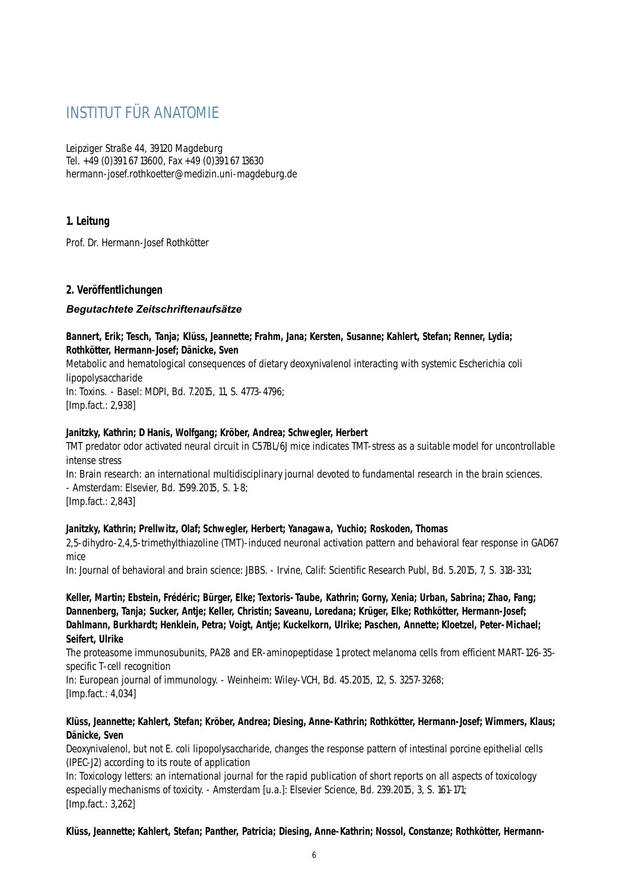# INSTITUT FÜR ANATOMIE

Leipziger Straße 44, 39120 Magdeburg
Tel. +49 (0)391 67 13600, Fax +49 (0)391 67 13630
hermann-josef.rothkoetter@medizin.uni-magdeburg.de

## 1. Leitung

Prof. Dr. Hermann-Josef Rothkötter

## 2. Veröffentlichungen

### *Begutachtete Zeitschriftenaufsätze*

**Bannert, Erik; Tesch, Tanja; Klüss, Jeannette; Frahm, Jana; Kersten, Susanne; Kahlert, Stefan; Renner, Lydia; Rothkötter, Hermann-Josef; Dänicke, Sven**
Metabolic and hematological consequences of dietary deoxynivalenol interacting with systemic Escherichia coli lipopolysaccharide
In: Toxins. - Basel: MDPI, Bd. 7.2015, 11, S. 4773-4796;
[Imp.fact.: 2,938]

**Janitzky, Kathrin; D Hanis, Wolfgang; Kröber, Andrea; Schwegler, Herbert**
TMT predator odor activated neural circuit in C57BL/6J mice indicates TMT-stress as a suitable model for uncontrollable intense stress
In: Brain research: an international multidisciplinary journal devoted to fundamental research in the brain sciences. - Amsterdam: Elsevier, Bd. 1599.2015, S. 1-8;
[Imp.fact.: 2,843]

**Janitzky, Kathrin; Prellwitz, Olaf; Schwegler, Herbert; Yanagawa, Yuchio; Roskoden, Thomas**
2,5-dihydro-2,4,5-trimethylthiazoline (TMT)-induced neuronal activation pattern and behavioral fear response in GAD67 mice
In: Journal of behavioral and brain science: JBBS. - Irvine, Calif: Scientific Research Publ, Bd. 5.2015, 7, S. 318-331;

**Keller, Martin; Ebstein, Frédéric; Bürger, Elke; Textoris-Taube, Kathrin; Gorny, Xenia; Urban, Sabrina; Zhao, Fang; Dannenberg, Tanja; Sucker, Antje; Keller, Christin; Saveanu, Loredana; Krüger, Elke; Rothkötter, Hermann-Josef; Dahlmann, Burkhardt; Henklein, Petra; Voigt, Antje; Kuckelkorn, Ulrike; Paschen, Annette; Kloetzel, Peter-Michael; Seifert, Ulrike**
The proteasome immunosubunits, PA28 and ER-aminopeptidase 1 protect melanoma cells from efficient MART-126-35-specific T-cell recognition
In: European journal of immunology. - Weinheim: Wiley-VCH, Bd. 45.2015, 12, S. 3257-3268;
[Imp.fact.: 4,034]

**Klüss, Jeannette; Kahlert, Stefan; Kröber, Andrea; Diesing, Anne-Kathrin; Rothkötter, Hermann-Josef; Wimmers, Klaus; Dänicke, Sven**
Deoxynivalenol, but not E. coli lipopolysaccharide, changes the response pattern of intestinal porcine epithelial cells (IPEC-J2) according to its route of application
In: Toxicology letters: an international journal for the rapid publication of short reports on all aspects of toxicology especially mechanisms of toxicity. - Amsterdam [u.a.]: Elsevier Science, Bd. 239.2015, 3, S. 161-171;
[Imp.fact.: 3,262]

**Klüss, Jeannette; Kahlert, Stefan; Panther, Patricia; Diesing, Anne-Kathrin; Nossol, Constanze; Rothkötter, Hermann-**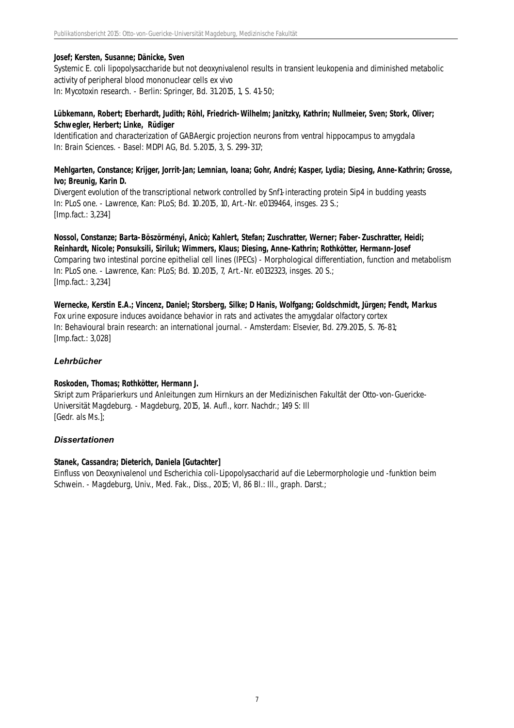**Josef; Kersten, Susanne; Dänicke, Sven**
Systemic E. coli lipopolysaccharide but not deoxynivalenol results in transient leukopenia and diminished metabolic activity of peripheral blood mononuclear cells ex vivo
In: Mycotoxin research. - Berlin: Springer, Bd. 31.2015, 1, S. 41-50;

**Lübkemann, Robert; Eberhardt, Judith; Röhl, Friedrich-Wilhelm; Janitzky, Kathrin; Nullmeier, Sven; Stork, Oliver; Schwegler, Herbert; Linke, Rüdiger**
Identification and characterization of GABAergic projection neurons from ventral hippocampus to amygdala
In: Brain Sciences. - Basel: MDPI AG, Bd. 5.2015, 3, S. 299-317;

**Mehlgarten, Constance; Krijger, Jorrit-Jan; Lemnian, Ioana; Gohr, André; Kasper, Lydia; Diesing, Anne-Kathrin; Grosse, Ivo; Breunig, Karin D.**
Divergent evolution of the transcriptional network controlled by Snf1-interacting protein Sip4 in budding yeasts
In: PLoS one. - Lawrence, Kan: PLoS; Bd. 10.2015, 10, Art.-Nr. e0139464, insges. 23 S.;
[Imp.fact.: 3,234]

**Nossol, Constanze; Barta-Böszörményi, Anicò; Kahlert, Stefan; Zuschratter, Werner; Faber-Zuschratter, Heidi; Reinhardt, Nicole; Ponsuksili, Siriluk; Wimmers, Klaus; Diesing, Anne-Kathrin; Rothkötter, Hermann-Josef**
Comparing two intestinal porcine epithelial cell lines (IPECs) - Morphological differentiation, function and metabolism
In: PLoS one. - Lawrence, Kan: PLoS; Bd. 10.2015, 7, Art.-Nr. e0132323, insges. 20 S.;
[Imp.fact.: 3,234]

**Wernecke, Kerstin E.A.; Vincenz, Daniel; Storsberg, Silke; D Hanis, Wolfgang; Goldschmidt, Jürgen; Fendt, Markus**
Fox urine exposure induces avoidance behavior in rats and activates the amygdalar olfactory cortex
In: Behavioural brain research: an international journal. - Amsterdam: Elsevier, Bd. 279.2015, S. 76-81;
[Imp.fact.: 3,028]

### *Lehrbücher*

**Roskoden, Thomas; Rothkötter, Hermann J.**
Skript zum Präparierkurs und Anleitungen zum Hirnkurs an der Medizinischen Fakultät der Otto-von-Guericke-Universität Magdeburg. - Magdeburg, 2015, 14. Aufl., korr. Nachdr.; 149 S: Ill
[Gedr. als Ms.];

### *Dissertationen*

**Stanek, Cassandra; Dieterich, Daniela [Gutachter]**
Einfluss von Deoxynivalenol und Escherichia coli-Lipopolysaccharid auf die Lebermorphologie und -funktion beim Schwein. - Magdeburg, Univ., Med. Fak., Diss., 2015; VI, 86 Bl.: Ill., graph. Darst.;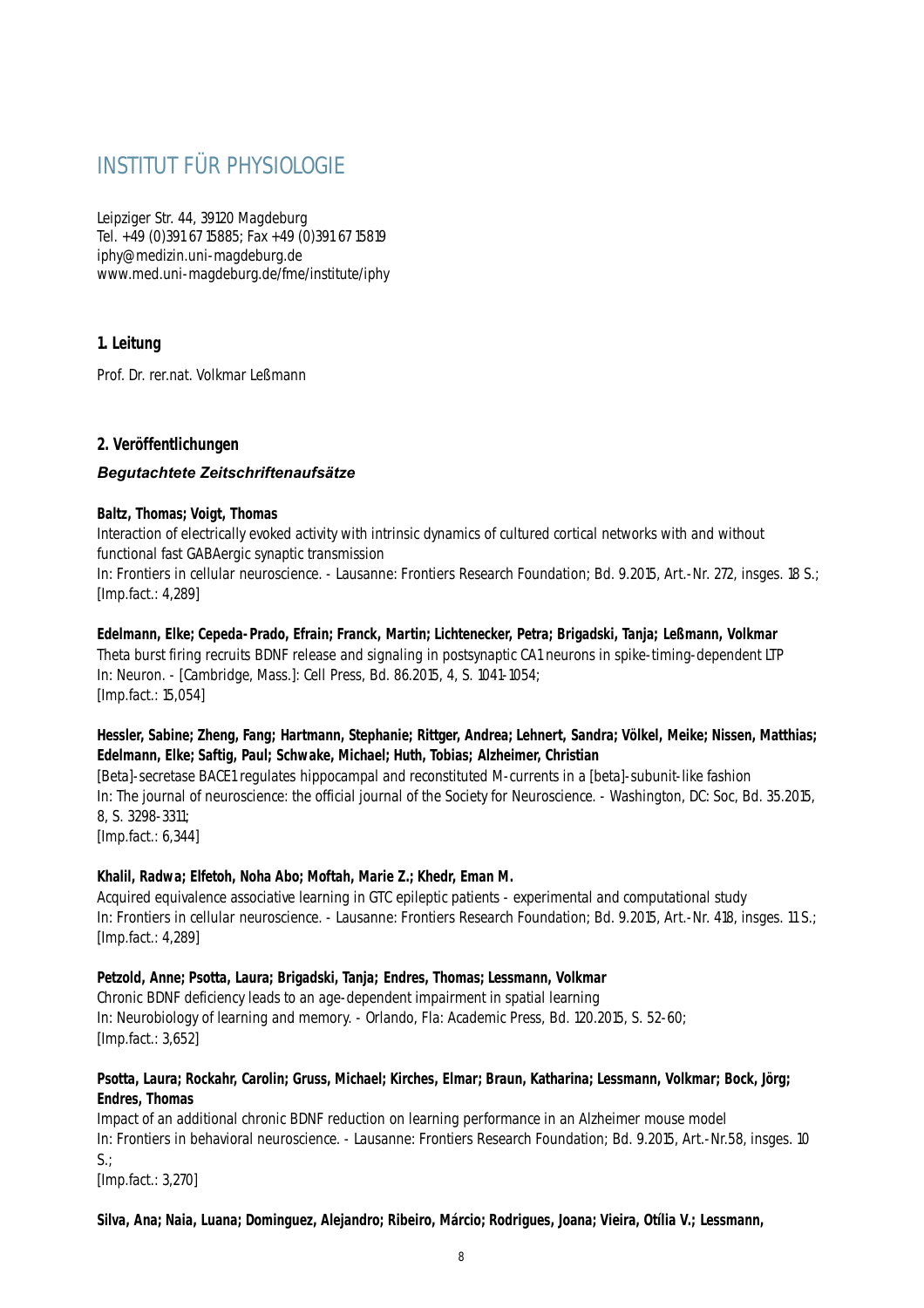# INSTITUT FÜR PHYSIOLOGIE

Leipziger Str. 44, 39120 Magdeburg
Tel. +49 (0)391 67 15885; Fax +49 (0)391 67 15819
iphy@medizin.uni-magdeburg.de
www.med.uni-magdeburg.de/fme/institute/iphy

### 1. Leitung

Prof. Dr. rer.nat. Volkmar Leßmann

### 2. Veröffentlichungen

#### *Begutachtete Zeitschriftenaufsätze*

**Baltz, Thomas; Voigt, Thomas**
Interaction of electrically evoked activity with intrinsic dynamics of cultured cortical networks with and without functional fast GABAergic synaptic transmission
In: Frontiers in cellular neuroscience. - Lausanne: Frontiers Research Foundation; Bd. 9.2015, Art.-Nr. 272, insges. 18 S.;
[Imp.fact.: 4,289]

**Edelmann, Elke; Cepeda-Prado, Efrain; Franck, Martin; Lichtenecker, Petra; Brigadski, Tanja; Leßmann, Volkmar**
Theta burst firing recruits BDNF release and signaling in postsynaptic CA1 neurons in spike-timing-dependent LTP
In: Neuron. - [Cambridge, Mass.]: Cell Press, Bd. 86.2015, 4, S. 1041-1054;
[Imp.fact.: 15,054]

**Hessler, Sabine; Zheng, Fang; Hartmann, Stephanie; Rittger, Andrea; Lehnert, Sandra; Völkel, Meike; Nissen, Matthias; Edelmann, Elke; Saftig, Paul; Schwake, Michael; Huth, Tobias; Alzheimer, Christian**
[Beta]-secretase BACE1 regulates hippocampal and reconstituted M-currents in a [beta]-subunit-like fashion
In: The journal of neuroscience: the official journal of the Society for Neuroscience. - Washington, DC: Soc, Bd. 35.2015, 8, S. 3298-3311;
[Imp.fact.: 6,344]

**Khalil, Radwa; Elfetoh, Noha Abo; Moftah, Marie Z.; Khedr, Eman M.**
Acquired equivalence associative learning in GTC epileptic patients - experimental and computational study
In: Frontiers in cellular neuroscience. - Lausanne: Frontiers Research Foundation; Bd. 9.2015, Art.-Nr. 418, insges. 11 S.;
[Imp.fact.: 4,289]

**Petzold, Anne; Psotta, Laura; Brigadski, Tanja; Endres, Thomas; Lessmann, Volkmar**
Chronic BDNF deficiency leads to an age-dependent impairment in spatial learning
In: Neurobiology of learning and memory. - Orlando, Fla: Academic Press, Bd. 120.2015, S. 52-60;
[Imp.fact.: 3,652]

**Psotta, Laura; Rockahr, Carolin; Gruss, Michael; Kirches, Elmar; Braun, Katharina; Lessmann, Volkmar; Bock, Jörg; Endres, Thomas**
Impact of an additional chronic BDNF reduction on learning performance in an Alzheimer mouse model
In: Frontiers in behavioral neuroscience. - Lausanne: Frontiers Research Foundation; Bd. 9.2015, Art.-Nr.58, insges. 10 S.;
[Imp.fact.: 3,270]

**Silva, Ana; Naia, Luana; Dominguez, Alejandro; Ribeiro, Márcio; Rodrigues, Joana; Vieira, Otília V.; Lessmann,**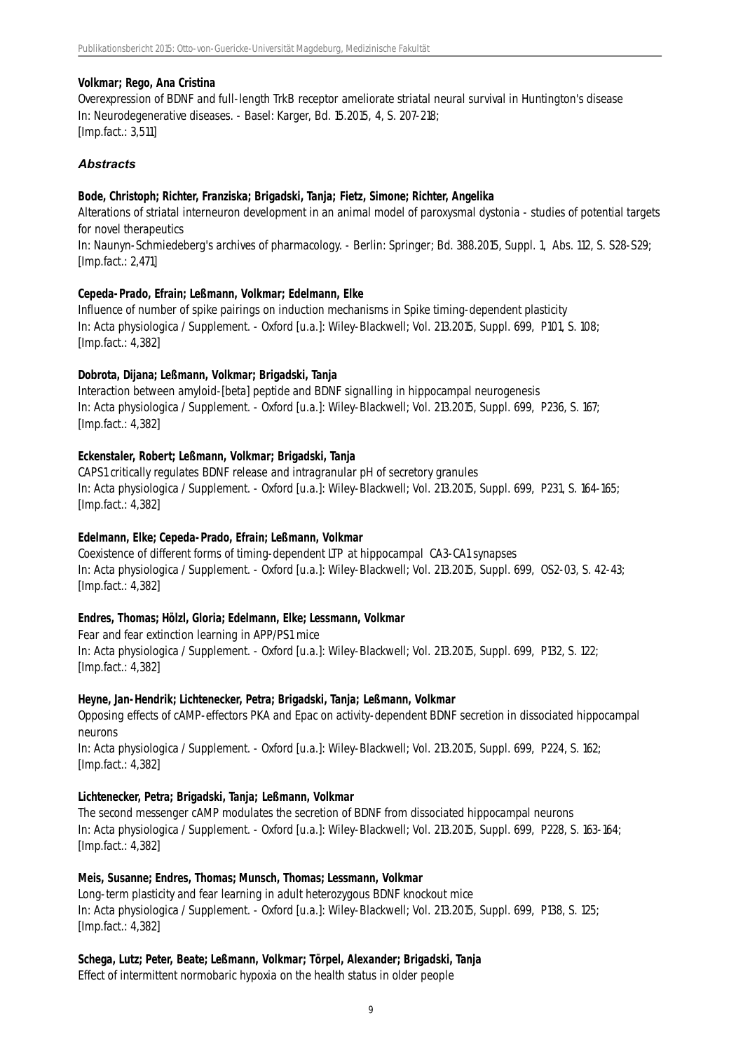**Volkmar; Rego, Ana Cristina**
Overexpression of BDNF and full-length TrkB receptor ameliorate striatal neural survival in Huntington's disease
In: Neurodegenerative diseases. - Basel: Karger, Bd. 15.2015, 4, S. 207-218;
[Imp.fact.: 3,511]

### *Abstracts*

**Bode, Christoph; Richter, Franziska; Brigadski, Tanja; Fietz, Simone; Richter, Angelika**
Alterations of striatal interneuron development in an animal model of paroxysmal dystonia - studies of potential targets for novel therapeutics
In: Naunyn-Schmiedeberg's archives of pharmacology. - Berlin: Springer; Bd. 388.2015, Suppl. 1, Abs. 112, S. S28-S29;
[Imp.fact.: 2,471]

**Cepeda-Prado, Efrain; Leßmann, Volkmar; Edelmann, Elke**
Influence of number of spike pairings on induction mechanisms in Spike timing-dependent plasticity
In: Acta physiologica / Supplement. - Oxford [u.a.]: Wiley-Blackwell; Vol. 213.2015, Suppl. 699, P101, S. 108;
[Imp.fact.: 4,382]

**Dobrota, Dijana; Leßmann, Volkmar; Brigadski, Tanja**
Interaction between amyloid-[beta] peptide and BDNF signalling in hippocampal neurogenesis
In: Acta physiologica / Supplement. - Oxford [u.a.]: Wiley-Blackwell; Vol. 213.2015, Suppl. 699, P236, S. 167;
[Imp.fact.: 4,382]

**Eckenstaler, Robert; Leßmann, Volkmar; Brigadski, Tanja**
CAPS1 critically regulates BDNF release and intragranular pH of secretory granules
In: Acta physiologica / Supplement. - Oxford [u.a.]: Wiley-Blackwell; Vol. 213.2015, Suppl. 699, P231, S. 164-165;
[Imp.fact.: 4,382]

**Edelmann, Elke; Cepeda-Prado, Efrain; Leßmann, Volkmar**
Coexistence of different forms of timing-dependent LTP at hippocampal CA3-CA1 synapses
In: Acta physiologica / Supplement. - Oxford [u.a.]: Wiley-Blackwell; Vol. 213.2015, Suppl. 699, OS2-03, S. 42-43;
[Imp.fact.: 4,382]

**Endres, Thomas; Hölzl, Gloria; Edelmann, Elke; Lessmann, Volkmar**
Fear and fear extinction learning in APP/PS1 mice
In: Acta physiologica / Supplement. - Oxford [u.a.]: Wiley-Blackwell; Vol. 213.2015, Suppl. 699, P132, S. 122;
[Imp.fact.: 4,382]

**Heyne, Jan-Hendrik; Lichtenecker, Petra; Brigadski, Tanja; Leßmann, Volkmar**
Opposing effects of cAMP-effectors PKA and Epac on activity-dependent BDNF secretion in dissociated hippocampal neurons
In: Acta physiologica / Supplement. - Oxford [u.a.]: Wiley-Blackwell; Vol. 213.2015, Suppl. 699, P224, S. 162;
[Imp.fact.: 4,382]

**Lichtenecker, Petra; Brigadski, Tanja; Leßmann, Volkmar**
The second messenger cAMP modulates the secretion of BDNF from dissociated hippocampal neurons
In: Acta physiologica / Supplement. - Oxford [u.a.]: Wiley-Blackwell; Vol. 213.2015, Suppl. 699, P228, S. 163-164;
[Imp.fact.: 4,382]

**Meis, Susanne; Endres, Thomas; Munsch, Thomas; Lessmann, Volkmar**
Long-term plasticity and fear learning in adult heterozygous BDNF knockout mice
In: Acta physiologica / Supplement. - Oxford [u.a.]: Wiley-Blackwell; Vol. 213.2015, Suppl. 699, P138, S. 125;
[Imp.fact.: 4,382]

**Schega, Lutz; Peter, Beate; Leßmann, Volkmar; Törpel, Alexander; Brigadski, Tanja**
Effect of intermittent normobaric hypoxia on the health status in older people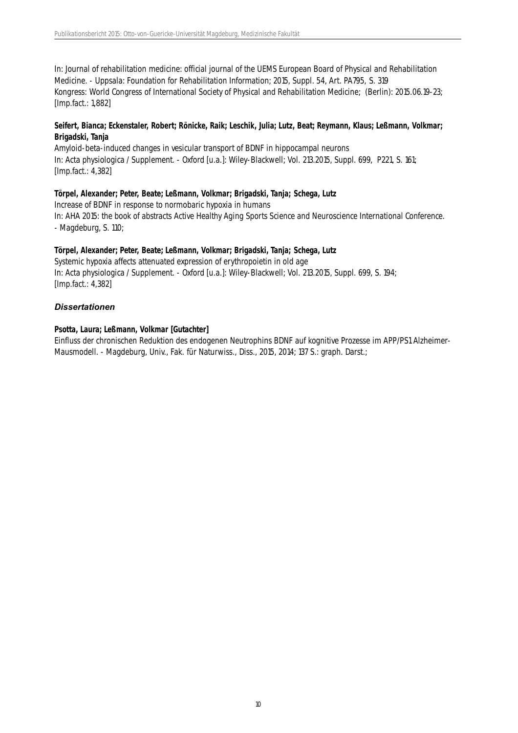In: Journal of rehabilitation medicine: official journal of the UEMS European Board of Physical and Rehabilitation Medicine. - Uppsala: Foundation for Rehabilitation Information; 2015, Suppl. 54, Art. PA795, S. 319
Kongress: World Congress of International Society of Physical and Rehabilitation Medicine; (Berlin): 2015.06.19-23;
[Imp.fact.: 1,882]

**Seifert, Bianca; Eckenstaler, Robert; Rönicke, Raik; Leschik, Julia; Lutz, Beat; Reymann, Klaus; Leßmann, Volkmar; Brigadski, Tanja**
Amyloid-beta-induced changes in vesicular transport of BDNF in hippocampal neurons
In: Acta physiologica / Supplement. - Oxford [u.a.]: Wiley-Blackwell; Vol. 213.2015, Suppl. 699, P221, S. 161;
[Imp.fact.: 4,382]

**Törpel, Alexander; Peter, Beate; Leßmann, Volkmar; Brigadski, Tanja; Schega, Lutz**
Increase of BDNF in response to normobaric hypoxia in humans
In: AHA 2015: the book of abstracts Active Healthy Aging Sports Science and Neuroscience International Conference. - Magdeburg, S. 110;

**Törpel, Alexander; Peter, Beate; Leßmann, Volkmar; Brigadski, Tanja; Schega, Lutz**
Systemic hypoxia affects attenuated expression of erythropoietin in old age
In: Acta physiologica / Supplement. - Oxford [u.a.]: Wiley-Blackwell; Vol. 213.2015, Suppl. 699, S. 194;
[Imp.fact.: 4,382]

### *Dissertationen*

**Psotta, Laura; Leßmann, Volkmar [Gutachter]**
Einfluss der chronischen Reduktion des endogenen Neutrophins BDNF auf kognitive Prozesse im APP/PS1 Alzheimer-Mausmodell. - Magdeburg, Univ., Fak. für Naturwiss., Diss., 2015, 2014; 137 S.: graph. Darst.;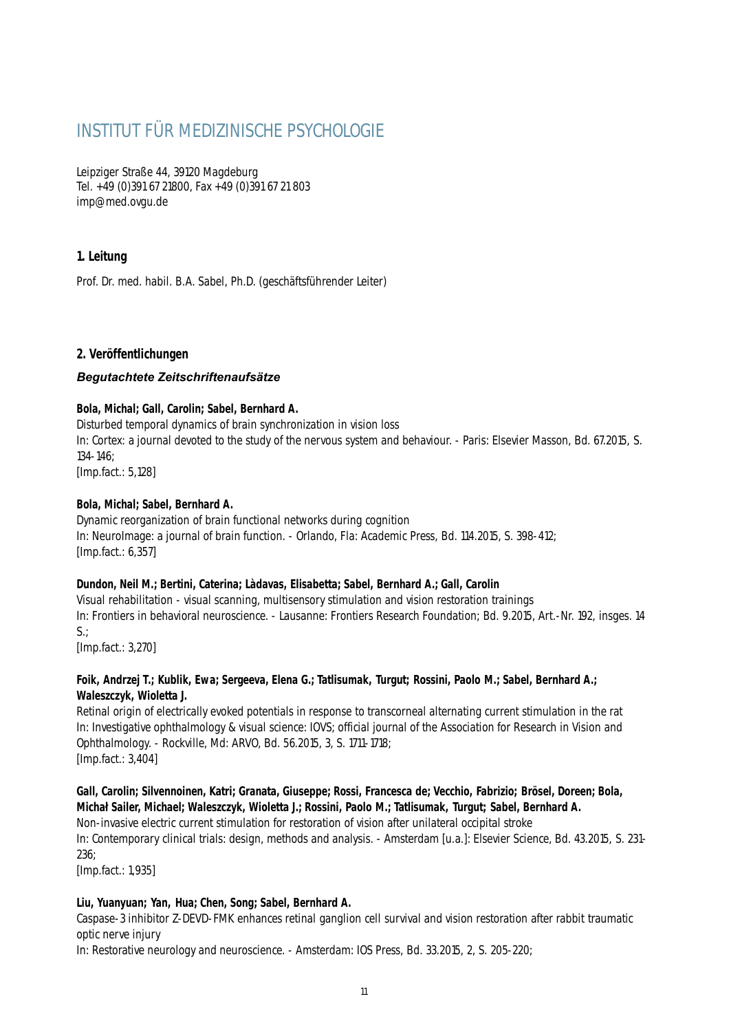# INSTITUT FÜR MEDIZINISCHE PSYCHOLOGIE

Leipziger Straße 44, 39120 Magdeburg
Tel. +49 (0)391 67 21800, Fax +49 (0)391 67 21 803
imp@med.ovgu.de

## 1. Leitung

Prof. Dr. med. habil. B.A. Sabel, Ph.D. (geschäftsführender Leiter)

## 2. Veröffentlichungen

### *Begutachtete Zeitschriftenaufsätze*

**Bola, Michal; Gall, Carolin; Sabel, Bernhard A.**
Disturbed temporal dynamics of brain synchronization in vision loss
In: Cortex: a journal devoted to the study of the nervous system and behaviour. - Paris: Elsevier Masson, Bd. 67.2015, S. 134-146;
[Imp.fact.: 5,128]

**Bola, Michal; Sabel, Bernhard A.**
Dynamic reorganization of brain functional networks during cognition
In: NeuroImage: a journal of brain function. - Orlando, Fla: Academic Press, Bd. 114.2015, S. 398-412;
[Imp.fact.: 6,357]

**Dundon, Neil M.; Bertini, Caterina; Làdavas, Elisabetta; Sabel, Bernhard A.; Gall, Carolin**
Visual rehabilitation - visual scanning, multisensory stimulation and vision restoration trainings
In: Frontiers in behavioral neuroscience. - Lausanne: Frontiers Research Foundation; Bd. 9.2015, Art.-Nr. 192, insges. 14 S.;
[Imp.fact.: 3,270]

**Foik, Andrzej T.; Kublik, Ewa; Sergeeva, Elena G.; Tatlisumak, Turgut; Rossini, Paolo M.; Sabel, Bernhard A.; Waleszczyk, Wioletta J.**
Retinal origin of electrically evoked potentials in response to transcorneal alternating current stimulation in the rat
In: Investigative ophthalmology & visual science: IOVS; official journal of the Association for Research in Vision and Ophthalmology. - Rockville, Md: ARVO, Bd. 56.2015, 3, S. 1711-1718;
[Imp.fact.: 3,404]

**Gall, Carolin; Silvennoinen, Katri; Granata, Giuseppe; Rossi, Francesca de; Vecchio, Fabrizio; Brösel, Doreen; Bola, Michał Sailer, Michael; Waleszczyk, Wioletta J.; Rossini, Paolo M.; Tatlisumak, Turgut; Sabel, Bernhard A.**
Non-invasive electric current stimulation for restoration of vision after unilateral occipital stroke
In: Contemporary clinical trials: design, methods and analysis. - Amsterdam [u.a.]: Elsevier Science, Bd. 43.2015, S. 231-236;
[Imp.fact.: 1,935]

**Liu, Yuanyuan; Yan, Hua; Chen, Song; Sabel, Bernhard A.**
Caspase-3 inhibitor Z-DEVD-FMK enhances retinal ganglion cell survival and vision restoration after rabbit traumatic optic nerve injury
In: Restorative neurology and neuroscience. - Amsterdam: IOS Press, Bd. 33.2015, 2, S. 205-220;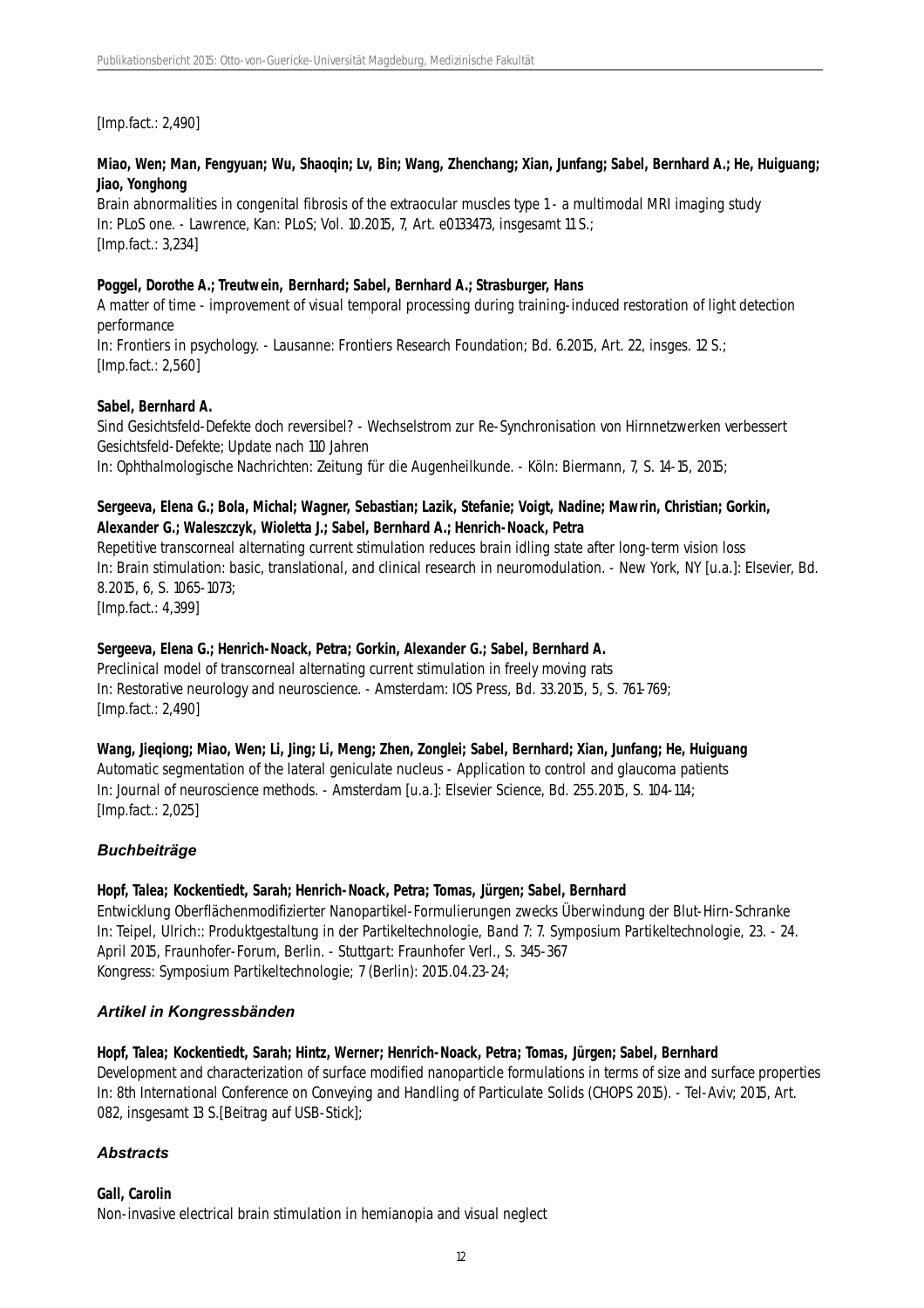[Imp.fact.: 2,490]

**Miao, Wen; Man, Fengyuan; Wu, Shaoqin; Lv, Bin; Wang, Zhenchang; Xian, Junfang; Sabel, Bernhard A.; He, Huiguang; Jiao, Yonghong**
Brain abnormalities in congenital fibrosis of the extraocular muscles type 1 - a multimodal MRI imaging study
In: PLoS one. - Lawrence, Kan: PLoS; Vol. 10.2015, 7, Art. e0133473, insgesamt 11 S.;
[Imp.fact.: 3,234]

**Poggel, Dorothe A.; Treutwein, Bernhard; Sabel, Bernhard A.; Strasburger, Hans**
A matter of time - improvement of visual temporal processing during training-induced restoration of light detection performance
In: Frontiers in psychology. - Lausanne: Frontiers Research Foundation; Bd. 6.2015, Art. 22, insges. 12 S.;
[Imp.fact.: 2,560]

**Sabel, Bernhard A.**
Sind Gesichtsfeld-Defekte doch reversibel? - Wechselstrom zur Re-Synchronisation von Hirnnetzwerken verbessert Gesichtsfeld-Defekte; Update nach 110 Jahren
In: Ophthalmologische Nachrichten: Zeitung für die Augenheilkunde. - Köln: Biermann, 7, S. 14-15, 2015;

**Sergeeva, Elena G.; Bola, Michal; Wagner, Sebastian; Lazik, Stefanie; Voigt, Nadine; Mawrin, Christian; Gorkin, Alexander G.; Waleszczyk, Wioletta J.; Sabel, Bernhard A.; Henrich-Noack, Petra**
Repetitive transcorneal alternating current stimulation reduces brain idling state after long-term vision loss
In: Brain stimulation: basic, translational, and clinical research in neuromodulation. - New York, NY [u.a.]: Elsevier, Bd. 8.2015, 6, S. 1065-1073;
[Imp.fact.: 4,399]

**Sergeeva, Elena G.; Henrich-Noack, Petra; Gorkin, Alexander G.; Sabel, Bernhard A.**
Preclinical model of transcorneal alternating current stimulation in freely moving rats
In: Restorative neurology and neuroscience. - Amsterdam: IOS Press, Bd. 33.2015, 5, S. 761-769;
[Imp.fact.: 2,490]

**Wang, Jieqiong; Miao, Wen; Li, Jing; Li, Meng; Zhen, Zonglei; Sabel, Bernhard; Xian, Junfang; He, Huiguang**
Automatic segmentation of the lateral geniculate nucleus - Application to control and glaucoma patients
In: Journal of neuroscience methods. - Amsterdam [u.a.]: Elsevier Science, Bd. 255.2015, S. 104-114;
[Imp.fact.: 2,025]

### *Buchbeiträge*

**Hopf, Talea; Kockentiedt, Sarah; Henrich-Noack, Petra; Tomas, Jürgen; Sabel, Bernhard**
Entwicklung Oberflächenmodifizierter Nanopartikel-Formulierungen zwecks Überwindung der Blut-Hirn-Schranke
In: Teipel, Ulrich:: Produktgestaltung in der Partikeltechnologie, Band 7: 7. Symposium Partikeltechnologie, 23. - 24. April 2015, Fraunhofer-Forum, Berlin. - Stuttgart: Fraunhofer Verl., S. 345-367
Kongress: Symposium Partikeltechnologie; 7 (Berlin): 2015.04.23-24;

### *Artikel in Kongressbänden*

**Hopf, Talea; Kockentiedt, Sarah; Hintz, Werner; Henrich-Noack, Petra; Tomas, Jürgen; Sabel, Bernhard**
Development and characterization of surface modified nanoparticle formulations in terms of size and surface properties
In: 8th International Conference on Conveying and Handling of Particulate Solids (CHOPS 2015). - Tel-Aviv; 2015, Art. 082, insgesamt 13 S.[Beitrag auf USB-Stick];

### *Abstracts*

**Gall, Carolin**
Non-invasive electrical brain stimulation in hemianopia and visual neglect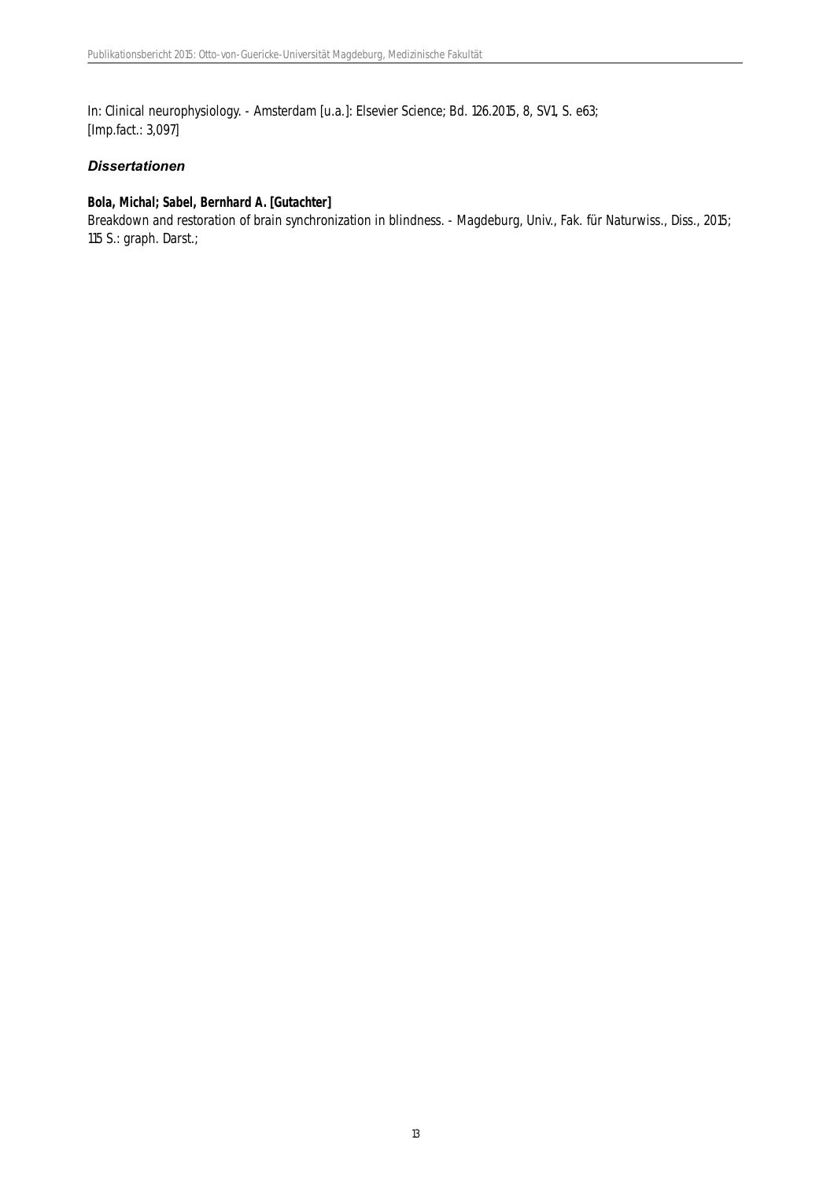In: Clinical neurophysiology. - Amsterdam [u.a.]: Elsevier Science; Bd. 126.2015, 8, SV1, S. e63;
[Imp.fact.: 3,097]

### *Dissertationen*

**Bola, Michal; Sabel, Bernhard A. [Gutachter]**
Breakdown and restoration of brain synchronization in blindness. - Magdeburg, Univ., Fak. für Naturwiss., Diss., 2015;
115 S.: graph. Darst.;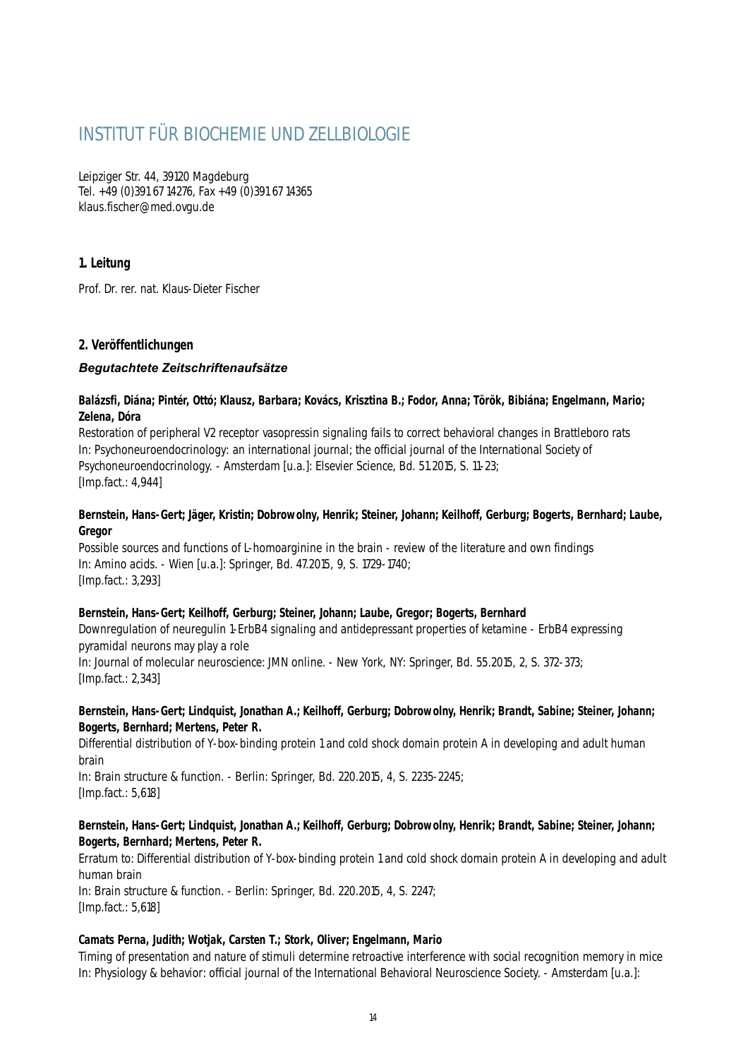# INSTITUT FÜR BIOCHEMIE UND ZELLBIOLOGIE

Leipziger Str. 44, 39120 Magdeburg
Tel. +49 (0)391 67 14276, Fax +49 (0)391 67 14365
klaus.fischer@med.ovgu.de

### 1. Leitung

Prof. Dr. rer. nat. Klaus-Dieter Fischer

### 2. Veröffentlichungen

#### *Begutachtete Zeitschriftenaufsätze*

**Balázsfi, Diána; Pintér, Ottó; Klausz, Barbara; Kovács, Krisztina B.; Fodor, Anna; Török, Bibiána; Engelmann, Mario; Zelena, Dóra**
Restoration of peripheral V2 receptor vasopressin signaling fails to correct behavioral changes in Brattleboro rats
In: Psychoneuroendocrinology: an international journal; the official journal of the International Society of Psychoneuroendocrinology. - Amsterdam [u.a.]: Elsevier Science, Bd. 51.2015, S. 11-23;
[Imp.fact.: 4,944]

**Bernstein, Hans-Gert; Jäger, Kristin; Dobrowolny, Henrik; Steiner, Johann; Keilhoff, Gerburg; Bogerts, Bernhard; Laube, Gregor**
Possible sources and functions of L-homoarginine in the brain - review of the literature and own findings
In: Amino acids. - Wien [u.a.]: Springer, Bd. 47.2015, 9, S. 1729-1740;
[Imp.fact.: 3,293]

**Bernstein, Hans-Gert; Keilhoff, Gerburg; Steiner, Johann; Laube, Gregor; Bogerts, Bernhard**
Downregulation of neuregulin 1-ErbB4 signaling and antidepressant properties of ketamine - ErbB4 expressing pyramidal neurons may play a role
In: Journal of molecular neuroscience: JMN online. - New York, NY: Springer, Bd. 55.2015, 2, S. 372-373;
[Imp.fact.: 2,343]

**Bernstein, Hans-Gert; Lindquist, Jonathan A.; Keilhoff, Gerburg; Dobrowolny, Henrik; Brandt, Sabine; Steiner, Johann; Bogerts, Bernhard; Mertens, Peter R.**
Differential distribution of Y-box-binding protein 1 and cold shock domain protein A in developing and adult human brain
In: Brain structure & function. - Berlin: Springer, Bd. 220.2015, 4, S. 2235-2245;
[Imp.fact.: 5,618]

**Bernstein, Hans-Gert; Lindquist, Jonathan A.; Keilhoff, Gerburg; Dobrowolny, Henrik; Brandt, Sabine; Steiner, Johann; Bogerts, Bernhard; Mertens, Peter R.**
Erratum to: Differential distribution of Y-box-binding protein 1 and cold shock domain protein A in developing and adult human brain
In: Brain structure & function. - Berlin: Springer, Bd. 220.2015, 4, S. 2247;
[Imp.fact.: 5,618]

**Camats Perna, Judith; Wotjak, Carsten T.; Stork, Oliver; Engelmann, Mario**
Timing of presentation and nature of stimuli determine retroactive interference with social recognition memory in mice
In: Physiology & behavior: official journal of the International Behavioral Neuroscience Society. - Amsterdam [u.a.]: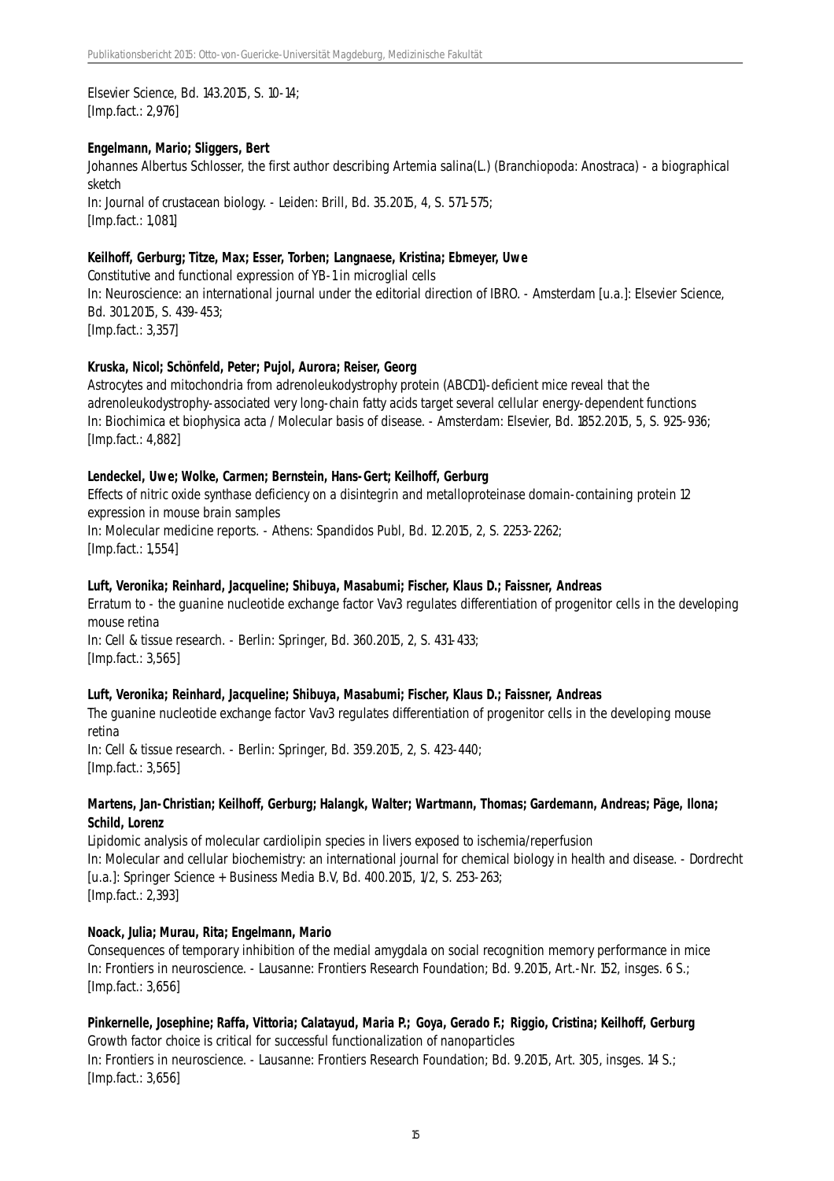Elsevier Science, Bd. 143.2015, S. 10-14;
[Imp.fact.: 2,976]

**Engelmann, Mario; Sliggers, Bert**
Johannes Albertus Schlosser, the first author describing Artemia salina(L.) (Branchiopoda: Anostraca) - a biographical sketch
In: Journal of crustacean biology. - Leiden: Brill, Bd. 35.2015, 4, S. 571-575;
[Imp.fact.: 1,081]

**Keilhoff, Gerburg; Titze, Max; Esser, Torben; Langnaese, Kristina; Ebmeyer, Uwe**
Constitutive and functional expression of YB-1 in microglial cells
In: Neuroscience: an international journal under the editorial direction of IBRO. - Amsterdam [u.a.]: Elsevier Science, Bd. 301.2015, S. 439-453;
[Imp.fact.: 3,357]

**Kruska, Nicol; Schönfeld, Peter; Pujol, Aurora; Reiser, Georg**
Astrocytes and mitochondria from adrenoleukodystrophy protein (ABCD1)-deficient mice reveal that the adrenoleukodystrophy-associated very long-chain fatty acids target several cellular energy-dependent functions
In: Biochimica et biophysica acta / Molecular basis of disease. - Amsterdam: Elsevier, Bd. 1852.2015, 5, S. 925-936;
[Imp.fact.: 4,882]

**Lendeckel, Uwe; Wolke, Carmen; Bernstein, Hans-Gert; Keilhoff, Gerburg**
Effects of nitric oxide synthase deficiency on a disintegrin and metalloproteinase domain-containing protein 12 expression in mouse brain samples
In: Molecular medicine reports. - Athens: Spandidos Publ, Bd. 12.2015, 2, S. 2253-2262;
[Imp.fact.: 1,554]

**Luft, Veronika; Reinhard, Jacqueline; Shibuya, Masabumi; Fischer, Klaus D.; Faissner, Andreas**
Erratum to - the guanine nucleotide exchange factor Vav3 regulates differentiation of progenitor cells in the developing mouse retina
In: Cell & tissue research. - Berlin: Springer, Bd. 360.2015, 2, S. 431-433;
[Imp.fact.: 3,565]

**Luft, Veronika; Reinhard, Jacqueline; Shibuya, Masabumi; Fischer, Klaus D.; Faissner, Andreas**
The guanine nucleotide exchange factor Vav3 regulates differentiation of progenitor cells in the developing mouse retina
In: Cell & tissue research. - Berlin: Springer, Bd. 359.2015, 2, S. 423-440;
[Imp.fact.: 3,565]

**Martens, Jan-Christian; Keilhoff, Gerburg; Halangk, Walter; Wartmann, Thomas; Gardemann, Andreas; Päge, Ilona; Schild, Lorenz**
Lipidomic analysis of molecular cardiolipin species in livers exposed to ischemia/reperfusion
In: Molecular and cellular biochemistry: an international journal for chemical biology in health and disease. - Dordrecht [u.a.]: Springer Science + Business Media B.V, Bd. 400.2015, 1/2, S. 253-263;
[Imp.fact.: 2,393]

**Noack, Julia; Murau, Rita; Engelmann, Mario**
Consequences of temporary inhibition of the medial amygdala on social recognition memory performance in mice
In: Frontiers in neuroscience. - Lausanne: Frontiers Research Foundation; Bd. 9.2015, Art.-Nr. 152, insges. 6 S.;
[Imp.fact.: 3,656]

**Pinkernelle, Josephine; Raffa, Vittoria; Calatayud, Maria P.; Goya, Gerado F.; Riggio, Cristina; Keilhoff, Gerburg**
Growth factor choice is critical for successful functionalization of nanoparticles
In: Frontiers in neuroscience. - Lausanne: Frontiers Research Foundation; Bd. 9.2015, Art. 305, insges. 14 S.;
[Imp.fact.: 3,656]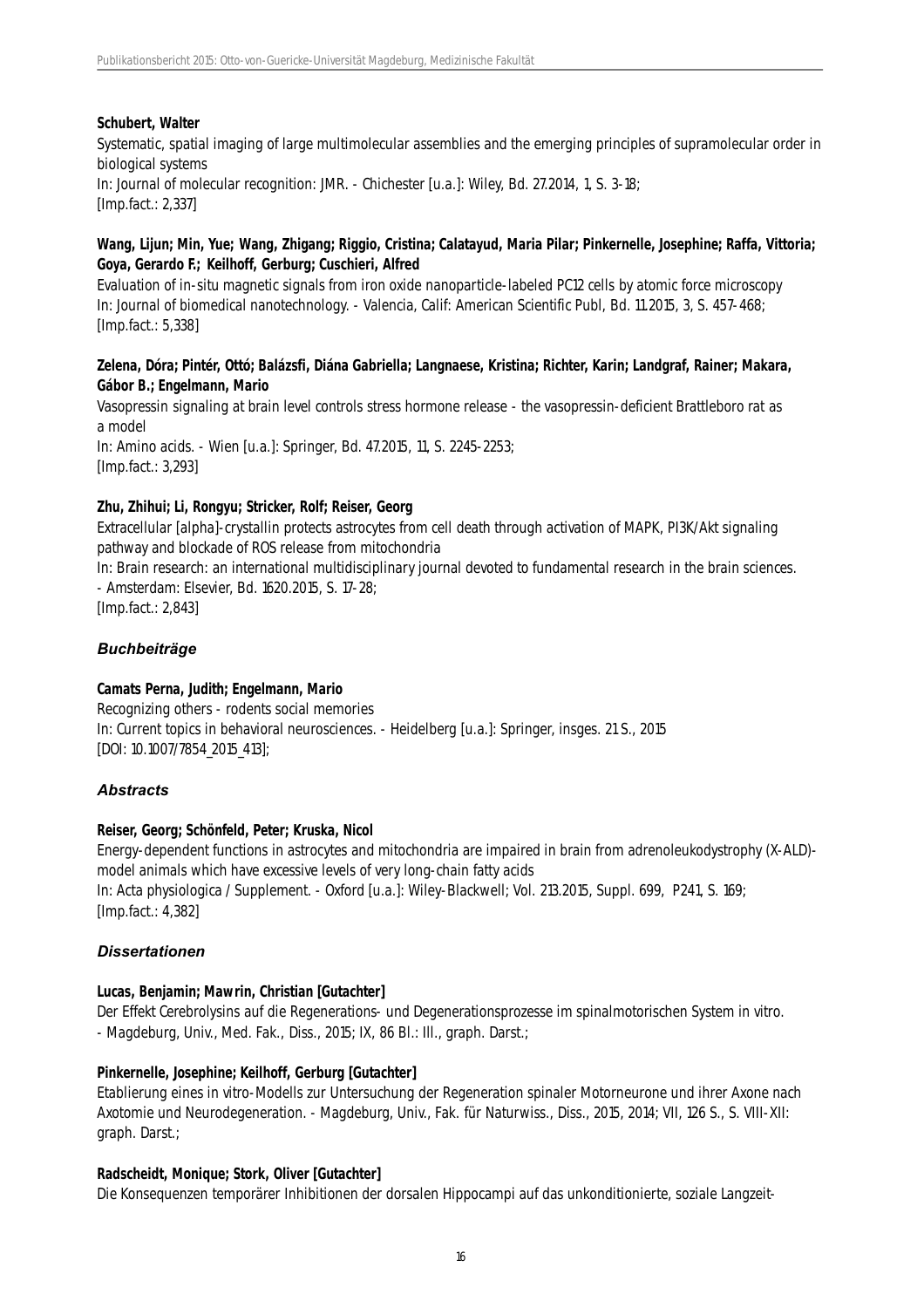**Schubert, Walter**
Systematic, spatial imaging of large multimolecular assemblies and the emerging principles of supramolecular order in biological systems
In: Journal of molecular recognition: JMR. - Chichester [u.a.]: Wiley, Bd. 27.2014, 1, S. 3-18;
[Imp.fact.: 2,337]

**Wang, Lijun; Min, Yue; Wang, Zhigang; Riggio, Cristina; Calatayud, Maria Pilar; Pinkernelle, Josephine; Raffa, Vittoria; Goya, Gerardo F.; Keilhoff, Gerburg; Cuschieri, Alfred**
Evaluation of in-situ magnetic signals from iron oxide nanoparticle-labeled PC12 cells by atomic force microscopy
In: Journal of biomedical nanotechnology. - Valencia, Calif: American Scientific Publ, Bd. 11.2015, 3, S. 457-468;
[Imp.fact.: 5,338]

**Zelena, Dóra; Pintér, Ottó; Balázsfi, Diána Gabriella; Langnaese, Kristina; Richter, Karin; Landgraf, Rainer; Makara, Gábor B.; Engelmann, Mario**
Vasopressin signaling at brain level controls stress hormone release - the vasopressin-deficient Brattleboro rat as a model
In: Amino acids. - Wien [u.a.]: Springer, Bd. 47.2015, 11, S. 2245-2253;
[Imp.fact.: 3,293]

**Zhu, Zhihui; Li, Rongyu; Stricker, Rolf; Reiser, Georg**
Extracellular [alpha]-crystallin protects astrocytes from cell death through activation of MAPK, PI3K/Akt signaling pathway and blockade of ROS release from mitochondria
In: Brain research: an international multidisciplinary journal devoted to fundamental research in the brain sciences. - Amsterdam: Elsevier, Bd. 1620.2015, S. 17-28;
[Imp.fact.: 2,843]

### *Buchbeiträge*

**Camats Perna, Judith; Engelmann, Mario**
Recognizing others - rodents social memories
In: Current topics in behavioral neurosciences. - Heidelberg [u.a.]: Springer, insges. 21 S., 2015
[DOI: 10.1007/7854_2015_413];

### *Abstracts*

**Reiser, Georg; Schönfeld, Peter; Kruska, Nicol**
Energy-dependent functions in astrocytes and mitochondria are impaired in brain from adrenoleukodystrophy (X-ALD)-model animals which have excessive levels of very long-chain fatty acids
In: Acta physiologica / Supplement. - Oxford [u.a.]: Wiley-Blackwell; Vol. 213.2015, Suppl. 699, P241, S. 169;
[Imp.fact.: 4,382]

### *Dissertationen*

**Lucas, Benjamin; Mawrin, Christian [Gutachter]**
Der Effekt Cerebrolysins auf die Regenerations- und Degenerationsprozesse im spinalmotorischen System in vitro. - Magdeburg, Univ., Med. Fak., Diss., 2015; IX, 86 Bl.: Ill., graph. Darst.;

**Pinkernelle, Josephine; Keilhoff, Gerburg [Gutachter]**
Etablierung eines in vitro-Modells zur Untersuchung der Regeneration spinaler Motorneurone und ihrer Axone nach Axotomie und Neurodegeneration. - Magdeburg, Univ., Fak. für Naturwiss., Diss., 2015, 2014; VII, 126 S., S. VIII-XII: graph. Darst.;

**Radscheidt, Monique; Stork, Oliver [Gutachter]**
Die Konsequenzen temporärer Inhibitionen der dorsalen Hippocampi auf das unkonditionierte, soziale Langzeit-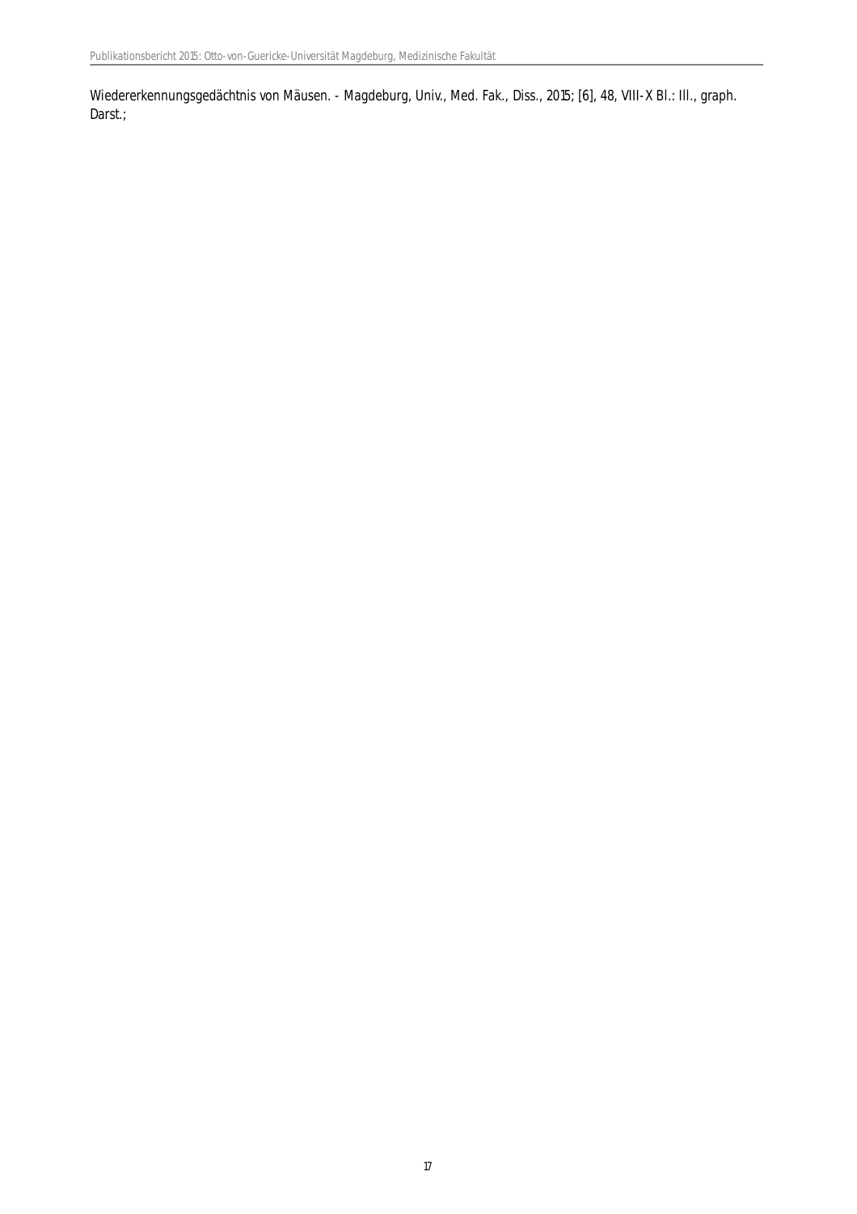Wiedererkennungsgedächtnis von Mäusen. - Magdeburg, Univ., Med. Fak., Diss., 2015; [6], 48, VIII-X Bl.: Ill., graph. Darst.;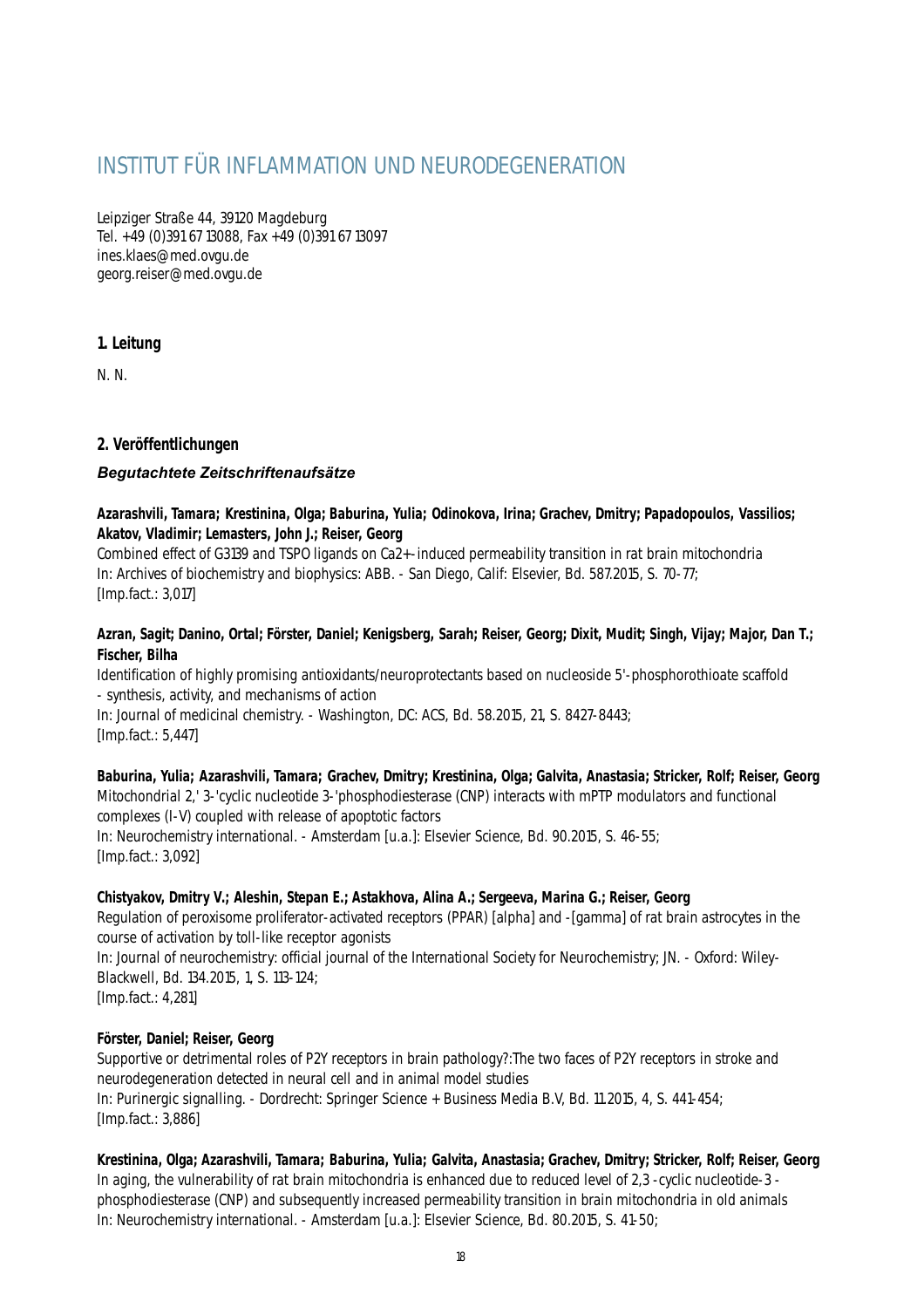# INSTITUT FÜR INFLAMMATION UND NEURODEGENERATION

Leipziger Straße 44, 39120 Magdeburg
Tel. +49 (0)391 67 13088, Fax +49 (0)391 67 13097
ines.klaes@med.ovgu.de
georg.reiser@med.ovgu.de

## 1. Leitung

N. N.

## 2. Veröffentlichungen

### *Begutachtete Zeitschriftenaufsätze*

**Azarashvili, Tamara; Krestinina, Olga; Baburina, Yulia; Odinokova, Irina; Grachev, Dmitry; Papadopoulos, Vassilios; Akatov, Vladimir; Lemasters, John J.; Reiser, Georg**
Combined effect of G3139 and TSPO ligands on Ca2+-induced permeability transition in rat brain mitochondria
In: Archives of biochemistry and biophysics: ABB. - San Diego, Calif: Elsevier, Bd. 587.2015, S. 70-77;
[Imp.fact.: 3,017]

**Azran, Sagit; Danino, Ortal; Förster, Daniel; Kenigsberg, Sarah; Reiser, Georg; Dixit, Mudit; Singh, Vijay; Major, Dan T.; Fischer, Bilha**
Identification of highly promising antioxidants/neuroprotectants based on nucleoside 5'-phosphorothioate scaffold - synthesis, activity, and mechanisms of action
In: Journal of medicinal chemistry. - Washington, DC: ACS, Bd. 58.2015, 21, S. 8427-8443;
[Imp.fact.: 5,447]

**Baburina, Yulia; Azarashvili, Tamara; Grachev, Dmitry; Krestinina, Olga; Galvita, Anastasia; Stricker, Rolf; Reiser, Georg**
Mitochondrial 2,' 3-'cyclic nucleotide 3-'phosphodiesterase (CNP) interacts with mPTP modulators and functional complexes (I-V) coupled with release of apoptotic factors
In: Neurochemistry international. - Amsterdam [u.a.]: Elsevier Science, Bd. 90.2015, S. 46-55;
[Imp.fact.: 3,092]

**Chistyakov, Dmitry V.; Aleshin, Stepan E.; Astakhova, Alina A.; Sergeeva, Marina G.; Reiser, Georg**
Regulation of peroxisome proliferator-activated receptors (PPAR) [alpha] and -[gamma] of rat brain astrocytes in the course of activation by toll-like receptor agonists
In: Journal of neurochemistry: official journal of the International Society for Neurochemistry; JN. - Oxford: Wiley-Blackwell, Bd. 134.2015, 1, S. 113-124;
[Imp.fact.: 4,281]

**Förster, Daniel; Reiser, Georg**
Supportive or detrimental roles of P2Y receptors in brain pathology?:The two faces of P2Y receptors in stroke and neurodegeneration detected in neural cell and in animal model studies
In: Purinergic signalling. - Dordrecht: Springer Science + Business Media B.V, Bd. 11.2015, 4, S. 441-454;
[Imp.fact.: 3,886]

**Krestinina, Olga; Azarashvili, Tamara; Baburina, Yulia; Galvita, Anastasia; Grachev, Dmitry; Stricker, Rolf; Reiser, Georg**
In aging, the vulnerability of rat brain mitochondria is enhanced due to reduced level of 2,3 -cyclic nucleotide-3 -phosphodiesterase (CNP) and subsequently increased permeability transition in brain mitochondria in old animals
In: Neurochemistry international. - Amsterdam [u.a.]: Elsevier Science, Bd. 80.2015, S. 41-50;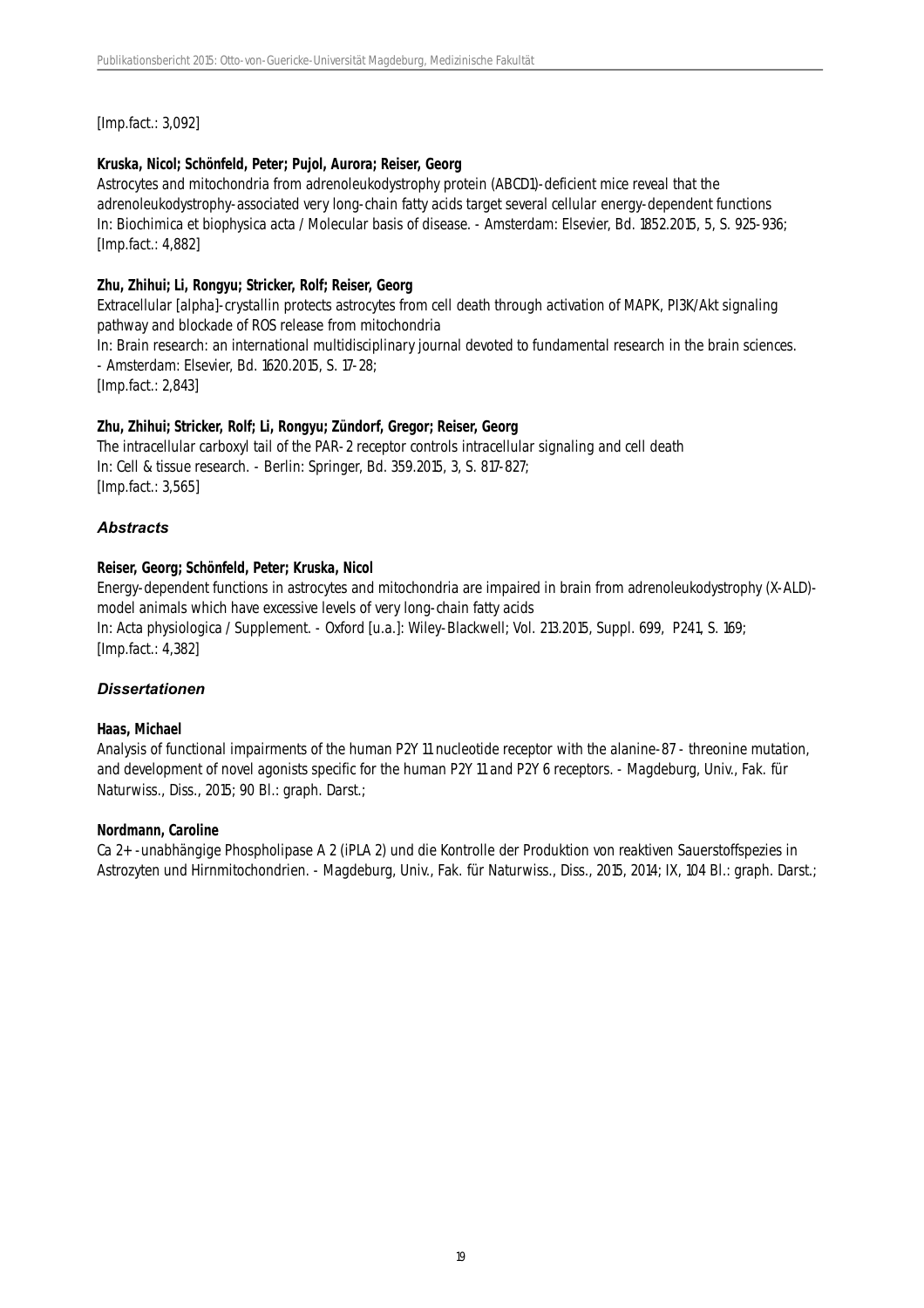[Imp.fact.: 3,092]

**Kruska, Nicol; Schönfeld, Peter; Pujol, Aurora; Reiser, Georg**
Astrocytes and mitochondria from adrenoleukodystrophy protein (ABCD1)-deficient mice reveal that the adrenoleukodystrophy-associated very long-chain fatty acids target several cellular energy-dependent functions
In: Biochimica et biophysica acta / Molecular basis of disease. - Amsterdam: Elsevier, Bd. 1852.2015, 5, S. 925-936;
[Imp.fact.: 4,882]

**Zhu, Zhihui; Li, Rongyu; Stricker, Rolf; Reiser, Georg**
Extracellular [alpha]-crystallin protects astrocytes from cell death through activation of MAPK, PI3K/Akt signaling pathway and blockade of ROS release from mitochondria
In: Brain research: an international multidisciplinary journal devoted to fundamental research in the brain sciences. - Amsterdam: Elsevier, Bd. 1620.2015, S. 17-28;
[Imp.fact.: 2,843]

**Zhu, Zhihui; Stricker, Rolf; Li, Rongyu; Zündorf, Gregor; Reiser, Georg**
The intracellular carboxyl tail of the PAR-2 receptor controls intracellular signaling and cell death
In: Cell & tissue research. - Berlin: Springer, Bd. 359.2015, 3, S. 817-827;
[Imp.fact.: 3,565]

### *Abstracts*

**Reiser, Georg; Schönfeld, Peter; Kruska, Nicol**
Energy-dependent functions in astrocytes and mitochondria are impaired in brain from adrenoleukodystrophy (X-ALD)-model animals which have excessive levels of very long-chain fatty acids
In: Acta physiologica / Supplement. - Oxford [u.a.]: Wiley-Blackwell; Vol. 213.2015, Suppl. 699, P241, S. 169;
[Imp.fact.: 4,382]

### *Dissertationen*

**Haas, Michael**
Analysis of functional impairments of the human P2Y 11 nucleotide receptor with the alanine-87 - threonine mutation, and development of novel agonists specific for the human P2Y 11 and P2Y 6 receptors. - Magdeburg, Univ., Fak. für Naturwiss., Diss., 2015; 90 Bl.: graph. Darst.;

**Nordmann, Caroline**
Ca 2+ -unabhängige Phospholipase A 2 (iPLA 2) und die Kontrolle der Produktion von reaktiven Sauerstoffspezies in Astrozyten und Hirnmitochondrien. - Magdeburg, Univ., Fak. für Naturwiss., Diss., 2015, 2014; IX, 104 Bl.: graph. Darst.;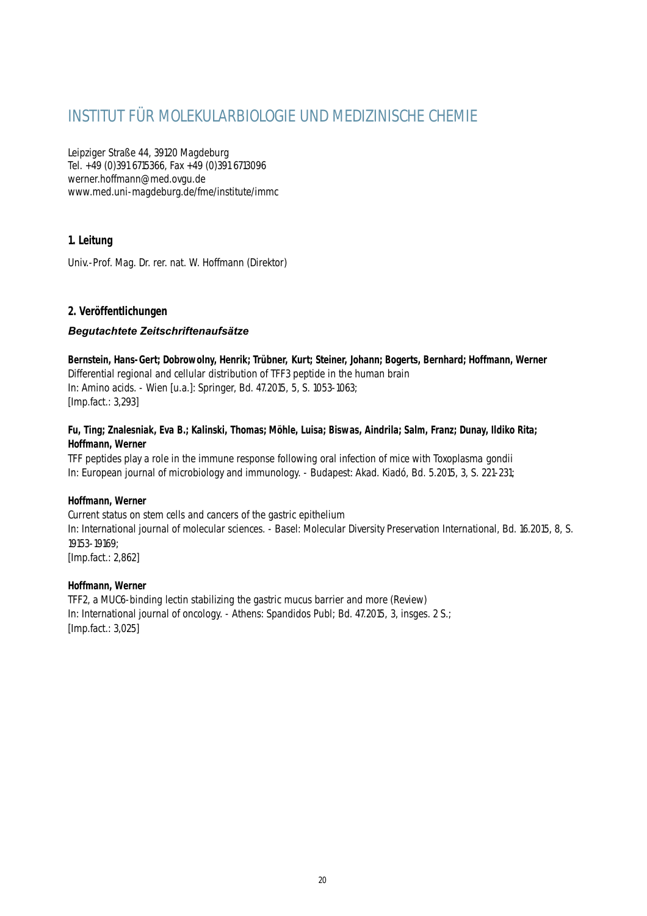# INSTITUT FÜR MOLEKULARBIOLOGIE UND MEDIZINISCHE CHEMIE

Leipziger Straße 44, 39120 Magdeburg
Tel. +49 (0)391 6715366, Fax +49 (0)391 6713096
werner.hoffmann@med.ovgu.de
www.med.uni-magdeburg.de/fme/institute/immc

## 1. Leitung

Univ.-Prof. Mag. Dr. rer. nat. W. Hoffmann (Direktor)

## 2. Veröffentlichungen

### *Begutachtete Zeitschriftenaufsätze*

**Bernstein, Hans-Gert; Dobrowolny, Henrik; Trübner, Kurt; Steiner, Johann; Bogerts, Bernhard; Hoffmann, Werner**
Differential regional and cellular distribution of TFF3 peptide in the human brain
In: Amino acids. - Wien [u.a.]: Springer, Bd. 47.2015, 5, S. 1053-1063;
[Imp.fact.: 3,293]

**Fu, Ting; Znalesniak, Eva B.; Kalinski, Thomas; Möhle, Luisa; Biswas, Aindrila; Salm, Franz; Dunay, Ildiko Rita; Hoffmann, Werner**
TFF peptides play a role in the immune response following oral infection of mice with Toxoplasma gondii
In: European journal of microbiology and immunology. - Budapest: Akad. Kiadó, Bd. 5.2015, 3, S. 221-231;

**Hoffmann, Werner**
Current status on stem cells and cancers of the gastric epithelium
In: International journal of molecular sciences. - Basel: Molecular Diversity Preservation International, Bd. 16.2015, 8, S. 19153-19169;
[Imp.fact.: 2,862]

**Hoffmann, Werner**
TFF2, a MUC6-binding lectin stabilizing the gastric mucus barrier and more (Review)
In: International journal of oncology. - Athens: Spandidos Publ; Bd. 47.2015, 3, insges. 2 S.;
[Imp.fact.: 3,025]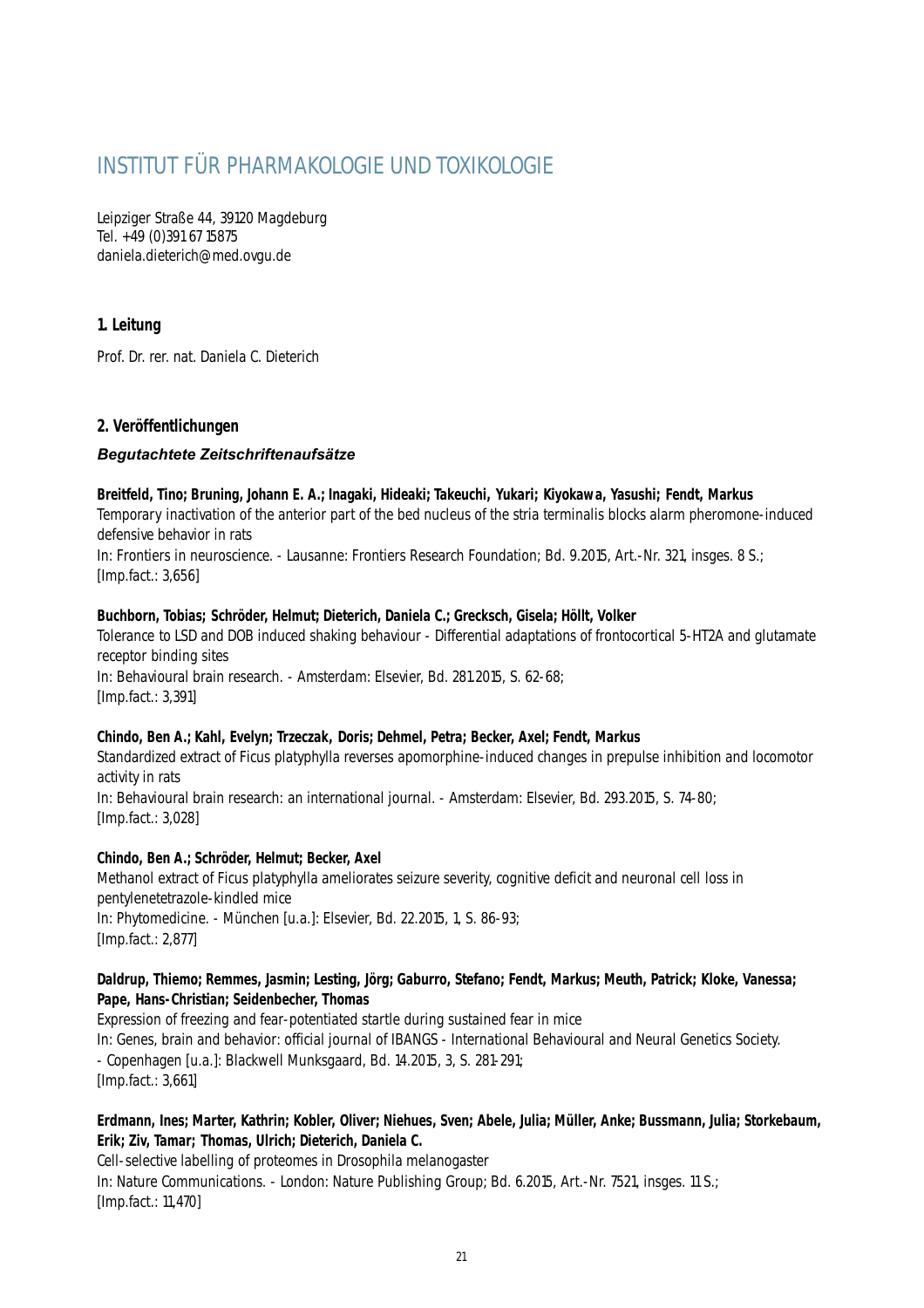# INSTITUT FÜR PHARMAKOLOGIE UND TOXIKOLOGIE

Leipziger Straße 44, 39120 Magdeburg
Tel. +49 (0)391 67 15875
daniela.dieterich@med.ovgu.de

## 1. Leitung

Prof. Dr. rer. nat. Daniela C. Dieterich

## 2. Veröffentlichungen

### *Begutachtete Zeitschriftenaufsätze*

**Breitfeld, Tino; Bruning, Johann E. A.; Inagaki, Hideaki; Takeuchi, Yukari; Kiyokawa, Yasushi; Fendt, Markus**
Temporary inactivation of the anterior part of the bed nucleus of the stria terminalis blocks alarm pheromone-induced defensive behavior in rats
In: Frontiers in neuroscience. - Lausanne: Frontiers Research Foundation; Bd. 9.2015, Art.-Nr. 321, insges. 8 S.;
[Imp.fact.: 3,656]

**Buchborn, Tobias; Schröder, Helmut; Dieterich, Daniela C.; Grecksch, Gisela; Höllt, Volker**
Tolerance to LSD and DOB induced shaking behaviour - Differential adaptations of frontocortical 5-HT2A and glutamate receptor binding sites
In: Behavioural brain research. - Amsterdam: Elsevier, Bd. 281.2015, S. 62-68;
[Imp.fact.: 3,391]

**Chindo, Ben A.; Kahl, Evelyn; Trzeczak, Doris; Dehmel, Petra; Becker, Axel; Fendt, Markus**
Standardized extract of Ficus platyphylla reverses apomorphine-induced changes in prepulse inhibition and locomotor activity in rats
In: Behavioural brain research: an international journal. - Amsterdam: Elsevier, Bd. 293.2015, S. 74-80;
[Imp.fact.: 3,028]

**Chindo, Ben A.; Schröder, Helmut; Becker, Axel**
Methanol extract of Ficus platyphylla ameliorates seizure severity, cognitive deficit and neuronal cell loss in pentylenetetrazole-kindled mice
In: Phytomedicine. - München [u.a.]: Elsevier, Bd. 22.2015, 1, S. 86-93;
[Imp.fact.: 2,877]

**Daldrup, Thiemo; Remmes, Jasmin; Lesting, Jörg; Gaburro, Stefano; Fendt, Markus; Meuth, Patrick; Kloke, Vanessa; Pape, Hans-Christian; Seidenbecher, Thomas**
Expression of freezing and fear-potentiated startle during sustained fear in mice
In: Genes, brain and behavior: official journal of IBANGS - International Behavioural and Neural Genetics Society. - Copenhagen [u.a.]: Blackwell Munksgaard, Bd. 14.2015, 3, S. 281-291;
[Imp.fact.: 3,661]

**Erdmann, Ines; Marter, Kathrin; Kobler, Oliver; Niehues, Sven; Abele, Julia; Müller, Anke; Bussmann, Julia; Storkebaum, Erik; Ziv, Tamar; Thomas, Ulrich; Dieterich, Daniela C.**
Cell-selective labelling of proteomes in Drosophila melanogaster
In: Nature Communications. - London: Nature Publishing Group; Bd. 6.2015, Art.-Nr. 7521, insges. 11 S.;
[Imp.fact.: 11,470]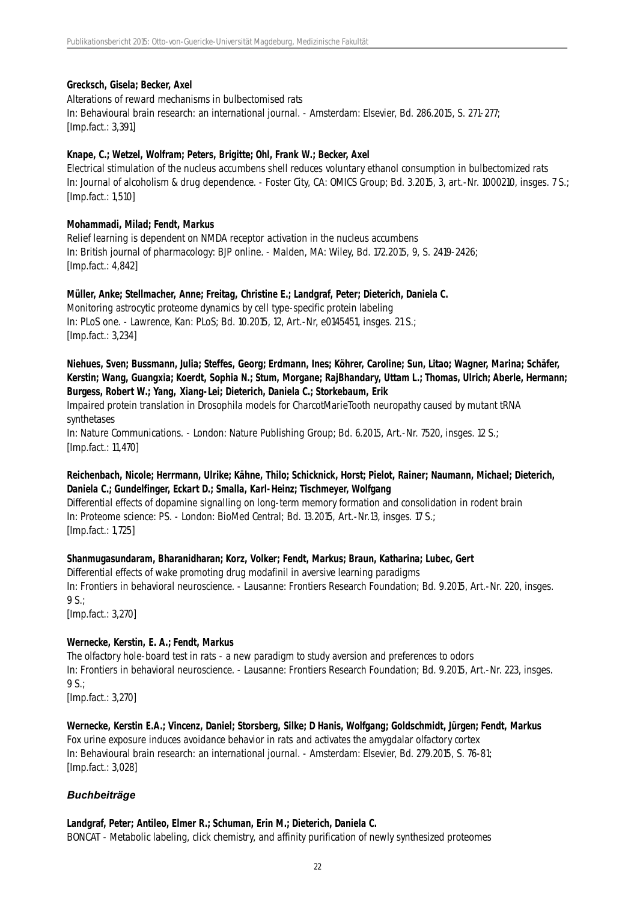**Grecksch, Gisela; Becker, Axel**
Alterations of reward mechanisms in bulbectomised rats
In: Behavioural brain research: an international journal. - Amsterdam: Elsevier, Bd. 286.2015, S. 271-277;
[Imp.fact.: 3,391]

**Knape, C.; Wetzel, Wolfram; Peters, Brigitte; Ohl, Frank W.; Becker, Axel**
Electrical stimulation of the nucleus accumbens shell reduces voluntary ethanol consumption in bulbectomized rats
In: Journal of alcoholism & drug dependence. - Foster City, CA: OMICS Group; Bd. 3.2015, 3, art.-Nr. 1000210, insges. 7 S.;
[Imp.fact.: 1,510]

**Mohammadi, Milad; Fendt, Markus**
Relief learning is dependent on NMDA receptor activation in the nucleus accumbens
In: British journal of pharmacology: BJP online. - Malden, MA: Wiley, Bd. 172.2015, 9, S. 2419-2426;
[Imp.fact.: 4,842]

**Müller, Anke; Stellmacher, Anne; Freitag, Christine E.; Landgraf, Peter; Dieterich, Daniela C.**
Monitoring astrocytic proteome dynamics by cell type-specific protein labeling
In: PLoS one. - Lawrence, Kan: PLoS; Bd. 10.2015, 12, Art.-Nr, e0145451, insges. 21 S.;
[Imp.fact.: 3,234]

**Niehues, Sven; Bussmann, Julia; Steffes, Georg; Erdmann, Ines; Köhrer, Caroline; Sun, Litao; Wagner, Marina; Schäfer, Kerstin; Wang, Guangxia; Koerdt, Sophia N.; Stum, Morgane; RajBhandary, Uttam L.; Thomas, Ulrich; Aberle, Hermann; Burgess, Robert W.; Yang, Xiang-Lei; Dieterich, Daniela C.; Storkebaum, Erik**
Impaired protein translation in Drosophila models for CharcotMarieTooth neuropathy caused by mutant tRNA synthetases
In: Nature Communications. - London: Nature Publishing Group; Bd. 6.2015, Art.-Nr. 7520, insges. 12 S.;
[Imp.fact.: 11,470]

**Reichenbach, Nicole; Herrmann, Ulrike; Kähne, Thilo; Schicknick, Horst; Pielot, Rainer; Naumann, Michael; Dieterich, Daniela C.; Gundelfinger, Eckart D.; Smalla, Karl-Heinz; Tischmeyer, Wolfgang**
Differential effects of dopamine signalling on long-term memory formation and consolidation in rodent brain
In: Proteome science: PS. - London: BioMed Central; Bd. 13.2015, Art.-Nr.13, insges. 17 S.;
[Imp.fact.: 1,725]

**Shanmugasundaram, Bharanidharan; Korz, Volker; Fendt, Markus; Braun, Katharina; Lubec, Gert**
Differential effects of wake promoting drug modafinil in aversive learning paradigms
In: Frontiers in behavioral neuroscience. - Lausanne: Frontiers Research Foundation; Bd. 9.2015, Art.-Nr. 220, insges. 9 S.;
[Imp.fact.: 3,270]

**Wernecke, Kerstin, E. A.; Fendt, Markus**
The olfactory hole-board test in rats - a new paradigm to study aversion and preferences to odors
In: Frontiers in behavioral neuroscience. - Lausanne: Frontiers Research Foundation; Bd. 9.2015, Art.-Nr. 223, insges. 9 S.;
[Imp.fact.: 3,270]

**Wernecke, Kerstin E.A.; Vincenz, Daniel; Storsberg, Silke; D Hanis, Wolfgang; Goldschmidt, Jürgen; Fendt, Markus**
Fox urine exposure induces avoidance behavior in rats and activates the amygdalar olfactory cortex
In: Behavioural brain research: an international journal. - Amsterdam: Elsevier, Bd. 279.2015, S. 76-81;
[Imp.fact.: 3,028]

### *Buchbeiträge*

**Landgraf, Peter; Antileo, Elmer R.; Schuman, Erin M.; Dieterich, Daniela C.**
BONCAT - Metabolic labeling, click chemistry, and affinity purification of newly synthesized proteomes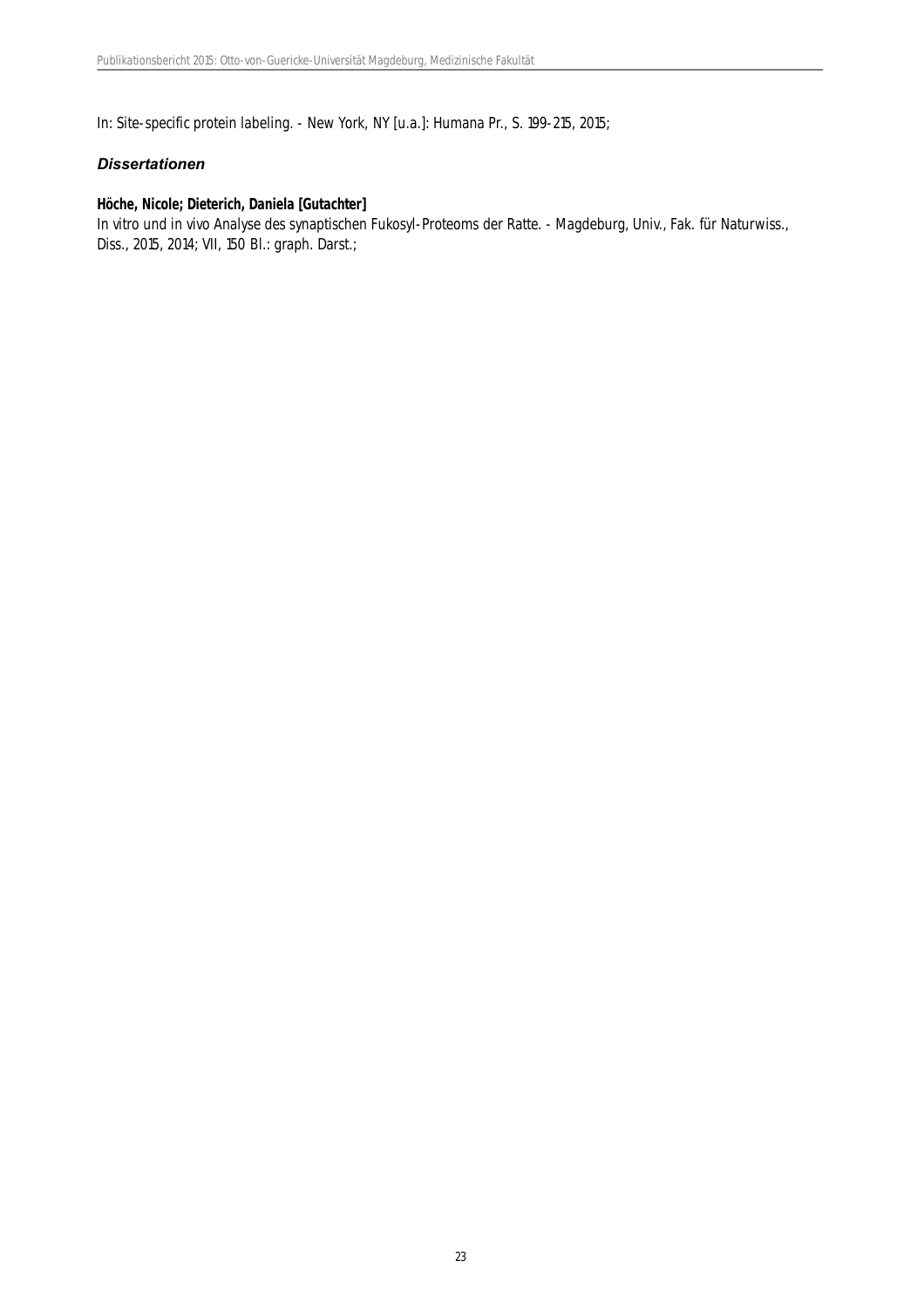In: Site-specific protein labeling. - New York, NY [u.a.]: Humana Pr., S. 199-215, 2015;

### *Dissertationen*

**Höche, Nicole; Dieterich, Daniela [Gutachter]**
In vitro und in vivo Analyse des synaptischen Fukosyl-Proteoms der Ratte. - Magdeburg, Univ., Fak. für Naturwiss., Diss., 2015, 2014; VII, 150 Bl.: graph. Darst.;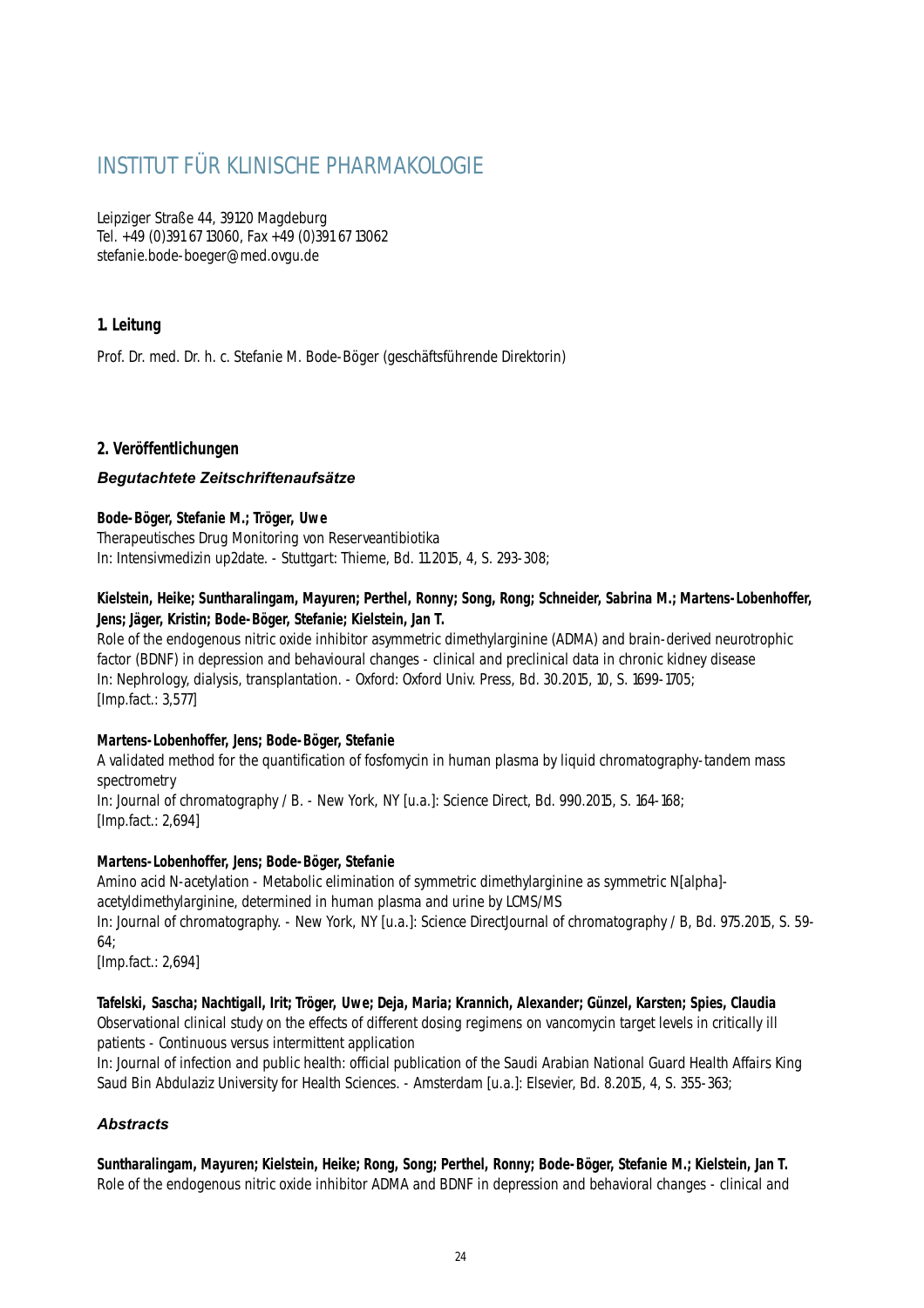# INSTITUT FÜR KLINISCHE PHARMAKOLOGIE

Leipziger Straße 44, 39120 Magdeburg  
Tel. +49 (0)391 67 13060, Fax +49 (0)391 67 13062  
stefanie.bode-boeger@med.ovgu.de

## 1. Leitung

Prof. Dr. med. Dr. h. c. Stefanie M. Bode-Böger (geschäftsführende Direktorin)

## 2. Veröffentlichungen

### *Begutachtete Zeitschriftenaufsätze*

**Bode-Böger, Stefanie M.; Tröger, Uwe**  
Therapeutisches Drug Monitoring von Reserveantibiotika  
In: Intensivmedizin up2date. - Stuttgart: Thieme, Bd. 11.2015, 4, S. 293-308;

**Kielstein, Heike; Suntharalingam, Mayuren; Perthel, Ronny; Song, Rong; Schneider, Sabrina M.; Martens-Lobenhoffer, Jens; Jäger, Kristin; Bode-Böger, Stefanie; Kielstein, Jan T.**  
Role of the endogenous nitric oxide inhibitor asymmetric dimethylarginine (ADMA) and brain-derived neurotrophic factor (BDNF) in depression and behavioural changes - clinical and preclinical data in chronic kidney disease  
In: Nephrology, dialysis, transplantation. - Oxford: Oxford Univ. Press, Bd. 30.2015, 10, S. 1699-1705;  
[Imp.fact.: 3,577]

**Martens-Lobenhoffer, Jens; Bode-Böger, Stefanie**  
A validated method for the quantification of fosfomycin in human plasma by liquid chromatography-tandem mass spectrometry  
In: Journal of chromatography / B. - New York, NY [u.a.]: Science Direct, Bd. 990.2015, S. 164-168;  
[Imp.fact.: 2,694]

**Martens-Lobenhoffer, Jens; Bode-Böger, Stefanie**  
Amino acid N-acetylation - Metabolic elimination of symmetric dimethylarginine as symmetric N[alpha]-acetyldimethylarginine, determined in human plasma and urine by LCMS/MS  
In: Journal of chromatography. - New York, NY [u.a.]: Science DirectJournal of chromatography / B, Bd. 975.2015, S. 59-64;  
[Imp.fact.: 2,694]

**Tafelski, Sascha; Nachtigall, Irit; Tröger, Uwe; Deja, Maria; Krannich, Alexander; Günzel, Karsten; Spies, Claudia**  
Observational clinical study on the effects of different dosing regimens on vancomycin target levels in critically ill patients - Continuous versus intermittent application  
In: Journal of infection and public health: official publication of the Saudi Arabian National Guard Health Affairs King Saud Bin Abdulaziz University for Health Sciences. - Amsterdam [u.a.]: Elsevier, Bd. 8.2015, 4, S. 355-363;

### *Abstracts*

**Suntharalingam, Mayuren; Kielstein, Heike; Rong, Song; Perthel, Ronny; Bode-Böger, Stefanie M.; Kielstein, Jan T.**  
Role of the endogenous nitric oxide inhibitor ADMA and BDNF in depression and behavioral changes - clinical and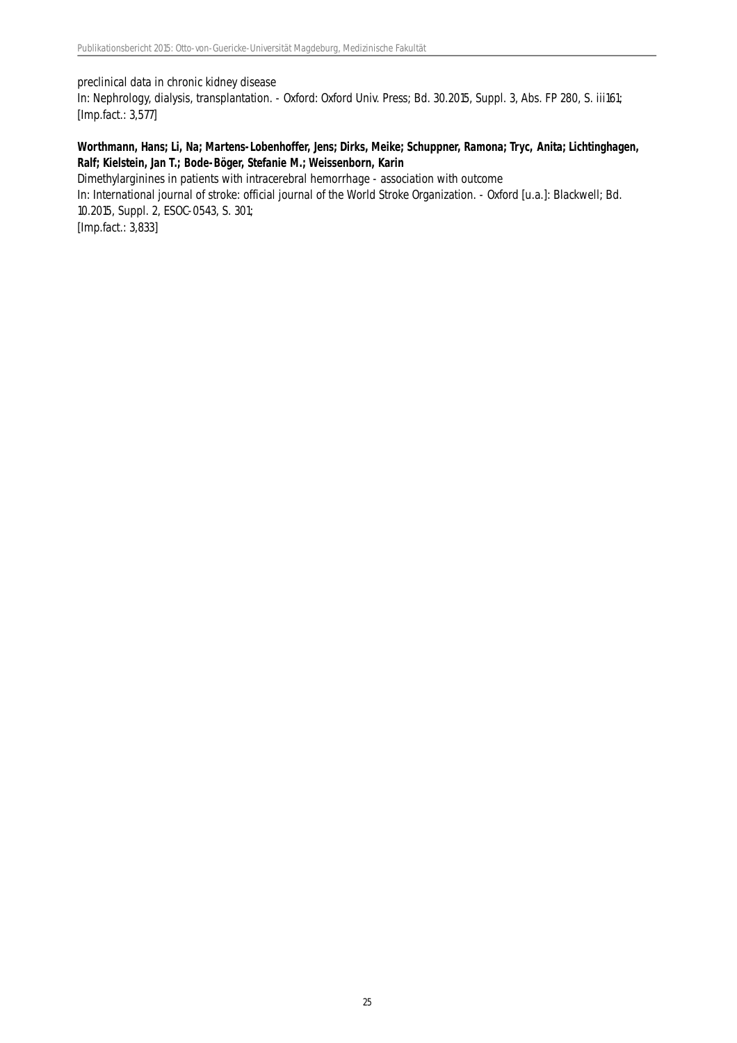preclinical data in chronic kidney disease
In: Nephrology, dialysis, transplantation. - Oxford: Oxford Univ. Press; Bd. 30.2015, Suppl. 3, Abs. FP 280, S. iii161;
[Imp.fact.: 3,577]

**Worthmann, Hans; Li, Na; Martens-Lobenhoffer, Jens; Dirks, Meike; Schuppner, Ramona; Tryc, Anita; Lichtinghagen, Ralf; Kielstein, Jan T.; Bode-Böger, Stefanie M.; Weissenborn, Karin**
Dimethylarginines in patients with intracerebral hemorrhage - association with outcome
In: International journal of stroke: official journal of the World Stroke Organization. - Oxford [u.a.]: Blackwell; Bd. 10.2015, Suppl. 2, ESOC-0543, S. 301;
[Imp.fact.: 3,833]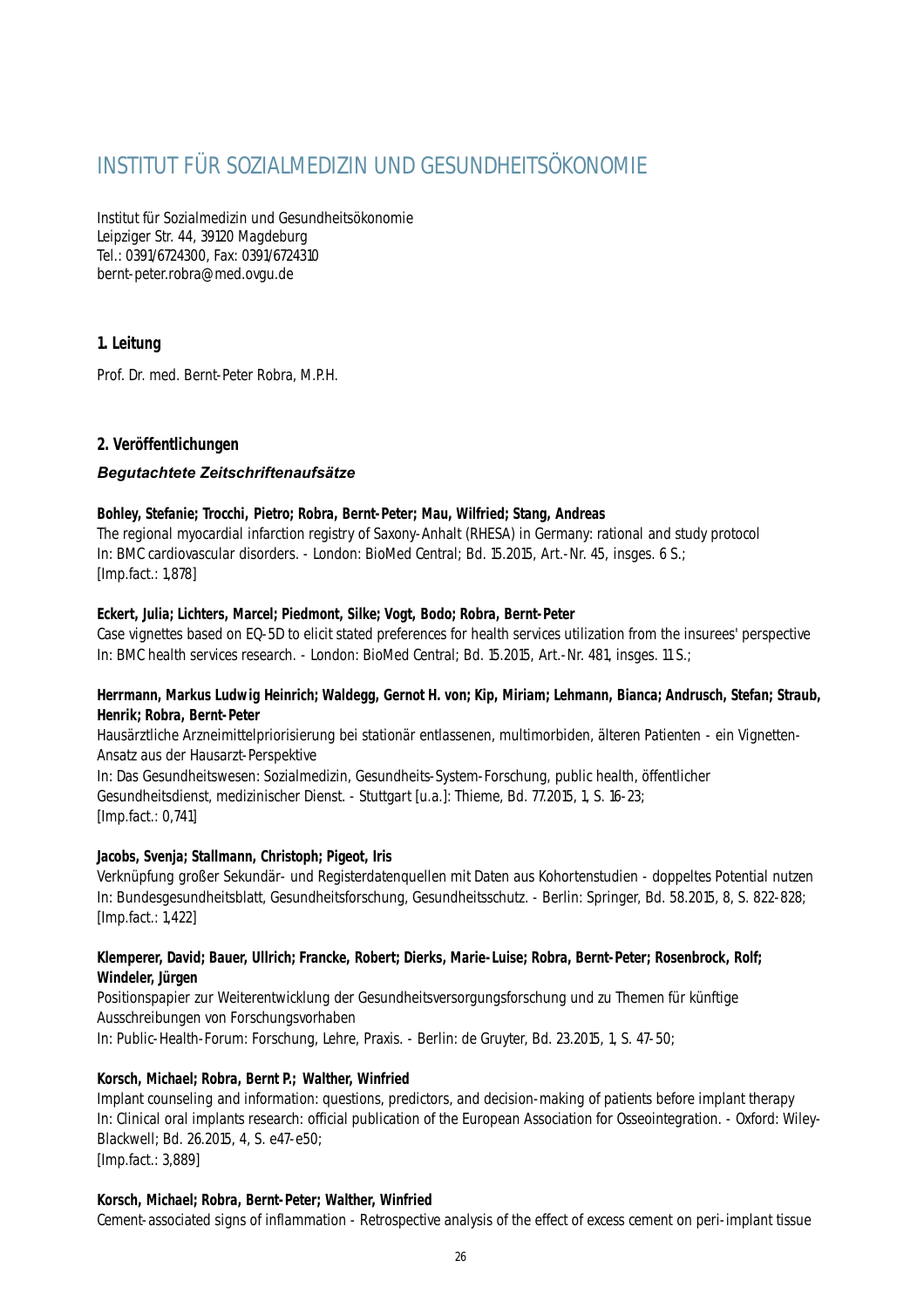# INSTITUT FÜR SOZIALMEDIZIN UND GESUNDHEITSÖKONOMIE

Institut für Sozialmedizin und Gesundheitsökonomie
Leipziger Str. 44, 39120 Magdeburg
Tel.: 0391/6724300, Fax: 0391/6724310
bernt-peter.robra@med.ovgu.de

## 1. Leitung

Prof. Dr. med. Bernt-Peter Robra, M.P.H.

## 2. Veröffentlichungen

### *Begutachtete Zeitschriftenaufsätze*

**Bohley, Stefanie; Trocchi, Pietro; Robra, Bernt-Peter; Mau, Wilfried; Stang, Andreas**
The regional myocardial infarction registry of Saxony-Anhalt (RHESA) in Germany: rational and study protocol
In: BMC cardiovascular disorders. - London: BioMed Central; Bd. 15.2015, Art.-Nr. 45, insges. 6 S.;
[Imp.fact.: 1,878]

**Eckert, Julia; Lichters, Marcel; Piedmont, Silke; Vogt, Bodo; Robra, Bernt-Peter**
Case vignettes based on EQ-5D to elicit stated preferences for health services utilization from the insurees' perspective
In: BMC health services research. - London: BioMed Central; Bd. 15.2015, Art.-Nr. 481, insges. 11 S.;

**Herrmann, Markus Ludwig Heinrich; Waldegg, Gernot H. von; Kip, Miriam; Lehmann, Bianca; Andrusch, Stefan; Straub, Henrik; Robra, Bernt-Peter**
Hausärztliche Arzneimittelpriorisierung bei stationär entlassenen, multimorbiden, älteren Patienten - ein Vignetten-Ansatz aus der Hausarzt-Perspektive
In: Das Gesundheitswesen: Sozialmedizin, Gesundheits-System-Forschung, public health, öffentlicher Gesundheitsdienst, medizinischer Dienst. - Stuttgart [u.a.]: Thieme, Bd. 77.2015, 1, S. 16-23;
[Imp.fact.: 0,741]

**Jacobs, Svenja; Stallmann, Christoph; Pigeot, Iris**
Verknüpfung großer Sekundär- und Registerdatenquellen mit Daten aus Kohortenstudien - doppeltes Potential nutzen
In: Bundesgesundheitsblatt, Gesundheitsforschung, Gesundheitsschutz. - Berlin: Springer, Bd. 58.2015, 8, S. 822-828;
[Imp.fact.: 1,422]

**Klemperer, David; Bauer, Ullrich; Francke, Robert; Dierks, Marie-Luise; Robra, Bernt-Peter; Rosenbrock, Rolf; Windeler, Jürgen**
Positionspapier zur Weiterentwicklung der Gesundheitsversorgungsforschung und zu Themen für künftige Ausschreibungen von Forschungsvorhaben
In: Public-Health-Forum: Forschung, Lehre, Praxis. - Berlin: de Gruyter, Bd. 23.2015, 1, S. 47-50;

**Korsch, Michael; Robra, Bernt P.; Walther, Winfried**
Implant counseling and information: questions, predictors, and decision-making of patients before implant therapy
In: Clinical oral implants research: official publication of the European Association for Osseointegration. - Oxford: Wiley-Blackwell; Bd. 26.2015, 4, S. e47-e50;
[Imp.fact.: 3,889]

**Korsch, Michael; Robra, Bernt-Peter; Walther, Winfried**
Cement-associated signs of inflammation - Retrospective analysis of the effect of excess cement on peri-implant tissue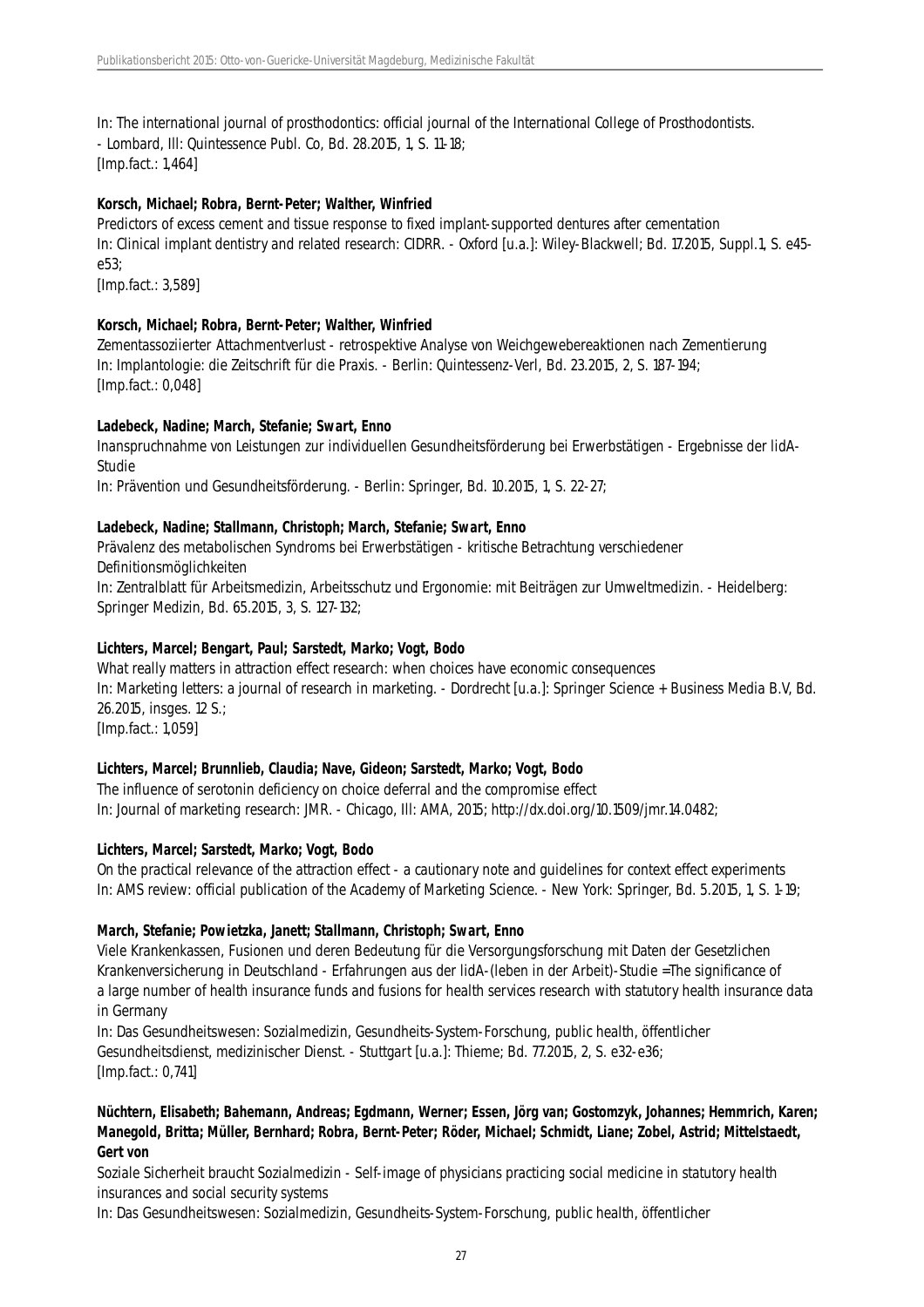In: The international journal of prosthodontics: official journal of the International College of Prosthodontists. - Lombard, Ill: Quintessence Publ. Co, Bd. 28.2015, 1, S. 11-18;
[Imp.fact.: 1,464]

**Korsch, Michael; Robra, Bernt-Peter; Walther, Winfried**
Predictors of excess cement and tissue response to fixed implant-supported dentures after cementation
In: Clinical implant dentistry and related research: CIDRR. - Oxford [u.a.]: Wiley-Blackwell; Bd. 17.2015, Suppl.1, S. e45-e53;
[Imp.fact.: 3,589]

**Korsch, Michael; Robra, Bernt-Peter; Walther, Winfried**
Zementassoziierter Attachmentverlust - retrospektive Analyse von Weichgewebereaktionen nach Zementierung
In: Implantologie: die Zeitschrift für die Praxis. - Berlin: Quintessenz-Verl, Bd. 23.2015, 2, S. 187-194;
[Imp.fact.: 0,048]

**Ladebeck, Nadine; March, Stefanie; Swart, Enno**
Inanspruchnahme von Leistungen zur individuellen Gesundheitsförderung bei Erwerbstätigen - Ergebnisse der lidA-Studie
In: Prävention und Gesundheitsförderung. - Berlin: Springer, Bd. 10.2015, 1, S. 22-27;

**Ladebeck, Nadine; Stallmann, Christoph; March, Stefanie; Swart, Enno**
Prävalenz des metabolischen Syndroms bei Erwerbstätigen - kritische Betrachtung verschiedener Definitionsmöglichkeiten
In: Zentralblatt für Arbeitsmedizin, Arbeitsschutz und Ergonomie: mit Beiträgen zur Umweltmedizin. - Heidelberg: Springer Medizin, Bd. 65.2015, 3, S. 127-132;

**Lichters, Marcel; Bengart, Paul; Sarstedt, Marko; Vogt, Bodo**
What really matters in attraction effect research: when choices have economic consequences
In: Marketing letters: a journal of research in marketing. - Dordrecht [u.a.]: Springer Science + Business Media B.V, Bd. 26.2015, insges. 12 S.;
[Imp.fact.: 1,059]

**Lichters, Marcel; Brunnlieb, Claudia; Nave, Gideon; Sarstedt, Marko; Vogt, Bodo**
The influence of serotonin deficiency on choice deferral and the compromise effect
In: Journal of marketing research: JMR. - Chicago, Ill: AMA, 2015; http://dx.doi.org/10.1509/jmr.14.0482;

**Lichters, Marcel; Sarstedt, Marko; Vogt, Bodo**
On the practical relevance of the attraction effect - a cautionary note and guidelines for context effect experiments
In: AMS review: official publication of the Academy of Marketing Science. - New York: Springer, Bd. 5.2015, 1, S. 1-19;

**March, Stefanie; Powietzka, Janett; Stallmann, Christoph; Swart, Enno**
Viele Krankenkassen, Fusionen und deren Bedeutung für die Versorgungsforschung mit Daten der Gesetzlichen Krankenversicherung in Deutschland - Erfahrungen aus der lidA-(leben in der Arbeit)-Studie =The significance of a large number of health insurance funds and fusions for health services research with statutory health insurance data in Germany
In: Das Gesundheitswesen: Sozialmedizin, Gesundheits-System-Forschung, public health, öffentlicher Gesundheitsdienst, medizinischer Dienst. - Stuttgart [u.a.]: Thieme; Bd. 77.2015, 2, S. e32-e36;
[Imp.fact.: 0,741]

**Nüchtern, Elisabeth; Bahemann, Andreas; Egdmann, Werner; Essen, Jörg van; Gostomzyk, Johannes; Hemmrich, Karen; Manegold, Britta; Müller, Bernhard; Robra, Bernt-Peter; Röder, Michael; Schmidt, Liane; Zobel, Astrid; Mittelstaedt, Gert von**
Soziale Sicherheit braucht Sozialmedizin - Self-image of physicians practicing social medicine in statutory health insurances and social security systems
In: Das Gesundheitswesen: Sozialmedizin, Gesundheits-System-Forschung, public health, öffentlicher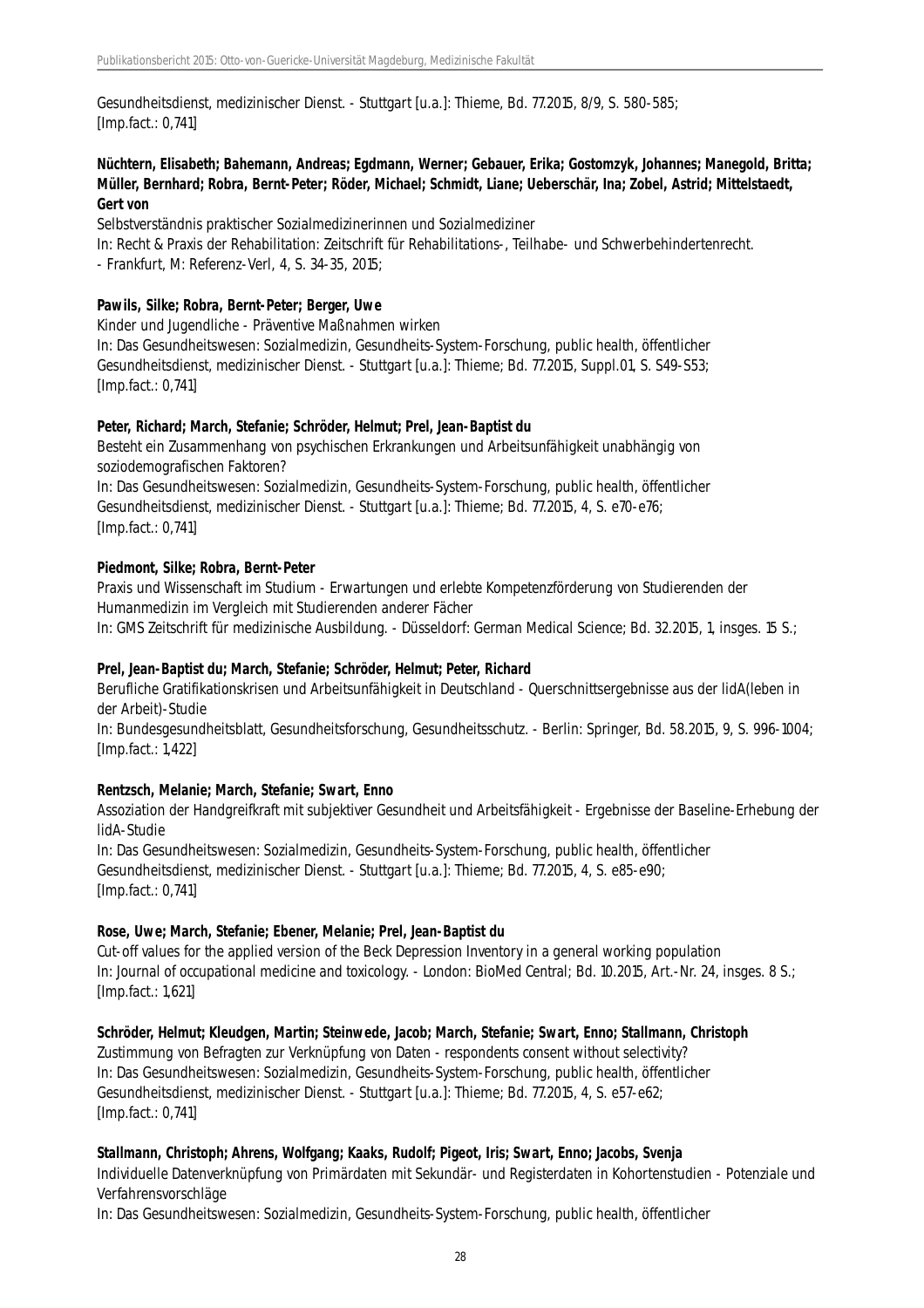Gesundheitsdienst, medizinischer Dienst. - Stuttgart [u.a.]: Thieme, Bd. 77.2015, 8/9, S. 580-585;
[Imp.fact.: 0,741]

**Nüchtern, Elisabeth; Bahemann, Andreas; Egdmann, Werner; Gebauer, Erika; Gostomzyk, Johannes; Manegold, Britta; Müller, Bernhard; Robra, Bernt-Peter; Röder, Michael; Schmidt, Liane; Ueberschär, Ina; Zobel, Astrid; Mittelstaedt, Gert von**

Selbstverständnis praktischer Sozialmedizinerinnen und Sozialmediziner
In: Recht & Praxis der Rehabilitation: Zeitschrift für Rehabilitations-, Teilhabe- und Schwerbehindertenrecht.
- Frankfurt, M: Referenz-Verl, 4, S. 34-35, 2015;

**Pawils, Silke; Robra, Bernt-Peter; Berger, Uwe**

Kinder und Jugendliche - Präventive Maßnahmen wirken
In: Das Gesundheitswesen: Sozialmedizin, Gesundheits-System-Forschung, public health, öffentlicher Gesundheitsdienst, medizinischer Dienst. - Stuttgart [u.a.]: Thieme; Bd. 77.2015, Suppl.01, S. S49-S53;
[Imp.fact.: 0,741]

**Peter, Richard; March, Stefanie; Schröder, Helmut; Prel, Jean-Baptist du**

Besteht ein Zusammenhang von psychischen Erkrankungen und Arbeitsunfähigkeit unabhängig von soziodemografischen Faktoren?
In: Das Gesundheitswesen: Sozialmedizin, Gesundheits-System-Forschung, public health, öffentlicher Gesundheitsdienst, medizinischer Dienst. - Stuttgart [u.a.]: Thieme; Bd. 77.2015, 4, S. e70-e76;
[Imp.fact.: 0,741]

**Piedmont, Silke; Robra, Bernt-Peter**

Praxis und Wissenschaft im Studium - Erwartungen und erlebte Kompetenzförderung von Studierenden der Humanmedizin im Vergleich mit Studierenden anderer Fächer
In: GMS Zeitschrift für medizinische Ausbildung. - Düsseldorf: German Medical Science; Bd. 32.2015, 1, insges. 15 S.;

**Prel, Jean-Baptist du; March, Stefanie; Schröder, Helmut; Peter, Richard**

Berufliche Gratifikationskrisen und Arbeitsunfähigkeit in Deutschland - Querschnittsergebnisse aus der lidA(leben in der Arbeit)-Studie
In: Bundesgesundheitsblatt, Gesundheitsforschung, Gesundheitsschutz. - Berlin: Springer, Bd. 58.2015, 9, S. 996-1004;
[Imp.fact.: 1,422]

**Rentzsch, Melanie; March, Stefanie; Swart, Enno**

Assoziation der Handgreifkraft mit subjektiver Gesundheit und Arbeitsfähigkeit - Ergebnisse der Baseline-Erhebung der lidA-Studie
In: Das Gesundheitswesen: Sozialmedizin, Gesundheits-System-Forschung, public health, öffentlicher Gesundheitsdienst, medizinischer Dienst. - Stuttgart [u.a.]: Thieme; Bd. 77.2015, 4, S. e85-e90;
[Imp.fact.: 0,741]

**Rose, Uwe; March, Stefanie; Ebener, Melanie; Prel, Jean-Baptist du**

Cut-off values for the applied version of the Beck Depression Inventory in a general working population
In: Journal of occupational medicine and toxicology. - London: BioMed Central; Bd. 10.2015, Art.-Nr. 24, insges. 8 S.;
[Imp.fact.: 1,621]

**Schröder, Helmut; Kleudgen, Martin; Steinwede, Jacob; March, Stefanie; Swart, Enno; Stallmann, Christoph**

Zustimmung von Befragten zur Verknüpfung von Daten - respondents consent without selectivity?
In: Das Gesundheitswesen: Sozialmedizin, Gesundheits-System-Forschung, public health, öffentlicher Gesundheitsdienst, medizinischer Dienst. - Stuttgart [u.a.]: Thieme; Bd. 77.2015, 4, S. e57-e62;
[Imp.fact.: 0,741]

**Stallmann, Christoph; Ahrens, Wolfgang; Kaaks, Rudolf; Pigeot, Iris; Swart, Enno; Jacobs, Svenja**

Individuelle Datenverknüpfung von Primärdaten mit Sekundär- und Registerdaten in Kohortenstudien - Potenziale und Verfahrensvorschläge
In: Das Gesundheitswesen: Sozialmedizin, Gesundheits-System-Forschung, public health, öffentlicher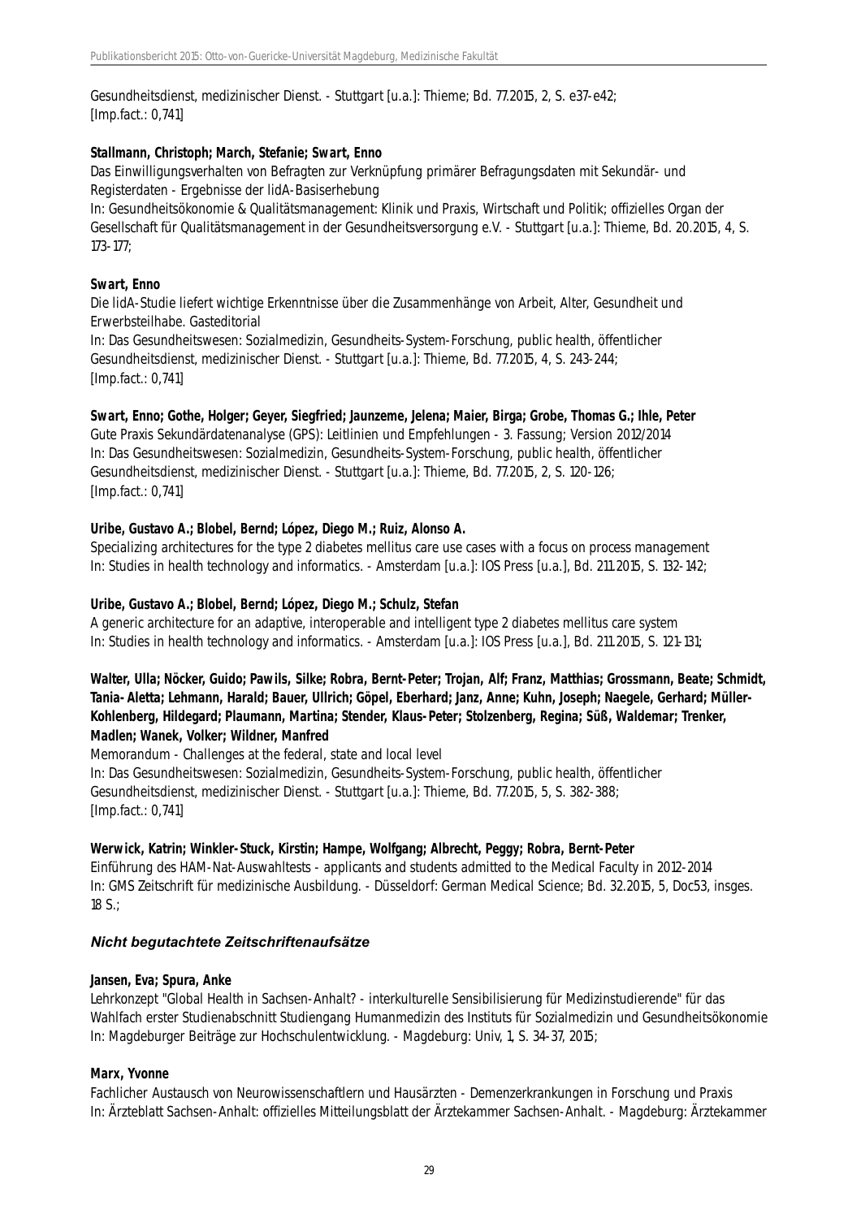Gesundheitsdienst, medizinischer Dienst. - Stuttgart [u.a.]: Thieme; Bd. 77.2015, 2, S. e37-e42;
[Imp.fact.: 0,741]

**Stallmann, Christoph; March, Stefanie; Swart, Enno**
Das Einwilligungsverhalten von Befragten zur Verknüpfung primärer Befragungsdaten mit Sekundär- und Registerdaten - Ergebnisse der lidA-Basiserhebung
In: Gesundheitsökonomie & Qualitätsmanagement: Klinik und Praxis, Wirtschaft und Politik; offizielles Organ der Gesellschaft für Qualitätsmanagement in der Gesundheitsversorgung e.V. - Stuttgart [u.a.]: Thieme, Bd. 20.2015, 4, S. 173-177;

**Swart, Enno**
Die lidA-Studie liefert wichtige Erkenntnisse über die Zusammenhänge von Arbeit, Alter, Gesundheit und Erwerbsteilhabe. Gasteditorial
In: Das Gesundheitswesen: Sozialmedizin, Gesundheits-System-Forschung, public health, öffentlicher Gesundheitsdienst, medizinischer Dienst. - Stuttgart [u.a.]: Thieme, Bd. 77.2015, 4, S. 243-244;
[Imp.fact.: 0,741]

**Swart, Enno; Gothe, Holger; Geyer, Siegfried; Jaunzeme, Jelena; Maier, Birga; Grobe, Thomas G.; Ihle, Peter**
Gute Praxis Sekundärdatenanalyse (GPS): Leitlinien und Empfehlungen - 3. Fassung; Version 2012/2014
In: Das Gesundheitswesen: Sozialmedizin, Gesundheits-System-Forschung, public health, öffentlicher Gesundheitsdienst, medizinischer Dienst. - Stuttgart [u.a.]: Thieme, Bd. 77.2015, 2, S. 120-126;
[Imp.fact.: 0,741]

**Uribe, Gustavo A.; Blobel, Bernd; López, Diego M.; Ruiz, Alonso A.**
Specializing architectures for the type 2 diabetes mellitus care use cases with a focus on process management
In: Studies in health technology and informatics. - Amsterdam [u.a.]: IOS Press [u.a.], Bd. 211.2015, S. 132-142;

**Uribe, Gustavo A.; Blobel, Bernd; López, Diego M.; Schulz, Stefan**
A generic architecture for an adaptive, interoperable and intelligent type 2 diabetes mellitus care system
In: Studies in health technology and informatics. - Amsterdam [u.a.]: IOS Press [u.a.], Bd. 211.2015, S. 121-131;

**Walter, Ulla; Nöcker, Guido; Pawils, Silke; Robra, Bernt-Peter; Trojan, Alf; Franz, Matthias; Grossmann, Beate; Schmidt, Tania-Aletta; Lehmann, Harald; Bauer, Ullrich; Göpel, Eberhard; Janz, Anne; Kuhn, Joseph; Naegele, Gerhard; Müller-Kohlenberg, Hildegard; Plaumann, Martina; Stender, Klaus-Peter; Stolzenberg, Regina; Süß, Waldemar; Trenker, Madlen; Wanek, Volker; Wildner, Manfred**
Memorandum - Challenges at the federal, state and local level
In: Das Gesundheitswesen: Sozialmedizin, Gesundheits-System-Forschung, public health, öffentlicher Gesundheitsdienst, medizinischer Dienst. - Stuttgart [u.a.]: Thieme, Bd. 77.2015, 5, S. 382-388;
[Imp.fact.: 0,741]

**Werwick, Katrin; Winkler-Stuck, Kirstin; Hampe, Wolfgang; Albrecht, Peggy; Robra, Bernt-Peter**
Einführung des HAM-Nat-Auswahltests - applicants and students admitted to the Medical Faculty in 2012-2014
In: GMS Zeitschrift für medizinische Ausbildung. - Düsseldorf: German Medical Science; Bd. 32.2015, 5, Doc53, insges. 18 S.;

### *Nicht begutachtete Zeitschriftenaufsätze*

**Jansen, Eva; Spura, Anke**
Lehrkonzept "Global Health in Sachsen-Anhalt? - interkulturelle Sensibilisierung für Medizinstudierende" für das Wahlfach erster Studienabschnitt Studiengang Humanmedizin des Instituts für Sozialmedizin und Gesundheitsökonomie
In: Magdeburger Beiträge zur Hochschulentwicklung. - Magdeburg: Univ, 1, S. 34-37, 2015;

**Marx, Yvonne**
Fachlicher Austausch von Neurowissenschaftlern und Hausärzten - Demenzerkrankungen in Forschung und Praxis
In: Ärzteblatt Sachsen-Anhalt: offizielles Mitteilungsblatt der Ärztekammer Sachsen-Anhalt. - Magdeburg: Ärztekammer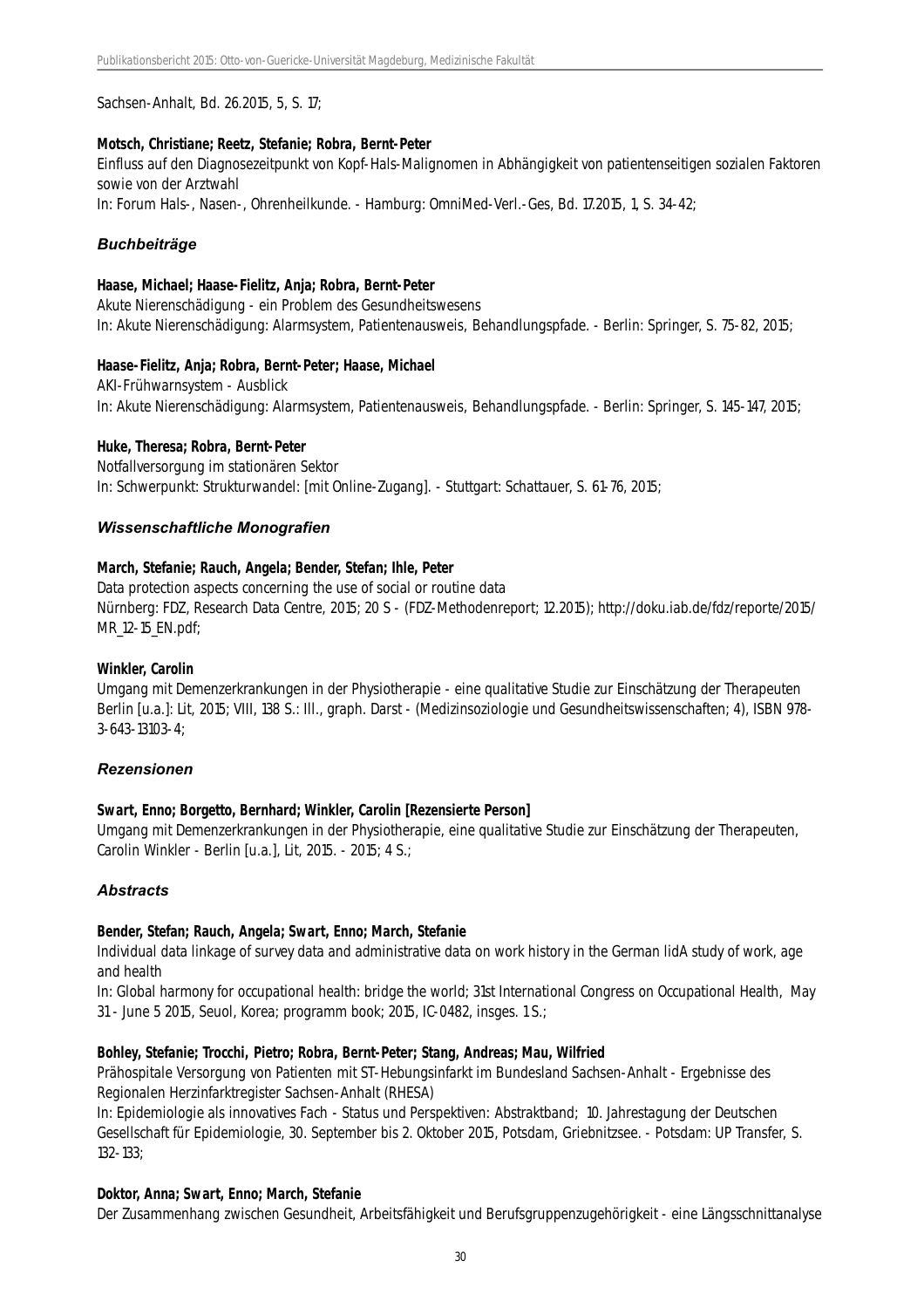Sachsen-Anhalt, Bd. 26.2015, 5, S. 17;

**Motsch, Christiane; Reetz, Stefanie; Robra, Bernt-Peter**
Einfluss auf den Diagnosezeitpunkt von Kopf-Hals-Malignomen in Abhängigkeit von patientenseitigen sozialen Faktoren sowie von der Arztwahl
In: Forum Hals-, Nasen-, Ohrenheilkunde. - Hamburg: OmniMed-Verl.-Ges, Bd. 17.2015, 1, S. 34-42;

### *Buchbeiträge*

**Haase, Michael; Haase-Fielitz, Anja; Robra, Bernt-Peter**
Akute Nierenschädigung - ein Problem des Gesundheitswesens
In: Akute Nierenschädigung: Alarmsystem, Patientenausweis, Behandlungspfade. - Berlin: Springer, S. 75-82, 2015;

**Haase-Fielitz, Anja; Robra, Bernt-Peter; Haase, Michael**
AKI-Frühwarnsystem - Ausblick
In: Akute Nierenschädigung: Alarmsystem, Patientenausweis, Behandlungspfade. - Berlin: Springer, S. 145-147, 2015;

**Huke, Theresa; Robra, Bernt-Peter**
Notfallversorgung im stationären Sektor
In: Schwerpunkt: Strukturwandel: [mit Online-Zugang]. - Stuttgart: Schattauer, S. 61-76, 2015;

### *Wissenschaftliche Monografien*

**March, Stefanie; Rauch, Angela; Bender, Stefan; Ihle, Peter**
Data protection aspects concerning the use of social or routine data
Nürnberg: FDZ, Research Data Centre, 2015; 20 S - (FDZ-Methodenreport; 12.2015); http://doku.iab.de/fdz/reporte/2015/MR_12-15_EN.pdf;

**Winkler, Carolin**
Umgang mit Demenzerkrankungen in der Physiotherapie - eine qualitative Studie zur Einschätzung der Therapeuten
Berlin [u.a.]: Lit, 2015; VIII, 138 S.: Ill., graph. Darst - (Medizinsoziologie und Gesundheitswissenschaften; 4), ISBN 978-3-643-13103-4;

### *Rezensionen*

**Swart, Enno; Borgetto, Bernhard; Winkler, Carolin [Rezensierte Person]**
Umgang mit Demenzerkrankungen in der Physiotherapie, eine qualitative Studie zur Einschätzung der Therapeuten, Carolin Winkler - Berlin [u.a.], Lit, 2015. - 2015; 4 S.;

### *Abstracts*

**Bender, Stefan; Rauch, Angela; Swart, Enno; March, Stefanie**
Individual data linkage of survey data and administrative data on work history in the German lidA study of work, age and health
In: Global harmony for occupational health: bridge the world; 31st International Congress on Occupational Health, May 31 - June 5 2015, Seuol, Korea; programm book; 2015, IC-0482, insges. 1 S.;

**Bohley, Stefanie; Trocchi, Pietro; Robra, Bernt-Peter; Stang, Andreas; Mau, Wilfried**
Prähospitale Versorgung von Patienten mit ST-Hebungsinfarkt im Bundesland Sachsen-Anhalt - Ergebnisse des Regionalen Herzinfarktregister Sachsen-Anhalt (RHESA)
In: Epidemiologie als innovatives Fach - Status und Perspektiven: Abstraktband; 10. Jahrestagung der Deutschen Gesellschaft für Epidemiologie, 30. September bis 2. Oktober 2015, Potsdam, Griebnitzsee. - Potsdam: UP Transfer, S. 132-133;

**Doktor, Anna; Swart, Enno; March, Stefanie**
Der Zusammenhang zwischen Gesundheit, Arbeitsfähigkeit und Berufsgruppenzugehörigkeit - eine Längsschnittanalyse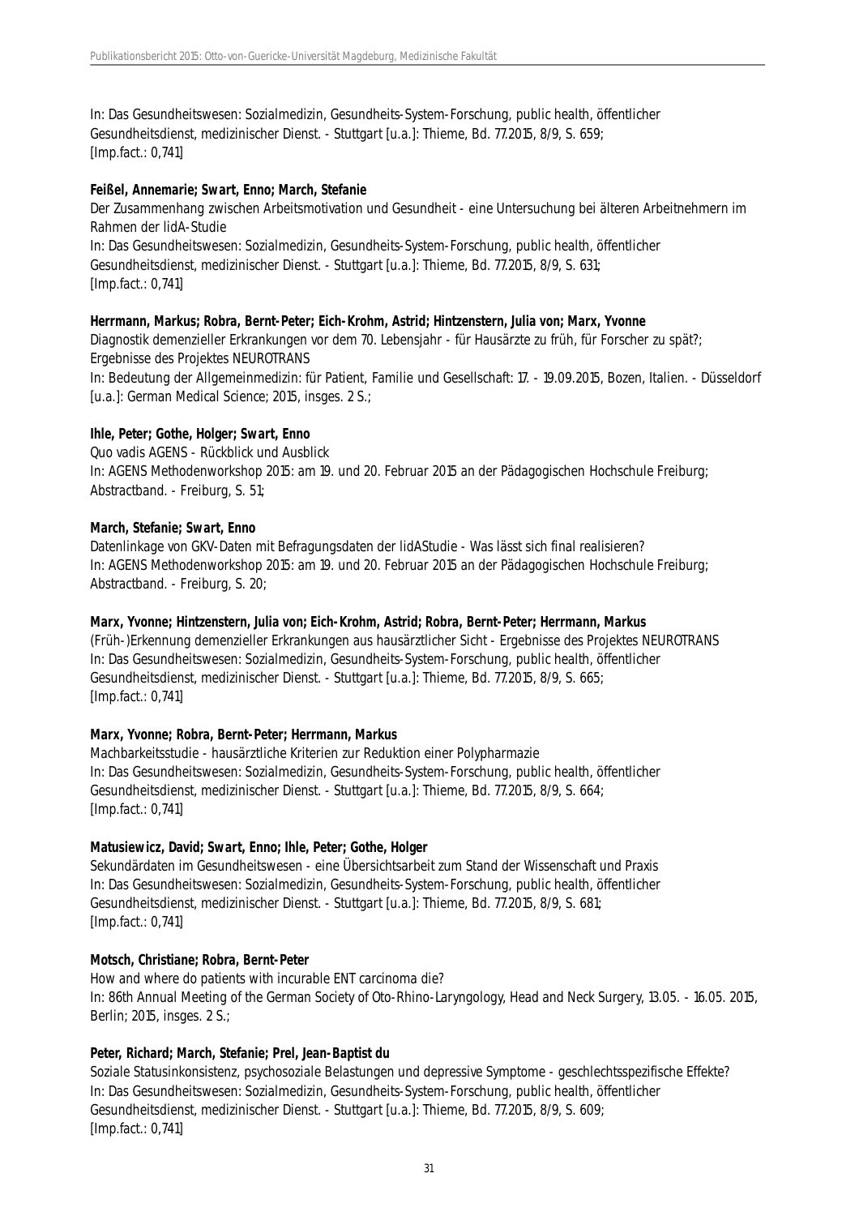In: Das Gesundheitswesen: Sozialmedizin, Gesundheits-System-Forschung, public health, öffentlicher Gesundheitsdienst, medizinischer Dienst. - Stuttgart [u.a.]: Thieme, Bd. 77.2015, 8/9, S. 659;
[Imp.fact.: 0,741]

**Feißel, Annemarie; Swart, Enno; March, Stefanie**
Der Zusammenhang zwischen Arbeitsmotivation und Gesundheit - eine Untersuchung bei älteren Arbeitnehmern im Rahmen der lidA-Studie
In: Das Gesundheitswesen: Sozialmedizin, Gesundheits-System-Forschung, public health, öffentlicher Gesundheitsdienst, medizinischer Dienst. - Stuttgart [u.a.]: Thieme, Bd. 77.2015, 8/9, S. 631;
[Imp.fact.: 0,741]

**Herrmann, Markus; Robra, Bernt-Peter; Eich-Krohm, Astrid; Hintzenstern, Julia von; Marx, Yvonne**
Diagnostik demenzieller Erkrankungen vor dem 70. Lebensjahr - für Hausärzte zu früh, für Forscher zu spät?; Ergebnisse des Projektes NEUROTRANS
In: Bedeutung der Allgemeinmedizin: für Patient, Familie und Gesellschaft: 17. - 19.09.2015, Bozen, Italien. - Düsseldorf [u.a.]: German Medical Science; 2015, insges. 2 S.;

**Ihle, Peter; Gothe, Holger; Swart, Enno**
Quo vadis AGENS - Rückblick und Ausblick
In: AGENS Methodenworkshop 2015: am 19. und 20. Februar 2015 an der Pädagogischen Hochschule Freiburg; Abstractband. - Freiburg, S. 51;

**March, Stefanie; Swart, Enno**
Datenlinkage von GKV-Daten mit Befragungsdaten der lidAStudie - Was lässt sich final realisieren?
In: AGENS Methodenworkshop 2015: am 19. und 20. Februar 2015 an der Pädagogischen Hochschule Freiburg; Abstractband. - Freiburg, S. 20;

**Marx, Yvonne; Hintzenstern, Julia von; Eich-Krohm, Astrid; Robra, Bernt-Peter; Herrmann, Markus**
(Früh-)Erkennung demenzieller Erkrankungen aus hausärztlicher Sicht - Ergebnisse des Projektes NEUROTRANS
In: Das Gesundheitswesen: Sozialmedizin, Gesundheits-System-Forschung, public health, öffentlicher Gesundheitsdienst, medizinischer Dienst. - Stuttgart [u.a.]: Thieme, Bd. 77.2015, 8/9, S. 665;
[Imp.fact.: 0,741]

**Marx, Yvonne; Robra, Bernt-Peter; Herrmann, Markus**
Machbarkeitsstudie - hausärztliche Kriterien zur Reduktion einer Polypharmazie
In: Das Gesundheitswesen: Sozialmedizin, Gesundheits-System-Forschung, public health, öffentlicher Gesundheitsdienst, medizinischer Dienst. - Stuttgart [u.a.]: Thieme, Bd. 77.2015, 8/9, S. 664;
[Imp.fact.: 0,741]

**Matusiewicz, David; Swart, Enno; Ihle, Peter; Gothe, Holger**
Sekundärdaten im Gesundheitswesen - eine Übersichtsarbeit zum Stand der Wissenschaft und Praxis
In: Das Gesundheitswesen: Sozialmedizin, Gesundheits-System-Forschung, public health, öffentlicher Gesundheitsdienst, medizinischer Dienst. - Stuttgart [u.a.]: Thieme, Bd. 77.2015, 8/9, S. 681;
[Imp.fact.: 0,741]

**Motsch, Christiane; Robra, Bernt-Peter**
How and where do patients with incurable ENT carcinoma die?
In: 86th Annual Meeting of the German Society of Oto-Rhino-Laryngology, Head and Neck Surgery, 13.05. - 16.05. 2015, Berlin; 2015, insges. 2 S.;

**Peter, Richard; March, Stefanie; Prel, Jean-Baptist du**
Soziale Statusinkonsistenz, psychosoziale Belastungen und depressive Symptome - geschlechtsspezifische Effekte?
In: Das Gesundheitswesen: Sozialmedizin, Gesundheits-System-Forschung, public health, öffentlicher Gesundheitsdienst, medizinischer Dienst. - Stuttgart [u.a.]: Thieme, Bd. 77.2015, 8/9, S. 609;
[Imp.fact.: 0,741]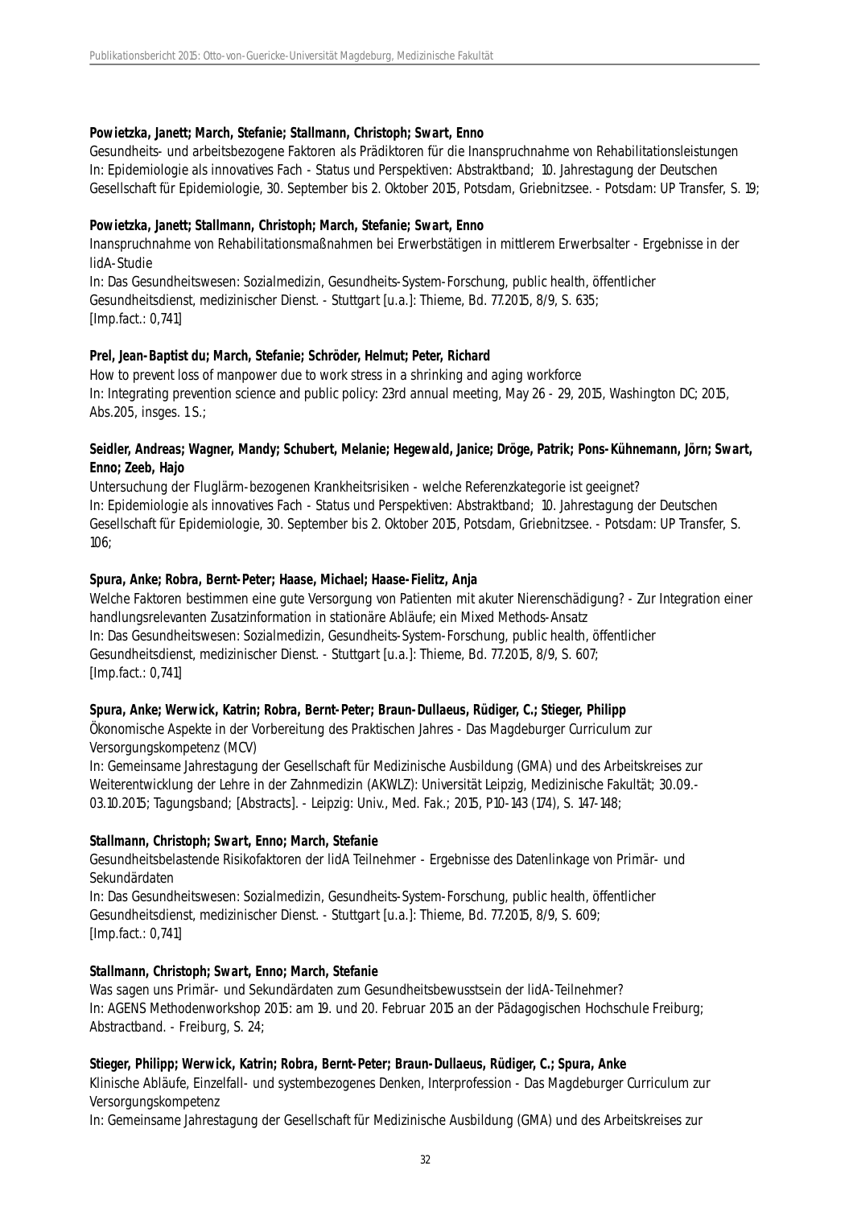**Powietzka, Janett; March, Stefanie; Stallmann, Christoph; Swart, Enno**
Gesundheits- und arbeitsbezogene Faktoren als Prädiktoren für die Inanspruchnahme von Rehabilitationsleistungen
In: Epidemiologie als innovatives Fach - Status und Perspektiven: Abstraktband; 10. Jahrestagung der Deutschen Gesellschaft für Epidemiologie, 30. September bis 2. Oktober 2015, Potsdam, Griebnitzsee. - Potsdam: UP Transfer, S. 19;

**Powietzka, Janett; Stallmann, Christoph; March, Stefanie; Swart, Enno**
Inanspruchnahme von Rehabilitationsmaßnahmen bei Erwerbstätigen in mittlerem Erwerbsalter - Ergebnisse in der lidA-Studie
In: Das Gesundheitswesen: Sozialmedizin, Gesundheits-System-Forschung, public health, öffentlicher Gesundheitsdienst, medizinischer Dienst. - Stuttgart [u.a.]: Thieme, Bd. 77.2015, 8/9, S. 635;
[Imp.fact.: 0,741]

**Prel, Jean-Baptist du; March, Stefanie; Schröder, Helmut; Peter, Richard**
How to prevent loss of manpower due to work stress in a shrinking and aging workforce
In: Integrating prevention science and public policy: 23rd annual meeting, May 26 - 29, 2015, Washington DC; 2015, Abs.205, insges. 1 S.;

**Seidler, Andreas; Wagner, Mandy; Schubert, Melanie; Hegewald, Janice; Dröge, Patrik; Pons-Kühnemann, Jörn; Swart, Enno; Zeeb, Hajo**
Untersuchung der Fluglärm-bezogenen Krankheitsrisiken - welche Referenzkategorie ist geeignet?
In: Epidemiologie als innovatives Fach - Status und Perspektiven: Abstraktband; 10. Jahrestagung der Deutschen Gesellschaft für Epidemiologie, 30. September bis 2. Oktober 2015, Potsdam, Griebnitzsee. - Potsdam: UP Transfer, S. 106;

**Spura, Anke; Robra, Bernt-Peter; Haase, Michael; Haase-Fielitz, Anja**
Welche Faktoren bestimmen eine gute Versorgung von Patienten mit akuter Nierenschädigung? - Zur Integration einer handlungsrelevanten Zusatzinformation in stationäre Abläufe; ein Mixed Methods-Ansatz
In: Das Gesundheitswesen: Sozialmedizin, Gesundheits-System-Forschung, public health, öffentlicher Gesundheitsdienst, medizinischer Dienst. - Stuttgart [u.a.]: Thieme, Bd. 77.2015, 8/9, S. 607;
[Imp.fact.: 0,741]

**Spura, Anke; Werwick, Katrin; Robra, Bernt-Peter; Braun-Dullaeus, Rüdiger, C.; Stieger, Philipp**
Ökonomische Aspekte in der Vorbereitung des Praktischen Jahres - Das Magdeburger Curriculum zur Versorgungskompetenz (MCV)
In: Gemeinsame Jahrestagung der Gesellschaft für Medizinische Ausbildung (GMA) und des Arbeitskreises zur Weiterentwicklung der Lehre in der Zahnmedizin (AKWLZ): Universität Leipzig, Medizinische Fakultät; 30.09.-03.10.2015; Tagungsband; [Abstracts]. - Leipzig: Univ., Med. Fak.; 2015, P10-143 (174), S. 147-148;

**Stallmann, Christoph; Swart, Enno; March, Stefanie**
Gesundheitsbelastende Risikofaktoren der lidA Teilnehmer - Ergebnisse des Datenlinkage von Primär- und Sekundärdaten
In: Das Gesundheitswesen: Sozialmedizin, Gesundheits-System-Forschung, public health, öffentlicher Gesundheitsdienst, medizinischer Dienst. - Stuttgart [u.a.]: Thieme, Bd. 77.2015, 8/9, S. 609;
[Imp.fact.: 0,741]

**Stallmann, Christoph; Swart, Enno; March, Stefanie**
Was sagen uns Primär- und Sekundärdaten zum Gesundheitsbewusstsein der lidA-Teilnehmer?
In: AGENS Methodenworkshop 2015: am 19. und 20. Februar 2015 an der Pädagogischen Hochschule Freiburg; Abstractband. - Freiburg, S. 24;

**Stieger, Philipp; Werwick, Katrin; Robra, Bernt-Peter; Braun-Dullaeus, Rüdiger, C.; Spura, Anke**
Klinische Abläufe, Einzelfall- und systembezogenes Denken, Interprofession - Das Magdeburger Curriculum zur Versorgungskompetenz
In: Gemeinsame Jahrestagung der Gesellschaft für Medizinische Ausbildung (GMA) und des Arbeitskreises zur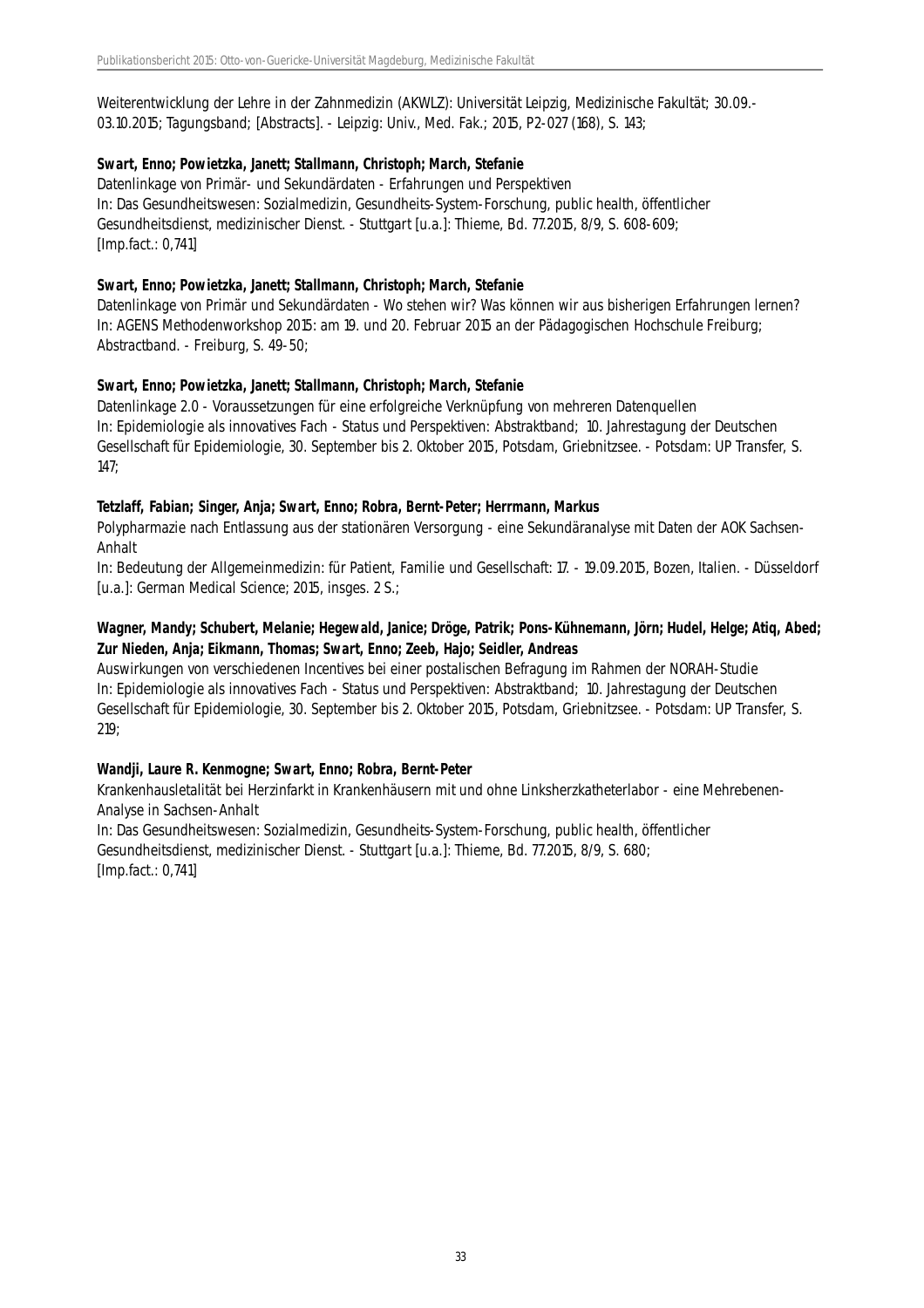Weiterentwicklung der Lehre in der Zahnmedizin (AKWLZ): Universität Leipzig, Medizinische Fakultät; 30.09.-03.10.2015; Tagungsband; [Abstracts]. - Leipzig: Univ., Med. Fak.; 2015, P2-027 (168), S. 143;

**Swart, Enno; Powietzka, Janett; Stallmann, Christoph; March, Stefanie**
Datenlinkage von Primär- und Sekundärdaten - Erfahrungen und Perspektiven
In: Das Gesundheitswesen: Sozialmedizin, Gesundheits-System-Forschung, public health, öffentlicher Gesundheitsdienst, medizinischer Dienst. - Stuttgart [u.a.]: Thieme, Bd. 77.2015, 8/9, S. 608-609;
[Imp.fact.: 0,741]

**Swart, Enno; Powietzka, Janett; Stallmann, Christoph; March, Stefanie**
Datenlinkage von Primär und Sekundärdaten - Wo stehen wir? Was können wir aus bisherigen Erfahrungen lernen?
In: AGENS Methodenworkshop 2015: am 19. und 20. Februar 2015 an der Pädagogischen Hochschule Freiburg; Abstractband. - Freiburg, S. 49-50;

**Swart, Enno; Powietzka, Janett; Stallmann, Christoph; March, Stefanie**
Datenlinkage 2.0 - Voraussetzungen für eine erfolgreiche Verknüpfung von mehreren Datenquellen
In: Epidemiologie als innovatives Fach - Status und Perspektiven: Abstraktband; 10. Jahrestagung der Deutschen Gesellschaft für Epidemiologie, 30. September bis 2. Oktober 2015, Potsdam, Griebnitzsee. - Potsdam: UP Transfer, S. 147;

**Tetzlaff, Fabian; Singer, Anja; Swart, Enno; Robra, Bernt-Peter; Herrmann, Markus**
Polypharmazie nach Entlassung aus der stationären Versorgung - eine Sekundäranalyse mit Daten der AOK Sachsen-Anhalt
In: Bedeutung der Allgemeinmedizin: für Patient, Familie und Gesellschaft: 17. - 19.09.2015, Bozen, Italien. - Düsseldorf [u.a.]: German Medical Science; 2015, insges. 2 S.;

**Wagner, Mandy; Schubert, Melanie; Hegewald, Janice; Dröge, Patrik; Pons-Kühnemann, Jörn; Hudel, Helge; Atiq, Abed; Zur Nieden, Anja; Eikmann, Thomas; Swart, Enno; Zeeb, Hajo; Seidler, Andreas**
Auswirkungen von verschiedenen Incentives bei einer postalischen Befragung im Rahmen der NORAH-Studie
In: Epidemiologie als innovatives Fach - Status und Perspektiven: Abstraktband; 10. Jahrestagung der Deutschen Gesellschaft für Epidemiologie, 30. September bis 2. Oktober 2015, Potsdam, Griebnitzsee. - Potsdam: UP Transfer, S. 219;

**Wandji, Laure R. Kenmogne; Swart, Enno; Robra, Bernt-Peter**
Krankenhausletalität bei Herzinfarkt in Krankenhäusern mit und ohne Linksherzkatheterlabor - eine Mehrebenen-Analyse in Sachsen-Anhalt
In: Das Gesundheitswesen: Sozialmedizin, Gesundheits-System-Forschung, public health, öffentlicher Gesundheitsdienst, medizinischer Dienst. - Stuttgart [u.a.]: Thieme, Bd. 77.2015, 8/9, S. 680;
[Imp.fact.: 0,741]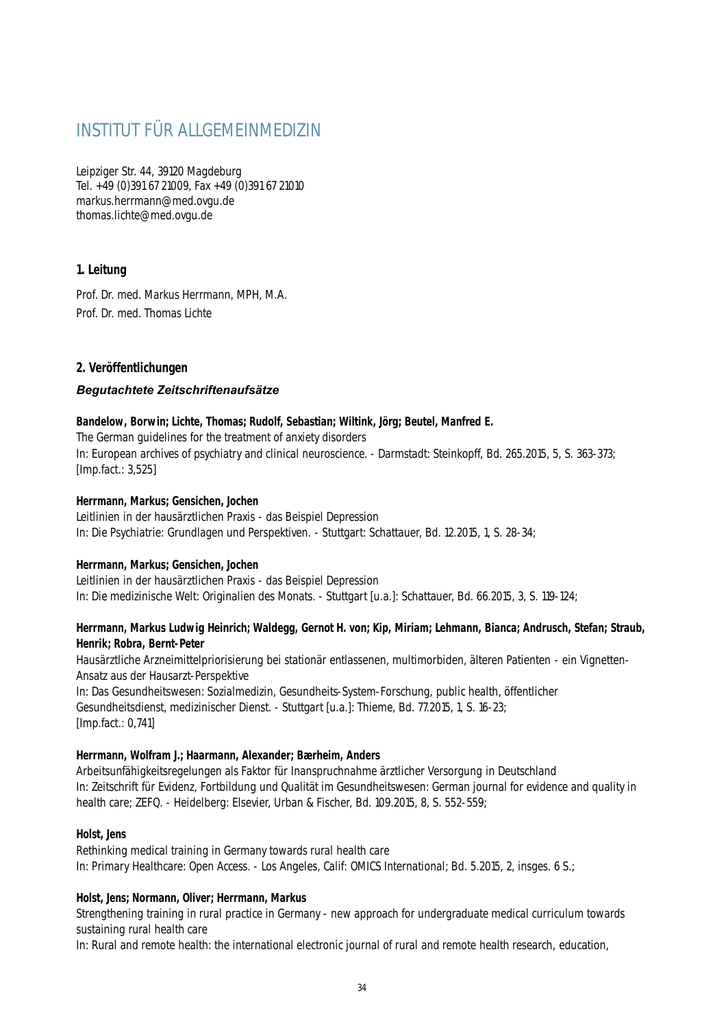# INSTITUT FÜR ALLGEMEINMEDIZIN

Leipziger Str. 44, 39120 Magdeburg
Tel. +49 (0)391 67 21009, Fax +49 (0)391 67 21010
markus.herrmann@med.ovgu.de
thomas.lichte@med.ovgu.de

## 1. Leitung

Prof. Dr. med. Markus Herrmann, MPH, M.A.
Prof. Dr. med. Thomas Lichte

## 2. Veröffentlichungen

### *Begutachtete Zeitschriftenaufsätze*

**Bandelow, Borwin; Lichte, Thomas; Rudolf, Sebastian; Wiltink, Jörg; Beutel, Manfred E.**
The German guidelines for the treatment of anxiety disorders
In: European archives of psychiatry and clinical neuroscience. - Darmstadt: Steinkopff, Bd. 265.2015, 5, S. 363-373;
[Imp.fact.: 3,525]

**Herrmann, Markus; Gensichen, Jochen**
Leitlinien in der hausärztlichen Praxis - das Beispiel Depression
In: Die Psychiatrie: Grundlagen und Perspektiven. - Stuttgart: Schattauer, Bd. 12.2015, 1, S. 28-34;

**Herrmann, Markus; Gensichen, Jochen**
Leitlinien in der hausärztlichen Praxis - das Beispiel Depression
In: Die medizinische Welt: Originalien des Monats. - Stuttgart [u.a.]: Schattauer, Bd. 66.2015, 3, S. 119-124;

**Herrmann, Markus Ludwig Heinrich; Waldegg, Gernot H. von; Kip, Miriam; Lehmann, Bianca; Andrusch, Stefan; Straub, Henrik; Robra, Bernt-Peter**
Hausärztliche Arzneimittelpriorisierung bei stationär entlassenen, multimorbiden, älteren Patienten - ein Vignetten-Ansatz aus der Hausarzt-Perspektive
In: Das Gesundheitswesen: Sozialmedizin, Gesundheits-System-Forschung, public health, öffentlicher Gesundheitsdienst, medizinischer Dienst. - Stuttgart [u.a.]: Thieme, Bd. 77.2015, 1, S. 16-23;
[Imp.fact.: 0,741]

**Herrmann, Wolfram J.; Haarmann, Alexander; Bærheim, Anders**
Arbeitsunfähigkeitsregelungen als Faktor für Inanspruchnahme ärztlicher Versorgung in Deutschland
In: Zeitschrift für Evidenz, Fortbildung und Qualität im Gesundheitswesen: German journal for evidence and quality in health care; ZEFQ. - Heidelberg: Elsevier, Urban & Fischer, Bd. 109.2015, 8, S. 552-559;

**Holst, Jens**
Rethinking medical training in Germany towards rural health care
In: Primary Healthcare: Open Access. - Los Angeles, Calif: OMICS International; Bd. 5.2015, 2, insges. 6 S.;

**Holst, Jens; Normann, Oliver; Herrmann, Markus**
Strengthening training in rural practice in Germany - new approach for undergraduate medical curriculum towards sustaining rural health care
In: Rural and remote health: the international electronic journal of rural and remote health research, education,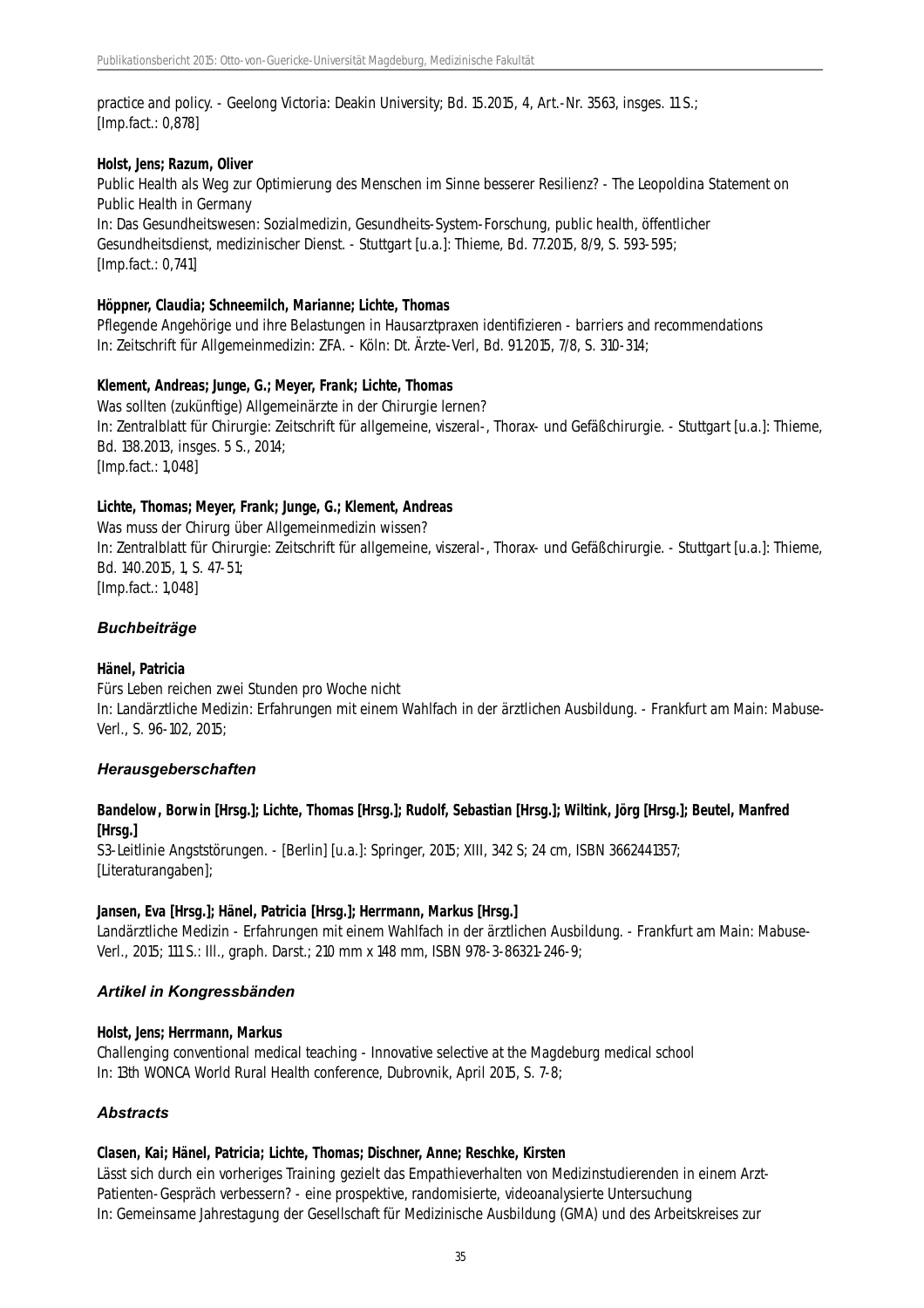practice and policy. - Geelong Victoria: Deakin University; Bd. 15.2015, 4, Art.-Nr. 3563, insges. 11 S.; [Imp.fact.: 0,878]

**Holst, Jens; Razum, Oliver**
Public Health als Weg zur Optimierung des Menschen im Sinne besserer Resilienz? - The Leopoldina Statement on Public Health in Germany
In: Das Gesundheitswesen: Sozialmedizin, Gesundheits-System-Forschung, public health, öffentlicher Gesundheitsdienst, medizinischer Dienst. - Stuttgart [u.a.]: Thieme, Bd. 77.2015, 8/9, S. 593-595; [Imp.fact.: 0,741]

**Höppner, Claudia; Schneemilch, Marianne; Lichte, Thomas**
Pflegende Angehörige und ihre Belastungen in Hausarztpraxen identifizieren - barriers and recommendations
In: Zeitschrift für Allgemeinmedizin: ZFA. - Köln: Dt. Ärzte-Verl, Bd. 91.2015, 7/8, S. 310-314;

**Klement, Andreas; Junge, G.; Meyer, Frank; Lichte, Thomas**
Was sollten (zukünftige) Allgemeinärzte in der Chirurgie lernen?
In: Zentralblatt für Chirurgie: Zeitschrift für allgemeine, viszeral-, Thorax- und Gefäßchirurgie. - Stuttgart [u.a.]: Thieme, Bd. 138.2013, insges. 5 S., 2014;
[Imp.fact.: 1,048]

**Lichte, Thomas; Meyer, Frank; Junge, G.; Klement, Andreas**
Was muss der Chirurg über Allgemeinmedizin wissen?
In: Zentralblatt für Chirurgie: Zeitschrift für allgemeine, viszeral-, Thorax- und Gefäßchirurgie. - Stuttgart [u.a.]: Thieme, Bd. 140.2015, 1, S. 47-51;
[Imp.fact.: 1,048]

### *Buchbeiträge*

**Hänel, Patricia**
Fürs Leben reichen zwei Stunden pro Woche nicht
In: Landärztliche Medizin: Erfahrungen mit einem Wahlfach in der ärztlichen Ausbildung. - Frankfurt am Main: Mabuse-Verl., S. 96-102, 2015;

### *Herausgeberschaften*

**Bandelow, Borwin [Hrsg.]; Lichte, Thomas [Hrsg.]; Rudolf, Sebastian [Hrsg.]; Wiltink, Jörg [Hrsg.]; Beutel, Manfred [Hrsg.]**
S3-Leitlinie Angststörungen. - [Berlin] [u.a.]: Springer, 2015; XIII, 342 S; 24 cm, ISBN 3662441357; [Literaturangaben];

**Jansen, Eva [Hrsg.]; Hänel, Patricia [Hrsg.]; Herrmann, Markus [Hrsg.]**
Landärztliche Medizin - Erfahrungen mit einem Wahlfach in der ärztlichen Ausbildung. - Frankfurt am Main: Mabuse-Verl., 2015; 111 S.: Ill., graph. Darst.; 210 mm x 148 mm, ISBN 978-3-86321-246-9;

### *Artikel in Kongressbänden*

**Holst, Jens; Herrmann, Markus**
Challenging conventional medical teaching - Innovative selective at the Magdeburg medical school
In: 13th WONCA World Rural Health conference, Dubrovnik, April 2015, S. 7-8;

### *Abstracts*

**Clasen, Kai; Hänel, Patricia; Lichte, Thomas; Dischner, Anne; Reschke, Kirsten**
Lässt sich durch ein vorheriges Training gezielt das Empathieverhalten von Medizinstudierenden in einem Arzt-Patienten-Gespräch verbessern? - eine prospektive, randomisierte, videoanalysierte Untersuchung
In: Gemeinsame Jahrestagung der Gesellschaft für Medizinische Ausbildung (GMA) und des Arbeitskreises zur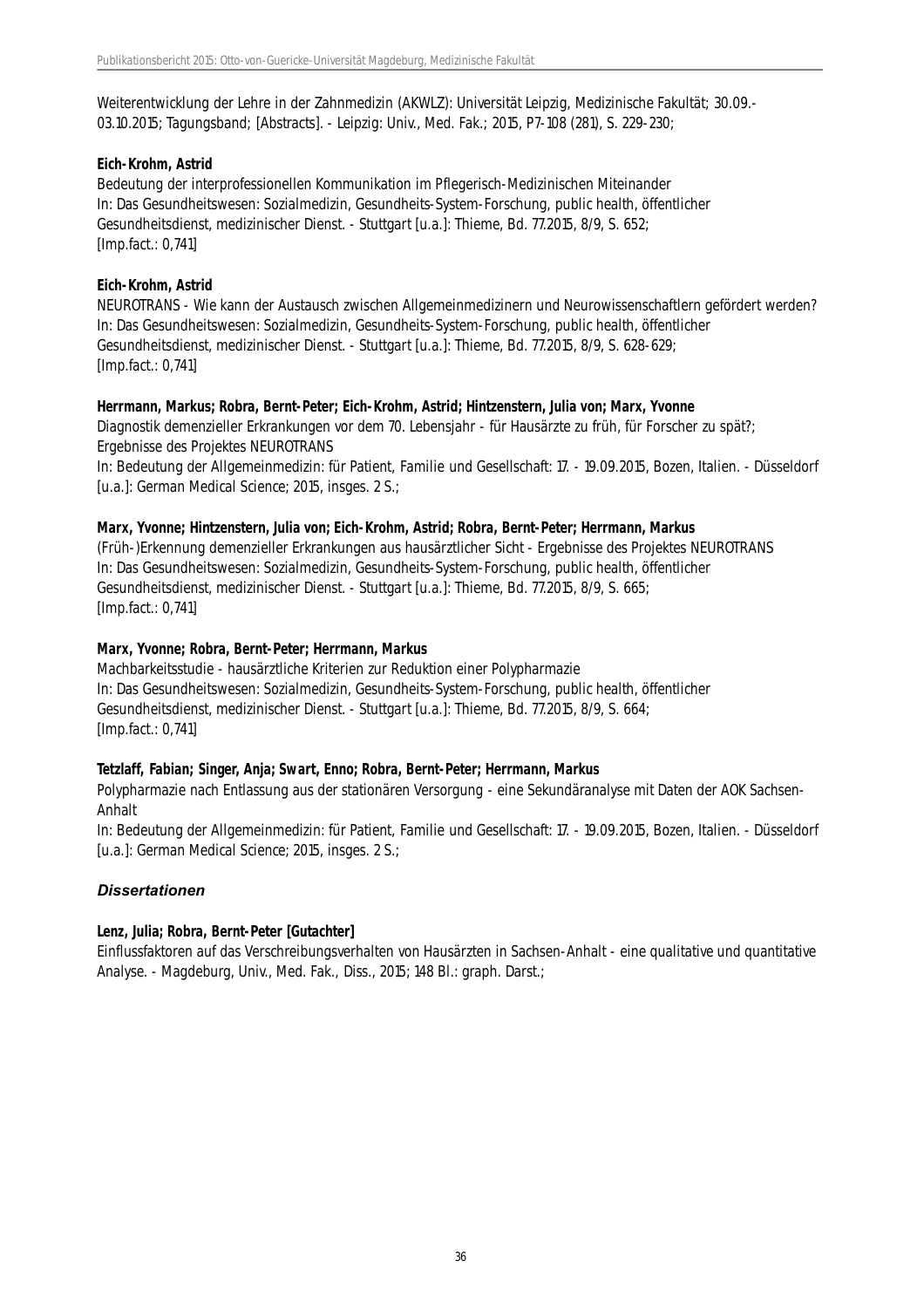Weiterentwicklung der Lehre in der Zahnmedizin (AKWLZ): Universität Leipzig, Medizinische Fakultät; 30.09.-03.10.2015; Tagungsband; [Abstracts]. - Leipzig: Univ., Med. Fak.; 2015, P7-108 (281), S. 229-230;

**Eich-Krohm, Astrid**
Bedeutung der interprofessionellen Kommunikation im Pflegerisch-Medizinischen Miteinander
In: Das Gesundheitswesen: Sozialmedizin, Gesundheits-System-Forschung, public health, öffentlicher Gesundheitsdienst, medizinischer Dienst. - Stuttgart [u.a.]: Thieme, Bd. 77.2015, 8/9, S. 652;
[Imp.fact.: 0,741]

**Eich-Krohm, Astrid**
NEUROTRANS - Wie kann der Austausch zwischen Allgemeinmedizinern und Neurowissenschaftlern gefördert werden?
In: Das Gesundheitswesen: Sozialmedizin, Gesundheits-System-Forschung, public health, öffentlicher Gesundheitsdienst, medizinischer Dienst. - Stuttgart [u.a.]: Thieme, Bd. 77.2015, 8/9, S. 628-629;
[Imp.fact.: 0,741]

**Herrmann, Markus; Robra, Bernt-Peter; Eich-Krohm, Astrid; Hintzenstern, Julia von; Marx, Yvonne**
Diagnostik demenzieller Erkrankungen vor dem 70. Lebensjahr - für Hausärzte zu früh, für Forscher zu spät?; Ergebnisse des Projektes NEUROTRANS
In: Bedeutung der Allgemeinmedizin: für Patient, Familie und Gesellschaft: 17. - 19.09.2015, Bozen, Italien. - Düsseldorf [u.a.]: German Medical Science; 2015, insges. 2 S.;

**Marx, Yvonne; Hintzenstern, Julia von; Eich-Krohm, Astrid; Robra, Bernt-Peter; Herrmann, Markus**
(Früh-)Erkennung demenzieller Erkrankungen aus hausärztlicher Sicht - Ergebnisse des Projektes NEUROTRANS
In: Das Gesundheitswesen: Sozialmedizin, Gesundheits-System-Forschung, public health, öffentlicher Gesundheitsdienst, medizinischer Dienst. - Stuttgart [u.a.]: Thieme, Bd. 77.2015, 8/9, S. 665;
[Imp.fact.: 0,741]

**Marx, Yvonne; Robra, Bernt-Peter; Herrmann, Markus**
Machbarkeitsstudie - hausärztliche Kriterien zur Reduktion einer Polypharmazie
In: Das Gesundheitswesen: Sozialmedizin, Gesundheits-System-Forschung, public health, öffentlicher Gesundheitsdienst, medizinischer Dienst. - Stuttgart [u.a.]: Thieme, Bd. 77.2015, 8/9, S. 664;
[Imp.fact.: 0,741]

**Tetzlaff, Fabian; Singer, Anja; Swart, Enno; Robra, Bernt-Peter; Herrmann, Markus**
Polypharmazie nach Entlassung aus der stationären Versorgung - eine Sekundäranalyse mit Daten der AOK Sachsen-Anhalt
In: Bedeutung der Allgemeinmedizin: für Patient, Familie und Gesellschaft: 17. - 19.09.2015, Bozen, Italien. - Düsseldorf [u.a.]: German Medical Science; 2015, insges. 2 S.;

### *Dissertationen*

**Lenz, Julia; Robra, Bernt-Peter [Gutachter]**
Einflussfaktoren auf das Verschreibungsverhalten von Hausärzten in Sachsen-Anhalt - eine qualitative und quantitative Analyse. - Magdeburg, Univ., Med. Fak., Diss., 2015; 148 Bl.: graph. Darst.;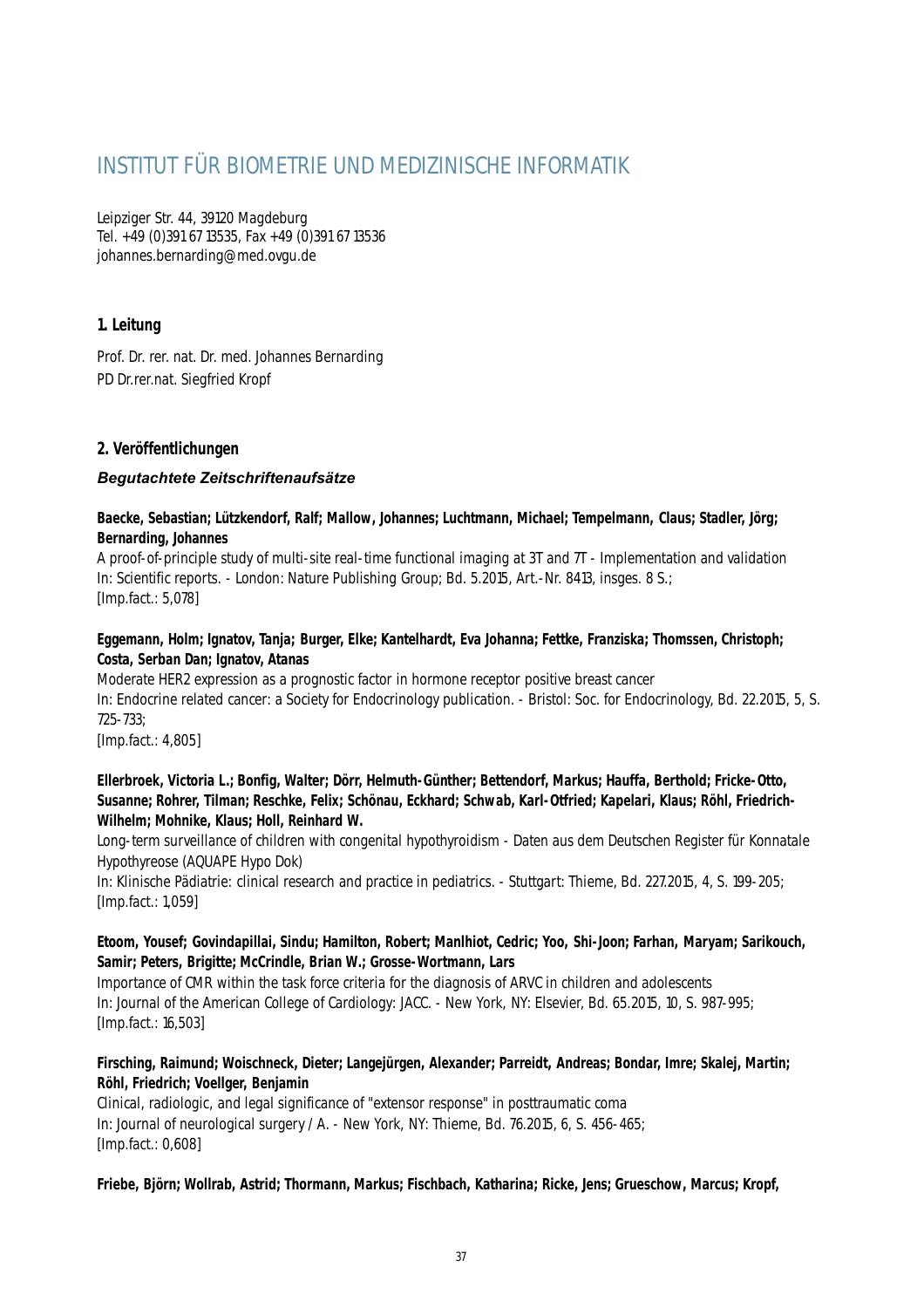# INSTITUT FÜR BIOMETRIE UND MEDIZINISCHE INFORMATIK

Leipziger Str. 44, 39120 Magdeburg
Tel. +49 (0)391 67 13535, Fax +49 (0)391 67 13536
johannes.bernarding@med.ovgu.de

## 1. Leitung

Prof. Dr. rer. nat. Dr. med. Johannes Bernarding
PD Dr.rer.nat. Siegfried Kropf

## 2. Veröffentlichungen

### *Begutachtete Zeitschriftenaufsätze*

**Baecke, Sebastian; Lützkendorf, Ralf; Mallow, Johannes; Luchtmann, Michael; Tempelmann, Claus; Stadler, Jörg; Bernarding, Johannes**
A proof-of-principle study of multi-site real-time functional imaging at 3T and 7T - Implementation and validation
In: Scientific reports. - London: Nature Publishing Group; Bd. 5.2015, Art.-Nr. 8413, insges. 8 S.;
[Imp.fact.: 5,078]

**Eggemann, Holm; Ignatov, Tanja; Burger, Elke; Kantelhardt, Eva Johanna; Fettke, Franziska; Thomssen, Christoph; Costa, Serban Dan; Ignatov, Atanas**
Moderate HER2 expression as a prognostic factor in hormone receptor positive breast cancer
In: Endocrine related cancer: a Society for Endocrinology publication. - Bristol: Soc. for Endocrinology, Bd. 22.2015, 5, S. 725-733;
[Imp.fact.: 4,805]

**Ellerbroek, Victoria L.; Bonfig, Walter; Dörr, Helmuth-Günther; Bettendorf, Markus; Hauffa, Berthold; Fricke-Otto, Susanne; Rohrer, Tilman; Reschke, Felix; Schönau, Eckhard; Schwab, Karl-Otfried; Kapelari, Klaus; Röhl, Friedrich-Wilhelm; Mohnike, Klaus; Holl, Reinhard W.**
Long-term surveillance of children with congenital hypothyroidism - Daten aus dem Deutschen Register für Konnatale Hypothyreose (AQUAPE Hypo Dok)
In: Klinische Pädiatrie: clinical research and practice in pediatrics. - Stuttgart: Thieme, Bd. 227.2015, 4, S. 199-205;
[Imp.fact.: 1,059]

**Etoom, Yousef; Govindapillai, Sindu; Hamilton, Robert; Manlhiot, Cedric; Yoo, Shi-Joon; Farhan, Maryam; Sarikouch, Samir; Peters, Brigitte; McCrindle, Brian W.; Grosse-Wortmann, Lars**
Importance of CMR within the task force criteria for the diagnosis of ARVC in children and adolescents
In: Journal of the American College of Cardiology: JACC. - New York, NY: Elsevier, Bd. 65.2015, 10, S. 987-995;
[Imp.fact.: 16,503]

**Firsching, Raimund; Woischneck, Dieter; Langejürgen, Alexander; Parreidt, Andreas; Bondar, Imre; Skalej, Martin; Röhl, Friedrich; Voellger, Benjamin**
Clinical, radiologic, and legal significance of "extensor response" in posttraumatic coma
In: Journal of neurological surgery / A. - New York, NY: Thieme, Bd. 76.2015, 6, S. 456-465;
[Imp.fact.: 0,608]

**Friebe, Björn; Wollrab, Astrid; Thormann, Markus; Fischbach, Katharina; Ricke, Jens; Grueschow, Marcus; Kropf,**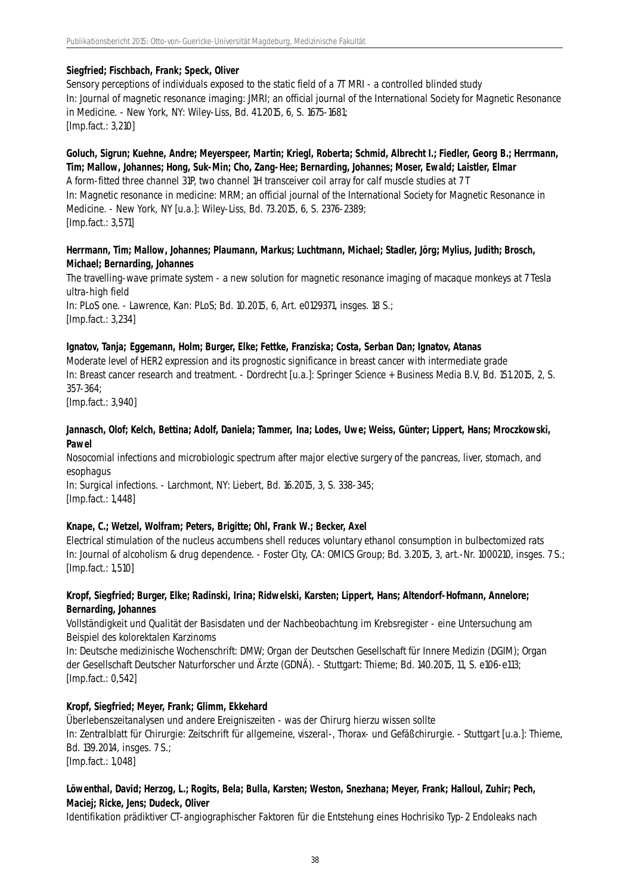**Siegfried; Fischbach, Frank; Speck, Oliver**

Sensory perceptions of individuals exposed to the static field of a 7T MRI - a controlled blinded study

In: Journal of magnetic resonance imaging: JMRI; an official journal of the International Society for Magnetic Resonance in Medicine. - New York, NY: Wiley-Liss, Bd. 41.2015, 6, S. 1675-1681;

[Imp.fact.: 3,210]

**Goluch, Sigrun; Kuehne, Andre; Meyerspeer, Martin; Kriegl, Roberta; Schmid, Albrecht I.; Fiedler, Georg B.; Herrmann, Tim; Mallow, Johannes; Hong, Suk-Min; Cho, Zang-Hee; Bernarding, Johannes; Moser, Ewald; Laistler, Elmar**

A form-fitted three channel 31P, two channel 1H transceiver coil array for calf muscle studies at 7 T

In: Magnetic resonance in medicine: MRM; an official journal of the International Society for Magnetic Resonance in Medicine. - New York, NY [u.a.]: Wiley-Liss, Bd. 73.2015, 6, S. 2376-2389;

[Imp.fact.: 3,571]

**Herrmann, Tim; Mallow, Johannes; Plaumann, Markus; Luchtmann, Michael; Stadler, Jörg; Mylius, Judith; Brosch, Michael; Bernarding, Johannes**

The travelling-wave primate system - a new solution for magnetic resonance imaging of macaque monkeys at 7 Tesla ultra-high field

In: PLoS one. - Lawrence, Kan: PLoS; Bd. 10.2015, 6, Art. e0129371, insges. 18 S.;

[Imp.fact.: 3,234]

**Ignatov, Tanja; Eggemann, Holm; Burger, Elke; Fettke, Franziska; Costa, Serban Dan; Ignatov, Atanas**

Moderate level of HER2 expression and its prognostic significance in breast cancer with intermediate grade

In: Breast cancer research and treatment. - Dordrecht [u.a.]: Springer Science + Business Media B.V, Bd. 151.2015, 2, S. 357-364;

[Imp.fact.: 3,940]

**Jannasch, Olof; Kelch, Bettina; Adolf, Daniela; Tammer, Ina; Lodes, Uwe; Weiss, Günter; Lippert, Hans; Mroczkowski, Pawel**

Nosocomial infections and microbiologic spectrum after major elective surgery of the pancreas, liver, stomach, and esophagus

In: Surgical infections. - Larchmont, NY: Liebert, Bd. 16.2015, 3, S. 338-345;

[Imp.fact.: 1,448]

**Knape, C.; Wetzel, Wolfram; Peters, Brigitte; Ohl, Frank W.; Becker, Axel**

Electrical stimulation of the nucleus accumbens shell reduces voluntary ethanol consumption in bulbectomized rats

In: Journal of alcoholism & drug dependence. - Foster City, CA: OMICS Group; Bd. 3.2015, 3, art.-Nr. 1000210, insges. 7 S.;

[Imp.fact.: 1,510]

**Kropf, Siegfried; Burger, Elke; Radinski, Irina; Ridwelski, Karsten; Lippert, Hans; Altendorf-Hofmann, Annelore; Bernarding, Johannes**

Vollständigkeit und Qualität der Basisdaten und der Nachbeobachtung im Krebsregister - eine Untersuchung am Beispiel des kolorektalen Karzinoms

In: Deutsche medizinische Wochenschrift: DMW; Organ der Deutschen Gesellschaft für Innere Medizin (DGIM); Organ der Gesellschaft Deutscher Naturforscher und Ärzte (GDNÄ). - Stuttgart: Thieme; Bd. 140.2015, 11, S. e106-e113;

[Imp.fact.: 0,542]

**Kropf, Siegfried; Meyer, Frank; Glimm, Ekkehard**

Überlebenszeitanalysen und andere Ereigniszeiten - was der Chirurg hierzu wissen sollte

In: Zentralblatt für Chirurgie: Zeitschrift für allgemeine, viszeral-, Thorax- und Gefäßchirurgie. - Stuttgart [u.a.]: Thieme, Bd. 139.2014, insges. 7 S.;

[Imp.fact.: 1,048]

**Löwenthal, David; Herzog, L.; Rogits, Bela; Bulla, Karsten; Weston, Snezhana; Meyer, Frank; Halloul, Zuhir; Pech, Maciej; Ricke, Jens; Dudeck, Oliver**

Identifikation prädiktiver CT-angiographischer Faktoren für die Entstehung eines Hochrisiko Typ-2 Endoleaks nach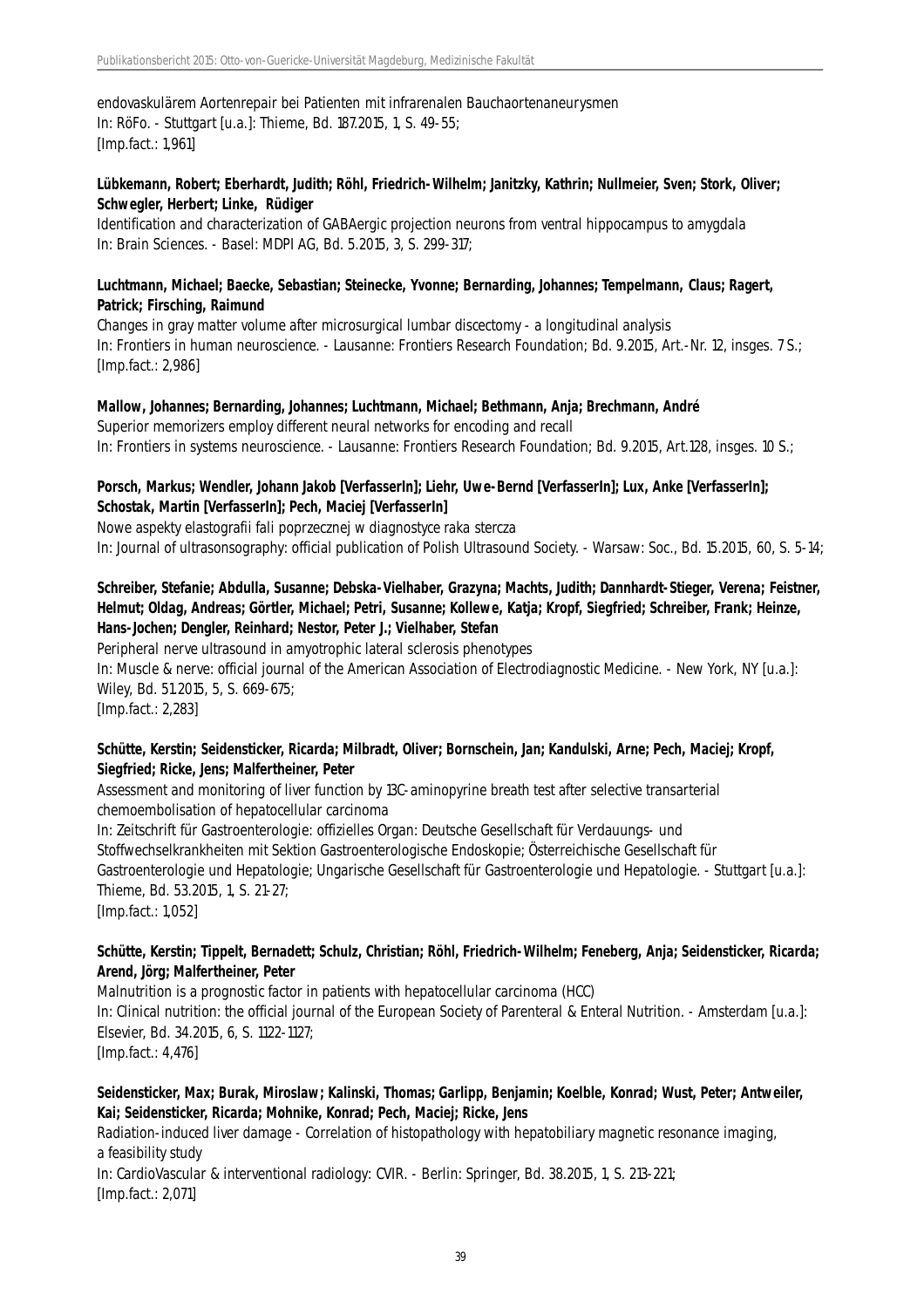endovaskulärem Aortenrepair bei Patienten mit infrarenalen Bauchaortenaneurysmen
In: RöFo. - Stuttgart [u.a.]: Thieme, Bd. 187.2015, 1, S. 49-55;
[Imp.fact.: 1,961]

**Lübkemann, Robert; Eberhardt, Judith; Röhl, Friedrich-Wilhelm; Janitzky, Kathrin; Nullmeier, Sven; Stork, Oliver; Schwegler, Herbert; Linke, Rüdiger**
Identification and characterization of GABAergic projection neurons from ventral hippocampus to amygdala
In: Brain Sciences. - Basel: MDPI AG, Bd. 5.2015, 3, S. 299-317;

**Luchtmann, Michael; Baecke, Sebastian; Steinecke, Yvonne; Bernarding, Johannes; Tempelmann, Claus; Ragert, Patrick; Firsching, Raimund**
Changes in gray matter volume after microsurgical lumbar discectomy - a longitudinal analysis
In: Frontiers in human neuroscience. - Lausanne: Frontiers Research Foundation; Bd. 9.2015, Art.-Nr. 12, insges. 7 S.;
[Imp.fact.: 2,986]

**Mallow, Johannes; Bernarding, Johannes; Luchtmann, Michael; Bethmann, Anja; Brechmann, André**
Superior memorizers employ different neural networks for encoding and recall
In: Frontiers in systems neuroscience. - Lausanne: Frontiers Research Foundation; Bd. 9.2015, Art.128, insges. 10 S.;

**Porsch, Markus; Wendler, Johann Jakob [VerfasserIn]; Liehr, Uwe-Bernd [VerfasserIn]; Lux, Anke [VerfasserIn]; Schostak, Martin [VerfasserIn]; Pech, Maciej [VerfasserIn]**
Nowe aspekty elastografii fali poprzecznej w diagnostyce raka stercza
In: Journal of ultrasonsography: official publication of Polish Ultrasound Society. - Warsaw: Soc., Bd. 15.2015, 60, S. 5-14;

**Schreiber, Stefanie; Abdulla, Susanne; Debska-Vielhaber, Grazyna; Machts, Judith; Dannhardt-Stieger, Verena; Feistner, Helmut; Oldag, Andreas; Görtler, Michael; Petri, Susanne; Kollewe, Katja; Kropf, Siegfried; Schreiber, Frank; Heinze, Hans-Jochen; Dengler, Reinhard; Nestor, Peter J.; Vielhaber, Stefan**
Peripheral nerve ultrasound in amyotrophic lateral sclerosis phenotypes
In: Muscle & nerve: official journal of the American Association of Electrodiagnostic Medicine. - New York, NY [u.a.]: Wiley, Bd. 51.2015, 5, S. 669-675;
[Imp.fact.: 2,283]

**Schütte, Kerstin; Seidensticker, Ricarda; Milbradt, Oliver; Bornschein, Jan; Kandulski, Arne; Pech, Maciej; Kropf, Siegfried; Ricke, Jens; Malfertheiner, Peter**
Assessment and monitoring of liver function by 13C-aminopyrine breath test after selective transarterial chemoembolisation of hepatocellular carcinoma
In: Zeitschrift für Gastroenterologie: offizielles Organ: Deutsche Gesellschaft für Verdauungs- und Stoffwechselkrankheiten mit Sektion Gastroenterologische Endoskopie; Österreichische Gesellschaft für Gastroenterologie und Hepatologie; Ungarische Gesellschaft für Gastroenterologie und Hepatologie. - Stuttgart [u.a.]: Thieme, Bd. 53.2015, 1, S. 21-27;
[Imp.fact.: 1,052]

**Schütte, Kerstin; Tippelt, Bernadett; Schulz, Christian; Röhl, Friedrich-Wilhelm; Feneberg, Anja; Seidensticker, Ricarda; Arend, Jörg; Malfertheiner, Peter**
Malnutrition is a prognostic factor in patients with hepatocellular carcinoma (HCC)
In: Clinical nutrition: the official journal of the European Society of Parenteral & Enteral Nutrition. - Amsterdam [u.a.]: Elsevier, Bd. 34.2015, 6, S. 1122-1127;
[Imp.fact.: 4,476]

**Seidensticker, Max; Burak, Miroslaw; Kalinski, Thomas; Garlipp, Benjamin; Koelble, Konrad; Wust, Peter; Antweiler, Kai; Seidensticker, Ricarda; Mohnike, Konrad; Pech, Maciej; Ricke, Jens**
Radiation-induced liver damage - Correlation of histopathology with hepatobiliary magnetic resonance imaging, a feasibility study
In: CardioVascular & interventional radiology: CVIR. - Berlin: Springer, Bd. 38.2015, 1, S. 213-221;
[Imp.fact.: 2,071]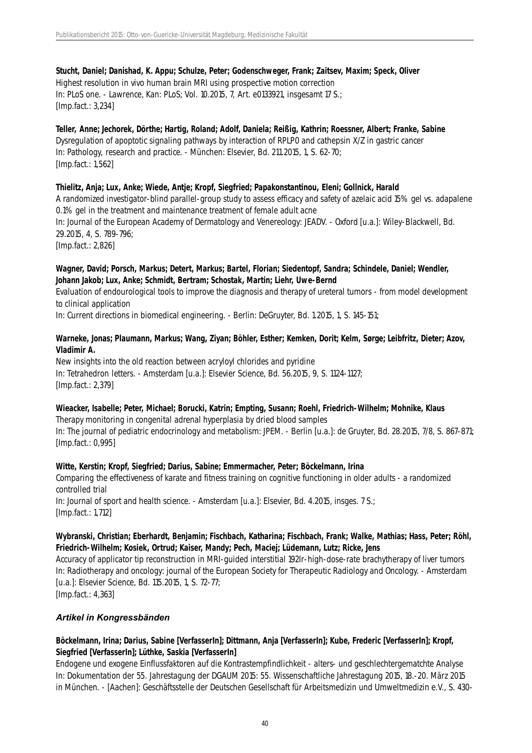**Stucht, Daniel; Danishad, K. Appu; Schulze, Peter; Godenschweger, Frank; Zaitsev, Maxim; Speck, Oliver**
Highest resolution in vivo human brain MRI using prospective motion correction
In: PLoS one. - Lawrence, Kan: PLoS; Vol. 10.2015, 7, Art. e0133921, insgesamt 17 S.;
[Imp.fact.: 3,234]

**Teller, Anne; Jechorek, Dörthe; Hartig, Roland; Adolf, Daniela; Reißig, Kathrin; Roessner, Albert; Franke, Sabine**
Dysregulation of apoptotic signaling pathways by interaction of RPLP0 and cathepsin X/Z in gastric cancer
In: Pathology, research and practice. - München: Elsevier, Bd. 211.2015, 1, S. 62-70;
[Imp.fact.: 1,562]

**Thielitz, Anja; Lux, Anke; Wiede, Antje; Kropf, Siegfried; Papakonstantinou, Eleni; Gollnick, Harald**
A randomized investigator-blind parallel-group study to assess efficacy and safety of azelaic acid 15% gel vs. adapalene 0.1% gel in the treatment and maintenance treatment of female adult acne
In: Journal of the European Academy of Dermatology and Venereology: JEADV. - Oxford [u.a.]: Wiley-Blackwell, Bd. 29.2015, 4, S. 789-796;
[Imp.fact.: 2,826]

**Wagner, David; Porsch, Markus; Detert, Markus; Bartel, Florian; Siedentopf, Sandra; Schindele, Daniel; Wendler, Johann Jakob; Lux, Anke; Schmidt, Bertram; Schostak, Martin; Liehr, Uwe-Bernd**
Evaluation of endourological tools to improve the diagnosis and therapy of ureteral tumors - from model development to clinical application
In: Current directions in biomedical engineering. - Berlin: DeGruyter, Bd. 1.2015, 1, S. 145-151;

**Warneke, Jonas; Plaumann, Markus; Wang, Ziyan; Böhler, Esther; Kemken, Dorit; Kelm, Sørge; Leibfritz, Dieter; Azov, Vladimir A.**
New insights into the old reaction between acryloyl chlorides and pyridine
In: Tetrahedron letters. - Amsterdam [u.a.]: Elsevier Science, Bd. 56.2015, 9, S. 1124-1127;
[Imp.fact.: 2,379]

**Wieacker, Isabelle; Peter, Michael; Borucki, Katrin; Empting, Susann; Roehl, Friedrich-Wilhelm; Mohnike, Klaus**
Therapy monitoring in congenital adrenal hyperplasia by dried blood samples
In: The journal of pediatric endocrinology and metabolism: JPEM. - Berlin [u.a.]: de Gruyter, Bd. 28.2015, 7/8, S. 867-871;
[Imp.fact.: 0,995]

**Witte, Kerstin; Kropf, Siegfried; Darius, Sabine; Emmermacher, Peter; Böckelmann, Irina**
Comparing the effectiveness of karate and fitness training on cognitive functioning in older adults - a randomized controlled trial
In: Journal of sport and health science. - Amsterdam [u.a.]: Elsevier, Bd. 4.2015, insges. 7 S.;
[Imp.fact.: 1,712]

**Wybranski, Christian; Eberhardt, Benjamin; Fischbach, Katharina; Fischbach, Frank; Walke, Mathias; Hass, Peter; Röhl, Friedrich-Wilhelm; Kosiek, Ortrud; Kaiser, Mandy; Pech, Maciej; Lüdemann, Lutz; Ricke, Jens**
Accuracy of applicator tip reconstruction in MRI-guided interstitial 192Ir-high-dose-rate brachytherapy of liver tumors
In: Radiotherapy and oncology: journal of the European Society for Therapeutic Radiology and Oncology. - Amsterdam [u.a.]: Elsevier Science, Bd. 115.2015, 1, S. 72-77;
[Imp.fact.: 4,363]

### *Artikel in Kongressbänden*

**Böckelmann, Irina; Darius, Sabine [VerfasserIn]; Dittmann, Anja [VerfasserIn]; Kube, Frederic [VerfasserIn]; Kropf, Siegfried [VerfasserIn]; Lüthke, Saskia [VerfasserIn]**
Endogene und exogene Einflussfaktoren auf die Kontrastempfindlichkeit - alters- und geschlechtergematchte Analyse
In: Dokumentation der 55. Jahrestagung der DGAUM 2015: 55. Wissenschaftliche Jahrestagung 2015, 18.-20. März 2015 in München. - [Aachen]: Geschäftsstelle der Deutschen Gesellschaft für Arbeitsmedizin und Umweltmedizin e.V., S. 430-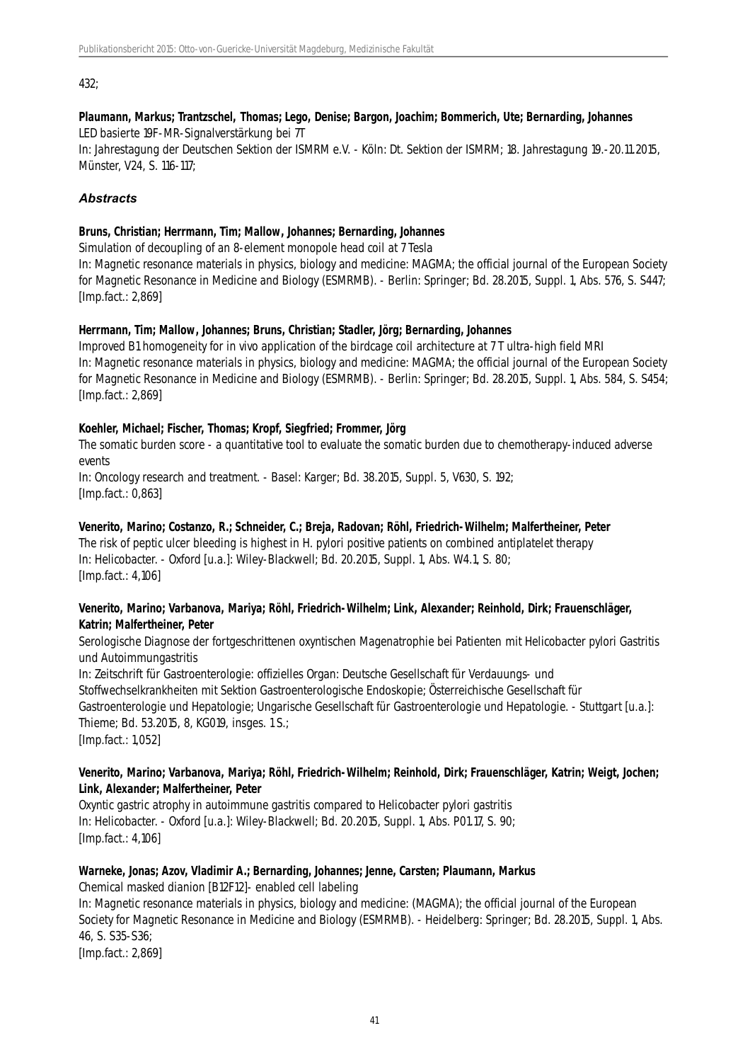432;

**Plaumann, Markus; Trantzschel, Thomas; Lego, Denise; Bargon, Joachim; Bommerich, Ute; Bernarding, Johannes**
LED basierte 19F-MR-Signalverstärkung bei 7T
In: Jahrestagung der Deutschen Sektion der ISMRM e.V. - Köln: Dt. Sektion der ISMRM; 18. Jahrestagung 19.-20.11.2015, Münster, V24, S. 116-117;

### *Abstracts*

**Bruns, Christian; Herrmann, Tim; Mallow, Johannes; Bernarding, Johannes**
Simulation of decoupling of an 8-element monopole head coil at 7 Tesla
In: Magnetic resonance materials in physics, biology and medicine: MAGMA; the official journal of the European Society for Magnetic Resonance in Medicine and Biology (ESMRMB). - Berlin: Springer; Bd. 28.2015, Suppl. 1, Abs. 576, S. S447;
[Imp.fact.: 2,869]

**Herrmann, Tim; Mallow, Johannes; Bruns, Christian; Stadler, Jörg; Bernarding, Johannes**
Improved B1 homogeneity for in vivo application of the birdcage coil architecture at 7 T ultra-high field MRI
In: Magnetic resonance materials in physics, biology and medicine: MAGMA; the official journal of the European Society for Magnetic Resonance in Medicine and Biology (ESMRMB). - Berlin: Springer; Bd. 28.2015, Suppl. 1, Abs. 584, S. S454;
[Imp.fact.: 2,869]

**Koehler, Michael; Fischer, Thomas; Kropf, Siegfried; Frommer, Jörg**
The somatic burden score - a quantitative tool to evaluate the somatic burden due to chemotherapy-induced adverse events
In: Oncology research and treatment. - Basel: Karger; Bd. 38.2015, Suppl. 5, V630, S. 192;
[Imp.fact.: 0,863]

**Venerito, Marino; Costanzo, R.; Schneider, C.; Breja, Radovan; Röhl, Friedrich-Wilhelm; Malfertheiner, Peter**
The risk of peptic ulcer bleeding is highest in H. pylori positive patients on combined antiplatelet therapy
In: Helicobacter. - Oxford [u.a.]: Wiley-Blackwell; Bd. 20.2015, Suppl. 1, Abs. W4.1, S. 80;
[Imp.fact.: 4,106]

**Venerito, Marino; Varbanova, Mariya; Röhl, Friedrich-Wilhelm; Link, Alexander; Reinhold, Dirk; Frauenschläger, Katrin; Malfertheiner, Peter**
Serologische Diagnose der fortgeschrittenen oxyntischen Magenatrophie bei Patienten mit Helicobacter pylori Gastritis und Autoimmungastritis
In: Zeitschrift für Gastroenterologie: offizielles Organ: Deutsche Gesellschaft für Verdauungs- und Stoffwechselkrankheiten mit Sektion Gastroenterologische Endoskopie; Österreichische Gesellschaft für Gastroenterologie und Hepatologie; Ungarische Gesellschaft für Gastroenterologie und Hepatologie. - Stuttgart [u.a.]: Thieme; Bd. 53.2015, 8, KG019, insges. 1 S.;
[Imp.fact.: 1,052]

**Venerito, Marino; Varbanova, Mariya; Röhl, Friedrich-Wilhelm; Reinhold, Dirk; Frauenschläger, Katrin; Weigt, Jochen; Link, Alexander; Malfertheiner, Peter**
Oxyntic gastric atrophy in autoimmune gastritis compared to Helicobacter pylori gastritis
In: Helicobacter. - Oxford [u.a.]: Wiley-Blackwell; Bd. 20.2015, Suppl. 1, Abs. P01.17, S. 90;
[Imp.fact.: 4,106]

**Warneke, Jonas; Azov, Vladimir A.; Bernarding, Johannes; Jenne, Carsten; Plaumann, Markus**
Chemical masked dianion [B12F12]- enabled cell labeling
In: Magnetic resonance materials in physics, biology and medicine: (MAGMA); the official journal of the European Society for Magnetic Resonance in Medicine and Biology (ESMRMB). - Heidelberg: Springer; Bd. 28.2015, Suppl. 1, Abs. 46, S. S35-S36;
[Imp.fact.: 2,869]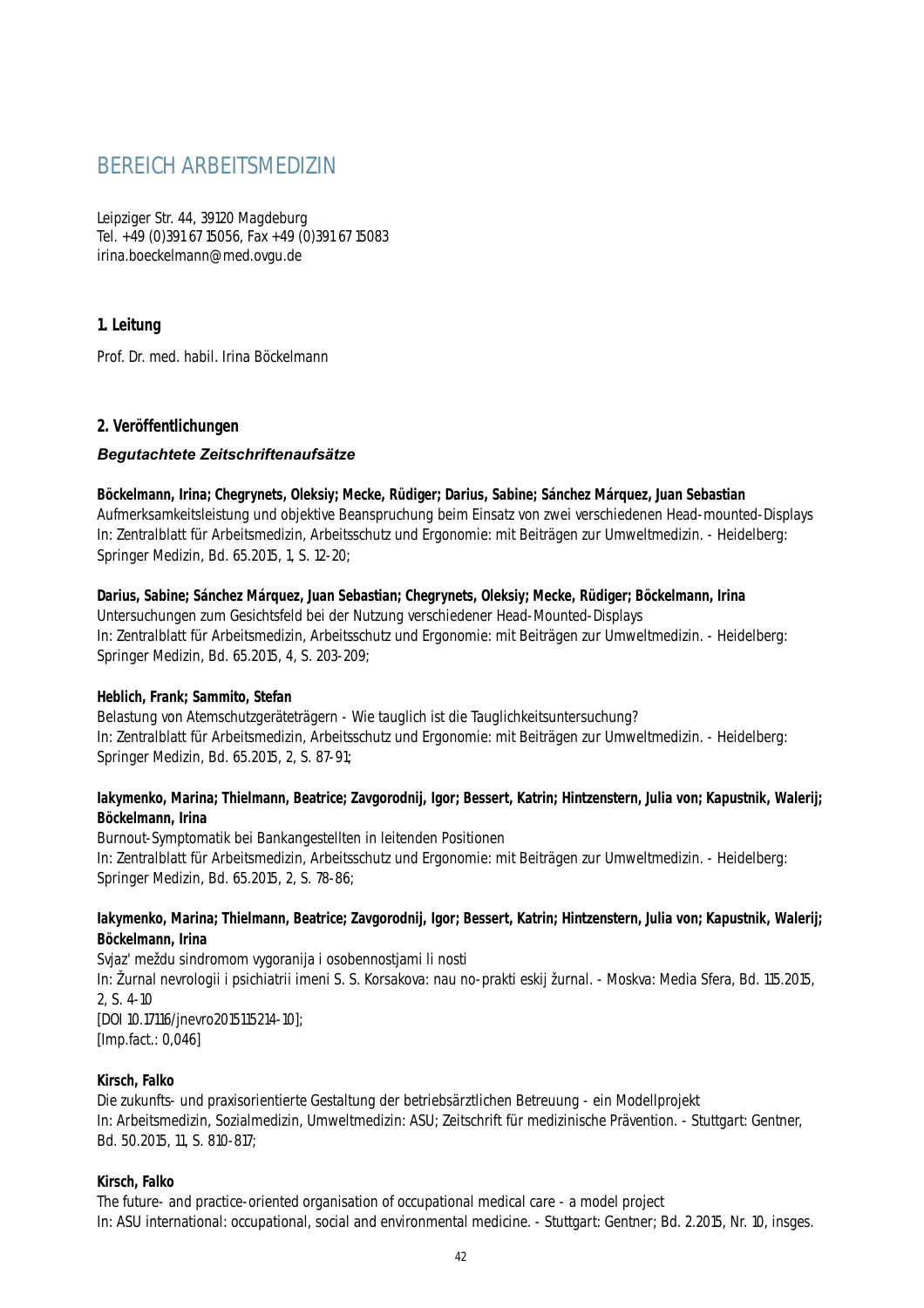# BEREICH ARBEITSMEDIZIN

Leipziger Str. 44, 39120 Magdeburg
Tel. +49 (0)391 67 15056, Fax +49 (0)391 67 15083
irina.boeckelmann@med.ovgu.de

### 1. Leitung

Prof. Dr. med. habil. Irina Böckelmann

### 2. Veröffentlichungen

#### *Begutachtete Zeitschriftenaufsätze*

**Böckelmann, Irina; Chegrynets, Oleksiy; Mecke, Rüdiger; Darius, Sabine; Sánchez Márquez, Juan Sebastian**
Aufmerksamkeitsleistung und objektive Beanspruchung beim Einsatz von zwei verschiedenen Head-mounted-Displays
In: Zentralblatt für Arbeitsmedizin, Arbeitsschutz und Ergonomie: mit Beiträgen zur Umweltmedizin. - Heidelberg: Springer Medizin, Bd. 65.2015, 1, S. 12-20;

**Darius, Sabine; Sánchez Márquez, Juan Sebastian; Chegrynets, Oleksiy; Mecke, Rüdiger; Böckelmann, Irina**
Untersuchungen zum Gesichtsfeld bei der Nutzung verschiedener Head-Mounted-Displays
In: Zentralblatt für Arbeitsmedizin, Arbeitsschutz und Ergonomie: mit Beiträgen zur Umweltmedizin. - Heidelberg: Springer Medizin, Bd. 65.2015, 4, S. 203-209;

**Heblich, Frank; Sammito, Stefan**
Belastung von Atemschutzgeräteträgern - Wie tauglich ist die Tauglichkeitsuntersuchung?
In: Zentralblatt für Arbeitsmedizin, Arbeitsschutz und Ergonomie: mit Beiträgen zur Umweltmedizin. - Heidelberg: Springer Medizin, Bd. 65.2015, 2, S. 87-91;

**Iakymenko, Marina; Thielmann, Beatrice; Zavgorodnij, Igor; Bessert, Katrin; Hintzenstern, Julia von; Kapustnik, Walerij; Böckelmann, Irina**
Burnout-Symptomatik bei Bankangestellten in leitenden Positionen
In: Zentralblatt für Arbeitsmedizin, Arbeitsschutz und Ergonomie: mit Beiträgen zur Umweltmedizin. - Heidelberg: Springer Medizin, Bd. 65.2015, 2, S. 78-86;

**Iakymenko, Marina; Thielmann, Beatrice; Zavgorodnij, Igor; Bessert, Katrin; Hintzenstern, Julia von; Kapustnik, Walerij; Böckelmann, Irina**
Svjaz' meždu sindromom vygoranija i osobennostjami li nosti
In: Žurnal nevrologii i psichiatrii imeni S. S. Korsakova: nau no-prakti eskij žurnal. - Moskva: Media Sfera, Bd. 115.2015, 2, S. 4-10
[DOI 10.17116/jnevro20151152l4-10];
[Imp.fact.: 0,046]

**Kirsch, Falko**
Die zukunfts- und praxisorientierte Gestaltung der betriebsärztlichen Betreuung - ein Modellprojekt
In: Arbeitsmedizin, Sozialmedizin, Umweltmedizin: ASU; Zeitschrift für medizinische Prävention. - Stuttgart: Gentner, Bd. 50.2015, 11, S. 810-817;

**Kirsch, Falko**
The future- and practice-oriented organisation of occupational medical care - a model project
In: ASU international: occupational, social and environmental medicine. - Stuttgart: Gentner; Bd. 2.2015, Nr. 10, insges.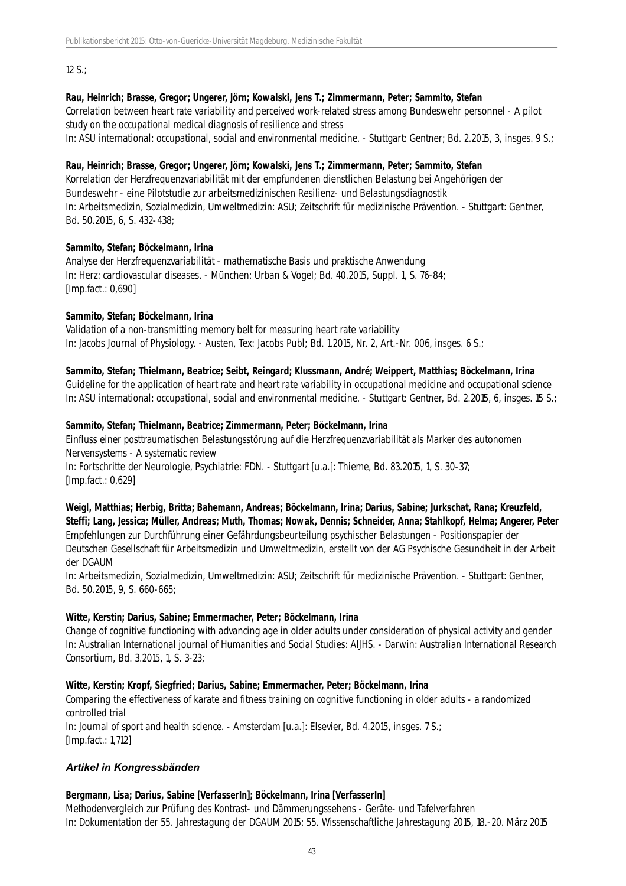12 S.;

**Rau, Heinrich; Brasse, Gregor; Ungerer, Jörn; Kowalski, Jens T.; Zimmermann, Peter; Sammito, Stefan**
Correlation between heart rate variability and perceived work-related stress among Bundeswehr personnel - A pilot study on the occupational medical diagnosis of resilience and stress
In: ASU international: occupational, social and environmental medicine. - Stuttgart: Gentner; Bd. 2.2015, 3, insges. 9 S.;

**Rau, Heinrich; Brasse, Gregor; Ungerer, Jörn; Kowalski, Jens T.; Zimmermann, Peter; Sammito, Stefan**
Korrelation der Herzfrequenzvariabilität mit der empfundenen dienstlichen Belastung bei Angehörigen der Bundeswehr - eine Pilotstudie zur arbeitsmedizinischen Resilienz- und Belastungsdiagnostik
In: Arbeitsmedizin, Sozialmedizin, Umweltmedizin: ASU; Zeitschrift für medizinische Prävention. - Stuttgart: Gentner, Bd. 50.2015, 6, S. 432-438;

**Sammito, Stefan; Böckelmann, Irina**
Analyse der Herzfrequenzvariabilität - mathematische Basis und praktische Anwendung
In: Herz: cardiovascular diseases. - München: Urban & Vogel; Bd. 40.2015, Suppl. 1, S. 76-84;
[Imp.fact.: 0,690]

**Sammito, Stefan; Böckelmann, Irina**
Validation of a non-transmitting memory belt for measuring heart rate variability
In: Jacobs Journal of Physiology. - Austen, Tex: Jacobs Publ; Bd. 1.2015, Nr. 2, Art.-Nr. 006, insges. 6 S.;

**Sammito, Stefan; Thielmann, Beatrice; Seibt, Reingard; Klussmann, André; Weippert, Matthias; Böckelmann, Irina**
Guideline for the application of heart rate and heart rate variability in occupational medicine and occupational science
In: ASU international: occupational, social and environmental medicine. - Stuttgart: Gentner, Bd. 2.2015, 6, insges. 15 S.;

**Sammito, Stefan; Thielmann, Beatrice; Zimmermann, Peter; Böckelmann, Irina**
Einfluss einer posttraumatischen Belastungsstörung auf die Herzfrequenzvariabilität als Marker des autonomen Nervensystems - A systematic review
In: Fortschritte der Neurologie, Psychiatrie: FDN. - Stuttgart [u.a.]: Thieme, Bd. 83.2015, 1, S. 30-37;
[Imp.fact.: 0,629]

**Weigl, Matthias; Herbig, Britta; Bahemann, Andreas; Böckelmann, Irina; Darius, Sabine; Jurkschat, Rana; Kreuzfeld, Steffi; Lang, Jessica; Müller, Andreas; Muth, Thomas; Nowak, Dennis; Schneider, Anna; Stahlkopf, Helma; Angerer, Peter**
Empfehlungen zur Durchführung einer Gefährdungsbeurteilung psychischer Belastungen - Positionspapier der Deutschen Gesellschaft für Arbeitsmedizin und Umweltmedizin, erstellt von der AG Psychische Gesundheit in der Arbeit der DGAUM
In: Arbeitsmedizin, Sozialmedizin, Umweltmedizin: ASU; Zeitschrift für medizinische Prävention. - Stuttgart: Gentner, Bd. 50.2015, 9, S. 660-665;

**Witte, Kerstin; Darius, Sabine; Emmermacher, Peter; Böckelmann, Irina**
Change of cognitive functioning with advancing age in older adults under consideration of physical activity and gender
In: Australian International journal of Humanities and Social Studies: AIJHS. - Darwin: Australian International Research Consortium, Bd. 3.2015, 1, S. 3-23;

**Witte, Kerstin; Kropf, Siegfried; Darius, Sabine; Emmermacher, Peter; Böckelmann, Irina**
Comparing the effectiveness of karate and fitness training on cognitive functioning in older adults - a randomized controlled trial
In: Journal of sport and health science. - Amsterdam [u.a.]: Elsevier, Bd. 4.2015, insges. 7 S.;
[Imp.fact.: 1,712]

### *Artikel in Kongressbänden*

**Bergmann, Lisa; Darius, Sabine [VerfasserIn]; Böckelmann, Irina [VerfasserIn]**
Methodenvergleich zur Prüfung des Kontrast- und Dämmerungssehens - Geräte- und Tafelverfahren
In: Dokumentation der 55. Jahrestagung der DGAUM 2015: 55. Wissenschaftliche Jahrestagung 2015, 18.-20. März 2015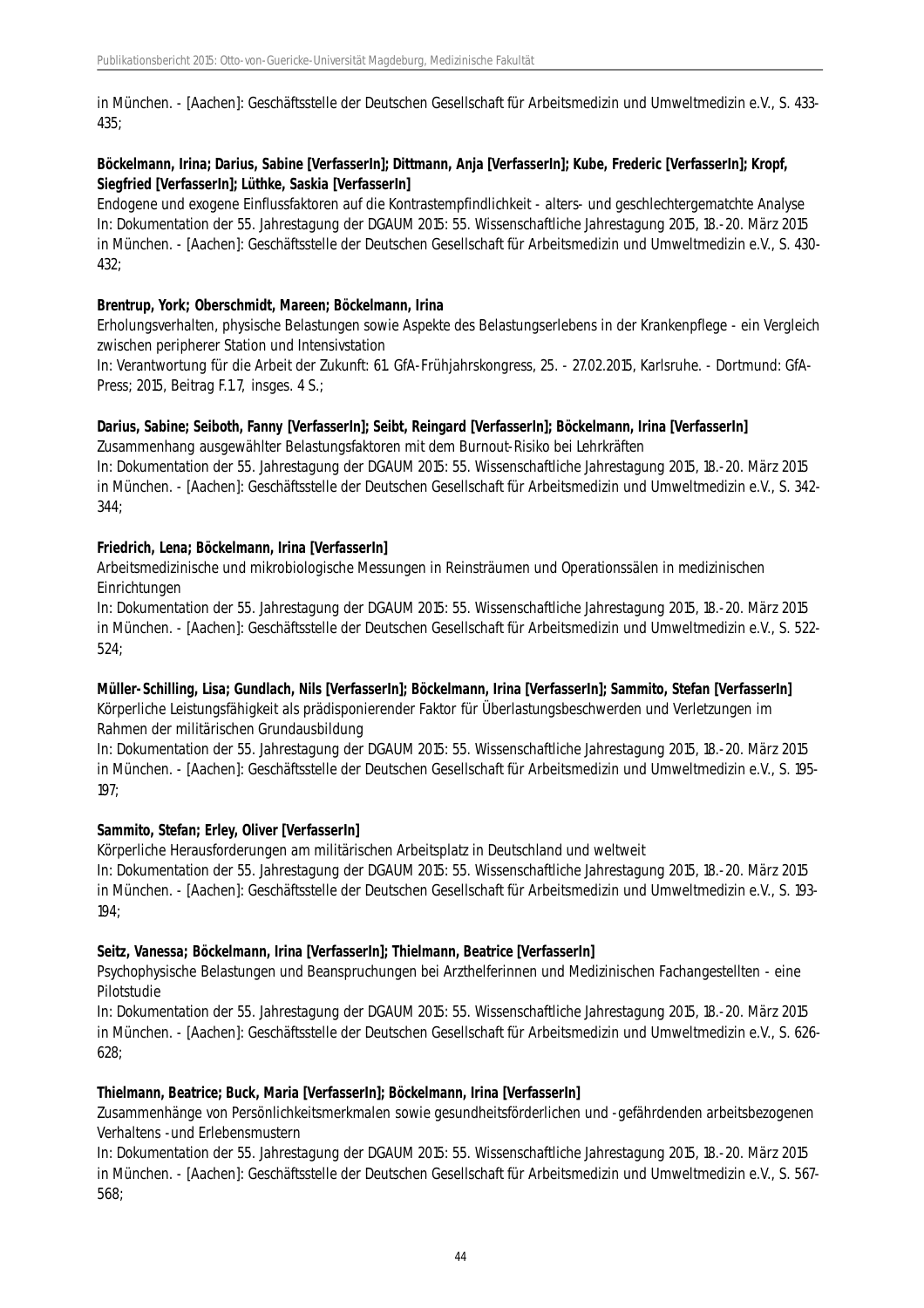in München. - [Aachen]: Geschäftsstelle der Deutschen Gesellschaft für Arbeitsmedizin und Umweltmedizin e.V., S. 433-435;

**Böckelmann, Irina; Darius, Sabine [VerfasserIn]; Dittmann, Anja [VerfasserIn]; Kube, Frederic [VerfasserIn]; Kropf, Siegfried [VerfasserIn]; Lüthke, Saskia [VerfasserIn]**
Endogene und exogene Einflussfaktoren auf die Kontrastempfindlichkeit - alters- und geschlechtergematchte Analyse
In: Dokumentation der 55. Jahrestagung der DGAUM 2015: 55. Wissenschaftliche Jahrestagung 2015, 18.-20. März 2015 in München. - [Aachen]: Geschäftsstelle der Deutschen Gesellschaft für Arbeitsmedizin und Umweltmedizin e.V., S. 430-432;

**Brentrup, York; Oberschmidt, Mareen; Böckelmann, Irina**
Erholungsverhalten, physische Belastungen sowie Aspekte des Belastungserlebens in der Krankenpflege - ein Vergleich zwischen peripherer Station und Intensivstation
In: Verantwortung für die Arbeit der Zukunft: 61. GfA-Frühjahrskongress, 25. - 27.02.2015, Karlsruhe. - Dortmund: GfA-Press; 2015, Beitrag F.1.7, insges. 4 S.;

**Darius, Sabine; Seiboth, Fanny [VerfasserIn]; Seibt, Reingard [VerfasserIn]; Böckelmann, Irina [VerfasserIn]**
Zusammenhang ausgewählter Belastungsfaktoren mit dem Burnout-Risiko bei Lehrkräften
In: Dokumentation der 55. Jahrestagung der DGAUM 2015: 55. Wissenschaftliche Jahrestagung 2015, 18.-20. März 2015 in München. - [Aachen]: Geschäftsstelle der Deutschen Gesellschaft für Arbeitsmedizin und Umweltmedizin e.V., S. 342-344;

**Friedrich, Lena; Böckelmann, Irina [VerfasserIn]**
Arbeitsmedizinische und mikrobiologische Messungen in Reinsträumen und Operationssälen in medizinischen Einrichtungen
In: Dokumentation der 55. Jahrestagung der DGAUM 2015: 55. Wissenschaftliche Jahrestagung 2015, 18.-20. März 2015 in München. - [Aachen]: Geschäftsstelle der Deutschen Gesellschaft für Arbeitsmedizin und Umweltmedizin e.V., S. 522-524;

**Müller-Schilling, Lisa; Gundlach, Nils [VerfasserIn]; Böckelmann, Irina [VerfasserIn]; Sammito, Stefan [VerfasserIn]**
Körperliche Leistungsfähigkeit als prädisponierender Faktor für Überlastungsbeschwerden und Verletzungen im Rahmen der militärischen Grundausbildung
In: Dokumentation der 55. Jahrestagung der DGAUM 2015: 55. Wissenschaftliche Jahrestagung 2015, 18.-20. März 2015 in München. - [Aachen]: Geschäftsstelle der Deutschen Gesellschaft für Arbeitsmedizin und Umweltmedizin e.V., S. 195-197;

**Sammito, Stefan; Erley, Oliver [VerfasserIn]**
Körperliche Herausforderungen am militärischen Arbeitsplatz in Deutschland und weltweit
In: Dokumentation der 55. Jahrestagung der DGAUM 2015: 55. Wissenschaftliche Jahrestagung 2015, 18.-20. März 2015 in München. - [Aachen]: Geschäftsstelle der Deutschen Gesellschaft für Arbeitsmedizin und Umweltmedizin e.V., S. 193-194;

**Seitz, Vanessa; Böckelmann, Irina [VerfasserIn]; Thielmann, Beatrice [VerfasserIn]**
Psychophysische Belastungen und Beanspruchungen bei Arzthelferinnen und Medizinischen Fachangestellten - eine Pilotstudie
In: Dokumentation der 55. Jahrestagung der DGAUM 2015: 55. Wissenschaftliche Jahrestagung 2015, 18.-20. März 2015 in München. - [Aachen]: Geschäftsstelle der Deutschen Gesellschaft für Arbeitsmedizin und Umweltmedizin e.V., S. 626-628;

**Thielmann, Beatrice; Buck, Maria [VerfasserIn]; Böckelmann, Irina [VerfasserIn]**
Zusammenhänge von Persönlichkeitsmerkmalen sowie gesundheitsförderlichen und -gefährdenden arbeitsbezogenen Verhaltens -und Erlebensmustern
In: Dokumentation der 55. Jahrestagung der DGAUM 2015: 55. Wissenschaftliche Jahrestagung 2015, 18.-20. März 2015 in München. - [Aachen]: Geschäftsstelle der Deutschen Gesellschaft für Arbeitsmedizin und Umweltmedizin e.V., S. 567-568;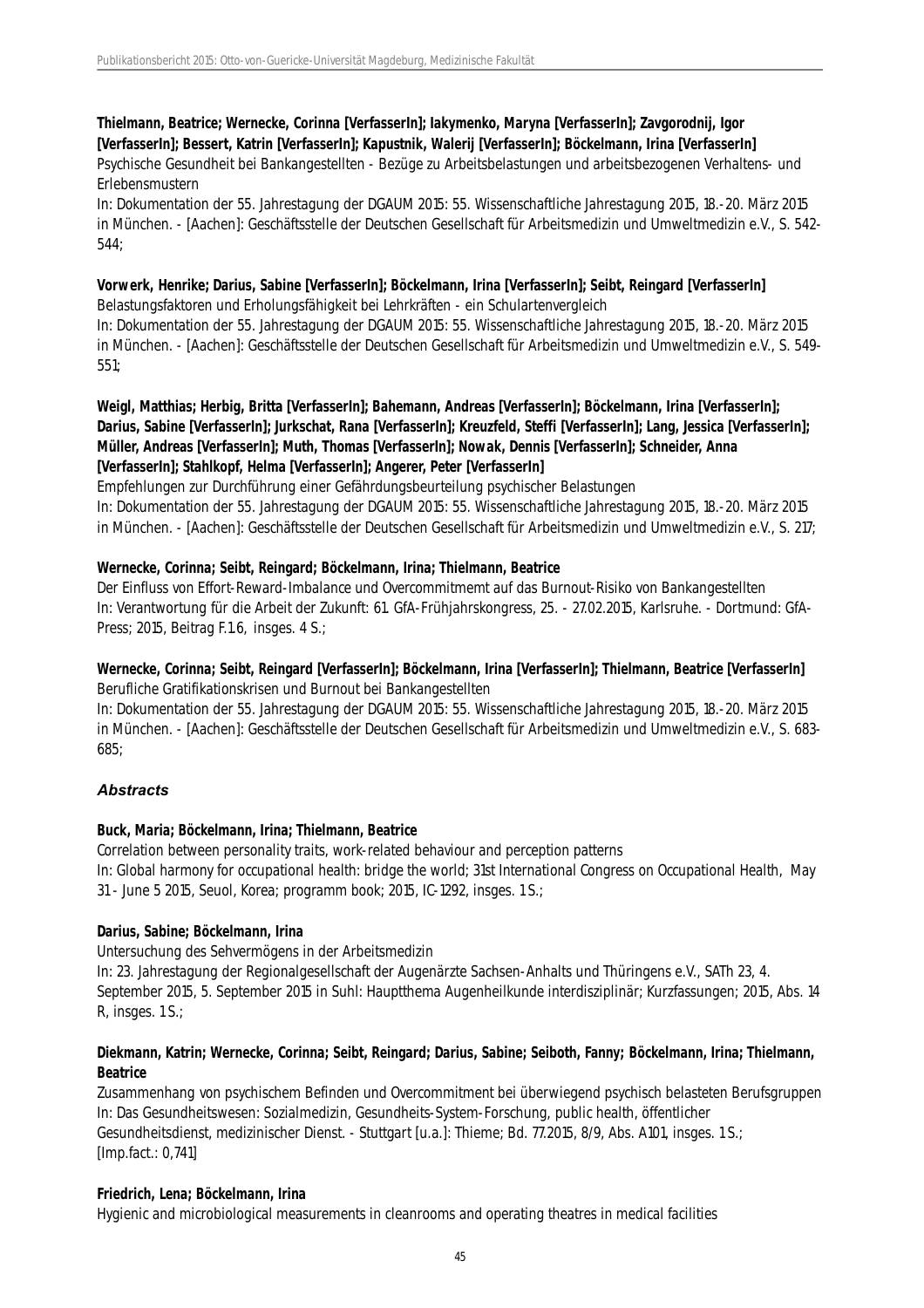**Thielmann, Beatrice; Wernecke, Corinna [VerfasserIn]; Iakymenko, Maryna [VerfasserIn]; Zavgorodnij, Igor [VerfasserIn]; Bessert, Katrin [VerfasserIn]; Kapustnik, Walerij [VerfasserIn]; Böckelmann, Irina [VerfasserIn]**
Psychische Gesundheit bei Bankangestellten - Bezüge zu Arbeitsbelastungen und arbeitsbezogenen Verhaltens- und Erlebensmustern
In: Dokumentation der 55. Jahrestagung der DGAUM 2015: 55. Wissenschaftliche Jahrestagung 2015, 18.-20. März 2015 in München. - [Aachen]: Geschäftsstelle der Deutschen Gesellschaft für Arbeitsmedizin und Umweltmedizin e.V., S. 542-544;

**Vorwerk, Henrike; Darius, Sabine [VerfasserIn]; Böckelmann, Irina [VerfasserIn]; Seibt, Reingard [VerfasserIn]**
Belastungsfaktoren und Erholungsfähigkeit bei Lehrkräften - ein Schulartenvergleich
In: Dokumentation der 55. Jahrestagung der DGAUM 2015: 55. Wissenschaftliche Jahrestagung 2015, 18.-20. März 2015 in München. - [Aachen]: Geschäftsstelle der Deutschen Gesellschaft für Arbeitsmedizin und Umweltmedizin e.V., S. 549-551;

**Weigl, Matthias; Herbig, Britta [VerfasserIn]; Bahemann, Andreas [VerfasserIn]; Böckelmann, Irina [VerfasserIn]; Darius, Sabine [VerfasserIn]; Jurkschat, Rana [VerfasserIn]; Kreuzfeld, Steffi [VerfasserIn]; Lang, Jessica [VerfasserIn]; Müller, Andreas [VerfasserIn]; Muth, Thomas [VerfasserIn]; Nowak, Dennis [VerfasserIn]; Schneider, Anna [VerfasserIn]; Stahlkopf, Helma [VerfasserIn]; Angerer, Peter [VerfasserIn]**
Empfehlungen zur Durchführung einer Gefährdungsbeurteilung psychischer Belastungen
In: Dokumentation der 55. Jahrestagung der DGAUM 2015: 55. Wissenschaftliche Jahrestagung 2015, 18.-20. März 2015 in München. - [Aachen]: Geschäftsstelle der Deutschen Gesellschaft für Arbeitsmedizin und Umweltmedizin e.V., S. 217;

**Wernecke, Corinna; Seibt, Reingard; Böckelmann, Irina; Thielmann, Beatrice**
Der Einfluss von Effort-Reward-Imbalance und Overcommitmemt auf das Burnout-Risiko von Bankangestellten
In: Verantwortung für die Arbeit der Zukunft: 61. GfA-Frühjahrskongress, 25. - 27.02.2015, Karlsruhe. - Dortmund: GfA-Press; 2015, Beitrag F.1.6, insges. 4 S.;

**Wernecke, Corinna; Seibt, Reingard [VerfasserIn]; Böckelmann, Irina [VerfasserIn]; Thielmann, Beatrice [VerfasserIn]**
Berufliche Gratifikationskrisen und Burnout bei Bankangestellten
In: Dokumentation der 55. Jahrestagung der DGAUM 2015: 55. Wissenschaftliche Jahrestagung 2015, 18.-20. März 2015 in München. - [Aachen]: Geschäftsstelle der Deutschen Gesellschaft für Arbeitsmedizin und Umweltmedizin e.V., S. 683-685;

### *Abstracts*

**Buck, Maria; Böckelmann, Irina; Thielmann, Beatrice**
Correlation between personality traits, work-related behaviour and perception patterns
In: Global harmony for occupational health: bridge the world; 31st International Congress on Occupational Health, May 31 - June 5 2015, Seuol, Korea; programm book; 2015, IC-1292, insges. 1 S.;

**Darius, Sabine; Böckelmann, Irina**
Untersuchung des Sehvermögens in der Arbeitsmedizin
In: 23. Jahrestagung der Regionalgesellschaft der Augenärzte Sachsen-Anhalts und Thüringens e.V., SATh 23, 4. September 2015, 5. September 2015 in Suhl: Hauptthema Augenheilkunde interdisziplinär; Kurzfassungen; 2015, Abs. 14 R, insges. 1 S.;

**Diekmann, Katrin; Wernecke, Corinna; Seibt, Reingard; Darius, Sabine; Seiboth, Fanny; Böckelmann, Irina; Thielmann, Beatrice**
Zusammenhang von psychischem Befinden und Overcommitment bei überwiegend psychisch belasteten Berufsgruppen
In: Das Gesundheitswesen: Sozialmedizin, Gesundheits-System-Forschung, public health, öffentlicher Gesundheitsdienst, medizinischer Dienst. - Stuttgart [u.a.]: Thieme; Bd. 77.2015, 8/9, Abs. A101, insges. 1 S.; [Imp.fact.: 0,741]

**Friedrich, Lena; Böckelmann, Irina**
Hygienic and microbiological measurements in cleanrooms and operating theatres in medical facilities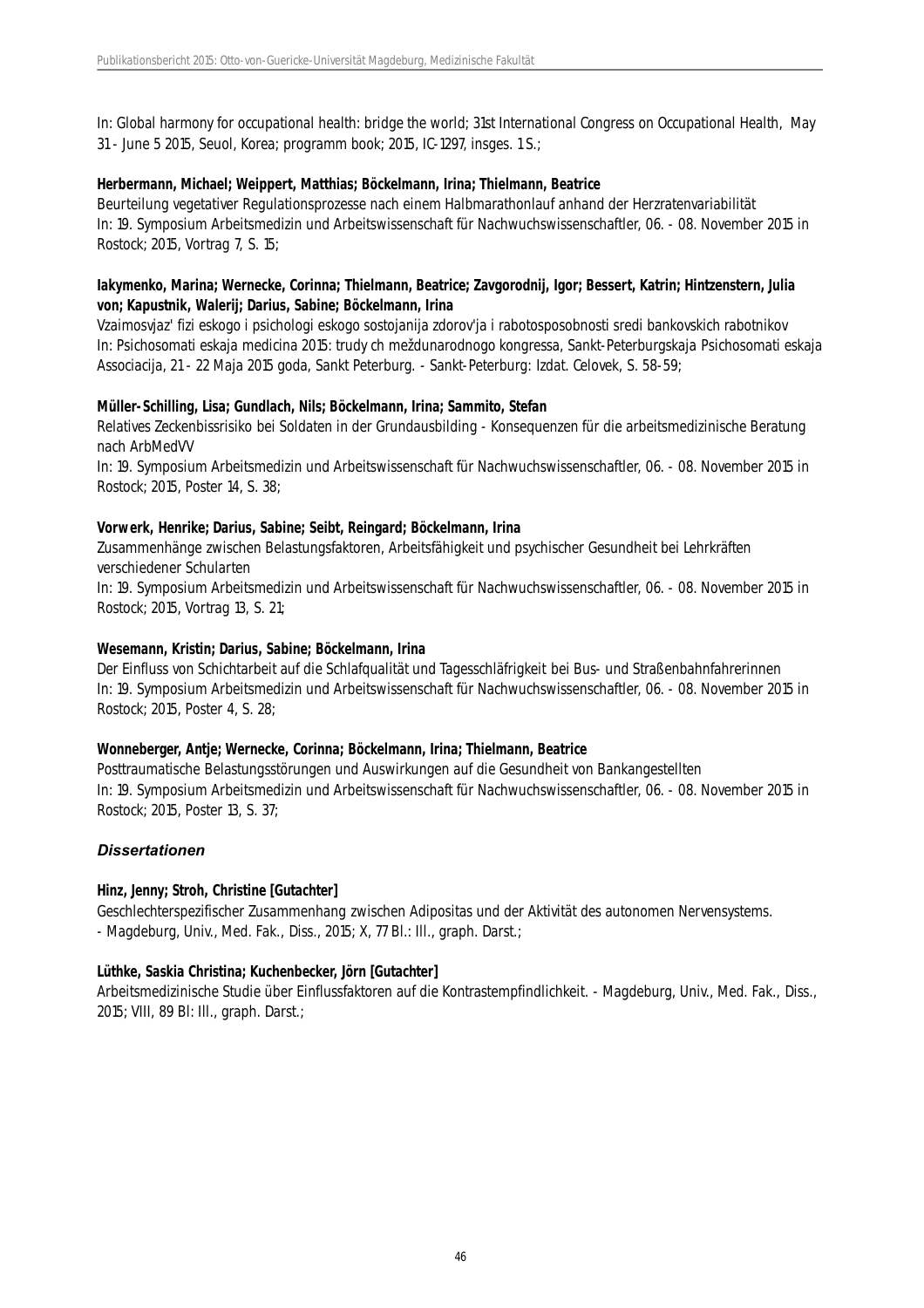In: Global harmony for occupational health: bridge the world; 31st International Congress on Occupational Health, May 31 - June 5 2015, Seuol, Korea; programm book; 2015, IC-1297, insges. 1 S.;

**Herbermann, Michael; Weippert, Matthias; Böckelmann, Irina; Thielmann, Beatrice**
Beurteilung vegetativer Regulationsprozesse nach einem Halbmarathonlauf anhand der Herzratenvariabilität
In: 19. Symposium Arbeitsmedizin und Arbeitswissenschaft für Nachwuchswissenschaftler, 06. - 08. November 2015 in Rostock; 2015, Vortrag 7, S. 15;

**Iakymenko, Marina; Wernecke, Corinna; Thielmann, Beatrice; Zavgorodnij, Igor; Bessert, Katrin; Hintzenstern, Julia von; Kapustnik, Walerij; Darius, Sabine; Böckelmann, Irina**
Vzaimosvjaz' fizi eskogo i psichologi eskogo sostojanija zdorov'ja i rabotosposobnosti sredi bankovskich rabotnikov
In: Psichosomati eskaja medicina 2015: trudy ch meždunarodnogo kongressa, Sankt-Peterburgskaja Psichosomati eskaja Associacija, 21 - 22 Maja 2015 goda, Sankt Peterburg. - Sankt-Peterburg: Izdat. Celovek, S. 58-59;

**Müller-Schilling, Lisa; Gundlach, Nils; Böckelmann, Irina; Sammito, Stefan**
Relatives Zeckenbissrisiko bei Soldaten in der Grundausbilding - Konsequenzen für die arbeitsmedizinische Beratung nach ArbMedVV
In: 19. Symposium Arbeitsmedizin und Arbeitswissenschaft für Nachwuchswissenschaftler, 06. - 08. November 2015 in Rostock; 2015, Poster 14, S. 38;

**Vorwerk, Henrike; Darius, Sabine; Seibt, Reingard; Böckelmann, Irina**
Zusammenhänge zwischen Belastungsfaktoren, Arbeitsfähigkeit und psychischer Gesundheit bei Lehrkräften verschiedener Schularten
In: 19. Symposium Arbeitsmedizin und Arbeitswissenschaft für Nachwuchswissenschaftler, 06. - 08. November 2015 in Rostock; 2015, Vortrag 13, S. 21;

**Wesemann, Kristin; Darius, Sabine; Böckelmann, Irina**
Der Einfluss von Schichtarbeit auf die Schlafqualität und Tagesschläfrigkeit bei Bus- und Straßenbahnfahrerinnen
In: 19. Symposium Arbeitsmedizin und Arbeitswissenschaft für Nachwuchswissenschaftler, 06. - 08. November 2015 in Rostock; 2015, Poster 4, S. 28;

**Wonneberger, Antje; Wernecke, Corinna; Böckelmann, Irina; Thielmann, Beatrice**
Posttraumatische Belastungsstörungen und Auswirkungen auf die Gesundheit von Bankangestellten
In: 19. Symposium Arbeitsmedizin und Arbeitswissenschaft für Nachwuchswissenschaftler, 06. - 08. November 2015 in Rostock; 2015, Poster 13, S. 37;

### *Dissertationen*

**Hinz, Jenny; Stroh, Christine [Gutachter]**
Geschlechterspezifischer Zusammenhang zwischen Adipositas und der Aktivität des autonomen Nervensystems.
- Magdeburg, Univ., Med. Fak., Diss., 2015; X, 77 Bl.: Ill., graph. Darst.;

**Lüthke, Saskia Christina; Kuchenbecker, Jörn [Gutachter]**
Arbeitsmedizinische Studie über Einflussfaktoren auf die Kontrastempfindlichkeit. - Magdeburg, Univ., Med. Fak., Diss., 2015; VIII, 89 Bl: Ill., graph. Darst.;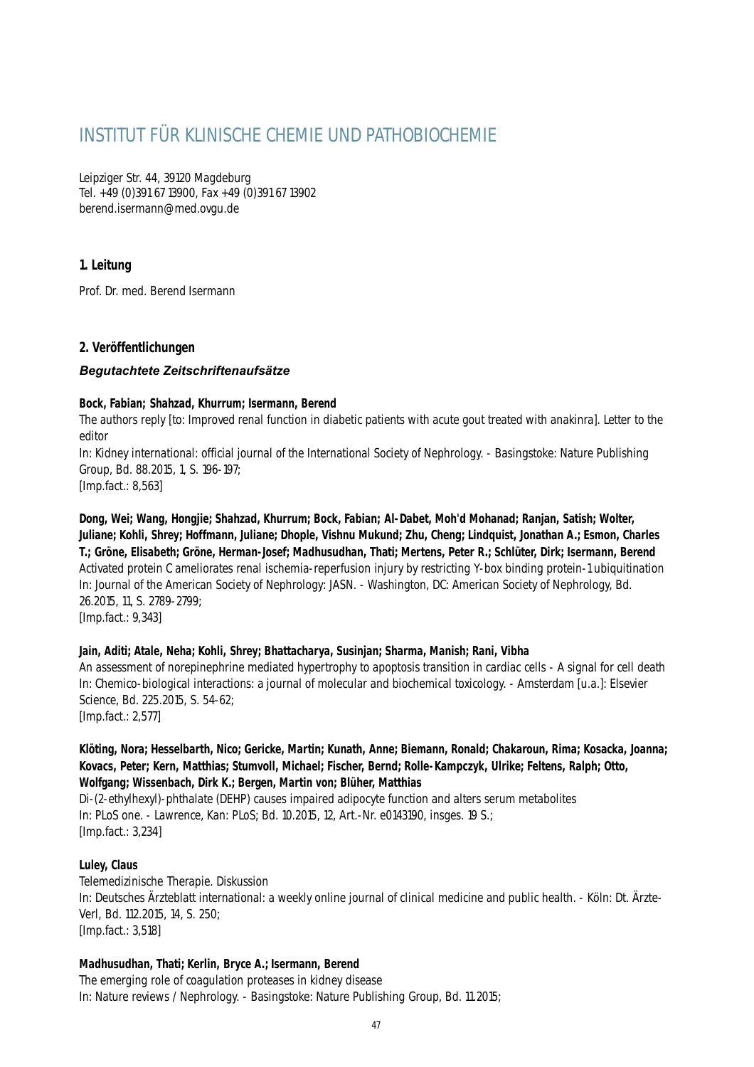// INSTITUT FÜR KLINISCHE CHEMIE UND PATHOBIOCHEMIE

Leipziger Str. 44, 39120 Magdeburg
Tel. +49 (0)391 67 13900, Fax +49 (0)391 67 13902
berend.isermann@med.ovgu.de

### 1. Leitung

Prof. Dr. med. Berend Isermann

### 2. Veröffentlichungen

#### *Begutachtete Zeitschriftenaufsätze*

**Bock, Fabian; Shahzad, Khurrum; Isermann, Berend**
The authors reply [to: Improved renal function in diabetic patients with acute gout treated with anakinra]. Letter to the editor
In: Kidney international: official journal of the International Society of Nephrology. - Basingstoke: Nature Publishing Group, Bd. 88.2015, 1, S. 196-197;
[Imp.fact.: 8,563]

**Dong, Wei; Wang, Hongjie; Shahzad, Khurrum; Bock, Fabian; Al-Dabet, Moh'd Mohanad; Ranjan, Satish; Wolter, Juliane; Kohli, Shrey; Hoffmann, Juliane; Dhople, Vishnu Mukund; Zhu, Cheng; Lindquist, Jonathan A.; Esmon, Charles T.; Gröne, Elisabeth; Gröne, Herman-Josef; Madhusudhan, Thati; Mertens, Peter R.; Schlüter, Dirk; Isermann, Berend**
Activated protein C ameliorates renal ischemia-reperfusion injury by restricting Y-box binding protein-1 ubiquitination
In: Journal of the American Society of Nephrology: JASN. - Washington, DC: American Society of Nephrology, Bd. 26.2015, 11, S. 2789-2799;
[Imp.fact.: 9,343]

**Jain, Aditi; Atale, Neha; Kohli, Shrey; Bhattacharya, Susinjan; Sharma, Manish; Rani, Vibha**
An assessment of norepinephrine mediated hypertrophy to apoptosis transition in cardiac cells - A signal for cell death
In: Chemico-biological interactions: a journal of molecular and biochemical toxicology. - Amsterdam [u.a.]: Elsevier Science, Bd. 225.2015, S. 54-62;
[Imp.fact.: 2,577]

**Klöting, Nora; Hesselbarth, Nico; Gericke, Martin; Kunath, Anne; Biemann, Ronald; Chakaroun, Rima; Kosacka, Joanna; Kovacs, Peter; Kern, Matthias; Stumvoll, Michael; Fischer, Bernd; Rolle-Kampczyk, Ulrike; Feltens, Ralph; Otto, Wolfgang; Wissenbach, Dirk K.; Bergen, Martin von; Blüher, Matthias**
Di-(2-ethylhexyl)-phthalate (DEHP) causes impaired adipocyte function and alters serum metabolites
In: PLoS one. - Lawrence, Kan: PLoS; Bd. 10.2015, 12, Art.-Nr. e0143190, insges. 19 S.;
[Imp.fact.: 3,234]

**Luley, Claus**
Telemedizinische Therapie. Diskussion
In: Deutsches Ärzteblatt international: a weekly online journal of clinical medicine and public health. - Köln: Dt. Ärzte-Verl, Bd. 112.2015, 14, S. 250;
[Imp.fact.: 3,518]

**Madhusudhan, Thati; Kerlin, Bryce A.; Isermann, Berend**
The emerging role of coagulation proteases in kidney disease
In: Nature reviews / Nephrology. - Basingstoke: Nature Publishing Group, Bd. 11.2015;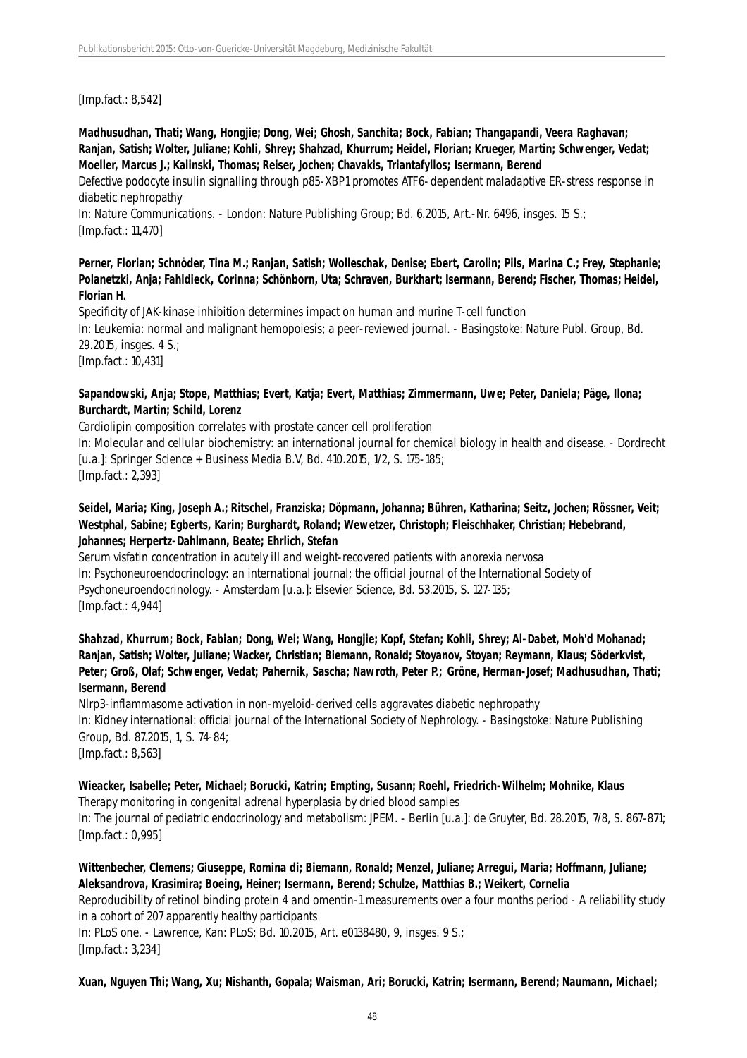[Imp.fact.: 8,542]

**Madhusudhan, Thati; Wang, Hongjie; Dong, Wei; Ghosh, Sanchita; Bock, Fabian; Thangapandi, Veera Raghavan; Ranjan, Satish; Wolter, Juliane; Kohli, Shrey; Shahzad, Khurrum; Heidel, Florian; Krueger, Martin; Schwenger, Vedat; Moeller, Marcus J.; Kalinski, Thomas; Reiser, Jochen; Chavakis, Triantafyllos; Isermann, Berend**

Defective podocyte insulin signalling through p85-XBP1 promotes ATF6-dependent maladaptive ER-stress response in diabetic nephropathy

In: Nature Communications. - London: Nature Publishing Group; Bd. 6.2015, Art.-Nr. 6496, insges. 15 S.;
[Imp.fact.: 11,470]

**Perner, Florian; Schnöder, Tina M.; Ranjan, Satish; Wolleschak, Denise; Ebert, Carolin; Pils, Marina C.; Frey, Stephanie; Polanetzki, Anja; Fahldieck, Corinna; Schönborn, Uta; Schraven, Burkhart; Isermann, Berend; Fischer, Thomas; Heidel, Florian H.**

Specificity of JAK-kinase inhibition determines impact on human and murine T-cell function

In: Leukemia: normal and malignant hemopoiesis; a peer-reviewed journal. - Basingstoke: Nature Publ. Group, Bd. 29.2015, insges. 4 S.;
[Imp.fact.: 10,431]

**Sapandowski, Anja; Stope, Matthias; Evert, Katja; Evert, Matthias; Zimmermann, Uwe; Peter, Daniela; Päge, Ilona; Burchardt, Martin; Schild, Lorenz**

Cardiolipin composition correlates with prostate cancer cell proliferation

In: Molecular and cellular biochemistry: an international journal for chemical biology in health and disease. - Dordrecht [u.a.]: Springer Science + Business Media B.V, Bd. 410.2015, 1/2, S. 175-185;
[Imp.fact.: 2,393]

**Seidel, Maria; King, Joseph A.; Ritschel, Franziska; Döpmann, Johanna; Bühren, Katharina; Seitz, Jochen; Rössner, Veit; Westphal, Sabine; Egberts, Karin; Burghardt, Roland; Wewetzer, Christoph; Fleischhaker, Christian; Hebebrand, Johannes; Herpertz-Dahlmann, Beate; Ehrlich, Stefan**

Serum visfatin concentration in acutely ill and weight-recovered patients with anorexia nervosa

In: Psychoneuroendocrinology: an international journal; the official journal of the International Society of Psychoneuroendocrinology. - Amsterdam [u.a.]: Elsevier Science, Bd. 53.2015, S. 127-135;
[Imp.fact.: 4,944]

**Shahzad, Khurrum; Bock, Fabian; Dong, Wei; Wang, Hongjie; Kopf, Stefan; Kohli, Shrey; Al-Dabet, Moh'd Mohanad; Ranjan, Satish; Wolter, Juliane; Wacker, Christian; Biemann, Ronald; Stoyanov, Stoyan; Reymann, Klaus; Söderkvist, Peter; Groß, Olaf; Schwenger, Vedat; Pahernik, Sascha; Nawroth, Peter P.; Gröne, Herman-Josef; Madhusudhan, Thati; Isermann, Berend**

Nlrp3-inflammasome activation in non-myeloid-derived cells aggravates diabetic nephropathy

In: Kidney international: official journal of the International Society of Nephrology. - Basingstoke: Nature Publishing Group, Bd. 87.2015, 1, S. 74-84;
[Imp.fact.: 8,563]

**Wieacker, Isabelle; Peter, Michael; Borucki, Katrin; Empting, Susann; Roehl, Friedrich-Wilhelm; Mohnike, Klaus**

Therapy monitoring in congenital adrenal hyperplasia by dried blood samples

In: The journal of pediatric endocrinology and metabolism: JPEM. - Berlin [u.a.]: de Gruyter, Bd. 28.2015, 7/8, S. 867-871;
[Imp.fact.: 0,995]

**Wittenbecher, Clemens; Giuseppe, Romina di; Biemann, Ronald; Menzel, Juliane; Arregui, Maria; Hoffmann, Juliane; Aleksandrova, Krasimira; Boeing, Heiner; Isermann, Berend; Schulze, Matthias B.; Weikert, Cornelia**

Reproducibility of retinol binding protein 4 and omentin-1 measurements over a four months period - A reliability study in a cohort of 207 apparently healthy participants

In: PLoS one. - Lawrence, Kan: PLoS; Bd. 10.2015, Art. e0138480, 9, insges. 9 S.;
[Imp.fact.: 3,234]

**Xuan, Nguyen Thi; Wang, Xu; Nishanth, Gopala; Waisman, Ari; Borucki, Katrin; Isermann, Berend; Naumann, Michael;**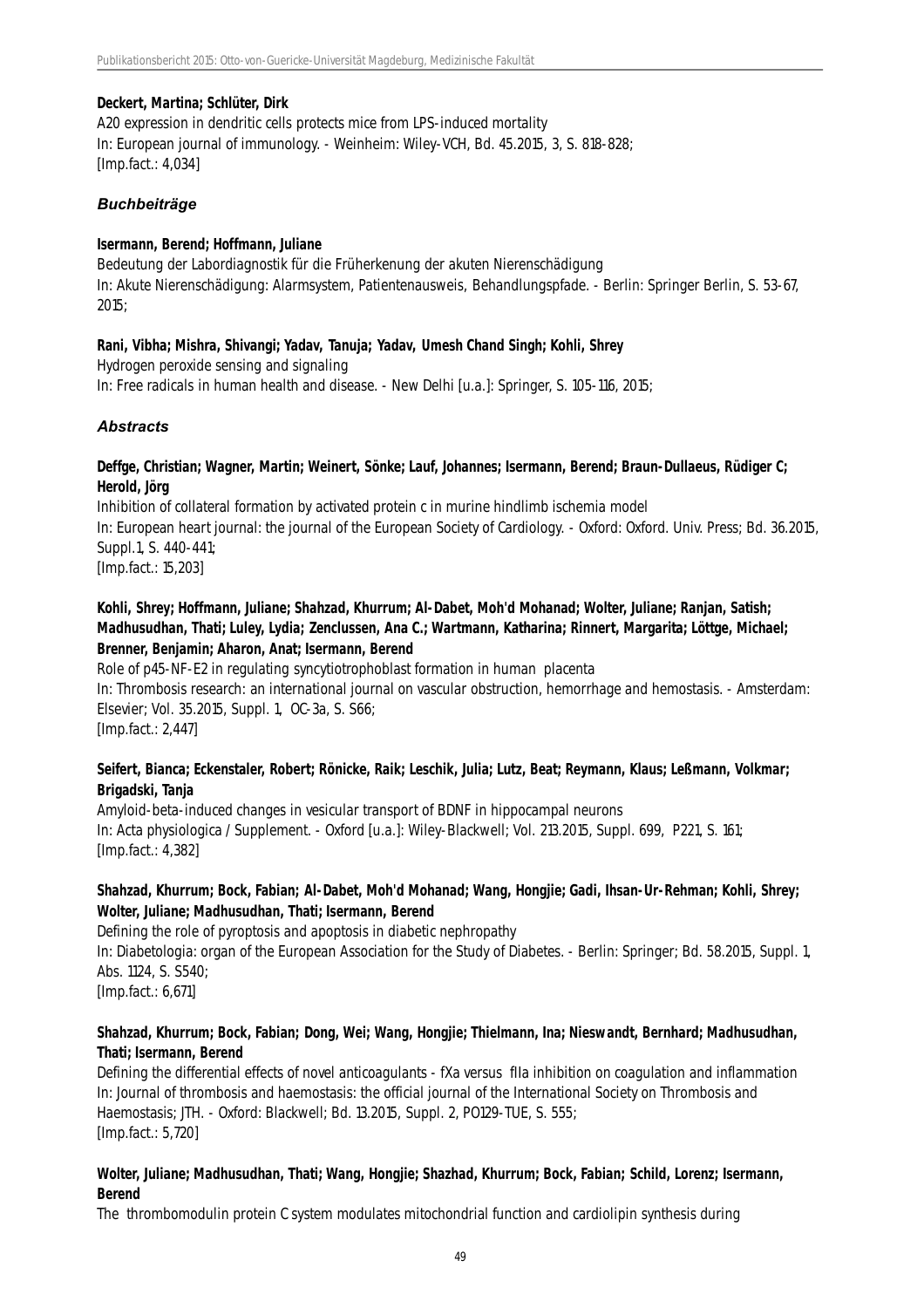**Deckert, Martina; Schlüter, Dirk**

A20 expression in dendritic cells protects mice from LPS-induced mortality
In: European journal of immunology. - Weinheim: Wiley-VCH, Bd. 45.2015, 3, S. 818-828;
[Imp.fact.: 4,034]

### *Buchbeiträge*

**Isermann, Berend; Hoffmann, Juliane**

Bedeutung der Labordiagnostik für die Früherkenung der akuten Nierenschädigung
In: Akute Nierenschädigung: Alarmsystem, Patientenausweis, Behandlungspfade. - Berlin: Springer Berlin, S. 53-67, 2015;

**Rani, Vibha; Mishra, Shivangi; Yadav, Tanuja; Yadav, Umesh Chand Singh; Kohli, Shrey**

Hydrogen peroxide sensing and signaling
In: Free radicals in human health and disease. - New Delhi [u.a.]: Springer, S. 105-116, 2015;

### *Abstracts*

**Deffge, Christian; Wagner, Martin; Weinert, Sönke; Lauf, Johannes; Isermann, Berend; Braun-Dullaeus, Rüdiger C; Herold, Jörg**

Inhibition of collateral formation by activated protein c in murine hindlimb ischemia model
In: European heart journal: the journal of the European Society of Cardiology. - Oxford: Oxford. Univ. Press; Bd. 36.2015, Suppl.1, S. 440-441;
[Imp.fact.: 15,203]

**Kohli, Shrey; Hoffmann, Juliane; Shahzad, Khurrum; Al-Dabet, Moh'd Mohanad; Wolter, Juliane; Ranjan, Satish; Madhusudhan, Thati; Luley, Lydia; Zenclussen, Ana C.; Wartmann, Katharina; Rinnert, Margarita; Löttge, Michael; Brenner, Benjamin; Aharon, Anat; Isermann, Berend**

Role of p45-NF-E2 in regulating syncytiotrophoblast formation in human placenta
In: Thrombosis research: an international journal on vascular obstruction, hemorrhage and hemostasis. - Amsterdam: Elsevier; Vol. 35.2015, Suppl. 1, OC-3a, S. S66;
[Imp.fact.: 2,447]

**Seifert, Bianca; Eckenstaler, Robert; Rönicke, Raik; Leschik, Julia; Lutz, Beat; Reymann, Klaus; Leßmann, Volkmar; Brigadski, Tanja**

Amyloid-beta-induced changes in vesicular transport of BDNF in hippocampal neurons
In: Acta physiologica / Supplement. - Oxford [u.a.]: Wiley-Blackwell; Vol. 213.2015, Suppl. 699, P221, S. 161;
[Imp.fact.: 4,382]

**Shahzad, Khurrum; Bock, Fabian; Al-Dabet, Moh'd Mohanad; Wang, Hongjie; Gadi, Ihsan-Ur-Rehman; Kohli, Shrey; Wolter, Juliane; Madhusudhan, Thati; Isermann, Berend**

Defining the role of pyroptosis and apoptosis in diabetic nephropathy
In: Diabetologia: organ of the European Association for the Study of Diabetes. - Berlin: Springer; Bd. 58.2015, Suppl. 1, Abs. 1124, S. S540;
[Imp.fact.: 6,671]

**Shahzad, Khurrum; Bock, Fabian; Dong, Wei; Wang, Hongjie; Thielmann, Ina; Nieswandt, Bernhard; Madhusudhan, Thati; Isermann, Berend**

Defining the differential effects of novel anticoagulants - fXa versus fIIa inhibition on coagulation and inflammation
In: Journal of thrombosis and haemostasis: the official journal of the International Society on Thrombosis and Haemostasis; JTH. - Oxford: Blackwell; Bd. 13.2015, Suppl. 2, PO129-TUE, S. 555;
[Imp.fact.: 5,720]

**Wolter, Juliane; Madhusudhan, Thati; Wang, Hongjie; Shazhad, Khurrum; Bock, Fabian; Schild, Lorenz; Isermann, Berend**

The thrombomodulin protein C system modulates mitochondrial function and cardiolipin synthesis during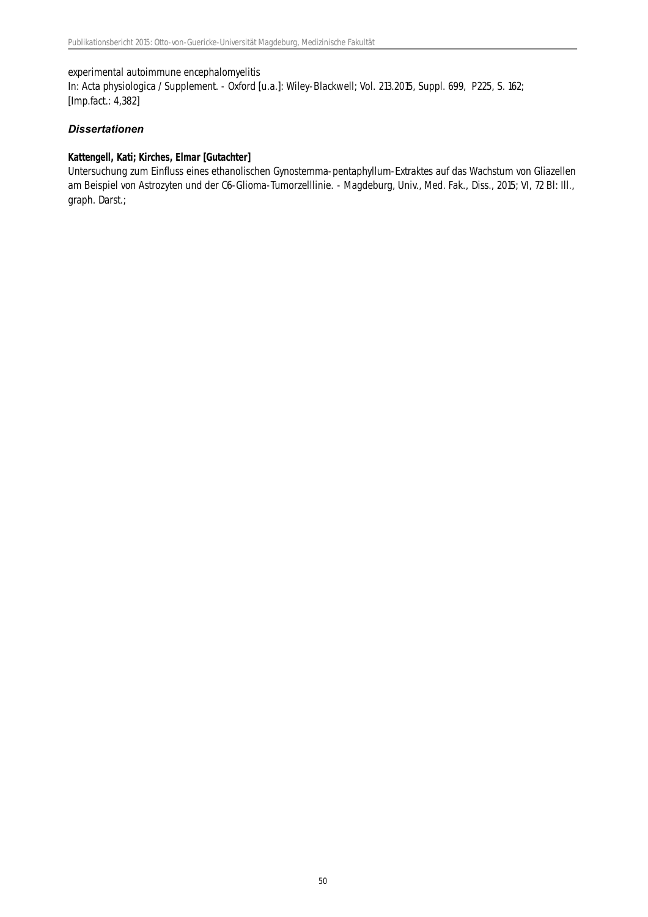experimental autoimmune encephalomyelitis
In: Acta physiologica / Supplement. - Oxford [u.a.]: Wiley-Blackwell; Vol. 213.2015, Suppl. 699, P225, S. 162;
[Imp.fact.: 4,382]

### *Dissertationen*

**Kattengell, Kati; Kirches, Elmar [Gutachter]**
Untersuchung zum Einfluss eines ethanolischen Gynostemma-pentaphyllum-Extraktes auf das Wachstum von Gliazellen am Beispiel von Astrozyten und der C6-Glioma-Tumorzelllinie. - Magdeburg, Univ., Med. Fak., Diss., 2015; VI, 72 Bl: Ill., graph. Darst.;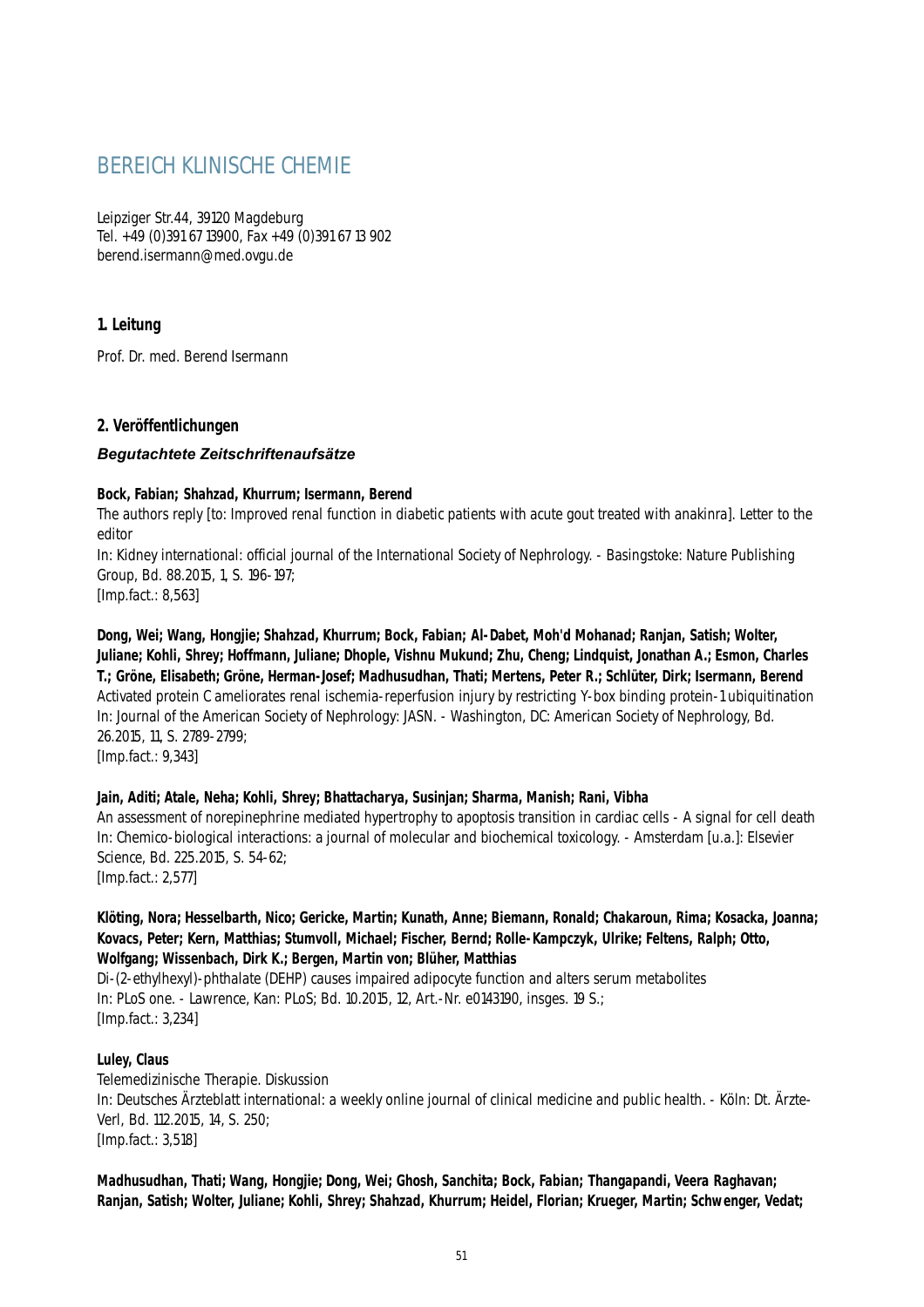# BEREICH KLINISCHE CHEMIE

Leipziger Str.44, 39120 Magdeburg
Tel. +49 (0)391 67 13900, Fax +49 (0)391 67 13 902
berend.isermann@med.ovgu.de

## 1. Leitung

Prof. Dr. med. Berend Isermann

## 2. Veröffentlichungen

### *Begutachtete Zeitschriftenaufsätze*

**Bock, Fabian; Shahzad, Khurrum; Isermann, Berend**
The authors reply [to: Improved renal function in diabetic patients with acute gout treated with anakinra]. Letter to the editor
In: Kidney international: official journal of the International Society of Nephrology. - Basingstoke: Nature Publishing Group, Bd. 88.2015, 1, S. 196-197;
[Imp.fact.: 8,563]

**Dong, Wei; Wang, Hongjie; Shahzad, Khurrum; Bock, Fabian; Al-Dabet, Moh'd Mohanad; Ranjan, Satish; Wolter, Juliane; Kohli, Shrey; Hoffmann, Juliane; Dhople, Vishnu Mukund; Zhu, Cheng; Lindquist, Jonathan A.; Esmon, Charles T.; Gröne, Elisabeth; Gröne, Herman-Josef; Madhusudhan, Thati; Mertens, Peter R.; Schlüter, Dirk; Isermann, Berend**
Activated protein C ameliorates renal ischemia-reperfusion injury by restricting Y-box binding protein-1 ubiquitination
In: Journal of the American Society of Nephrology: JASN. - Washington, DC: American Society of Nephrology, Bd. 26.2015, 11, S. 2789-2799;
[Imp.fact.: 9,343]

**Jain, Aditi; Atale, Neha; Kohli, Shrey; Bhattacharya, Susinjan; Sharma, Manish; Rani, Vibha**
An assessment of norepinephrine mediated hypertrophy to apoptosis transition in cardiac cells - A signal for cell death
In: Chemico-biological interactions: a journal of molecular and biochemical toxicology. - Amsterdam [u.a.]: Elsevier Science, Bd. 225.2015, S. 54-62;
[Imp.fact.: 2,577]

**Klöting, Nora; Hesselbarth, Nico; Gericke, Martin; Kunath, Anne; Biemann, Ronald; Chakaroun, Rima; Kosacka, Joanna; Kovacs, Peter; Kern, Matthias; Stumvoll, Michael; Fischer, Bernd; Rolle-Kampczyk, Ulrike; Feltens, Ralph; Otto, Wolfgang; Wissenbach, Dirk K.; Bergen, Martin von; Blüher, Matthias**
Di-(2-ethylhexyl)-phthalate (DEHP) causes impaired adipocyte function and alters serum metabolites
In: PLoS one. - Lawrence, Kan: PLoS; Bd. 10.2015, 12, Art.-Nr. e0143190, insges. 19 S.;
[Imp.fact.: 3,234]

**Luley, Claus**
Telemedizinische Therapie. Diskussion
In: Deutsches Ärzteblatt international: a weekly online journal of clinical medicine and public health. - Köln: Dt. Ärzte-Verl, Bd. 112.2015, 14, S. 250;
[Imp.fact.: 3,518]

**Madhusudhan, Thati; Wang, Hongjie; Dong, Wei; Ghosh, Sanchita; Bock, Fabian; Thangapandi, Veera Raghavan; Ranjan, Satish; Wolter, Juliane; Kohli, Shrey; Shahzad, Khurrum; Heidel, Florian; Krueger, Martin; Schwenger, Vedat;**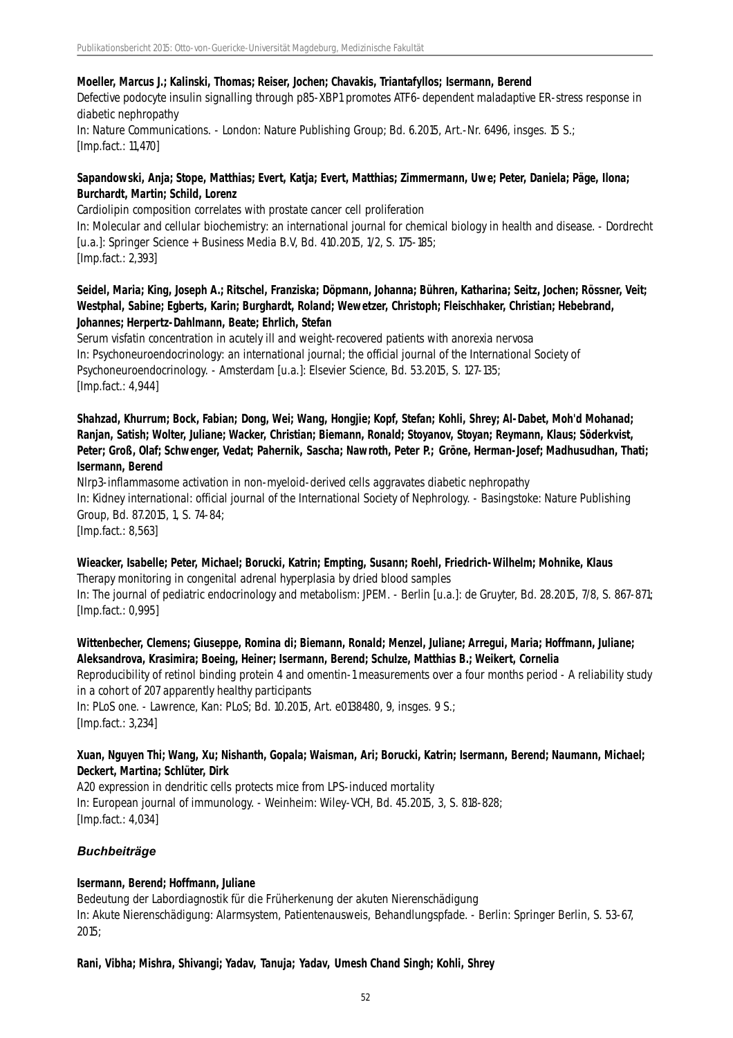**Moeller, Marcus J.; Kalinski, Thomas; Reiser, Jochen; Chavakis, Triantafyllos; Isermann, Berend**
Defective podocyte insulin signalling through p85-XBP1 promotes ATF6-dependent maladaptive ER-stress response in diabetic nephropathy
In: Nature Communications. - London: Nature Publishing Group; Bd. 6.2015, Art.-Nr. 6496, insges. 15 S.;
[Imp.fact.: 11,470]

**Sapandowski, Anja; Stope, Matthias; Evert, Katja; Evert, Matthias; Zimmermann, Uwe; Peter, Daniela; Päge, Ilona; Burchardt, Martin; Schild, Lorenz**
Cardiolipin composition correlates with prostate cancer cell proliferation
In: Molecular and cellular biochemistry: an international journal for chemical biology in health and disease. - Dordrecht [u.a.]: Springer Science + Business Media B.V, Bd. 410.2015, 1/2, S. 175-185;
[Imp.fact.: 2,393]

**Seidel, Maria; King, Joseph A.; Ritschel, Franziska; Döpmann, Johanna; Bühren, Katharina; Seitz, Jochen; Rössner, Veit; Westphal, Sabine; Egberts, Karin; Burghardt, Roland; Wewetzer, Christoph; Fleischhaker, Christian; Hebebrand, Johannes; Herpertz-Dahlmann, Beate; Ehrlich, Stefan**
Serum visfatin concentration in acutely ill and weight-recovered patients with anorexia nervosa
In: Psychoneuroendocrinology: an international journal; the official journal of the International Society of Psychoneuroendocrinology. - Amsterdam [u.a.]: Elsevier Science, Bd. 53.2015, S. 127-135;
[Imp.fact.: 4,944]

**Shahzad, Khurrum; Bock, Fabian; Dong, Wei; Wang, Hongjie; Kopf, Stefan; Kohli, Shrey; Al-Dabet, Moh'd Mohanad; Ranjan, Satish; Wolter, Juliane; Wacker, Christian; Biemann, Ronald; Stoyanov, Stoyan; Reymann, Klaus; Söderkvist, Peter; Groß, Olaf; Schwenger, Vedat; Pahernik, Sascha; Nawroth, Peter P.; Gröne, Herman-Josef; Madhusudhan, Thati; Isermann, Berend**
Nlrp3-inflammasome activation in non-myeloid-derived cells aggravates diabetic nephropathy
In: Kidney international: official journal of the International Society of Nephrology. - Basingstoke: Nature Publishing Group, Bd. 87.2015, 1, S. 74-84;
[Imp.fact.: 8,563]

**Wieacker, Isabelle; Peter, Michael; Borucki, Katrin; Empting, Susann; Roehl, Friedrich-Wilhelm; Mohnike, Klaus**
Therapy monitoring in congenital adrenal hyperplasia by dried blood samples
In: The journal of pediatric endocrinology and metabolism: JPEM. - Berlin [u.a.]: de Gruyter, Bd. 28.2015, 7/8, S. 867-871;
[Imp.fact.: 0,995]

**Wittenbecher, Clemens; Giuseppe, Romina di; Biemann, Ronald; Menzel, Juliane; Arregui, Maria; Hoffmann, Juliane; Aleksandrova, Krasimira; Boeing, Heiner; Isermann, Berend; Schulze, Matthias B.; Weikert, Cornelia**
Reproducibility of retinol binding protein 4 and omentin-1 measurements over a four months period - A reliability study in a cohort of 207 apparently healthy participants
In: PLoS one. - Lawrence, Kan: PLoS; Bd. 10.2015, Art. e0138480, 9, insges. 9 S.;
[Imp.fact.: 3,234]

**Xuan, Nguyen Thi; Wang, Xu; Nishanth, Gopala; Waisman, Ari; Borucki, Katrin; Isermann, Berend; Naumann, Michael; Deckert, Martina; Schlüter, Dirk**
A20 expression in dendritic cells protects mice from LPS-induced mortality
In: European journal of immunology. - Weinheim: Wiley-VCH, Bd. 45.2015, 3, S. 818-828;
[Imp.fact.: 4,034]

### *Buchbeiträge*

**Isermann, Berend; Hoffmann, Juliane**
Bedeutung der Labordiagnostik für die Früherkenung der akuten Nierenschädigung
In: Akute Nierenschädigung: Alarmsystem, Patientenausweis, Behandlungspfade. - Berlin: Springer Berlin, S. 53-67, 2015;

**Rani, Vibha; Mishra, Shivangi; Yadav, Tanuja; Yadav, Umesh Chand Singh; Kohli, Shrey**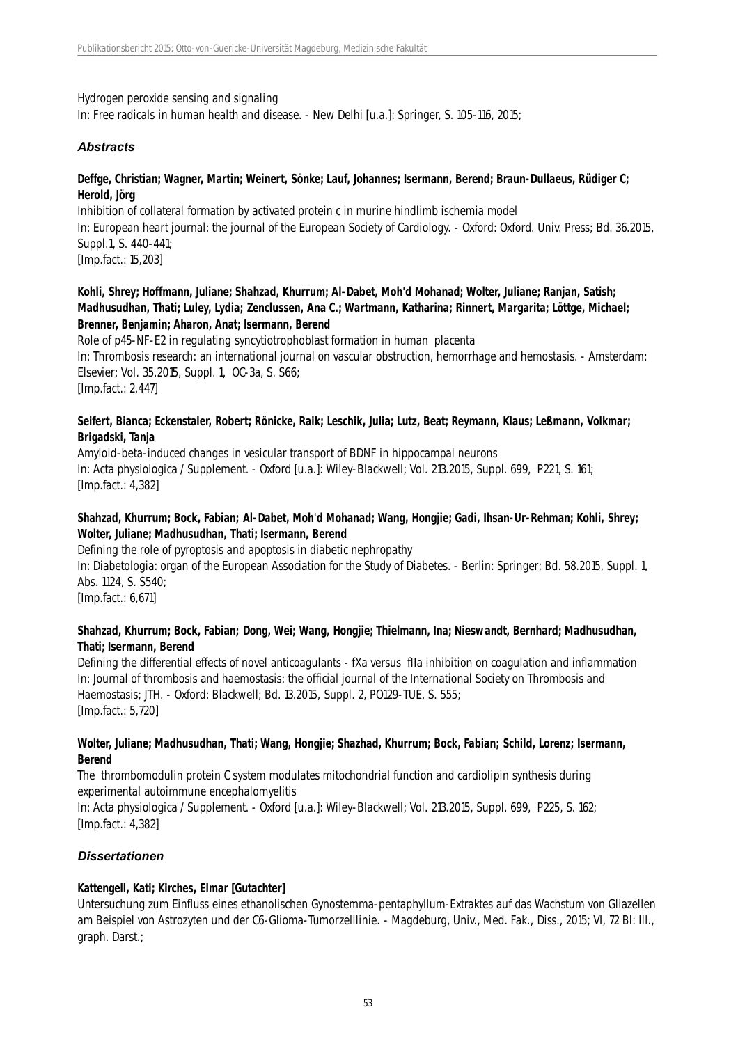Hydrogen peroxide sensing and signaling
In: Free radicals in human health and disease. - New Delhi [u.a.]: Springer, S. 105-116, 2015;

### *Abstracts*

**Deffge, Christian; Wagner, Martin; Weinert, Sönke; Lauf, Johannes; Isermann, Berend; Braun-Dullaeus, Rüdiger C; Herold, Jörg**
Inhibition of collateral formation by activated protein c in murine hindlimb ischemia model
In: European heart journal: the journal of the European Society of Cardiology. - Oxford: Oxford. Univ. Press; Bd. 36.2015, Suppl.1, S. 440-441;
[Imp.fact.: 15,203]

**Kohli, Shrey; Hoffmann, Juliane; Shahzad, Khurrum; Al-Dabet, Moh'd Mohanad; Wolter, Juliane; Ranjan, Satish; Madhusudhan, Thati; Luley, Lydia; Zenclussen, Ana C.; Wartmann, Katharina; Rinnert, Margarita; Löttge, Michael; Brenner, Benjamin; Aharon, Anat; Isermann, Berend**
Role of p45-NF-E2 in regulating syncytiotrophoblast formation in human placenta
In: Thrombosis research: an international journal on vascular obstruction, hemorrhage and hemostasis. - Amsterdam: Elsevier; Vol. 35.2015, Suppl. 1, OC-3a, S. S66;
[Imp.fact.: 2,447]

**Seifert, Bianca; Eckenstaler, Robert; Rönicke, Raik; Leschik, Julia; Lutz, Beat; Reymann, Klaus; Leßmann, Volkmar; Brigadski, Tanja**
Amyloid-beta-induced changes in vesicular transport of BDNF in hippocampal neurons
In: Acta physiologica / Supplement. - Oxford [u.a.]: Wiley-Blackwell; Vol. 213.2015, Suppl. 699, P221, S. 161;
[Imp.fact.: 4,382]

**Shahzad, Khurrum; Bock, Fabian; Al-Dabet, Moh'd Mohanad; Wang, Hongjie; Gadi, Ihsan-Ur-Rehman; Kohli, Shrey; Wolter, Juliane; Madhusudhan, Thati; Isermann, Berend**
Defining the role of pyroptosis and apoptosis in diabetic nephropathy
In: Diabetologia: organ of the European Association for the Study of Diabetes. - Berlin: Springer; Bd. 58.2015, Suppl. 1, Abs. 1124, S. S540;
[Imp.fact.: 6,671]

**Shahzad, Khurrum; Bock, Fabian; Dong, Wei; Wang, Hongjie; Thielmann, Ina; Nieswandt, Bernhard; Madhusudhan, Thati; Isermann, Berend**
Defining the differential effects of novel anticoagulants - fXa versus fIIa inhibition on coagulation and inflammation
In: Journal of thrombosis and haemostasis: the official journal of the International Society on Thrombosis and Haemostasis; JTH. - Oxford: Blackwell; Bd. 13.2015, Suppl. 2, PO129-TUE, S. 555;
[Imp.fact.: 5,720]

**Wolter, Juliane; Madhusudhan, Thati; Wang, Hongjie; Shazhad, Khurrum; Bock, Fabian; Schild, Lorenz; Isermann, Berend**
The thrombomodulin protein C system modulates mitochondrial function and cardiolipin synthesis during experimental autoimmune encephalomyelitis
In: Acta physiologica / Supplement. - Oxford [u.a.]: Wiley-Blackwell; Vol. 213.2015, Suppl. 699, P225, S. 162;
[Imp.fact.: 4,382]

### *Dissertationen*

**Kattengell, Kati; Kirches, Elmar [Gutachter]**
Untersuchung zum Einfluss eines ethanolischen Gynostemma-pentaphyllum-Extraktes auf das Wachstum von Gliazellen am Beispiel von Astrozyten und der C6-Glioma-Tumorzelllinie. - Magdeburg, Univ., Med. Fak., Diss., 2015; VI, 72 Bl: Ill., graph. Darst.;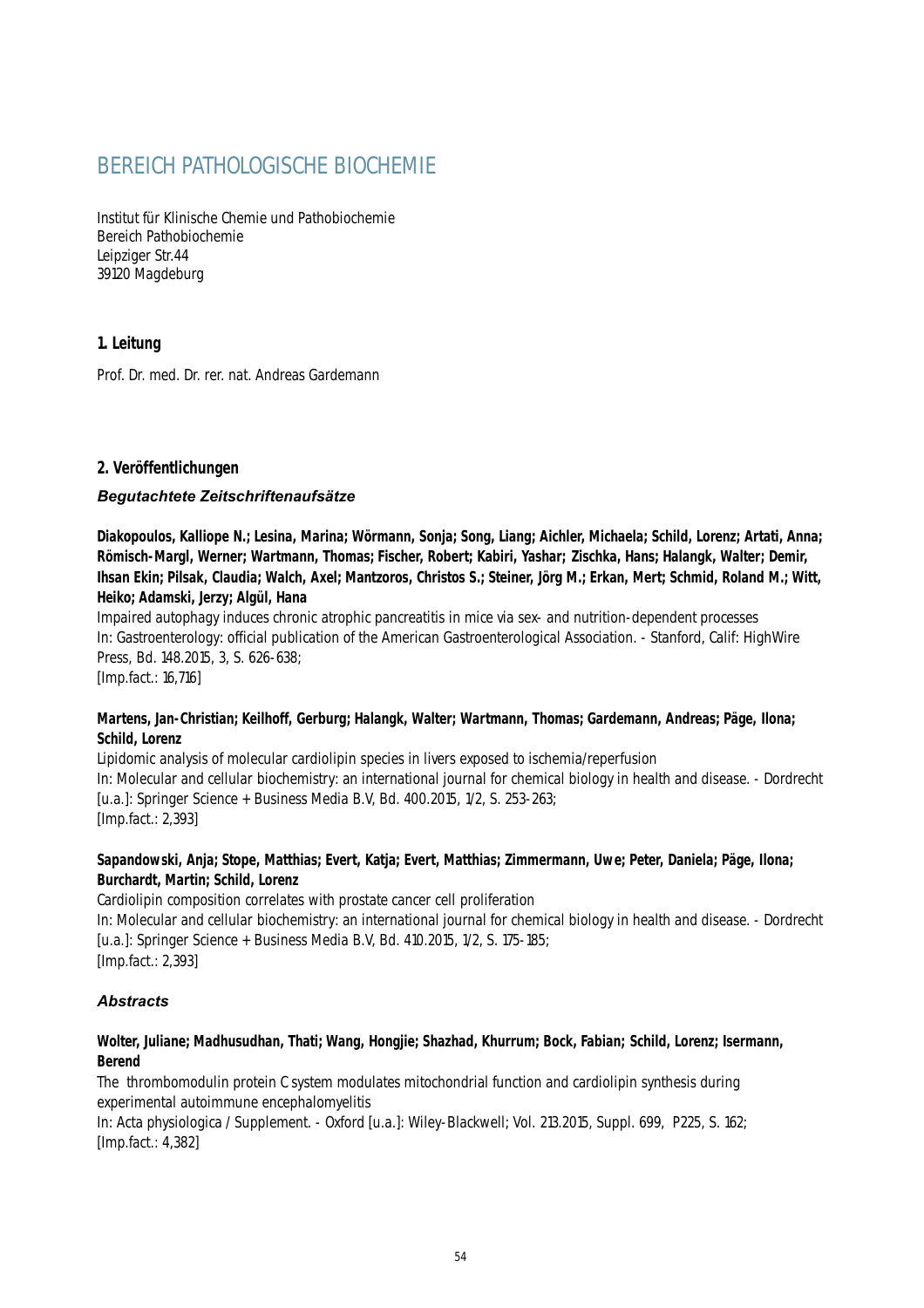# BEREICH PATHOLOGISCHE BIOCHEMIE

Institut für Klinische Chemie und Pathobiochemie
Bereich Pathobiochemie
Leipziger Str.44
39120 Magdeburg

## 1. Leitung

Prof. Dr. med. Dr. rer. nat. Andreas Gardemann

## 2. Veröffentlichungen

### *Begutachtete Zeitschriftenaufsätze*

**Diakopoulos, Kalliope N.; Lesina, Marina; Wörmann, Sonja; Song, Liang; Aichler, Michaela; Schild, Lorenz; Artati, Anna; Römisch-Margl, Werner; Wartmann, Thomas; Fischer, Robert; Kabiri, Yashar; Zischka, Hans; Halangk, Walter; Demir, Ihsan Ekin; Pilsak, Claudia; Walch, Axel; Mantzoros, Christos S.; Steiner, Jörg M.; Erkan, Mert; Schmid, Roland M.; Witt, Heiko; Adamski, Jerzy; Algül, Hana**
Impaired autophagy induces chronic atrophic pancreatitis in mice via sex- and nutrition-dependent processes
In: Gastroenterology: official publication of the American Gastroenterological Association. - Stanford, Calif: HighWire Press, Bd. 148.2015, 3, S. 626-638;
[Imp.fact.: 16,716]

**Martens, Jan-Christian; Keilhoff, Gerburg; Halangk, Walter; Wartmann, Thomas; Gardemann, Andreas; Päge, Ilona; Schild, Lorenz**
Lipidomic analysis of molecular cardiolipin species in livers exposed to ischemia/reperfusion
In: Molecular and cellular biochemistry: an international journal for chemical biology in health and disease. - Dordrecht [u.a.]: Springer Science + Business Media B.V, Bd. 400.2015, 1/2, S. 253-263;
[Imp.fact.: 2,393]

**Sapandowski, Anja; Stope, Matthias; Evert, Katja; Evert, Matthias; Zimmermann, Uwe; Peter, Daniela; Päge, Ilona; Burchardt, Martin; Schild, Lorenz**
Cardiolipin composition correlates with prostate cancer cell proliferation
In: Molecular and cellular biochemistry: an international journal for chemical biology in health and disease. - Dordrecht [u.a.]: Springer Science + Business Media B.V, Bd. 410.2015, 1/2, S. 175-185;
[Imp.fact.: 2,393]

### *Abstracts*

**Wolter, Juliane; Madhusudhan, Thati; Wang, Hongjie; Shazhad, Khurrum; Bock, Fabian; Schild, Lorenz; Isermann, Berend**
The thrombomodulin protein C system modulates mitochondrial function and cardiolipin synthesis during experimental autoimmune encephalomyelitis
In: Acta physiologica / Supplement. - Oxford [u.a.]: Wiley-Blackwell; Vol. 213.2015, Suppl. 699, P225, S. 162;
[Imp.fact.: 4,382]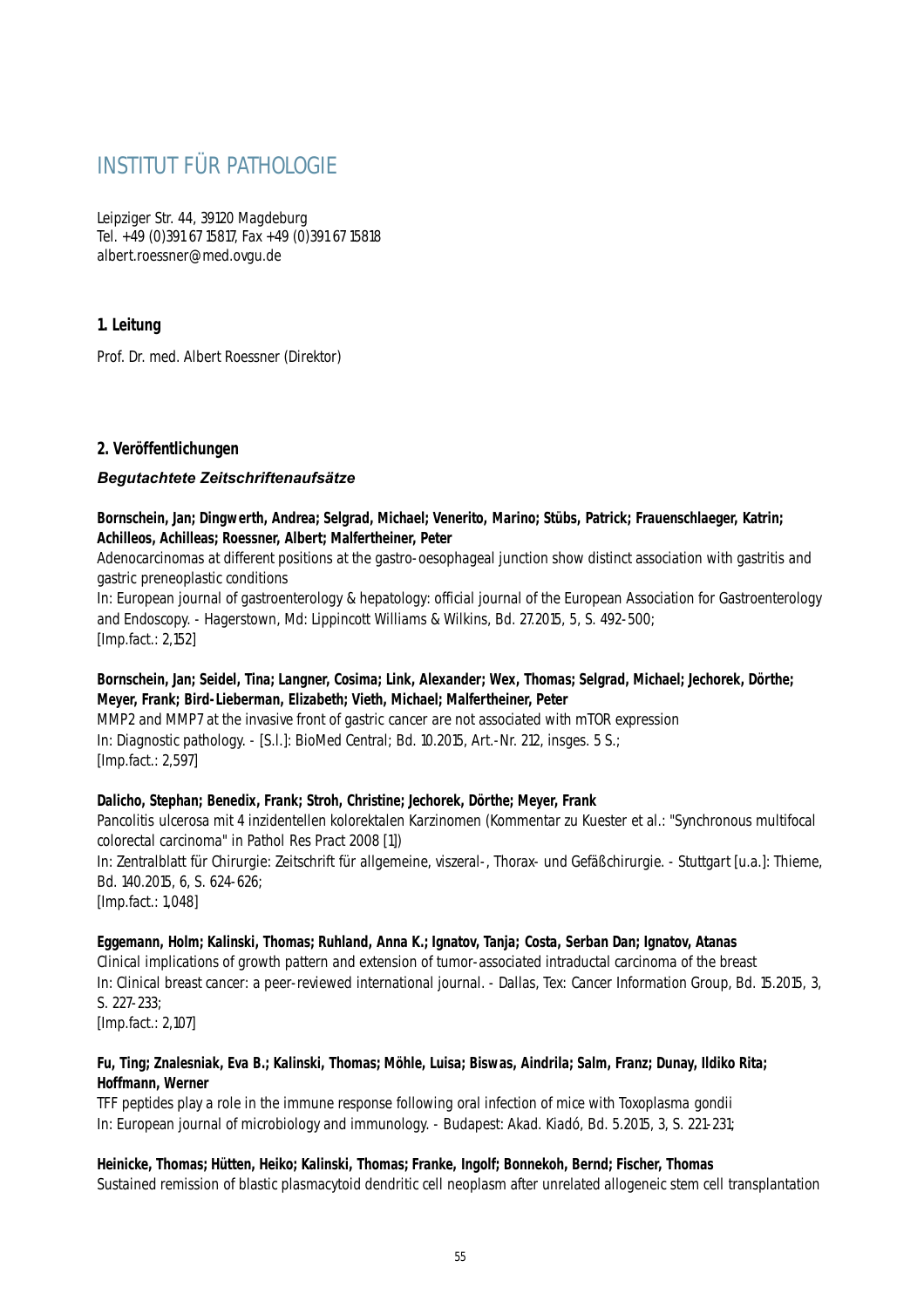# INSTITUT FÜR PATHOLOGIE

Leipziger Str. 44, 39120 Magdeburg
Tel. +49 (0)391 67 15817, Fax +49 (0)391 67 15818
albert.roessner@med.ovgu.de

## 1. Leitung

Prof. Dr. med. Albert Roessner (Direktor)

## 2. Veröffentlichungen

### *Begutachtete Zeitschriftenaufsätze*

**Bornschein, Jan; Dingwerth, Andrea; Selgrad, Michael; Venerito, Marino; Stübs, Patrick; Frauenschlaeger, Katrin; Achilleos, Achilleas; Roessner, Albert; Malfertheiner, Peter**
Adenocarcinomas at different positions at the gastro-oesophageal junction show distinct association with gastritis and gastric preneoplastic conditions
In: European journal of gastroenterology & hepatology: official journal of the European Association for Gastroenterology and Endoscopy. - Hagerstown, Md: Lippincott Williams & Wilkins, Bd. 27.2015, 5, S. 492-500;
[Imp.fact.: 2,152]

**Bornschein, Jan; Seidel, Tina; Langner, Cosima; Link, Alexander; Wex, Thomas; Selgrad, Michael; Jechorek, Dörthe; Meyer, Frank; Bird-Lieberman, Elizabeth; Vieth, Michael; Malfertheiner, Peter**
MMP2 and MMP7 at the invasive front of gastric cancer are not associated with mTOR expression
In: Diagnostic pathology. - [S.l.]: BioMed Central; Bd. 10.2015, Art.-Nr. 212, insges. 5 S.;
[Imp.fact.: 2,597]

**Dalicho, Stephan; Benedix, Frank; Stroh, Christine; Jechorek, Dörthe; Meyer, Frank**
Pancolitis ulcerosa mit 4 inzidentellen kolorektalen Karzinomen (Kommentar zu Kuester et al.: "Synchronous multifocal colorectal carcinoma" in Pathol Res Pract 2008 [1])
In: Zentralblatt für Chirurgie: Zeitschrift für allgemeine, viszeral-, Thorax- und Gefäßchirurgie. - Stuttgart [u.a.]: Thieme, Bd. 140.2015, 6, S. 624-626;
[Imp.fact.: 1,048]

**Eggemann, Holm; Kalinski, Thomas; Ruhland, Anna K.; Ignatov, Tanja; Costa, Serban Dan; Ignatov, Atanas**
Clinical implications of growth pattern and extension of tumor-associated intraductal carcinoma of the breast
In: Clinical breast cancer: a peer-reviewed international journal. - Dallas, Tex: Cancer Information Group, Bd. 15.2015, 3, S. 227-233;
[Imp.fact.: 2,107]

**Fu, Ting; Znalesniak, Eva B.; Kalinski, Thomas; Möhle, Luisa; Biswas, Aindrila; Salm, Franz; Dunay, Ildiko Rita; Hoffmann, Werner**
TFF peptides play a role in the immune response following oral infection of mice with Toxoplasma gondii
In: European journal of microbiology and immunology. - Budapest: Akad. Kiadó, Bd. 5.2015, 3, S. 221-231;

**Heinicke, Thomas; Hütten, Heiko; Kalinski, Thomas; Franke, Ingolf; Bonnekoh, Bernd; Fischer, Thomas**
Sustained remission of blastic plasmacytoid dendritic cell neoplasm after unrelated allogeneic stem cell transplantation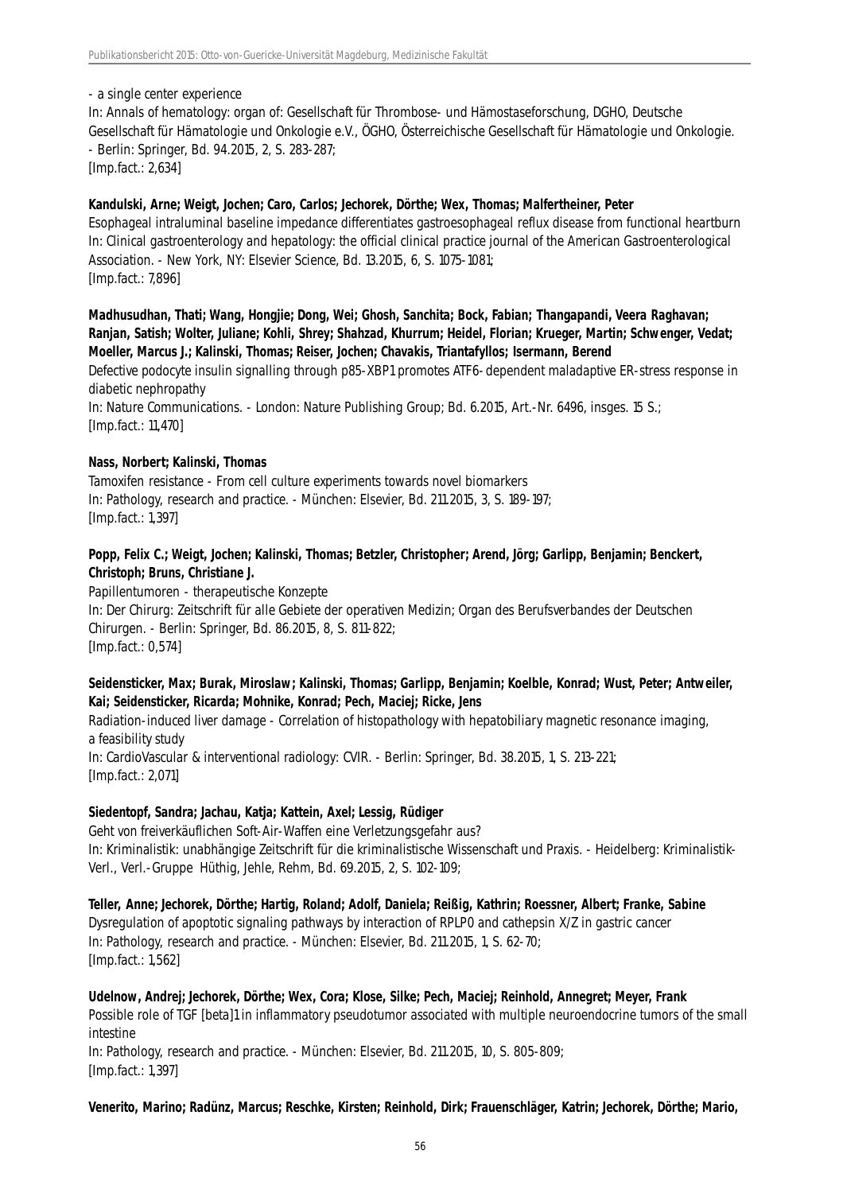- a single center experience
In: Annals of hematology: organ of: Gesellschaft für Thrombose- und Hämostaseforschung, DGHO, Deutsche Gesellschaft für Hämatologie und Onkologie e.V., ÖGHO, Österreichische Gesellschaft für Hämatologie und Onkologie. - Berlin: Springer, Bd. 94.2015, 2, S. 283-287;
[Imp.fact.: 2,634]

**Kandulski, Arne; Weigt, Jochen; Caro, Carlos; Jechorek, Dörthe; Wex, Thomas; Malfertheiner, Peter**
Esophageal intraluminal baseline impedance differentiates gastroesophageal reflux disease from functional heartburn
In: Clinical gastroenterology and hepatology: the official clinical practice journal of the American Gastroenterological Association. - New York, NY: Elsevier Science, Bd. 13.2015, 6, S. 1075-1081;
[Imp.fact.: 7,896]

**Madhusudhan, Thati; Wang, Hongjie; Dong, Wei; Ghosh, Sanchita; Bock, Fabian; Thangapandi, Veera Raghavan; Ranjan, Satish; Wolter, Juliane; Kohli, Shrey; Shahzad, Khurrum; Heidel, Florian; Krueger, Martin; Schwenger, Vedat; Moeller, Marcus J.; Kalinski, Thomas; Reiser, Jochen; Chavakis, Triantafyllos; Isermann, Berend**
Defective podocyte insulin signalling through p85-XBP1 promotes ATF6-dependent maladaptive ER-stress response in diabetic nephropathy
In: Nature Communications. - London: Nature Publishing Group; Bd. 6.2015, Art.-Nr. 6496, insges. 15 S.;
[Imp.fact.: 11,470]

**Nass, Norbert; Kalinski, Thomas**
Tamoxifen resistance - From cell culture experiments towards novel biomarkers
In: Pathology, research and practice. - München: Elsevier, Bd. 211.2015, 3, S. 189-197;
[Imp.fact.: 1,397]

**Popp, Felix C.; Weigt, Jochen; Kalinski, Thomas; Betzler, Christopher; Arend, Jörg; Garlipp, Benjamin; Benckert, Christoph; Bruns, Christiane J.**
Papillentumoren - therapeutische Konzepte
In: Der Chirurg: Zeitschrift für alle Gebiete der operativen Medizin; Organ des Berufsverbandes der Deutschen Chirurgen. - Berlin: Springer, Bd. 86.2015, 8, S. 811-822;
[Imp.fact.: 0,574]

**Seidensticker, Max; Burak, Miroslaw; Kalinski, Thomas; Garlipp, Benjamin; Koelble, Konrad; Wust, Peter; Antweiler, Kai; Seidensticker, Ricarda; Mohnike, Konrad; Pech, Maciej; Ricke, Jens**
Radiation-induced liver damage - Correlation of histopathology with hepatobiliary magnetic resonance imaging, a feasibility study
In: CardioVascular & interventional radiology: CVIR. - Berlin: Springer, Bd. 38.2015, 1, S. 213-221;
[Imp.fact.: 2,071]

**Siedentopf, Sandra; Jachau, Katja; Kattein, Axel; Lessig, Rüdiger**
Geht von freiverkäuflichen Soft-Air-Waffen eine Verletzungsgefahr aus?
In: Kriminalistik: unabhängige Zeitschrift für die kriminalistische Wissenschaft und Praxis. - Heidelberg: Kriminalistik-Verl., Verl.-Gruppe Hüthig, Jehle, Rehm, Bd. 69.2015, 2, S. 102-109;

**Teller, Anne; Jechorek, Dörthe; Hartig, Roland; Adolf, Daniela; Reißig, Kathrin; Roessner, Albert; Franke, Sabine**
Dysregulation of apoptotic signaling pathways by interaction of RPLP0 and cathepsin X/Z in gastric cancer
In: Pathology, research and practice. - München: Elsevier, Bd. 211.2015, 1, S. 62-70;
[Imp.fact.: 1,562]

**Udelnow, Andrej; Jechorek, Dörthe; Wex, Cora; Klose, Silke; Pech, Maciej; Reinhold, Annegret; Meyer, Frank**
Possible role of TGF [beta]1 in inflammatory pseudotumor associated with multiple neuroendocrine tumors of the small intestine
In: Pathology, research and practice. - München: Elsevier, Bd. 211.2015, 10, S. 805-809;
[Imp.fact.: 1,397]

**Venerito, Marino; Radünz, Marcus; Reschke, Kirsten; Reinhold, Dirk; Frauenschläger, Katrin; Jechorek, Dörthe; Mario,**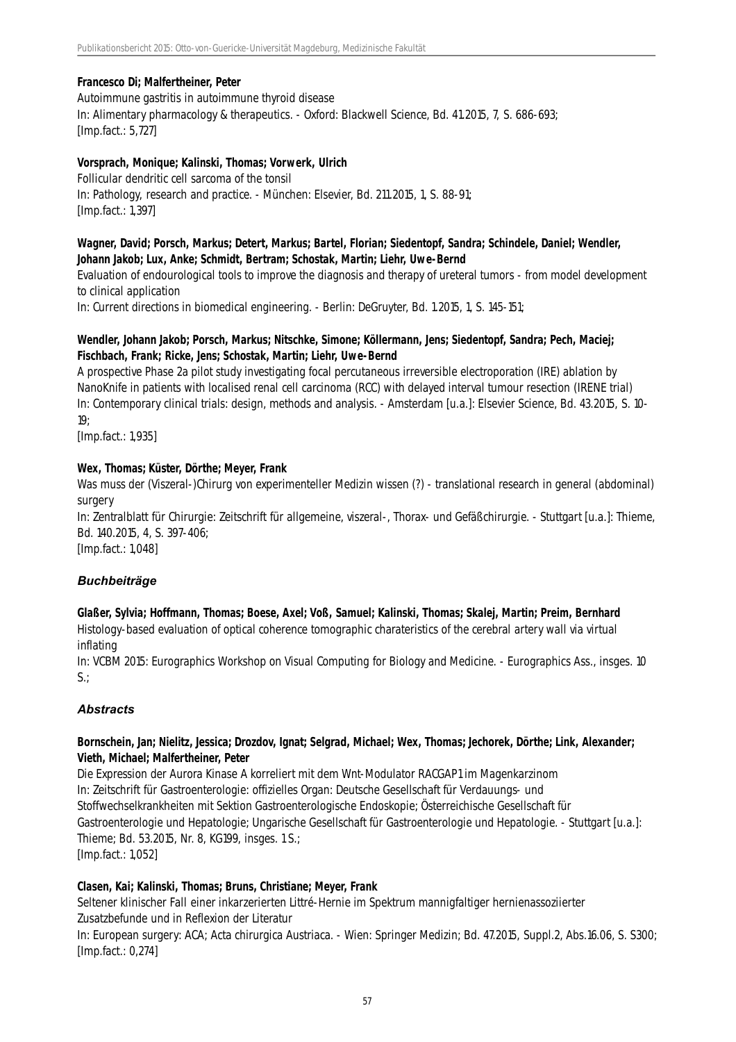**Francesco Di; Malfertheiner, Peter**
Autoimmune gastritis in autoimmune thyroid disease
In: Alimentary pharmacology & therapeutics. - Oxford: Blackwell Science, Bd. 41.2015, 7, S. 686-693;
[Imp.fact.: 5,727]

**Vorsprach, Monique; Kalinski, Thomas; Vorwerk, Ulrich**
Follicular dendritic cell sarcoma of the tonsil
In: Pathology, research and practice. - München: Elsevier, Bd. 211.2015, 1, S. 88-91;
[Imp.fact.: 1,397]

**Wagner, David; Porsch, Markus; Detert, Markus; Bartel, Florian; Siedentopf, Sandra; Schindele, Daniel; Wendler, Johann Jakob; Lux, Anke; Schmidt, Bertram; Schostak, Martin; Liehr, Uwe-Bernd**
Evaluation of endourological tools to improve the diagnosis and therapy of ureteral tumors - from model development to clinical application
In: Current directions in biomedical engineering. - Berlin: DeGruyter, Bd. 1.2015, 1, S. 145-151;

**Wendler, Johann Jakob; Porsch, Markus; Nitschke, Simone; Köllermann, Jens; Siedentopf, Sandra; Pech, Maciej; Fischbach, Frank; Ricke, Jens; Schostak, Martin; Liehr, Uwe-Bernd**
A prospective Phase 2a pilot study investigating focal percutaneous irreversible electroporation (IRE) ablation by NanoKnife in patients with localised renal cell carcinoma (RCC) with delayed interval tumour resection (IRENE trial)
In: Contemporary clinical trials: design, methods and analysis. - Amsterdam [u.a.]: Elsevier Science, Bd. 43.2015, S. 10-19;
[Imp.fact.: 1,935]

**Wex, Thomas; Küster, Dörthe; Meyer, Frank**
Was muss der (Viszeral-)Chirurg von experimenteller Medizin wissen (?) - translational research in general (abdominal) surgery
In: Zentralblatt für Chirurgie: Zeitschrift für allgemeine, viszeral-, Thorax- und Gefäßchirurgie. - Stuttgart [u.a.]: Thieme, Bd. 140.2015, 4, S. 397-406;
[Imp.fact.: 1,048]

### *Buchbeiträge*

**Glaßer, Sylvia; Hoffmann, Thomas; Boese, Axel; Voß, Samuel; Kalinski, Thomas; Skalej, Martin; Preim, Bernhard**
Histology-based evaluation of optical coherence tomographic charateristics of the cerebral artery wall via virtual inflating
In: VCBM 2015: Eurographics Workshop on Visual Computing for Biology and Medicine. - Eurographics Ass., insges. 10 S.;

### *Abstracts*

**Bornschein, Jan; Nielitz, Jessica; Drozdov, Ignat; Selgrad, Michael; Wex, Thomas; Jechorek, Dörthe; Link, Alexander; Vieth, Michael; Malfertheiner, Peter**
Die Expression der Aurora Kinase A korreliert mit dem Wnt-Modulator RACGAP1 im Magenkarzinom
In: Zeitschrift für Gastroenterologie: offizielles Organ: Deutsche Gesellschaft für Verdauungs- und Stoffwechselkrankheiten mit Sektion Gastroenterologische Endoskopie; Österreichische Gesellschaft für Gastroenterologie und Hepatologie; Ungarische Gesellschaft für Gastroenterologie und Hepatologie. - Stuttgart [u.a.]: Thieme; Bd. 53.2015, Nr. 8, KG199, insges. 1 S.;
[Imp.fact.: 1,052]

**Clasen, Kai; Kalinski, Thomas; Bruns, Christiane; Meyer, Frank**
Seltener klinischer Fall einer inkarzerierten Littré-Hernie im Spektrum mannigfaltiger hernienassoziierter Zusatzbefunde und in Reflexion der Literatur
In: European surgery: ACA; Acta chirurgica Austriaca. - Wien: Springer Medizin; Bd. 47.2015, Suppl.2, Abs.16.06, S. S300;
[Imp.fact.: 0,274]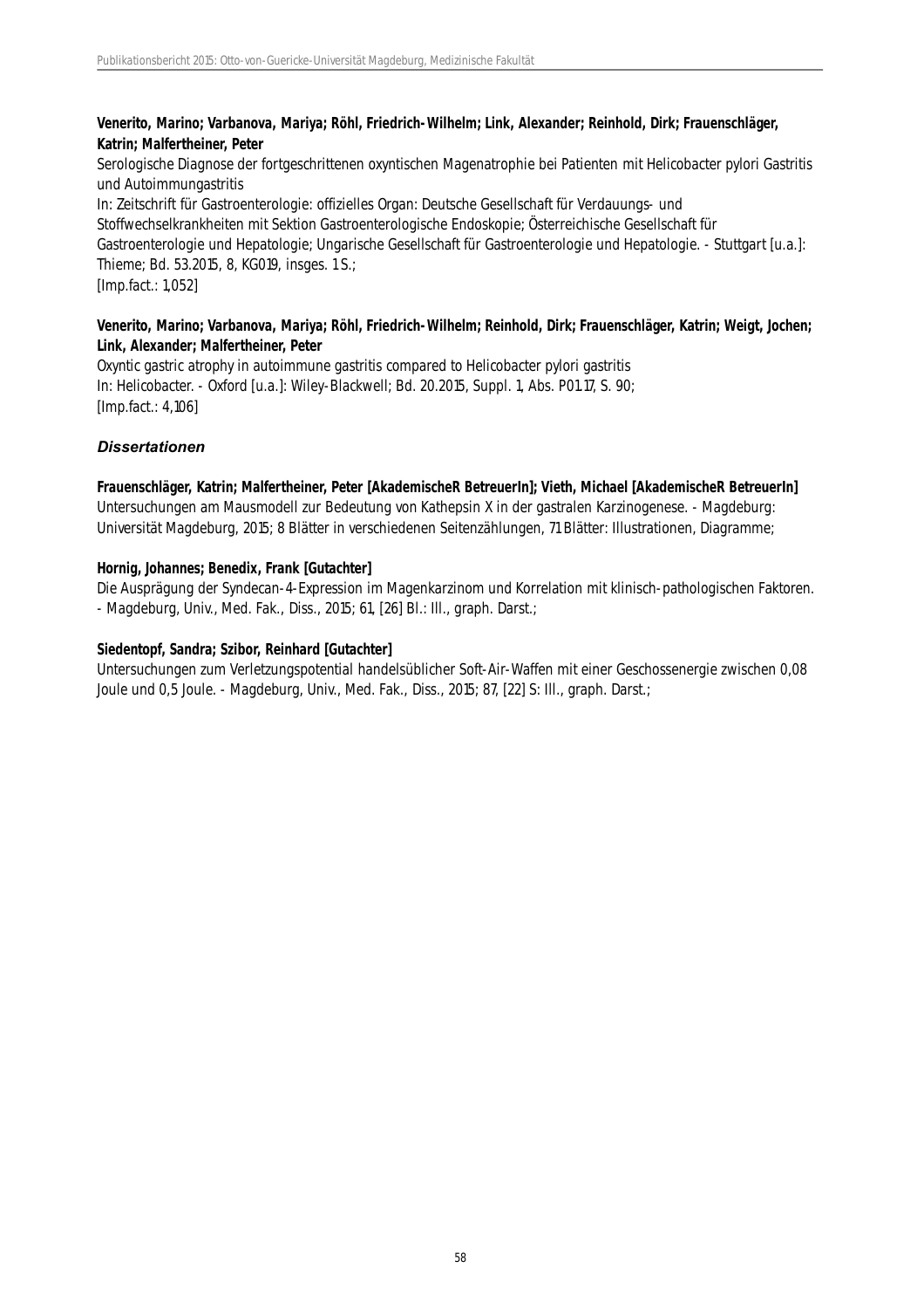**Venerito, Marino; Varbanova, Mariya; Röhl, Friedrich-Wilhelm; Link, Alexander; Reinhold, Dirk; Frauenschläger, Katrin; Malfertheiner, Peter**

Serologische Diagnose der fortgeschrittenen oxyntischen Magenatrophie bei Patienten mit Helicobacter pylori Gastritis und Autoimmungastritis

In: Zeitschrift für Gastroenterologie: offizielles Organ: Deutsche Gesellschaft für Verdauungs- und Stoffwechselkrankheiten mit Sektion Gastroenterologische Endoskopie; Österreichische Gesellschaft für Gastroenterologie und Hepatologie; Ungarische Gesellschaft für Gastroenterologie und Hepatologie. - Stuttgart [u.a.]: Thieme; Bd. 53.2015, 8, KG019, insges. 1 S.;

[Imp.fact.: 1,052]

**Venerito, Marino; Varbanova, Mariya; Röhl, Friedrich-Wilhelm; Reinhold, Dirk; Frauenschläger, Katrin; Weigt, Jochen; Link, Alexander; Malfertheiner, Peter**

Oxyntic gastric atrophy in autoimmune gastritis compared to Helicobacter pylori gastritis

In: Helicobacter. - Oxford [u.a.]: Wiley-Blackwell; Bd. 20.2015, Suppl. 1, Abs. P01.17, S. 90;

[Imp.fact.: 4,106]

### *Dissertationen*

**Frauenschläger, Katrin; Malfertheiner, Peter [AkademischeR BetreuerIn]; Vieth, Michael [AkademischeR BetreuerIn]**

Untersuchungen am Mausmodell zur Bedeutung von Kathepsin X in der gastralen Karzinogenese. - Magdeburg: Universität Magdeburg, 2015; 8 Blätter in verschiedenen Seitenzählungen, 71 Blätter: Illustrationen, Diagramme;

**Hornig, Johannes; Benedix, Frank [Gutachter]**

Die Ausprägung der Syndecan-4-Expression im Magenkarzinom und Korrelation mit klinisch-pathologischen Faktoren. - Magdeburg, Univ., Med. Fak., Diss., 2015; 61, [26] Bl.: Ill., graph. Darst.;

**Siedentopf, Sandra; Szibor, Reinhard [Gutachter]**

Untersuchungen zum Verletzungspotential handelsüblicher Soft-Air-Waffen mit einer Geschossenergie zwischen 0,08 Joule und 0,5 Joule. - Magdeburg, Univ., Med. Fak., Diss., 2015; 87, [22] S: Ill., graph. Darst.;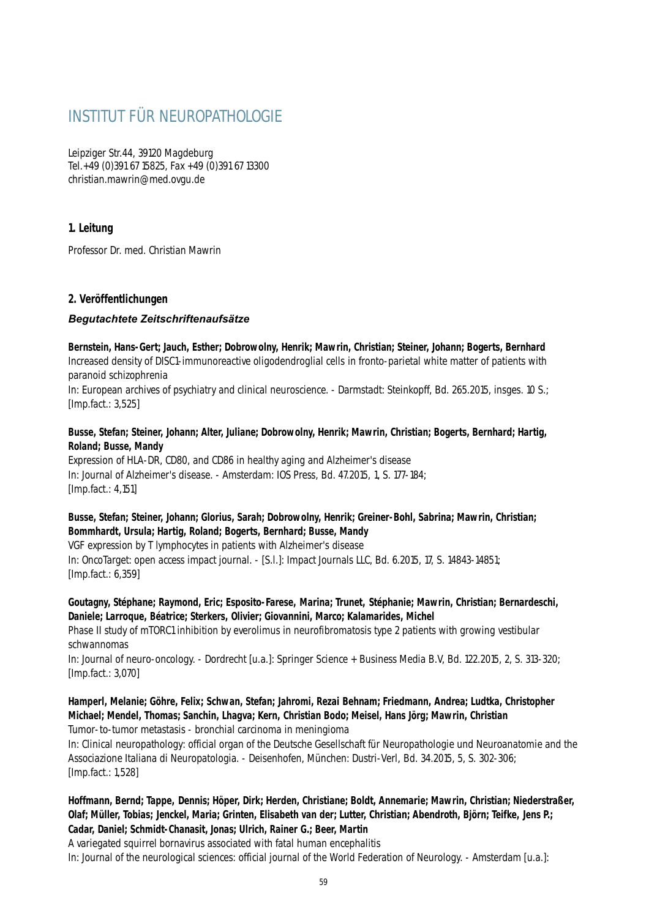# INSTITUT FÜR NEUROPATHOLOGIE

Leipziger Str.44, 39120 Magdeburg
Tel.+49 (0)391 67 15825, Fax +49 (0)391 67 13300
christian.mawrin@med.ovgu.de

## 1. Leitung

Professor Dr. med. Christian Mawrin

## 2. Veröffentlichungen

### *Begutachtete Zeitschriftenaufsätze*

**Bernstein, Hans-Gert; Jauch, Esther; Dobrowolny, Henrik; Mawrin, Christian; Steiner, Johann; Bogerts, Bernhard**
Increased density of DISC1-immunoreactive oligodendroglial cells in fronto-parietal white matter of patients with paranoid schizophrenia
In: European archives of psychiatry and clinical neuroscience. - Darmstadt: Steinkopff, Bd. 265.2015, insges. 10 S.;
[Imp.fact.: 3,525]

**Busse, Stefan; Steiner, Johann; Alter, Juliane; Dobrowolny, Henrik; Mawrin, Christian; Bogerts, Bernhard; Hartig, Roland; Busse, Mandy**
Expression of HLA-DR, CD80, and CD86 in healthy aging and Alzheimer's disease
In: Journal of Alzheimer's disease. - Amsterdam: IOS Press, Bd. 47.2015, 1, S. 177-184;
[Imp.fact.: 4,151]

**Busse, Stefan; Steiner, Johann; Glorius, Sarah; Dobrowolny, Henrik; Greiner-Bohl, Sabrina; Mawrin, Christian; Bommhardt, Ursula; Hartig, Roland; Bogerts, Bernhard; Busse, Mandy**
VGF expression by T lymphocytes in patients with Alzheimer's disease
In: OncoTarget: open access impact journal. - [S.l.]: Impact Journals LLC, Bd. 6.2015, 17, S. 14843-14851;
[Imp.fact.: 6,359]

**Goutagny, Stéphane; Raymond, Eric; Esposito-Farese, Marina; Trunet, Stéphanie; Mawrin, Christian; Bernardeschi, Daniele; Larroque, Béatrice; Sterkers, Olivier; Giovannini, Marco; Kalamarides, Michel**
Phase II study of mTORC1 inhibition by everolimus in neurofibromatosis type 2 patients with growing vestibular schwannomas
In: Journal of neuro-oncology. - Dordrecht [u.a.]: Springer Science + Business Media B.V, Bd. 122.2015, 2, S. 313-320;
[Imp.fact.: 3,070]

**Hamperl, Melanie; Göhre, Felix; Schwan, Stefan; Jahromi, Rezai Behnam; Friedmann, Andrea; Ludtka, Christopher Michael; Mendel, Thomas; Sanchin, Lhagva; Kern, Christian Bodo; Meisel, Hans Jörg; Mawrin, Christian**
Tumor-to-tumor metastasis - bronchial carcinoma in meningioma
In: Clinical neuropathology: official organ of the Deutsche Gesellschaft für Neuropathologie und Neuroanatomie and the Associazione Italiana di Neuropatologia. - Deisenhofen, München: Dustri-Verl, Bd. 34.2015, 5, S. 302-306;
[Imp.fact.: 1,528]

**Hoffmann, Bernd; Tappe, Dennis; Höper, Dirk; Herden, Christiane; Boldt, Annemarie; Mawrin, Christian; Niederstraßer, Olaf; Müller, Tobias; Jenckel, Maria; Grinten, Elisabeth van der; Lutter, Christian; Abendroth, Björn; Teifke, Jens P.; Cadar, Daniel; Schmidt-Chanasit, Jonas; Ulrich, Rainer G.; Beer, Martin**
A variegated squirrel bornavirus associated with fatal human encephalitis
In: Journal of the neurological sciences: official journal of the World Federation of Neurology. - Amsterdam [u.a.]: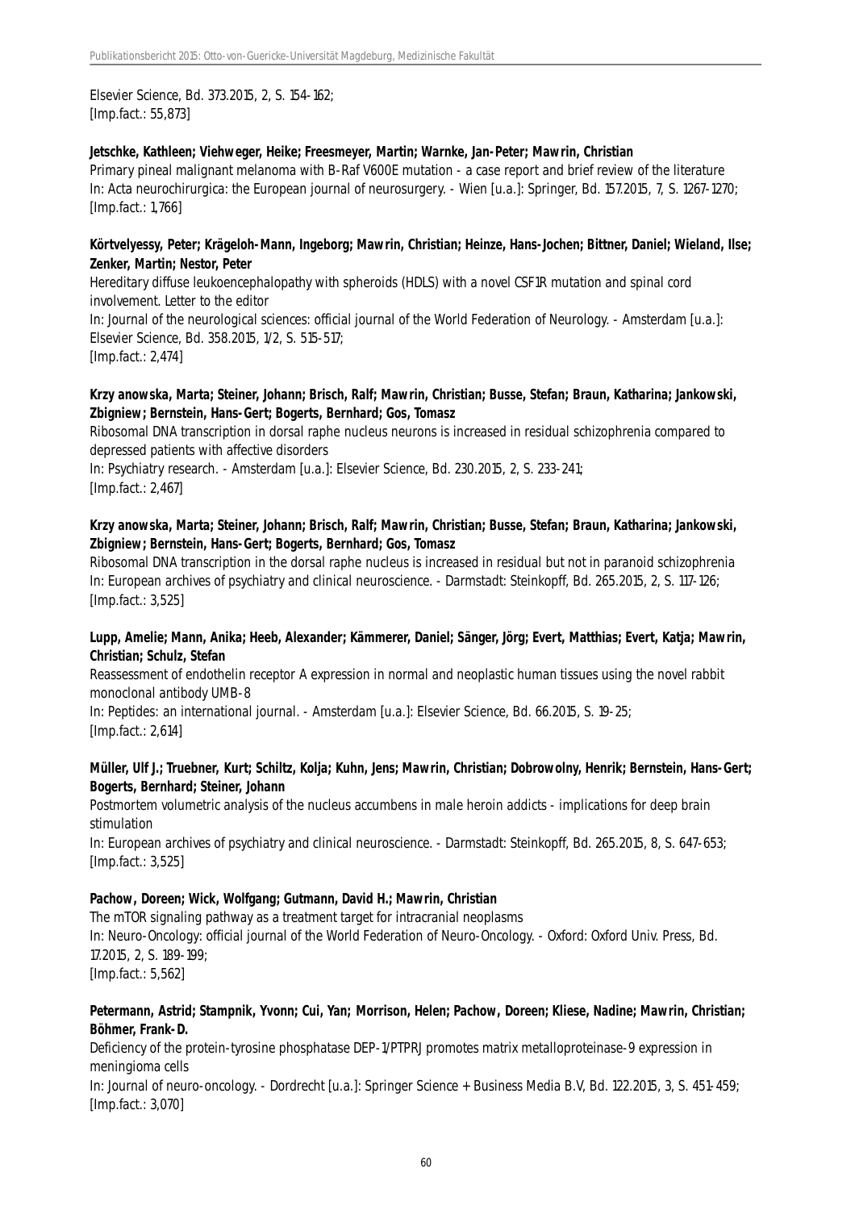Elsevier Science, Bd. 373.2015, 2, S. 154-162;
[Imp.fact.: 55,873]

**Jetschke, Kathleen; Viehweger, Heike; Freesmeyer, Martin; Warnke, Jan-Peter; Mawrin, Christian**
Primary pineal malignant melanoma with B-Raf V600E mutation - a case report and brief review of the literature
In: Acta neurochirurgica: the European journal of neurosurgery. - Wien [u.a.]: Springer, Bd. 157.2015, 7, S. 1267-1270;
[Imp.fact.: 1,766]

**Körtvelyessy, Peter; Krägeloh-Mann, Ingeborg; Mawrin, Christian; Heinze, Hans-Jochen; Bittner, Daniel; Wieland, Ilse; Zenker, Martin; Nestor, Peter**
Hereditary diffuse leukoencephalopathy with spheroids (HDLS) with a novel CSF1R mutation and spinal cord involvement. Letter to the editor
In: Journal of the neurological sciences: official journal of the World Federation of Neurology. - Amsterdam [u.a.]: Elsevier Science, Bd. 358.2015, 1/2, S. 515-517;
[Imp.fact.: 2,474]

**Krzy anowska, Marta; Steiner, Johann; Brisch, Ralf; Mawrin, Christian; Busse, Stefan; Braun, Katharina; Jankowski, Zbigniew; Bernstein, Hans-Gert; Bogerts, Bernhard; Gos, Tomasz**
Ribosomal DNA transcription in dorsal raphe nucleus neurons is increased in residual schizophrenia compared to depressed patients with affective disorders
In: Psychiatry research. - Amsterdam [u.a.]: Elsevier Science, Bd. 230.2015, 2, S. 233-241;
[Imp.fact.: 2,467]

**Krzy anowska, Marta; Steiner, Johann; Brisch, Ralf; Mawrin, Christian; Busse, Stefan; Braun, Katharina; Jankowski, Zbigniew; Bernstein, Hans-Gert; Bogerts, Bernhard; Gos, Tomasz**
Ribosomal DNA transcription in the dorsal raphe nucleus is increased in residual but not in paranoid schizophrenia
In: European archives of psychiatry and clinical neuroscience. - Darmstadt: Steinkopff, Bd. 265.2015, 2, S. 117-126;
[Imp.fact.: 3,525]

**Lupp, Amelie; Mann, Anika; Heeb, Alexander; Kämmerer, Daniel; Sänger, Jörg; Evert, Matthias; Evert, Katja; Mawrin, Christian; Schulz, Stefan**
Reassessment of endothelin receptor A expression in normal and neoplastic human tissues using the novel rabbit monoclonal antibody UMB-8
In: Peptides: an international journal. - Amsterdam [u.a.]: Elsevier Science, Bd. 66.2015, S. 19-25;
[Imp.fact.: 2,614]

**Müller, Ulf J.; Truebner, Kurt; Schiltz, Kolja; Kuhn, Jens; Mawrin, Christian; Dobrowolny, Henrik; Bernstein, Hans-Gert; Bogerts, Bernhard; Steiner, Johann**
Postmortem volumetric analysis of the nucleus accumbens in male heroin addicts - implications for deep brain stimulation
In: European archives of psychiatry and clinical neuroscience. - Darmstadt: Steinkopff, Bd. 265.2015, 8, S. 647-653;
[Imp.fact.: 3,525]

**Pachow, Doreen; Wick, Wolfgang; Gutmann, David H.; Mawrin, Christian**
The mTOR signaling pathway as a treatment target for intracranial neoplasms
In: Neuro-Oncology: official journal of the World Federation of Neuro-Oncology. - Oxford: Oxford Univ. Press, Bd. 17.2015, 2, S. 189-199;
[Imp.fact.: 5,562]

**Petermann, Astrid; Stampnik, Yvonn; Cui, Yan; Morrison, Helen; Pachow, Doreen; Kliese, Nadine; Mawrin, Christian; Böhmer, Frank-D.**
Deficiency of the protein-tyrosine phosphatase DEP-1/PTPRJ promotes matrix metalloproteinase-9 expression in meningioma cells
In: Journal of neuro-oncology. - Dordrecht [u.a.]: Springer Science + Business Media B.V, Bd. 122.2015, 3, S. 451-459;
[Imp.fact.: 3,070]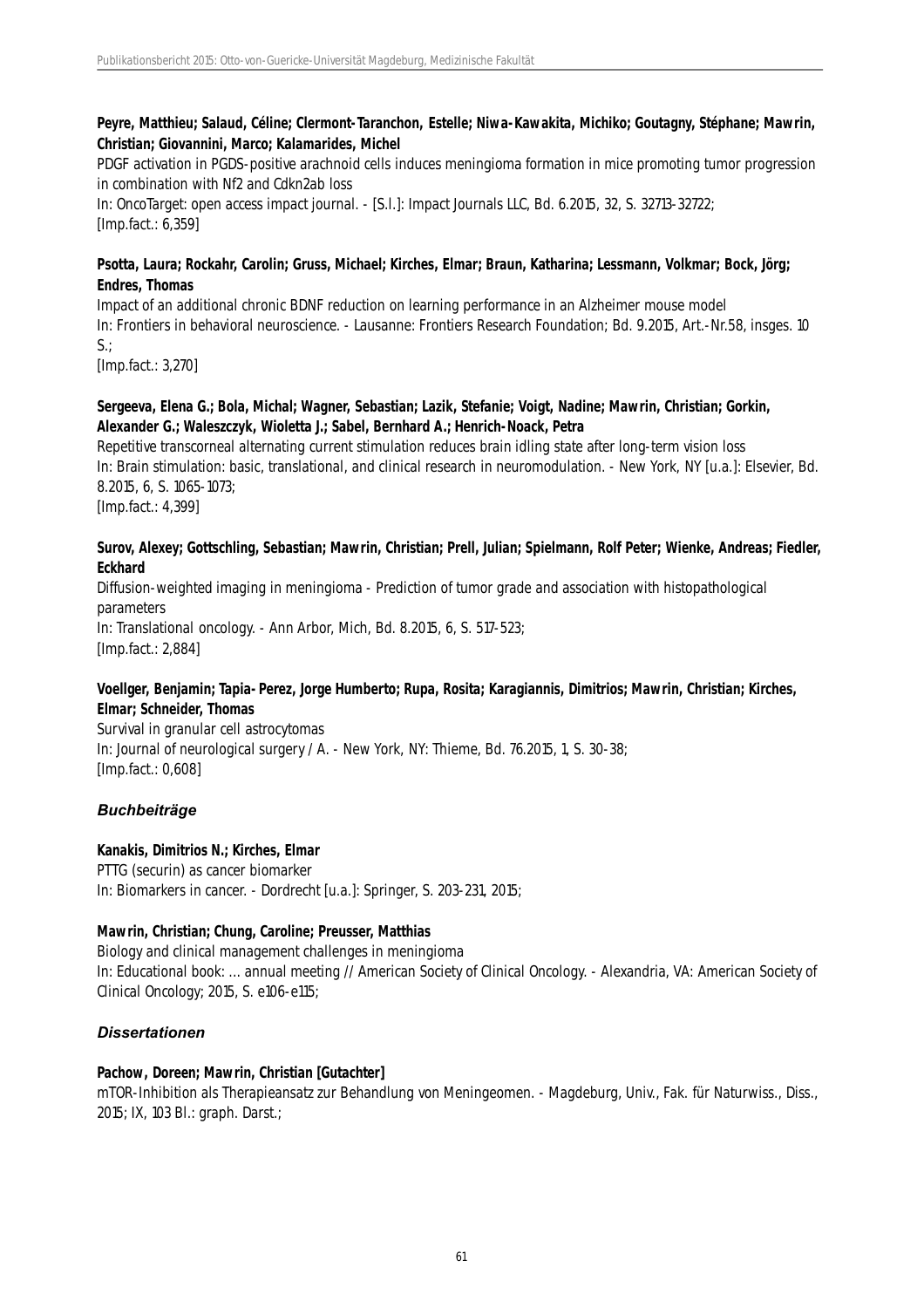**Peyre, Matthieu; Salaud, Céline; Clermont-Taranchon, Estelle; Niwa-Kawakita, Michiko; Goutagny, Stéphane; Mawrin, Christian; Giovannini, Marco; Kalamarides, Michel**
PDGF activation in PGDS-positive arachnoid cells induces meningioma formation in mice promoting tumor progression in combination with Nf2 and Cdkn2ab loss
In: OncoTarget: open access impact journal. - [S.l.]: Impact Journals LLC, Bd. 6.2015, 32, S. 32713-32722;
[Imp.fact.: 6,359]

**Psotta, Laura; Rockahr, Carolin; Gruss, Michael; Kirches, Elmar; Braun, Katharina; Lessmann, Volkmar; Bock, Jörg; Endres, Thomas**
Impact of an additional chronic BDNF reduction on learning performance in an Alzheimer mouse model
In: Frontiers in behavioral neuroscience. - Lausanne: Frontiers Research Foundation; Bd. 9.2015, Art.-Nr.58, insges. 10 S.;
[Imp.fact.: 3,270]

**Sergeeva, Elena G.; Bola, Michal; Wagner, Sebastian; Lazik, Stefanie; Voigt, Nadine; Mawrin, Christian; Gorkin, Alexander G.; Waleszczyk, Wioletta J.; Sabel, Bernhard A.; Henrich-Noack, Petra**
Repetitive transcorneal alternating current stimulation reduces brain idling state after long-term vision loss
In: Brain stimulation: basic, translational, and clinical research in neuromodulation. - New York, NY [u.a.]: Elsevier, Bd. 8.2015, 6, S. 1065-1073;
[Imp.fact.: 4,399]

**Surov, Alexey; Gottschling, Sebastian; Mawrin, Christian; Prell, Julian; Spielmann, Rolf Peter; Wienke, Andreas; Fiedler, Eckhard**
Diffusion-weighted imaging in meningioma - Prediction of tumor grade and association with histopathological parameters
In: Translational oncology. - Ann Arbor, Mich, Bd. 8.2015, 6, S. 517-523;
[Imp.fact.: 2,884]

**Voellger, Benjamin; Tapia-Perez, Jorge Humberto; Rupa, Rosita; Karagiannis, Dimitrios; Mawrin, Christian; Kirches, Elmar; Schneider, Thomas**
Survival in granular cell astrocytomas
In: Journal of neurological surgery / A. - New York, NY: Thieme, Bd. 76.2015, 1, S. 30-38;
[Imp.fact.: 0,608]

### *Buchbeiträge*

**Kanakis, Dimitrios N.; Kirches, Elmar**
PTTG (securin) as cancer biomarker
In: Biomarkers in cancer. - Dordrecht [u.a.]: Springer, S. 203-231, 2015;

**Mawrin, Christian; Chung, Caroline; Preusser, Matthias**
Biology and clinical management challenges in meningioma
In: Educational book: ... annual meeting // American Society of Clinical Oncology. - Alexandria, VA: American Society of Clinical Oncology; 2015, S. e106-e115;

### *Dissertationen*

**Pachow, Doreen; Mawrin, Christian [Gutachter]**
mTOR-Inhibition als Therapieansatz zur Behandlung von Meningeomen. - Magdeburg, Univ., Fak. für Naturwiss., Diss., 2015; IX, 103 Bl.: graph. Darst.;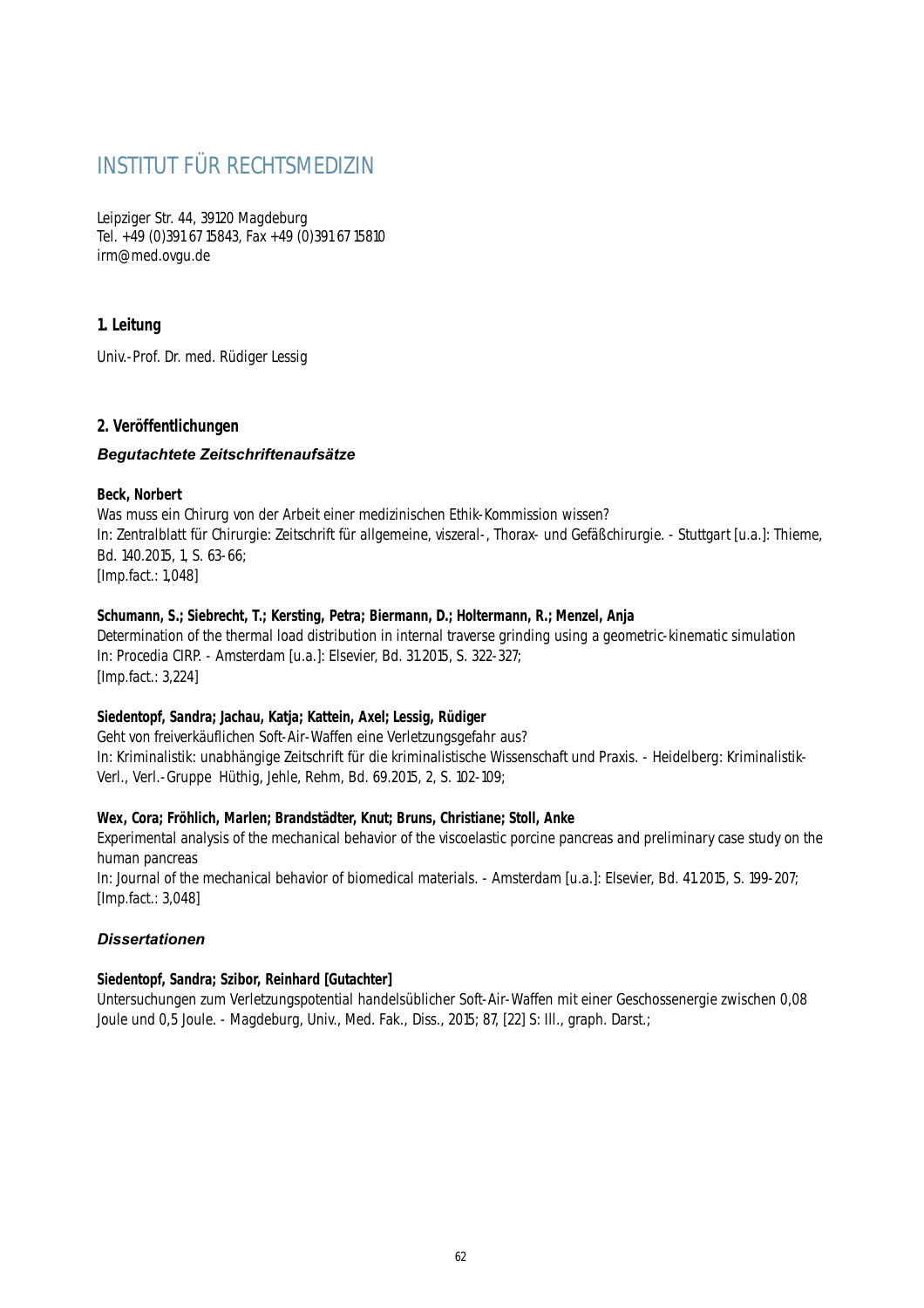# INSTITUT FÜR RECHTSMEDIZIN

Leipziger Str. 44, 39120 Magdeburg
Tel. +49 (0)391 67 15843, Fax +49 (0)391 67 15810
irm@med.ovgu.de

## 1. Leitung

Univ.-Prof. Dr. med. Rüdiger Lessig

## 2. Veröffentlichungen

### *Begutachtete Zeitschriftenaufsätze*

**Beck, Norbert**
Was muss ein Chirurg von der Arbeit einer medizinischen Ethik-Kommission wissen?
In: Zentralblatt für Chirurgie: Zeitschrift für allgemeine, viszeral-, Thorax- und Gefäßchirurgie. - Stuttgart [u.a.]: Thieme, Bd. 140.2015, 1, S. 63-66;
[Imp.fact.: 1,048]

**Schumann, S.; Siebrecht, T.; Kersting, Petra; Biermann, D.; Holtermann, R.; Menzel, Anja**
Determination of the thermal load distribution in internal traverse grinding using a geometric-kinematic simulation
In: Procedia CIRP. - Amsterdam [u.a.]: Elsevier, Bd. 31.2015, S. 322-327;
[Imp.fact.: 3,224]

**Siedentopf, Sandra; Jachau, Katja; Kattein, Axel; Lessig, Rüdiger**
Geht von freiverkäuflichen Soft-Air-Waffen eine Verletzungsgefahr aus?
In: Kriminalistik: unabhängige Zeitschrift für die kriminalistische Wissenschaft und Praxis. - Heidelberg: Kriminalistik-Verl., Verl.-Gruppe Hüthig, Jehle, Rehm, Bd. 69.2015, 2, S. 102-109;

**Wex, Cora; Fröhlich, Marlen; Brandstädter, Knut; Bruns, Christiane; Stoll, Anke**
Experimental analysis of the mechanical behavior of the viscoelastic porcine pancreas and preliminary case study on the human pancreas
In: Journal of the mechanical behavior of biomedical materials. - Amsterdam [u.a.]: Elsevier, Bd. 41.2015, S. 199-207;
[Imp.fact.: 3,048]

### *Dissertationen*

**Siedentopf, Sandra; Szibor, Reinhard [Gutachter]**
Untersuchungen zum Verletzungspotential handelsüblicher Soft-Air-Waffen mit einer Geschossenergie zwischen 0,08 Joule und 0,5 Joule. - Magdeburg, Univ., Med. Fak., Diss., 2015; 87, [22] S: Ill., graph. Darst.;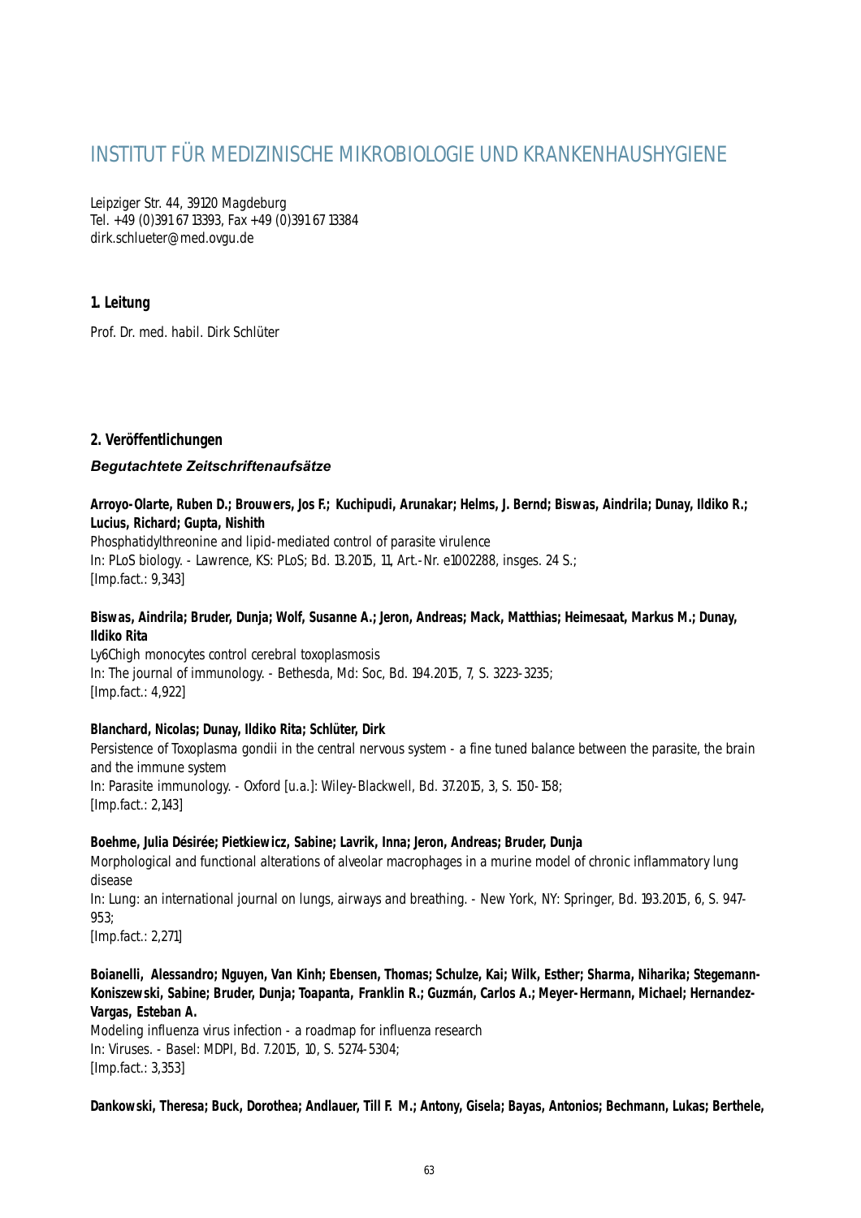# INSTITUT FÜR MEDIZINISCHE MIKROBIOLOGIE UND KRANKENHAUSHYGIENE

Leipziger Str. 44, 39120 Magdeburg
Tel. +49 (0)391 67 13393, Fax +49 (0)391 67 13384
dirk.schlueter@med.ovgu.de

## 1. Leitung

Prof. Dr. med. habil. Dirk Schlüter

## 2. Veröffentlichungen

### *Begutachtete Zeitschriftenaufsätze*

**Arroyo-Olarte, Ruben D.; Brouwers, Jos F.; Kuchipudi, Arunakar; Helms, J. Bernd; Biswas, Aindrila; Dunay, Ildiko R.; Lucius, Richard; Gupta, Nishith**
Phosphatidylthreonine and lipid-mediated control of parasite virulence
In: PLoS biology. - Lawrence, KS: PLoS; Bd. 13.2015, 11, Art.-Nr. e1002288, insges. 24 S.;
[Imp.fact.: 9,343]

**Biswas, Aindrila; Bruder, Dunja; Wolf, Susanne A.; Jeron, Andreas; Mack, Matthias; Heimesaat, Markus M.; Dunay, Ildiko Rita**
Ly6Chigh monocytes control cerebral toxoplasmosis
In: The journal of immunology. - Bethesda, Md: Soc, Bd. 194.2015, 7, S. 3223-3235;
[Imp.fact.: 4,922]

**Blanchard, Nicolas; Dunay, Ildiko Rita; Schlüter, Dirk**
Persistence of Toxoplasma gondii in the central nervous system - a fine tuned balance between the parasite, the brain and the immune system
In: Parasite immunology. - Oxford [u.a.]: Wiley-Blackwell, Bd. 37.2015, 3, S. 150-158;
[Imp.fact.: 2,143]

**Boehme, Julia Désirée; Pietkiewicz, Sabine; Lavrik, Inna; Jeron, Andreas; Bruder, Dunja**
Morphological and functional alterations of alveolar macrophages in a murine model of chronic inflammatory lung disease
In: Lung: an international journal on lungs, airways and breathing. - New York, NY: Springer, Bd. 193.2015, 6, S. 947-953;
[Imp.fact.: 2,271]

**Boianelli, Alessandro; Nguyen, Van Kinh; Ebensen, Thomas; Schulze, Kai; Wilk, Esther; Sharma, Niharika; Stegemann-Koniszewski, Sabine; Bruder, Dunja; Toapanta, Franklin R.; Guzmán, Carlos A.; Meyer-Hermann, Michael; Hernandez-Vargas, Esteban A.**
Modeling influenza virus infection - a roadmap for influenza research
In: Viruses. - Basel: MDPI, Bd. 7.2015, 10, S. 5274-5304;
[Imp.fact.: 3,353]

**Dankowski, Theresa; Buck, Dorothea; Andlauer, Till F. M.; Antony, Gisela; Bayas, Antonios; Bechmann, Lukas; Berthele,**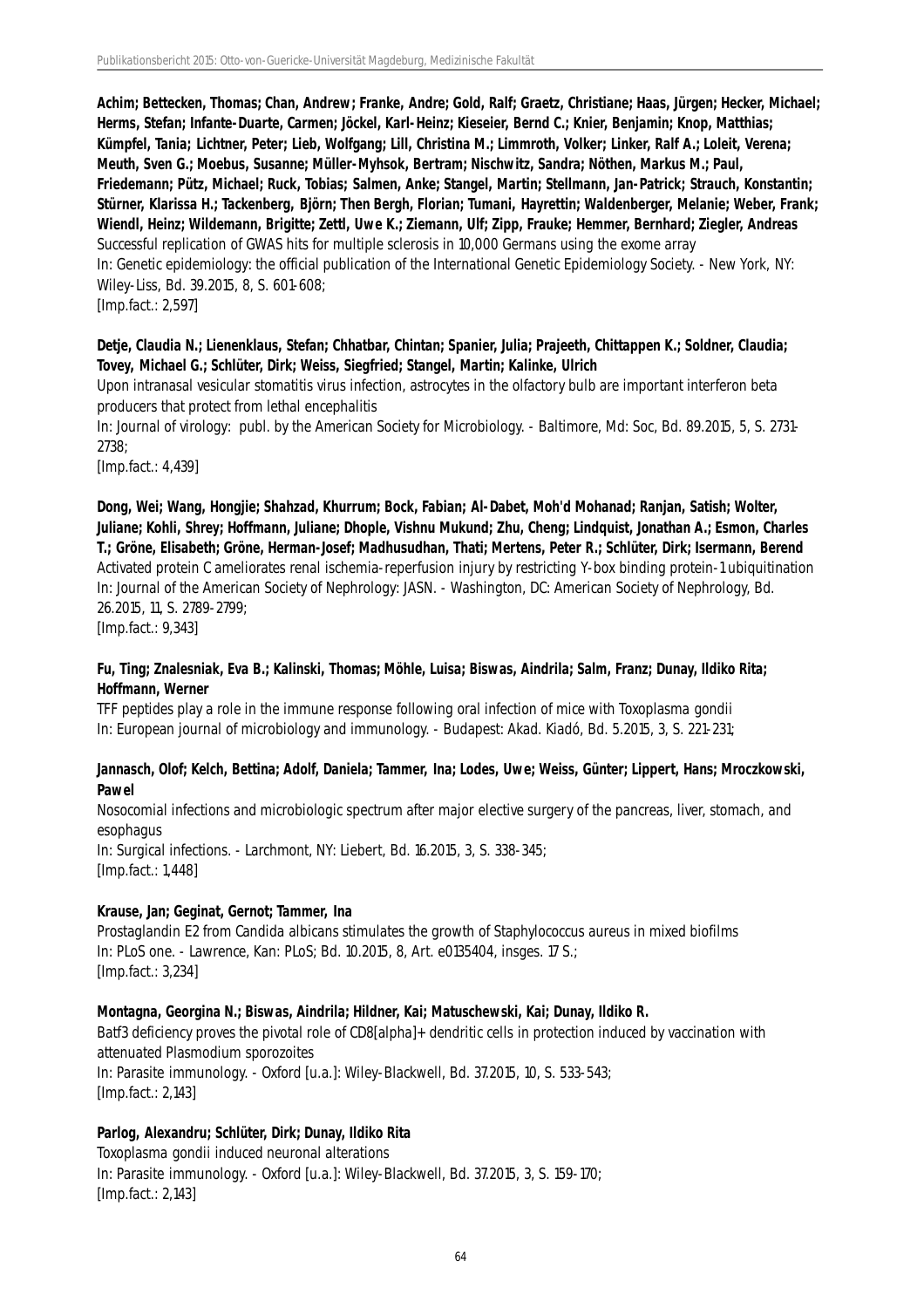**Achim; Bettecken, Thomas; Chan, Andrew; Franke, Andre; Gold, Ralf; Graetz, Christiane; Haas, Jürgen; Hecker, Michael; Herms, Stefan; Infante-Duarte, Carmen; Jöckel, Karl-Heinz; Kieseier, Bernd C.; Knier, Benjamin; Knop, Matthias; Kümpfel, Tania; Lichtner, Peter; Lieb, Wolfgang; Lill, Christina M.; Limmroth, Volker; Linker, Ralf A.; Loleit, Verena; Meuth, Sven G.; Moebus, Susanne; Müller-Myhsok, Bertram; Nischwitz, Sandra; Nöthen, Markus M.; Paul, Friedemann; Pütz, Michael; Ruck, Tobias; Salmen, Anke; Stangel, Martin; Stellmann, Jan-Patrick; Strauch, Konstantin; Stürner, Klarissa H.; Tackenberg, Björn; Then Bergh, Florian; Tumani, Hayrettin; Waldenberger, Melanie; Weber, Frank; Wiendl, Heinz; Wildemann, Brigitte; Zettl, Uwe K.; Ziemann, Ulf; Zipp, Frauke; Hemmer, Bernhard; Ziegler, Andreas**
Successful replication of GWAS hits for multiple sclerosis in 10,000 Germans using the exome array
In: Genetic epidemiology: the official publication of the International Genetic Epidemiology Society. - New York, NY: Wiley-Liss, Bd. 39.2015, 8, S. 601-608;
[Imp.fact.: 2,597]

**Detje, Claudia N.; Lienenklaus, Stefan; Chhatbar, Chintan; Spanier, Julia; Prajeeth, Chittappen K.; Soldner, Claudia; Tovey, Michael G.; Schlüter, Dirk; Weiss, Siegfried; Stangel, Martin; Kalinke, Ulrich**
Upon intranasal vesicular stomatitis virus infection, astrocytes in the olfactory bulb are important interferon beta producers that protect from lethal encephalitis
In: Journal of virology: publ. by the American Society for Microbiology. - Baltimore, Md: Soc, Bd. 89.2015, 5, S. 2731-2738;
[Imp.fact.: 4,439]

**Dong, Wei; Wang, Hongjie; Shahzad, Khurrum; Bock, Fabian; Al-Dabet, Moh'd Mohanad; Ranjan, Satish; Wolter, Juliane; Kohli, Shrey; Hoffmann, Juliane; Dhople, Vishnu Mukund; Zhu, Cheng; Lindquist, Jonathan A.; Esmon, Charles T.; Gröne, Elisabeth; Gröne, Herman-Josef; Madhusudhan, Thati; Mertens, Peter R.; Schlüter, Dirk; Isermann, Berend**
Activated protein C ameliorates renal ischemia-reperfusion injury by restricting Y-box binding protein-1 ubiquitination
In: Journal of the American Society of Nephrology: JASN. - Washington, DC: American Society of Nephrology, Bd. 26.2015, 11, S. 2789-2799;
[Imp.fact.: 9,343]

**Fu, Ting; Znalesniak, Eva B.; Kalinski, Thomas; Möhle, Luisa; Biswas, Aindrila; Salm, Franz; Dunay, Ildiko Rita; Hoffmann, Werner**
TFF peptides play a role in the immune response following oral infection of mice with Toxoplasma gondii
In: European journal of microbiology and immunology. - Budapest: Akad. Kiadó, Bd. 5.2015, 3, S. 221-231;

**Jannasch, Olof; Kelch, Bettina; Adolf, Daniela; Tammer, Ina; Lodes, Uwe; Weiss, Günter; Lippert, Hans; Mroczkowski, Pawel**
Nosocomial infections and microbiologic spectrum after major elective surgery of the pancreas, liver, stomach, and esophagus
In: Surgical infections. - Larchmont, NY: Liebert, Bd. 16.2015, 3, S. 338-345;
[Imp.fact.: 1,448]

**Krause, Jan; Geginat, Gernot; Tammer, Ina**
Prostaglandin E2 from Candida albicans stimulates the growth of Staphylococcus aureus in mixed biofilms
In: PLoS one. - Lawrence, Kan: PLoS; Bd. 10.2015, 8, Art. e0135404, insges. 17 S.;
[Imp.fact.: 3,234]

**Montagna, Georgina N.; Biswas, Aindrila; Hildner, Kai; Matuschewski, Kai; Dunay, Ildiko R.**
Batf3 deficiency proves the pivotal role of CD8[alpha]+ dendritic cells in protection induced by vaccination with attenuated Plasmodium sporozoites
In: Parasite immunology. - Oxford [u.a.]: Wiley-Blackwell, Bd. 37.2015, 10, S. 533-543;
[Imp.fact.: 2,143]

**Parlog, Alexandru; Schlüter, Dirk; Dunay, Ildiko Rita**
Toxoplasma gondii induced neuronal alterations
In: Parasite immunology. - Oxford [u.a.]: Wiley-Blackwell, Bd. 37.2015, 3, S. 159-170;
[Imp.fact.: 2,143]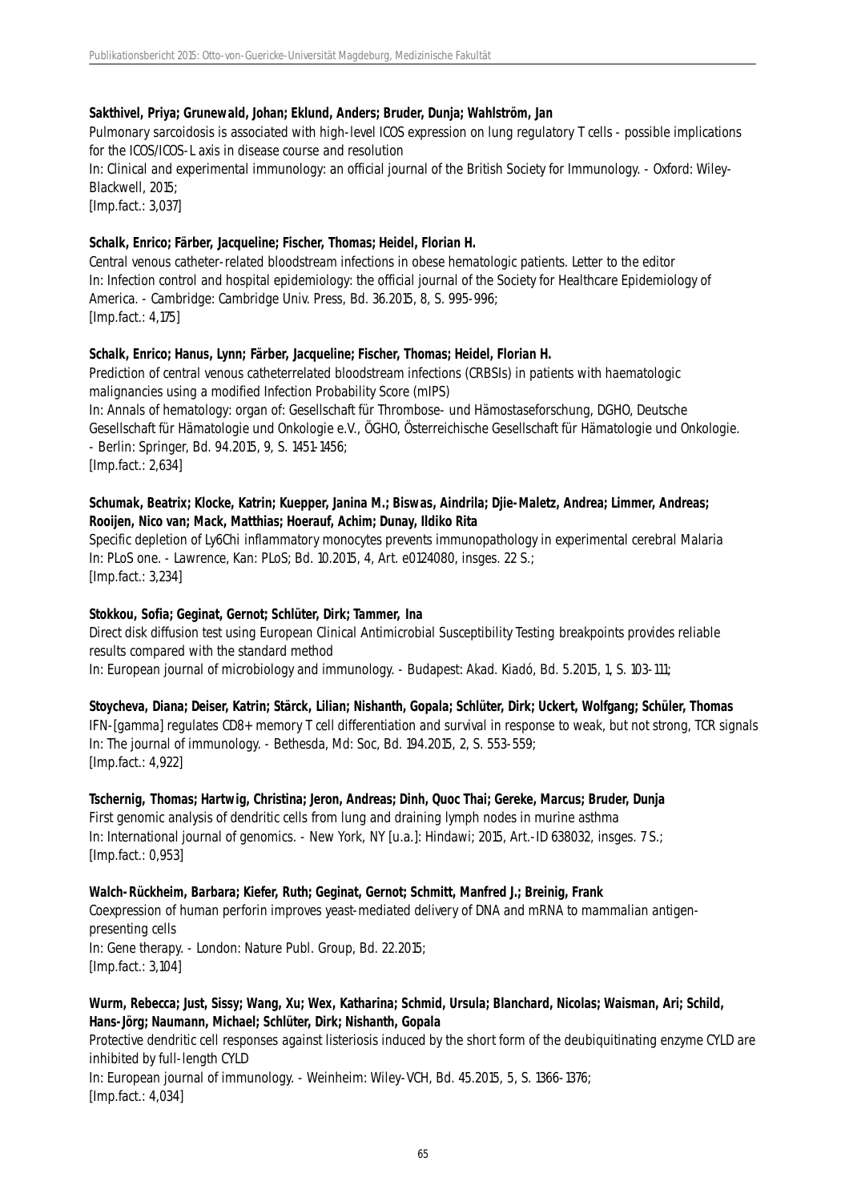**Sakthivel, Priya; Grunewald, Johan; Eklund, Anders; Bruder, Dunja; Wahlström, Jan**
Pulmonary sarcoidosis is associated with high-level ICOS expression on lung regulatory T cells - possible implications for the ICOS/ICOS-L axis in disease course and resolution
In: Clinical and experimental immunology: an official journal of the British Society for Immunology. - Oxford: Wiley-Blackwell, 2015;
[Imp.fact.: 3,037]

**Schalk, Enrico; Färber, Jacqueline; Fischer, Thomas; Heidel, Florian H.**
Central venous catheter-related bloodstream infections in obese hematologic patients. Letter to the editor
In: Infection control and hospital epidemiology: the official journal of the Society for Healthcare Epidemiology of America. - Cambridge: Cambridge Univ. Press, Bd. 36.2015, 8, S. 995-996;
[Imp.fact.: 4,175]

**Schalk, Enrico; Hanus, Lynn; Färber, Jacqueline; Fischer, Thomas; Heidel, Florian H.**
Prediction of central venous catheterrelated bloodstream infections (CRBSIs) in patients with haematologic malignancies using a modified Infection Probability Score (mIPS)
In: Annals of hematology: organ of: Gesellschaft für Thrombose- und Hämostaseforschung, DGHO, Deutsche Gesellschaft für Hämatologie und Onkologie e.V., ÖGHO, Österreichische Gesellschaft für Hämatologie und Onkologie. - Berlin: Springer, Bd. 94.2015, 9, S. 1451-1456;
[Imp.fact.: 2,634]

**Schumak, Beatrix; Klocke, Katrin; Kuepper, Janina M.; Biswas, Aindrila; Djie-Maletz, Andrea; Limmer, Andreas; Rooijen, Nico van; Mack, Matthias; Hoerauf, Achim; Dunay, Ildiko Rita**
Specific depletion of Ly6Chi inflammatory monocytes prevents immunopathology in experimental cerebral Malaria
In: PLoS one. - Lawrence, Kan: PLoS; Bd. 10.2015, 4, Art. e0124080, insges. 22 S.;
[Imp.fact.: 3,234]

**Stokkou, Sofia; Geginat, Gernot; Schlüter, Dirk; Tammer, Ina**
Direct disk diffusion test using European Clinical Antimicrobial Susceptibility Testing breakpoints provides reliable results compared with the standard method
In: European journal of microbiology and immunology. - Budapest: Akad. Kiadó, Bd. 5.2015, 1, S. 103-111;

**Stoycheva, Diana; Deiser, Katrin; Stärck, Lilian; Nishanth, Gopala; Schlüter, Dirk; Uckert, Wolfgang; Schüler, Thomas**
IFN-[gamma] regulates CD8+ memory T cell differentiation and survival in response to weak, but not strong, TCR signals
In: The journal of immunology. - Bethesda, Md: Soc, Bd. 194.2015, 2, S. 553-559;
[Imp.fact.: 4,922]

**Tschernig, Thomas; Hartwig, Christina; Jeron, Andreas; Dinh, Quoc Thai; Gereke, Marcus; Bruder, Dunja**
First genomic analysis of dendritic cells from lung and draining lymph nodes in murine asthma
In: International journal of genomics. - New York, NY [u.a.]: Hindawi; 2015, Art.-ID 638032, insges. 7 S.;
[Imp.fact.: 0,953]

**Walch-Rückheim, Barbara; Kiefer, Ruth; Geginat, Gernot; Schmitt, Manfred J.; Breinig, Frank**
Coexpression of human perforin improves yeast-mediated delivery of DNA and mRNA to mammalian antigen-presenting cells
In: Gene therapy. - London: Nature Publ. Group, Bd. 22.2015;
[Imp.fact.: 3,104]

**Wurm, Rebecca; Just, Sissy; Wang, Xu; Wex, Katharina; Schmid, Ursula; Blanchard, Nicolas; Waisman, Ari; Schild, Hans-Jörg; Naumann, Michael; Schlüter, Dirk; Nishanth, Gopala**
Protective dendritic cell responses against listeriosis induced by the short form of the deubiquitinating enzyme CYLD are inhibited by full-length CYLD
In: European journal of immunology. - Weinheim: Wiley-VCH, Bd. 45.2015, 5, S. 1366-1376;
[Imp.fact.: 4,034]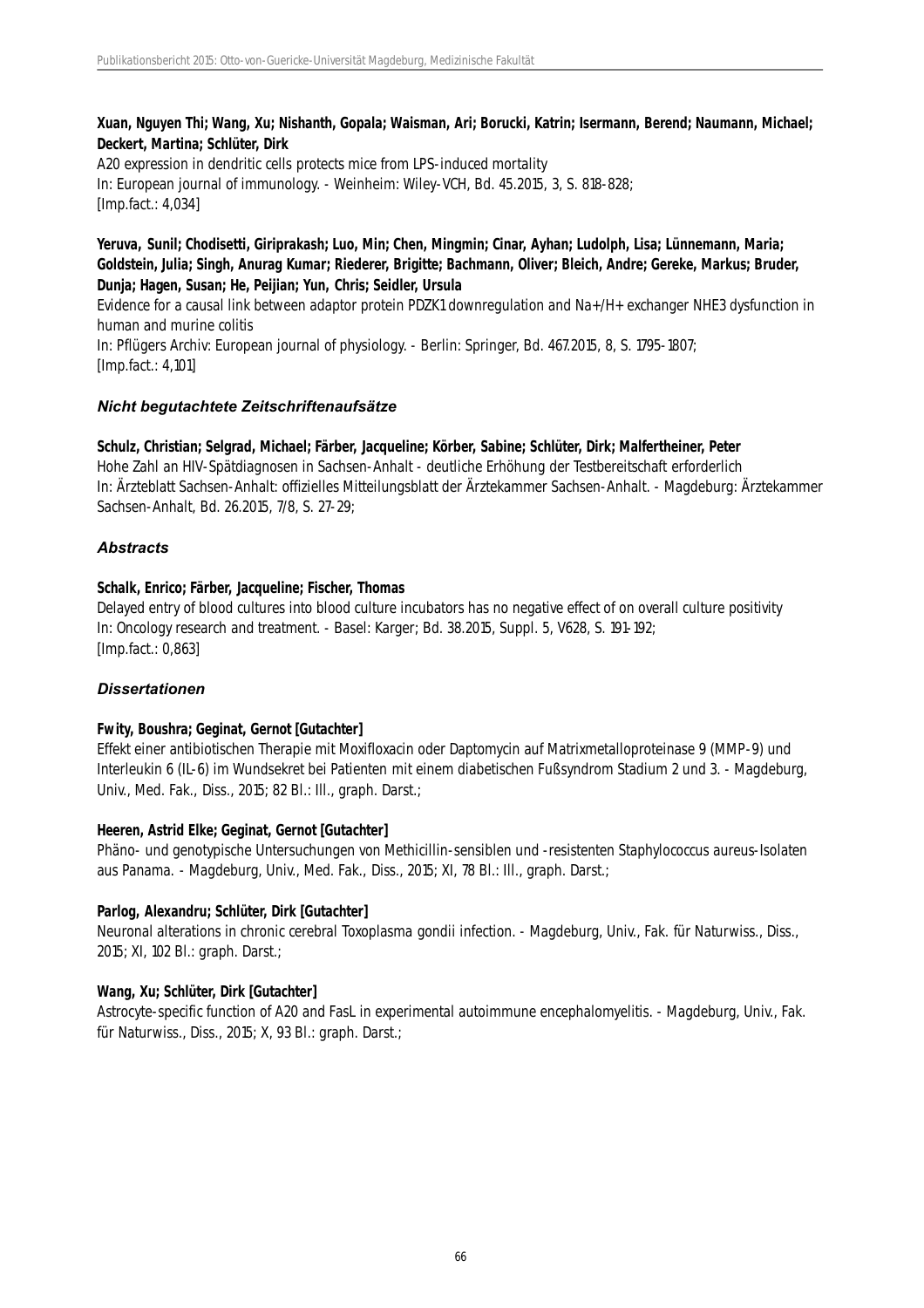**Xuan, Nguyen Thi; Wang, Xu; Nishanth, Gopala; Waisman, Ari; Borucki, Katrin; Isermann, Berend; Naumann, Michael; Deckert, Martina; Schlüter, Dirk**
A20 expression in dendritic cells protects mice from LPS-induced mortality
In: European journal of immunology. - Weinheim: Wiley-VCH, Bd. 45.2015, 3, S. 818-828;
[Imp.fact.: 4,034]

**Yeruva, Sunil; Chodisetti, Giriprakash; Luo, Min; Chen, Mingmin; Cinar, Ayhan; Ludolph, Lisa; Lünnemann, Maria; Goldstein, Julia; Singh, Anurag Kumar; Riederer, Brigitte; Bachmann, Oliver; Bleich, Andre; Gereke, Markus; Bruder, Dunja; Hagen, Susan; He, Peijian; Yun, Chris; Seidler, Ursula**
Evidence for a causal link between adaptor protein PDZK1 downregulation and Na+/H+ exchanger NHE3 dysfunction in human and murine colitis
In: Pflügers Archiv: European journal of physiology. - Berlin: Springer, Bd. 467.2015, 8, S. 1795-1807;
[Imp.fact.: 4,101]

### *Nicht begutachtete Zeitschriftenaufsätze*

**Schulz, Christian; Selgrad, Michael; Färber, Jacqueline; Körber, Sabine; Schlüter, Dirk; Malfertheiner, Peter**
Hohe Zahl an HIV-Spätdiagnosen in Sachsen-Anhalt - deutliche Erhöhung der Testbereitschaft erforderlich
In: Ärzteblatt Sachsen-Anhalt: offizielles Mitteilungsblatt der Ärztekammer Sachsen-Anhalt. - Magdeburg: Ärztekammer Sachsen-Anhalt, Bd. 26.2015, 7/8, S. 27-29;

### *Abstracts*

**Schalk, Enrico; Färber, Jacqueline; Fischer, Thomas**
Delayed entry of blood cultures into blood culture incubators has no negative effect of on overall culture positivity
In: Oncology research and treatment. - Basel: Karger; Bd. 38.2015, Suppl. 5, V628, S. 191-192;
[Imp.fact.: 0,863]

### *Dissertationen*

**Fwity, Boushra; Geginat, Gernot [Gutachter]**
Effekt einer antibiotischen Therapie mit Moxifloxacin oder Daptomycin auf Matrixmetalloproteinase 9 (MMP-9) und Interleukin 6 (IL-6) im Wundsekret bei Patienten mit einem diabetischen Fußsyndrom Stadium 2 und 3. - Magdeburg, Univ., Med. Fak., Diss., 2015; 82 Bl.: Ill., graph. Darst.;

**Heeren, Astrid Elke; Geginat, Gernot [Gutachter]**
Phäno- und genotypische Untersuchungen von Methicillin-sensiblen und -resistenten Staphylococcus aureus-Isolaten aus Panama. - Magdeburg, Univ., Med. Fak., Diss., 2015; XI, 78 Bl.: Ill., graph. Darst.;

**Parlog, Alexandru; Schlüter, Dirk [Gutachter]**
Neuronal alterations in chronic cerebral Toxoplasma gondii infection. - Magdeburg, Univ., Fak. für Naturwiss., Diss., 2015; XI, 102 Bl.: graph. Darst.;

**Wang, Xu; Schlüter, Dirk [Gutachter]**
Astrocyte-specific function of A20 and FasL in experimental autoimmune encephalomyelitis. - Magdeburg, Univ., Fak. für Naturwiss., Diss., 2015; X, 93 Bl.: graph. Darst.;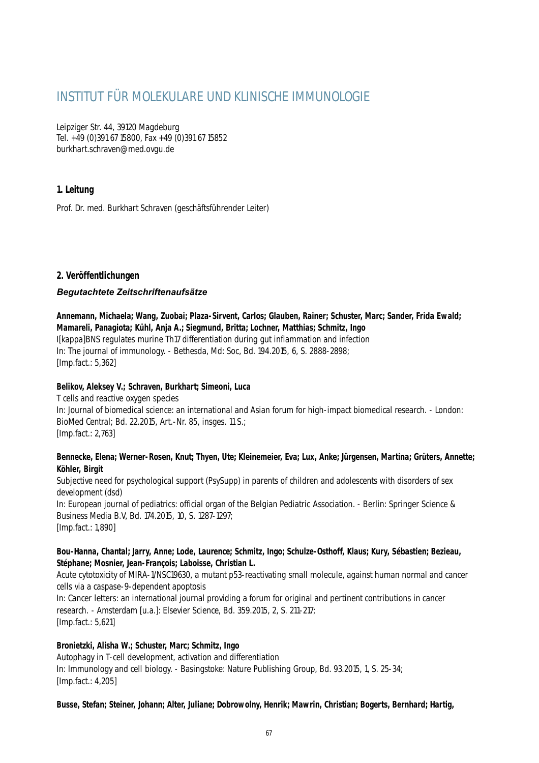# INSTITUT FÜR MOLEKULARE UND KLINISCHE IMMUNOLOGIE

Leipziger Str. 44, 39120 Magdeburg
Tel. +49 (0)391 67 15800, Fax +49 (0)391 67 15852
burkhart.schraven@med.ovgu.de

## 1. Leitung

Prof. Dr. med. Burkhart Schraven (geschäftsführender Leiter)

## 2. Veröffentlichungen

### *Begutachtete Zeitschriftenaufsätze*

**Annemann, Michaela; Wang, Zuobai; Plaza-Sirvent, Carlos; Glauben, Rainer; Schuster, Marc; Sander, Frida Ewald; Mamareli, Panagiota; Kühl, Anja A.; Siegmund, Britta; Lochner, Matthias; Schmitz, Ingo**
I[kappa]BNS regulates murine Th17 differentiation during gut inflammation and infection
In: The journal of immunology. - Bethesda, Md: Soc, Bd. 194.2015, 6, S. 2888-2898;
[Imp.fact.: 5,362]

**Belikov, Aleksey V.; Schraven, Burkhart; Simeoni, Luca**
T cells and reactive oxygen species
In: Journal of biomedical science: an international and Asian forum for high-impact biomedical research. - London: BioMed Central; Bd. 22.2015, Art.-Nr. 85, insges. 11 S.;
[Imp.fact.: 2,763]

**Bennecke, Elena; Werner-Rosen, Knut; Thyen, Ute; Kleinemeier, Eva; Lux, Anke; Jürgensen, Martina; Grüters, Annette; Köhler, Birgit**
Subjective need for psychological support (PsySupp) in parents of children and adolescents with disorders of sex development (dsd)
In: European journal of pediatrics: official organ of the Belgian Pediatric Association. - Berlin: Springer Science & Business Media B.V, Bd. 174.2015, 10, S. 1287-1297;
[Imp.fact.: 1,890]

**Bou-Hanna, Chantal; Jarry, Anne; Lode, Laurence; Schmitz, Ingo; Schulze-Osthoff, Klaus; Kury, Sébastien; Bezieau, Stéphane; Mosnier, Jean-François; Laboisse, Christian L.**
Acute cytotoxicity of MIRA-1/NSC19630, a mutant p53-reactivating small molecule, against human normal and cancer cells via a caspase-9-dependent apoptosis
In: Cancer letters: an international journal providing a forum for original and pertinent contributions in cancer research. - Amsterdam [u.a.]: Elsevier Science, Bd. 359.2015, 2, S. 211-217;
[Imp.fact.: 5,621]

**Bronietzki, Alisha W.; Schuster, Marc; Schmitz, Ingo**
Autophagy in T-cell development, activation and differentiation
In: Immunology and cell biology. - Basingstoke: Nature Publishing Group, Bd. 93.2015, 1, S. 25-34;
[Imp.fact.: 4,205]

**Busse, Stefan; Steiner, Johann; Alter, Juliane; Dobrowolny, Henrik; Mawrin, Christian; Bogerts, Bernhard; Hartig,**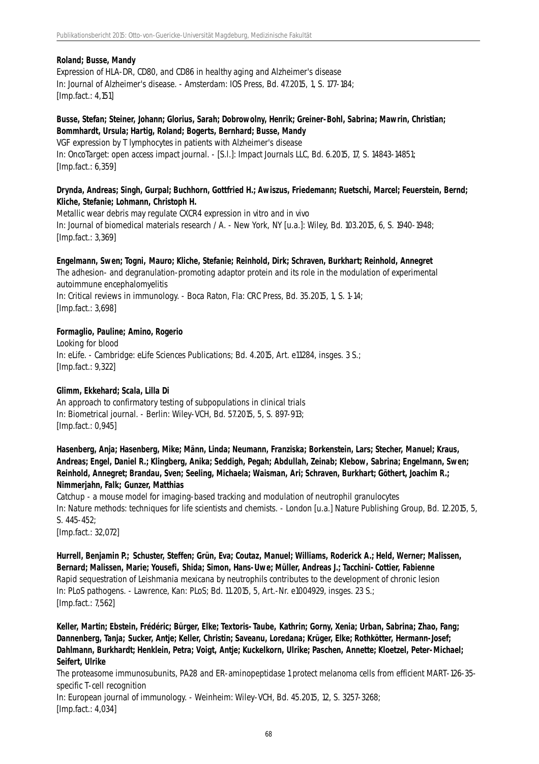**Roland; Busse, Mandy**
Expression of HLA-DR, CD80, and CD86 in healthy aging and Alzheimer's disease
In: Journal of Alzheimer's disease. - Amsterdam: IOS Press, Bd. 47.2015, 1, S. 177-184;
[Imp.fact.: 4,151]

**Busse, Stefan; Steiner, Johann; Glorius, Sarah; Dobrowolny, Henrik; Greiner-Bohl, Sabrina; Mawrin, Christian; Bommhardt, Ursula; Hartig, Roland; Bogerts, Bernhard; Busse, Mandy**
VGF expression by T lymphocytes in patients with Alzheimer's disease
In: OncoTarget: open access impact journal. - [S.l.]: Impact Journals LLC, Bd. 6.2015, 17, S. 14843-14851;
[Imp.fact.: 6,359]

**Drynda, Andreas; Singh, Gurpal; Buchhorn, Gottfried H.; Awiszus, Friedemann; Ruetschi, Marcel; Feuerstein, Bernd; Kliche, Stefanie; Lohmann, Christoph H.**
Metallic wear debris may regulate CXCR4 expression in vitro and in vivo
In: Journal of biomedical materials research / A. - New York, NY [u.a.]: Wiley, Bd. 103.2015, 6, S. 1940-1948;
[Imp.fact.: 3,369]

**Engelmann, Swen; Togni, Mauro; Kliche, Stefanie; Reinhold, Dirk; Schraven, Burkhart; Reinhold, Annegret**
The adhesion- and degranulation-promoting adaptor protein and its role in the modulation of experimental autoimmune encephalomyelitis
In: Critical reviews in immunology. - Boca Raton, Fla: CRC Press, Bd. 35.2015, 1, S. 1-14;
[Imp.fact.: 3,698]

**Formaglio, Pauline; Amino, Rogerio**
Looking for blood
In: eLife. - Cambridge: eLife Sciences Publications; Bd. 4.2015, Art. e11284, insges. 3 S.;
[Imp.fact.: 9,322]

**Glimm, Ekkehard; Scala, Lilla Di**
An approach to confirmatory testing of subpopulations in clinical trials
In: Biometrical journal. - Berlin: Wiley-VCH, Bd. 57.2015, 5, S. 897-913;
[Imp.fact.: 0,945]

**Hasenberg, Anja; Hasenberg, Mike; Männ, Linda; Neumann, Franziska; Borkenstein, Lars; Stecher, Manuel; Kraus, Andreas; Engel, Daniel R.; Klingberg, Anika; Seddigh, Pegah; Abdullah, Zeinab; Klebow, Sabrina; Engelmann, Swen; Reinhold, Annegret; Brandau, Sven; Seeling, Michaela; Waisman, Ari; Schraven, Burkhart; Göthert, Joachim R.; Nimmerjahn, Falk; Gunzer, Matthias**
Catchup - a mouse model for imaging-based tracking and modulation of neutrophil granulocytes
In: Nature methods: techniques for life scientists and chemists. - London [u.a.] Nature Publishing Group, Bd. 12.2015, 5, S. 445-452;
[Imp.fact.: 32,072]

**Hurrell, Benjamin P.; Schuster, Steffen; Grün, Eva; Coutaz, Manuel; Williams, Roderick A.; Held, Werner; Malissen, Bernard; Malissen, Marie; Yousefi, Shida; Simon, Hans-Uwe; Müller, Andreas J.; Tacchini-Cottier, Fabienne**
Rapid sequestration of Leishmania mexicana by neutrophils contributes to the development of chronic lesion
In: PLoS pathogens. - Lawrence, Kan: PLoS; Bd. 11.2015, 5, Art.-Nr. e1004929, insges. 23 S.;
[Imp.fact.: 7,562]

**Keller, Martin; Ebstein, Frédéric; Bürger, Elke; Textoris-Taube, Kathrin; Gorny, Xenia; Urban, Sabrina; Zhao, Fang; Dannenberg, Tanja; Sucker, Antje; Keller, Christin; Saveanu, Loredana; Krüger, Elke; Rothkötter, Hermann-Josef; Dahlmann, Burkhardt; Henklein, Petra; Voigt, Antje; Kuckelkorn, Ulrike; Paschen, Annette; Kloetzel, Peter-Michael; Seifert, Ulrike**
The proteasome immunosubunits, PA28 and ER-aminopeptidase 1 protect melanoma cells from efficient MART-126-35-specific T-cell recognition
In: European journal of immunology. - Weinheim: Wiley-VCH, Bd. 45.2015, 12, S. 3257-3268;
[Imp.fact.: 4,034]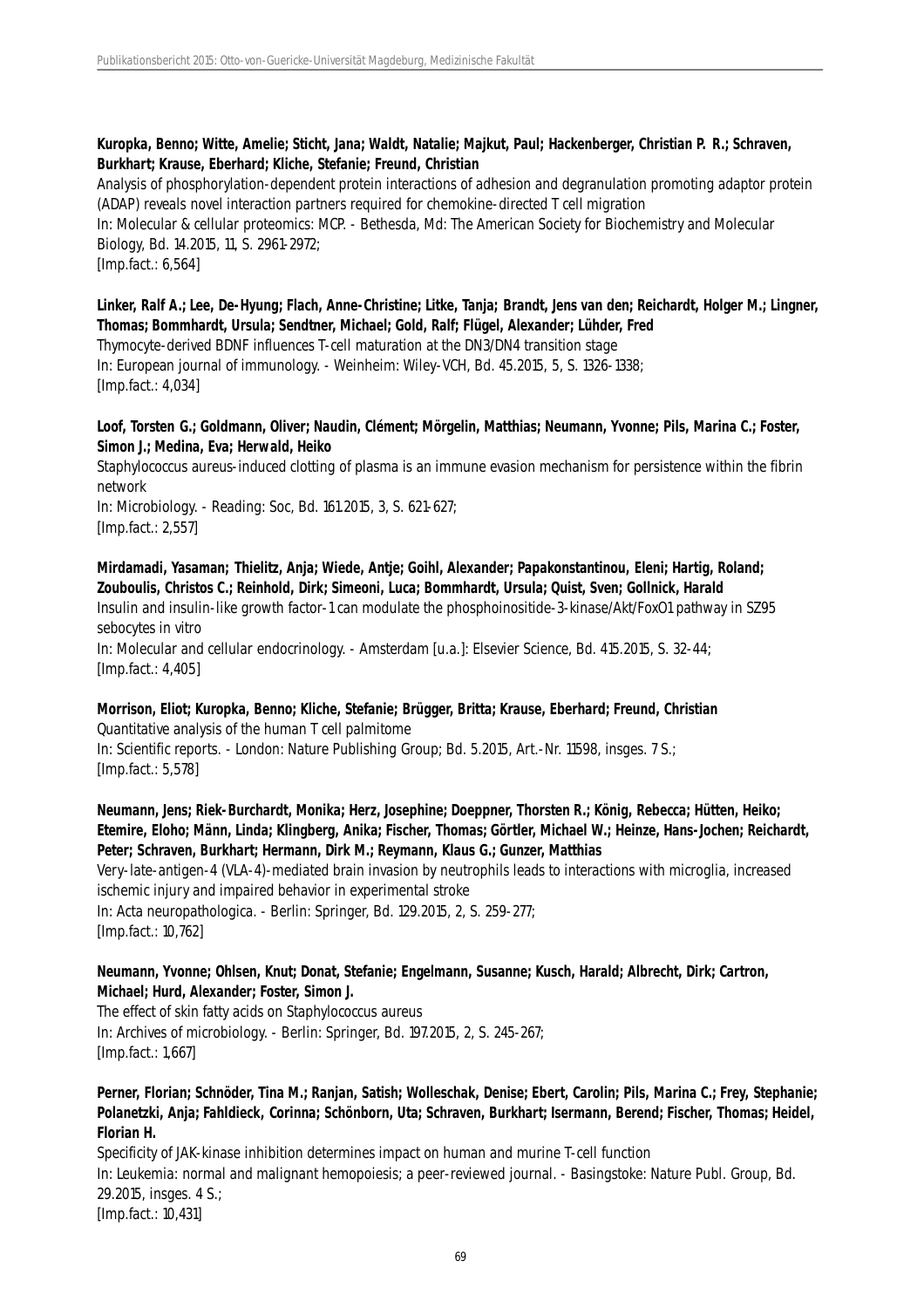**Kuropka, Benno; Witte, Amelie; Sticht, Jana; Waldt, Natalie; Majkut, Paul; Hackenberger, Christian P. R.; Schraven, Burkhart; Krause, Eberhard; Kliche, Stefanie; Freund, Christian**

Analysis of phosphorylation-dependent protein interactions of adhesion and degranulation promoting adaptor protein (ADAP) reveals novel interaction partners required for chemokine-directed T cell migration

In: Molecular & cellular proteomics: MCP. - Bethesda, Md: The American Society for Biochemistry and Molecular Biology, Bd. 14.2015, 11, S. 2961-2972;

[Imp.fact.: 6,564]

**Linker, Ralf A.; Lee, De-Hyung; Flach, Anne-Christine; Litke, Tanja; Brandt, Jens van den; Reichardt, Holger M.; Lingner, Thomas; Bommhardt, Ursula; Sendtner, Michael; Gold, Ralf; Flügel, Alexander; Lühder, Fred**

Thymocyte-derived BDNF influences T-cell maturation at the DN3/DN4 transition stage

In: European journal of immunology. - Weinheim: Wiley-VCH, Bd. 45.2015, 5, S. 1326-1338;

[Imp.fact.: 4,034]

**Loof, Torsten G.; Goldmann, Oliver; Naudin, Clément; Mörgelin, Matthias; Neumann, Yvonne; Pils, Marina C.; Foster, Simon J.; Medina, Eva; Herwald, Heiko**

Staphylococcus aureus-induced clotting of plasma is an immune evasion mechanism for persistence within the fibrin network

In: Microbiology. - Reading: Soc, Bd. 161.2015, 3, S. 621-627;

[Imp.fact.: 2,557]

**Mirdamadi, Yasaman; Thielitz, Anja; Wiede, Antje; Goihl, Alexander; Papakonstantinou, Eleni; Hartig, Roland; Zouboulis, Christos C.; Reinhold, Dirk; Simeoni, Luca; Bommhardt, Ursula; Quist, Sven; Gollnick, Harald**

Insulin and insulin-like growth factor-1 can modulate the phosphoinositide-3-kinase/Akt/FoxO1 pathway in SZ95 sebocytes in vitro

In: Molecular and cellular endocrinology. - Amsterdam [u.a.]: Elsevier Science, Bd. 415.2015, S. 32-44;

[Imp.fact.: 4,405]

**Morrison, Eliot; Kuropka, Benno; Kliche, Stefanie; Brügger, Britta; Krause, Eberhard; Freund, Christian**

Quantitative analysis of the human T cell palmitome

In: Scientific reports. - London: Nature Publishing Group; Bd. 5.2015, Art.-Nr. 11598, insges. 7 S.;

[Imp.fact.: 5,578]

**Neumann, Jens; Riek-Burchardt, Monika; Herz, Josephine; Doeppner, Thorsten R.; König, Rebecca; Hütten, Heiko; Etemire, Eloho; Männ, Linda; Klingberg, Anika; Fischer, Thomas; Görtler, Michael W.; Heinze, Hans-Jochen; Reichardt, Peter; Schraven, Burkhart; Hermann, Dirk M.; Reymann, Klaus G.; Gunzer, Matthias**

Very-late-antigen-4 (VLA-4)-mediated brain invasion by neutrophils leads to interactions with microglia, increased ischemic injury and impaired behavior in experimental stroke

In: Acta neuropathologica. - Berlin: Springer, Bd. 129.2015, 2, S. 259-277;

[Imp.fact.: 10,762]

**Neumann, Yvonne; Ohlsen, Knut; Donat, Stefanie; Engelmann, Susanne; Kusch, Harald; Albrecht, Dirk; Cartron, Michael; Hurd, Alexander; Foster, Simon J.**

The effect of skin fatty acids on Staphylococcus aureus

In: Archives of microbiology. - Berlin: Springer, Bd. 197.2015, 2, S. 245-267;

[Imp.fact.: 1,667]

**Perner, Florian; Schnöder, Tina M.; Ranjan, Satish; Wolleschak, Denise; Ebert, Carolin; Pils, Marina C.; Frey, Stephanie; Polanetzki, Anja; Fahldieck, Corinna; Schönborn, Uta; Schraven, Burkhart; Isermann, Berend; Fischer, Thomas; Heidel, Florian H.**

Specificity of JAK-kinase inhibition determines impact on human and murine T-cell function

In: Leukemia: normal and malignant hemopoiesis; a peer-reviewed journal. - Basingstoke: Nature Publ. Group, Bd. 29.2015, insges. 4 S.;

[Imp.fact.: 10,431]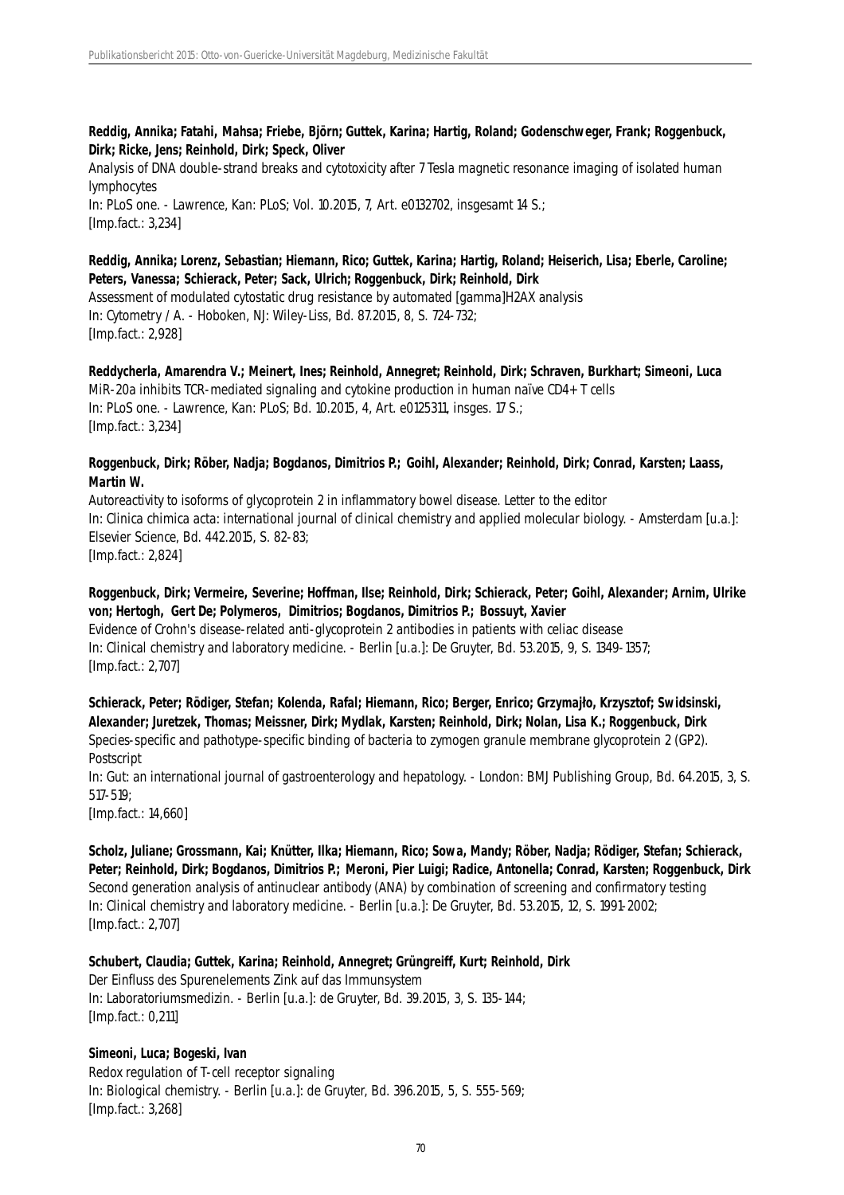**Reddig, Annika; Fatahi, Mahsa; Friebe, Björn; Guttek, Karina; Hartig, Roland; Godenschweger, Frank; Roggenbuck, Dirk; Ricke, Jens; Reinhold, Dirk; Speck, Oliver**
Analysis of DNA double-strand breaks and cytotoxicity after 7 Tesla magnetic resonance imaging of isolated human lymphocytes
In: PLoS one. - Lawrence, Kan: PLoS; Vol. 10.2015, 7, Art. e0132702, insgesamt 14 S.;
[Imp.fact.: 3,234]

**Reddig, Annika; Lorenz, Sebastian; Hiemann, Rico; Guttek, Karina; Hartig, Roland; Heiserich, Lisa; Eberle, Caroline; Peters, Vanessa; Schierack, Peter; Sack, Ulrich; Roggenbuck, Dirk; Reinhold, Dirk**
Assessment of modulated cytostatic drug resistance by automated [gamma]H2AX analysis
In: Cytometry / A. - Hoboken, NJ: Wiley-Liss, Bd. 87.2015, 8, S. 724-732;
[Imp.fact.: 2,928]

**Reddycherla, Amarendra V.; Meinert, Ines; Reinhold, Annegret; Reinhold, Dirk; Schraven, Burkhart; Simeoni, Luca**
MiR-20a inhibits TCR-mediated signaling and cytokine production in human naïve CD4+ T cells
In: PLoS one. - Lawrence, Kan: PLoS; Bd. 10.2015, 4, Art. e0125311, insges. 17 S.;
[Imp.fact.: 3,234]

**Roggenbuck, Dirk; Röber, Nadja; Bogdanos, Dimitrios P.; Goihl, Alexander; Reinhold, Dirk; Conrad, Karsten; Laass, Martin W.**
Autoreactivity to isoforms of glycoprotein 2 in inflammatory bowel disease. Letter to the editor
In: Clinica chimica acta: international journal of clinical chemistry and applied molecular biology. - Amsterdam [u.a.]: Elsevier Science, Bd. 442.2015, S. 82-83;
[Imp.fact.: 2,824]

**Roggenbuck, Dirk; Vermeire, Severine; Hoffman, Ilse; Reinhold, Dirk; Schierack, Peter; Goihl, Alexander; Arnim, Ulrike von; Hertogh, Gert De; Polymeros, Dimitrios; Bogdanos, Dimitrios P.; Bossuyt, Xavier**
Evidence of Crohn's disease-related anti-glycoprotein 2 antibodies in patients with celiac disease
In: Clinical chemistry and laboratory medicine. - Berlin [u.a.]: De Gruyter, Bd. 53.2015, 9, S. 1349-1357;
[Imp.fact.: 2,707]

**Schierack, Peter; Rödiger, Stefan; Kolenda, Rafal; Hiemann, Rico; Berger, Enrico; Grzymajło, Krzysztof; Swidsinski, Alexander; Juretzek, Thomas; Meissner, Dirk; Mydlak, Karsten; Reinhold, Dirk; Nolan, Lisa K.; Roggenbuck, Dirk**
Species-specific and pathotype-specific binding of bacteria to zymogen granule membrane glycoprotein 2 (GP2). Postscript
In: Gut: an international journal of gastroenterology and hepatology. - London: BMJ Publishing Group, Bd. 64.2015, 3, S. 517-519;
[Imp.fact.: 14,660]

**Scholz, Juliane; Grossmann, Kai; Knütter, Ilka; Hiemann, Rico; Sowa, Mandy; Röber, Nadja; Rödiger, Stefan; Schierack, Peter; Reinhold, Dirk; Bogdanos, Dimitrios P.; Meroni, Pier Luigi; Radice, Antonella; Conrad, Karsten; Roggenbuck, Dirk**
Second generation analysis of antinuclear antibody (ANA) by combination of screening and confirmatory testing
In: Clinical chemistry and laboratory medicine. - Berlin [u.a.]: De Gruyter, Bd. 53.2015, 12, S. 1991-2002;
[Imp.fact.: 2,707]

**Schubert, Claudia; Guttek, Karina; Reinhold, Annegret; Grüngreiff, Kurt; Reinhold, Dirk**
Der Einfluss des Spurenelements Zink auf das Immunsystem
In: Laboratoriumsmedizin. - Berlin [u.a.]: de Gruyter, Bd. 39.2015, 3, S. 135-144;
[Imp.fact.: 0,211]

**Simeoni, Luca; Bogeski, Ivan**
Redox regulation of T-cell receptor signaling
In: Biological chemistry. - Berlin [u.a.]: de Gruyter, Bd. 396.2015, 5, S. 555-569;
[Imp.fact.: 3,268]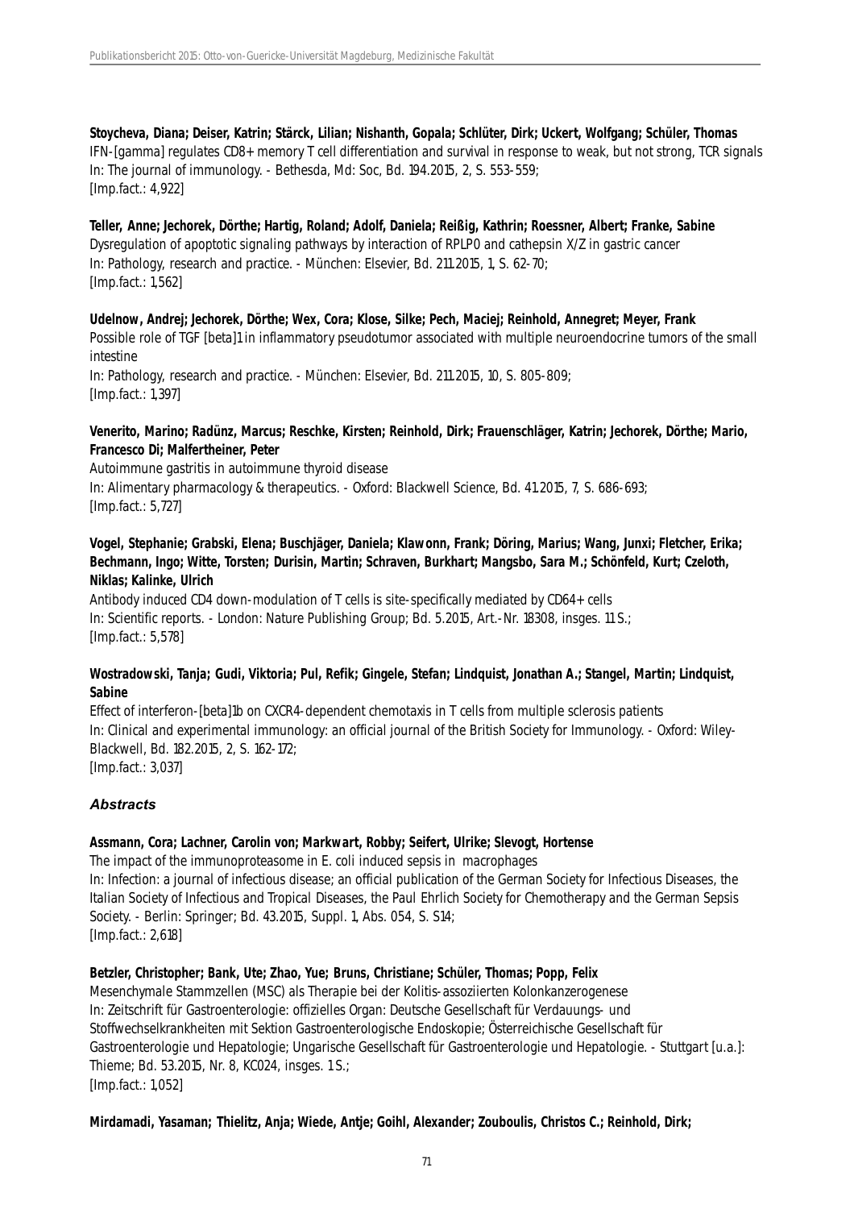**Stoycheva, Diana; Deiser, Katrin; Stärck, Lilian; Nishanth, Gopala; Schlüter, Dirk; Uckert, Wolfgang; Schüler, Thomas**
IFN-[gamma] regulates CD8+ memory T cell differentiation and survival in response to weak, but not strong, TCR signals
In: The journal of immunology. - Bethesda, Md: Soc, Bd. 194.2015, 2, S. 553-559;
[Imp.fact.: 4,922]

**Teller, Anne; Jechorek, Dörthe; Hartig, Roland; Adolf, Daniela; Reißig, Kathrin; Roessner, Albert; Franke, Sabine**
Dysregulation of apoptotic signaling pathways by interaction of RPLP0 and cathepsin X/Z in gastric cancer
In: Pathology, research and practice. - München: Elsevier, Bd. 211.2015, 1, S. 62-70;
[Imp.fact.: 1,562]

**Udelnow, Andrej; Jechorek, Dörthe; Wex, Cora; Klose, Silke; Pech, Maciej; Reinhold, Annegret; Meyer, Frank**
Possible role of TGF [beta]1 in inflammatory pseudotumor associated with multiple neuroendocrine tumors of the small intestine
In: Pathology, research and practice. - München: Elsevier, Bd. 211.2015, 10, S. 805-809;
[Imp.fact.: 1,397]

**Venerito, Marino; Radünz, Marcus; Reschke, Kirsten; Reinhold, Dirk; Frauenschläger, Katrin; Jechorek, Dörthe; Mario, Francesco Di; Malfertheiner, Peter**
Autoimmune gastritis in autoimmune thyroid disease
In: Alimentary pharmacology & therapeutics. - Oxford: Blackwell Science, Bd. 41.2015, 7, S. 686-693;
[Imp.fact.: 5,727]

**Vogel, Stephanie; Grabski, Elena; Buschjäger, Daniela; Klawonn, Frank; Döring, Marius; Wang, Junxi; Fletcher, Erika; Bechmann, Ingo; Witte, Torsten; Durisin, Martin; Schraven, Burkhart; Mangsbo, Sara M.; Schönfeld, Kurt; Czeloth, Niklas; Kalinke, Ulrich**
Antibody induced CD4 down-modulation of T cells is site-specifically mediated by CD64+ cells
In: Scientific reports. - London: Nature Publishing Group; Bd. 5.2015, Art.-Nr. 18308, insges. 11 S.;
[Imp.fact.: 5,578]

**Wostradowski, Tanja; Gudi, Viktoria; Pul, Refik; Gingele, Stefan; Lindquist, Jonathan A.; Stangel, Martin; Lindquist, Sabine**
Effect of interferon-[beta]1b on CXCR4-dependent chemotaxis in T cells from multiple sclerosis patients
In: Clinical and experimental immunology: an official journal of the British Society for Immunology. - Oxford: Wiley-Blackwell, Bd. 182.2015, 2, S. 162-172;
[Imp.fact.: 3,037]

### *Abstracts*

**Assmann, Cora; Lachner, Carolin von; Markwart, Robby; Seifert, Ulrike; Slevogt, Hortense**
The impact of the immunoproteasome in E. coli induced sepsis in macrophages
In: Infection: a journal of infectious disease; an official publication of the German Society for Infectious Diseases, the Italian Society of Infectious and Tropical Diseases, the Paul Ehrlich Society for Chemotherapy and the German Sepsis Society. - Berlin: Springer; Bd. 43.2015, Suppl. 1, Abs. 054, S. S14;
[Imp.fact.: 2,618]

**Betzler, Christopher; Bank, Ute; Zhao, Yue; Bruns, Christiane; Schüler, Thomas; Popp, Felix**
Mesenchymale Stammzellen (MSC) als Therapie bei der Kolitis-assoziierten Kolonkanzerogenese
In: Zeitschrift für Gastroenterologie: offizielles Organ: Deutsche Gesellschaft für Verdauungs- und Stoffwechselkrankheiten mit Sektion Gastroenterologische Endoskopie; Österreichische Gesellschaft für Gastroenterologie und Hepatologie; Ungarische Gesellschaft für Gastroenterologie und Hepatologie. - Stuttgart [u.a.]: Thieme; Bd. 53.2015, Nr. 8, KC024, insges. 1 S.;
[Imp.fact.: 1,052]

**Mirdamadi, Yasaman; Thielitz, Anja; Wiede, Antje; Goihl, Alexander; Zouboulis, Christos C.; Reinhold, Dirk;**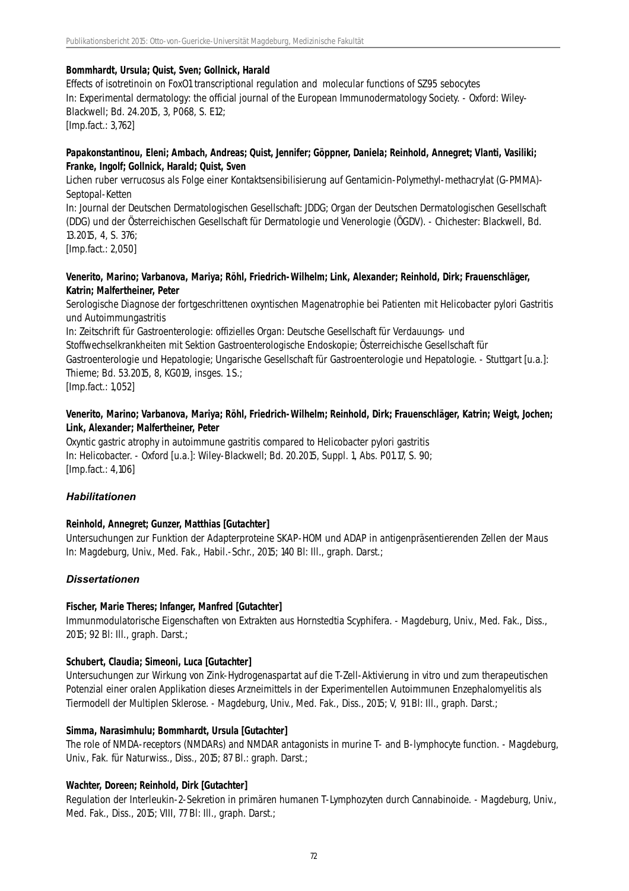**Bommhardt, Ursula; Quist, Sven; Gollnick, Harald**

Effects of isotretinoin on FoxO1 transcriptional regulation and molecular functions of SZ95 sebocytes
In: Experimental dermatology: the official journal of the European Immunodermatology Society. - Oxford: Wiley-Blackwell; Bd. 24.2015, 3, P068, S. E12;
[Imp.fact.: 3,762]

**Papakonstantinou, Eleni; Ambach, Andreas; Quist, Jennifer; Göppner, Daniela; Reinhold, Annegret; Vlanti, Vasiliki; Franke, Ingolf; Gollnick, Harald; Quist, Sven**

Lichen ruber verrucosus als Folge einer Kontaktsensibilisierung auf Gentamicin-Polymethyl-methacrylat (G-PMMA)-Septopal-Ketten
In: Journal der Deutschen Dermatologischen Gesellschaft: JDDG; Organ der Deutschen Dermatologischen Gesellschaft (DDG) und der Österreichischen Gesellschaft für Dermatologie und Venerologie (ÖGDV). - Chichester: Blackwell, Bd. 13.2015, 4, S. 376;
[Imp.fact.: 2,050]

**Venerito, Marino; Varbanova, Mariya; Röhl, Friedrich-Wilhelm; Link, Alexander; Reinhold, Dirk; Frauenschläger, Katrin; Malfertheiner, Peter**

Serologische Diagnose der fortgeschrittenen oxyntischen Magenatrophie bei Patienten mit Helicobacter pylori Gastritis und Autoimmungastritis
In: Zeitschrift für Gastroenterologie: offizielles Organ: Deutsche Gesellschaft für Verdauungs- und Stoffwechselkrankheiten mit Sektion Gastroenterologische Endoskopie; Österreichische Gesellschaft für Gastroenterologie und Hepatologie; Ungarische Gesellschaft für Gastroenterologie und Hepatologie. - Stuttgart [u.a.]: Thieme; Bd. 53.2015, 8, KG019, insges. 1 S.;
[Imp.fact.: 1,052]

**Venerito, Marino; Varbanova, Mariya; Röhl, Friedrich-Wilhelm; Reinhold, Dirk; Frauenschläger, Katrin; Weigt, Jochen; Link, Alexander; Malfertheiner, Peter**

Oxyntic gastric atrophy in autoimmune gastritis compared to Helicobacter pylori gastritis
In: Helicobacter. - Oxford [u.a.]: Wiley-Blackwell; Bd. 20.2015, Suppl. 1, Abs. P01.17, S. 90;
[Imp.fact.: 4,106]

### *Habilitationen*

**Reinhold, Annegret; Gunzer, Matthias [Gutachter]**

Untersuchungen zur Funktion der Adapterproteine SKAP-HOM und ADAP in antigenpräsentierenden Zellen der Maus
In: Magdeburg, Univ., Med. Fak., Habil.-Schr., 2015; 140 Bl: Ill., graph. Darst.;

### *Dissertationen*

**Fischer, Marie Theres; Infanger, Manfred [Gutachter]**

Immunmodulatorische Eigenschaften von Extrakten aus Hornstedtia Scyphifera. - Magdeburg, Univ., Med. Fak., Diss., 2015; 92 Bl: Ill., graph. Darst.;

**Schubert, Claudia; Simeoni, Luca [Gutachter]**

Untersuchungen zur Wirkung von Zink-Hydrogenaspartat auf die T-Zell-Aktivierung in vitro und zum therapeutischen Potenzial einer oralen Applikation dieses Arzneimittels in der Experimentellen Autoimmunen Enzephalomyelitis als Tiermodell der Multiplen Sklerose. - Magdeburg, Univ., Med. Fak., Diss., 2015; V, 91 Bl: Ill., graph. Darst.;

**Simma, Narasimhulu; Bommhardt, Ursula [Gutachter]**

The role of NMDA-receptors (NMDARs) and NMDAR antagonists in murine T- and B-lymphocyte function. - Magdeburg, Univ., Fak. für Naturwiss., Diss., 2015; 87 Bl.: graph. Darst.;

**Wachter, Doreen; Reinhold, Dirk [Gutachter]**

Regulation der Interleukin-2-Sekretion in primären humanen T-Lymphozyten durch Cannabinoide. - Magdeburg, Univ., Med. Fak., Diss., 2015; VIII, 77 Bl: Ill., graph. Darst.;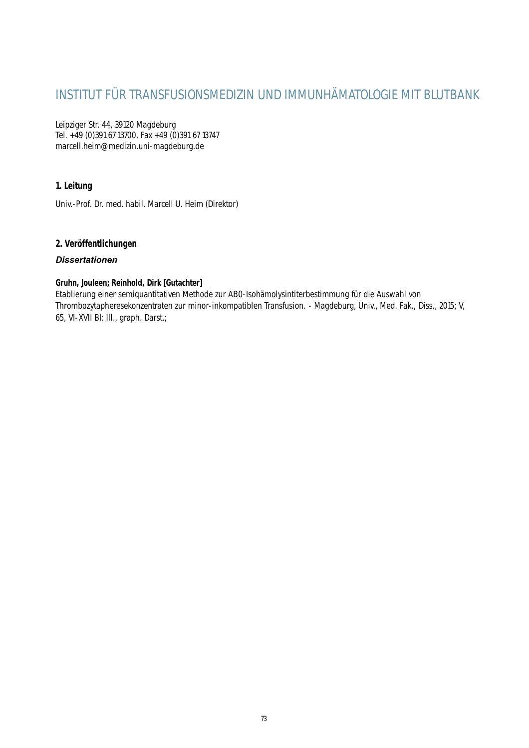# INSTITUT FÜR TRANSFUSIONSMEDIZIN UND IMMUNHÄMATOLOGIE MIT BLUTBANK

Leipziger Str. 44, 39120 Magdeburg
Tel. +49 (0)391 67 13700, Fax +49 (0)391 67 13747
marcell.heim@medizin.uni-magdeburg.de

## 1. Leitung

Univ.-Prof. Dr. med. habil. Marcell U. Heim (Direktor)

## 2. Veröffentlichungen

### *Dissertationen*

**Gruhn, Jouleen; Reinhold, Dirk [Gutachter]**
Etablierung einer semiquantitativen Methode zur AB0-Isohämolysintiterbestimmung für die Auswahl von Thrombozytapheresekonzentraten zur minor-inkompatiblen Transfusion. - Magdeburg, Univ., Med. Fak., Diss., 2015; V, 65, VI-XVII Bl: Ill., graph. Darst.;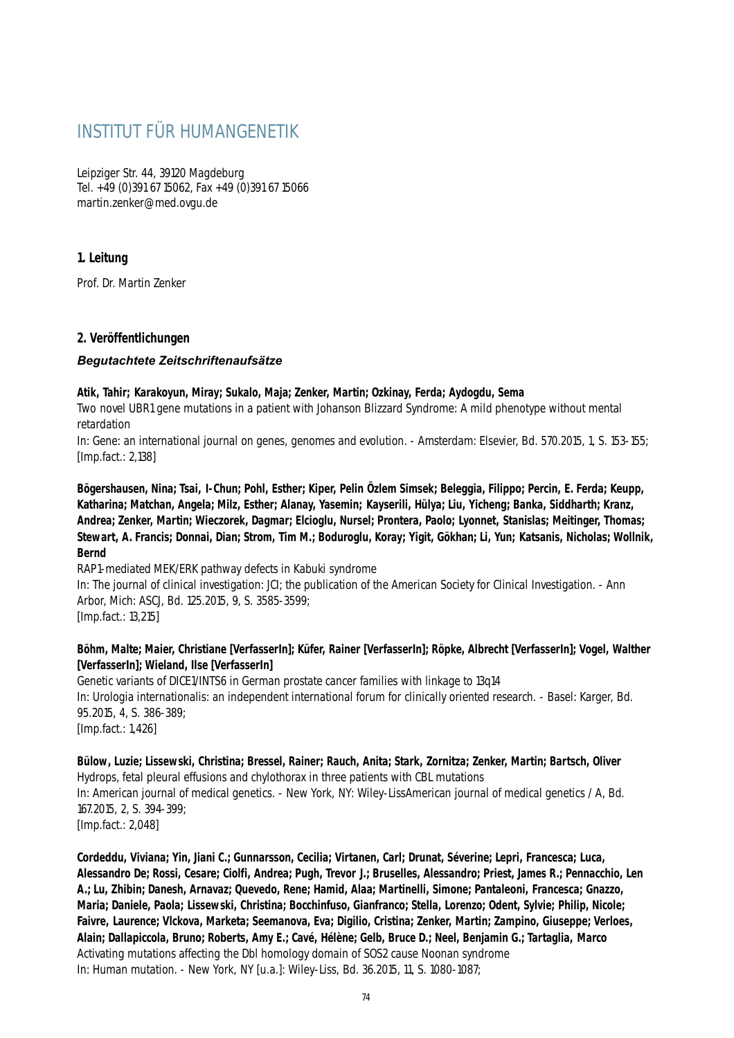# INSTITUT FÜR HUMANGENETIK

Leipziger Str. 44, 39120 Magdeburg
Tel. +49 (0)391 67 15062, Fax +49 (0)391 67 15066
martin.zenker@med.ovgu.de

## 1. Leitung

Prof. Dr. Martin Zenker

## 2. Veröffentlichungen

### *Begutachtete Zeitschriftenaufsätze*

**Atik, Tahir; Karakoyun, Miray; Sukalo, Maja; Zenker, Martin; Ozkinay, Ferda; Aydogdu, Sema**
Two novel UBR1 gene mutations in a patient with Johanson Blizzard Syndrome: A mild phenotype without mental retardation
In: Gene: an international journal on genes, genomes and evolution. - Amsterdam: Elsevier, Bd. 570.2015, 1, S. 153-155; [Imp.fact.: 2,138]

**Bögershausen, Nina; Tsai, I-Chun; Pohl, Esther; Kiper, Pelin Özlem Simsek; Beleggia, Filippo; Percin, E. Ferda; Keupp, Katharina; Matchan, Angela; Milz, Esther; Alanay, Yasemin; Kayserili, Hülya; Liu, Yicheng; Banka, Siddharth; Kranz, Andrea; Zenker, Martin; Wieczorek, Dagmar; Elcioglu, Nursel; Prontera, Paolo; Lyonnet, Stanislas; Meitinger, Thomas; Stewart, A. Francis; Donnai, Dian; Strom, Tim M.; Boduroglu, Koray; Yigit, Gökhan; Li, Yun; Katsanis, Nicholas; Wollnik, Bernd**
RAP1-mediated MEK/ERK pathway defects in Kabuki syndrome
In: The journal of clinical investigation: JCI; the publication of the American Society for Clinical Investigation. - Ann Arbor, Mich: ASCJ, Bd. 125.2015, 9, S. 3585-3599;
[Imp.fact.: 13,215]

**Böhm, Malte; Maier, Christiane [VerfasserIn]; Küfer, Rainer [VerfasserIn]; Röpke, Albrecht [VerfasserIn]; Vogel, Walther [VerfasserIn]; Wieland, Ilse [VerfasserIn]**
Genetic variants of DICE1/INTS6 in German prostate cancer families with linkage to 13q14
In: Urologia internationalis: an independent international forum for clinically oriented research. - Basel: Karger, Bd. 95.2015, 4, S. 386-389;
[Imp.fact.: 1,426]

**Bülow, Luzie; Lissewski, Christina; Bressel, Rainer; Rauch, Anita; Stark, Zornitza; Zenker, Martin; Bartsch, Oliver**
Hydrops, fetal pleural effusions and chylothorax in three patients with CBL mutations
In: American journal of medical genetics. - New York, NY: Wiley-LissAmerican journal of medical genetics / A, Bd. 167.2015, 2, S. 394-399;
[Imp.fact.: 2,048]

**Cordeddu, Viviana; Yin, Jiani C.; Gunnarsson, Cecilia; Virtanen, Carl; Drunat, Séverine; Lepri, Francesca; Luca, Alessandro De; Rossi, Cesare; Ciolfi, Andrea; Pugh, Trevor J.; Bruselles, Alessandro; Priest, James R.; Pennacchio, Len A.; Lu, Zhibin; Danesh, Arnavaz; Quevedo, Rene; Hamid, Alaa; Martinelli, Simone; Pantaleoni, Francesca; Gnazzo, Maria; Daniele, Paola; Lissewski, Christina; Bocchinfuso, Gianfranco; Stella, Lorenzo; Odent, Sylvie; Philip, Nicole; Faivre, Laurence; Vlckova, Marketa; Seemanova, Eva; Digilio, Cristina; Zenker, Martin; Zampino, Giuseppe; Verloes, Alain; Dallapiccola, Bruno; Roberts, Amy E.; Cavé, Hélène; Gelb, Bruce D.; Neel, Benjamin G.; Tartaglia, Marco**
Activating mutations affecting the Dbl homology domain of SOS2 cause Noonan syndrome
In: Human mutation. - New York, NY [u.a.]: Wiley-Liss, Bd. 36.2015, 11, S. 1080-1087;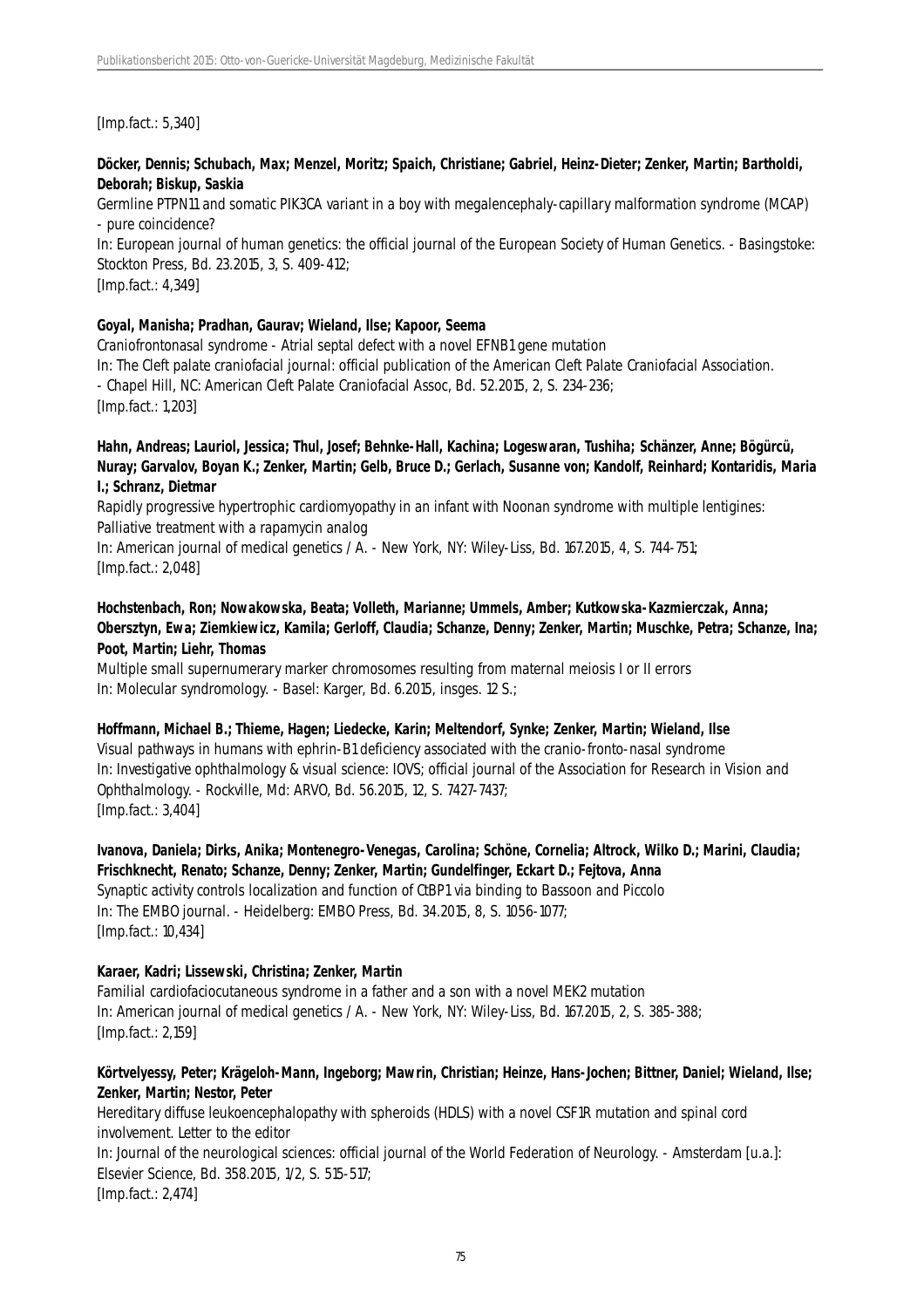[Imp.fact.: 5,340]

**Döcker, Dennis; Schubach, Max; Menzel, Moritz; Spaich, Christiane; Gabriel, Heinz-Dieter; Zenker, Martin; Bartholdi, Deborah; Biskup, Saskia**
Germline PTPN11 and somatic PIK3CA variant in a boy with megalencephaly-capillary malformation syndrome (MCAP) - pure coincidence?
In: European journal of human genetics: the official journal of the European Society of Human Genetics. - Basingstoke: Stockton Press, Bd. 23.2015, 3, S. 409-412;
[Imp.fact.: 4,349]

**Goyal, Manisha; Pradhan, Gaurav; Wieland, Ilse; Kapoor, Seema**
Craniofrontonasal syndrome - Atrial septal defect with a novel EFNB1 gene mutation
In: The Cleft palate craniofacial journal: official publication of the American Cleft Palate Craniofacial Association. - Chapel Hill, NC: American Cleft Palate Craniofacial Assoc, Bd. 52.2015, 2, S. 234-236;
[Imp.fact.: 1,203]

**Hahn, Andreas; Lauriol, Jessica; Thul, Josef; Behnke-Hall, Kachina; Logeswaran, Tushiha; Schänzer, Anne; Bögürcü, Nuray; Garvalov, Boyan K.; Zenker, Martin; Gelb, Bruce D.; Gerlach, Susanne von; Kandolf, Reinhard; Kontaridis, Maria I.; Schranz, Dietmar**
Rapidly progressive hypertrophic cardiomyopathy in an infant with Noonan syndrome with multiple lentigines: Palliative treatment with a rapamycin analog
In: American journal of medical genetics / A. - New York, NY: Wiley-Liss, Bd. 167.2015, 4, S. 744-751;
[Imp.fact.: 2,048]

**Hochstenbach, Ron; Nowakowska, Beata; Volleth, Marianne; Ummels, Amber; Kutkowska-Kazmierczak, Anna; Obersztyn, Ewa; Ziemkiewicz, Kamila; Gerloff, Claudia; Schanze, Denny; Zenker, Martin; Muschke, Petra; Schanze, Ina; Poot, Martin; Liehr, Thomas**
Multiple small supernumerary marker chromosomes resulting from maternal meiosis I or II errors
In: Molecular syndromology. - Basel: Karger, Bd. 6.2015, insges. 12 S.;

**Hoffmann, Michael B.; Thieme, Hagen; Liedecke, Karin; Meltendorf, Synke; Zenker, Martin; Wieland, Ilse**
Visual pathways in humans with ephrin-B1 deficiency associated with the cranio-fronto-nasal syndrome
In: Investigative ophthalmology & visual science: IOVS; official journal of the Association for Research in Vision and Ophthalmology. - Rockville, Md: ARVO, Bd. 56.2015, 12, S. 7427-7437;
[Imp.fact.: 3,404]

**Ivanova, Daniela; Dirks, Anika; Montenegro-Venegas, Carolina; Schöne, Cornelia; Altrock, Wilko D.; Marini, Claudia; Frischknecht, Renato; Schanze, Denny; Zenker, Martin; Gundelfinger, Eckart D.; Fejtova, Anna**
Synaptic activity controls localization and function of CtBP1 via binding to Bassoon and Piccolo
In: The EMBO journal. - Heidelberg: EMBO Press, Bd. 34.2015, 8, S. 1056-1077;
[Imp.fact.: 10,434]

**Karaer, Kadri; Lissewski, Christina; Zenker, Martin**
Familial cardiofaciocutaneous syndrome in a father and a son with a novel MEK2 mutation
In: American journal of medical genetics / A. - New York, NY: Wiley-Liss, Bd. 167.2015, 2, S. 385-388;
[Imp.fact.: 2,159]

**Körtvelyessy, Peter; Krägeloh-Mann, Ingeborg; Mawrin, Christian; Heinze, Hans-Jochen; Bittner, Daniel; Wieland, Ilse; Zenker, Martin; Nestor, Peter**
Hereditary diffuse leukoencephalopathy with spheroids (HDLS) with a novel CSF1R mutation and spinal cord involvement. Letter to the editor
In: Journal of the neurological sciences: official journal of the World Federation of Neurology. - Amsterdam [u.a.]: Elsevier Science, Bd. 358.2015, 1/2, S. 515-517;
[Imp.fact.: 2,474]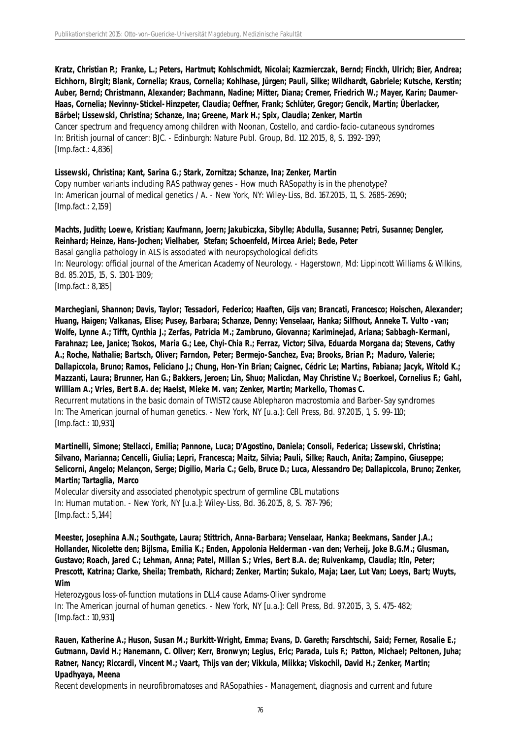**Kratz, Christian P.; Franke, L.; Peters, Hartmut; Kohlschmidt, Nicolai; Kazmierczak, Bernd; Finckh, Ulrich; Bier, Andrea; Eichhorn, Birgit; Blank, Cornelia; Kraus, Cornelia; Kohlhase, Jürgen; Pauli, Silke; Wildhardt, Gabriele; Kutsche, Kerstin; Auber, Bernd; Christmann, Alexander; Bachmann, Nadine; Mitter, Diana; Cremer, Friedrich W.; Mayer, Karin; Daumer-Haas, Cornelia; Nevinny-Stickel-Hinzpeter, Claudia; Oeffner, Frank; Schlüter, Gregor; Gencik, Martin; Überlacker, Bärbel; Lissewski, Christina; Schanze, Ina; Greene, Mark H.; Spix, Claudia; Zenker, Martin**
Cancer spectrum and frequency among children with Noonan, Costello, and cardio-facio-cutaneous syndromes
In: British journal of cancer: BJC. - Edinburgh: Nature Publ. Group, Bd. 112.2015, 8, S. 1392-1397;
[Imp.fact.: 4,836]

**Lissewski, Christina; Kant, Sarina G.; Stark, Zornitza; Schanze, Ina; Zenker, Martin**
Copy number variants including RAS pathway genes - How much RASopathy is in the phenotype?
In: American journal of medical genetics / A. - New York, NY: Wiley-Liss, Bd. 167.2015, 11, S. 2685-2690;
[Imp.fact.: 2,159]

**Machts, Judith; Loewe, Kristian; Kaufmann, Joern; Jakubiczka, Sibylle; Abdulla, Susanne; Petri, Susanne; Dengler, Reinhard; Heinze, Hans-Jochen; Vielhaber, Stefan; Schoenfeld, Mircea Ariel; Bede, Peter**
Basal ganglia pathology in ALS is associated with neuropsychological deficits
In: Neurology: official journal of the American Academy of Neurology. - Hagerstown, Md: Lippincott Williams & Wilkins, Bd. 85.2015, 15, S. 1301-1309;
[Imp.fact.: 8,185]

**Marchegiani, Shannon; Davis, Taylor; Tessadori, Federico; Haaften, Gijs van; Brancati, Francesco; Hoischen, Alexander; Huang, Haigen; Valkanas, Elise; Pusey, Barbara; Schanze, Denny; Venselaar, Hanka; Silfhout, Anneke T. Vulto -van; Wolfe, Lynne A.; Tifft, Cynthia J.; Zerfas, Patricia M.; Zambruno, Giovanna; Kariminejad, Ariana; Sabbagh-Kermani, Farahnaz; Lee, Janice; Tsokos, Maria G.; Lee, Chyi-Chia R.; Ferraz, Victor; Silva, Eduarda Morgana da; Stevens, Cathy A.; Roche, Nathalie; Bartsch, Oliver; Farndon, Peter; Bermejo-Sanchez, Eva; Brooks, Brian P.; Maduro, Valerie; Dallapiccola, Bruno; Ramos, Feliciano J.; Chung, Hon-Yin Brian; Caignec, Cédric Le; Martins, Fabiana; Jacyk, Witold K.; Mazzanti, Laura; Brunner, Han G.; Bakkers, Jeroen; Lin, Shuo; Malicdan, May Christine V.; Boerkoel, Cornelius F.; Gahl, William A.; Vries, Bert B.A. de; Haelst, Mieke M. van; Zenker, Martin; Markello, Thomas C.**
Recurrent mutations in the basic domain of TWIST2 cause Ablepharon macrostomia and Barber-Say syndromes
In: The American journal of human genetics. - New York, NY [u.a.]: Cell Press, Bd. 97.2015, 1, S. 99-110;
[Imp.fact.: 10,931]

**Martinelli, Simone; Stellacci, Emilia; Pannone, Luca; D'Agostino, Daniela; Consoli, Federica; Lissewski, Christina; Silvano, Marianna; Cencelli, Giulia; Lepri, Francesca; Maitz, Silvia; Pauli, Silke; Rauch, Anita; Zampino, Giuseppe; Selicorni, Angelo; Melançon, Serge; Digilio, Maria C.; Gelb, Bruce D.; Luca, Alessandro De; Dallapiccola, Bruno; Zenker, Martin; Tartaglia, Marco**
Molecular diversity and associated phenotypic spectrum of germline CBL mutations
In: Human mutation. - New York, NY [u.a.]: Wiley-Liss, Bd. 36.2015, 8, S. 787-796;
[Imp.fact.: 5,144]

**Meester, Josephina A.N.; Southgate, Laura; Stittrich, Anna-Barbara; Venselaar, Hanka; Beekmans, Sander J.A.; Hollander, Nicolette den; Bijlsma, Emilia K.; Enden, Appolonia Helderman -van den; Verheij, Joke B.G.M.; Glusman, Gustavo; Roach, Jared C.; Lehman, Anna; Patel, Millan S.; Vries, Bert B.A. de; Ruivenkamp, Claudia; Itin, Peter; Prescott, Katrina; Clarke, Sheila; Trembath, Richard; Zenker, Martin; Sukalo, Maja; Laer, Lut Van; Loeys, Bart; Wuyts, Wim**
Heterozygous loss-of-function mutations in DLL4 cause Adams-Oliver syndrome
In: The American journal of human genetics. - New York, NY [u.a.]: Cell Press, Bd. 97.2015, 3, S. 475-482;
[Imp.fact.: 10,931]

**Rauen, Katherine A.; Huson, Susan M.; Burkitt-Wright, Emma; Evans, D. Gareth; Farschtschi, Said; Ferner, Rosalie E.; Gutmann, David H.; Hanemann, C. Oliver; Kerr, Bronwyn; Legius, Eric; Parada, Luis F.; Patton, Michael; Peltonen, Juha; Ratner, Nancy; Riccardi, Vincent M.; Vaart, Thijs van der; Vikkula, Miikka; Viskochil, David H.; Zenker, Martin; Upadhyaya, Meena**
Recent developments in neurofibromatoses and RASopathies - Management, diagnosis and current and future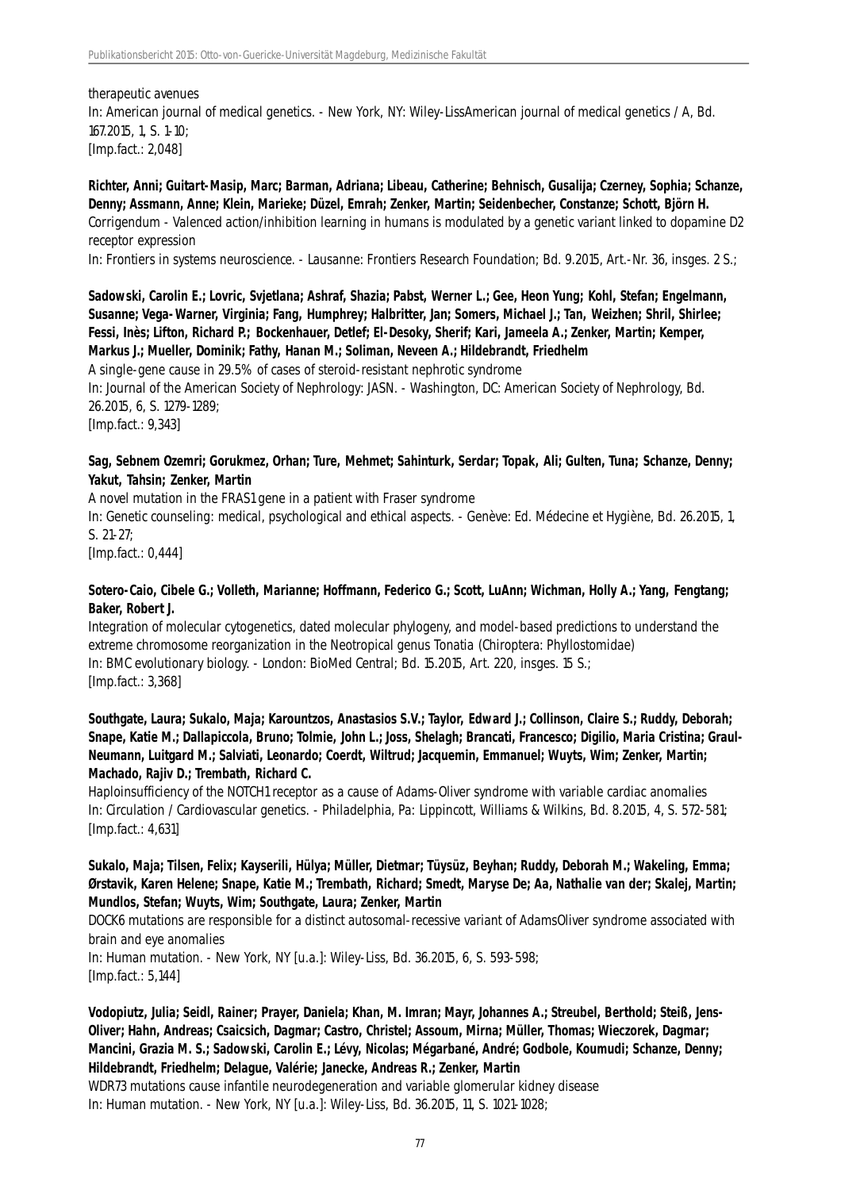therapeutic avenues
In: American journal of medical genetics. - New York, NY: Wiley-LissAmerican journal of medical genetics / A, Bd. 167.2015, 1, S. 1-10;
[Imp.fact.: 2,048]

**Richter, Anni; Guitart-Masip, Marc; Barman, Adriana; Libeau, Catherine; Behnisch, Gusalija; Czerney, Sophia; Schanze, Denny; Assmann, Anne; Klein, Marieke; Düzel, Emrah; Zenker, Martin; Seidenbecher, Constanze; Schott, Björn H.**
Corrigendum - Valenced action/inhibition learning in humans is modulated by a genetic variant linked to dopamine D2 receptor expression
In: Frontiers in systems neuroscience. - Lausanne: Frontiers Research Foundation; Bd. 9.2015, Art.-Nr. 36, insges. 2 S.;

**Sadowski, Carolin E.; Lovric, Svjetlana; Ashraf, Shazia; Pabst, Werner L.; Gee, Heon Yung; Kohl, Stefan; Engelmann, Susanne; Vega-Warner, Virginia; Fang, Humphrey; Halbritter, Jan; Somers, Michael J.; Tan, Weizhen; Shril, Shirlee; Fessi, Inès; Lifton, Richard P.; Bockenhauer, Detlef; El-Desoky, Sherif; Kari, Jameela A.; Zenker, Martin; Kemper, Markus J.; Mueller, Dominik; Fathy, Hanan M.; Soliman, Neveen A.; Hildebrandt, Friedhelm**
A single-gene cause in 29.5% of cases of steroid-resistant nephrotic syndrome
In: Journal of the American Society of Nephrology: JASN. - Washington, DC: American Society of Nephrology, Bd. 26.2015, 6, S. 1279-1289;
[Imp.fact.: 9,343]

**Sag, Sebnem Ozemri; Gorukmez, Orhan; Ture, Mehmet; Sahinturk, Serdar; Topak, Ali; Gulten, Tuna; Schanze, Denny; Yakut, Tahsin; Zenker, Martin**
A novel mutation in the FRAS1 gene in a patient with Fraser syndrome
In: Genetic counseling: medical, psychological and ethical aspects. - Genève: Ed. Médecine et Hygiène, Bd. 26.2015, 1, S. 21-27;
[Imp.fact.: 0,444]

**Sotero-Caio, Cibele G.; Volleth, Marianne; Hoffmann, Federico G.; Scott, LuAnn; Wichman, Holly A.; Yang, Fengtang; Baker, Robert J.**
Integration of molecular cytogenetics, dated molecular phylogeny, and model-based predictions to understand the extreme chromosome reorganization in the Neotropical genus Tonatia (Chiroptera: Phyllostomidae)
In: BMC evolutionary biology. - London: BioMed Central; Bd. 15.2015, Art. 220, insges. 15 S.;
[Imp.fact.: 3,368]

**Southgate, Laura; Sukalo, Maja; Karountzos, Anastasios S.V.; Taylor, Edward J.; Collinson, Claire S.; Ruddy, Deborah; Snape, Katie M.; Dallapiccola, Bruno; Tolmie, John L.; Joss, Shelagh; Brancati, Francesco; Digilio, Maria Cristina; Graul-Neumann, Luitgard M.; Salviati, Leonardo; Coerdt, Wiltrud; Jacquemin, Emmanuel; Wuyts, Wim; Zenker, Martin; Machado, Rajiv D.; Trembath, Richard C.**
Haploinsufficiency of the NOTCH1 receptor as a cause of Adams-Oliver syndrome with variable cardiac anomalies
In: Circulation / Cardiovascular genetics. - Philadelphia, Pa: Lippincott, Williams & Wilkins, Bd. 8.2015, 4, S. 572-581;
[Imp.fact.: 4,631]

**Sukalo, Maja; Tilsen, Felix; Kayserili, Hülya; Müller, Dietmar; Tüysüz, Beyhan; Ruddy, Deborah M.; Wakeling, Emma; Ørstavik, Karen Helene; Snape, Katie M.; Trembath, Richard; Smedt, Maryse De; Aa, Nathalie van der; Skalej, Martin; Mundlos, Stefan; Wuyts, Wim; Southgate, Laura; Zenker, Martin**
DOCK6 mutations are responsible for a distinct autosomal-recessive variant of AdamsOliver syndrome associated with brain and eye anomalies
In: Human mutation. - New York, NY [u.a.]: Wiley-Liss, Bd. 36.2015, 6, S. 593-598;
[Imp.fact.: 5,144]

**Vodopiutz, Julia; Seidl, Rainer; Prayer, Daniela; Khan, M. Imran; Mayr, Johannes A.; Streubel, Berthold; Steiß, Jens-Oliver; Hahn, Andreas; Csaicsich, Dagmar; Castro, Christel; Assoum, Mirna; Müller, Thomas; Wieczorek, Dagmar; Mancini, Grazia M. S.; Sadowski, Carolin E.; Lévy, Nicolas; Mégarbané, André; Godbole, Koumudi; Schanze, Denny; Hildebrandt, Friedhelm; Delague, Valérie; Janecke, Andreas R.; Zenker, Martin**
WDR73 mutations cause infantile neurodegeneration and variable glomerular kidney disease
In: Human mutation. - New York, NY [u.a.]: Wiley-Liss, Bd. 36.2015, 11, S. 1021-1028;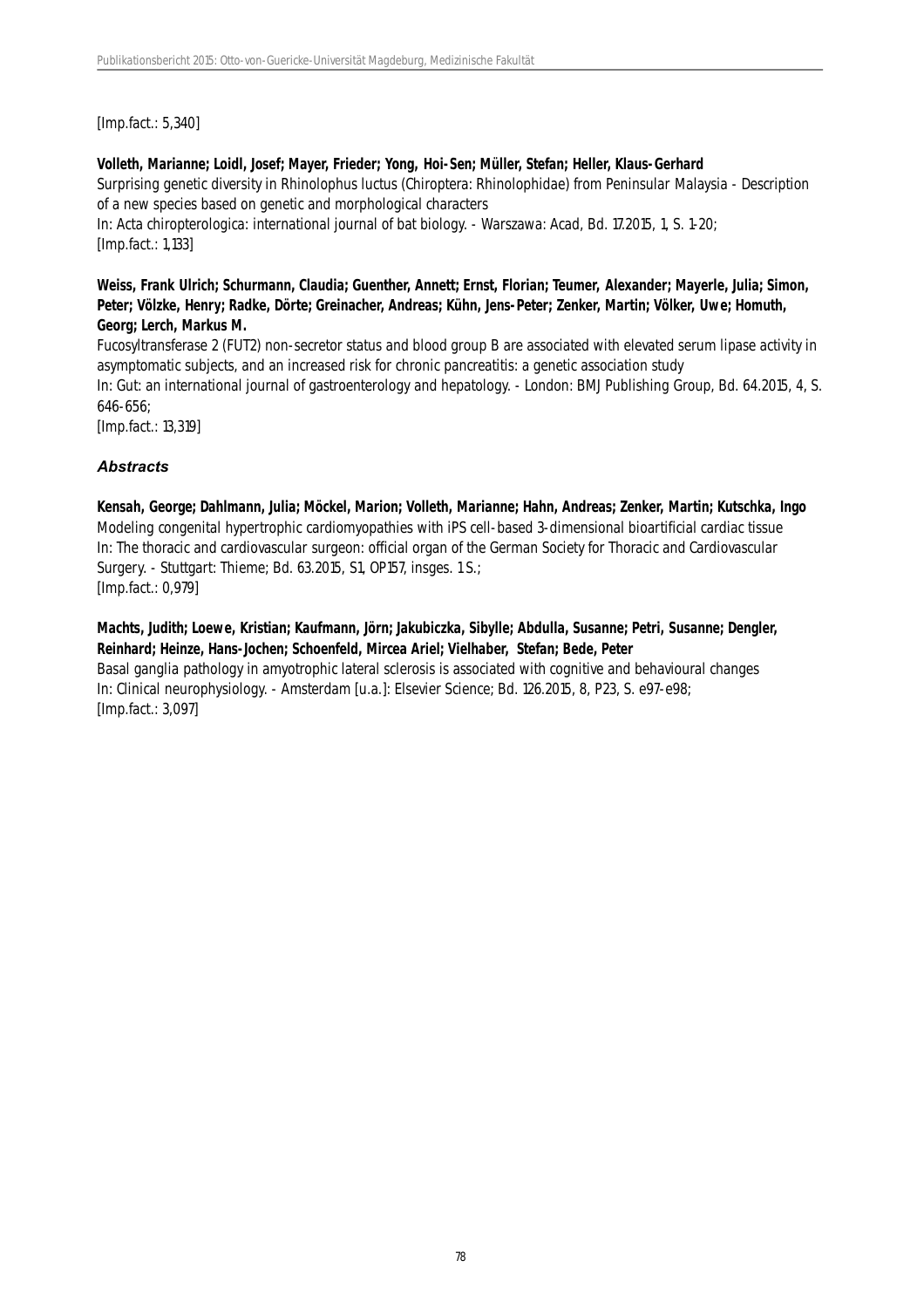[Imp.fact.: 5,340]

**Volleth, Marianne; Loidl, Josef; Mayer, Frieder; Yong, Hoi-Sen; Müller, Stefan; Heller, Klaus-Gerhard**
Surprising genetic diversity in Rhinolophus luctus (Chiroptera: Rhinolophidae) from Peninsular Malaysia - Description of a new species based on genetic and morphological characters
In: Acta chiropterologica: international journal of bat biology. - Warszawa: Acad, Bd. 17.2015, 1, S. 1-20;
[Imp.fact.: 1,133]

**Weiss, Frank Ulrich; Schurmann, Claudia; Guenther, Annett; Ernst, Florian; Teumer, Alexander; Mayerle, Julia; Simon, Peter; Völzke, Henry; Radke, Dörte; Greinacher, Andreas; Kühn, Jens-Peter; Zenker, Martin; Völker, Uwe; Homuth, Georg; Lerch, Markus M.**
Fucosyltransferase 2 (FUT2) non-secretor status and blood group B are associated with elevated serum lipase activity in asymptomatic subjects, and an increased risk for chronic pancreatitis: a genetic association study
In: Gut: an international journal of gastroenterology and hepatology. - London: BMJ Publishing Group, Bd. 64.2015, 4, S. 646-656;
[Imp.fact.: 13,319]

### *Abstracts*

**Kensah, George; Dahlmann, Julia; Möckel, Marion; Volleth, Marianne; Hahn, Andreas; Zenker, Martin; Kutschka, Ingo**
Modeling congenital hypertrophic cardiomyopathies with iPS cell-based 3-dimensional bioartificial cardiac tissue
In: The thoracic and cardiovascular surgeon: official organ of the German Society for Thoracic and Cardiovascular Surgery. - Stuttgart: Thieme; Bd. 63.2015, S1, OP157, insges. 1 S.;
[Imp.fact.: 0,979]

**Machts, Judith; Loewe, Kristian; Kaufmann, Jörn; Jakubiczka, Sibylle; Abdulla, Susanne; Petri, Susanne; Dengler, Reinhard; Heinze, Hans-Jochen; Schoenfeld, Mircea Ariel; Vielhaber, Stefan; Bede, Peter**
Basal ganglia pathology in amyotrophic lateral sclerosis is associated with cognitive and behavioural changes
In: Clinical neurophysiology. - Amsterdam [u.a.]: Elsevier Science; Bd. 126.2015, 8, P23, S. e97-e98;
[Imp.fact.: 3,097]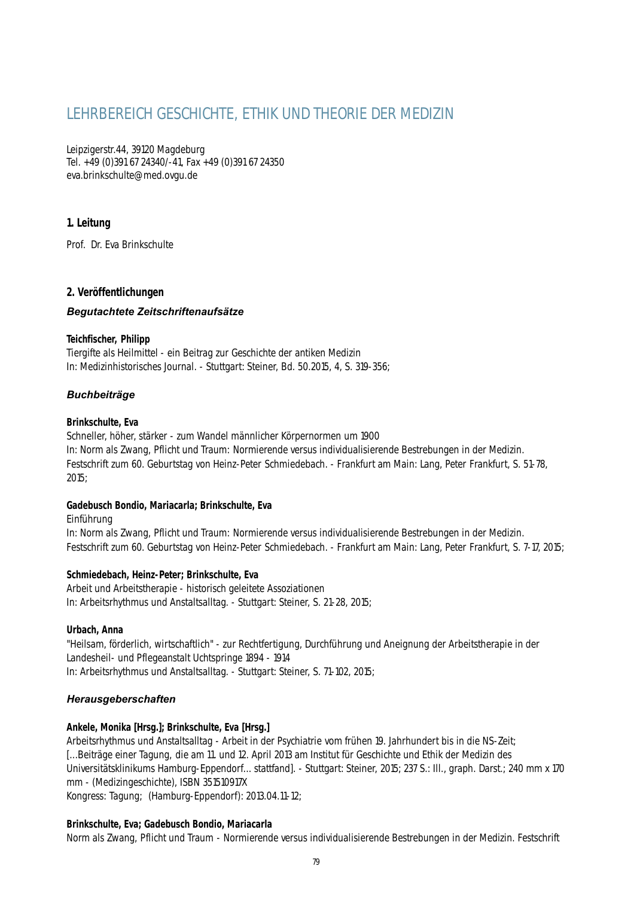# LEHRBEREICH GESCHICHTE, ETHIK UND THEORIE DER MEDIZIN

Leipzigerstr.44, 39120 Magdeburg
Tel. +49 (0)391 67 24340/-41, Fax +49 (0)391 67 24350
eva.brinkschulte@med.ovgu.de

## 1. Leitung

Prof. Dr. Eva Brinkschulte

## 2. Veröffentlichungen

### *Begutachtete Zeitschriftenaufsätze*

**Teichfischer, Philipp**
Tiergifte als Heilmittel - ein Beitrag zur Geschichte der antiken Medizin
In: Medizinhistorisches Journal. - Stuttgart: Steiner, Bd. 50.2015, 4, S. 319-356;

### *Buchbeiträge*

**Brinkschulte, Eva**
Schneller, höher, stärker - zum Wandel männlicher Körpernormen um 1900
In: Norm als Zwang, Pflicht und Traum: Normierende versus individualisierende Bestrebungen in der Medizin. Festschrift zum 60. Geburtstag von Heinz-Peter Schmiedebach. - Frankfurt am Main: Lang, Peter Frankfurt, S. 51-78, 2015;

**Gadebusch Bondio, Mariacarla; Brinkschulte, Eva**
Einführung
In: Norm als Zwang, Pflicht und Traum: Normierende versus individualisierende Bestrebungen in der Medizin. Festschrift zum 60. Geburtstag von Heinz-Peter Schmiedebach. - Frankfurt am Main: Lang, Peter Frankfurt, S. 7-17, 2015;

**Schmiedebach, Heinz-Peter; Brinkschulte, Eva**
Arbeit und Arbeitstherapie - historisch geleitete Assoziationen
In: Arbeitsrhythmus und Anstaltsalltag. - Stuttgart: Steiner, S. 21-28, 2015;

**Urbach, Anna**
"Heilsam, förderlich, wirtschaftlich" - zur Rechtfertigung, Durchführung und Aneignung der Arbeitstherapie in der Landesheil- und Pflegeanstalt Uchtspringe 1894 - 1914
In: Arbeitsrhythmus und Anstaltsalltag. - Stuttgart: Steiner, S. 71-102, 2015;

### *Herausgeberschaften*

**Ankele, Monika [Hrsg.]; Brinkschulte, Eva [Hrsg.]**
Arbeitsrhythmus und Anstaltsalltag - Arbeit in der Psychiatrie vom frühen 19. Jahrhundert bis in die NS-Zeit; [...Beiträge einer Tagung, die am 11. und 12. April 2013 am Institut für Geschichte und Ethik der Medizin des Universitätsklinikums Hamburg-Eppendorf... stattfand]. - Stuttgart: Steiner, 2015; 237 S.: Ill., graph. Darst.; 240 mm x 170 mm - (Medizingeschichte), ISBN 351510917X
Kongress: Tagung; (Hamburg-Eppendorf): 2013.04.11-12;

**Brinkschulte, Eva; Gadebusch Bondio, Mariacarla**
Norm als Zwang, Pflicht und Traum - Normierende versus individualisierende Bestrebungen in der Medizin. Festschrift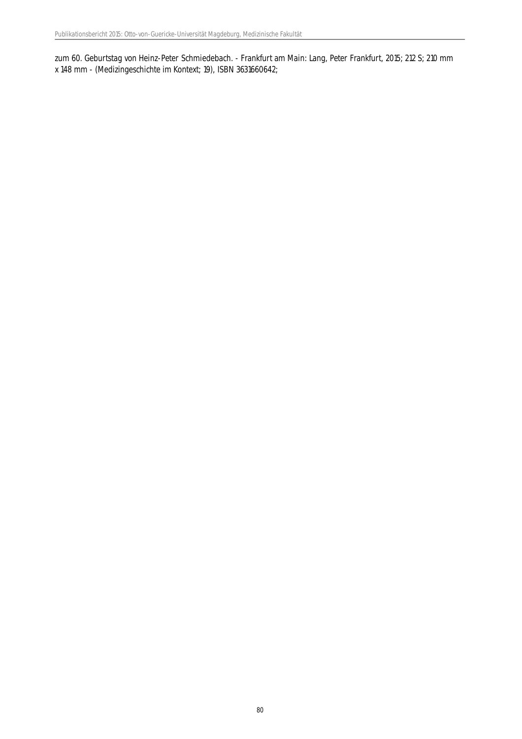zum 60. Geburtstag von Heinz-Peter Schmiedebach. - Frankfurt am Main: Lang, Peter Frankfurt, 2015; 212 S; 210 mm x 148 mm - (Medizingeschichte im Kontext; 19), ISBN 3631660642;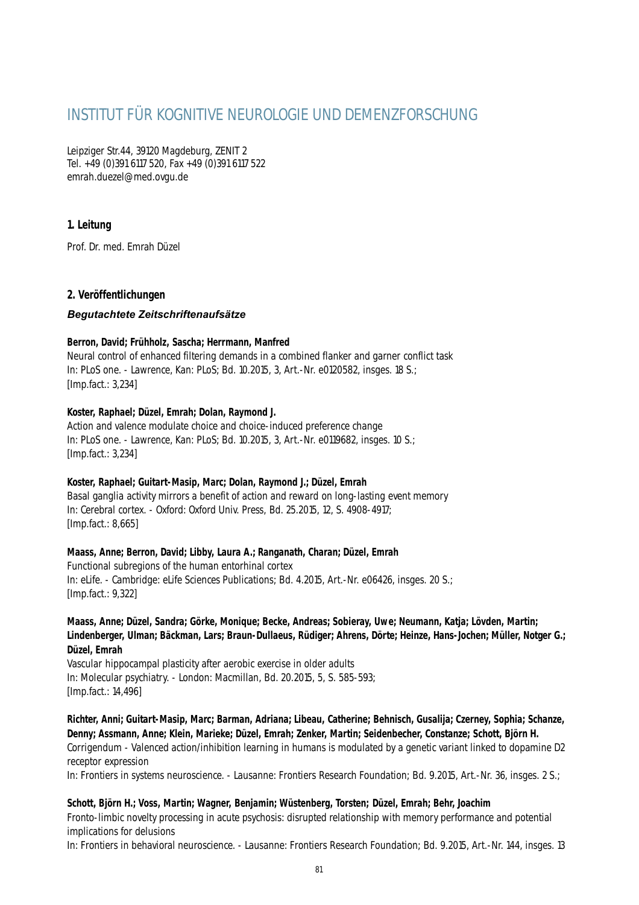# INSTITUT FÜR KOGNITIVE NEUROLOGIE UND DEMENZFORSCHUNG

Leipziger Str.44, 39120 Magdeburg, ZENIT 2
Tel. +49 (0)391 6117 520, Fax +49 (0)391 6117 522
emrah.duezel@med.ovgu.de

## 1. Leitung

Prof. Dr. med. Emrah Düzel

## 2. Veröffentlichungen

### *Begutachtete Zeitschriftenaufsätze*

**Berron, David; Frühholz, Sascha; Herrmann, Manfred**
Neural control of enhanced filtering demands in a combined flanker and garner conflict task
In: PLoS one. - Lawrence, Kan: PLoS; Bd. 10.2015, 3, Art.-Nr. e0120582, insges. 18 S.;
[Imp.fact.: 3,234]

**Koster, Raphael; Düzel, Emrah; Dolan, Raymond J.**
Action and valence modulate choice and choice-induced preference change
In: PLoS one. - Lawrence, Kan: PLoS; Bd. 10.2015, 3, Art.-Nr. e0119682, insges. 10 S.;
[Imp.fact.: 3,234]

**Koster, Raphael; Guitart-Masip, Marc; Dolan, Raymond J.; Düzel, Emrah**
Basal ganglia activity mirrors a benefit of action and reward on long-lasting event memory
In: Cerebral cortex. - Oxford: Oxford Univ. Press, Bd. 25.2015, 12, S. 4908-4917;
[Imp.fact.: 8,665]

**Maass, Anne; Berron, David; Libby, Laura A.; Ranganath, Charan; Düzel, Emrah**
Functional subregions of the human entorhinal cortex
In: eLife. - Cambridge: eLife Sciences Publications; Bd. 4.2015, Art.-Nr. e06426, insges. 20 S.;
[Imp.fact.: 9,322]

**Maass, Anne; Düzel, Sandra; Görke, Monique; Becke, Andreas; Sobieray, Uwe; Neumann, Katja; Lövden, Martin; Lindenberger, Ulman; Bäckman, Lars; Braun-Dullaeus, Rüdiger; Ahrens, Dörte; Heinze, Hans-Jochen; Müller, Notger G.; Düzel, Emrah**
Vascular hippocampal plasticity after aerobic exercise in older adults
In: Molecular psychiatry. - London: Macmillan, Bd. 20.2015, 5, S. 585-593;
[Imp.fact.: 14,496]

**Richter, Anni; Guitart-Masip, Marc; Barman, Adriana; Libeau, Catherine; Behnisch, Gusalija; Czerney, Sophia; Schanze, Denny; Assmann, Anne; Klein, Marieke; Düzel, Emrah; Zenker, Martin; Seidenbecher, Constanze; Schott, Björn H.**
Corrigendum - Valenced action/inhibition learning in humans is modulated by a genetic variant linked to dopamine D2 receptor expression
In: Frontiers in systems neuroscience. - Lausanne: Frontiers Research Foundation; Bd. 9.2015, Art.-Nr. 36, insges. 2 S.;

**Schott, Björn H.; Voss, Martin; Wagner, Benjamin; Wüstenberg, Torsten; Düzel, Emrah; Behr, Joachim**
Fronto-limbic novelty processing in acute psychosis: disrupted relationship with memory performance and potential implications for delusions
In: Frontiers in behavioral neuroscience. - Lausanne: Frontiers Research Foundation; Bd. 9.2015, Art.-Nr. 144, insges. 13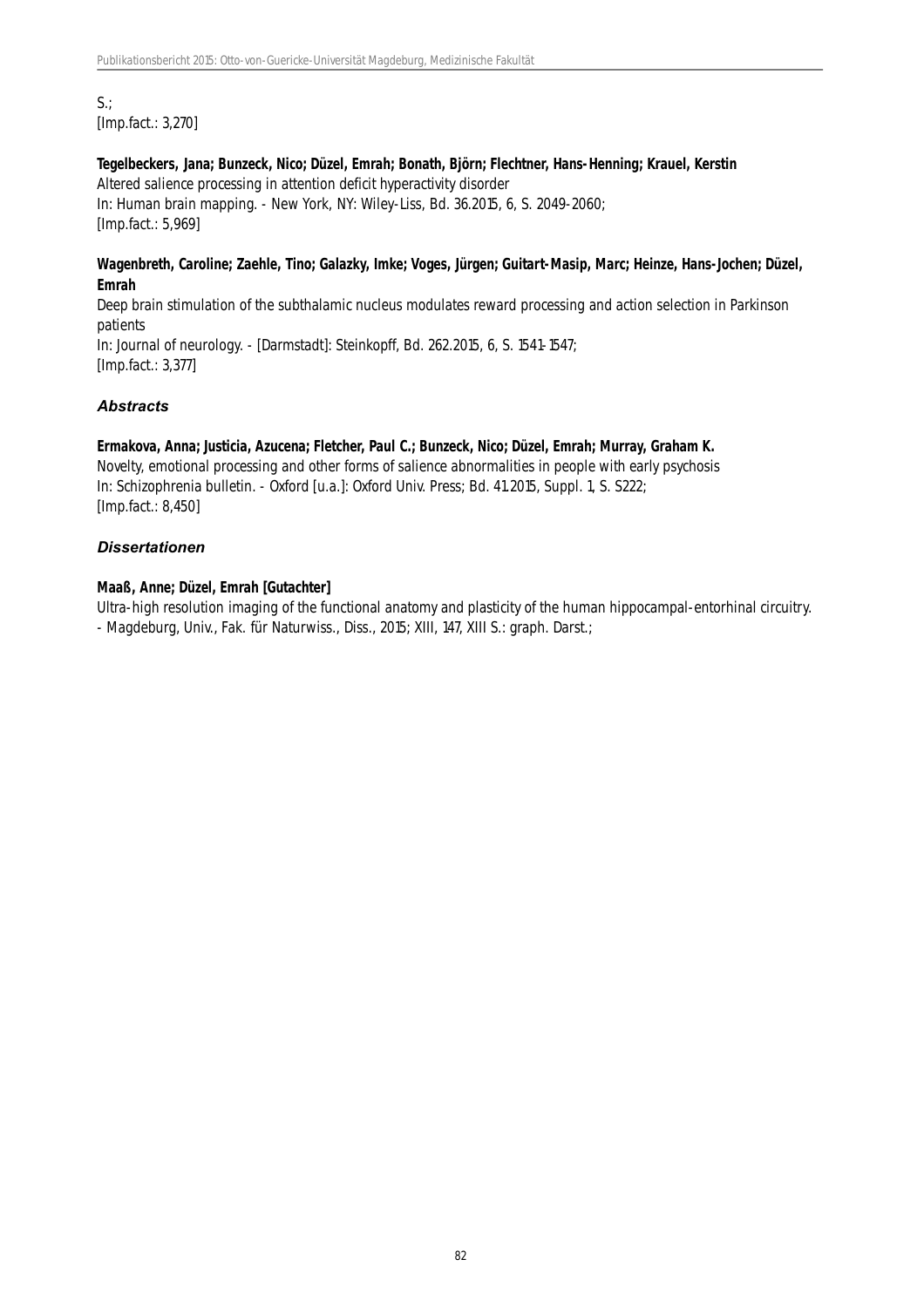S.;
[Imp.fact.: 3,270]

**Tegelbeckers, Jana; Bunzeck, Nico; Düzel, Emrah; Bonath, Björn; Flechtner, Hans-Henning; Krauel, Kerstin**
Altered salience processing in attention deficit hyperactivity disorder
In: Human brain mapping. - New York, NY: Wiley-Liss, Bd. 36.2015, 6, S. 2049-2060;
[Imp.fact.: 5,969]

**Wagenbreth, Caroline; Zaehle, Tino; Galazky, Imke; Voges, Jürgen; Guitart-Masip, Marc; Heinze, Hans-Jochen; Düzel, Emrah**
Deep brain stimulation of the subthalamic nucleus modulates reward processing and action selection in Parkinson patients
In: Journal of neurology. - [Darmstadt]: Steinkopff, Bd. 262.2015, 6, S. 1541-1547;
[Imp.fact.: 3,377]

### *Abstracts*

**Ermakova, Anna; Justicia, Azucena; Fletcher, Paul C.; Bunzeck, Nico; Düzel, Emrah; Murray, Graham K.**
Novelty, emotional processing and other forms of salience abnormalities in people with early psychosis
In: Schizophrenia bulletin. - Oxford [u.a.]: Oxford Univ. Press; Bd. 41.2015, Suppl. 1, S. S222;
[Imp.fact.: 8,450]

### *Dissertationen*

**Maaß, Anne; Düzel, Emrah [Gutachter]**
Ultra-high resolution imaging of the functional anatomy and plasticity of the human hippocampal-entorhinal circuitry.
- Magdeburg, Univ., Fak. für Naturwiss., Diss., 2015; XIII, 147, XIII S.: graph. Darst.;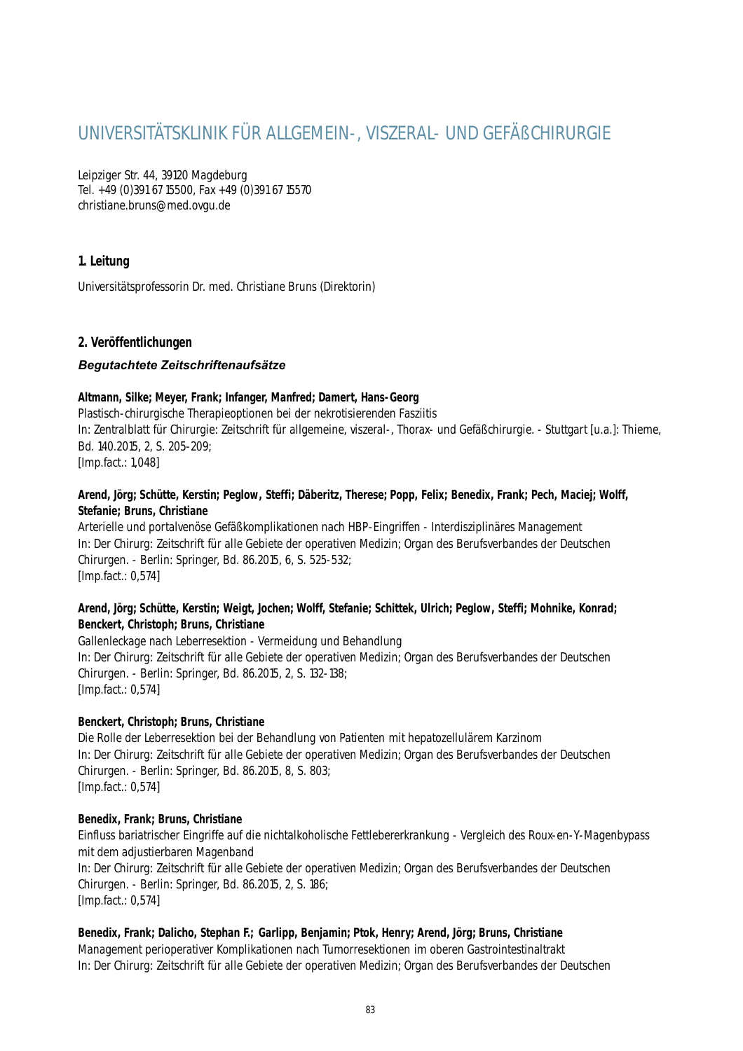# UNIVERSITÄTSKLINIK FÜR ALLGEMEIN-, VISZERAL- UND GEFÄßCHIRURGIE

Leipziger Str. 44, 39120 Magdeburg
Tel. +49 (0)391 67 15500, Fax +49 (0)391 67 15570
christiane.bruns@med.ovgu.de

## 1. Leitung

Universitätsprofessorin Dr. med. Christiane Bruns (Direktorin)

## 2. Veröffentlichungen

### *Begutachtete Zeitschriftenaufsätze*

**Altmann, Silke; Meyer, Frank; Infanger, Manfred; Damert, Hans-Georg**
Plastisch-chirurgische Therapieoptionen bei der nekrotisierenden Fasziitis
In: Zentralblatt für Chirurgie: Zeitschrift für allgemeine, viszeral-, Thorax- und Gefäßchirurgie. - Stuttgart [u.a.]: Thieme, Bd. 140.2015, 2, S. 205-209;
[Imp.fact.: 1,048]

**Arend, Jörg; Schütte, Kerstin; Peglow, Steffi; Däberitz, Therese; Popp, Felix; Benedix, Frank; Pech, Maciej; Wolff, Stefanie; Bruns, Christiane**
Arterielle und portalvenöse Gefäßkomplikationen nach HBP-Eingriffen - Interdisziplinäres Management
In: Der Chirurg: Zeitschrift für alle Gebiete der operativen Medizin; Organ des Berufsverbandes der Deutschen Chirurgen. - Berlin: Springer, Bd. 86.2015, 6, S. 525-532;
[Imp.fact.: 0,574]

**Arend, Jörg; Schütte, Kerstin; Weigt, Jochen; Wolff, Stefanie; Schittek, Ulrich; Peglow, Steffi; Mohnike, Konrad; Benckert, Christoph; Bruns, Christiane**
Gallenleckage nach Leberresektion - Vermeidung und Behandlung
In: Der Chirurg: Zeitschrift für alle Gebiete der operativen Medizin; Organ des Berufsverbandes der Deutschen Chirurgen. - Berlin: Springer, Bd. 86.2015, 2, S. 132-138;
[Imp.fact.: 0,574]

**Benckert, Christoph; Bruns, Christiane**
Die Rolle der Leberresektion bei der Behandlung von Patienten mit hepatozellulärem Karzinom
In: Der Chirurg: Zeitschrift für alle Gebiete der operativen Medizin; Organ des Berufsverbandes der Deutschen Chirurgen. - Berlin: Springer, Bd. 86.2015, 8, S. 803;
[Imp.fact.: 0,574]

**Benedix, Frank; Bruns, Christiane**
Einfluss bariatrischer Eingriffe auf die nichtalkoholische Fettlebererkrankung - Vergleich des Roux-en-Y-Magenbypass mit dem adjustierbaren Magenband
In: Der Chirurg: Zeitschrift für alle Gebiete der operativen Medizin; Organ des Berufsverbandes der Deutschen Chirurgen. - Berlin: Springer, Bd. 86.2015, 2, S. 186;
[Imp.fact.: 0,574]

**Benedix, Frank; Dalicho, Stephan F.; Garlipp, Benjamin; Ptok, Henry; Arend, Jörg; Bruns, Christiane**
Management perioperativer Komplikationen nach Tumorresektionen im oberen Gastrointestinaltrakt
In: Der Chirurg: Zeitschrift für alle Gebiete der operativen Medizin; Organ des Berufsverbandes der Deutschen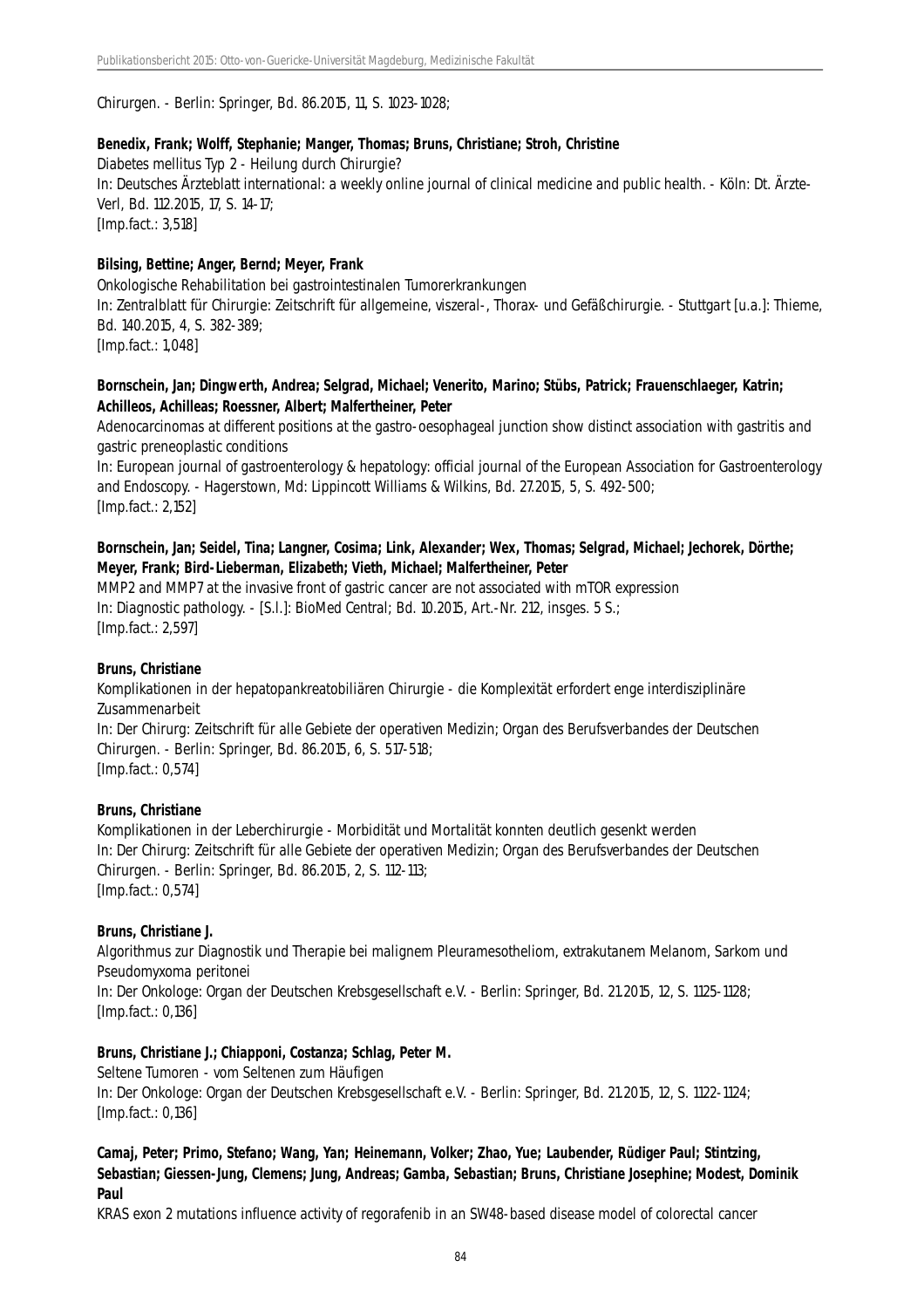Chirurgen. - Berlin: Springer, Bd. 86.2015, 11, S. 1023-1028;

**Benedix, Frank; Wolff, Stephanie; Manger, Thomas; Bruns, Christiane; Stroh, Christine**
Diabetes mellitus Typ 2 - Heilung durch Chirurgie?
In: Deutsches Ärzteblatt international: a weekly online journal of clinical medicine and public health. - Köln: Dt. Ärzte-Verl, Bd. 112.2015, 17, S. 14-17;
[Imp.fact.: 3,518]

**Bilsing, Bettine; Anger, Bernd; Meyer, Frank**
Onkologische Rehabilitation bei gastrointestinalen Tumorerkrankungen
In: Zentralblatt für Chirurgie: Zeitschrift für allgemeine, viszeral-, Thorax- und Gefäßchirurgie. - Stuttgart [u.a.]: Thieme, Bd. 140.2015, 4, S. 382-389;
[Imp.fact.: 1,048]

**Bornschein, Jan; Dingwerth, Andrea; Selgrad, Michael; Venerito, Marino; Stübs, Patrick; Frauenschlaeger, Katrin; Achilleos, Achilleas; Roessner, Albert; Malfertheiner, Peter**
Adenocarcinomas at different positions at the gastro-oesophageal junction show distinct association with gastritis and gastric preneoplastic conditions
In: European journal of gastroenterology & hepatology: official journal of the European Association for Gastroenterology and Endoscopy. - Hagerstown, Md: Lippincott Williams & Wilkins, Bd. 27.2015, 5, S. 492-500;
[Imp.fact.: 2,152]

**Bornschein, Jan; Seidel, Tina; Langner, Cosima; Link, Alexander; Wex, Thomas; Selgrad, Michael; Jechorek, Dörthe; Meyer, Frank; Bird-Lieberman, Elizabeth; Vieth, Michael; Malfertheiner, Peter**
MMP2 and MMP7 at the invasive front of gastric cancer are not associated with mTOR expression
In: Diagnostic pathology. - [S.l.]: BioMed Central; Bd. 10.2015, Art.-Nr. 212, insges. 5 S.;
[Imp.fact.: 2,597]

**Bruns, Christiane**
Komplikationen in der hepatopankreatobiliären Chirurgie - die Komplexität erfordert enge interdisziplinäre Zusammenarbeit
In: Der Chirurg: Zeitschrift für alle Gebiete der operativen Medizin; Organ des Berufsverbandes der Deutschen Chirurgen. - Berlin: Springer, Bd. 86.2015, 6, S. 517-518;
[Imp.fact.: 0,574]

**Bruns, Christiane**
Komplikationen in der Leberchirurgie - Morbidität und Mortalität konnten deutlich gesenkt werden
In: Der Chirurg: Zeitschrift für alle Gebiete der operativen Medizin; Organ des Berufsverbandes der Deutschen Chirurgen. - Berlin: Springer, Bd. 86.2015, 2, S. 112-113;
[Imp.fact.: 0,574]

**Bruns, Christiane J.**
Algorithmus zur Diagnostik und Therapie bei malignem Pleuramesotheliom, extrakutanem Melanom, Sarkom und Pseudomyxoma peritonei
In: Der Onkologe: Organ der Deutschen Krebsgesellschaft e.V. - Berlin: Springer, Bd. 21.2015, 12, S. 1125-1128;
[Imp.fact.: 0,136]

**Bruns, Christiane J.; Chiapponi, Costanza; Schlag, Peter M.**
Seltene Tumoren - vom Seltenen zum Häufigen
In: Der Onkologe: Organ der Deutschen Krebsgesellschaft e.V. - Berlin: Springer, Bd. 21.2015, 12, S. 1122-1124;
[Imp.fact.: 0,136]

**Camaj, Peter; Primo, Stefano; Wang, Yan; Heinemann, Volker; Zhao, Yue; Laubender, Rüdiger Paul; Stintzing, Sebastian; Giessen-Jung, Clemens; Jung, Andreas; Gamba, Sebastian; Bruns, Christiane Josephine; Modest, Dominik Paul**
KRAS exon 2 mutations influence activity of regorafenib in an SW48-based disease model of colorectal cancer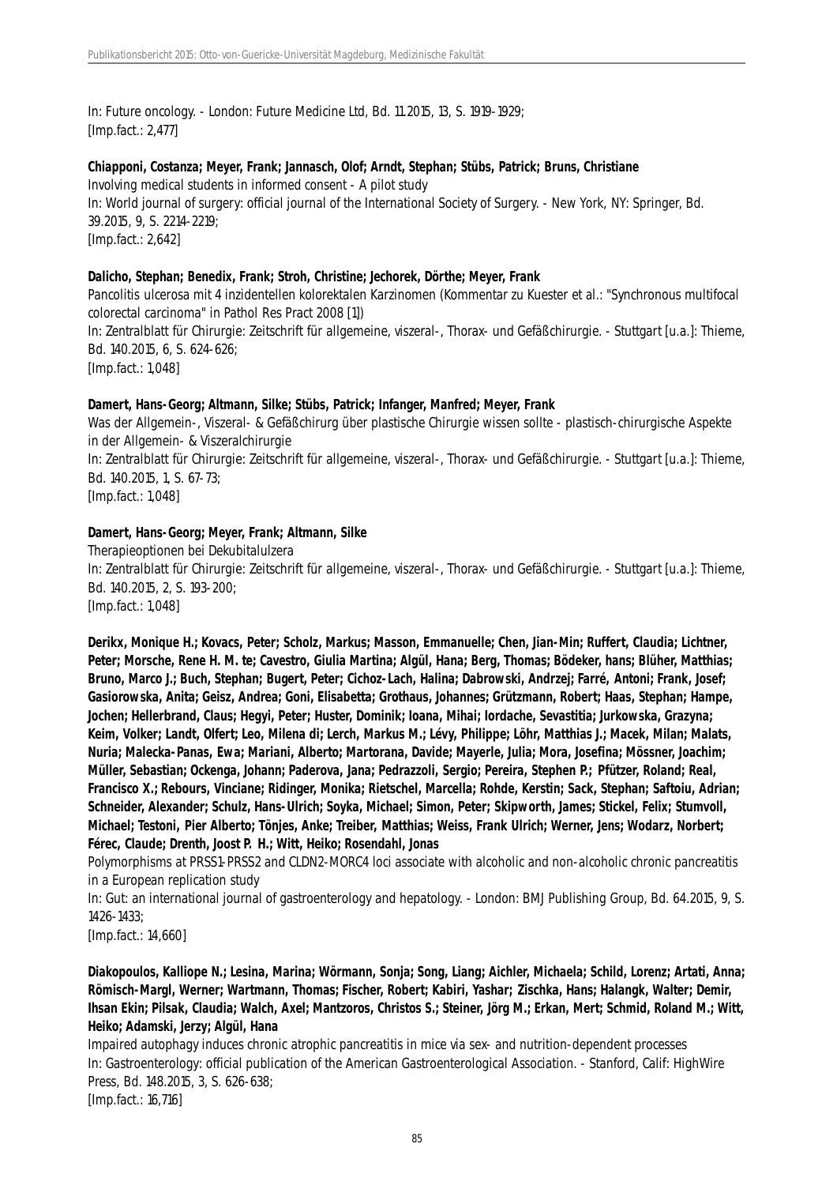In: Future oncology. - London: Future Medicine Ltd, Bd. 11.2015, 13, S. 1919-1929;
[Imp.fact.: 2,477]

**Chiapponi, Costanza; Meyer, Frank; Jannasch, Olof; Arndt, Stephan; Stübs, Patrick; Bruns, Christiane**
Involving medical students in informed consent - A pilot study
In: World journal of surgery: official journal of the International Society of Surgery. - New York, NY: Springer, Bd. 39.2015, 9, S. 2214-2219;
[Imp.fact.: 2,642]

**Dalicho, Stephan; Benedix, Frank; Stroh, Christine; Jechorek, Dörthe; Meyer, Frank**
Pancolitis ulcerosa mit 4 inzidentellen kolorektalen Karzinomen (Kommentar zu Kuester et al.: "Synchronous multifocal colorectal carcinoma" in Pathol Res Pract 2008 [1])
In: Zentralblatt für Chirurgie: Zeitschrift für allgemeine, viszeral-, Thorax- und Gefäßchirurgie. - Stuttgart [u.a.]: Thieme, Bd. 140.2015, 6, S. 624-626;
[Imp.fact.: 1,048]

**Damert, Hans-Georg; Altmann, Silke; Stübs, Patrick; Infanger, Manfred; Meyer, Frank**
Was der Allgemein-, Viszeral- & Gefäßchirurg über plastische Chirurgie wissen sollte - plastisch-chirurgische Aspekte in der Allgemein- & Viszeralchirurgie
In: Zentralblatt für Chirurgie: Zeitschrift für allgemeine, viszeral-, Thorax- und Gefäßchirurgie. - Stuttgart [u.a.]: Thieme, Bd. 140.2015, 1, S. 67-73;
[Imp.fact.: 1,048]

**Damert, Hans-Georg; Meyer, Frank; Altmann, Silke**
Therapieoptionen bei Dekubitalulzera
In: Zentralblatt für Chirurgie: Zeitschrift für allgemeine, viszeral-, Thorax- und Gefäßchirurgie. - Stuttgart [u.a.]: Thieme, Bd. 140.2015, 2, S. 193-200;
[Imp.fact.: 1,048]

**Derikx, Monique H.; Kovacs, Peter; Scholz, Markus; Masson, Emmanuelle; Chen, Jian-Min; Ruffert, Claudia; Lichtner, Peter; Morsche, Rene H. M. te; Cavestro, Giulia Martina; Algül, Hana; Berg, Thomas; Bödeker, hans; Blüher, Matthias; Bruno, Marco J.; Buch, Stephan; Bugert, Peter; Cichoz-Lach, Halina; Dabrowski, Andrzej; Farré, Antoni; Frank, Josef; Gasiorowska, Anita; Geisz, Andrea; Goni, Elisabetta; Grothaus, Johannes; Grützmann, Robert; Haas, Stephan; Hampe, Jochen; Hellerbrand, Claus; Hegyi, Peter; Huster, Dominik; Ioana, Mihai; Iordache, Sevastitia; Jurkowska, Grazyna; Keim, Volker; Landt, Olfert; Leo, Milena di; Lerch, Markus M.; Lévy, Philippe; Löhr, Matthias J.; Macek, Milan; Malats, Nuria; Malecka-Panas, Ewa; Mariani, Alberto; Martorana, Davide; Mayerle, Julia; Mora, Josefina; Mössner, Joachim; Müller, Sebastian; Ockenga, Johann; Paderova, Jana; Pedrazzoli, Sergio; Pereira, Stephen P.; Pfützer, Roland; Real, Francisco X.; Rebours, Vinciane; Ridinger, Monika; Rietschel, Marcella; Rohde, Kerstin; Sack, Stephan; Saftoiu, Adrian; Schneider, Alexander; Schulz, Hans-Ulrich; Soyka, Michael; Simon, Peter; Skipworth, James; Stickel, Felix; Stumvoll, Michael; Testoni, Pier Alberto; Tönjes, Anke; Treiber, Matthias; Weiss, Frank Ulrich; Werner, Jens; Wodarz, Norbert; Férec, Claude; Drenth, Joost P. H.; Witt, Heiko; Rosendahl, Jonas**
Polymorphisms at PRSS1-PRSS2 and CLDN2-MORC4 loci associate with alcoholic and non-alcoholic chronic pancreatitis in a European replication study
In: Gut: an international journal of gastroenterology and hepatology. - London: BMJ Publishing Group, Bd. 64.2015, 9, S. 1426-1433;
[Imp.fact.: 14,660]

**Diakopoulos, Kalliope N.; Lesina, Marina; Wörmann, Sonja; Song, Liang; Aichler, Michaela; Schild, Lorenz; Artati, Anna; Römisch-Margl, Werner; Wartmann, Thomas; Fischer, Robert; Kabiri, Yashar; Zischka, Hans; Halangk, Walter; Demir, Ihsan Ekin; Pilsak, Claudia; Walch, Axel; Mantzoros, Christos S.; Steiner, Jörg M.; Erkan, Mert; Schmid, Roland M.; Witt, Heiko; Adamski, Jerzy; Algül, Hana**
Impaired autophagy induces chronic atrophic pancreatitis in mice via sex- and nutrition-dependent processes
In: Gastroenterology: official publication of the American Gastroenterological Association. - Stanford, Calif: HighWire Press, Bd. 148.2015, 3, S. 626-638;
[Imp.fact.: 16,716]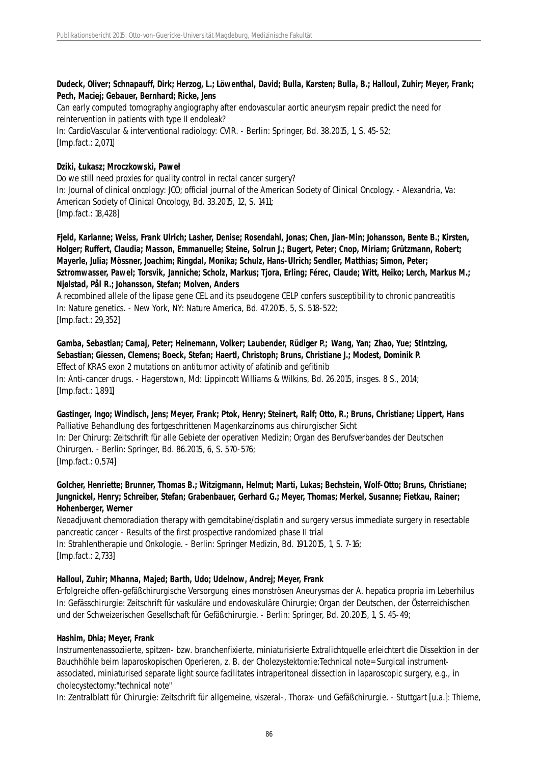**Dudeck, Oliver; Schnapauff, Dirk; Herzog, L.; Löwenthal, David; Bulla, Karsten; Bulla, B.; Halloul, Zuhir; Meyer, Frank; Pech, Maciej; Gebauer, Bernhard; Ricke, Jens**
Can early computed tomography angiography after endovascular aortic aneurysm repair predict the need for reintervention in patients with type II endoleak?
In: CardioVascular & interventional radiology: CVIR. - Berlin: Springer, Bd. 38.2015, 1, S. 45-52;
[Imp.fact.: 2,071]

**Dziki, Łukasz; Mroczkowski, Paweł**
Do we still need proxies for quality control in rectal cancer surgery?
In: Journal of clinical oncology: JCO; official journal of the American Society of Clinical Oncology. - Alexandria, Va: American Society of Clinical Oncology, Bd. 33.2015, 12, S. 1411;
[Imp.fact.: 18,428]

**Fjeld, Karianne; Weiss, Frank Ulrich; Lasher, Denise; Rosendahl, Jonas; Chen, Jian-Min; Johansson, Bente B.; Kirsten, Holger; Ruffert, Claudia; Masson, Emmanuelle; Steine, Solrun J.; Bugert, Peter; Cnop, Miriam; Grützmann, Robert; Mayerle, Julia; Mössner, Joachim; Ringdal, Monika; Schulz, Hans-Ulrich; Sendler, Matthias; Simon, Peter; Sztromwasser, Pawel; Torsvik, Janniche; Scholz, Markus; Tjora, Erling; Férec, Claude; Witt, Heiko; Lerch, Markus M.; Njølstad, Pål R.; Johansson, Stefan; Molven, Anders**
A recombined allele of the lipase gene CEL and its pseudogene CELP confers susceptibility to chronic pancreatitis
In: Nature genetics. - New York, NY: Nature America, Bd. 47.2015, 5, S. 518-522;
[Imp.fact.: 29,352]

**Gamba, Sebastian; Camaj, Peter; Heinemann, Volker; Laubender, Rüdiger P.; Wang, Yan; Zhao, Yue; Stintzing, Sebastian; Giessen, Clemens; Boeck, Stefan; Haertl, Christoph; Bruns, Christiane J.; Modest, Dominik P.**
Effect of KRAS exon 2 mutations on antitumor activity of afatinib and gefitinib
In: Anti-cancer drugs. - Hagerstown, Md: Lippincott Williams & Wilkins, Bd. 26.2015, insges. 8 S., 2014;
[Imp.fact.: 1,891]

**Gastinger, Ingo; Windisch, Jens; Meyer, Frank; Ptok, Henry; Steinert, Ralf; Otto, R.; Bruns, Christiane; Lippert, Hans**
Palliative Behandlung des fortgeschrittenen Magenkarzinoms aus chirurgischer Sicht
In: Der Chirurg: Zeitschrift für alle Gebiete der operativen Medizin; Organ des Berufsverbandes der Deutschen Chirurgen. - Berlin: Springer, Bd. 86.2015, 6, S. 570-576;
[Imp.fact.: 0,574]

**Golcher, Henriette; Brunner, Thomas B.; Witzigmann, Helmut; Marti, Lukas; Bechstein, Wolf-Otto; Bruns, Christiane; Jungnickel, Henry; Schreiber, Stefan; Grabenbauer, Gerhard G.; Meyer, Thomas; Merkel, Susanne; Fietkau, Rainer; Hohenberger, Werner**
Neoadjuvant chemoradiation therapy with gemcitabine/cisplatin and surgery versus immediate surgery in resectable pancreatic cancer - Results of the first prospective randomized phase II trial
In: Strahlentherapie und Onkologie. - Berlin: Springer Medizin, Bd. 191.2015, 1, S. 7-16;
[Imp.fact.: 2,733]

**Halloul, Zuhir; Mhanna, Majed; Barth, Udo; Udelnow, Andrej; Meyer, Frank**
Erfolgreiche offen-gefäßchirurgische Versorgung eines monströsen Aneurysmas der A. hepatica propria im Leberhilus
In: Gefässchirurgie: Zeitschrift für vaskuläre und endovaskuläre Chirurgie; Organ der Deutschen, der Österreichischen und der Schweizerischen Gesellschaft für Gefäßchirurgie. - Berlin: Springer, Bd. 20.2015, 1, S. 45-49;

**Hashim, Dhia; Meyer, Frank**
Instrumentenassoziierte, spitzen- bzw. branchenfixierte, miniaturisierte Extralichtquelle erleichtert die Dissektion in der Bauchhöhle beim laparoskopischen Operieren, z. B. der Cholezystektomie:Technical note=Surgical instrument-associated, miniaturised separate light source facilitates intraperitoneal dissection in laparoscopic surgery, e.g., in cholecystectomy:"technical note"
In: Zentralblatt für Chirurgie: Zeitschrift für allgemeine, viszeral-, Thorax- und Gefäßchirurgie. - Stuttgart [u.a.]: Thieme,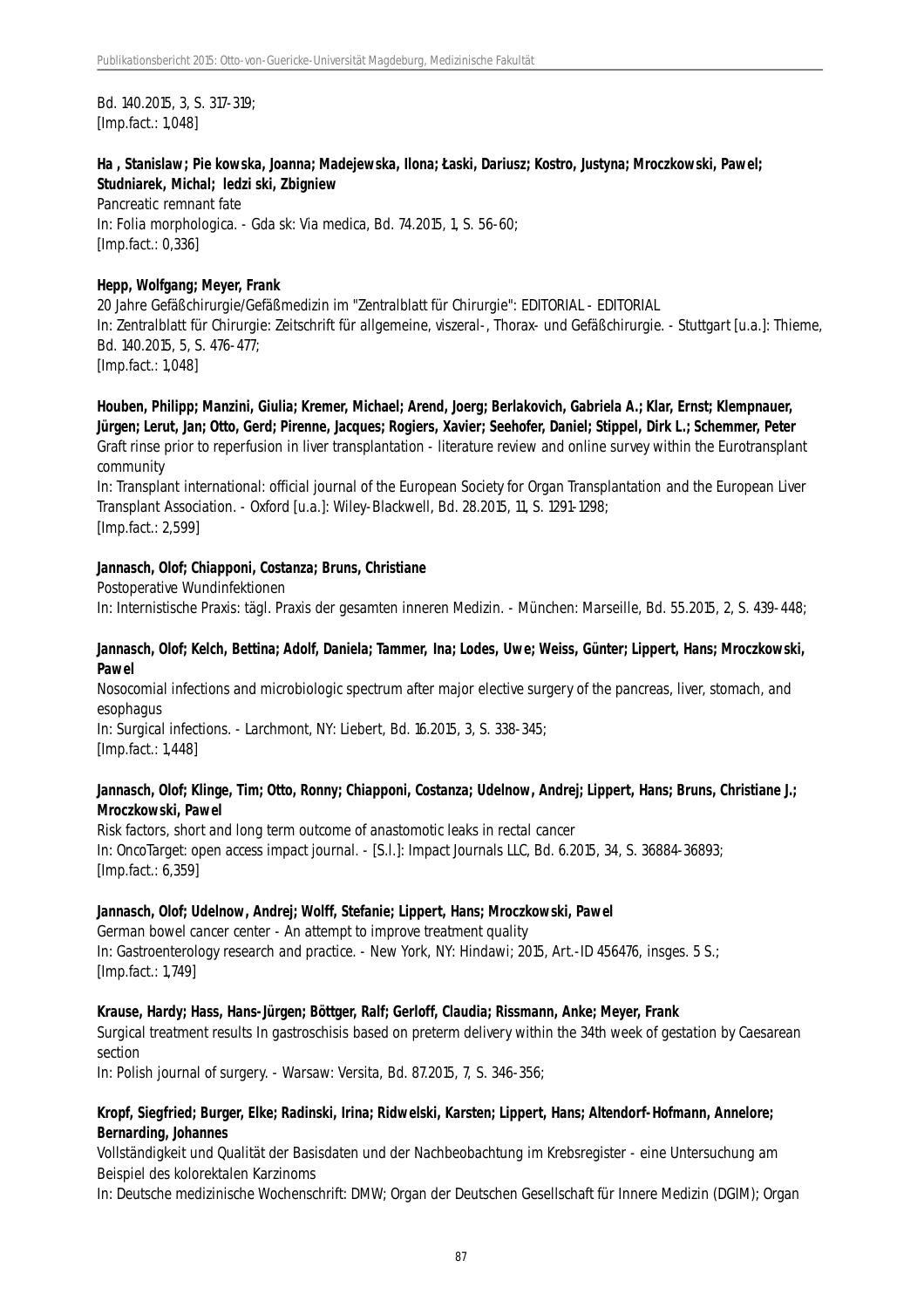Bd. 140.2015, 3, S. 317-319;
[Imp.fact.: 1,048]

**Ha , Stanislaw; Pie kowska, Joanna; Madejewska, Ilona; Łaski, Dariusz; Kostro, Justyna; Mroczkowski, Pawel; Studniarek, Michal; ledzi ski, Zbigniew**
Pancreatic remnant fate
In: Folia morphologica. - Gda sk: Via medica, Bd. 74.2015, 1, S. 56-60;
[Imp.fact.: 0,336]

**Hepp, Wolfgang; Meyer, Frank**
20 Jahre Gefäßchirurgie/Gefäßmedizin im "Zentralblatt für Chirurgie": EDITORIAL - EDITORIAL
In: Zentralblatt für Chirurgie: Zeitschrift für allgemeine, viszeral-, Thorax- und Gefäßchirurgie. - Stuttgart [u.a.]: Thieme, Bd. 140.2015, 5, S. 476-477;
[Imp.fact.: 1,048]

**Houben, Philipp; Manzini, Giulia; Kremer, Michael; Arend, Joerg; Berlakovich, Gabriela A.; Klar, Ernst; Klempnauer, Jürgen; Lerut, Jan; Otto, Gerd; Pirenne, Jacques; Rogiers, Xavier; Seehofer, Daniel; Stippel, Dirk L.; Schemmer, Peter**
Graft rinse prior to reperfusion in liver transplantation - literature review and online survey within the Eurotransplant community
In: Transplant international: official journal of the European Society for Organ Transplantation and the European Liver Transplant Association. - Oxford [u.a.]: Wiley-Blackwell, Bd. 28.2015, 11, S. 1291-1298;
[Imp.fact.: 2,599]

**Jannasch, Olof; Chiapponi, Costanza; Bruns, Christiane**
Postoperative Wundinfektionen
In: Internistische Praxis: tägl. Praxis der gesamten inneren Medizin. - München: Marseille, Bd. 55.2015, 2, S. 439-448;

**Jannasch, Olof; Kelch, Bettina; Adolf, Daniela; Tammer, Ina; Lodes, Uwe; Weiss, Günter; Lippert, Hans; Mroczkowski, Pawel**
Nosocomial infections and microbiologic spectrum after major elective surgery of the pancreas, liver, stomach, and esophagus
In: Surgical infections. - Larchmont, NY: Liebert, Bd. 16.2015, 3, S. 338-345;
[Imp.fact.: 1,448]

**Jannasch, Olof; Klinge, Tim; Otto, Ronny; Chiapponi, Costanza; Udelnow, Andrej; Lippert, Hans; Bruns, Christiane J.; Mroczkowski, Pawel**
Risk factors, short and long term outcome of anastomotic leaks in rectal cancer
In: OncoTarget: open access impact journal. - [S.l.]: Impact Journals LLC, Bd. 6.2015, 34, S. 36884-36893;
[Imp.fact.: 6,359]

**Jannasch, Olof; Udelnow, Andrej; Wolff, Stefanie; Lippert, Hans; Mroczkowski, Pawel**
German bowel cancer center - An attempt to improve treatment quality
In: Gastroenterology research and practice. - New York, NY: Hindawi; 2015, Art.-ID 456476, insges. 5 S.;
[Imp.fact.: 1,749]

**Krause, Hardy; Hass, Hans-Jürgen; Böttger, Ralf; Gerloff, Claudia; Rissmann, Anke; Meyer, Frank**
Surgical treatment results In gastroschisis based on preterm delivery within the 34th week of gestation by Caesarean section
In: Polish journal of surgery. - Warsaw: Versita, Bd. 87.2015, 7, S. 346-356;

**Kropf, Siegfried; Burger, Elke; Radinski, Irina; Ridwelski, Karsten; Lippert, Hans; Altendorf-Hofmann, Annelore; Bernarding, Johannes**
Vollständigkeit und Qualität der Basisdaten und der Nachbeobachtung im Krebsregister - eine Untersuchung am Beispiel des kolorektalen Karzinoms
In: Deutsche medizinische Wochenschrift: DMW; Organ der Deutschen Gesellschaft für Innere Medizin (DGIM); Organ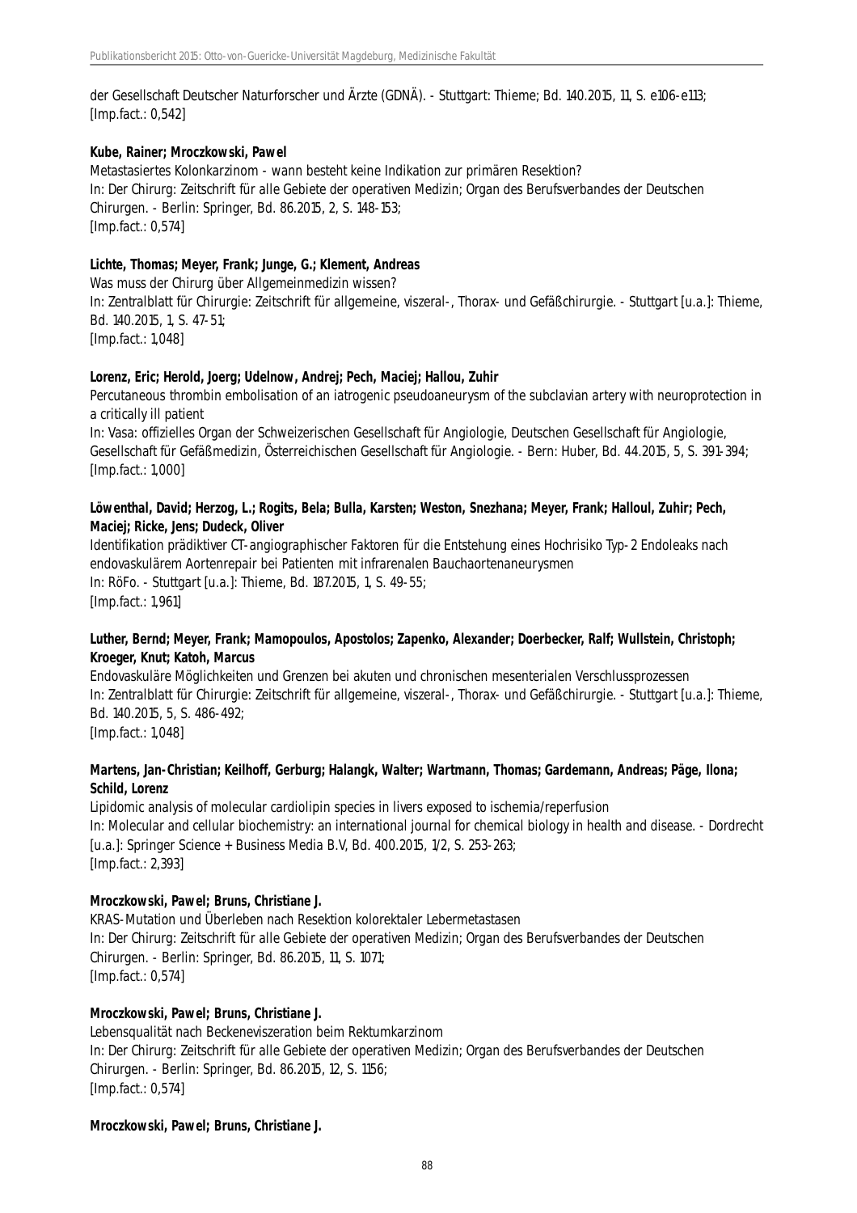der Gesellschaft Deutscher Naturforscher und Ärzte (GDNÄ). - Stuttgart: Thieme; Bd. 140.2015, 11, S. e106-e113;
[Imp.fact.: 0,542]

**Kube, Rainer; Mroczkowski, Pawel**
Metastasiertes Kolonkarzinom - wann besteht keine Indikation zur primären Resektion?
In: Der Chirurg: Zeitschrift für alle Gebiete der operativen Medizin; Organ des Berufsverbandes der Deutschen Chirurgen. - Berlin: Springer, Bd. 86.2015, 2, S. 148-153;
[Imp.fact.: 0,574]

**Lichte, Thomas; Meyer, Frank; Junge, G.; Klement, Andreas**
Was muss der Chirurg über Allgemeinmedizin wissen?
In: Zentralblatt für Chirurgie: Zeitschrift für allgemeine, viszeral-, Thorax- und Gefäßchirurgie. - Stuttgart [u.a.]: Thieme, Bd. 140.2015, 1, S. 47-51;
[Imp.fact.: 1,048]

**Lorenz, Eric; Herold, Joerg; Udelnow, Andrej; Pech, Maciej; Hallou, Zuhir**
Percutaneous thrombin embolisation of an iatrogenic pseudoaneurysm of the subclavian artery with neuroprotection in a critically ill patient
In: Vasa: offizielles Organ der Schweizerischen Gesellschaft für Angiologie, Deutschen Gesellschaft für Angiologie, Gesellschaft für Gefäßmedizin, Österreichischen Gesellschaft für Angiologie. - Bern: Huber, Bd. 44.2015, 5, S. 391-394;
[Imp.fact.: 1,000]

**Löwenthal, David; Herzog, L.; Rogits, Bela; Bulla, Karsten; Weston, Snezhana; Meyer, Frank; Halloul, Zuhir; Pech, Maciej; Ricke, Jens; Dudeck, Oliver**
Identifikation prädiktiver CT-angiographischer Faktoren für die Entstehung eines Hochrisiko Typ-2 Endoleaks nach endovaskulärem Aortenrepair bei Patienten mit infrarenalen Bauchaortenaneurysmen
In: RöFo. - Stuttgart [u.a.]: Thieme, Bd. 187.2015, 1, S. 49-55;
[Imp.fact.: 1,961]

**Luther, Bernd; Meyer, Frank; Mamopoulos, Apostolos; Zapenko, Alexander; Doerbecker, Ralf; Wullstein, Christoph; Kroeger, Knut; Katoh, Marcus**
Endovaskuläre Möglichkeiten und Grenzen bei akuten und chronischen mesenterialen Verschlussprozessen
In: Zentralblatt für Chirurgie: Zeitschrift für allgemeine, viszeral-, Thorax- und Gefäßchirurgie. - Stuttgart [u.a.]: Thieme, Bd. 140.2015, 5, S. 486-492;
[Imp.fact.: 1,048]

**Martens, Jan-Christian; Keilhoff, Gerburg; Halangk, Walter; Wartmann, Thomas; Gardemann, Andreas; Päge, Ilona; Schild, Lorenz**
Lipidomic analysis of molecular cardiolipin species in livers exposed to ischemia/reperfusion
In: Molecular and cellular biochemistry: an international journal for chemical biology in health and disease. - Dordrecht [u.a.]: Springer Science + Business Media B.V, Bd. 400.2015, 1/2, S. 253-263;
[Imp.fact.: 2,393]

**Mroczkowski, Pawel; Bruns, Christiane J.**
KRAS-Mutation und Überleben nach Resektion kolorektaler Lebermetastasen
In: Der Chirurg: Zeitschrift für alle Gebiete der operativen Medizin; Organ des Berufsverbandes der Deutschen Chirurgen. - Berlin: Springer, Bd. 86.2015, 11, S. 1071;
[Imp.fact.: 0,574]

**Mroczkowski, Pawel; Bruns, Christiane J.**
Lebensqualität nach Beckeneviszeration beim Rektumkarzinom
In: Der Chirurg: Zeitschrift für alle Gebiete der operativen Medizin; Organ des Berufsverbandes der Deutschen Chirurgen. - Berlin: Springer, Bd. 86.2015, 12, S. 1156;
[Imp.fact.: 0,574]

**Mroczkowski, Pawel; Bruns, Christiane J.**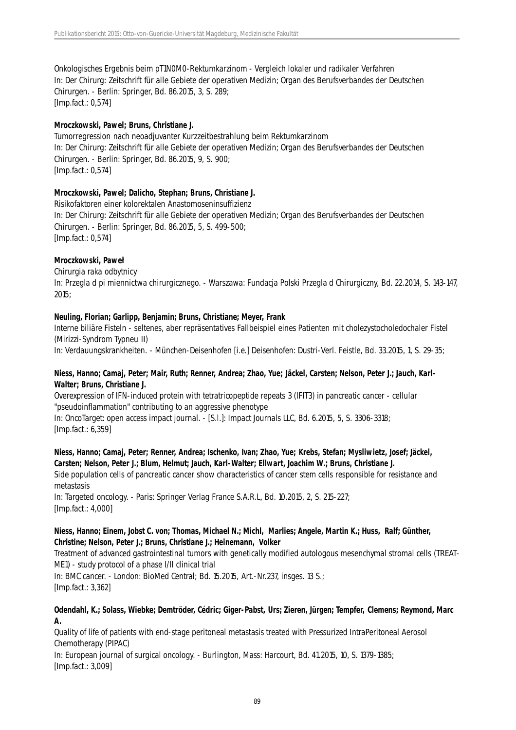Onkologisches Ergebnis beim pT1N0M0-Rektumkarzinom - Vergleich lokaler und radikaler Verfahren
In: Der Chirurg: Zeitschrift für alle Gebiete der operativen Medizin; Organ des Berufsverbandes der Deutschen Chirurgen. - Berlin: Springer, Bd. 86.2015, 3, S. 289;
[Imp.fact.: 0,574]

**Mroczkowski, Pawel; Bruns, Christiane J.**
Tumorregression nach neoadjuvanter Kurzzeitbestrahlung beim Rektumkarzinom
In: Der Chirurg: Zeitschrift für alle Gebiete der operativen Medizin; Organ des Berufsverbandes der Deutschen Chirurgen. - Berlin: Springer, Bd. 86.2015, 9, S. 900;
[Imp.fact.: 0,574]

**Mroczkowski, Pawel; Dalicho, Stephan; Bruns, Christiane J.**
Risikofaktoren einer kolorektalen Anastomoseninsuffizienz
In: Der Chirurg: Zeitschrift für alle Gebiete der operativen Medizin; Organ des Berufsverbandes der Deutschen Chirurgen. - Berlin: Springer, Bd. 86.2015, 5, S. 499-500;
[Imp.fact.: 0,574]

**Mroczkowski, Paweł**
Chirurgia raka odbytnicy
In: Przegla d pi miennictwa chirurgicznego. - Warszawa: Fundacja Polski Przegla d Chirurgiczny, Bd. 22.2014, S. 143-147, 2015;

**Neuling, Florian; Garlipp, Benjamin; Bruns, Christiane; Meyer, Frank**
Interne biliäre Fisteln - seltenes, aber repräsentatives Fallbeispiel eines Patienten mit cholezystocholedochaler Fistel (Mirizzi-Syndrom Typneu II)
In: Verdauungskrankheiten. - München-Deisenhofen [i.e.] Deisenhofen: Dustri-Verl. Feistle, Bd. 33.2015, 1, S. 29-35;

**Niess, Hanno; Camaj, Peter; Mair, Ruth; Renner, Andrea; Zhao, Yue; Jäckel, Carsten; Nelson, Peter J.; Jauch, Karl-Walter; Bruns, Christiane J.**
Overexpression of IFN-induced protein with tetratricopeptide repeats 3 (IFIT3) in pancreatic cancer - cellular "pseudoinflammation" contributing to an aggressive phenotype
In: OncoTarget: open access impact journal. - [S.l.]: Impact Journals LLC, Bd. 6.2015, 5, S. 3306-3318;
[Imp.fact.: 6,359]

**Niess, Hanno; Camaj, Peter; Renner, Andrea; Ischenko, Ivan; Zhao, Yue; Krebs, Stefan; Mysliwietz, Josef; Jäckel, Carsten; Nelson, Peter J.; Blum, Helmut; Jauch, Karl-Walter; Ellwart, Joachim W.; Bruns, Christiane J.**
Side population cells of pancreatic cancer show characteristics of cancer stem cells responsible for resistance and metastasis
In: Targeted oncology. - Paris: Springer Verlag France S.A.R.L, Bd. 10.2015, 2, S. 215-227;
[Imp.fact.: 4,000]

**Niess, Hanno; Einem, Jobst C. von; Thomas, Michael N.; Michl, Marlies; Angele, Martin K.; Huss, Ralf; Günther, Christine; Nelson, Peter J.; Bruns, Christiane J.; Heinemann, Volker**
Treatment of advanced gastrointestinal tumors with genetically modified autologous mesenchymal stromal cells (TREAT-ME1) - study protocol of a phase I/II clinical trial
In: BMC cancer. - London: BioMed Central; Bd. 15.2015, Art.-Nr.237, insges. 13 S.;
[Imp.fact.: 3,362]

**Odendahl, K.; Solass, Wiebke; Demtröder, Cédric; Giger-Pabst, Urs; Zieren, Jürgen; Tempfer, Clemens; Reymond, Marc A.**
Quality of life of patients with end-stage peritoneal metastasis treated with Pressurized IntraPeritoneal Aerosol Chemotherapy (PIPAC)
In: European journal of surgical oncology. - Burlington, Mass: Harcourt, Bd. 41.2015, 10, S. 1379-1385;
[Imp.fact.: 3,009]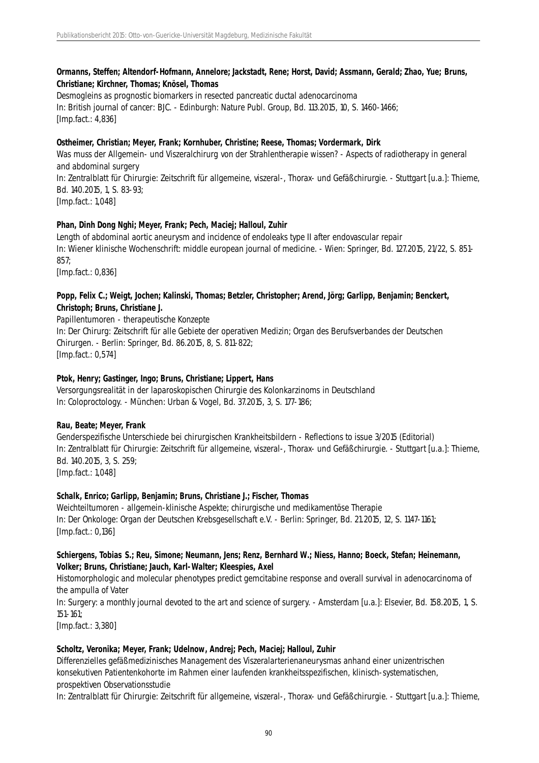**Ormanns, Steffen; Altendorf-Hofmann, Annelore; Jackstadt, Rene; Horst, David; Assmann, Gerald; Zhao, Yue; Bruns, Christiane; Kirchner, Thomas; Knösel, Thomas**

Desmogleins as prognostic biomarkers in resected pancreatic ductal adenocarcinoma
In: British journal of cancer: BJC. - Edinburgh: Nature Publ. Group, Bd. 113.2015, 10, S. 1460-1466;
[Imp.fact.: 4,836]

**Ostheimer, Christian; Meyer, Frank; Kornhuber, Christine; Reese, Thomas; Vordermark, Dirk**

Was muss der Allgemein- und Viszeralchirurg von der Strahlentherapie wissen? - Aspects of radiotherapy in general and abdominal surgery
In: Zentralblatt für Chirurgie: Zeitschrift für allgemeine, viszeral-, Thorax- und Gefäßchirurgie. - Stuttgart [u.a.]: Thieme, Bd. 140.2015, 1, S. 83-93;
[Imp.fact.: 1,048]

**Phan, Dinh Dong Nghi; Meyer, Frank; Pech, Maciej; Halloul, Zuhir**

Length of abdominal aortic aneurysm and incidence of endoleaks type II after endovascular repair
In: Wiener klinische Wochenschrift: middle european journal of medicine. - Wien: Springer, Bd. 127.2015, 21/22, S. 851-857;
[Imp.fact.: 0,836]

**Popp, Felix C.; Weigt, Jochen; Kalinski, Thomas; Betzler, Christopher; Arend, Jörg; Garlipp, Benjamin; Benckert, Christoph; Bruns, Christiane J.**

Papillentumoren - therapeutische Konzepte
In: Der Chirurg: Zeitschrift für alle Gebiete der operativen Medizin; Organ des Berufsverbandes der Deutschen Chirurgen. - Berlin: Springer, Bd. 86.2015, 8, S. 811-822;
[Imp.fact.: 0,574]

**Ptok, Henry; Gastinger, Ingo; Bruns, Christiane; Lippert, Hans**

Versorgungsrealität in der laparoskopischen Chirurgie des Kolonkarzinoms in Deutschland
In: Coloproctology. - München: Urban & Vogel, Bd. 37.2015, 3, S. 177-186;

**Rau, Beate; Meyer, Frank**

Genderspezifische Unterschiede bei chirurgischen Krankheitsbildern - Reflections to issue 3/2015 (Editorial)
In: Zentralblatt für Chirurgie: Zeitschrift für allgemeine, viszeral-, Thorax- und Gefäßchirurgie. - Stuttgart [u.a.]: Thieme, Bd. 140.2015, 3, S. 259;
[Imp.fact.: 1,048]

**Schalk, Enrico; Garlipp, Benjamin; Bruns, Christiane J.; Fischer, Thomas**

Weichteiltumoren - allgemein-klinische Aspekte; chirurgische und medikamentöse Therapie
In: Der Onkologe: Organ der Deutschen Krebsgesellschaft e.V. - Berlin: Springer, Bd. 21.2015, 12, S. 1147-1161;
[Imp.fact.: 0,136]

**Schiergens, Tobias S.; Reu, Simone; Neumann, Jens; Renz, Bernhard W.; Niess, Hanno; Boeck, Stefan; Heinemann, Volker; Bruns, Christiane; Jauch, Karl-Walter; Kleespies, Axel**

Histomorphologic and molecular phenotypes predict gemcitabine response and overall survival in adenocarcinoma of the ampulla of Vater
In: Surgery: a monthly journal devoted to the art and science of surgery. - Amsterdam [u.a.]: Elsevier, Bd. 158.2015, 1, S. 151-161;
[Imp.fact.: 3,380]

**Scholtz, Veronika; Meyer, Frank; Udelnow, Andrej; Pech, Maciej; Halloul, Zuhir**

Differenzielles gefäßmedizinisches Management des Viszeralarterienaneurysmas anhand einer unizentrischen konsekutiven Patientenkohorte im Rahmen einer laufenden krankheitsspezifischen, klinisch-systematischen, prospektiven Observationsstudie
In: Zentralblatt für Chirurgie: Zeitschrift für allgemeine, viszeral-, Thorax- und Gefäßchirurgie. - Stuttgart [u.a.]: Thieme,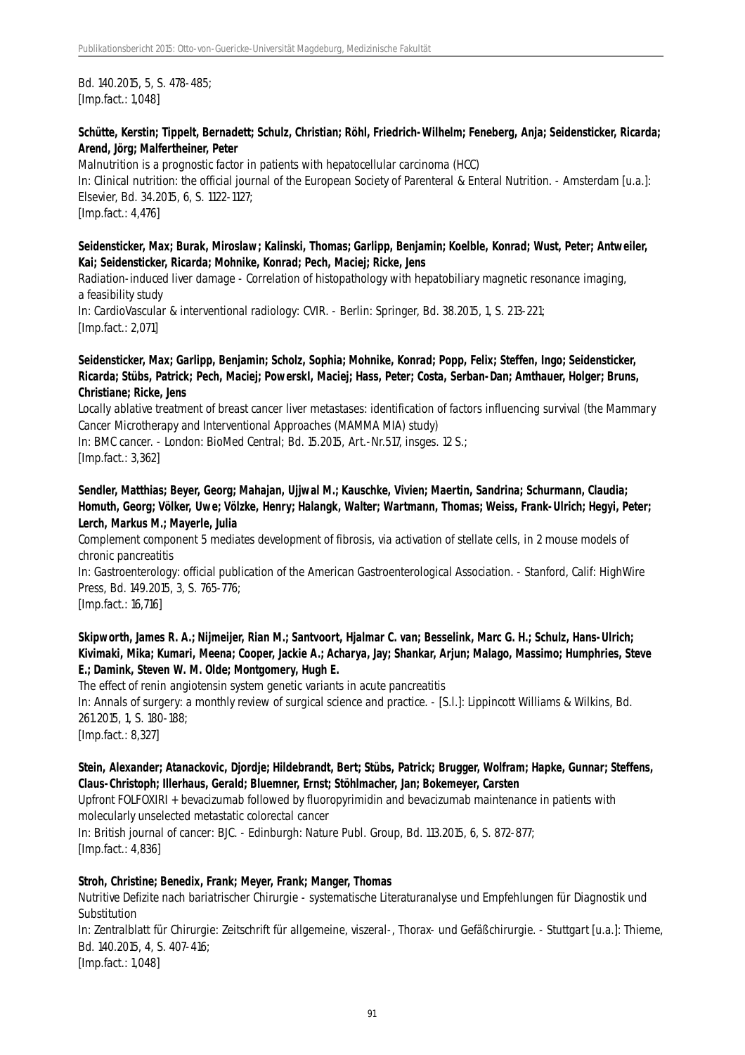Bd. 140.2015, 5, S. 478-485;
[Imp.fact.: 1,048]

**Schütte, Kerstin; Tippelt, Bernadett; Schulz, Christian; Röhl, Friedrich-Wilhelm; Feneberg, Anja; Seidensticker, Ricarda; Arend, Jörg; Malfertheiner, Peter**
Malnutrition is a prognostic factor in patients with hepatocellular carcinoma (HCC)
In: Clinical nutrition: the official journal of the European Society of Parenteral & Enteral Nutrition. - Amsterdam [u.a.]: Elsevier, Bd. 34.2015, 6, S. 1122-1127;
[Imp.fact.: 4,476]

**Seidensticker, Max; Burak, Miroslaw; Kalinski, Thomas; Garlipp, Benjamin; Koelble, Konrad; Wust, Peter; Antweiler, Kai; Seidensticker, Ricarda; Mohnike, Konrad; Pech, Maciej; Ricke, Jens**
Radiation-induced liver damage - Correlation of histopathology with hepatobiliary magnetic resonance imaging, a feasibility study
In: CardioVascular & interventional radiology: CVIR. - Berlin: Springer, Bd. 38.2015, 1, S. 213-221;
[Imp.fact.: 2,071]

**Seidensticker, Max; Garlipp, Benjamin; Scholz, Sophia; Mohnike, Konrad; Popp, Felix; Steffen, Ingo; Seidensticker, Ricarda; Stübs, Patrick; Pech, Maciej; PowerskI, Maciej; Hass, Peter; Costa, Serban-Dan; Amthauer, Holger; Bruns, Christiane; Ricke, Jens**
Locally ablative treatment of breast cancer liver metastases: identification of factors influencing survival (the Mammary Cancer Microtherapy and Interventional Approaches (MAMMA MIA) study)
In: BMC cancer. - London: BioMed Central; Bd. 15.2015, Art.-Nr.517, insges. 12 S.;
[Imp.fact.: 3,362]

**Sendler, Matthias; Beyer, Georg; Mahajan, Ujjwal M.; Kauschke, Vivien; Maertin, Sandrina; Schurmann, Claudia; Homuth, Georg; Völker, Uwe; Völzke, Henry; Halangk, Walter; Wartmann, Thomas; Weiss, Frank-Ulrich; Hegyi, Peter; Lerch, Markus M.; Mayerle, Julia**
Complement component 5 mediates development of fibrosis, via activation of stellate cells, in 2 mouse models of chronic pancreatitis
In: Gastroenterology: official publication of the American Gastroenterological Association. - Stanford, Calif: HighWire Press, Bd. 149.2015, 3, S. 765-776;
[Imp.fact.: 16,716]

**Skipworth, James R. A.; Nijmeijer, Rian M.; Santvoort, Hjalmar C. van; Besselink, Marc G. H.; Schulz, Hans-Ulrich; Kivimaki, Mika; Kumari, Meena; Cooper, Jackie A.; Acharya, Jay; Shankar, Arjun; Malago, Massimo; Humphries, Steve E.; Damink, Steven W. M. Olde; Montgomery, Hugh E.**
The effect of renin angiotensin system genetic variants in acute pancreatitis
In: Annals of surgery: a monthly review of surgical science and practice. - [S.l.]: Lippincott Williams & Wilkins, Bd. 261.2015, 1, S. 180-188;
[Imp.fact.: 8,327]

**Stein, Alexander; Atanackovic, Djordje; Hildebrandt, Bert; Stübs, Patrick; Brugger, Wolfram; Hapke, Gunnar; Steffens, Claus-Christoph; Illerhaus, Gerald; Bluemner, Ernst; Stöhlmacher, Jan; Bokemeyer, Carsten**
Upfront FOLFOXIRI + bevacizumab followed by fluoropyrimidin and bevacizumab maintenance in patients with molecularly unselected metastatic colorectal cancer
In: British journal of cancer: BJC. - Edinburgh: Nature Publ. Group, Bd. 113.2015, 6, S. 872-877;
[Imp.fact.: 4,836]

**Stroh, Christine; Benedix, Frank; Meyer, Frank; Manger, Thomas**
Nutritive Defizite nach bariatrischer Chirurgie - systematische Literaturanalyse und Empfehlungen für Diagnostik und Substitution
In: Zentralblatt für Chirurgie: Zeitschrift für allgemeine, viszeral-, Thorax- und Gefäßchirurgie. - Stuttgart [u.a.]: Thieme, Bd. 140.2015, 4, S. 407-416;
[Imp.fact.: 1,048]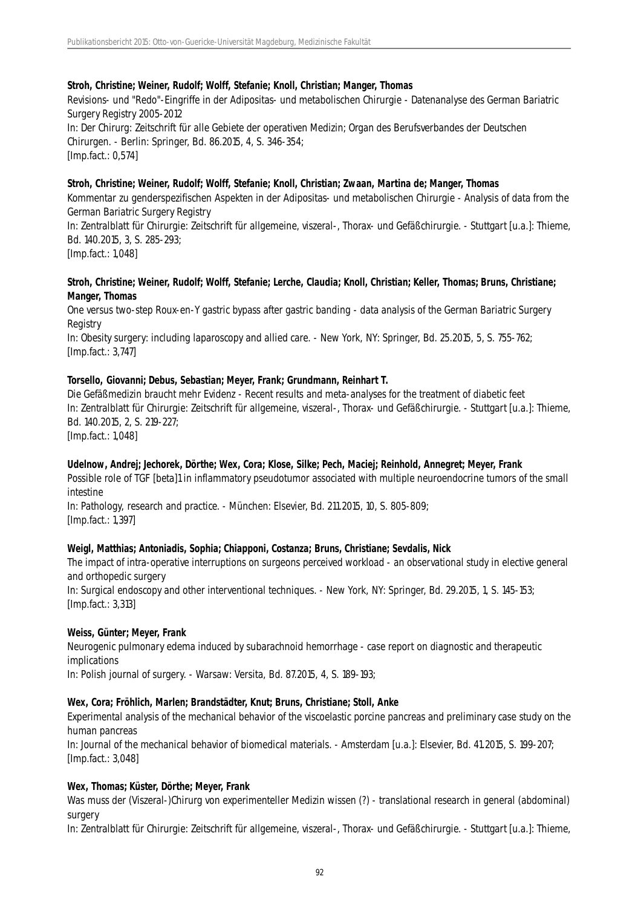**Stroh, Christine; Weiner, Rudolf; Wolff, Stefanie; Knoll, Christian; Manger, Thomas**

Revisions- und "Redo"-Eingriffe in der Adipositas- und metabolischen Chirurgie - Datenanalyse des German Bariatric Surgery Registry 2005-2012

In: Der Chirurg: Zeitschrift für alle Gebiete der operativen Medizin; Organ des Berufsverbandes der Deutschen Chirurgen. - Berlin: Springer, Bd. 86.2015, 4, S. 346-354;

[Imp.fact.: 0,574]

**Stroh, Christine; Weiner, Rudolf; Wolff, Stefanie; Knoll, Christian; Zwaan, Martina de; Manger, Thomas**

Kommentar zu genderspezifischen Aspekten in der Adipositas- und metabolischen Chirurgie - Analysis of data from the German Bariatric Surgery Registry

In: Zentralblatt für Chirurgie: Zeitschrift für allgemeine, viszeral-, Thorax- und Gefäßchirurgie. - Stuttgart [u.a.]: Thieme, Bd. 140.2015, 3, S. 285-293;

[Imp.fact.: 1,048]

**Stroh, Christine; Weiner, Rudolf; Wolff, Stefanie; Lerche, Claudia; Knoll, Christian; Keller, Thomas; Bruns, Christiane; Manger, Thomas**

One versus two-step Roux-en-Y gastric bypass after gastric banding - data analysis of the German Bariatric Surgery Registry

In: Obesity surgery: including laparoscopy and allied care. - New York, NY: Springer, Bd. 25.2015, 5, S. 755-762;

[Imp.fact.: 3,747]

**Torsello, Giovanni; Debus, Sebastian; Meyer, Frank; Grundmann, Reinhart T.**

Die Gefäßmedizin braucht mehr Evidenz - Recent results and meta-analyses for the treatment of diabetic feet

In: Zentralblatt für Chirurgie: Zeitschrift für allgemeine, viszeral-, Thorax- und Gefäßchirurgie. - Stuttgart [u.a.]: Thieme, Bd. 140.2015, 2, S. 219-227;

[Imp.fact.: 1,048]

**Udelnow, Andrej; Jechorek, Dörthe; Wex, Cora; Klose, Silke; Pech, Maciej; Reinhold, Annegret; Meyer, Frank**

Possible role of TGF [beta]1 in inflammatory pseudotumor associated with multiple neuroendocrine tumors of the small intestine

In: Pathology, research and practice. - München: Elsevier, Bd. 211.2015, 10, S. 805-809;

[Imp.fact.: 1,397]

**Weigl, Matthias; Antoniadis, Sophia; Chiapponi, Costanza; Bruns, Christiane; Sevdalis, Nick**

The impact of intra-operative interruptions on surgeons perceived workload - an observational study in elective general and orthopedic surgery

In: Surgical endoscopy and other interventional techniques. - New York, NY: Springer, Bd. 29.2015, 1, S. 145-153;

[Imp.fact.: 3,313]

**Weiss, Günter; Meyer, Frank**

Neurogenic pulmonary edema induced by subarachnoid hemorrhage - case report on diagnostic and therapeutic implications

In: Polish journal of surgery. - Warsaw: Versita, Bd. 87.2015, 4, S. 189-193;

**Wex, Cora; Fröhlich, Marlen; Brandstädter, Knut; Bruns, Christiane; Stoll, Anke**

Experimental analysis of the mechanical behavior of the viscoelastic porcine pancreas and preliminary case study on the human pancreas

In: Journal of the mechanical behavior of biomedical materials. - Amsterdam [u.a.]: Elsevier, Bd. 41.2015, S. 199-207;

[Imp.fact.: 3,048]

**Wex, Thomas; Küster, Dörthe; Meyer, Frank**

Was muss der (Viszeral-)Chirurg von experimenteller Medizin wissen (?) - translational research in general (abdominal) surgery

In: Zentralblatt für Chirurgie: Zeitschrift für allgemeine, viszeral-, Thorax- und Gefäßchirurgie. - Stuttgart [u.a.]: Thieme,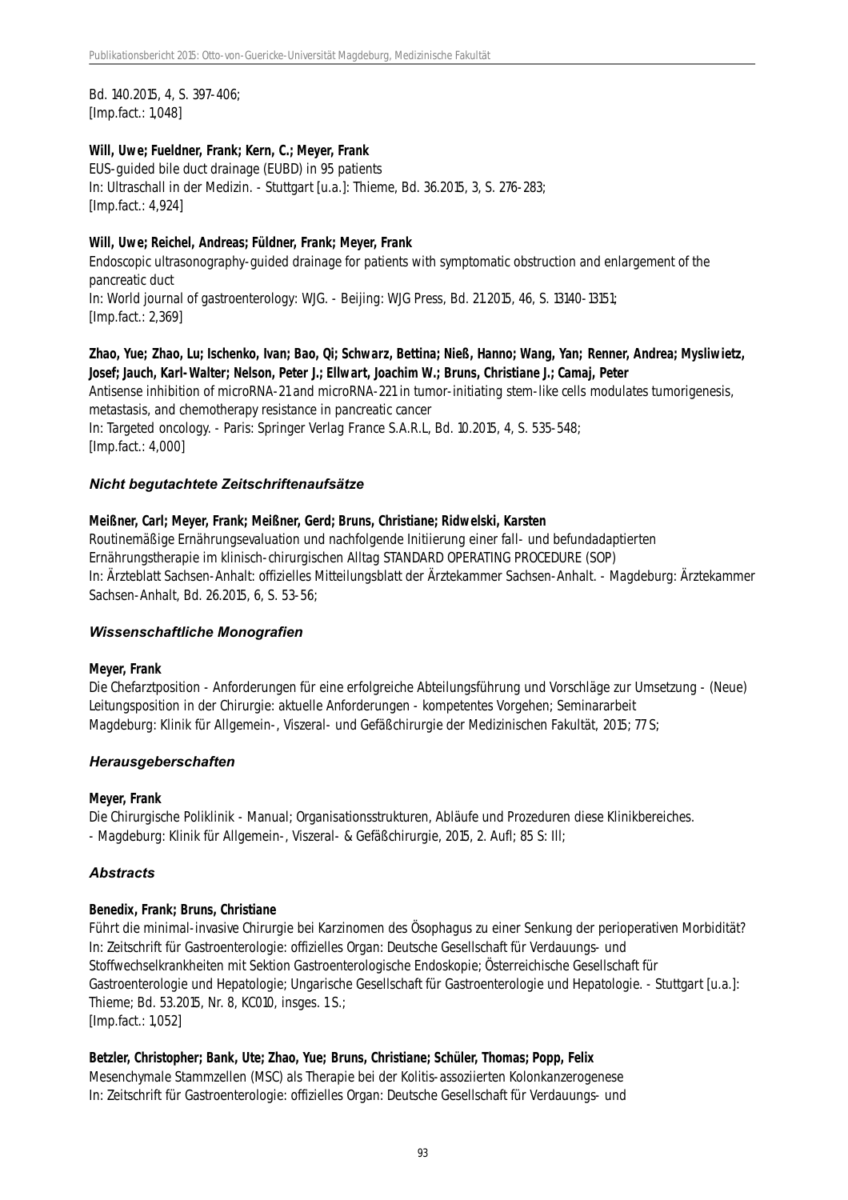Bd. 140.2015, 4, S. 397-406;
[Imp.fact.: 1,048]

**Will, Uwe; Fueldner, Frank; Kern, C.; Meyer, Frank**
EUS-guided bile duct drainage (EUBD) in 95 patients
In: Ultraschall in der Medizin. - Stuttgart [u.a.]: Thieme, Bd. 36.2015, 3, S. 276-283;
[Imp.fact.: 4,924]

**Will, Uwe; Reichel, Andreas; Füldner, Frank; Meyer, Frank**
Endoscopic ultrasonography-guided drainage for patients with symptomatic obstruction and enlargement of the pancreatic duct
In: World journal of gastroenterology: WJG. - Beijing: WJG Press, Bd. 21.2015, 46, S. 13140-13151;
[Imp.fact.: 2,369]

**Zhao, Yue; Zhao, Lu; Ischenko, Ivan; Bao, Qi; Schwarz, Bettina; Nieß, Hanno; Wang, Yan; Renner, Andrea; Mysliwietz, Josef; Jauch, Karl-Walter; Nelson, Peter J.; Ellwart, Joachim W.; Bruns, Christiane J.; Camaj, Peter**
Antisense inhibition of microRNA-21 and microRNA-221 in tumor-initiating stem-like cells modulates tumorigenesis, metastasis, and chemotherapy resistance in pancreatic cancer
In: Targeted oncology. - Paris: Springer Verlag France S.A.R.L, Bd. 10.2015, 4, S. 535-548;
[Imp.fact.: 4,000]

### *Nicht begutachtete Zeitschriftenaufsätze*

**Meißner, Carl; Meyer, Frank; Meißner, Gerd; Bruns, Christiane; Ridwelski, Karsten**
Routinemäßige Ernährungsevaluation und nachfolgende Initiierung einer fall- und befundadaptierten Ernährungstherapie im klinisch-chirurgischen Alltag STANDARD OPERATING PROCEDURE (SOP)
In: Ärzteblatt Sachsen-Anhalt: offizielles Mitteilungsblatt der Ärztekammer Sachsen-Anhalt. - Magdeburg: Ärztekammer Sachsen-Anhalt, Bd. 26.2015, 6, S. 53-56;

### *Wissenschaftliche Monografien*

**Meyer, Frank**
Die Chefarztposition - Anforderungen für eine erfolgreiche Abteilungsführung und Vorschläge zur Umsetzung - (Neue) Leitungsposition in der Chirurgie: aktuelle Anforderungen - kompetentes Vorgehen; Seminararbeit
Magdeburg: Klinik für Allgemein-, Viszeral- und Gefäßchirurgie der Medizinischen Fakultät, 2015; 77 S;

### *Herausgeberschaften*

**Meyer, Frank**
Die Chirurgische Poliklinik - Manual; Organisationsstrukturen, Abläufe und Prozeduren diese Klinikbereiches.
- Magdeburg: Klinik für Allgemein-, Viszeral- & Gefäßchirurgie, 2015, 2. Aufl; 85 S: Ill;

### *Abstracts*

**Benedix, Frank; Bruns, Christiane**
Führt die minimal-invasive Chirurgie bei Karzinomen des Ösophagus zu einer Senkung der perioperativen Morbidität?
In: Zeitschrift für Gastroenterologie: offizielles Organ: Deutsche Gesellschaft für Verdauungs- und Stoffwechselkrankheiten mit Sektion Gastroenterologische Endoskopie; Österreichische Gesellschaft für Gastroenterologie und Hepatologie; Ungarische Gesellschaft für Gastroenterologie und Hepatologie. - Stuttgart [u.a.]: Thieme; Bd. 53.2015, Nr. 8, KC010, insges. 1 S.;
[Imp.fact.: 1,052]

**Betzler, Christopher; Bank, Ute; Zhao, Yue; Bruns, Christiane; Schüler, Thomas; Popp, Felix**
Mesenchymale Stammzellen (MSC) als Therapie bei der Kolitis-assoziierten Kolonkanzerogenese
In: Zeitschrift für Gastroenterologie: offizielles Organ: Deutsche Gesellschaft für Verdauungs- und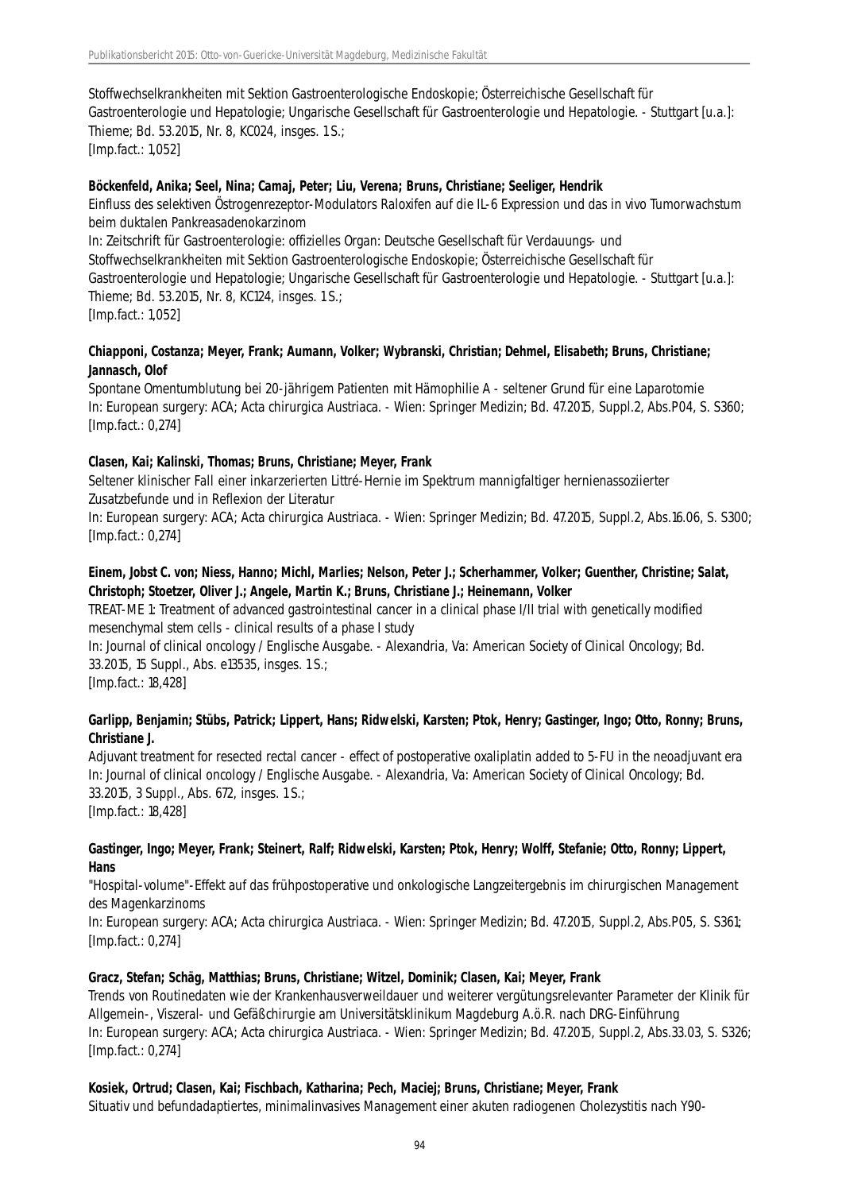Stoffwechselkrankheiten mit Sektion Gastroenterologische Endoskopie; Österreichische Gesellschaft für Gastroenterologie und Hepatologie; Ungarische Gesellschaft für Gastroenterologie und Hepatologie. - Stuttgart [u.a.]: Thieme; Bd. 53.2015, Nr. 8, KC024, insges. 1 S.;
[Imp.fact.: 1,052]

**Böckenfeld, Anika; Seel, Nina; Camaj, Peter; Liu, Verena; Bruns, Christiane; Seeliger, Hendrik**
Einfluss des selektiven Östrogenrezeptor-Modulators Raloxifen auf die IL-6 Expression und das in vivo Tumorwachstum beim duktalen Pankreasadenokarzinom
In: Zeitschrift für Gastroenterologie: offizielles Organ: Deutsche Gesellschaft für Verdauungs- und Stoffwechselkrankheiten mit Sektion Gastroenterologische Endoskopie; Österreichische Gesellschaft für Gastroenterologie und Hepatologie; Ungarische Gesellschaft für Gastroenterologie und Hepatologie. - Stuttgart [u.a.]: Thieme; Bd. 53.2015, Nr. 8, KC124, insges. 1 S.;
[Imp.fact.: 1,052]

**Chiapponi, Costanza; Meyer, Frank; Aumann, Volker; Wybranski, Christian; Dehmel, Elisabeth; Bruns, Christiane; Jannasch, Olof**
Spontane Omentumblutung bei 20-jährigem Patienten mit Hämophilie A - seltener Grund für eine Laparotomie
In: European surgery: ACA; Acta chirurgica Austriaca. - Wien: Springer Medizin; Bd. 47.2015, Suppl.2, Abs.P04, S. S360;
[Imp.fact.: 0,274]

**Clasen, Kai; Kalinski, Thomas; Bruns, Christiane; Meyer, Frank**
Seltener klinischer Fall einer inkarzerierten Littré-Hernie im Spektrum mannigfaltiger hernienassoziierter Zusatzbefunde und in Reflexion der Literatur
In: European surgery: ACA; Acta chirurgica Austriaca. - Wien: Springer Medizin; Bd. 47.2015, Suppl.2, Abs.16.06, S. S300;
[Imp.fact.: 0,274]

**Einem, Jobst C. von; Niess, Hanno; Michl, Marlies; Nelson, Peter J.; Scherhammer, Volker; Guenther, Christine; Salat, Christoph; Stoetzer, Oliver J.; Angele, Martin K.; Bruns, Christiane J.; Heinemann, Volker**
TREAT-ME 1: Treatment of advanced gastrointestinal cancer in a clinical phase I/II trial with genetically modified mesenchymal stem cells - clinical results of a phase I study
In: Journal of clinical oncology / Englische Ausgabe. - Alexandria, Va: American Society of Clinical Oncology; Bd. 33.2015, 15 Suppl., Abs. e13535, insges. 1 S.;
[Imp.fact.: 18,428]

**Garlipp, Benjamin; Stübs, Patrick; Lippert, Hans; Ridwelski, Karsten; Ptok, Henry; Gastinger, Ingo; Otto, Ronny; Bruns, Christiane J.**
Adjuvant treatment for resected rectal cancer - effect of postoperative oxaliplatin added to 5-FU in the neoadjuvant era
In: Journal of clinical oncology / Englische Ausgabe. - Alexandria, Va: American Society of Clinical Oncology; Bd. 33.2015, 3 Suppl., Abs. 672, insges. 1 S.;
[Imp.fact.: 18,428]

**Gastinger, Ingo; Meyer, Frank; Steinert, Ralf; Ridwelski, Karsten; Ptok, Henry; Wolff, Stefanie; Otto, Ronny; Lippert, Hans**
"Hospital-volume"-Effekt auf das frühpostoperative und onkologische Langzeitergebnis im chirurgischen Management des Magenkarzinoms
In: European surgery: ACA; Acta chirurgica Austriaca. - Wien: Springer Medizin; Bd. 47.2015, Suppl.2, Abs.P05, S. S361;
[Imp.fact.: 0,274]

**Gracz, Stefan; Schäg, Matthias; Bruns, Christiane; Witzel, Dominik; Clasen, Kai; Meyer, Frank**
Trends von Routinedaten wie der Krankenhausverweildauer und weiterer vergütungsrelevanter Parameter der Klinik für Allgemein-, Viszeral- und Gefäßchirurgie am Universitätsklinikum Magdeburg A.ö.R. nach DRG-Einführung
In: European surgery: ACA; Acta chirurgica Austriaca. - Wien: Springer Medizin; Bd. 47.2015, Suppl.2, Abs.33.03, S. S326;
[Imp.fact.: 0,274]

**Kosiek, Ortrud; Clasen, Kai; Fischbach, Katharina; Pech, Maciej; Bruns, Christiane; Meyer, Frank**
Situativ und befundadaptiertes, minimalinvasives Management einer akuten radiogenen Cholezystitis nach Y90-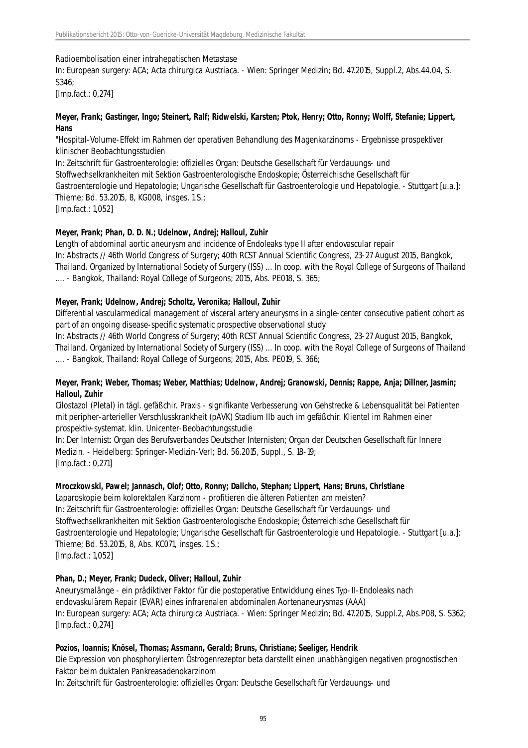Radioembolisation einer intrahepatischen Metastase
In: European surgery: ACA; Acta chirurgica Austriaca. - Wien: Springer Medizin; Bd. 47.2015, Suppl.2, Abs.44.04, S. S346;
[Imp.fact.: 0,274]

**Meyer, Frank; Gastinger, Ingo; Steinert, Ralf; Ridwelski, Karsten; Ptok, Henry; Otto, Ronny; Wolff, Stefanie; Lippert, Hans**
"Hospital-Volume-Effekt im Rahmen der operativen Behandlung des Magenkarzinoms - Ergebnisse prospektiver klinischer Beobachtungsstudien
In: Zeitschrift für Gastroenterologie: offizielles Organ: Deutsche Gesellschaft für Verdauungs- und Stoffwechselkrankheiten mit Sektion Gastroenterologische Endoskopie; Österreichische Gesellschaft für Gastroenterologie und Hepatologie; Ungarische Gesellschaft für Gastroenterologie und Hepatologie. - Stuttgart [u.a.]: Thieme; Bd. 53.2015, 8, KG008, insges. 1 S.;
[Imp.fact.: 1,052]

**Meyer, Frank; Phan, D. D. N.; Udelnow, Andrej; Halloul, Zuhir**
Length of abdominal aortic aneurysm and incidence of Endoleaks type II after endovascular repair
In: Abstracts // 46th World Congress of Surgery; 40th RCST Annual Scientific Congress, 23-27 August 2015, Bangkok, Thailand. Organized by International Society of Surgery (ISS) ... In coop. with the Royal College of Surgeons of Thailand .... - Bangkok, Thailand: Royal College of Surgeons; 2015, Abs. PE018, S. 365;

**Meyer, Frank; Udelnow, Andrej; Scholtz, Veronika; Halloul, Zuhir**
Differential vascularmedical management of visceral artery aneurysms in a single-center consecutive patient cohort as part of an ongoing disease-specific systematic prospective observational study
In: Abstracts // 46th World Congress of Surgery; 40th RCST Annual Scientific Congress, 23-27 August 2015, Bangkok, Thailand. Organized by International Society of Surgery (ISS) ... In coop. with the Royal College of Surgeons of Thailand .... - Bangkok, Thailand: Royal College of Surgeons; 2015, Abs. PE019, S. 366;

**Meyer, Frank; Weber, Thomas; Weber, Matthias; Udelnow, Andrej; Granowski, Dennis; Rappe, Anja; Dillner, Jasmin; Halloul, Zuhir**
Cilostazol (Pletal) in tägl. gefäßchir. Praxis - signifikante Verbesserung von Gehstrecke & Lebensqualität bei Patienten mit peripher-arterieller Verschlusskrankheit (pAVK) Stadium IIb auch im gefäßchir. Klientel im Rahmen einer prospektiv-systemat. klin. Unicenter-Beobachtungsstudie
In: Der Internist: Organ des Berufsverbandes Deutscher Internisten; Organ der Deutschen Gesellschaft für Innere Medizin. - Heidelberg: Springer-Medizin-Verl; Bd. 56.2015, Suppl., S. 18-19;
[Imp.fact.: 0,271]

**Mroczkowski, Pawel; Jannasch, Olof; Otto, Ronny; Dalicho, Stephan; Lippert, Hans; Bruns, Christiane**
Laparoskopie beim kolorektalen Karzinom - profitieren die älteren Patienten am meisten?
In: Zeitschrift für Gastroenterologie: offizielles Organ: Deutsche Gesellschaft für Verdauungs- und Stoffwechselkrankheiten mit Sektion Gastroenterologische Endoskopie; Österreichische Gesellschaft für Gastroenterologie und Hepatologie; Ungarische Gesellschaft für Gastroenterologie und Hepatologie. - Stuttgart [u.a.]: Thieme; Bd. 53.2015, 8, Abs. KC071, insges. 1 S.;
[Imp.fact.: 1,052]

**Phan, D.; Meyer, Frank; Dudeck, Oliver; Halloul, Zuhir**
Aneurysmalänge - ein prädiktiver Faktor für die postoperative Entwicklung eines Typ-II-Endoleaks nach endovaskulärem Repair (EVAR) eines infrarenalen abdominalen Aortenaneurysmas (AAA)
In: European surgery: ACA; Acta chirurgica Austriaca. - Wien: Springer Medizin; Bd. 47.2015, Suppl.2, Abs.P08, S. S362;
[Imp.fact.: 0,274]

**Pozios, Ioannis; Knösel, Thomas; Assmann, Gerald; Bruns, Christiane; Seeliger, Hendrik**
Die Expression von phosphoryliertem Östrogenrezeptor beta darstellt einen unabhängigen negativen prognostischen Faktor beim duktalen Pankreasadenokarzinom
In: Zeitschrift für Gastroenterologie: offizielles Organ: Deutsche Gesellschaft für Verdauungs- und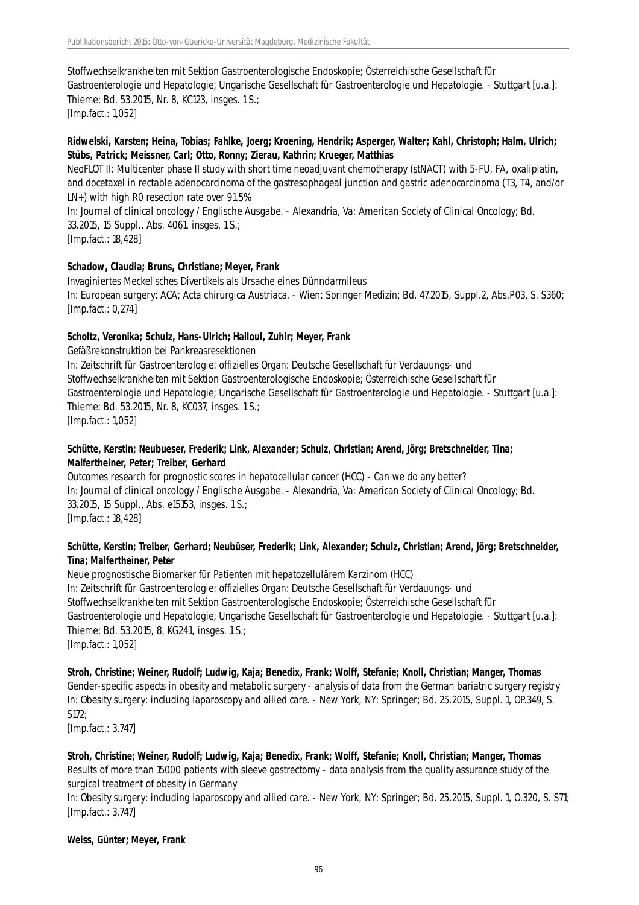Stoffwechselkrankheiten mit Sektion Gastroenterologische Endoskopie; Österreichische Gesellschaft für Gastroenterologie und Hepatologie; Ungarische Gesellschaft für Gastroenterologie und Hepatologie. - Stuttgart [u.a.]: Thieme; Bd. 53.2015, Nr. 8, KC123, insges. 1 S.;
[Imp.fact.: 1,052]

**Ridwelski, Karsten; Heina, Tobias; Fahlke, Joerg; Kroening, Hendrik; Asperger, Walter; Kahl, Christoph; Halm, Ulrich; Stübs, Patrick; Meissner, Carl; Otto, Ronny; Zierau, Kathrin; Krueger, Matthias**
NeoFLOT II: Multicenter phase II study with short time neoadjuvant chemotherapy (stNACT) with 5-FU, FA, oxaliplatin, and docetaxel in rectable adenocarcinoma of the gastresophageal junction and gastric adenocarcinoma (T3, T4, and/or LN+) with high R0 resection rate over 91.5%
In: Journal of clinical oncology / Englische Ausgabe. - Alexandria, Va: American Society of Clinical Oncology; Bd. 33.2015, 15 Suppl., Abs. 4061, insges. 1 S.;
[Imp.fact.: 18,428]

**Schadow, Claudia; Bruns, Christiane; Meyer, Frank**
Invaginiertes Meckel'sches Divertikels als Ursache eines Dünndarmileus
In: European surgery: ACA; Acta chirurgica Austriaca. - Wien: Springer Medizin; Bd. 47.2015, Suppl.2, Abs.P03, S. S360;
[Imp.fact.: 0,274]

**Scholtz, Veronika; Schulz, Hans-Ulrich; Halloul, Zuhir; Meyer, Frank**
Gefäßrekonstruktion bei Pankreasresektionen
In: Zeitschrift für Gastroenterologie: offizielles Organ: Deutsche Gesellschaft für Verdauungs- und Stoffwechselkrankheiten mit Sektion Gastroenterologische Endoskopie; Österreichische Gesellschaft für Gastroenterologie und Hepatologie; Ungarische Gesellschaft für Gastroenterologie und Hepatologie. - Stuttgart [u.a.]: Thieme; Bd. 53.2015, Nr. 8, KC037, insges. 1 S.;
[Imp.fact.: 1,052]

**Schütte, Kerstin; Neubueser, Frederik; Link, Alexander; Schulz, Christian; Arend, Jörg; Bretschneider, Tina; Malfertheiner, Peter; Treiber, Gerhard**
Outcomes research for prognostic scores in hepatocellular cancer (HCC) - Can we do any better?
In: Journal of clinical oncology / Englische Ausgabe. - Alexandria, Va: American Society of Clinical Oncology; Bd. 33.2015, 15 Suppl., Abs. e15153, insges. 1 S.;
[Imp.fact.: 18,428]

**Schütte, Kerstin; Treiber, Gerhard; Neubüser, Frederik; Link, Alexander; Schulz, Christian; Arend, Jörg; Bretschneider, Tina; Malfertheiner, Peter**
Neue prognostische Biomarker für Patienten mit hepatozellulärem Karzinom (HCC)
In: Zeitschrift für Gastroenterologie: offizielles Organ: Deutsche Gesellschaft für Verdauungs- und Stoffwechselkrankheiten mit Sektion Gastroenterologische Endoskopie; Österreichische Gesellschaft für Gastroenterologie und Hepatologie; Ungarische Gesellschaft für Gastroenterologie und Hepatologie. - Stuttgart [u.a.]: Thieme; Bd. 53.2015, 8, KG241, insges. 1 S.;
[Imp.fact.: 1,052]

**Stroh, Christine; Weiner, Rudolf; Ludwig, Kaja; Benedix, Frank; Wolff, Stefanie; Knoll, Christian; Manger, Thomas**
Gender-specific aspects in obesity and metabolic surgery - analysis of data from the German bariatric surgery registry
In: Obesity surgery: including laparoscopy and allied care. - New York, NY: Springer; Bd. 25.2015, Suppl. 1, OP.349, S. S172;
[Imp.fact.: 3,747]

**Stroh, Christine; Weiner, Rudolf; Ludwig, Kaja; Benedix, Frank; Wolff, Stefanie; Knoll, Christian; Manger, Thomas**
Results of more than 15000 patients with sleeve gastrectomy - data analysis from the quality assurance study of the surgical treatment of obesity in Germany
In: Obesity surgery: including laparoscopy and allied care. - New York, NY: Springer; Bd. 25.2015, Suppl. 1, O.320, S. S71;
[Imp.fact.: 3,747]

**Weiss, Günter; Meyer, Frank**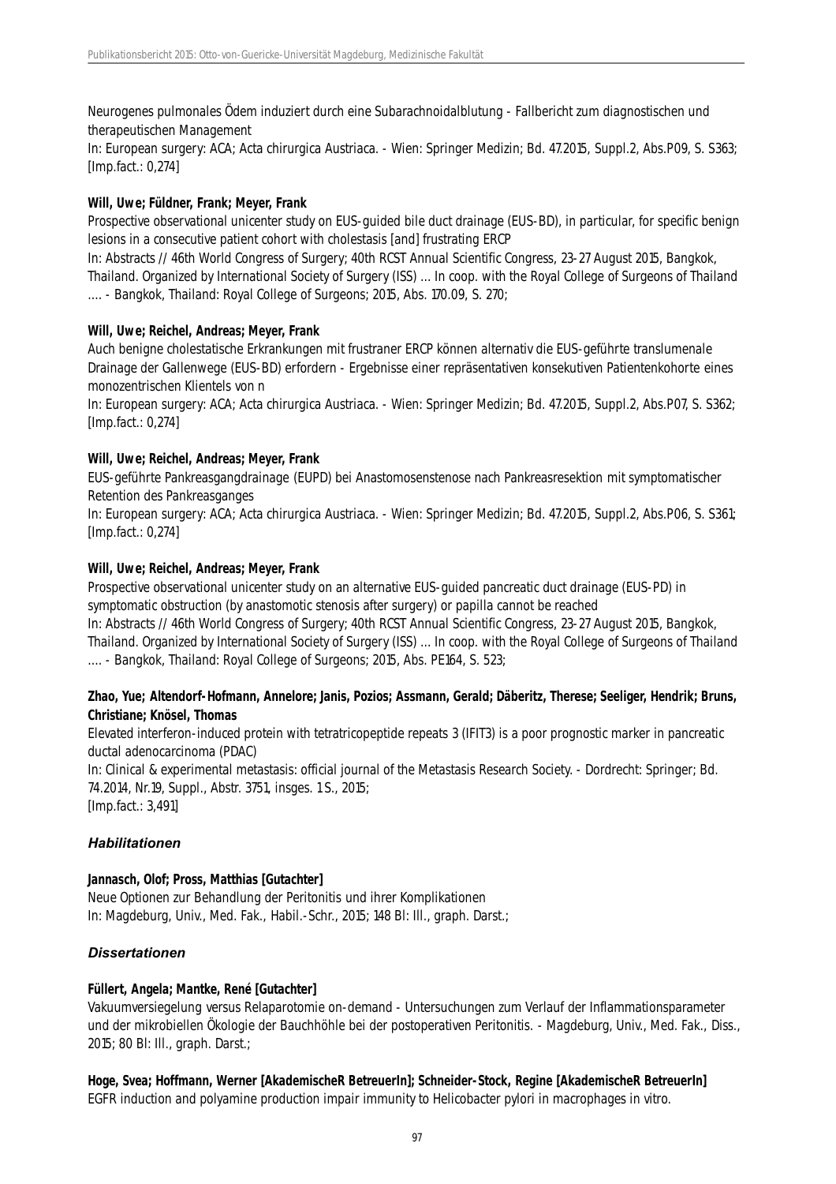Neurogenes pulmonales Ödem induziert durch eine Subarachnoidalblutung - Fallbericht zum diagnostischen und therapeutischen Management
In: European surgery: ACA; Acta chirurgica Austriaca. - Wien: Springer Medizin; Bd. 47.2015, Suppl.2, Abs.P09, S. S363; [Imp.fact.: 0,274]

**Will, Uwe; Füldner, Frank; Meyer, Frank**
Prospective observational unicenter study on EUS-guided bile duct drainage (EUS-BD), in particular, for specific benign lesions in a consecutive patient cohort with cholestasis [and] frustrating ERCP
In: Abstracts // 46th World Congress of Surgery; 40th RCST Annual Scientific Congress, 23-27 August 2015, Bangkok, Thailand. Organized by International Society of Surgery (ISS) ... In coop. with the Royal College of Surgeons of Thailand .... - Bangkok, Thailand: Royal College of Surgeons; 2015, Abs. 170.09, S. 270;

**Will, Uwe; Reichel, Andreas; Meyer, Frank**
Auch benigne cholestatische Erkrankungen mit frustraner ERCP können alternativ die EUS-geführte translumenale Drainage der Gallenwege (EUS-BD) erfordern - Ergebnisse einer repräsentativen konsekutiven Patientenkohorte eines monozentrischen Klientels von n
In: European surgery: ACA; Acta chirurgica Austriaca. - Wien: Springer Medizin; Bd. 47.2015, Suppl.2, Abs.P07, S. S362; [Imp.fact.: 0,274]

**Will, Uwe; Reichel, Andreas; Meyer, Frank**
EUS-geführte Pankreasgangdrainage (EUPD) bei Anastomosenstenose nach Pankreasresektion mit symptomatischer Retention des Pankreasganges
In: European surgery: ACA; Acta chirurgica Austriaca. - Wien: Springer Medizin; Bd. 47.2015, Suppl.2, Abs.P06, S. S361; [Imp.fact.: 0,274]

**Will, Uwe; Reichel, Andreas; Meyer, Frank**
Prospective observational unicenter study on an alternative EUS-guided pancreatic duct drainage (EUS-PD) in symptomatic obstruction (by anastomotic stenosis after surgery) or papilla cannot be reached
In: Abstracts // 46th World Congress of Surgery; 40th RCST Annual Scientific Congress, 23-27 August 2015, Bangkok, Thailand. Organized by International Society of Surgery (ISS) ... In coop. with the Royal College of Surgeons of Thailand .... - Bangkok, Thailand: Royal College of Surgeons; 2015, Abs. PE164, S. 523;

**Zhao, Yue; Altendorf-Hofmann, Annelore; Janis, Pozios; Assmann, Gerald; Däberitz, Therese; Seeliger, Hendrik; Bruns, Christiane; Knösel, Thomas**
Elevated interferon-induced protein with tetratricopeptide repeats 3 (IFIT3) is a poor prognostic marker in pancreatic ductal adenocarcinoma (PDAC)
In: Clinical & experimental metastasis: official journal of the Metastasis Research Society. - Dordrecht: Springer; Bd. 74.2014, Nr.19, Suppl., Abstr. 3751, insges. 1 S., 2015;
[Imp.fact.: 3,491]

### *Habilitationen*

**Jannasch, Olof; Pross, Matthias [Gutachter]**
Neue Optionen zur Behandlung der Peritonitis und ihrer Komplikationen
In: Magdeburg, Univ., Med. Fak., Habil.-Schr., 2015; 148 Bl: Ill., graph. Darst.;

### *Dissertationen*

**Füllert, Angela; Mantke, René [Gutachter]**
Vakuumversiegelung versus Relaparotomie on-demand - Untersuchungen zum Verlauf der Inflammationsparameter und der mikrobiellen Ökologie der Bauchhöhle bei der postoperativen Peritonitis. - Magdeburg, Univ., Med. Fak., Diss., 2015; 80 Bl: Ill., graph. Darst.;

**Hoge, Svea; Hoffmann, Werner [AkademischeR BetreuerIn]; Schneider-Stock, Regine [AkademischeR BetreuerIn]**
EGFR induction and polyamine production impair immunity to Helicobacter pylori in macrophages in vitro.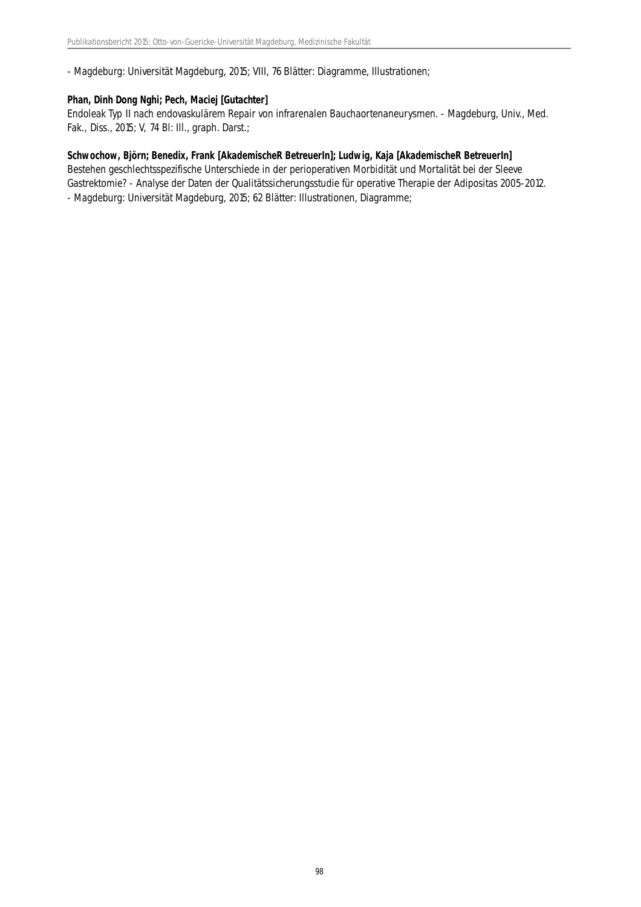- Magdeburg: Universität Magdeburg, 2015; VIII, 76 Blätter: Diagramme, Illustrationen;

**Phan, Dinh Dong Nghi; Pech, Maciej [Gutachter]**
Endoleak Typ II nach endovaskulärem Repair von infrarenalen Bauchaortenaneurysmen. - Magdeburg, Univ., Med. Fak., Diss., 2015; V, 74 Bl: Ill., graph. Darst.;

**Schwochow, Björn; Benedix, Frank [AkademischeR BetreuerIn]; Ludwig, Kaja [AkademischeR BetreuerIn]**
Bestehen geschlechtsspezifische Unterschiede in der perioperativen Morbidität und Mortalität bei der Sleeve Gastrektomie? - Analyse der Daten der Qualitätssicherungsstudie für operative Therapie der Adipositas 2005-2012.
- Magdeburg: Universität Magdeburg, 2015; 62 Blätter: Illustrationen, Diagramme;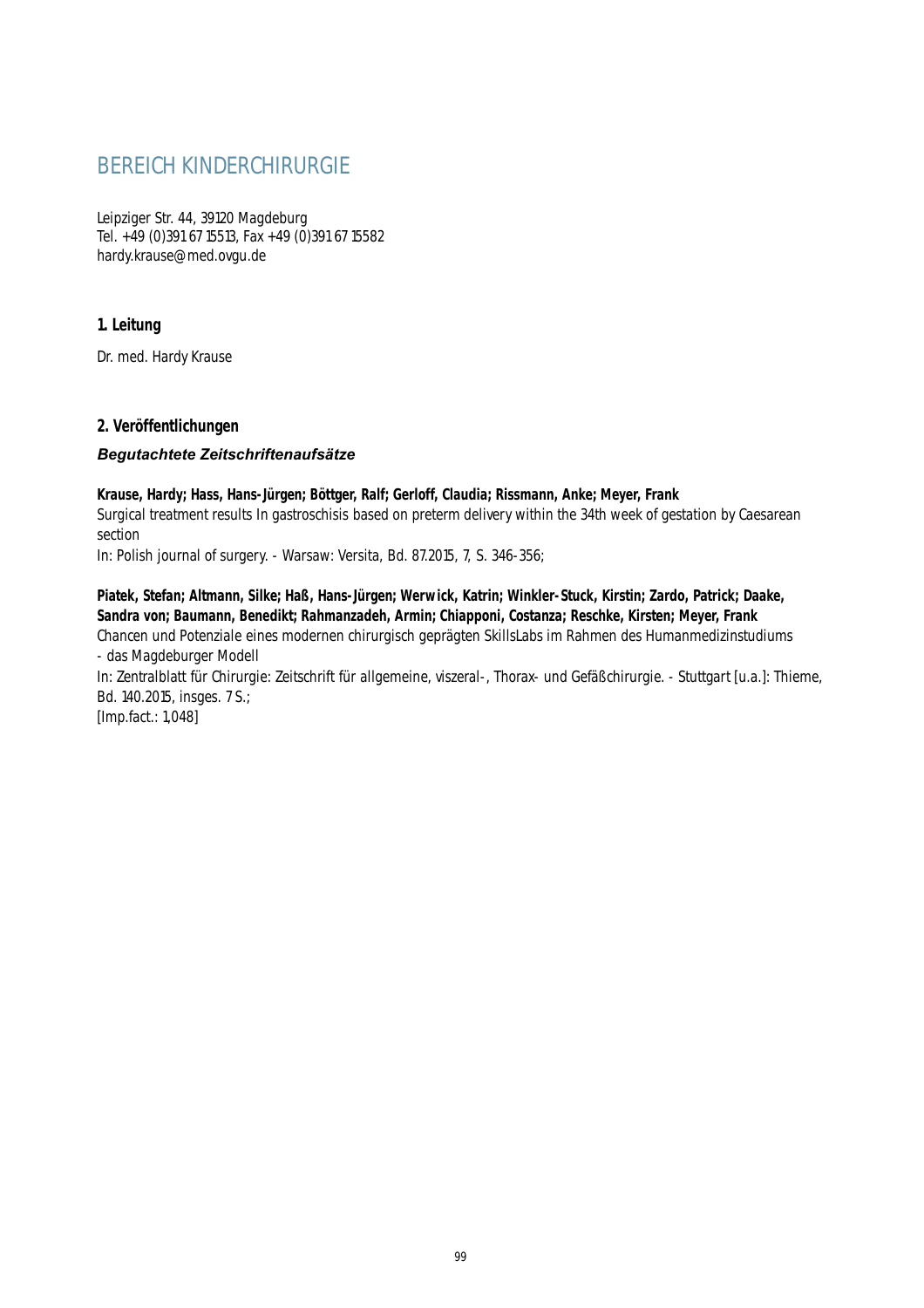# BEREICH KINDERCHIRURGIE

Leipziger Str. 44, 39120 Magdeburg
Tel. +49 (0)391 67 15513, Fax +49 (0)391 67 15582
hardy.krause@med.ovgu.de

## 1. Leitung

Dr. med. Hardy Krause

## 2. Veröffentlichungen

### *Begutachtete Zeitschriftenaufsätze*

**Krause, Hardy; Hass, Hans-Jürgen; Böttger, Ralf; Gerloff, Claudia; Rissmann, Anke; Meyer, Frank**
Surgical treatment results In gastroschisis based on preterm delivery within the 34th week of gestation by Caesarean section
In: Polish journal of surgery. - Warsaw: Versita, Bd. 87.2015, 7, S. 346-356;

**Piatek, Stefan; Altmann, Silke; Haß, Hans-Jürgen; Werwick, Katrin; Winkler-Stuck, Kirstin; Zardo, Patrick; Daake, Sandra von; Baumann, Benedikt; Rahmanzadeh, Armin; Chiapponi, Costanza; Reschke, Kirsten; Meyer, Frank**
Chancen und Potenziale eines modernen chirurgisch geprägten SkillsLabs im Rahmen des Humanmedizinstudiums - das Magdeburger Modell
In: Zentralblatt für Chirurgie: Zeitschrift für allgemeine, viszeral-, Thorax- und Gefäßchirurgie. - Stuttgart [u.a.]: Thieme, Bd. 140.2015, insges. 7 S.;
[Imp.fact.: 1,048]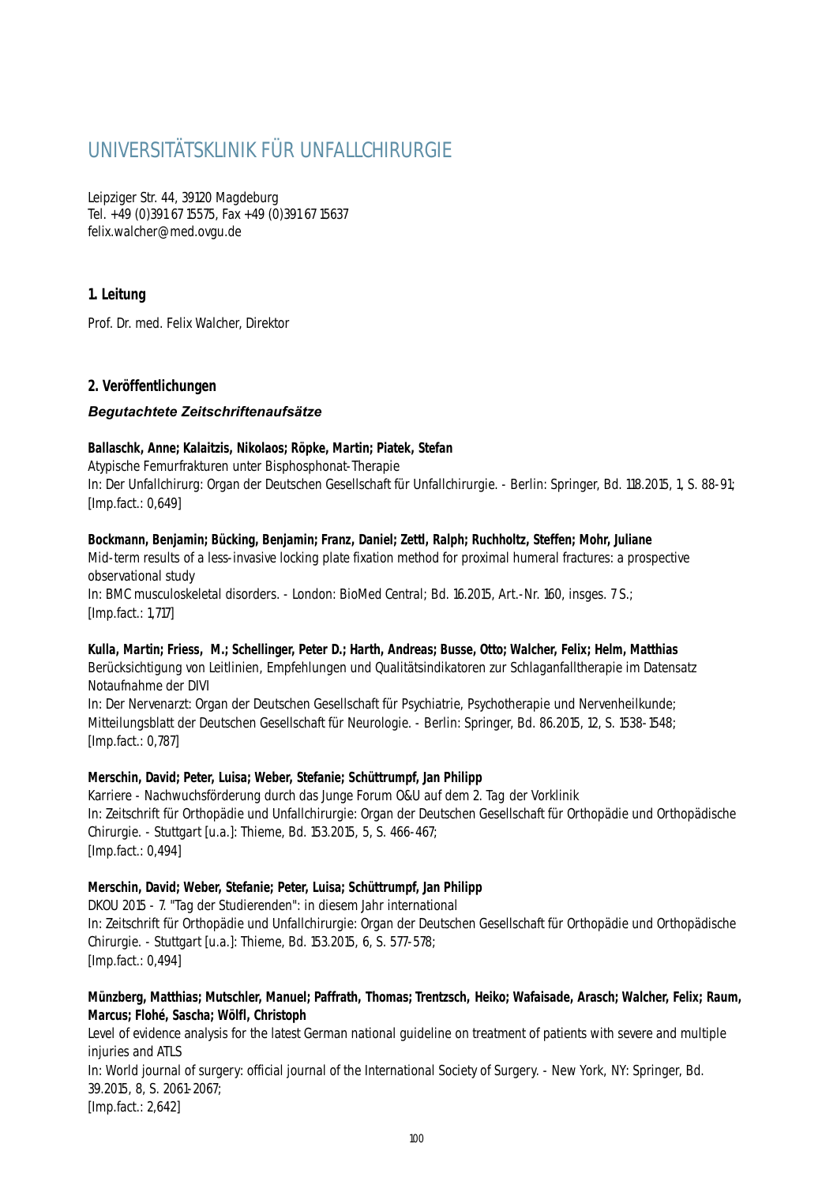# UNIVERSITÄTSKLINIK FÜR UNFALLCHIRURGIE

Leipziger Str. 44, 39120 Magdeburg
Tel. +49 (0)391 67 15575, Fax +49 (0)391 67 15637
felix.walcher@med.ovgu.de

## 1. Leitung

Prof. Dr. med. Felix Walcher, Direktor

## 2. Veröffentlichungen

### *Begutachtete Zeitschriftenaufsätze*

**Ballaschk, Anne; Kalaitzis, Nikolaos; Röpke, Martin; Piatek, Stefan**
Atypische Femurfrakturen unter Bisphosphonat-Therapie
In: Der Unfallchirurg: Organ der Deutschen Gesellschaft für Unfallchirurgie. - Berlin: Springer, Bd. 118.2015, 1, S. 88-91;
[Imp.fact.: 0,649]

**Bockmann, Benjamin; Bücking, Benjamin; Franz, Daniel; Zettl, Ralph; Ruchholtz, Steffen; Mohr, Juliane**
Mid-term results of a less-invasive locking plate fixation method for proximal humeral fractures: a prospective observational study
In: BMC musculoskeletal disorders. - London: BioMed Central; Bd. 16.2015, Art.-Nr. 160, insges. 7 S.;
[Imp.fact.: 1,717]

**Kulla, Martin; Friess, M.; Schellinger, Peter D.; Harth, Andreas; Busse, Otto; Walcher, Felix; Helm, Matthias**
Berücksichtigung von Leitlinien, Empfehlungen und Qualitätsindikatoren zur Schlaganfalltherapie im Datensatz Notaufnahme der DIVI
In: Der Nervenarzt: Organ der Deutschen Gesellschaft für Psychiatrie, Psychotherapie und Nervenheilkunde; Mitteilungsblatt der Deutschen Gesellschaft für Neurologie. - Berlin: Springer, Bd. 86.2015, 12, S. 1538-1548;
[Imp.fact.: 0,787]

**Merschin, David; Peter, Luisa; Weber, Stefanie; Schüttrumpf, Jan Philipp**
Karriere - Nachwuchsförderung durch das Junge Forum O&U auf dem 2. Tag der Vorklinik
In: Zeitschrift für Orthopädie und Unfallchirurgie: Organ der Deutschen Gesellschaft für Orthopädie und Orthopädische Chirurgie. - Stuttgart [u.a.]: Thieme, Bd. 153.2015, 5, S. 466-467;
[Imp.fact.: 0,494]

**Merschin, David; Weber, Stefanie; Peter, Luisa; Schüttrumpf, Jan Philipp**
DKOU 2015 - 7. "Tag der Studierenden": in diesem Jahr international
In: Zeitschrift für Orthopädie und Unfallchirurgie: Organ der Deutschen Gesellschaft für Orthopädie und Orthopädische Chirurgie. - Stuttgart [u.a.]: Thieme, Bd. 153.2015, 6, S. 577-578;
[Imp.fact.: 0,494]

**Münzberg, Matthias; Mutschler, Manuel; Paffrath, Thomas; Trentzsch, Heiko; Wafaisade, Arasch; Walcher, Felix; Raum, Marcus; Flohé, Sascha; Wölfl, Christoph**
Level of evidence analysis for the latest German national guideline on treatment of patients with severe and multiple injuries and ATLS
In: World journal of surgery: official journal of the International Society of Surgery. - New York, NY: Springer, Bd. 39.2015, 8, S. 2061-2067;
[Imp.fact.: 2,642]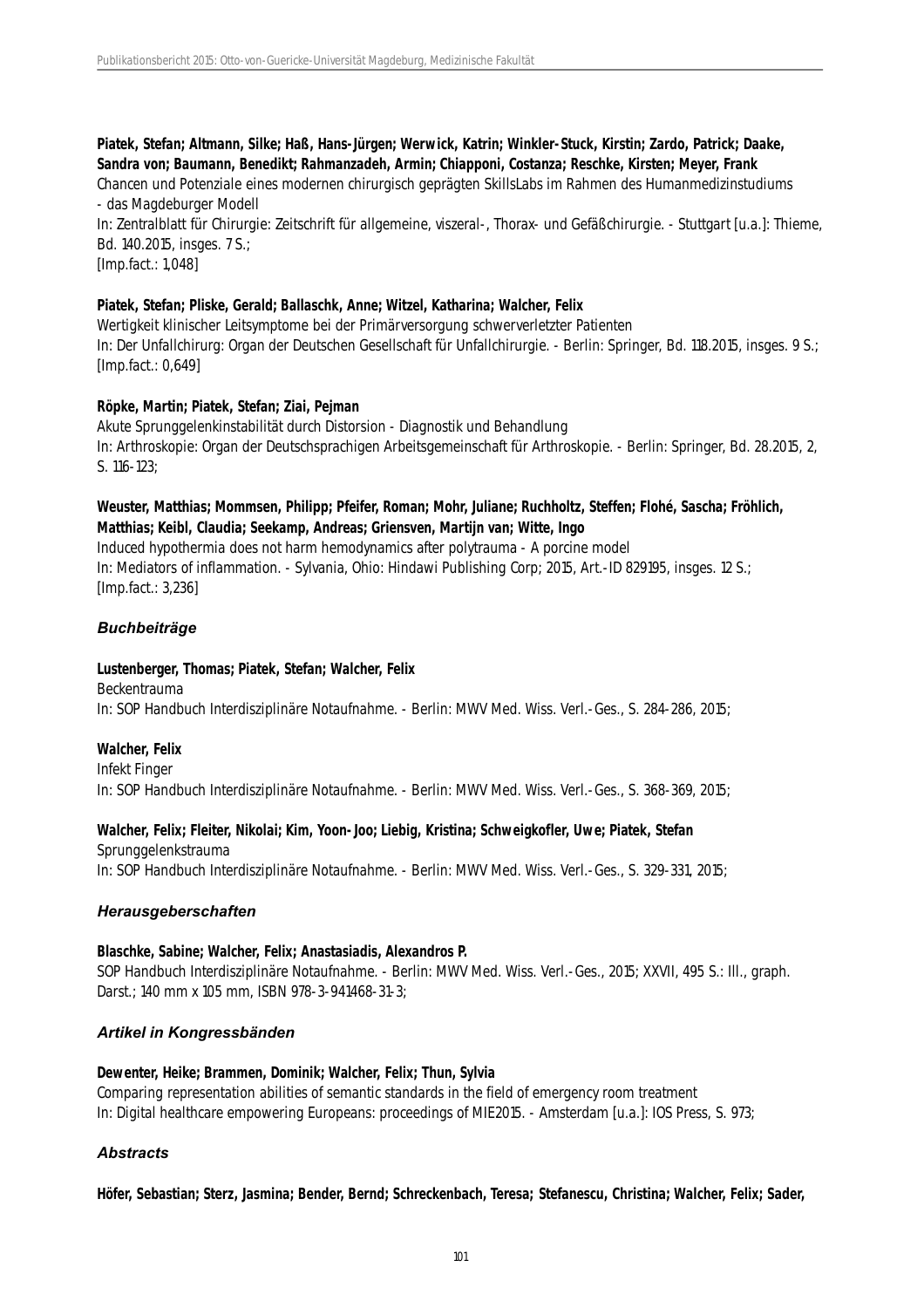**Piatek, Stefan; Altmann, Silke; Haß, Hans-Jürgen; Werwick, Katrin; Winkler-Stuck, Kirstin; Zardo, Patrick; Daake, Sandra von; Baumann, Benedikt; Rahmanzadeh, Armin; Chiapponi, Costanza; Reschke, Kirsten; Meyer, Frank**
Chancen und Potenziale eines modernen chirurgisch geprägten SkillsLabs im Rahmen des Humanmedizinstudiums - das Magdeburger Modell
In: Zentralblatt für Chirurgie: Zeitschrift für allgemeine, viszeral-, Thorax- und Gefäßchirurgie. - Stuttgart [u.a.]: Thieme, Bd. 140.2015, insges. 7 S.;
[Imp.fact.: 1,048]

**Piatek, Stefan; Pliske, Gerald; Ballaschk, Anne; Witzel, Katharina; Walcher, Felix**
Wertigkeit klinischer Leitsymptome bei der Primärversorgung schwerverletzter Patienten
In: Der Unfallchirurg: Organ der Deutschen Gesellschaft für Unfallchirurgie. - Berlin: Springer, Bd. 118.2015, insges. 9 S.;
[Imp.fact.: 0,649]

**Röpke, Martin; Piatek, Stefan; Ziai, Pejman**
Akute Sprunggelenkinstabilität durch Distorsion - Diagnostik und Behandlung
In: Arthroskopie: Organ der Deutschsprachigen Arbeitsgemeinschaft für Arthroskopie. - Berlin: Springer, Bd. 28.2015, 2, S. 116-123;

**Weuster, Matthias; Mommsen, Philipp; Pfeifer, Roman; Mohr, Juliane; Ruchholtz, Steffen; Flohé, Sascha; Fröhlich, Matthias; Keibl, Claudia; Seekamp, Andreas; Griensven, Martijn van; Witte, Ingo**
Induced hypothermia does not harm hemodynamics after polytrauma - A porcine model
In: Mediators of inflammation. - Sylvania, Ohio: Hindawi Publishing Corp; 2015, Art.-ID 829195, insges. 12 S.;
[Imp.fact.: 3,236]

### *Buchbeiträge*

**Lustenberger, Thomas; Piatek, Stefan; Walcher, Felix**
Beckentrauma
In: SOP Handbuch Interdisziplinäre Notaufnahme. - Berlin: MWV Med. Wiss. Verl.-Ges., S. 284-286, 2015;

**Walcher, Felix**
Infekt Finger
In: SOP Handbuch Interdisziplinäre Notaufnahme. - Berlin: MWV Med. Wiss. Verl.-Ges., S. 368-369, 2015;

**Walcher, Felix; Fleiter, Nikolai; Kim, Yoon-Joo; Liebig, Kristina; Schweigkofler, Uwe; Piatek, Stefan**
Sprunggelenkstrauma
In: SOP Handbuch Interdisziplinäre Notaufnahme. - Berlin: MWV Med. Wiss. Verl.-Ges., S. 329-331, 2015;

### *Herausgeberschaften*

**Blaschke, Sabine; Walcher, Felix; Anastasiadis, Alexandros P.**
SOP Handbuch Interdisziplinäre Notaufnahme. - Berlin: MWV Med. Wiss. Verl.-Ges., 2015; XXVII, 495 S.: Ill., graph. Darst.; 140 mm x 105 mm, ISBN 978-3-941468-31-3;

### *Artikel in Kongressbänden*

**Dewenter, Heike; Brammen, Dominik; Walcher, Felix; Thun, Sylvia**
Comparing representation abilities of semantic standards in the field of emergency room treatment
In: Digital healthcare empowering Europeans: proceedings of MIE2015. - Amsterdam [u.a.]: IOS Press, S. 973;

### *Abstracts*

**Höfer, Sebastian; Sterz, Jasmina; Bender, Bernd; Schreckenbach, Teresa; Stefanescu, Christina; Walcher, Felix; Sader,**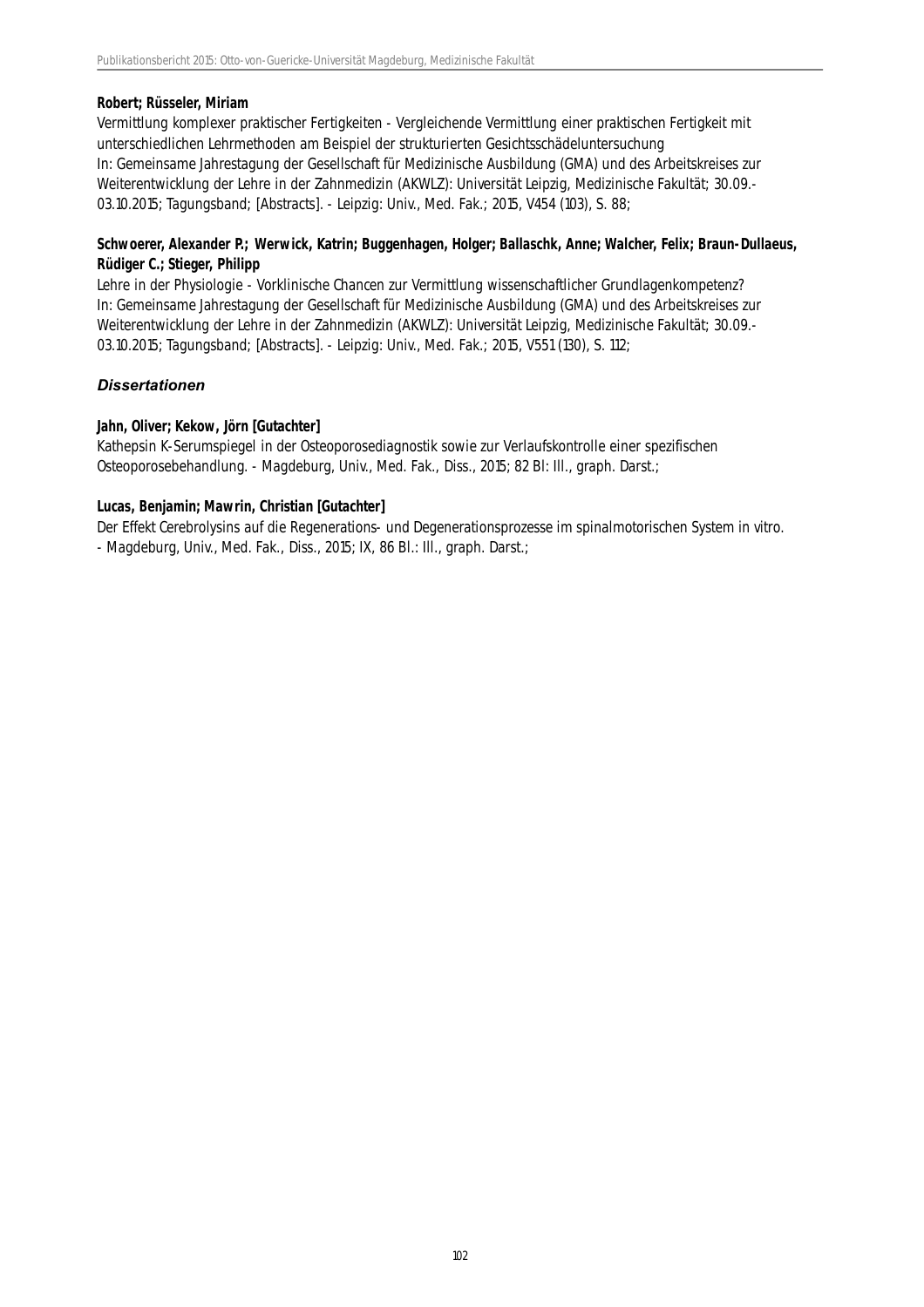**Robert; Rüsseler, Miriam**

Vermittlung komplexer praktischer Fertigkeiten - Vergleichende Vermittlung einer praktischen Fertigkeit mit unterschiedlichen Lehrmethoden am Beispiel der strukturierten Gesichtsschädeluntersuchung
In: Gemeinsame Jahrestagung der Gesellschaft für Medizinische Ausbildung (GMA) und des Arbeitskreises zur Weiterentwicklung der Lehre in der Zahnmedizin (AKWLZ): Universität Leipzig, Medizinische Fakultät; 30.09.-03.10.2015; Tagungsband; [Abstracts]. - Leipzig: Univ., Med. Fak.; 2015, V454 (103), S. 88;

**Schwoerer, Alexander P.; Werwick, Katrin; Buggenhagen, Holger; Ballaschk, Anne; Walcher, Felix; Braun-Dullaeus, Rüdiger C.; Stieger, Philipp**

Lehre in der Physiologie - Vorklinische Chancen zur Vermittlung wissenschaftlicher Grundlagenkompetenz?
In: Gemeinsame Jahrestagung der Gesellschaft für Medizinische Ausbildung (GMA) und des Arbeitskreises zur Weiterentwicklung der Lehre in der Zahnmedizin (AKWLZ): Universität Leipzig, Medizinische Fakultät; 30.09.-03.10.2015; Tagungsband; [Abstracts]. - Leipzig: Univ., Med. Fak.; 2015, V551 (130), S. 112;

### *Dissertationen*

**Jahn, Oliver; Kekow, Jörn [Gutachter]**

Kathepsin K-Serumspiegel in der Osteoporosediagnostik sowie zur Verlaufskontrolle einer spezifischen Osteoporosebehandlung. - Magdeburg, Univ., Med. Fak., Diss., 2015; 82 Bl: Ill., graph. Darst.;

**Lucas, Benjamin; Mawrin, Christian [Gutachter]**

Der Effekt Cerebrolysins auf die Regenerations- und Degenerationsprozesse im spinalmotorischen System in vitro. - Magdeburg, Univ., Med. Fak., Diss., 2015; IX, 86 Bl.: Ill., graph. Darst.;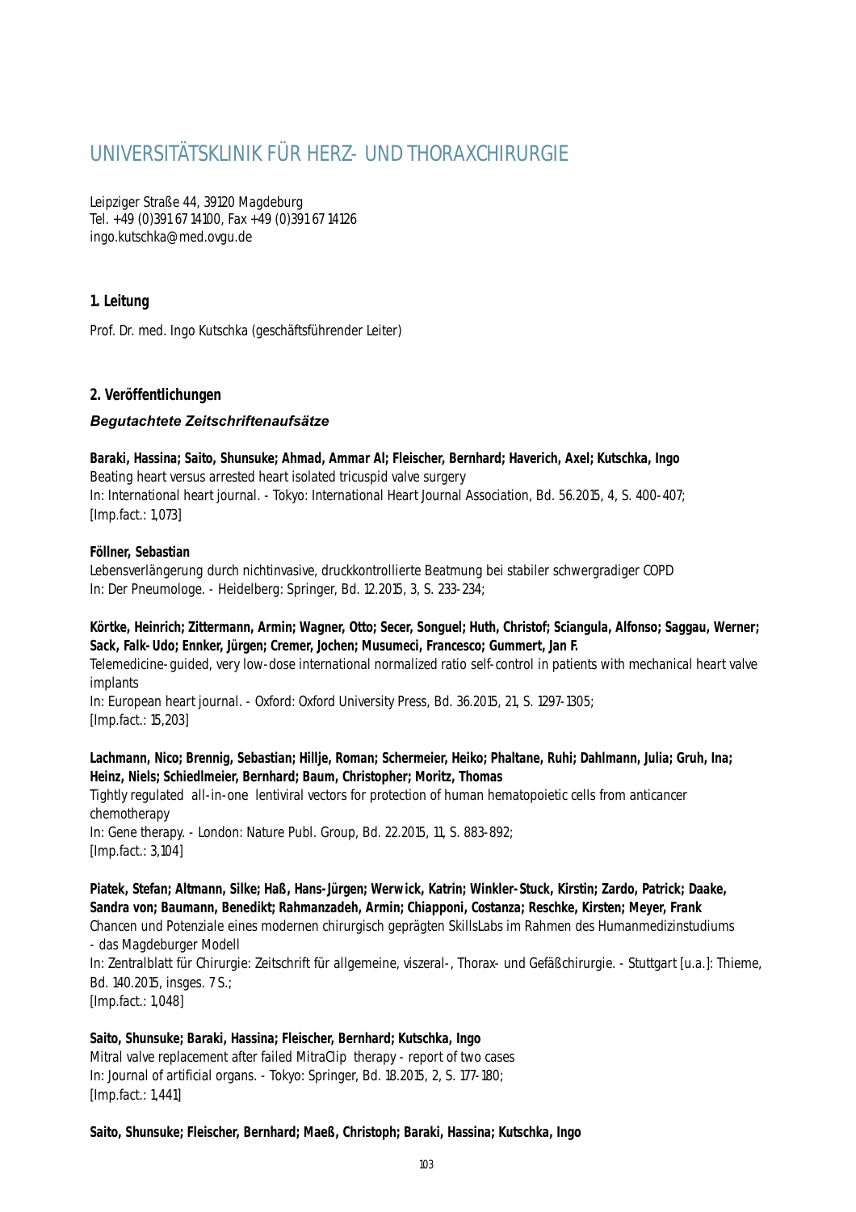# UNIVERSITÄTSKLINIK FÜR HERZ- UND THORAXCHIRURGIE

Leipziger Straße 44, 39120 Magdeburg
Tel. +49 (0)391 67 14100, Fax +49 (0)391 67 14126
ingo.kutschka@med.ovgu.de

## 1. Leitung

Prof. Dr. med. Ingo Kutschka (geschäftsführender Leiter)

## 2. Veröffentlichungen

### *Begutachtete Zeitschriftenaufsätze*

**Baraki, Hassina; Saito, Shunsuke; Ahmad, Ammar Al; Fleischer, Bernhard; Haverich, Axel; Kutschka, Ingo**
Beating heart versus arrested heart isolated tricuspid valve surgery
In: International heart journal. - Tokyo: International Heart Journal Association, Bd. 56.2015, 4, S. 400-407;
[Imp.fact.: 1,073]

**Föllner, Sebastian**
Lebensverlängerung durch nichtinvasive, druckkontrollierte Beatmung bei stabiler schwergradiger COPD
In: Der Pneumologe. - Heidelberg: Springer, Bd. 12.2015, 3, S. 233-234;

**Körtke, Heinrich; Zittermann, Armin; Wagner, Otto; Secer, Songuel; Huth, Christof; Sciangula, Alfonso; Saggau, Werner; Sack, Falk-Udo; Ennker, Jürgen; Cremer, Jochen; Musumeci, Francesco; Gummert, Jan F.**
Telemedicine-guided, very low-dose international normalized ratio self-control in patients with mechanical heart valve implants
In: European heart journal. - Oxford: Oxford University Press, Bd. 36.2015, 21, S. 1297-1305;
[Imp.fact.: 15,203]

**Lachmann, Nico; Brennig, Sebastian; Hillje, Roman; Schermeier, Heiko; Phaltane, Ruhi; Dahlmann, Julia; Gruh, Ina; Heinz, Niels; Schiedlmeier, Bernhard; Baum, Christopher; Moritz, Thomas**
Tightly regulated all-in-one lentiviral vectors for protection of human hematopoietic cells from anticancer chemotherapy
In: Gene therapy. - London: Nature Publ. Group, Bd. 22.2015, 11, S. 883-892;
[Imp.fact.: 3,104]

**Piatek, Stefan; Altmann, Silke; Haß, Hans-Jürgen; Werwick, Katrin; Winkler-Stuck, Kirstin; Zardo, Patrick; Daake, Sandra von; Baumann, Benedikt; Rahmanzadeh, Armin; Chiapponi, Costanza; Reschke, Kirsten; Meyer, Frank**
Chancen und Potenziale eines modernen chirurgisch geprägten SkillsLabs im Rahmen des Humanmedizinstudiums - das Magdeburger Modell
In: Zentralblatt für Chirurgie: Zeitschrift für allgemeine, viszeral-, Thorax- und Gefäßchirurgie. - Stuttgart [u.a.]: Thieme, Bd. 140.2015, insges. 7 S.;
[Imp.fact.: 1,048]

**Saito, Shunsuke; Baraki, Hassina; Fleischer, Bernhard; Kutschka, Ingo**
Mitral valve replacement after failed MitraClip therapy - report of two cases
In: Journal of artificial organs. - Tokyo: Springer, Bd. 18.2015, 2, S. 177-180;
[Imp.fact.: 1,441]

**Saito, Shunsuke; Fleischer, Bernhard; Maeß, Christoph; Baraki, Hassina; Kutschka, Ingo**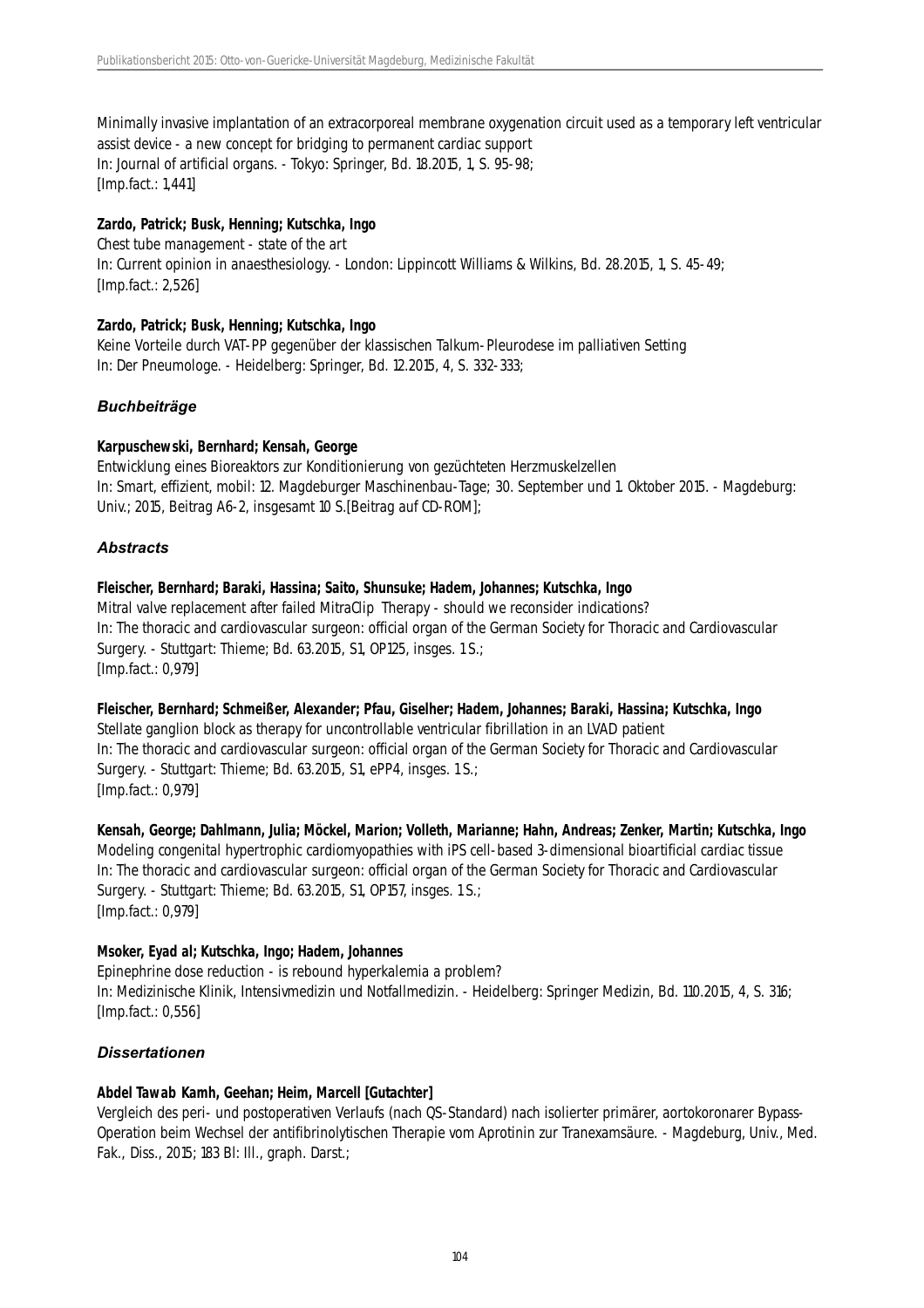Minimally invasive implantation of an extracorporeal membrane oxygenation circuit used as a temporary left ventricular assist device - a new concept for bridging to permanent cardiac support
In: Journal of artificial organs. - Tokyo: Springer, Bd. 18.2015, 1, S. 95-98;
[Imp.fact.: 1,441]

**Zardo, Patrick; Busk, Henning; Kutschka, Ingo**
Chest tube management - state of the art
In: Current opinion in anaesthesiology. - London: Lippincott Williams & Wilkins, Bd. 28.2015, 1, S. 45-49;
[Imp.fact.: 2,526]

**Zardo, Patrick; Busk, Henning; Kutschka, Ingo**
Keine Vorteile durch VAT-PP gegenüber der klassischen Talkum-Pleurodese im palliativen Setting
In: Der Pneumologe. - Heidelberg: Springer, Bd. 12.2015, 4, S. 332-333;

### *Buchbeiträge*

**Karpuschewski, Bernhard; Kensah, George**
Entwicklung eines Bioreaktors zur Konditionierung von gezüchteten Herzmuskelzellen
In: Smart, effizient, mobil: 12. Magdeburger Maschinenbau-Tage; 30. September und 1. Oktober 2015. - Magdeburg: Univ.; 2015, Beitrag A6-2, insgesamt 10 S.[Beitrag auf CD-ROM];

### *Abstracts*

**Fleischer, Bernhard; Baraki, Hassina; Saito, Shunsuke; Hadem, Johannes; Kutschka, Ingo**
Mitral valve replacement after failed MitraClip Therapy - should we reconsider indications?
In: The thoracic and cardiovascular surgeon: official organ of the German Society for Thoracic and Cardiovascular Surgery. - Stuttgart: Thieme; Bd. 63.2015, S1, OP125, insges. 1 S.;
[Imp.fact.: 0,979]

**Fleischer, Bernhard; Schmeißer, Alexander; Pfau, Giselher; Hadem, Johannes; Baraki, Hassina; Kutschka, Ingo**
Stellate ganglion block as therapy for uncontrollable ventricular fibrillation in an LVAD patient
In: The thoracic and cardiovascular surgeon: official organ of the German Society for Thoracic and Cardiovascular Surgery. - Stuttgart: Thieme; Bd. 63.2015, S1, ePP4, insges. 1 S.;
[Imp.fact.: 0,979]

**Kensah, George; Dahlmann, Julia; Möckel, Marion; Volleth, Marianne; Hahn, Andreas; Zenker, Martin; Kutschka, Ingo**
Modeling congenital hypertrophic cardiomyopathies with iPS cell-based 3-dimensional bioartificial cardiac tissue
In: The thoracic and cardiovascular surgeon: official organ of the German Society for Thoracic and Cardiovascular Surgery. - Stuttgart: Thieme; Bd. 63.2015, S1, OP157, insges. 1 S.;
[Imp.fact.: 0,979]

**Msoker, Eyad al; Kutschka, Ingo; Hadem, Johannes**
Epinephrine dose reduction - is rebound hyperkalemia a problem?
In: Medizinische Klinik, Intensivmedizin und Notfallmedizin. - Heidelberg: Springer Medizin, Bd. 110.2015, 4, S. 316;
[Imp.fact.: 0,556]

### *Dissertationen*

**Abdel Tawab Kamh, Geehan; Heim, Marcell [Gutachter]**
Vergleich des peri- und postoperativen Verlaufs (nach QS-Standard) nach isolierter primärer, aortokoronarer Bypass-Operation beim Wechsel der antifibrinolytischen Therapie vom Aprotinin zur Tranexamsäure. - Magdeburg, Univ., Med. Fak., Diss., 2015; 183 Bl: Ill., graph. Darst.;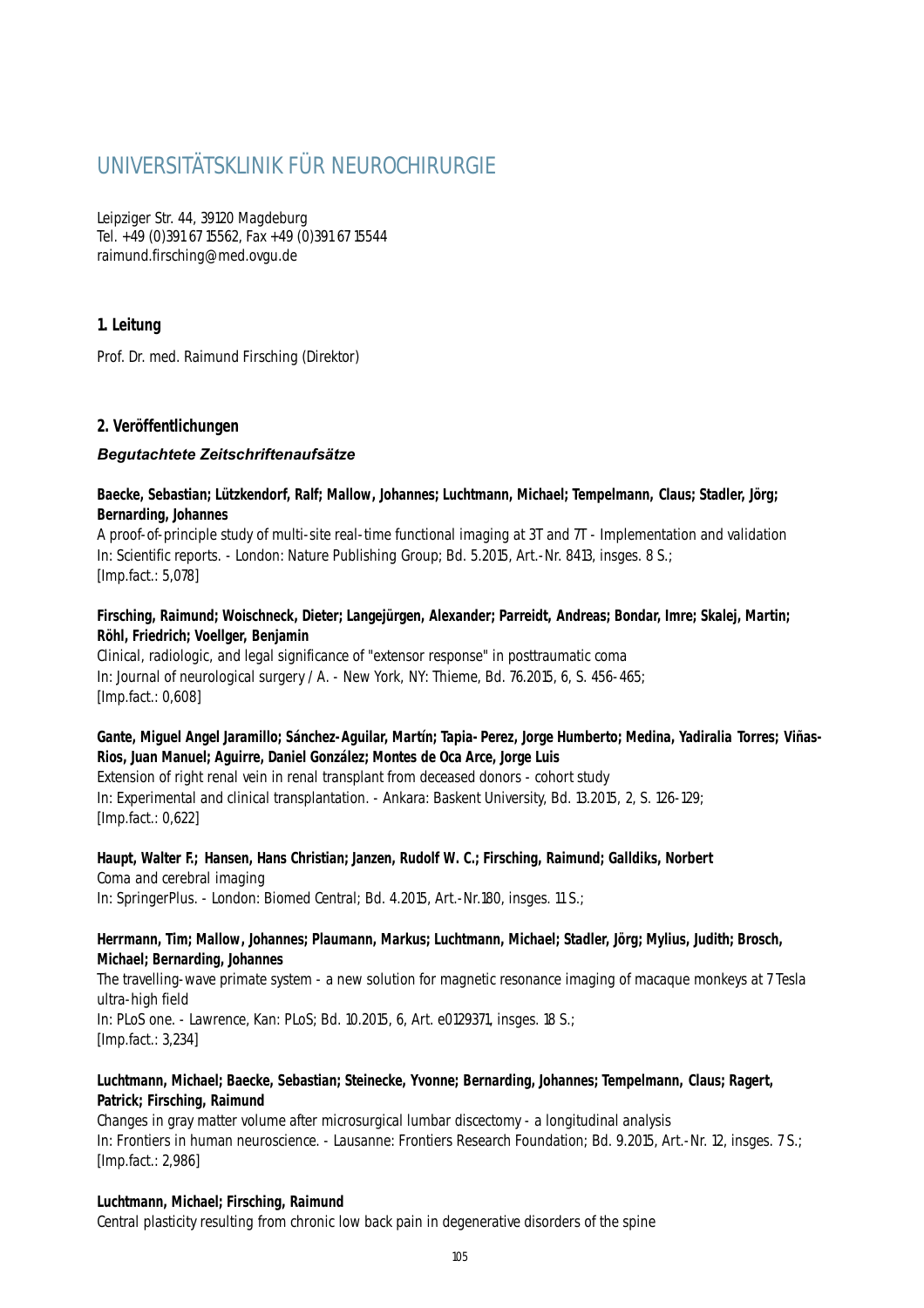# UNIVERSITÄTSKLINIK FÜR NEUROCHIRURGIE

Leipziger Str. 44, 39120 Magdeburg
Tel. +49 (0)391 67 15562, Fax +49 (0)391 67 15544
raimund.firsching@med.ovgu.de

## 1. Leitung

Prof. Dr. med. Raimund Firsching (Direktor)

## 2. Veröffentlichungen

### *Begutachtete Zeitschriftenaufsätze*

**Baecke, Sebastian; Lützkendorf, Ralf; Mallow, Johannes; Luchtmann, Michael; Tempelmann, Claus; Stadler, Jörg; Bernarding, Johannes**
A proof-of-principle study of multi-site real-time functional imaging at 3T and 7T - Implementation and validation
In: Scientific reports. - London: Nature Publishing Group; Bd. 5.2015, Art.-Nr. 8413, insges. 8 S.;
[Imp.fact.: 5,078]

**Firsching, Raimund; Woischneck, Dieter; Langejürgen, Alexander; Parreidt, Andreas; Bondar, Imre; Skalej, Martin; Röhl, Friedrich; Voellger, Benjamin**
Clinical, radiologic, and legal significance of "extensor response" in posttraumatic coma
In: Journal of neurological surgery / A. - New York, NY: Thieme, Bd. 76.2015, 6, S. 456-465;
[Imp.fact.: 0,608]

**Gante, Miguel Angel Jaramillo; Sánchez-Aguilar, Martín; Tapia-Perez, Jorge Humberto; Medina, Yadiralia Torres; Viñas-Rios, Juan Manuel; Aguirre, Daniel González; Montes de Oca Arce, Jorge Luis**
Extension of right renal vein in renal transplant from deceased donors - cohort study
In: Experimental and clinical transplantation. - Ankara: Baskent University, Bd. 13.2015, 2, S. 126-129;
[Imp.fact.: 0,622]

**Haupt, Walter F.; Hansen, Hans Christian; Janzen, Rudolf W. C.; Firsching, Raimund; Galldiks, Norbert**
Coma and cerebral imaging
In: SpringerPlus. - London: Biomed Central; Bd. 4.2015, Art.-Nr.180, insges. 11 S.;

**Herrmann, Tim; Mallow, Johannes; Plaumann, Markus; Luchtmann, Michael; Stadler, Jörg; Mylius, Judith; Brosch, Michael; Bernarding, Johannes**
The travelling-wave primate system - a new solution for magnetic resonance imaging of macaque monkeys at 7 Tesla ultra-high field
In: PLoS one. - Lawrence, Kan: PLoS; Bd. 10.2015, 6, Art. e0129371, insges. 18 S.;
[Imp.fact.: 3,234]

**Luchtmann, Michael; Baecke, Sebastian; Steinecke, Yvonne; Bernarding, Johannes; Tempelmann, Claus; Ragert, Patrick; Firsching, Raimund**
Changes in gray matter volume after microsurgical lumbar discectomy - a longitudinal analysis
In: Frontiers in human neuroscience. - Lausanne: Frontiers Research Foundation; Bd. 9.2015, Art.-Nr. 12, insges. 7 S.;
[Imp.fact.: 2,986]

**Luchtmann, Michael; Firsching, Raimund**
Central plasticity resulting from chronic low back pain in degenerative disorders of the spine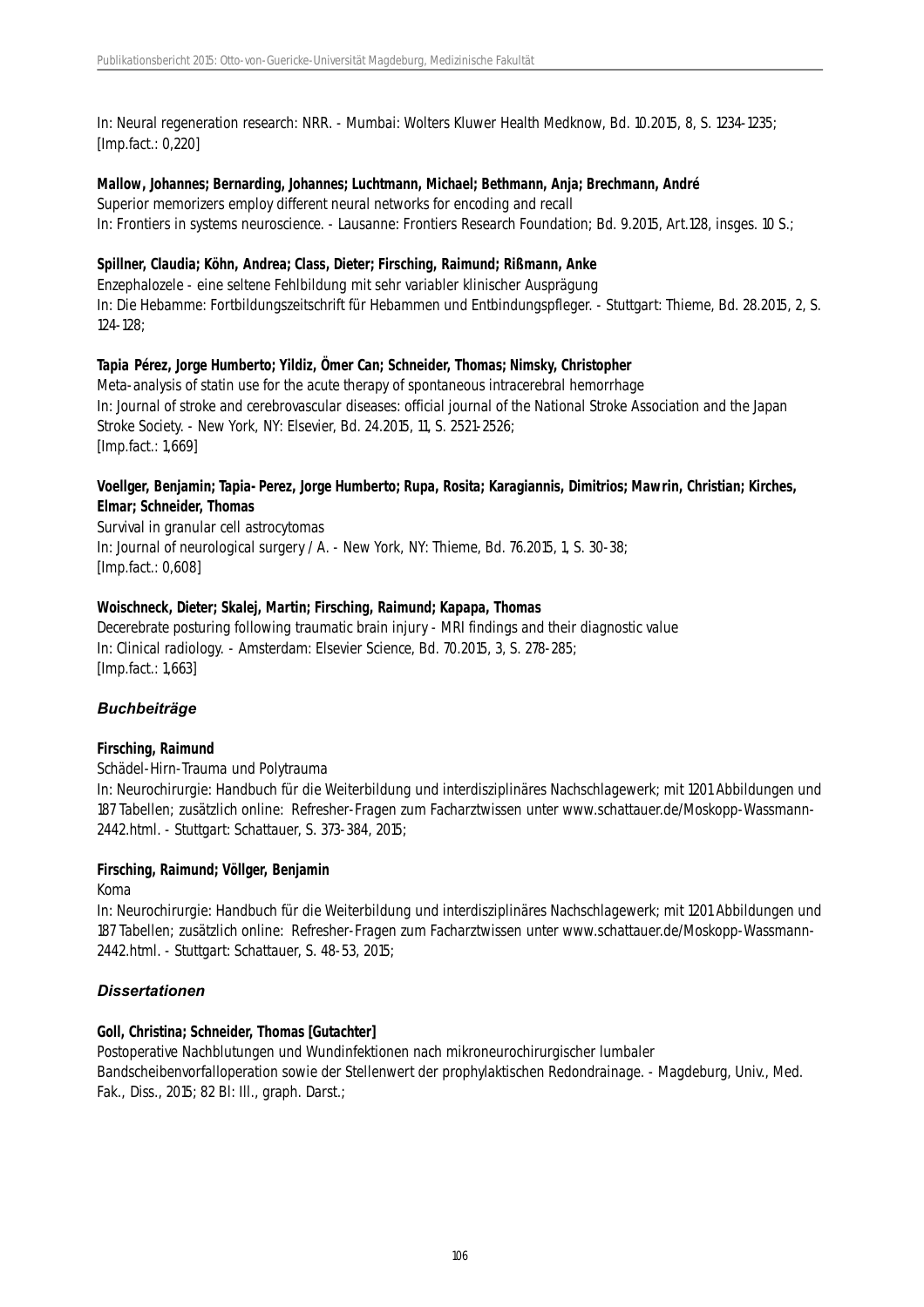In: Neural regeneration research: NRR. - Mumbai: Wolters Kluwer Health Medknow, Bd. 10.2015, 8, S. 1234-1235;
[Imp.fact.: 0,220]

**Mallow, Johannes; Bernarding, Johannes; Luchtmann, Michael; Bethmann, Anja; Brechmann, André**
Superior memorizers employ different neural networks for encoding and recall
In: Frontiers in systems neuroscience. - Lausanne: Frontiers Research Foundation; Bd. 9.2015, Art.128, insges. 10 S.;

**Spillner, Claudia; Köhn, Andrea; Class, Dieter; Firsching, Raimund; Rißmann, Anke**
Enzephalozele - eine seltene Fehlbildung mit sehr variabler klinischer Ausprägung
In: Die Hebamme: Fortbildungszeitschrift für Hebammen und Entbindungspfleger. - Stuttgart: Thieme, Bd. 28.2015, 2, S. 124-128;

**Tapia Pérez, Jorge Humberto; Yildiz, Ömer Can; Schneider, Thomas; Nimsky, Christopher**
Meta-analysis of statin use for the acute therapy of spontaneous intracerebral hemorrhage
In: Journal of stroke and cerebrovascular diseases: official journal of the National Stroke Association and the Japan Stroke Society. - New York, NY: Elsevier, Bd. 24.2015, 11, S. 2521-2526;
[Imp.fact.: 1,669]

**Voellger, Benjamin; Tapia-Perez, Jorge Humberto; Rupa, Rosita; Karagiannis, Dimitrios; Mawrin, Christian; Kirches, Elmar; Schneider, Thomas**
Survival in granular cell astrocytomas
In: Journal of neurological surgery / A. - New York, NY: Thieme, Bd. 76.2015, 1, S. 30-38;
[Imp.fact.: 0,608]

**Woischneck, Dieter; Skalej, Martin; Firsching, Raimund; Kapapa, Thomas**
Decerebrate posturing following traumatic brain injury - MRI findings and their diagnostic value
In: Clinical radiology. - Amsterdam: Elsevier Science, Bd. 70.2015, 3, S. 278-285;
[Imp.fact.: 1,663]

### *Buchbeiträge*

**Firsching, Raimund**
Schädel-Hirn-Trauma und Polytrauma
In: Neurochirurgie: Handbuch für die Weiterbildung und interdisziplinäres Nachschlagewerk; mit 1201 Abbildungen und 187 Tabellen; zusätzlich online: Refresher-Fragen zum Facharztwissen unter www.schattauer.de/Moskopp-Wassmann-2442.html. - Stuttgart: Schattauer, S. 373-384, 2015;

**Firsching, Raimund; Völlger, Benjamin**
Koma
In: Neurochirurgie: Handbuch für die Weiterbildung und interdisziplinäres Nachschlagewerk; mit 1201 Abbildungen und 187 Tabellen; zusätzlich online: Refresher-Fragen zum Facharztwissen unter www.schattauer.de/Moskopp-Wassmann-2442.html. - Stuttgart: Schattauer, S. 48-53, 2015;

### *Dissertationen*

**Goll, Christina; Schneider, Thomas [Gutachter]**
Postoperative Nachblutungen und Wundinfektionen nach mikroneurochirurgischer lumbaler Bandscheibenvorfalloperation sowie der Stellenwert der prophylaktischen Redondrainage. - Magdeburg, Univ., Med. Fak., Diss., 2015; 82 Bl: Ill., graph. Darst.;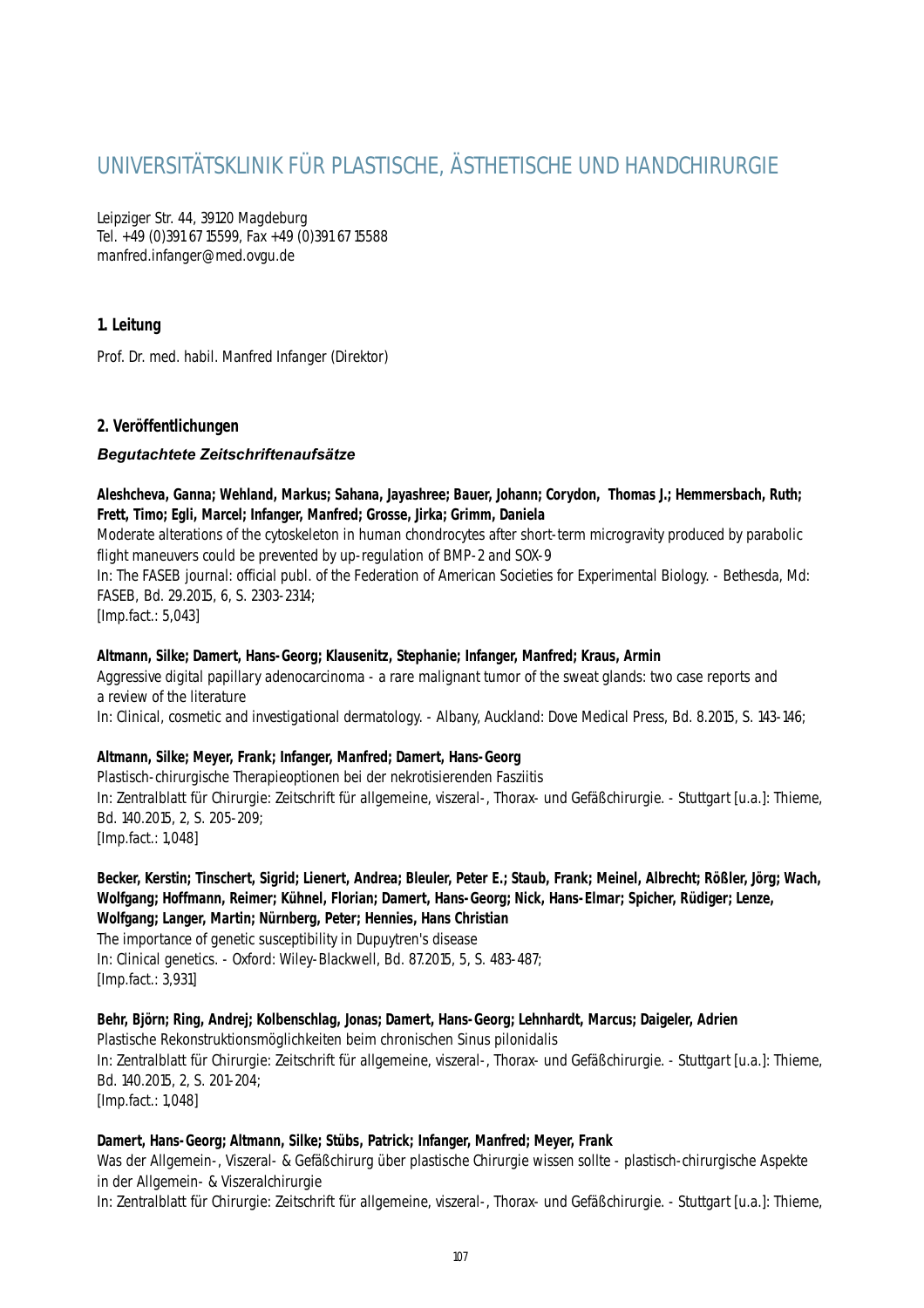# UNIVERSITÄTSKLINIK FÜR PLASTISCHE, ÄSTHETISCHE UND HANDCHIRURGIE

Leipziger Str. 44, 39120 Magdeburg
Tel. +49 (0)391 67 15599, Fax +49 (0)391 67 15588
manfred.infanger@med.ovgu.de

## 1. Leitung

Prof. Dr. med. habil. Manfred Infanger (Direktor)

## 2. Veröffentlichungen

### *Begutachtete Zeitschriftenaufsätze*

**Aleshcheva, Ganna; Wehland, Markus; Sahana, Jayashree; Bauer, Johann; Corydon, Thomas J.; Hemmersbach, Ruth; Frett, Timo; Egli, Marcel; Infanger, Manfred; Grosse, Jirka; Grimm, Daniela**
Moderate alterations of the cytoskeleton in human chondrocytes after short-term microgravity produced by parabolic flight maneuvers could be prevented by up-regulation of BMP-2 and SOX-9
In: The FASEB journal: official publ. of the Federation of American Societies for Experimental Biology. - Bethesda, Md: FASEB, Bd. 29.2015, 6, S. 2303-2314;
[Imp.fact.: 5,043]

**Altmann, Silke; Damert, Hans-Georg; Klausenitz, Stephanie; Infanger, Manfred; Kraus, Armin**
Aggressive digital papillary adenocarcinoma - a rare malignant tumor of the sweat glands: two case reports and a review of the literature
In: Clinical, cosmetic and investigational dermatology. - Albany, Auckland: Dove Medical Press, Bd. 8.2015, S. 143-146;

**Altmann, Silke; Meyer, Frank; Infanger, Manfred; Damert, Hans-Georg**
Plastisch-chirurgische Therapieoptionen bei der nekrotisierenden Fasziitis
In: Zentralblatt für Chirurgie: Zeitschrift für allgemeine, viszeral-, Thorax- und Gefäßchirurgie. - Stuttgart [u.a.]: Thieme, Bd. 140.2015, 2, S. 205-209;
[Imp.fact.: 1,048]

**Becker, Kerstin; Tinschert, Sigrid; Lienert, Andrea; Bleuler, Peter E.; Staub, Frank; Meinel, Albrecht; Rößler, Jörg; Wach, Wolfgang; Hoffmann, Reimer; Kühnel, Florian; Damert, Hans-Georg; Nick, Hans-Elmar; Spicher, Rüdiger; Lenze, Wolfgang; Langer, Martin; Nürnberg, Peter; Hennies, Hans Christian**
The importance of genetic susceptibility in Dupuytren's disease
In: Clinical genetics. - Oxford: Wiley-Blackwell, Bd. 87.2015, 5, S. 483-487;
[Imp.fact.: 3,931]

**Behr, Björn; Ring, Andrej; Kolbenschlag, Jonas; Damert, Hans-Georg; Lehnhardt, Marcus; Daigeler, Adrien**
Plastische Rekonstruktionsmöglichkeiten beim chronischen Sinus pilonidalis
In: Zentralblatt für Chirurgie: Zeitschrift für allgemeine, viszeral-, Thorax- und Gefäßchirurgie. - Stuttgart [u.a.]: Thieme, Bd. 140.2015, 2, S. 201-204;
[Imp.fact.: 1,048]

**Damert, Hans-Georg; Altmann, Silke; Stübs, Patrick; Infanger, Manfred; Meyer, Frank**
Was der Allgemein-, Viszeral- & Gefäßchirurg über plastische Chirurgie wissen sollte - plastisch-chirurgische Aspekte in der Allgemein- & Viszeralchirurgie
In: Zentralblatt für Chirurgie: Zeitschrift für allgemeine, viszeral-, Thorax- und Gefäßchirurgie. - Stuttgart [u.a.]: Thieme,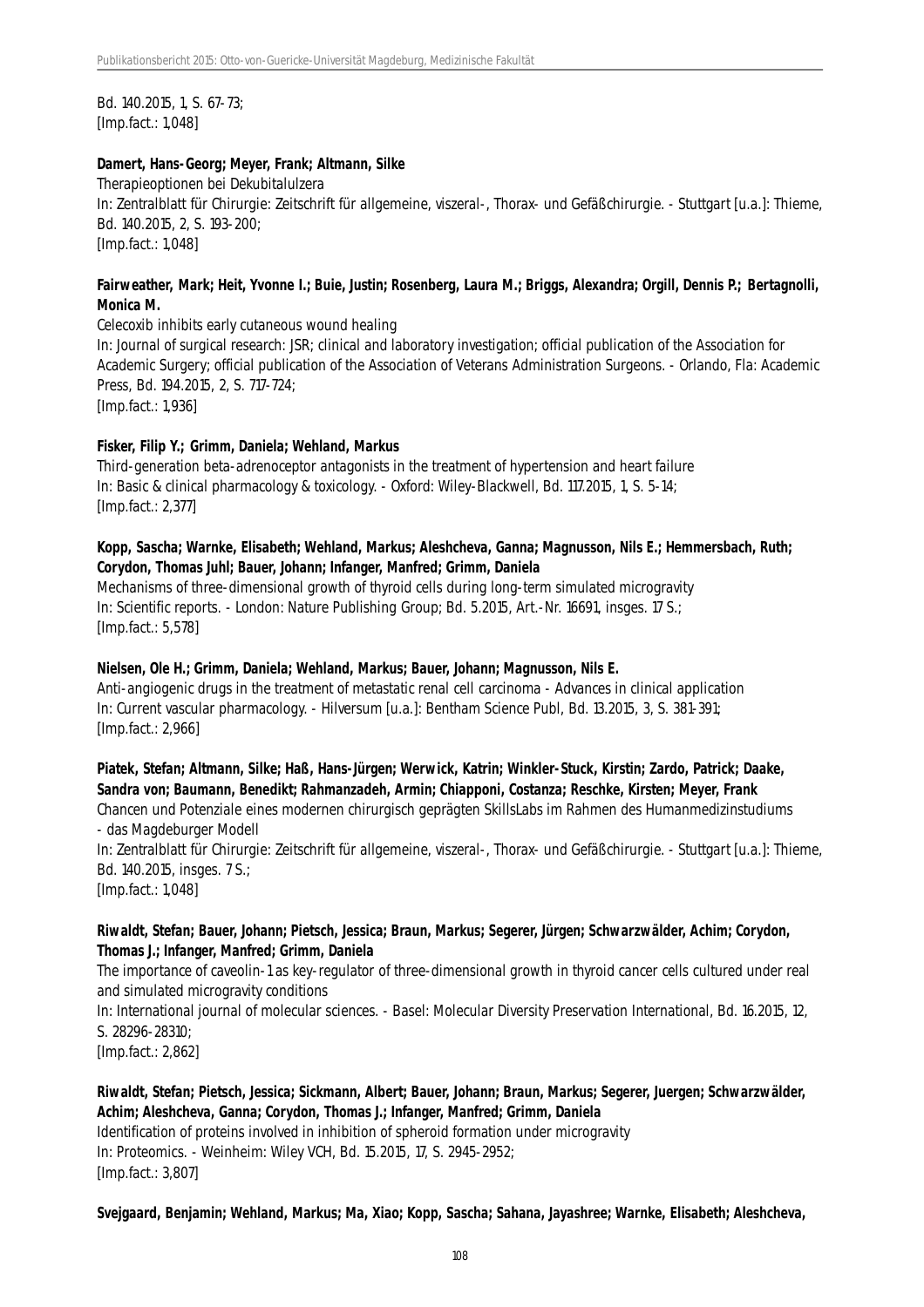Bd. 140.2015, 1, S. 67-73;
[Imp.fact.: 1,048]

**Damert, Hans-Georg; Meyer, Frank; Altmann, Silke**
Therapieoptionen bei Dekubitalulzera
In: Zentralblatt für Chirurgie: Zeitschrift für allgemeine, viszeral-, Thorax- und Gefäßchirurgie. - Stuttgart [u.a.]: Thieme, Bd. 140.2015, 2, S. 193-200;
[Imp.fact.: 1,048]

**Fairweather, Mark; Heit, Yvonne I.; Buie, Justin; Rosenberg, Laura M.; Briggs, Alexandra; Orgill, Dennis P.; Bertagnolli, Monica M.**
Celecoxib inhibits early cutaneous wound healing
In: Journal of surgical research: JSR; clinical and laboratory investigation; official publication of the Association for Academic Surgery; official publication of the Association of Veterans Administration Surgeons. - Orlando, Fla: Academic Press, Bd. 194.2015, 2, S. 717-724;
[Imp.fact.: 1,936]

**Fisker, Filip Y.; Grimm, Daniela; Wehland, Markus**
Third-generation beta-adrenoceptor antagonists in the treatment of hypertension and heart failure
In: Basic & clinical pharmacology & toxicology. - Oxford: Wiley-Blackwell, Bd. 117.2015, 1, S. 5-14;
[Imp.fact.: 2,377]

**Kopp, Sascha; Warnke, Elisabeth; Wehland, Markus; Aleshcheva, Ganna; Magnusson, Nils E.; Hemmersbach, Ruth; Corydon, Thomas Juhl; Bauer, Johann; Infanger, Manfred; Grimm, Daniela**
Mechanisms of three-dimensional growth of thyroid cells during long-term simulated microgravity
In: Scientific reports. - London: Nature Publishing Group; Bd. 5.2015, Art.-Nr. 16691, insges. 17 S.;
[Imp.fact.: 5,578]

**Nielsen, Ole H.; Grimm, Daniela; Wehland, Markus; Bauer, Johann; Magnusson, Nils E.**
Anti-angiogenic drugs in the treatment of metastatic renal cell carcinoma - Advances in clinical application
In: Current vascular pharmacology. - Hilversum [u.a.]: Bentham Science Publ, Bd. 13.2015, 3, S. 381-391;
[Imp.fact.: 2,966]

**Piatek, Stefan; Altmann, Silke; Haß, Hans-Jürgen; Werwick, Katrin; Winkler-Stuck, Kirstin; Zardo, Patrick; Daake, Sandra von; Baumann, Benedikt; Rahmanzadeh, Armin; Chiapponi, Costanza; Reschke, Kirsten; Meyer, Frank**
Chancen und Potenziale eines modernen chirurgisch geprägten SkillsLabs im Rahmen des Humanmedizinstudiums - das Magdeburger Modell
In: Zentralblatt für Chirurgie: Zeitschrift für allgemeine, viszeral-, Thorax- und Gefäßchirurgie. - Stuttgart [u.a.]: Thieme, Bd. 140.2015, insges. 7 S.;
[Imp.fact.: 1,048]

**Riwaldt, Stefan; Bauer, Johann; Pietsch, Jessica; Braun, Markus; Segerer, Jürgen; Schwarzwälder, Achim; Corydon, Thomas J.; Infanger, Manfred; Grimm, Daniela**
The importance of caveolin-1 as key-regulator of three-dimensional growth in thyroid cancer cells cultured under real and simulated microgravity conditions
In: International journal of molecular sciences. - Basel: Molecular Diversity Preservation International, Bd. 16.2015, 12, S. 28296-28310;
[Imp.fact.: 2,862]

**Riwaldt, Stefan; Pietsch, Jessica; Sickmann, Albert; Bauer, Johann; Braun, Markus; Segerer, Juergen; Schwarzwälder, Achim; Aleshcheva, Ganna; Corydon, Thomas J.; Infanger, Manfred; Grimm, Daniela**
Identification of proteins involved in inhibition of spheroid formation under microgravity
In: Proteomics. - Weinheim: Wiley VCH, Bd. 15.2015, 17, S. 2945-2952;
[Imp.fact.: 3,807]

**Svejgaard, Benjamin; Wehland, Markus; Ma, Xiao; Kopp, Sascha; Sahana, Jayashree; Warnke, Elisabeth; Aleshcheva,**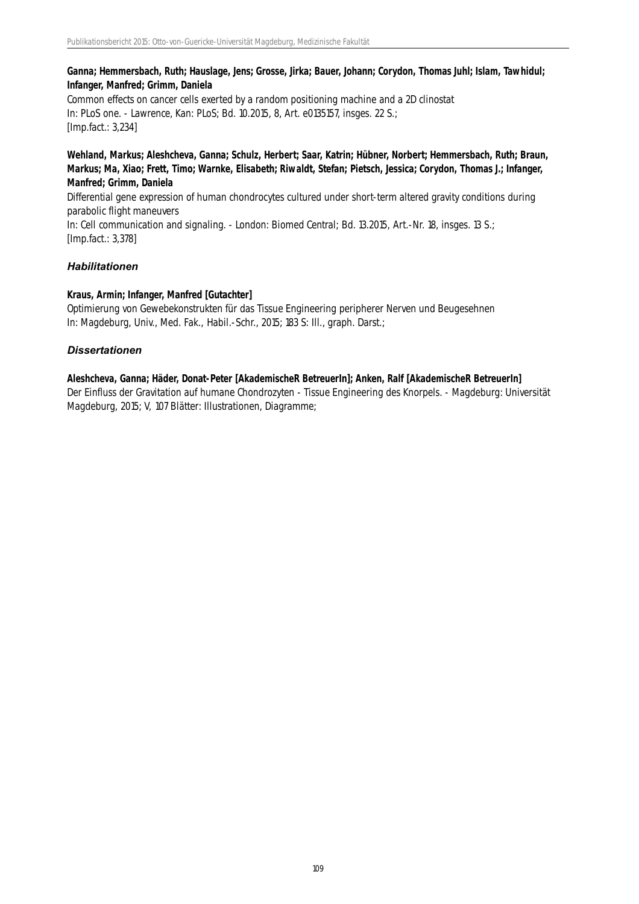**Ganna; Hemmersbach, Ruth; Hauslage, Jens; Grosse, Jirka; Bauer, Johann; Corydon, Thomas Juhl; Islam, Tawhidul; Infanger, Manfred; Grimm, Daniela**
Common effects on cancer cells exerted by a random positioning machine and a 2D clinostat
In: PLoS one. - Lawrence, Kan: PLoS; Bd. 10.2015, 8, Art. e0135157, insges. 22 S.;
[Imp.fact.: 3,234]

**Wehland, Markus; Aleshcheva, Ganna; Schulz, Herbert; Saar, Katrin; Hübner, Norbert; Hemmersbach, Ruth; Braun, Markus; Ma, Xiao; Frett, Timo; Warnke, Elisabeth; Riwaldt, Stefan; Pietsch, Jessica; Corydon, Thomas J.; Infanger, Manfred; Grimm, Daniela**
Differential gene expression of human chondrocytes cultured under short-term altered gravity conditions during parabolic flight maneuvers
In: Cell communication and signaling. - London: Biomed Central; Bd. 13.2015, Art.-Nr. 18, insges. 13 S.;
[Imp.fact.: 3,378]

### *Habilitationen*

**Kraus, Armin; Infanger, Manfred [Gutachter]**
Optimierung von Gewebekonstrukten für das Tissue Engineering peripherer Nerven und Beugesehnen
In: Magdeburg, Univ., Med. Fak., Habil.-Schr., 2015; 183 S: Ill., graph. Darst.;

### *Dissertationen*

**Aleshcheva, Ganna; Häder, Donat-Peter [AkademischeR BetreuerIn]; Anken, Ralf [AkademischeR BetreuerIn]**
Der Einfluss der Gravitation auf humane Chondrozyten - Tissue Engineering des Knorpels. - Magdeburg: Universität Magdeburg, 2015; V, 107 Blätter: Illustrationen, Diagramme;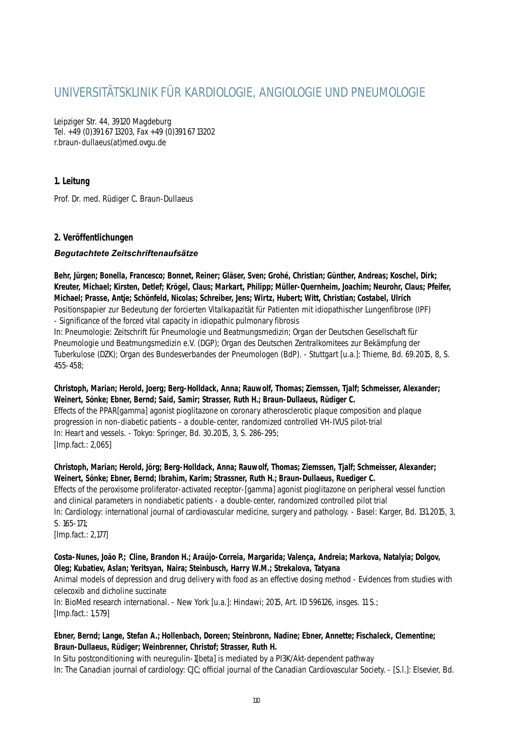# UNIVERSITÄTSKLINIK FÜR KARDIOLOGIE, ANGIOLOGIE UND PNEUMOLOGIE

Leipziger Str. 44, 39120 Magdeburg
Tel. +49 (0)391 67 13203, Fax +49 (0)391 67 13202
r.braun-dullaeus(at)med.ovgu.de

## 1. Leitung

Prof. Dr. med. Rüdiger C. Braun-Dullaeus

## 2. Veröffentlichungen

### *Begutachtete Zeitschriftenaufsätze*

**Behr, Jürgen; Bonella, Francesco; Bonnet, Reiner; Gläser, Sven; Grohé, Christian; Günther, Andreas; Koschel, Dirk; Kreuter, Michael; Kirsten, Detlef; Krögel, Claus; Markart, Philipp; Müller-Quernheim, Joachim; Neurohr, Claus; Pfeifer, Michael; Prasse, Antje; Schönfeld, Nicolas; Schreiber, Jens; Wirtz, Hubert; Witt, Christian; Costabel, Ulrich**
Positionspapier zur Bedeutung der forcierten Vitalkapazität für Patienten mit idiopathischer Lungenfibrose (IPF) - Significance of the forced vital capacity in idiopathic pulmonary fibrosis
In: Pneumologie: Zeitschrift für Pneumologie und Beatmungsmedizin; Organ der Deutschen Gesellschaft für Pneumologie und Beatmungsmedizin e.V. (DGP); Organ des Deutschen Zentralkomitees zur Bekämpfung der Tuberkulose (DZK); Organ des Bundesverbandes der Pneumologen (BdP). - Stuttgart [u.a.]: Thieme, Bd. 69.2015, 8, S. 455-458;

**Christoph, Marian; Herold, Joerg; Berg-Holldack, Anna; Rauwolf, Thomas; Ziemssen, Tjalf; Schmeisser, Alexander; Weinert, Sönke; Ebner, Bernd; Said, Samir; Strasser, Ruth H.; Braun-Dullaeus, Rüdiger C.**
Effects of the PPAR[gamma] agonist pioglitazone on coronary atherosclerotic plaque composition and plaque progression in non-diabetic patients - a double-center, randomized controlled VH-IVUS pilot-trial
In: Heart and vessels. - Tokyo: Springer, Bd. 30.2015, 3, S. 286-295;
[Imp.fact.: 2,065]

**Christoph, Marian; Herold, Jörg; Berg-Holldack, Anna; Rauwolf, Thomas; Ziemssen, Tjalf; Schmeisser, Alexander; Weinert, Sönke; Ebner, Bernd; Ibrahim, Karim; Strassner, Ruth H.; Braun-Dullaeus, Ruediger C.**
Effects of the peroxisome proliferator-activated receptor-[gamma] agonist pioglitazone on peripheral vessel function and clinical parameters in nondiabetic patients - a double-center, randomized controlled pilot trial
In: Cardiology: international journal of cardiovascular medicine, surgery and pathology. - Basel: Karger, Bd. 131.2015, 3, S. 165-171;
[Imp.fact.: 2,177]

**Costa-Nunes, João P.; Cline, Brandon H.; Araújo-Correia, Margarida; Valença, Andreia; Markova, Natalyia; Dolgov, Oleg; Kubatiev, Aslan; Yeritsyan, Naira; Steinbusch, Harry W.M.; Strekalova, Tatyana**
Animal models of depression and drug delivery with food as an effective dosing method - Evidences from studies with celecoxib and dicholine succinate
In: BioMed research international. - New York [u.a.]: Hindawi; 2015, Art. ID 596126, insges. 11 S.;
[Imp.fact.: 1,579]

**Ebner, Bernd; Lange, Stefan A.; Hollenbach, Doreen; Steinbronn, Nadine; Ebner, Annette; Fischaleck, Clementine; Braun-Dullaeus, Rüdiger; Weinbrenner, Christof; Strasser, Ruth H.**
In Situ postconditioning with neuregulin-1[beta] is mediated by a PI3K/Akt-dependent pathway
In: The Canadian journal of cardiology: CJC; official journal of the Canadian Cardiovascular Society. - [S.l.]: Elsevier, Bd.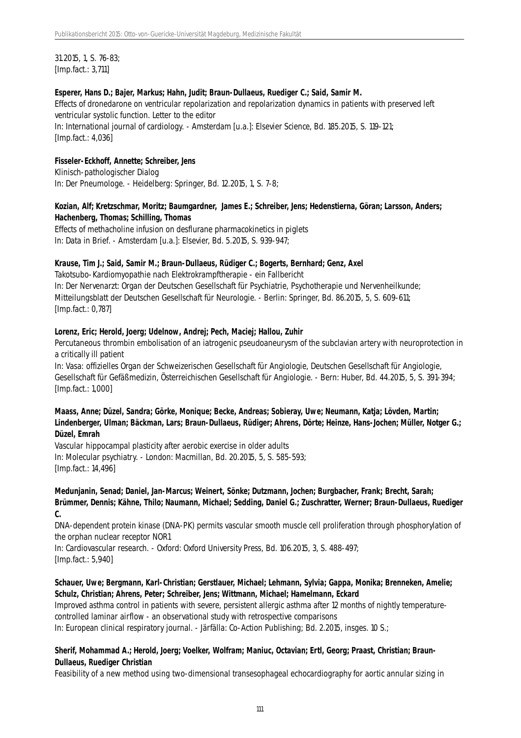31.2015, 1, S. 76-83;
[Imp.fact.: 3,711]

**Esperer, Hans D.; Bajer, Markus; Hahn, Judit; Braun-Dullaeus, Ruediger C.; Said, Samir M.**
Effects of dronedarone on ventricular repolarization and repolarization dynamics in patients with preserved left ventricular systolic function. Letter to the editor
In: International journal of cardiology. - Amsterdam [u.a.]: Elsevier Science, Bd. 185.2015, S. 119-121;
[Imp.fact.: 4,036]

**Fisseler-Eckhoff, Annette; Schreiber, Jens**
Klinisch-pathologischer Dialog
In: Der Pneumologe. - Heidelberg: Springer, Bd. 12.2015, 1, S. 7-8;

**Kozian, Alf; Kretzschmar, Moritz; Baumgardner, James E.; Schreiber, Jens; Hedenstierna, Göran; Larsson, Anders; Hachenberg, Thomas; Schilling, Thomas**
Effects of methacholine infusion on desflurane pharmacokinetics in piglets
In: Data in Brief. - Amsterdam [u.a.]: Elsevier, Bd. 5.2015, S. 939-947;

**Krause, Tim J.; Said, Samir M.; Braun-Dullaeus, Rüdiger C.; Bogerts, Bernhard; Genz, Axel**
Takotsubo-Kardiomyopathie nach Elektrokrampftherapie - ein Fallbericht
In: Der Nervenarzt: Organ der Deutschen Gesellschaft für Psychiatrie, Psychotherapie und Nervenheilkunde; Mitteilungsblatt der Deutschen Gesellschaft für Neurologie. - Berlin: Springer, Bd. 86.2015, 5, S. 609-611;
[Imp.fact.: 0,787]

**Lorenz, Eric; Herold, Joerg; Udelnow, Andrej; Pech, Maciej; Hallou, Zuhir**
Percutaneous thrombin embolisation of an iatrogenic pseudoaneurysm of the subclavian artery with neuroprotection in a critically ill patient
In: Vasa: offizielles Organ der Schweizerischen Gesellschaft für Angiologie, Deutschen Gesellschaft für Angiologie, Gesellschaft für Gefäßmedizin, Österreichischen Gesellschaft für Angiologie. - Bern: Huber, Bd. 44.2015, 5, S. 391-394;
[Imp.fact.: 1,000]

**Maass, Anne; Düzel, Sandra; Görke, Monique; Becke, Andreas; Sobieray, Uwe; Neumann, Katja; Lövden, Martin; Lindenberger, Ulman; Bäckman, Lars; Braun-Dullaeus, Rüdiger; Ahrens, Dörte; Heinze, Hans-Jochen; Müller, Notger G.; Düzel, Emrah**
Vascular hippocampal plasticity after aerobic exercise in older adults
In: Molecular psychiatry. - London: Macmillan, Bd. 20.2015, 5, S. 585-593;
[Imp.fact.: 14,496]

**Medunjanin, Senad; Daniel, Jan-Marcus; Weinert, Sönke; Dutzmann, Jochen; Burgbacher, Frank; Brecht, Sarah; Brümmer, Dennis; Kähne, Thilo; Naumann, Michael; Sedding, Daniel G.; Zuschratter, Werner; Braun-Dullaeus, Ruediger C.**
DNA-dependent protein kinase (DNA-PK) permits vascular smooth muscle cell proliferation through phosphorylation of the orphan nuclear receptor NOR1
In: Cardiovascular research. - Oxford: Oxford University Press, Bd. 106.2015, 3, S. 488-497;
[Imp.fact.: 5,940]

**Schauer, Uwe; Bergmann, Karl-Christian; Gerstlauer, Michael; Lehmann, Sylvia; Gappa, Monika; Brenneken, Amelie; Schulz, Christian; Ahrens, Peter; Schreiber, Jens; Wittmann, Michael; Hamelmann, Eckard**
Improved asthma control in patients with severe, persistent allergic asthma after 12 months of nightly temperature-controlled laminar airflow - an observational study with retrospective comparisons
In: European clinical respiratory journal. - Järfälla: Co-Action Publishing; Bd. 2.2015, insges. 10 S.;

**Sherif, Mohammad A.; Herold, Joerg; Voelker, Wolfram; Maniuc, Octavian; Ertl, Georg; Praast, Christian; Braun-Dullaeus, Ruediger Christian**
Feasibility of a new method using two-dimensional transesophageal echocardiography for aortic annular sizing in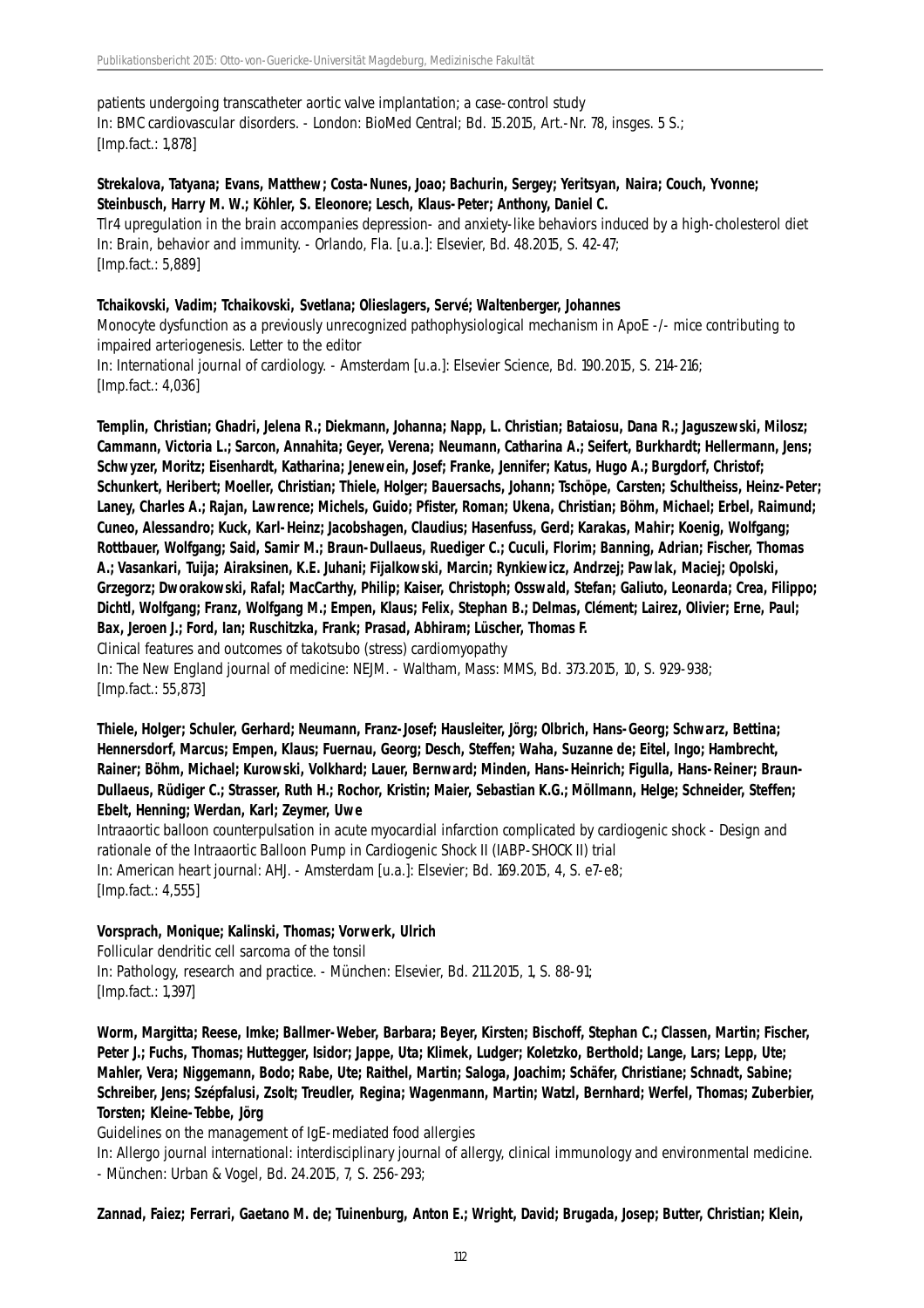patients undergoing transcatheter aortic valve implantation; a case-control study
In: BMC cardiovascular disorders. - London: BioMed Central; Bd. 15.2015, Art.-Nr. 78, insges. 5 S.;
[Imp.fact.: 1,878]

**Strekalova, Tatyana; Evans, Matthew; Costa-Nunes, Joao; Bachurin, Sergey; Yeritsyan, Naira; Couch, Yvonne; Steinbusch, Harry M. W.; Köhler, S. Eleonore; Lesch, Klaus-Peter; Anthony, Daniel C.**
Tlr4 upregulation in the brain accompanies depression- and anxiety-like behaviors induced by a high-cholesterol diet
In: Brain, behavior and immunity. - Orlando, Fla. [u.a.]: Elsevier, Bd. 48.2015, S. 42-47;
[Imp.fact.: 5,889]

**Tchaikovski, Vadim; Tchaikovski, Svetlana; Olieslagers, Servé; Waltenberger, Johannes**
Monocyte dysfunction as a previously unrecognized pathophysiological mechanism in ApoE -/- mice contributing to impaired arteriogenesis. Letter to the editor
In: International journal of cardiology. - Amsterdam [u.a.]: Elsevier Science, Bd. 190.2015, S. 214-216;
[Imp.fact.: 4,036]

**Templin, Christian; Ghadri, Jelena R.; Diekmann, Johanna; Napp, L. Christian; Bataiosu, Dana R.; Jaguszewski, Milosz; Cammann, Victoria L.; Sarcon, Annahita; Geyer, Verena; Neumann, Catharina A.; Seifert, Burkhardt; Hellermann, Jens; Schwyzer, Moritz; Eisenhardt, Katharina; Jenewein, Josef; Franke, Jennifer; Katus, Hugo A.; Burgdorf, Christof; Schunkert, Heribert; Moeller, Christian; Thiele, Holger; Bauersachs, Johann; Tschöpe, Carsten; Schultheiss, Heinz-Peter; Laney, Charles A.; Rajan, Lawrence; Michels, Guido; Pfister, Roman; Ukena, Christian; Böhm, Michael; Erbel, Raimund; Cuneo, Alessandro; Kuck, Karl-Heinz; Jacobshagen, Claudius; Hasenfuss, Gerd; Karakas, Mahir; Koenig, Wolfgang; Rottbauer, Wolfgang; Said, Samir M.; Braun-Dullaeus, Ruediger C.; Cuculi, Florim; Banning, Adrian; Fischer, Thomas A.; Vasankari, Tuija; Airaksinen, K.E. Juhani; Fijalkowski, Marcin; Rynkiewicz, Andrzej; Pawlak, Maciej; Opolski, Grzegorz; Dworakowski, Rafal; MacCarthy, Philip; Kaiser, Christoph; Osswald, Stefan; Galiuto, Leonarda; Crea, Filippo; Dichtl, Wolfgang; Franz, Wolfgang M.; Empen, Klaus; Felix, Stephan B.; Delmas, Clément; Lairez, Olivier; Erne, Paul; Bax, Jeroen J.; Ford, Ian; Ruschitzka, Frank; Prasad, Abhiram; Lüscher, Thomas F.**
Clinical features and outcomes of takotsubo (stress) cardiomyopathy
In: The New England journal of medicine: NEJM. - Waltham, Mass: MMS, Bd. 373.2015, 10, S. 929-938;
[Imp.fact.: 55,873]

**Thiele, Holger; Schuler, Gerhard; Neumann, Franz-Josef; Hausleiter, Jörg; Olbrich, Hans-Georg; Schwarz, Bettina; Hennersdorf, Marcus; Empen, Klaus; Fuernau, Georg; Desch, Steffen; Waha, Suzanne de; Eitel, Ingo; Hambrecht, Rainer; Böhm, Michael; Kurowski, Volkhard; Lauer, Bernward; Minden, Hans-Heinrich; Figulla, Hans-Reiner; Braun-Dullaeus, Rüdiger C.; Strasser, Ruth H.; Rochor, Kristin; Maier, Sebastian K.G.; Möllmann, Helge; Schneider, Steffen; Ebelt, Henning; Werdan, Karl; Zeymer, Uwe**
Intraaortic balloon counterpulsation in acute myocardial infarction complicated by cardiogenic shock - Design and rationale of the Intraaortic Balloon Pump in Cardiogenic Shock II (IABP-SHOCK II) trial
In: American heart journal: AHJ. - Amsterdam [u.a.]: Elsevier; Bd. 169.2015, 4, S. e7-e8;
[Imp.fact.: 4,555]

**Vorsprach, Monique; Kalinski, Thomas; Vorwerk, Ulrich**
Follicular dendritic cell sarcoma of the tonsil
In: Pathology, research and practice. - München: Elsevier, Bd. 211.2015, 1, S. 88-91;
[Imp.fact.: 1,397]

**Worm, Margitta; Reese, Imke; Ballmer-Weber, Barbara; Beyer, Kirsten; Bischoff, Stephan C.; Classen, Martin; Fischer, Peter J.; Fuchs, Thomas; Huttegger, Isidor; Jappe, Uta; Klimek, Ludger; Koletzko, Berthold; Lange, Lars; Lepp, Ute; Mahler, Vera; Niggemann, Bodo; Rabe, Ute; Raithel, Martin; Saloga, Joachim; Schäfer, Christiane; Schnadt, Sabine; Schreiber, Jens; Szépfalusi, Zsolt; Treudler, Regina; Wagenmann, Martin; Watzl, Bernhard; Werfel, Thomas; Zuberbier, Torsten; Kleine-Tebbe, Jörg**
Guidelines on the management of IgE-mediated food allergies
In: Allergo journal international: interdisciplinary journal of allergy, clinical immunology and environmental medicine. - München: Urban & Vogel, Bd. 24.2015, 7, S. 256-293;

**Zannad, Faiez; Ferrari, Gaetano M. de; Tuinenburg, Anton E.; Wright, David; Brugada, Josep; Butter, Christian; Klein,**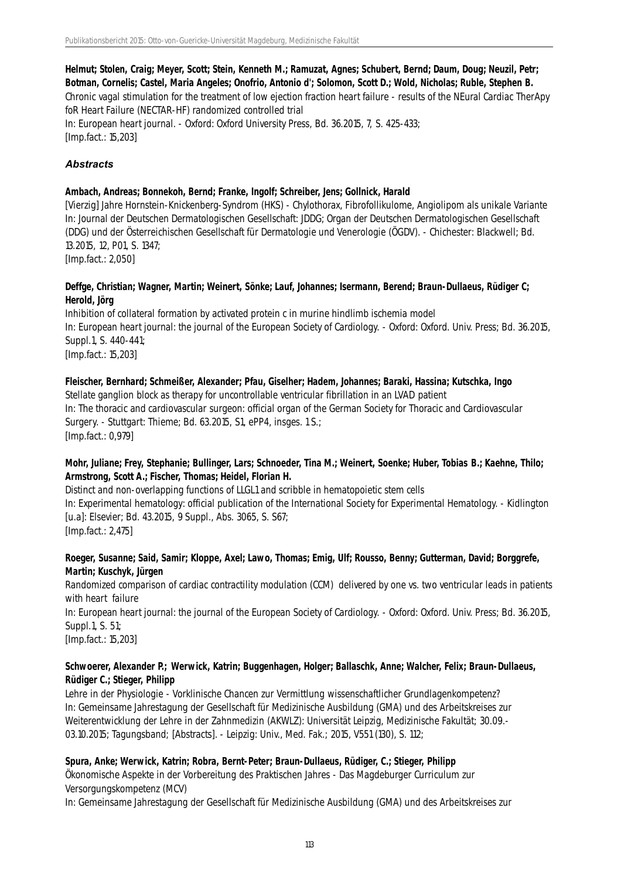**Helmut; Stolen, Craig; Meyer, Scott; Stein, Kenneth M.; Ramuzat, Agnes; Schubert, Bernd; Daum, Doug; Neuzil, Petr; Botman, Cornelis; Castel, Maria Angeles; Onofrio, Antonio d'; Solomon, Scott D.; Wold, Nicholas; Ruble, Stephen B.**
Chronic vagal stimulation for the treatment of low ejection fraction heart failure - results of the NEural Cardiac TherApy foR Heart Failure (NECTAR-HF) randomized controlled trial
In: European heart journal. - Oxford: Oxford University Press, Bd. 36.2015, 7, S. 425-433;
[Imp.fact.: 15,203]

### *Abstracts*

**Ambach, Andreas; Bonnekoh, Bernd; Franke, Ingolf; Schreiber, Jens; Gollnick, Harald**
[Vierzig] Jahre Hornstein-Knickenberg-Syndrom (HKS) - Chylothorax, Fibrofollikulome, Angiolipom als unikale Variante
In: Journal der Deutschen Dermatologischen Gesellschaft: JDDG; Organ der Deutschen Dermatologischen Gesellschaft (DDG) und der Österreichischen Gesellschaft für Dermatologie und Venerologie (ÖGDV). - Chichester: Blackwell; Bd. 13.2015, 12, P01, S. 1347;
[Imp.fact.: 2,050]

**Deffge, Christian; Wagner, Martin; Weinert, Sönke; Lauf, Johannes; Isermann, Berend; Braun-Dullaeus, Rüdiger C; Herold, Jörg**
Inhibition of collateral formation by activated protein c in murine hindlimb ischemia model
In: European heart journal: the journal of the European Society of Cardiology. - Oxford: Oxford. Univ. Press; Bd. 36.2015, Suppl.1, S. 440-441;
[Imp.fact.: 15,203]

**Fleischer, Bernhard; Schmeißer, Alexander; Pfau, Giselher; Hadem, Johannes; Baraki, Hassina; Kutschka, Ingo**
Stellate ganglion block as therapy for uncontrollable ventricular fibrillation in an LVAD patient
In: The thoracic and cardiovascular surgeon: official organ of the German Society for Thoracic and Cardiovascular Surgery. - Stuttgart: Thieme; Bd. 63.2015, S1, ePP4, insges. 1 S.;
[Imp.fact.: 0,979]

**Mohr, Juliane; Frey, Stephanie; Bullinger, Lars; Schnoeder, Tina M.; Weinert, Soenke; Huber, Tobias B.; Kaehne, Thilo; Armstrong, Scott A.; Fischer, Thomas; Heidel, Florian H.**
Distinct and non-overlapping functions of LLGL1 and scribble in hematopoietic stem cells
In: Experimental hematology: official publication of the International Society for Experimental Hematology. - Kidlington [u.a]: Elsevier; Bd. 43.2015, 9 Suppl., Abs. 3065, S. S67;
[Imp.fact.: 2,475]

**Roeger, Susanne; Said, Samir; Kloppe, Axel; Lawo, Thomas; Emig, Ulf; Rousso, Benny; Gutterman, David; Borggrefe, Martin; Kuschyk, Jürgen**
Randomized comparison of cardiac contractility modulation (CCM) delivered by one vs. two ventricular leads in patients with heart failure
In: European heart journal: the journal of the European Society of Cardiology. - Oxford: Oxford. Univ. Press; Bd. 36.2015, Suppl.1, S. 51;
[Imp.fact.: 15,203]

**Schwoerer, Alexander P.; Werwick, Katrin; Buggenhagen, Holger; Ballaschk, Anne; Walcher, Felix; Braun-Dullaeus, Rüdiger C.; Stieger, Philipp**
Lehre in der Physiologie - Vorklinische Chancen zur Vermittlung wissenschaftlicher Grundlagenkompetenz?
In: Gemeinsame Jahrestagung der Gesellschaft für Medizinische Ausbildung (GMA) und des Arbeitskreises zur Weiterentwicklung der Lehre in der Zahnmedizin (AKWLZ): Universität Leipzig, Medizinische Fakultät; 30.09.-03.10.2015; Tagungsband; [Abstracts]. - Leipzig: Univ., Med. Fak.; 2015, V551 (130), S. 112;

**Spura, Anke; Werwick, Katrin; Robra, Bernt-Peter; Braun-Dullaeus, Rüdiger, C.; Stieger, Philipp**
Ökonomische Aspekte in der Vorbereitung des Praktischen Jahres - Das Magdeburger Curriculum zur Versorgungskompetenz (MCV)
In: Gemeinsame Jahrestagung der Gesellschaft für Medizinische Ausbildung (GMA) und des Arbeitskreises zur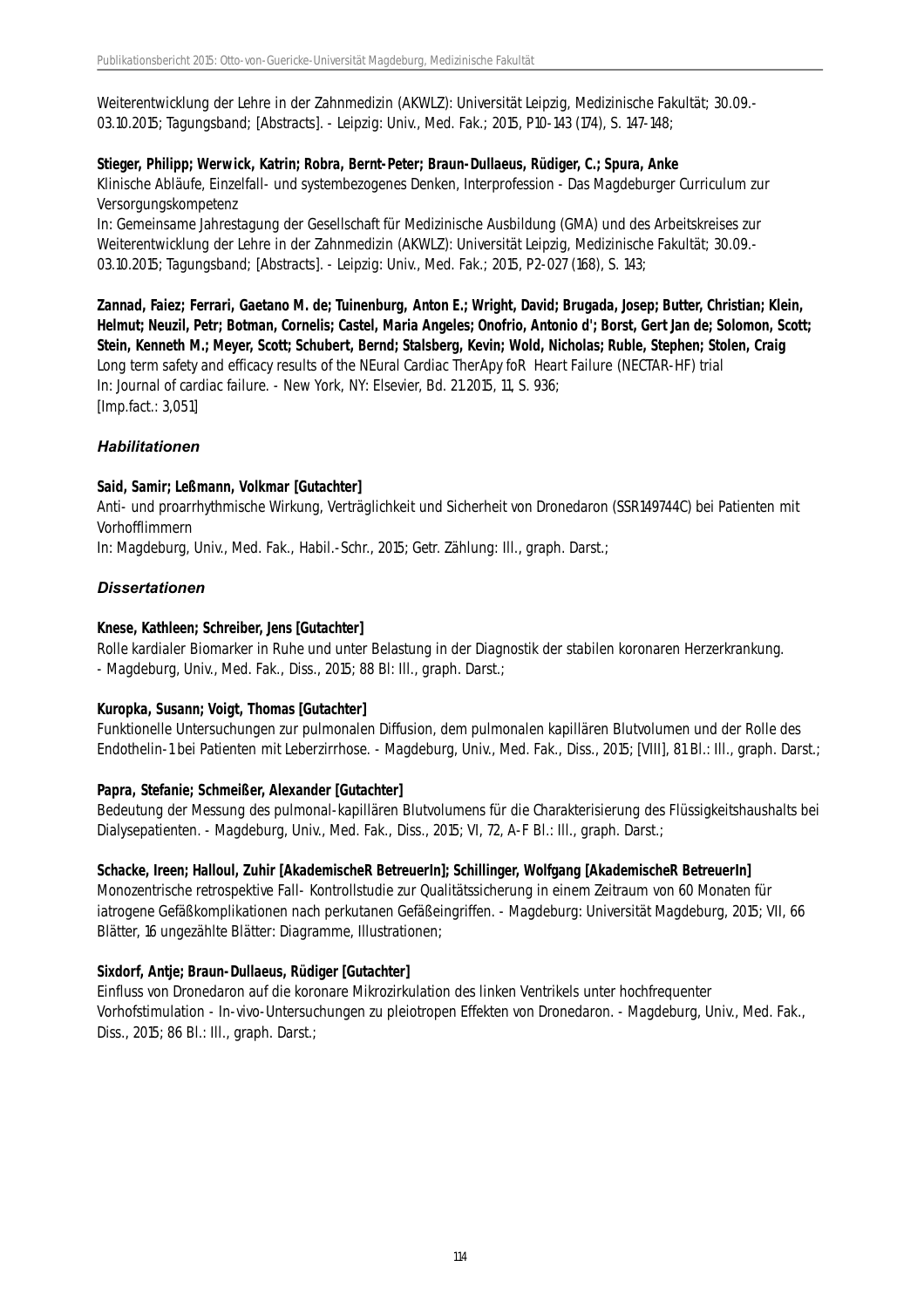Weiterentwicklung der Lehre in der Zahnmedizin (AKWLZ): Universität Leipzig, Medizinische Fakultät; 30.09.-03.10.2015; Tagungsband; [Abstracts]. - Leipzig: Univ., Med. Fak.; 2015, P10-143 (174), S. 147-148;

**Stieger, Philipp; Werwick, Katrin; Robra, Bernt-Peter; Braun-Dullaeus, Rüdiger, C.; Spura, Anke**
Klinische Abläufe, Einzelfall- und systembezogenes Denken, Interprofession - Das Magdeburger Curriculum zur Versorgungskompetenz
In: Gemeinsame Jahrestagung der Gesellschaft für Medizinische Ausbildung (GMA) und des Arbeitskreises zur Weiterentwicklung der Lehre in der Zahnmedizin (AKWLZ): Universität Leipzig, Medizinische Fakultät; 30.09.-03.10.2015; Tagungsband; [Abstracts]. - Leipzig: Univ., Med. Fak.; 2015, P2-027 (168), S. 143;

**Zannad, Faiez; Ferrari, Gaetano M. de; Tuinenburg, Anton E.; Wright, David; Brugada, Josep; Butter, Christian; Klein, Helmut; Neuzil, Petr; Botman, Cornelis; Castel, Maria Angeles; Onofrio, Antonio d'; Borst, Gert Jan de; Solomon, Scott; Stein, Kenneth M.; Meyer, Scott; Schubert, Bernd; Stalsberg, Kevin; Wold, Nicholas; Ruble, Stephen; Stolen, Craig**
Long term safety and efficacy results of the NEural Cardiac TherApy foR Heart Failure (NECTAR-HF) trial
In: Journal of cardiac failure. - New York, NY: Elsevier, Bd. 21.2015, 11, S. 936;
[Imp.fact.: 3,051]

### *Habilitationen*

**Said, Samir; Leßmann, Volkmar [Gutachter]**
Anti- und proarrhythmische Wirkung, Verträglichkeit und Sicherheit von Dronedaron (SSR149744C) bei Patienten mit Vorhofflimmern
In: Magdeburg, Univ., Med. Fak., Habil.-Schr., 2015; Getr. Zählung: Ill., graph. Darst.;

### *Dissertationen*

**Knese, Kathleen; Schreiber, Jens [Gutachter]**
Rolle kardialer Biomarker in Ruhe und unter Belastung in der Diagnostik der stabilen koronaren Herzerkrankung. - Magdeburg, Univ., Med. Fak., Diss., 2015; 88 Bl: Ill., graph. Darst.;

**Kuropka, Susann; Voigt, Thomas [Gutachter]**
Funktionelle Untersuchungen zur pulmonalen Diffusion, dem pulmonalen kapillären Blutvolumen und der Rolle des Endothelin-1 bei Patienten mit Leberzirrhose. - Magdeburg, Univ., Med. Fak., Diss., 2015; [VIII], 81 Bl.: Ill., graph. Darst.;

**Papra, Stefanie; Schmeißer, Alexander [Gutachter]**
Bedeutung der Messung des pulmonal-kapillären Blutvolumens für die Charakterisierung des Flüssigkeitshaushalts bei Dialysepatienten. - Magdeburg, Univ., Med. Fak., Diss., 2015; VI, 72, A-F Bl.: Ill., graph. Darst.;

**Schacke, Ireen; Halloul, Zuhir [AkademischeR BetreuerIn]; Schillinger, Wolfgang [AkademischeR BetreuerIn]**
Monozentrische retrospektive Fall- Kontrollstudie zur Qualitätssicherung in einem Zeitraum von 60 Monaten für iatrogene Gefäßkomplikationen nach perkutanen Gefäßeingriffen. - Magdeburg: Universität Magdeburg, 2015; VII, 66 Blätter, 16 ungezählte Blätter: Diagramme, Illustrationen;

**Sixdorf, Antje; Braun-Dullaeus, Rüdiger [Gutachter]**
Einfluss von Dronedaron auf die koronare Mikrozirkulation des linken Ventrikels unter hochfrequenter Vorhofstimulation - In-vivo-Untersuchungen zu pleiotropen Effekten von Dronedaron. - Magdeburg, Univ., Med. Fak., Diss., 2015; 86 Bl.: Ill., graph. Darst.;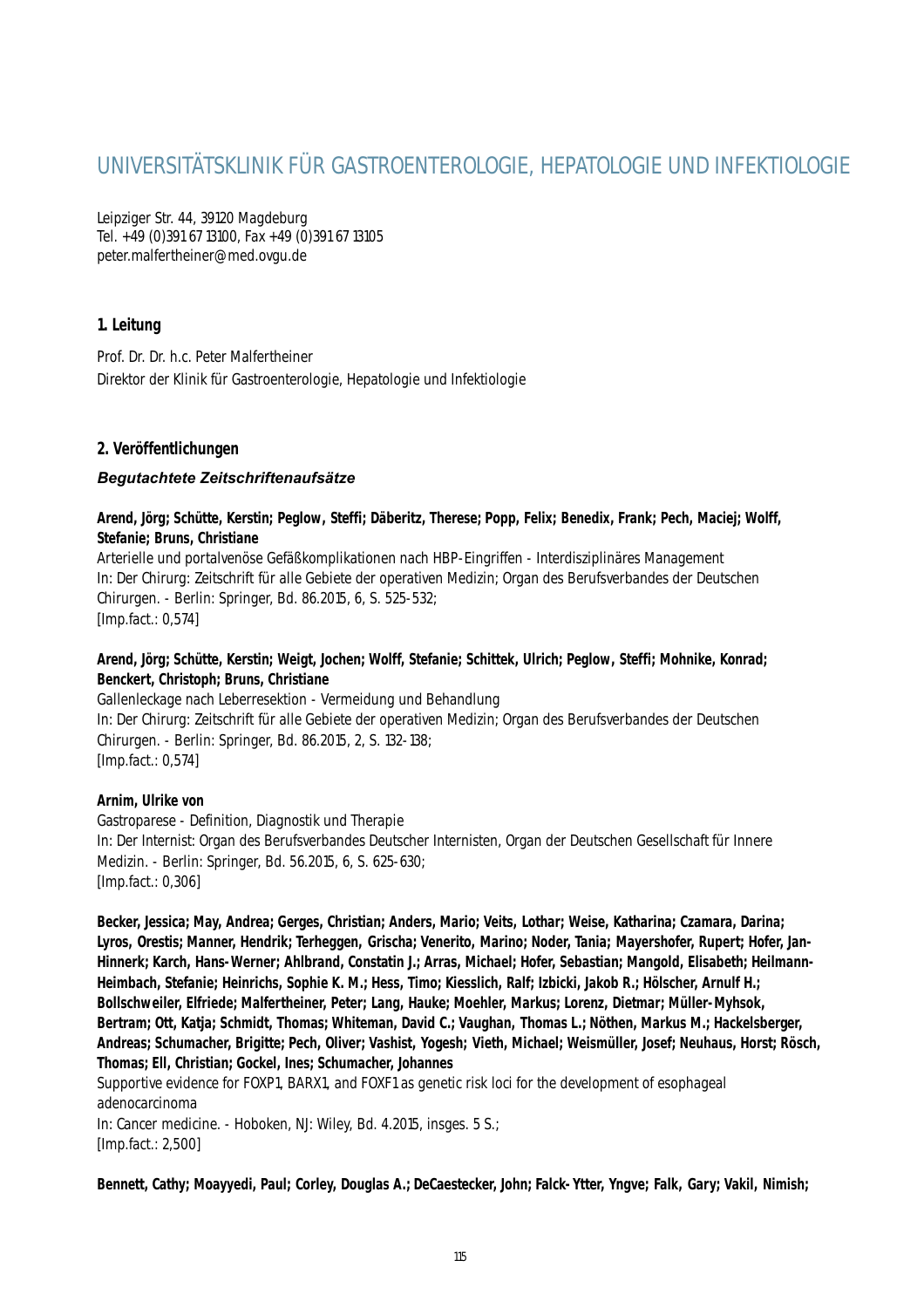# UNIVERSITÄTSKLINIK FÜR GASTROENTEROLOGIE, HEPATOLOGIE UND INFEKTIOLOGIE

Leipziger Str. 44, 39120 Magdeburg
Tel. +49 (0)391 67 13100, Fax +49 (0)391 67 13105
peter.malfertheiner@med.ovgu.de

### 1. Leitung

Prof. Dr. Dr. h.c. Peter Malfertheiner
Direktor der Klinik für Gastroenterologie, Hepatologie und Infektiologie

### 2. Veröffentlichungen

#### *Begutachtete Zeitschriftenaufsätze*

**Arend, Jörg; Schütte, Kerstin; Peglow, Steffi; Däberitz, Therese; Popp, Felix; Benedix, Frank; Pech, Maciej; Wolff, Stefanie; Bruns, Christiane**
Arterielle und portalvenöse Gefäßkomplikationen nach HBP-Eingriffen - Interdisziplinäres Management
In: Der Chirurg: Zeitschrift für alle Gebiete der operativen Medizin; Organ des Berufsverbandes der Deutschen Chirurgen. - Berlin: Springer, Bd. 86.2015, 6, S. 525-532;
[Imp.fact.: 0,574]

**Arend, Jörg; Schütte, Kerstin; Weigt, Jochen; Wolff, Stefanie; Schittek, Ulrich; Peglow, Steffi; Mohnike, Konrad; Benckert, Christoph; Bruns, Christiane**
Gallenleckage nach Leberresektion - Vermeidung und Behandlung
In: Der Chirurg: Zeitschrift für alle Gebiete der operativen Medizin; Organ des Berufsverbandes der Deutschen Chirurgen. - Berlin: Springer, Bd. 86.2015, 2, S. 132-138;
[Imp.fact.: 0,574]

**Arnim, Ulrike von**
Gastroparese - Definition, Diagnostik und Therapie
In: Der Internist: Organ des Berufsverbandes Deutscher Internisten, Organ der Deutschen Gesellschaft für Innere Medizin. - Berlin: Springer, Bd. 56.2015, 6, S. 625-630;
[Imp.fact.: 0,306]

**Becker, Jessica; May, Andrea; Gerges, Christian; Anders, Mario; Veits, Lothar; Weise, Katharina; Czamara, Darina; Lyros, Orestis; Manner, Hendrik; Terheggen, Grischa; Venerito, Marino; Noder, Tania; Mayershofer, Rupert; Hofer, Jan-Hinnerk; Karch, Hans-Werner; Ahlbrand, Constatin J.; Arras, Michael; Hofer, Sebastian; Mangold, Elisabeth; Heilmann-Heimbach, Stefanie; Heinrichs, Sophie K. M.; Hess, Timo; Kiesslich, Ralf; Izbicki, Jakob R.; Hölscher, Arnulf H.; Bollschweiler, Elfriede; Malfertheiner, Peter; Lang, Hauke; Moehler, Markus; Lorenz, Dietmar; Müller-Myhsok, Bertram; Ott, Katja; Schmidt, Thomas; Whiteman, David C.; Vaughan, Thomas L.; Nöthen, Markus M.; Hackelsberger, Andreas; Schumacher, Brigitte; Pech, Oliver; Vashist, Yogesh; Vieth, Michael; Weismüller, Josef; Neuhaus, Horst; Rösch, Thomas; Ell, Christian; Gockel, Ines; Schumacher, Johannes**
Supportive evidence for FOXP1, BARX1, and FOXF1 as genetic risk loci for the development of esophageal adenocarcinoma
In: Cancer medicine. - Hoboken, NJ: Wiley, Bd. 4.2015, insges. 5 S.;
[Imp.fact.: 2,500]

**Bennett, Cathy; Moayyedi, Paul; Corley, Douglas A.; DeCaestecker, John; Falck-Ytter, Yngve; Falk, Gary; Vakil, Nimish;**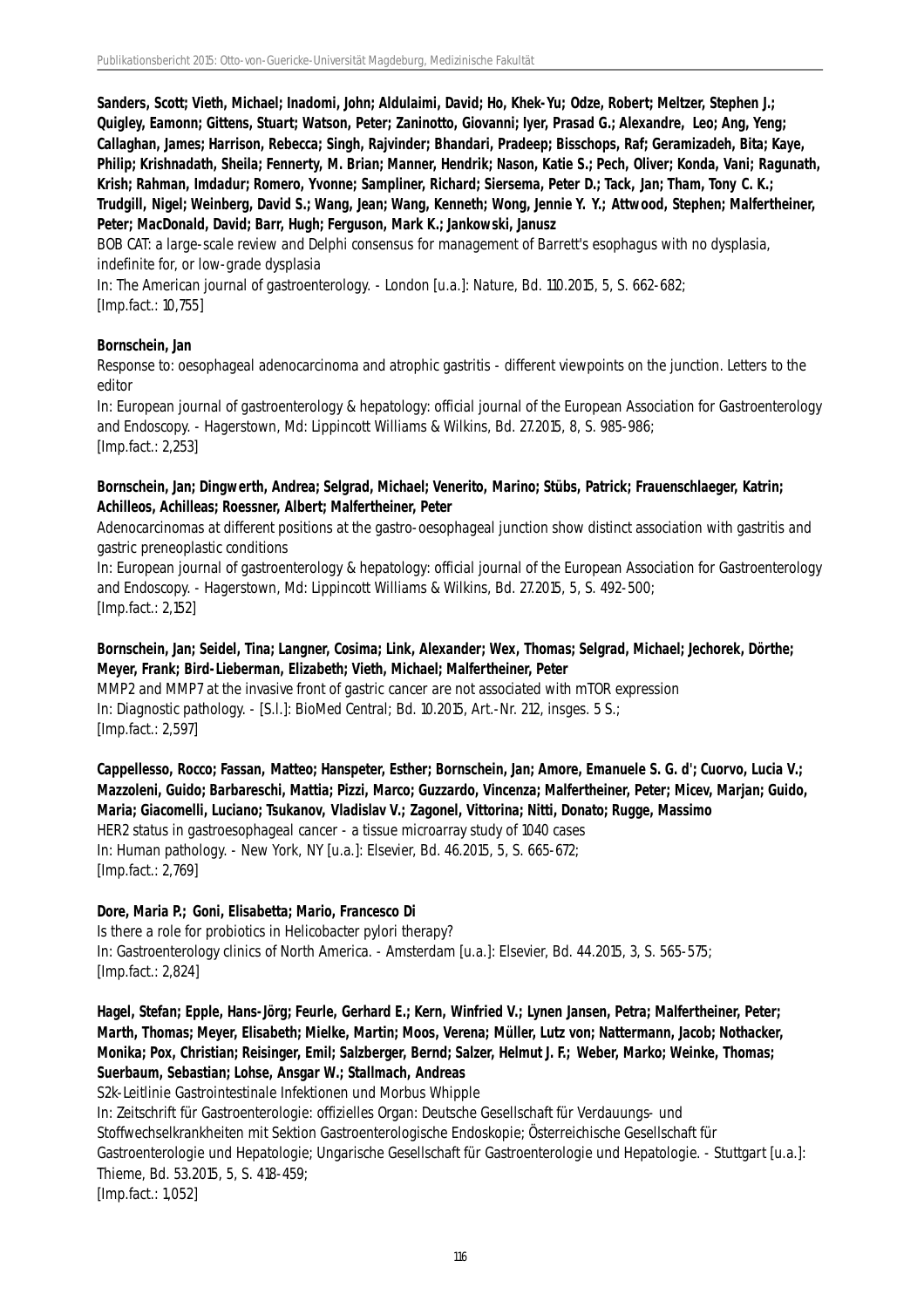**Sanders, Scott; Vieth, Michael; Inadomi, John; Aldulaimi, David; Ho, Khek-Yu; Odze, Robert; Meltzer, Stephen J.; Quigley, Eamonn; Gittens, Stuart; Watson, Peter; Zaninotto, Giovanni; Iyer, Prasad G.; Alexandre, Leo; Ang, Yeng; Callaghan, James; Harrison, Rebecca; Singh, Rajvinder; Bhandari, Pradeep; Bisschops, Raf; Geramizadeh, Bita; Kaye, Philip; Krishnadath, Sheila; Fennerty, M. Brian; Manner, Hendrik; Nason, Katie S.; Pech, Oliver; Konda, Vani; Ragunath, Krish; Rahman, Imdadur; Romero, Yvonne; Sampliner, Richard; Siersema, Peter D.; Tack, Jan; Tham, Tony C. K.; Trudgill, Nigel; Weinberg, David S.; Wang, Jean; Wang, Kenneth; Wong, Jennie Y. Y.; Attwood, Stephen; Malfertheiner, Peter; MacDonald, David; Barr, Hugh; Ferguson, Mark K.; Jankowski, Janusz**
BOB CAT: a large-scale review and Delphi consensus for management of Barrett's esophagus with no dysplasia, indefinite for, or low-grade dysplasia
In: The American journal of gastroenterology. - London [u.a.]: Nature, Bd. 110.2015, 5, S. 662-682;
[Imp.fact.: 10,755]

**Bornschein, Jan**
Response to: oesophageal adenocarcinoma and atrophic gastritis - different viewpoints on the junction. Letters to the editor
In: European journal of gastroenterology & hepatology: official journal of the European Association for Gastroenterology and Endoscopy. - Hagerstown, Md: Lippincott Williams & Wilkins, Bd. 27.2015, 8, S. 985-986;
[Imp.fact.: 2,253]

**Bornschein, Jan; Dingwerth, Andrea; Selgrad, Michael; Venerito, Marino; Stübs, Patrick; Frauenschlaeger, Katrin; Achilleos, Achilleas; Roessner, Albert; Malfertheiner, Peter**
Adenocarcinomas at different positions at the gastro-oesophageal junction show distinct association with gastritis and gastric preneoplastic conditions
In: European journal of gastroenterology & hepatology: official journal of the European Association for Gastroenterology and Endoscopy. - Hagerstown, Md: Lippincott Williams & Wilkins, Bd. 27.2015, 5, S. 492-500;
[Imp.fact.: 2,152]

**Bornschein, Jan; Seidel, Tina; Langner, Cosima; Link, Alexander; Wex, Thomas; Selgrad, Michael; Jechorek, Dörthe; Meyer, Frank; Bird-Lieberman, Elizabeth; Vieth, Michael; Malfertheiner, Peter**
MMP2 and MMP7 at the invasive front of gastric cancer are not associated with mTOR expression
In: Diagnostic pathology. - [S.l.]: BioMed Central; Bd. 10.2015, Art.-Nr. 212, insges. 5 S.;
[Imp.fact.: 2,597]

**Cappellesso, Rocco; Fassan, Matteo; Hanspeter, Esther; Bornschein, Jan; Amore, Emanuele S. G. d'; Cuorvo, Lucia V.; Mazzoleni, Guido; Barbareschi, Mattia; Pizzi, Marco; Guzzardo, Vincenza; Malfertheiner, Peter; Micev, Marjan; Guido, Maria; Giacomelli, Luciano; Tsukanov, Vladislav V.; Zagonel, Vittorina; Nitti, Donato; Rugge, Massimo**
HER2 status in gastroesophageal cancer - a tissue microarray study of 1040 cases
In: Human pathology. - New York, NY [u.a.]: Elsevier, Bd. 46.2015, 5, S. 665-672;
[Imp.fact.: 2,769]

**Dore, Maria P.; Goni, Elisabetta; Mario, Francesco Di**
Is there a role for probiotics in Helicobacter pylori therapy?
In: Gastroenterology clinics of North America. - Amsterdam [u.a.]: Elsevier, Bd. 44.2015, 3, S. 565-575;
[Imp.fact.: 2,824]

**Hagel, Stefan; Epple, Hans-Jörg; Feurle, Gerhard E.; Kern, Winfried V.; Lynen Jansen, Petra; Malfertheiner, Peter; Marth, Thomas; Meyer, Elisabeth; Mielke, Martin; Moos, Verena; Müller, Lutz von; Nattermann, Jacob; Nothacker, Monika; Pox, Christian; Reisinger, Emil; Salzberger, Bernd; Salzer, Helmut J. F.; Weber, Marko; Weinke, Thomas; Suerbaum, Sebastian; Lohse, Ansgar W.; Stallmach, Andreas**
S2k-Leitlinie Gastrointestinale Infektionen und Morbus Whipple
In: Zeitschrift für Gastroenterologie: offizielles Organ: Deutsche Gesellschaft für Verdauungs- und Stoffwechselkrankheiten mit Sektion Gastroenterologische Endoskopie; Österreichische Gesellschaft für Gastroenterologie und Hepatologie; Ungarische Gesellschaft für Gastroenterologie und Hepatologie. - Stuttgart [u.a.]: Thieme, Bd. 53.2015, 5, S. 418-459;
[Imp.fact.: 1,052]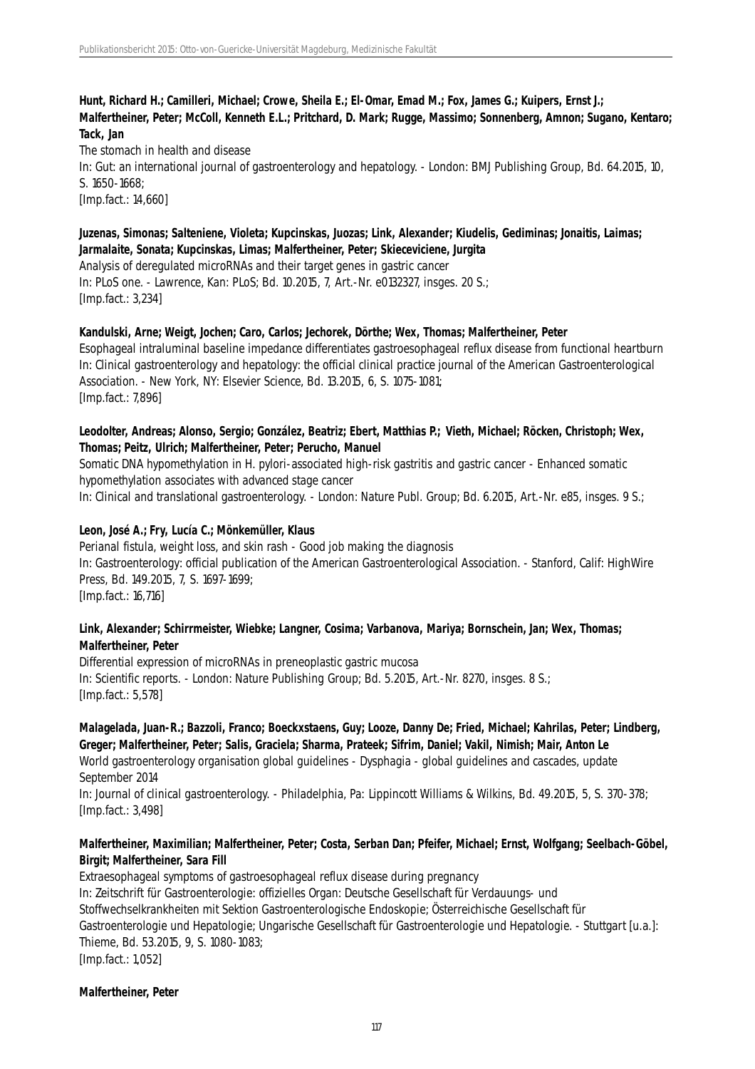**Hunt, Richard H.; Camilleri, Michael; Crowe, Sheila E.; El-Omar, Emad M.; Fox, James G.; Kuipers, Ernst J.; Malfertheiner, Peter; McColl, Kenneth E.L.; Pritchard, D. Mark; Rugge, Massimo; Sonnenberg, Amnon; Sugano, Kentaro; Tack, Jan**
The stomach in health and disease
In: Gut: an international journal of gastroenterology and hepatology. - London: BMJ Publishing Group, Bd. 64.2015, 10, S. 1650-1668;
[Imp.fact.: 14,660]

**Juzenas, Simonas; Salteniene, Violeta; Kupcinskas, Juozas; Link, Alexander; Kiudelis, Gediminas; Jonaitis, Laimas; Jarmalaite, Sonata; Kupcinskas, Limas; Malfertheiner, Peter; Skieceviciene, Jurgita**
Analysis of deregulated microRNAs and their target genes in gastric cancer
In: PLoS one. - Lawrence, Kan: PLoS; Bd. 10.2015, 7, Art.-Nr. e0132327, insges. 20 S.;
[Imp.fact.: 3,234]

**Kandulski, Arne; Weigt, Jochen; Caro, Carlos; Jechorek, Dörthe; Wex, Thomas; Malfertheiner, Peter**
Esophageal intraluminal baseline impedance differentiates gastroesophageal reflux disease from functional heartburn
In: Clinical gastroenterology and hepatology: the official clinical practice journal of the American Gastroenterological Association. - New York, NY: Elsevier Science, Bd. 13.2015, 6, S. 1075-1081;
[Imp.fact.: 7,896]

**Leodolter, Andreas; Alonso, Sergio; González, Beatriz; Ebert, Matthias P.; Vieth, Michael; Röcken, Christoph; Wex, Thomas; Peitz, Ulrich; Malfertheiner, Peter; Perucho, Manuel**
Somatic DNA hypomethylation in H. pylori-associated high-risk gastritis and gastric cancer - Enhanced somatic hypomethylation associates with advanced stage cancer
In: Clinical and translational gastroenterology. - London: Nature Publ. Group; Bd. 6.2015, Art.-Nr. e85, insges. 9 S.;

**Leon, José A.; Fry, Lucía C.; Mönkemüller, Klaus**
Perianal fistula, weight loss, and skin rash - Good job making the diagnosis
In: Gastroenterology: official publication of the American Gastroenterological Association. - Stanford, Calif: HighWire Press, Bd. 149.2015, 7, S. 1697-1699;
[Imp.fact.: 16,716]

**Link, Alexander; Schirrmeister, Wiebke; Langner, Cosima; Varbanova, Mariya; Bornschein, Jan; Wex, Thomas; Malfertheiner, Peter**
Differential expression of microRNAs in preneoplastic gastric mucosa
In: Scientific reports. - London: Nature Publishing Group; Bd. 5.2015, Art.-Nr. 8270, insges. 8 S.;
[Imp.fact.: 5,578]

**Malagelada, Juan-R.; Bazzoli, Franco; Boeckxstaens, Guy; Looze, Danny De; Fried, Michael; Kahrilas, Peter; Lindberg, Greger; Malfertheiner, Peter; Salis, Graciela; Sharma, Prateek; Sifrim, Daniel; Vakil, Nimish; Mair, Anton Le**
World gastroenterology organisation global guidelines - Dysphagia - global guidelines and cascades, update September 2014
In: Journal of clinical gastroenterology. - Philadelphia, Pa: Lippincott Williams & Wilkins, Bd. 49.2015, 5, S. 370-378;
[Imp.fact.: 3,498]

**Malfertheiner, Maximilian; Malfertheiner, Peter; Costa, Serban Dan; Pfeifer, Michael; Ernst, Wolfgang; Seelbach-Göbel, Birgit; Malfertheiner, Sara Fill**
Extraesophageal symptoms of gastroesophageal reflux disease during pregnancy
In: Zeitschrift für Gastroenterologie: offizielles Organ: Deutsche Gesellschaft für Verdauungs- und Stoffwechselkrankheiten mit Sektion Gastroenterologische Endoskopie; Österreichische Gesellschaft für Gastroenterologie und Hepatologie; Ungarische Gesellschaft für Gastroenterologie und Hepatologie. - Stuttgart [u.a.]: Thieme, Bd. 53.2015, 9, S. 1080-1083;
[Imp.fact.: 1,052]

**Malfertheiner, Peter**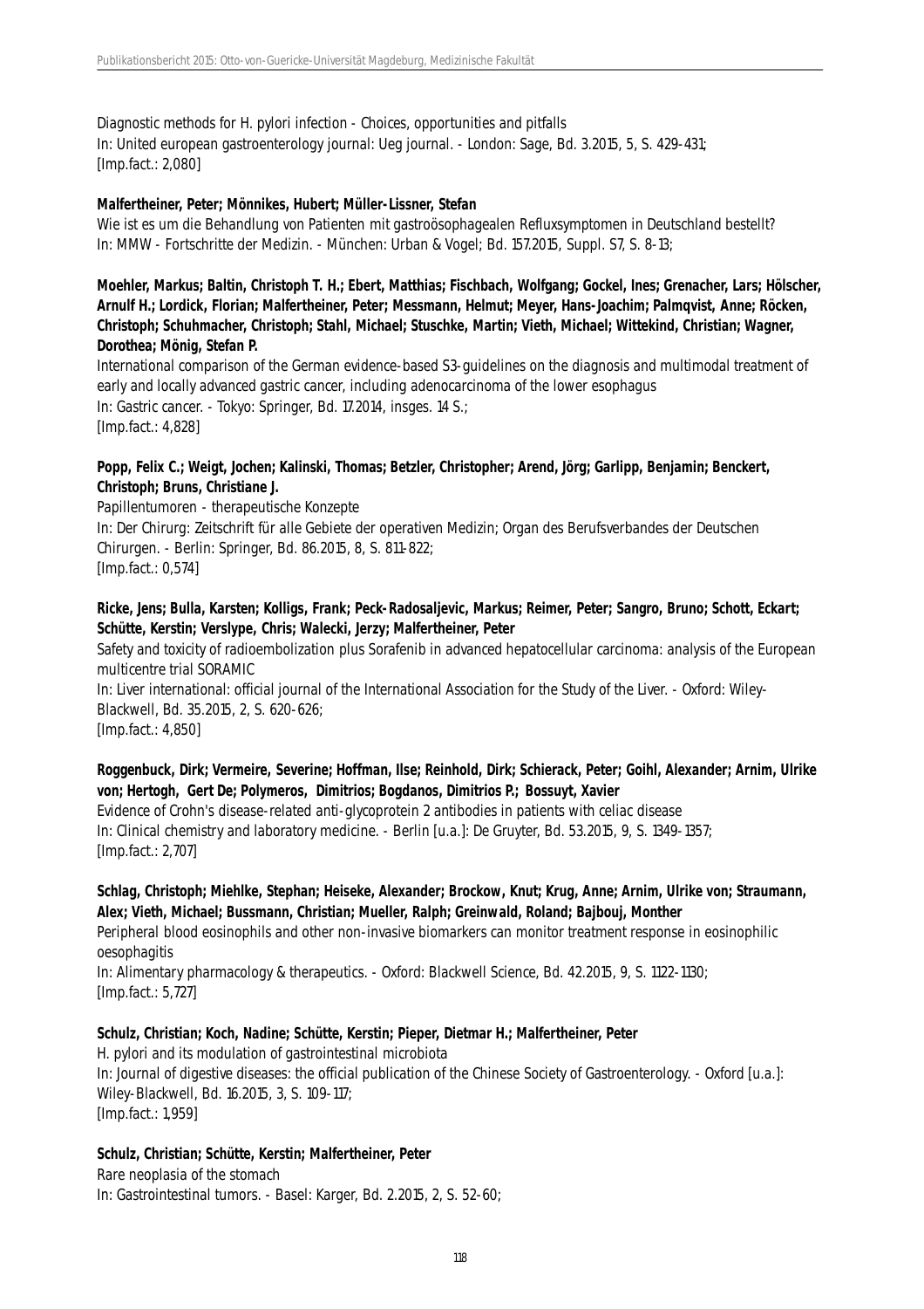Diagnostic methods for H. pylori infection - Choices, opportunities and pitfalls
In: United european gastroenterology journal: Ueg journal. - London: Sage, Bd. 3.2015, 5, S. 429-431;
[Imp.fact.: 2,080]

**Malfertheiner, Peter; Mönnikes, Hubert; Müller-Lissner, Stefan**
Wie ist es um die Behandlung von Patienten mit gastroösophagealen Refluxsymptomen in Deutschland bestellt?
In: MMW - Fortschritte der Medizin. - München: Urban & Vogel; Bd. 157.2015, Suppl. S7, S. 8-13;

**Moehler, Markus; Baltin, Christoph T. H.; Ebert, Matthias; Fischbach, Wolfgang; Gockel, Ines; Grenacher, Lars; Hölscher, Arnulf H.; Lordick, Florian; Malfertheiner, Peter; Messmann, Helmut; Meyer, Hans-Joachim; Palmqvist, Anne; Röcken, Christoph; Schuhmacher, Christoph; Stahl, Michael; Stuschke, Martin; Vieth, Michael; Wittekind, Christian; Wagner, Dorothea; Mönig, Stefan P.**
International comparison of the German evidence-based S3-guidelines on the diagnosis and multimodal treatment of early and locally advanced gastric cancer, including adenocarcinoma of the lower esophagus
In: Gastric cancer. - Tokyo: Springer, Bd. 17.2014, insges. 14 S.;
[Imp.fact.: 4,828]

**Popp, Felix C.; Weigt, Jochen; Kalinski, Thomas; Betzler, Christopher; Arend, Jörg; Garlipp, Benjamin; Benckert, Christoph; Bruns, Christiane J.**
Papillentumoren - therapeutische Konzepte
In: Der Chirurg: Zeitschrift für alle Gebiete der operativen Medizin; Organ des Berufsverbandes der Deutschen Chirurgen. - Berlin: Springer, Bd. 86.2015, 8, S. 811-822;
[Imp.fact.: 0,574]

**Ricke, Jens; Bulla, Karsten; Kolligs, Frank; Peck-Radosaljevic, Markus; Reimer, Peter; Sangro, Bruno; Schott, Eckart; Schütte, Kerstin; Verslype, Chris; Walecki, Jerzy; Malfertheiner, Peter**
Safety and toxicity of radioembolization plus Sorafenib in advanced hepatocellular carcinoma: analysis of the European multicentre trial SORAMIC
In: Liver international: official journal of the International Association for the Study of the Liver. - Oxford: Wiley-Blackwell, Bd. 35.2015, 2, S. 620-626;
[Imp.fact.: 4,850]

**Roggenbuck, Dirk; Vermeire, Severine; Hoffman, Ilse; Reinhold, Dirk; Schierack, Peter; Goihl, Alexander; Arnim, Ulrike von; Hertogh, Gert De; Polymeros, Dimitrios; Bogdanos, Dimitrios P.; Bossuyt, Xavier**
Evidence of Crohn's disease-related anti-glycoprotein 2 antibodies in patients with celiac disease
In: Clinical chemistry and laboratory medicine. - Berlin [u.a.]: De Gruyter, Bd. 53.2015, 9, S. 1349-1357;
[Imp.fact.: 2,707]

**Schlag, Christoph; Miehlke, Stephan; Heiseke, Alexander; Brockow, Knut; Krug, Anne; Arnim, Ulrike von; Straumann, Alex; Vieth, Michael; Bussmann, Christian; Mueller, Ralph; Greinwald, Roland; Bajbouj, Monther**
Peripheral blood eosinophils and other non-invasive biomarkers can monitor treatment response in eosinophilic oesophagitis
In: Alimentary pharmacology & therapeutics. - Oxford: Blackwell Science, Bd. 42.2015, 9, S. 1122-1130;
[Imp.fact.: 5,727]

**Schulz, Christian; Koch, Nadine; Schütte, Kerstin; Pieper, Dietmar H.; Malfertheiner, Peter**
H. pylori and its modulation of gastrointestinal microbiota
In: Journal of digestive diseases: the official publication of the Chinese Society of Gastroenterology. - Oxford [u.a.]: Wiley-Blackwell, Bd. 16.2015, 3, S. 109-117;
[Imp.fact.: 1,959]

**Schulz, Christian; Schütte, Kerstin; Malfertheiner, Peter**
Rare neoplasia of the stomach
In: Gastrointestinal tumors. - Basel: Karger, Bd. 2.2015, 2, S. 52-60;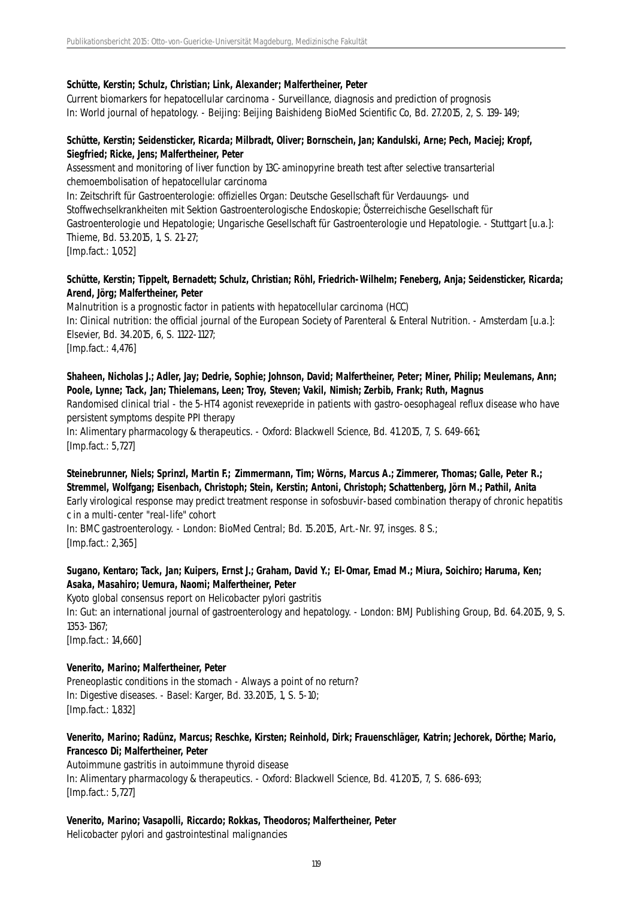**Schütte, Kerstin; Schulz, Christian; Link, Alexander; Malfertheiner, Peter**
Current biomarkers for hepatocellular carcinoma - Surveillance, diagnosis and prediction of prognosis
In: World journal of hepatology. - Beijing: Beijing Baishideng BioMed Scientific Co, Bd. 27.2015, 2, S. 139-149;

**Schütte, Kerstin; Seidensticker, Ricarda; Milbradt, Oliver; Bornschein, Jan; Kandulski, Arne; Pech, Maciej; Kropf, Siegfried; Ricke, Jens; Malfertheiner, Peter**
Assessment and monitoring of liver function by 13C-aminopyrine breath test after selective transarterial chemoembolisation of hepatocellular carcinoma
In: Zeitschrift für Gastroenterologie: offizielles Organ: Deutsche Gesellschaft für Verdauungs- und Stoffwechselkrankheiten mit Sektion Gastroenterologische Endoskopie; Österreichische Gesellschaft für Gastroenterologie und Hepatologie; Ungarische Gesellschaft für Gastroenterologie und Hepatologie. - Stuttgart [u.a.]: Thieme, Bd. 53.2015, 1, S. 21-27;
[Imp.fact.: 1,052]

**Schütte, Kerstin; Tippelt, Bernadett; Schulz, Christian; Röhl, Friedrich-Wilhelm; Feneberg, Anja; Seidensticker, Ricarda; Arend, Jörg; Malfertheiner, Peter**
Malnutrition is a prognostic factor in patients with hepatocellular carcinoma (HCC)
In: Clinical nutrition: the official journal of the European Society of Parenteral & Enteral Nutrition. - Amsterdam [u.a.]: Elsevier, Bd. 34.2015, 6, S. 1122-1127;
[Imp.fact.: 4,476]

**Shaheen, Nicholas J.; Adler, Jay; Dedrie, Sophie; Johnson, David; Malfertheiner, Peter; Miner, Philip; Meulemans, Ann; Poole, Lynne; Tack, Jan; Thielemans, Leen; Troy, Steven; Vakil, Nimish; Zerbib, Frank; Ruth, Magnus**
Randomised clinical trial - the 5-HT4 agonist revexepride in patients with gastro-oesophageal reflux disease who have persistent symptoms despite PPI therapy
In: Alimentary pharmacology & therapeutics. - Oxford: Blackwell Science, Bd. 41.2015, 7, S. 649-661;
[Imp.fact.: 5,727]

**Steinebrunner, Niels; Sprinzl, Martin F.; Zimmermann, Tim; Wörns, Marcus A.; Zimmerer, Thomas; Galle, Peter R.; Stremmel, Wolfgang; Eisenbach, Christoph; Stein, Kerstin; Antoni, Christoph; Schattenberg, Jörn M.; Pathil, Anita**
Early virological response may predict treatment response in sofosbuvir-based combination therapy of chronic hepatitis c in a multi-center "real-life" cohort
In: BMC gastroenterology. - London: BioMed Central; Bd. 15.2015, Art.-Nr. 97, insges. 8 S.;
[Imp.fact.: 2,365]

**Sugano, Kentaro; Tack, Jan; Kuipers, Ernst J.; Graham, David Y.; El-Omar, Emad M.; Miura, Soichiro; Haruma, Ken; Asaka, Masahiro; Uemura, Naomi; Malfertheiner, Peter**
Kyoto global consensus report on Helicobacter pylori gastritis
In: Gut: an international journal of gastroenterology and hepatology. - London: BMJ Publishing Group, Bd. 64.2015, 9, S. 1353-1367;
[Imp.fact.: 14,660]

**Venerito, Marino; Malfertheiner, Peter**
Preneoplastic conditions in the stomach - Always a point of no return?
In: Digestive diseases. - Basel: Karger, Bd. 33.2015, 1, S. 5-10;
[Imp.fact.: 1,832]

**Venerito, Marino; Radünz, Marcus; Reschke, Kirsten; Reinhold, Dirk; Frauenschläger, Katrin; Jechorek, Dörthe; Mario, Francesco Di; Malfertheiner, Peter**
Autoimmune gastritis in autoimmune thyroid disease
In: Alimentary pharmacology & therapeutics. - Oxford: Blackwell Science, Bd. 41.2015, 7, S. 686-693;
[Imp.fact.: 5,727]

**Venerito, Marino; Vasapolli, Riccardo; Rokkas, Theodoros; Malfertheiner, Peter**
Helicobacter pylori and gastrointestinal malignancies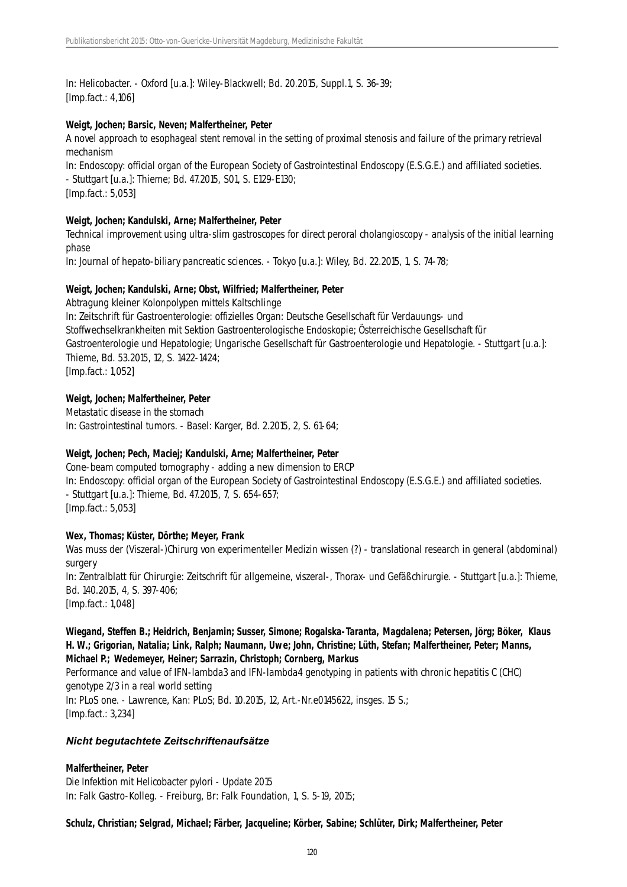In: Helicobacter. - Oxford [u.a.]: Wiley-Blackwell; Bd. 20.2015, Suppl.1, S. 36-39;
[Imp.fact.: 4,106]

**Weigt, Jochen; Barsic, Neven; Malfertheiner, Peter**
A novel approach to esophageal stent removal in the setting of proximal stenosis and failure of the primary retrieval mechanism
In: Endoscopy: official organ of the European Society of Gastrointestinal Endoscopy (E.S.G.E.) and affiliated societies. - Stuttgart [u.a.]: Thieme; Bd. 47.2015, S01, S. E129-E130;
[Imp.fact.: 5,053]

**Weigt, Jochen; Kandulski, Arne; Malfertheiner, Peter**
Technical improvement using ultra-slim gastroscopes for direct peroral cholangioscopy - analysis of the initial learning phase
In: Journal of hepato-biliary pancreatic sciences. - Tokyo [u.a.]: Wiley, Bd. 22.2015, 1, S. 74-78;

**Weigt, Jochen; Kandulski, Arne; Obst, Wilfried; Malfertheiner, Peter**
Abtragung kleiner Kolonpolypen mittels Kaltschlinge
In: Zeitschrift für Gastroenterologie: offizielles Organ: Deutsche Gesellschaft für Verdauungs- und Stoffwechselkrankheiten mit Sektion Gastroenterologische Endoskopie; Österreichische Gesellschaft für Gastroenterologie und Hepatologie; Ungarische Gesellschaft für Gastroenterologie und Hepatologie. - Stuttgart [u.a.]: Thieme, Bd. 53.2015, 12, S. 1422-1424;
[Imp.fact.: 1,052]

**Weigt, Jochen; Malfertheiner, Peter**
Metastatic disease in the stomach
In: Gastrointestinal tumors. - Basel: Karger, Bd. 2.2015, 2, S. 61-64;

**Weigt, Jochen; Pech, Maciej; Kandulski, Arne; Malfertheiner, Peter**
Cone-beam computed tomography - adding a new dimension to ERCP
In: Endoscopy: official organ of the European Society of Gastrointestinal Endoscopy (E.S.G.E.) and affiliated societies. - Stuttgart [u.a.]: Thieme, Bd. 47.2015, 7, S. 654-657;
[Imp.fact.: 5,053]

**Wex, Thomas; Küster, Dörthe; Meyer, Frank**
Was muss der (Viszeral-)Chirurg von experimenteller Medizin wissen (?) - translational research in general (abdominal) surgery
In: Zentralblatt für Chirurgie: Zeitschrift für allgemeine, viszeral-, Thorax- und Gefäßchirurgie. - Stuttgart [u.a.]: Thieme, Bd. 140.2015, 4, S. 397-406;
[Imp.fact.: 1,048]

**Wiegand, Steffen B.; Heidrich, Benjamin; Susser, Simone; Rogalska-Taranta, Magdalena; Petersen, Jörg; Böker, Klaus H. W.; Grigorian, Natalia; Link, Ralph; Naumann, Uwe; John, Christine; Lüth, Stefan; Malfertheiner, Peter; Manns, Michael P.; Wedemeyer, Heiner; Sarrazin, Christoph; Cornberg, Markus**
Performance and value of IFN-lambda3 and IFN-lambda4 genotyping in patients with chronic hepatitis C (CHC) genotype 2/3 in a real world setting
In: PLoS one. - Lawrence, Kan: PLoS; Bd. 10.2015, 12, Art.-Nr.e0145622, insges. 15 S.;
[Imp.fact.: 3,234]

### *Nicht begutachtete Zeitschriftenaufsätze*

**Malfertheiner, Peter**
Die Infektion mit Helicobacter pylori - Update 2015
In: Falk Gastro-Kolleg. - Freiburg, Br: Falk Foundation, 1, S. 5-19, 2015;

**Schulz, Christian; Selgrad, Michael; Färber, Jacqueline; Körber, Sabine; Schlüter, Dirk; Malfertheiner, Peter**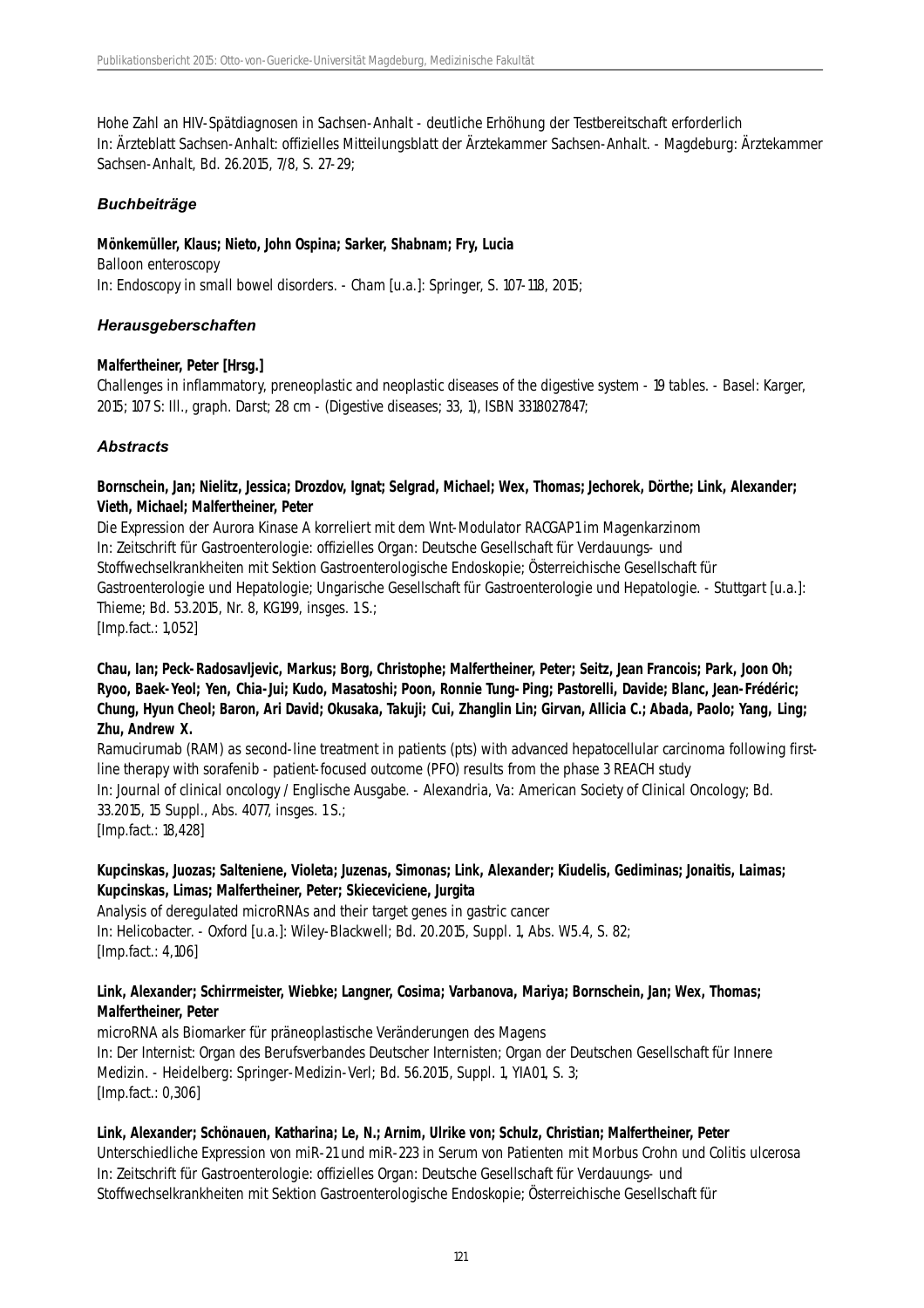Hohe Zahl an HIV-Spätdiagnosen in Sachsen-Anhalt - deutliche Erhöhung der Testbereitschaft erforderlich
In: Ärzteblatt Sachsen-Anhalt: offizielles Mitteilungsblatt der Ärztekammer Sachsen-Anhalt. - Magdeburg: Ärztekammer Sachsen-Anhalt, Bd. 26.2015, 7/8, S. 27-29;

### *Buchbeiträge*

**Mönkemüller, Klaus; Nieto, John Ospina; Sarker, Shabnam; Fry, Lucia**
Balloon enteroscopy
In: Endoscopy in small bowel disorders. - Cham [u.a.]: Springer, S. 107-118, 2015;

### *Herausgeberschaften*

**Malfertheiner, Peter [Hrsg.]**
Challenges in inflammatory, preneoplastic and neoplastic diseases of the digestive system - 19 tables. - Basel: Karger, 2015; 107 S: Ill., graph. Darst; 28 cm - (Digestive diseases; 33, 1), ISBN 3318027847;

### *Abstracts*

**Bornschein, Jan; Nielitz, Jessica; Drozdov, Ignat; Selgrad, Michael; Wex, Thomas; Jechorek, Dörthe; Link, Alexander; Vieth, Michael; Malfertheiner, Peter**
Die Expression der Aurora Kinase A korreliert mit dem Wnt-Modulator RACGAP1 im Magenkarzinom
In: Zeitschrift für Gastroenterologie: offizielles Organ: Deutsche Gesellschaft für Verdauungs- und Stoffwechselkrankheiten mit Sektion Gastroenterologische Endoskopie; Österreichische Gesellschaft für Gastroenterologie und Hepatologie; Ungarische Gesellschaft für Gastroenterologie und Hepatologie. - Stuttgart [u.a.]: Thieme; Bd. 53.2015, Nr. 8, KG199, insges. 1 S.;
[Imp.fact.: 1,052]

**Chau, Ian; Peck-Radosavljevic, Markus; Borg, Christophe; Malfertheiner, Peter; Seitz, Jean Francois; Park, Joon Oh; Ryoo, Baek-Yeol; Yen, Chia-Jui; Kudo, Masatoshi; Poon, Ronnie Tung-Ping; Pastorelli, Davide; Blanc, Jean-Frédéric; Chung, Hyun Cheol; Baron, Ari David; Okusaka, Takuji; Cui, Zhanglin Lin; Girvan, Allicia C.; Abada, Paolo; Yang, Ling; Zhu, Andrew X.**
Ramucirumab (RAM) as second-line treatment in patients (pts) with advanced hepatocellular carcinoma following first-line therapy with sorafenib - patient-focused outcome (PFO) results from the phase 3 REACH study
In: Journal of clinical oncology / Englische Ausgabe. - Alexandria, Va: American Society of Clinical Oncology; Bd. 33.2015, 15 Suppl., Abs. 4077, insges. 1 S.;
[Imp.fact.: 18,428]

**Kupcinskas, Juozas; Salteniene, Violeta; Juzenas, Simonas; Link, Alexander; Kiudelis, Gediminas; Jonaitis, Laimas; Kupcinskas, Limas; Malfertheiner, Peter; Skieceviciene, Jurgita**
Analysis of deregulated microRNAs and their target genes in gastric cancer
In: Helicobacter. - Oxford [u.a.]: Wiley-Blackwell; Bd. 20.2015, Suppl. 1, Abs. W5.4, S. 82;
[Imp.fact.: 4,106]

**Link, Alexander; Schirrmeister, Wiebke; Langner, Cosima; Varbanova, Mariya; Bornschein, Jan; Wex, Thomas; Malfertheiner, Peter**
microRNA als Biomarker für präneoplastische Veränderungen des Magens
In: Der Internist: Organ des Berufsverbandes Deutscher Internisten; Organ der Deutschen Gesellschaft für Innere Medizin. - Heidelberg: Springer-Medizin-Verl; Bd. 56.2015, Suppl. 1, YIA01, S. 3;
[Imp.fact.: 0,306]

**Link, Alexander; Schönauen, Katharina; Le, N.; Arnim, Ulrike von; Schulz, Christian; Malfertheiner, Peter**
Unterschiedliche Expression von miR-21 und miR-223 in Serum von Patienten mit Morbus Crohn und Colitis ulcerosa
In: Zeitschrift für Gastroenterologie: offizielles Organ: Deutsche Gesellschaft für Verdauungs- und Stoffwechselkrankheiten mit Sektion Gastroenterologische Endoskopie; Österreichische Gesellschaft für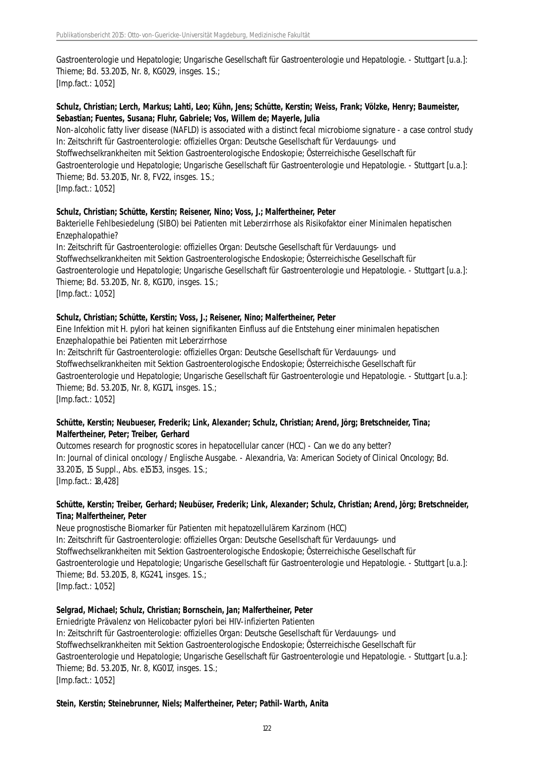Gastroenterologie und Hepatologie; Ungarische Gesellschaft für Gastroenterologie und Hepatologie. - Stuttgart [u.a.]: Thieme; Bd. 53.2015, Nr. 8, KG029, insges. 1 S.;
[Imp.fact.: 1,052]

**Schulz, Christian; Lerch, Markus; Lahti, Leo; Kühn, Jens; Schütte, Kerstin; Weiss, Frank; Völzke, Henry; Baumeister, Sebastian; Fuentes, Susana; Fluhr, Gabriele; Vos, Willem de; Mayerle, Julia**
Non-alcoholic fatty liver disease (NAFLD) is associated with a distinct fecal microbiome signature - a case control study
In: Zeitschrift für Gastroenterologie: offizielles Organ: Deutsche Gesellschaft für Verdauungs- und Stoffwechselkrankheiten mit Sektion Gastroenterologische Endoskopie; Österreichische Gesellschaft für Gastroenterologie und Hepatologie; Ungarische Gesellschaft für Gastroenterologie und Hepatologie. - Stuttgart [u.a.]: Thieme; Bd. 53.2015, Nr. 8, FV22, insges. 1 S.;
[Imp.fact.: 1,052]

**Schulz, Christian; Schütte, Kerstin; Reisener, Nino; Voss, J.; Malfertheiner, Peter**
Bakterielle Fehlbesiedelung (SIBO) bei Patienten mit Leberzirrhose als Risikofaktor einer Minimalen hepatischen Enzephalopathie?
In: Zeitschrift für Gastroenterologie: offizielles Organ: Deutsche Gesellschaft für Verdauungs- und Stoffwechselkrankheiten mit Sektion Gastroenterologische Endoskopie; Österreichische Gesellschaft für Gastroenterologie und Hepatologie; Ungarische Gesellschaft für Gastroenterologie und Hepatologie. - Stuttgart [u.a.]: Thieme; Bd. 53.2015, Nr. 8, KG170, insges. 1 S.;
[Imp.fact.: 1,052]

**Schulz, Christian; Schütte, Kerstin; Voss, J.; Reisener, Nino; Malfertheiner, Peter**
Eine Infektion mit H. pylori hat keinen signifikanten Einfluss auf die Entstehung einer minimalen hepatischen Enzephalopathie bei Patienten mit Leberzirrhose
In: Zeitschrift für Gastroenterologie: offizielles Organ: Deutsche Gesellschaft für Verdauungs- und Stoffwechselkrankheiten mit Sektion Gastroenterologische Endoskopie; Österreichische Gesellschaft für Gastroenterologie und Hepatologie; Ungarische Gesellschaft für Gastroenterologie und Hepatologie. - Stuttgart [u.a.]: Thieme; Bd. 53.2015, Nr. 8, KG171, insges. 1 S.;
[Imp.fact.: 1,052]

**Schütte, Kerstin; Neubueser, Frederik; Link, Alexander; Schulz, Christian; Arend, Jörg; Bretschneider, Tina; Malfertheiner, Peter; Treiber, Gerhard**
Outcomes research for prognostic scores in hepatocellular cancer (HCC) - Can we do any better?
In: Journal of clinical oncology / Englische Ausgabe. - Alexandria, Va: American Society of Clinical Oncology; Bd. 33.2015, 15 Suppl., Abs. e15153, insges. 1 S.;
[Imp.fact.: 18,428]

**Schütte, Kerstin; Treiber, Gerhard; Neubüser, Frederik; Link, Alexander; Schulz, Christian; Arend, Jörg; Bretschneider, Tina; Malfertheiner, Peter**
Neue prognostische Biomarker für Patienten mit hepatozellulärem Karzinom (HCC)
In: Zeitschrift für Gastroenterologie: offizielles Organ: Deutsche Gesellschaft für Verdauungs- und Stoffwechselkrankheiten mit Sektion Gastroenterologische Endoskopie; Österreichische Gesellschaft für Gastroenterologie und Hepatologie; Ungarische Gesellschaft für Gastroenterologie und Hepatologie. - Stuttgart [u.a.]: Thieme; Bd. 53.2015, 8, KG241, insges. 1 S.;
[Imp.fact.: 1,052]

**Selgrad, Michael; Schulz, Christian; Bornschein, Jan; Malfertheiner, Peter**
Erniedrigte Prävalenz von Helicobacter pylori bei HIV-infizierten Patienten
In: Zeitschrift für Gastroenterologie: offizielles Organ: Deutsche Gesellschaft für Verdauungs- und Stoffwechselkrankheiten mit Sektion Gastroenterologische Endoskopie; Österreichische Gesellschaft für Gastroenterologie und Hepatologie; Ungarische Gesellschaft für Gastroenterologie und Hepatologie. - Stuttgart [u.a.]: Thieme; Bd. 53.2015, Nr. 8, KG017, insges. 1 S.;
[Imp.fact.: 1,052]

**Stein, Kerstin; Steinebrunner, Niels; Malfertheiner, Peter; Pathil-Warth, Anita**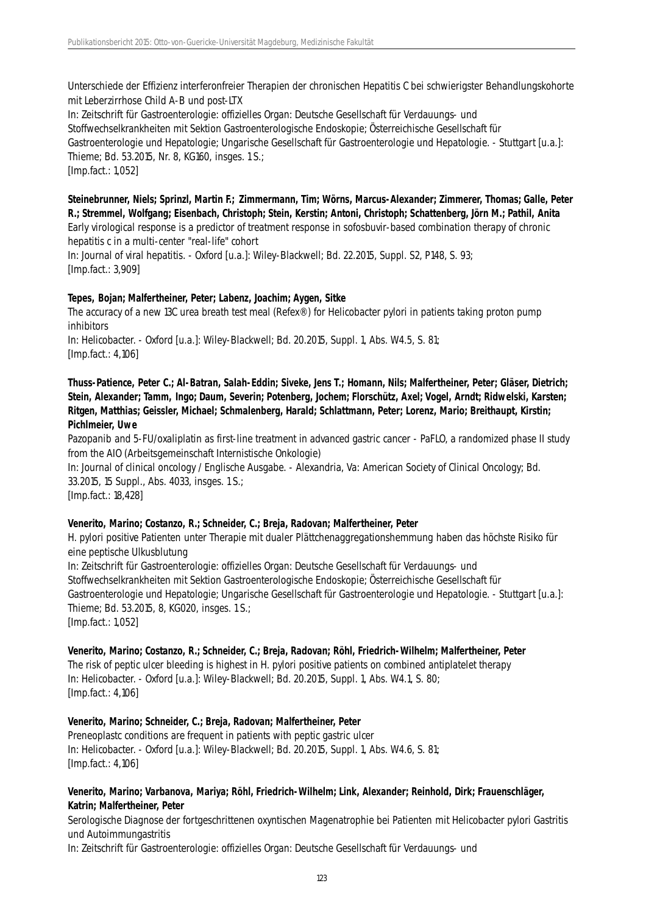Unterschiede der Effizienz interferonfreier Therapien der chronischen Hepatitis C bei schwierigster Behandlungskohorte mit Leberzirrhose Child A-B und post-LTX
In: Zeitschrift für Gastroenterologie: offizielles Organ: Deutsche Gesellschaft für Verdauungs- und Stoffwechselkrankheiten mit Sektion Gastroenterologische Endoskopie; Österreichische Gesellschaft für Gastroenterologie und Hepatologie; Ungarische Gesellschaft für Gastroenterologie und Hepatologie. - Stuttgart [u.a.]: Thieme; Bd. 53.2015, Nr. 8, KG160, insges. 1 S.;
[Imp.fact.: 1,052]

**Steinebrunner, Niels; Sprinzl, Martin F.; Zimmermann, Tim; Wörns, Marcus-Alexander; Zimmerer, Thomas; Galle, Peter R.; Stremmel, Wolfgang; Eisenbach, Christoph; Stein, Kerstin; Antoni, Christoph; Schattenberg, Jörn M.; Pathil, Anita**
Early virological response is a predictor of treatment response in sofosbuvir-based combination therapy of chronic hepatitis c in a multi-center "real-life" cohort
In: Journal of viral hepatitis. - Oxford [u.a.]: Wiley-Blackwell; Bd. 22.2015, Suppl. S2, P148, S. 93;
[Imp.fact.: 3,909]

**Tepes, Bojan; Malfertheiner, Peter; Labenz, Joachim; Aygen, Sitke**
The accuracy of a new 13C urea breath test meal (Refex®) for Helicobacter pylori in patients taking proton pump inhibitors
In: Helicobacter. - Oxford [u.a.]: Wiley-Blackwell; Bd. 20.2015, Suppl. 1, Abs. W4.5, S. 81;
[Imp.fact.: 4,106]

**Thuss-Patience, Peter C.; Al-Batran, Salah-Eddin; Siveke, Jens T.; Homann, Nils; Malfertheiner, Peter; Gläser, Dietrich; Stein, Alexander; Tamm, Ingo; Daum, Severin; Potenberg, Jochem; Florschütz, Axel; Vogel, Arndt; Ridwelski, Karsten; Ritgen, Matthias; Geissler, Michael; Schmalenberg, Harald; Schlattmann, Peter; Lorenz, Mario; Breithaupt, Kirstin; Pichlmeier, Uwe**
Pazopanib and 5-FU/oxaliplatin as first-line treatment in advanced gastric cancer - PaFLO, a randomized phase II study from the AIO (Arbeitsgemeinschaft Internistische Onkologie)
In: Journal of clinical oncology / Englische Ausgabe. - Alexandria, Va: American Society of Clinical Oncology; Bd. 33.2015, 15 Suppl., Abs. 4033, insges. 1 S.;
[Imp.fact.: 18,428]

**Venerito, Marino; Costanzo, R.; Schneider, C.; Breja, Radovan; Malfertheiner, Peter**
H. pylori positive Patienten unter Therapie mit dualer Plättchenaggregationshemmung haben das höchste Risiko für eine peptische Ulkusblutung
In: Zeitschrift für Gastroenterologie: offizielles Organ: Deutsche Gesellschaft für Verdauungs- und Stoffwechselkrankheiten mit Sektion Gastroenterologische Endoskopie; Österreichische Gesellschaft für Gastroenterologie und Hepatologie; Ungarische Gesellschaft für Gastroenterologie und Hepatologie. - Stuttgart [u.a.]: Thieme; Bd. 53.2015, 8, KG020, insges. 1 S.;
[Imp.fact.: 1,052]

**Venerito, Marino; Costanzo, R.; Schneider, C.; Breja, Radovan; Röhl, Friedrich-Wilhelm; Malfertheiner, Peter**
The risk of peptic ulcer bleeding is highest in H. pylori positive patients on combined antiplatelet therapy
In: Helicobacter. - Oxford [u.a.]: Wiley-Blackwell; Bd. 20.2015, Suppl. 1, Abs. W4.1, S. 80;
[Imp.fact.: 4,106]

**Venerito, Marino; Schneider, C.; Breja, Radovan; Malfertheiner, Peter**
Preneoplastc conditions are frequent in patients with peptic gastric ulcer
In: Helicobacter. - Oxford [u.a.]: Wiley-Blackwell; Bd. 20.2015, Suppl. 1, Abs. W4.6, S. 81;
[Imp.fact.: 4,106]

**Venerito, Marino; Varbanova, Mariya; Röhl, Friedrich-Wilhelm; Link, Alexander; Reinhold, Dirk; Frauenschläger, Katrin; Malfertheiner, Peter**
Serologische Diagnose der fortgeschrittenen oxyntischen Magenatrophie bei Patienten mit Helicobacter pylori Gastritis und Autoimmungastritis
In: Zeitschrift für Gastroenterologie: offizielles Organ: Deutsche Gesellschaft für Verdauungs- und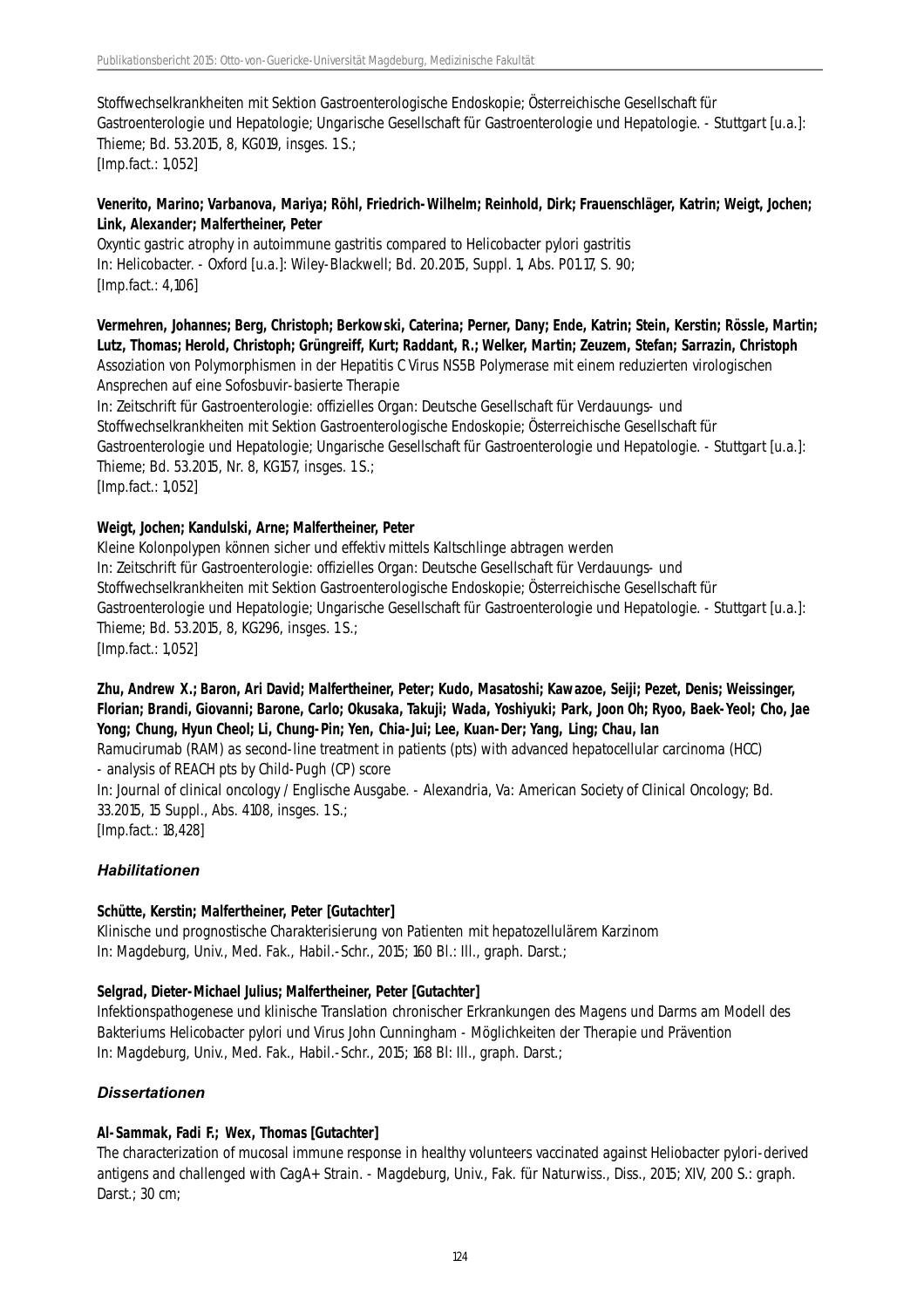Stoffwechselkrankheiten mit Sektion Gastroenterologische Endoskopie; Österreichische Gesellschaft für Gastroenterologie und Hepatologie; Ungarische Gesellschaft für Gastroenterologie und Hepatologie. - Stuttgart [u.a.]: Thieme; Bd. 53.2015, 8, KG019, insges. 1 S.;
[Imp.fact.: 1,052]

**Venerito, Marino; Varbanova, Mariya; Röhl, Friedrich-Wilhelm; Reinhold, Dirk; Frauenschläger, Katrin; Weigt, Jochen; Link, Alexander; Malfertheiner, Peter**
Oxyntic gastric atrophy in autoimmune gastritis compared to Helicobacter pylori gastritis
In: Helicobacter. - Oxford [u.a.]: Wiley-Blackwell; Bd. 20.2015, Suppl. 1, Abs. P01.17, S. 90;
[Imp.fact.: 4,106]

**Vermehren, Johannes; Berg, Christoph; Berkowski, Caterina; Perner, Dany; Ende, Katrin; Stein, Kerstin; Rössle, Martin; Lutz, Thomas; Herold, Christoph; Grüngreiff, Kurt; Raddant, R.; Welker, Martin; Zeuzem, Stefan; Sarrazin, Christoph**
Assoziation von Polymorphismen in der Hepatitis C Virus NS5B Polymerase mit einem reduzierten virologischen Ansprechen auf eine Sofosbuvir-basierte Therapie
In: Zeitschrift für Gastroenterologie: offizielles Organ: Deutsche Gesellschaft für Verdauungs- und Stoffwechselkrankheiten mit Sektion Gastroenterologische Endoskopie; Österreichische Gesellschaft für Gastroenterologie und Hepatologie; Ungarische Gesellschaft für Gastroenterologie und Hepatologie. - Stuttgart [u.a.]: Thieme; Bd. 53.2015, Nr. 8, KG157, insges. 1 S.;
[Imp.fact.: 1,052]

**Weigt, Jochen; Kandulski, Arne; Malfertheiner, Peter**
Kleine Kolonpolypen können sicher und effektiv mittels Kaltschlinge abtragen werden
In: Zeitschrift für Gastroenterologie: offizielles Organ: Deutsche Gesellschaft für Verdauungs- und Stoffwechselkrankheiten mit Sektion Gastroenterologische Endoskopie; Österreichische Gesellschaft für Gastroenterologie und Hepatologie; Ungarische Gesellschaft für Gastroenterologie und Hepatologie. - Stuttgart [u.a.]: Thieme; Bd. 53.2015, 8, KG296, insges. 1 S.;
[Imp.fact.: 1,052]

**Zhu, Andrew X.; Baron, Ari David; Malfertheiner, Peter; Kudo, Masatoshi; Kawazoe, Seiji; Pezet, Denis; Weissinger, Florian; Brandi, Giovanni; Barone, Carlo; Okusaka, Takuji; Wada, Yoshiyuki; Park, Joon Oh; Ryoo, Baek-Yeol; Cho, Jae Yong; Chung, Hyun Cheol; Li, Chung-Pin; Yen, Chia-Jui; Lee, Kuan-Der; Yang, Ling; Chau, Ian**
Ramucirumab (RAM) as second-line treatment in patients (pts) with advanced hepatocellular carcinoma (HCC) - analysis of REACH pts by Child-Pugh (CP) score
In: Journal of clinical oncology / Englische Ausgabe. - Alexandria, Va: American Society of Clinical Oncology; Bd. 33.2015, 15 Suppl., Abs. 4108, insges. 1 S.;
[Imp.fact.: 18,428]

### *Habilitationen*

**Schütte, Kerstin; Malfertheiner, Peter [Gutachter]**
Klinische und prognostische Charakterisierung von Patienten mit hepatozellulärem Karzinom
In: Magdeburg, Univ., Med. Fak., Habil.-Schr., 2015; 160 Bl.: Ill., graph. Darst.;

**Selgrad, Dieter-Michael Julius; Malfertheiner, Peter [Gutachter]**
Infektionspathogenese und klinische Translation chronischer Erkrankungen des Magens und Darms am Modell des Bakteriums Helicobacter pylori und Virus John Cunningham - Möglichkeiten der Therapie und Prävention
In: Magdeburg, Univ., Med. Fak., Habil.-Schr., 2015; 168 Bl: Ill., graph. Darst.;

### *Dissertationen*

**Al-Sammak, Fadi F.; Wex, Thomas [Gutachter]**
The characterization of mucosal immune response in healthy volunteers vaccinated against Heliobacter pylori-derived antigens and challenged with CagA+ Strain. - Magdeburg, Univ., Fak. für Naturwiss., Diss., 2015; XIV, 200 S.: graph. Darst.; 30 cm;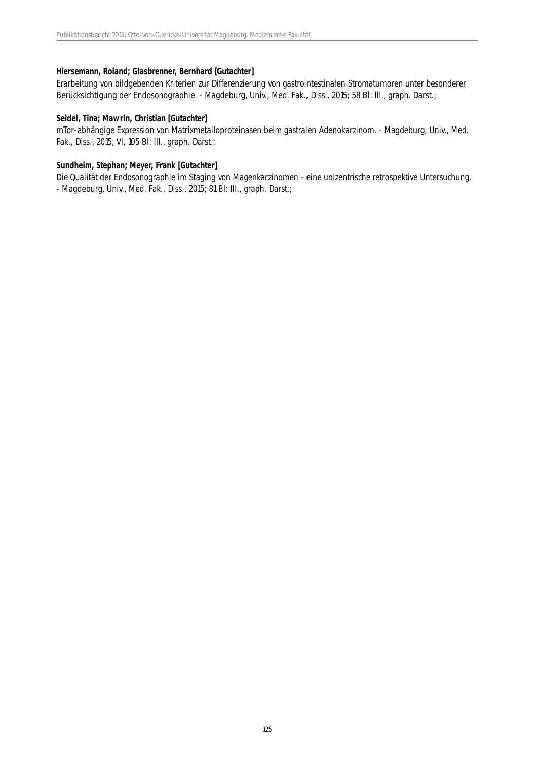**Hiersemann, Roland; Glasbrenner, Bernhard [Gutachter]**
Erarbeitung von bildgebenden Kriterien zur Differenzierung von gastrointestinalen Stromatumoren unter besonderer Berücksichtigung der Endosonographie. - Magdeburg, Univ., Med. Fak., Diss., 2015; 58 Bl: Ill., graph. Darst.;

**Seidel, Tina; Mawrin, Christian [Gutachter]**
mTor-abhängige Expression von Matrixmetalloproteinasen beim gastralen Adenokarzinom. - Magdeburg, Univ., Med. Fak., Diss., 2015; VI, 105 Bl: Ill., graph. Darst.;

**Sundheim, Stephan; Meyer, Frank [Gutachter]**
Die Qualität der Endosonographie im Staging von Magenkarzinomen - eine unizentrische retrospektive Untersuchung. - Magdeburg, Univ., Med. Fak., Diss., 2015; 81 Bl: Ill., graph. Darst.;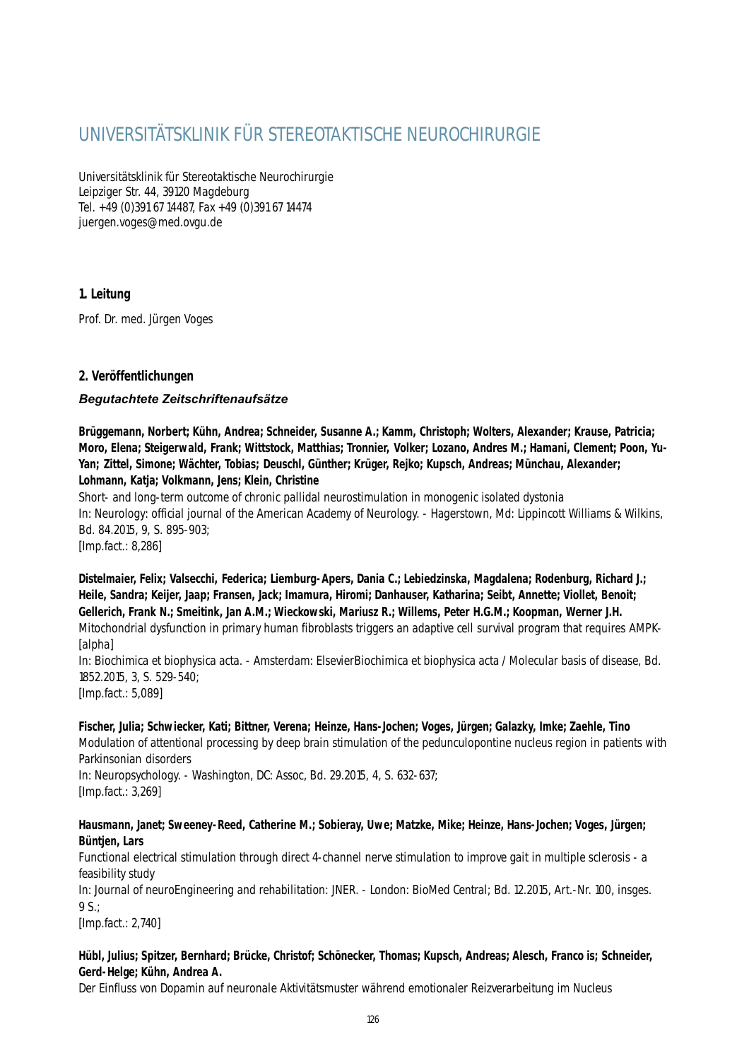# UNIVERSITÄTSKLINIK FÜR STEREOTAKTISCHE NEUROCHIRURGIE

Universitätsklinik für Stereotaktische Neurochirurgie
Leipziger Str. 44, 39120 Magdeburg
Tel. +49 (0)391 67 14487, Fax +49 (0)391 67 14474
juergen.voges@med.ovgu.de

## 1. Leitung

Prof. Dr. med. Jürgen Voges

## 2. Veröffentlichungen

### *Begutachtete Zeitschriftenaufsätze*

**Brüggemann, Norbert; Kühn, Andrea; Schneider, Susanne A.; Kamm, Christoph; Wolters, Alexander; Krause, Patricia; Moro, Elena; Steigerwald, Frank; Wittstock, Matthias; Tronnier, Volker; Lozano, Andres M.; Hamani, Clement; Poon, Yu-Yan; Zittel, Simone; Wächter, Tobias; Deuschl, Günther; Krüger, Rejko; Kupsch, Andreas; Münchau, Alexander; Lohmann, Katja; Volkmann, Jens; Klein, Christine**
Short- and long-term outcome of chronic pallidal neurostimulation in monogenic isolated dystonia
In: Neurology: official journal of the American Academy of Neurology. - Hagerstown, Md: Lippincott Williams & Wilkins, Bd. 84.2015, 9, S. 895-903;
[Imp.fact.: 8,286]

**Distelmaier, Felix; Valsecchi, Federica; Liemburg-Apers, Dania C.; Lebiedzinska, Magdalena; Rodenburg, Richard J.; Heile, Sandra; Keijer, Jaap; Fransen, Jack; Imamura, Hiromi; Danhauser, Katharina; Seibt, Annette; Viollet, Benoit; Gellerich, Frank N.; Smeitink, Jan A.M.; Wieckowski, Mariusz R.; Willems, Peter H.G.M.; Koopman, Werner J.H.**
Mitochondrial dysfunction in primary human fibroblasts triggers an adaptive cell survival program that requires AMPK-[alpha]
In: Biochimica et biophysica acta. - Amsterdam: ElsevierBiochimica et biophysica acta / Molecular basis of disease, Bd. 1852.2015, 3, S. 529-540;
[Imp.fact.: 5,089]

**Fischer, Julia; Schwiecker, Kati; Bittner, Verena; Heinze, Hans-Jochen; Voges, Jürgen; Galazky, Imke; Zaehle, Tino**
Modulation of attentional processing by deep brain stimulation of the pedunculopontine nucleus region in patients with Parkinsonian disorders
In: Neuropsychology. - Washington, DC: Assoc, Bd. 29.2015, 4, S. 632-637;
[Imp.fact.: 3,269]

**Hausmann, Janet; Sweeney-Reed, Catherine M.; Sobieray, Uwe; Matzke, Mike; Heinze, Hans-Jochen; Voges, Jürgen; Büntjen, Lars**
Functional electrical stimulation through direct 4-channel nerve stimulation to improve gait in multiple sclerosis - a feasibility study
In: Journal of neuroEngineering and rehabilitation: JNER. - London: BioMed Central; Bd. 12.2015, Art.-Nr. 100, insges. 9 S.;
[Imp.fact.: 2,740]

**Hübl, Julius; Spitzer, Bernhard; Brücke, Christof; Schönecker, Thomas; Kupsch, Andreas; Alesch, Franco is; Schneider, Gerd-Helge; Kühn, Andrea A.**
Der Einfluss von Dopamin auf neuronale Aktivitätsmuster während emotionaler Reizverarbeitung im Nucleus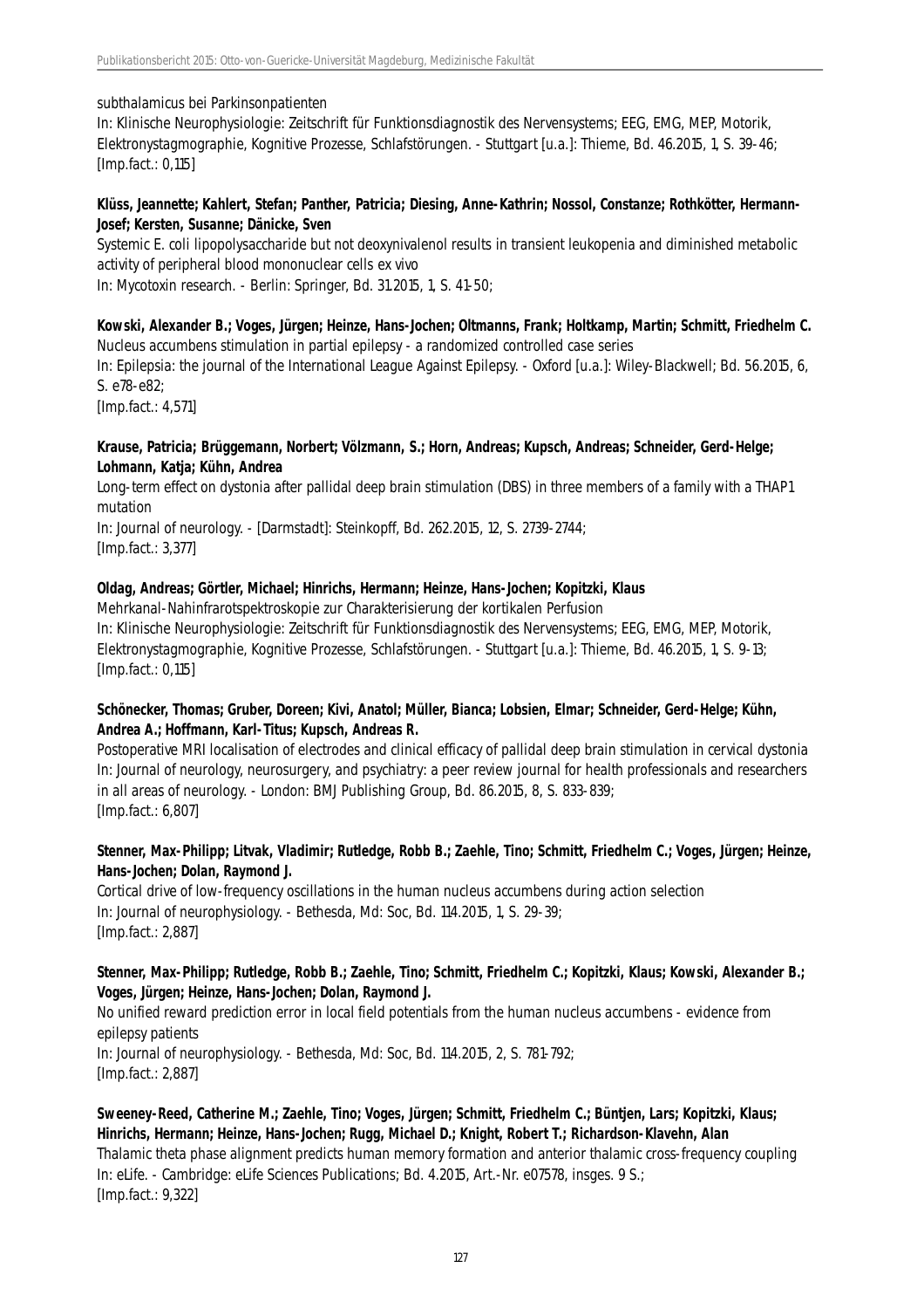subthalamicus bei Parkinsonpatienten
In: Klinische Neurophysiologie: Zeitschrift für Funktionsdiagnostik des Nervensystems; EEG, EMG, MEP, Motorik, Elektronystagmographie, Kognitive Prozesse, Schlafstörungen. - Stuttgart [u.a.]: Thieme, Bd. 46.2015, 1, S. 39-46;
[Imp.fact.: 0,115]

**Klüss, Jeannette; Kahlert, Stefan; Panther, Patricia; Diesing, Anne-Kathrin; Nossol, Constanze; Rothkötter, Hermann-Josef; Kersten, Susanne; Dänicke, Sven**
Systemic E. coli lipopolysaccharide but not deoxynivalenol results in transient leukopenia and diminished metabolic activity of peripheral blood mononuclear cells ex vivo
In: Mycotoxin research. - Berlin: Springer, Bd. 31.2015, 1, S. 41-50;

**Kowski, Alexander B.; Voges, Jürgen; Heinze, Hans-Jochen; Oltmanns, Frank; Holtkamp, Martin; Schmitt, Friedhelm C.**
Nucleus accumbens stimulation in partial epilepsy - a randomized controlled case series
In: Epilepsia: the journal of the International League Against Epilepsy. - Oxford [u.a.]: Wiley-Blackwell; Bd. 56.2015, 6, S. e78-e82;
[Imp.fact.: 4,571]

**Krause, Patricia; Brüggemann, Norbert; Völzmann, S.; Horn, Andreas; Kupsch, Andreas; Schneider, Gerd-Helge; Lohmann, Katja; Kühn, Andrea**
Long-term effect on dystonia after pallidal deep brain stimulation (DBS) in three members of a family with a THAP1 mutation
In: Journal of neurology. - [Darmstadt]: Steinkopff, Bd. 262.2015, 12, S. 2739-2744;
[Imp.fact.: 3,377]

**Oldag, Andreas; Görtler, Michael; Hinrichs, Hermann; Heinze, Hans-Jochen; Kopitzki, Klaus**
Mehrkanal-Nahinfrarotspektroskopie zur Charakterisierung der kortikalen Perfusion
In: Klinische Neurophysiologie: Zeitschrift für Funktionsdiagnostik des Nervensystems; EEG, EMG, MEP, Motorik, Elektronystagmographie, Kognitive Prozesse, Schlafstörungen. - Stuttgart [u.a.]: Thieme, Bd. 46.2015, 1, S. 9-13;
[Imp.fact.: 0,115]

**Schönecker, Thomas; Gruber, Doreen; Kivi, Anatol; Müller, Bianca; Lobsien, Elmar; Schneider, Gerd-Helge; Kühn, Andrea A.; Hoffmann, Karl-Titus; Kupsch, Andreas R.**
Postoperative MRI localisation of electrodes and clinical efficacy of pallidal deep brain stimulation in cervical dystonia
In: Journal of neurology, neurosurgery, and psychiatry: a peer review journal for health professionals and researchers in all areas of neurology. - London: BMJ Publishing Group, Bd. 86.2015, 8, S. 833-839;
[Imp.fact.: 6,807]

**Stenner, Max-Philipp; Litvak, Vladimir; Rutledge, Robb B.; Zaehle, Tino; Schmitt, Friedhelm C.; Voges, Jürgen; Heinze, Hans-Jochen; Dolan, Raymond J.**
Cortical drive of low-frequency oscillations in the human nucleus accumbens during action selection
In: Journal of neurophysiology. - Bethesda, Md: Soc, Bd. 114.2015, 1, S. 29-39;
[Imp.fact.: 2,887]

**Stenner, Max-Philipp; Rutledge, Robb B.; Zaehle, Tino; Schmitt, Friedhelm C.; Kopitzki, Klaus; Kowski, Alexander B.; Voges, Jürgen; Heinze, Hans-Jochen; Dolan, Raymond J.**
No unified reward prediction error in local field potentials from the human nucleus accumbens - evidence from epilepsy patients
In: Journal of neurophysiology. - Bethesda, Md: Soc, Bd. 114.2015, 2, S. 781-792;
[Imp.fact.: 2,887]

**Sweeney-Reed, Catherine M.; Zaehle, Tino; Voges, Jürgen; Schmitt, Friedhelm C.; Büntjen, Lars; Kopitzki, Klaus; Hinrichs, Hermann; Heinze, Hans-Jochen; Rugg, Michael D.; Knight, Robert T.; Richardson-Klavehn, Alan**
Thalamic theta phase alignment predicts human memory formation and anterior thalamic cross-frequency coupling
In: eLife. - Cambridge: eLife Sciences Publications; Bd. 4.2015, Art.-Nr. e07578, insges. 9 S.;
[Imp.fact.: 9,322]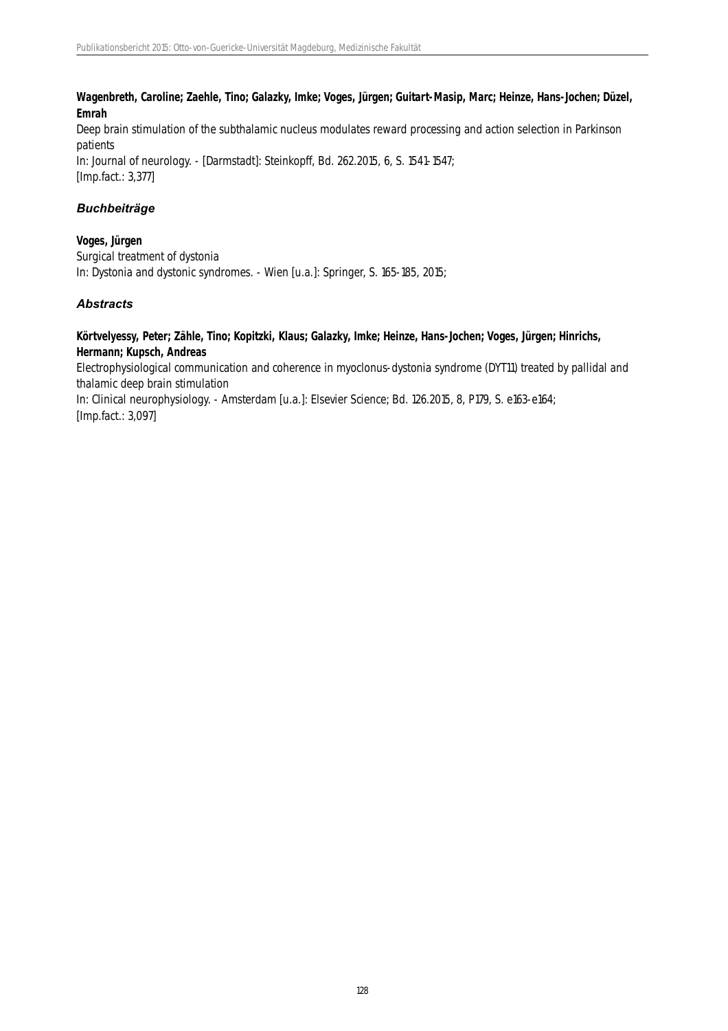**Wagenbreth, Caroline; Zaehle, Tino; Galazky, Imke; Voges, Jürgen; Guitart-Masip, Marc; Heinze, Hans-Jochen; Düzel, Emrah**

Deep brain stimulation of the subthalamic nucleus modulates reward processing and action selection in Parkinson patients

In: Journal of neurology. - [Darmstadt]: Steinkopff, Bd. 262.2015, 6, S. 1541-1547;
[Imp.fact.: 3,377]

### *Buchbeiträge*

**Voges, Jürgen**

Surgical treatment of dystonia

In: Dystonia and dystonic syndromes. - Wien [u.a.]: Springer, S. 165-185, 2015;

### *Abstracts*

**Körtvelyessy, Peter; Zähle, Tino; Kopitzki, Klaus; Galazky, Imke; Heinze, Hans-Jochen; Voges, Jürgen; Hinrichs, Hermann; Kupsch, Andreas**

Electrophysiological communication and coherence in myoclonus-dystonia syndrome (DYT11) treated by pallidal and thalamic deep brain stimulation

In: Clinical neurophysiology. - Amsterdam [u.a.]: Elsevier Science; Bd. 126.2015, 8, P179, S. e163-e164;
[Imp.fact.: 3,097]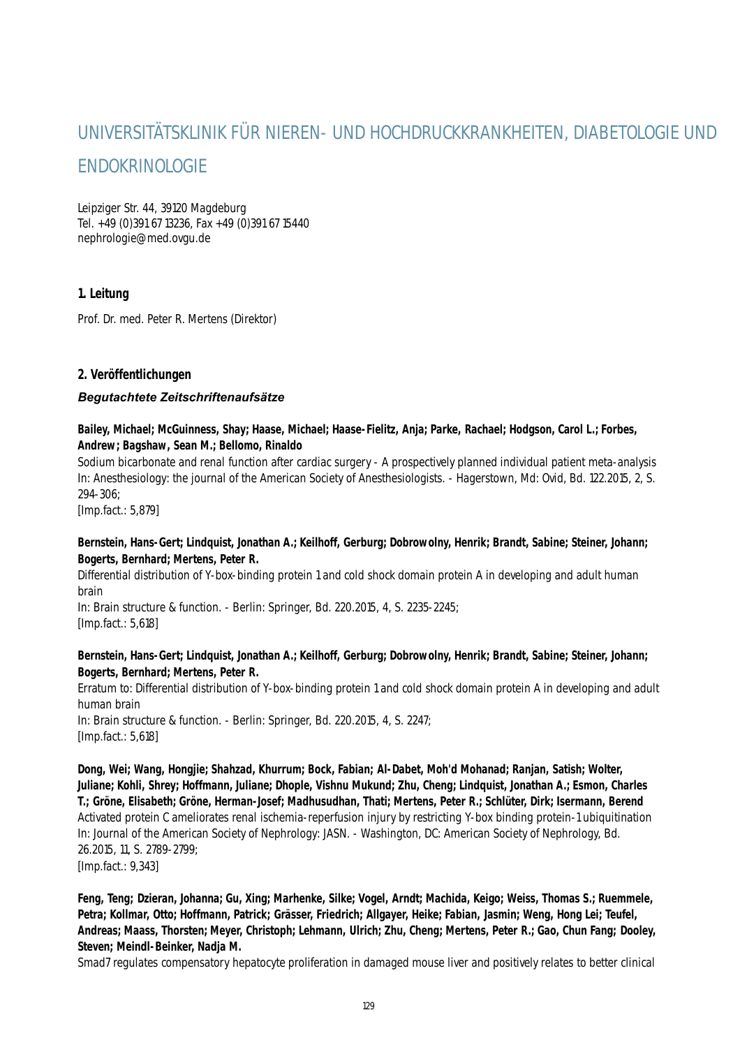# UNIVERSITÄTSKLINIK FÜR NIEREN- UND HOCHDRUCKKRANKHEITEN, DIABETOLOGIE UND ENDOKRINOLOGIE

Leipziger Str. 44, 39120 Magdeburg
Tel. +49 (0)391 67 13236, Fax +49 (0)391 67 15440
nephrologie@med.ovgu.de

### 1. Leitung

Prof. Dr. med. Peter R. Mertens (Direktor)

### 2. Veröffentlichungen

#### *Begutachtete Zeitschriftenaufsätze*

**Bailey, Michael; McGuinness, Shay; Haase, Michael; Haase-Fielitz, Anja; Parke, Rachael; Hodgson, Carol L.; Forbes, Andrew; Bagshaw, Sean M.; Bellomo, Rinaldo**
Sodium bicarbonate and renal function after cardiac surgery - A prospectively planned individual patient meta-analysis
In: Anesthesiology: the journal of the American Society of Anesthesiologists. - Hagerstown, Md: Ovid, Bd. 122.2015, 2, S. 294-306;
[Imp.fact.: 5,879]

**Bernstein, Hans-Gert; Lindquist, Jonathan A.; Keilhoff, Gerburg; Dobrowolny, Henrik; Brandt, Sabine; Steiner, Johann; Bogerts, Bernhard; Mertens, Peter R.**
Differential distribution of Y-box-binding protein 1 and cold shock domain protein A in developing and adult human brain
In: Brain structure & function. - Berlin: Springer, Bd. 220.2015, 4, S. 2235-2245;
[Imp.fact.: 5,618]

**Bernstein, Hans-Gert; Lindquist, Jonathan A.; Keilhoff, Gerburg; Dobrowolny, Henrik; Brandt, Sabine; Steiner, Johann; Bogerts, Bernhard; Mertens, Peter R.**
Erratum to: Differential distribution of Y-box-binding protein 1 and cold shock domain protein A in developing and adult human brain
In: Brain structure & function. - Berlin: Springer, Bd. 220.2015, 4, S. 2247;
[Imp.fact.: 5,618]

**Dong, Wei; Wang, Hongjie; Shahzad, Khurrum; Bock, Fabian; Al-Dabet, Moh'd Mohanad; Ranjan, Satish; Wolter, Juliane; Kohli, Shrey; Hoffmann, Juliane; Dhople, Vishnu Mukund; Zhu, Cheng; Lindquist, Jonathan A.; Esmon, Charles T.; Gröne, Elisabeth; Gröne, Herman-Josef; Madhusudhan, Thati; Mertens, Peter R.; Schlüter, Dirk; Isermann, Berend**
Activated protein C ameliorates renal ischemia-reperfusion injury by restricting Y-box binding protein-1 ubiquitination
In: Journal of the American Society of Nephrology: JASN. - Washington, DC: American Society of Nephrology, Bd. 26.2015, 11, S. 2789-2799;
[Imp.fact.: 9,343]

**Feng, Teng; Dzieran, Johanna; Gu, Xing; Marhenke, Silke; Vogel, Arndt; Machida, Keigo; Weiss, Thomas S.; Ruemmele, Petra; Kollmar, Otto; Hoffmann, Patrick; Grässer, Friedrich; Allgayer, Heike; Fabian, Jasmin; Weng, Hong Lei; Teufel, Andreas; Maass, Thorsten; Meyer, Christoph; Lehmann, Ulrich; Zhu, Cheng; Mertens, Peter R.; Gao, Chun Fang; Dooley, Steven; Meindl-Beinker, Nadja M.**
Smad7 regulates compensatory hepatocyte proliferation in damaged mouse liver and positively relates to better clinical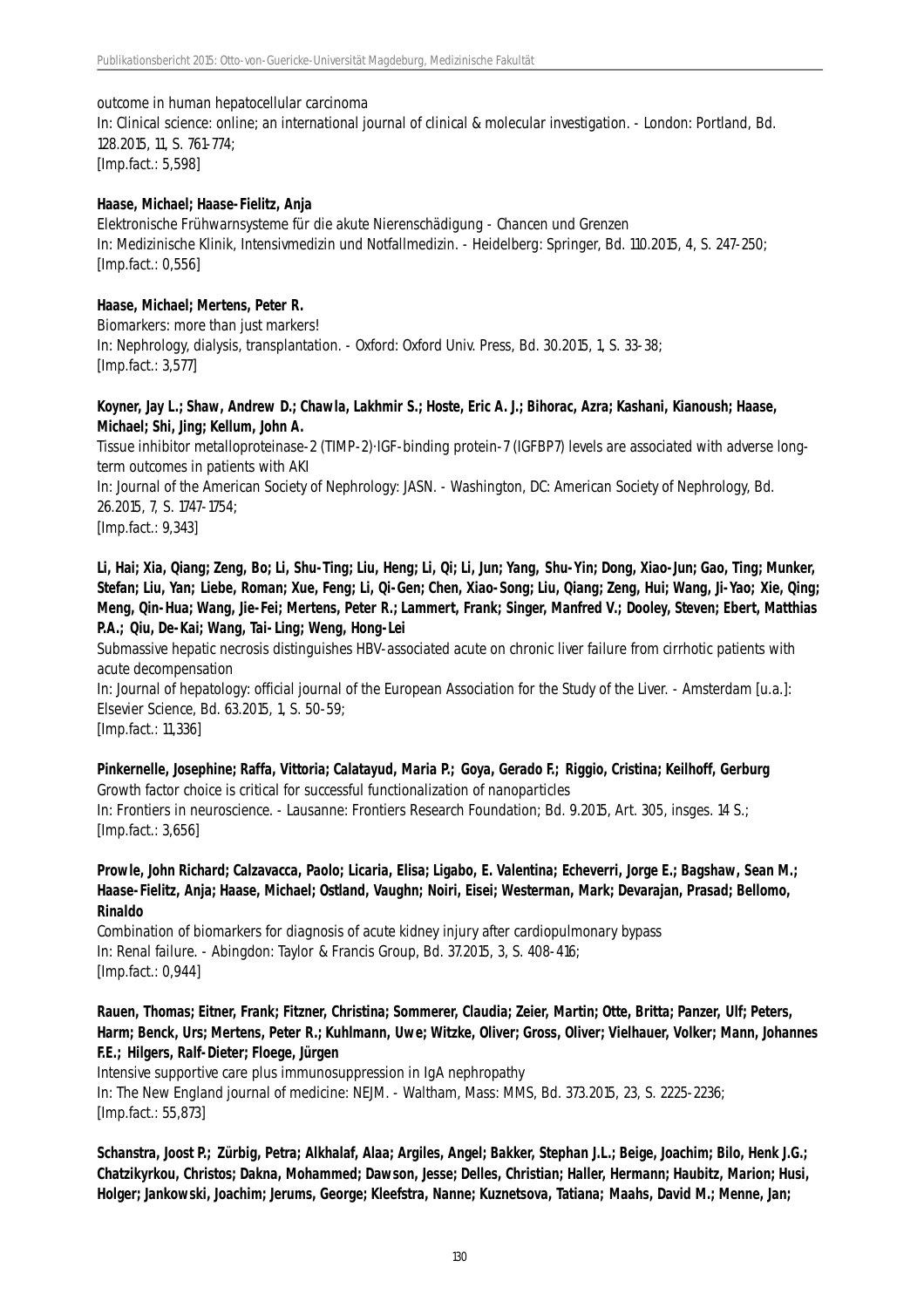outcome in human hepatocellular carcinoma
In: Clinical science: online; an international journal of clinical & molecular investigation. - London: Portland, Bd. 128.2015, 11, S. 761-774;
[Imp.fact.: 5,598]

**Haase, Michael; Haase-Fielitz, Anja**
Elektronische Frühwarnsysteme für die akute Nierenschädigung - Chancen und Grenzen
In: Medizinische Klinik, Intensivmedizin und Notfallmedizin. - Heidelberg: Springer, Bd. 110.2015, 4, S. 247-250;
[Imp.fact.: 0,556]

**Haase, Michael; Mertens, Peter R.**
Biomarkers: more than just markers!
In: Nephrology, dialysis, transplantation. - Oxford: Oxford Univ. Press, Bd. 30.2015, 1, S. 33-38;
[Imp.fact.: 3,577]

**Koyner, Jay L.; Shaw, Andrew D.; Chawla, Lakhmir S.; Hoste, Eric A. J.; Bihorac, Azra; Kashani, Kianoush; Haase, Michael; Shi, Jing; Kellum, John A.**
Tissue inhibitor metalloproteinase-2 (TIMP-2)·IGF-binding protein-7 (IGFBP7) levels are associated with adverse long-term outcomes in patients with AKI
In: Journal of the American Society of Nephrology: JASN. - Washington, DC: American Society of Nephrology, Bd. 26.2015, 7, S. 1747-1754;
[Imp.fact.: 9,343]

**Li, Hai; Xia, Qiang; Zeng, Bo; Li, Shu-Ting; Liu, Heng; Li, Qi; Li, Jun; Yang, Shu-Yin; Dong, Xiao-Jun; Gao, Ting; Munker, Stefan; Liu, Yan; Liebe, Roman; Xue, Feng; Li, Qi-Gen; Chen, Xiao-Song; Liu, Qiang; Zeng, Hui; Wang, Ji-Yao; Xie, Qing; Meng, Qin-Hua; Wang, Jie-Fei; Mertens, Peter R.; Lammert, Frank; Singer, Manfred V.; Dooley, Steven; Ebert, Matthias P.A.; Qiu, De-Kai; Wang, Tai-Ling; Weng, Hong-Lei**
Submassive hepatic necrosis distinguishes HBV-associated acute on chronic liver failure from cirrhotic patients with acute decompensation
In: Journal of hepatology: official journal of the European Association for the Study of the Liver. - Amsterdam [u.a.]: Elsevier Science, Bd. 63.2015, 1, S. 50-59;
[Imp.fact.: 11,336]

**Pinkernelle, Josephine; Raffa, Vittoria; Calatayud, Maria P.; Goya, Gerado F.; Riggio, Cristina; Keilhoff, Gerburg**
Growth factor choice is critical for successful functionalization of nanoparticles
In: Frontiers in neuroscience. - Lausanne: Frontiers Research Foundation; Bd. 9.2015, Art. 305, insges. 14 S.;
[Imp.fact.: 3,656]

**Prowle, John Richard; Calzavacca, Paolo; Licaria, Elisa; Ligabo, E. Valentina; Echeverri, Jorge E.; Bagshaw, Sean M.; Haase-Fielitz, Anja; Haase, Michael; Ostland, Vaughn; Noiri, Eisei; Westerman, Mark; Devarajan, Prasad; Bellomo, Rinaldo**
Combination of biomarkers for diagnosis of acute kidney injury after cardiopulmonary bypass
In: Renal failure. - Abingdon: Taylor & Francis Group, Bd. 37.2015, 3, S. 408-416;
[Imp.fact.: 0,944]

**Rauen, Thomas; Eitner, Frank; Fitzner, Christina; Sommerer, Claudia; Zeier, Martin; Otte, Britta; Panzer, Ulf; Peters, Harm; Benck, Urs; Mertens, Peter R.; Kuhlmann, Uwe; Witzke, Oliver; Gross, Oliver; Vielhauer, Volker; Mann, Johannes F.E.; Hilgers, Ralf-Dieter; Floege, Jürgen**
Intensive supportive care plus immunosuppression in IgA nephropathy
In: The New England journal of medicine: NEJM. - Waltham, Mass: MMS, Bd. 373.2015, 23, S. 2225-2236;
[Imp.fact.: 55,873]

**Schanstra, Joost P.; Zürbig, Petra; Alkhalaf, Alaa; Argiles, Angel; Bakker, Stephan J.L.; Beige, Joachim; Bilo, Henk J.G.; Chatzikyrkou, Christos; Dakna, Mohammed; Dawson, Jesse; Delles, Christian; Haller, Hermann; Haubitz, Marion; Husi, Holger; Jankowski, Joachim; Jerums, George; Kleefstra, Nanne; Kuznetsova, Tatiana; Maahs, David M.; Menne, Jan;**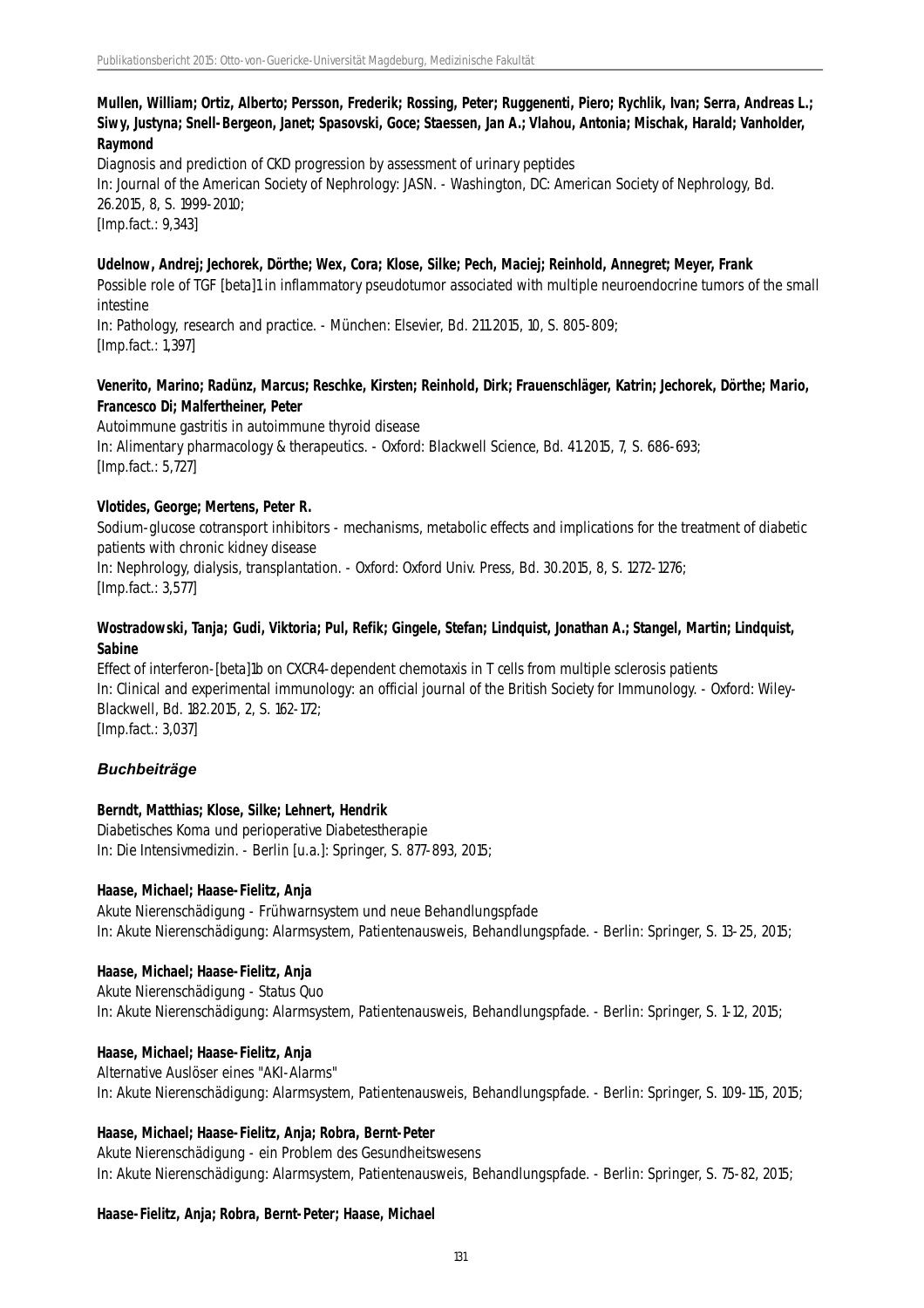**Mullen, William; Ortiz, Alberto; Persson, Frederik; Rossing, Peter; Ruggenenti, Piero; Rychlik, Ivan; Serra, Andreas L.; Siwy, Justyna; Snell-Bergeon, Janet; Spasovski, Goce; Staessen, Jan A.; Vlahou, Antonia; Mischak, Harald; Vanholder, Raymond**

Diagnosis and prediction of CKD progression by assessment of urinary peptides
In: Journal of the American Society of Nephrology: JASN. - Washington, DC: American Society of Nephrology, Bd. 26.2015, 8, S. 1999-2010;
[Imp.fact.: 9,343]

**Udelnow, Andrej; Jechorek, Dörthe; Wex, Cora; Klose, Silke; Pech, Maciej; Reinhold, Annegret; Meyer, Frank**

Possible role of TGF [beta]1 in inflammatory pseudotumor associated with multiple neuroendocrine tumors of the small intestine
In: Pathology, research and practice. - München: Elsevier, Bd. 211.2015, 10, S. 805-809;
[Imp.fact.: 1,397]

**Venerito, Marino; Radünz, Marcus; Reschke, Kirsten; Reinhold, Dirk; Frauenschläger, Katrin; Jechorek, Dörthe; Mario, Francesco Di; Malfertheiner, Peter**

Autoimmune gastritis in autoimmune thyroid disease
In: Alimentary pharmacology & therapeutics. - Oxford: Blackwell Science, Bd. 41.2015, 7, S. 686-693;
[Imp.fact.: 5,727]

**Vlotides, George; Mertens, Peter R.**

Sodium-glucose cotransport inhibitors - mechanisms, metabolic effects and implications for the treatment of diabetic patients with chronic kidney disease
In: Nephrology, dialysis, transplantation. - Oxford: Oxford Univ. Press, Bd. 30.2015, 8, S. 1272-1276;
[Imp.fact.: 3,577]

**Wostradowski, Tanja; Gudi, Viktoria; Pul, Refik; Gingele, Stefan; Lindquist, Jonathan A.; Stangel, Martin; Lindquist, Sabine**

Effect of interferon-[beta]1b on CXCR4-dependent chemotaxis in T cells from multiple sclerosis patients
In: Clinical and experimental immunology: an official journal of the British Society for Immunology. - Oxford: Wiley-Blackwell, Bd. 182.2015, 2, S. 162-172;
[Imp.fact.: 3,037]

### *Buchbeiträge*

**Berndt, Matthias; Klose, Silke; Lehnert, Hendrik**

Diabetisches Koma und perioperative Diabetestherapie
In: Die Intensivmedizin. - Berlin [u.a.]: Springer, S. 877-893, 2015;

**Haase, Michael; Haase-Fielitz, Anja**

Akute Nierenschädigung - Frühwarnsystem und neue Behandlungspfade
In: Akute Nierenschädigung: Alarmsystem, Patientenausweis, Behandlungspfade. - Berlin: Springer, S. 13-25, 2015;

**Haase, Michael; Haase-Fielitz, Anja**

Akute Nierenschädigung - Status Quo
In: Akute Nierenschädigung: Alarmsystem, Patientenausweis, Behandlungspfade. - Berlin: Springer, S. 1-12, 2015;

**Haase, Michael; Haase-Fielitz, Anja**

Alternative Auslöser eines "AKI-Alarms"
In: Akute Nierenschädigung: Alarmsystem, Patientenausweis, Behandlungspfade. - Berlin: Springer, S. 109-115, 2015;

**Haase, Michael; Haase-Fielitz, Anja; Robra, Bernt-Peter**

Akute Nierenschädigung - ein Problem des Gesundheitswesens
In: Akute Nierenschädigung: Alarmsystem, Patientenausweis, Behandlungspfade. - Berlin: Springer, S. 75-82, 2015;

**Haase-Fielitz, Anja; Robra, Bernt-Peter; Haase, Michael**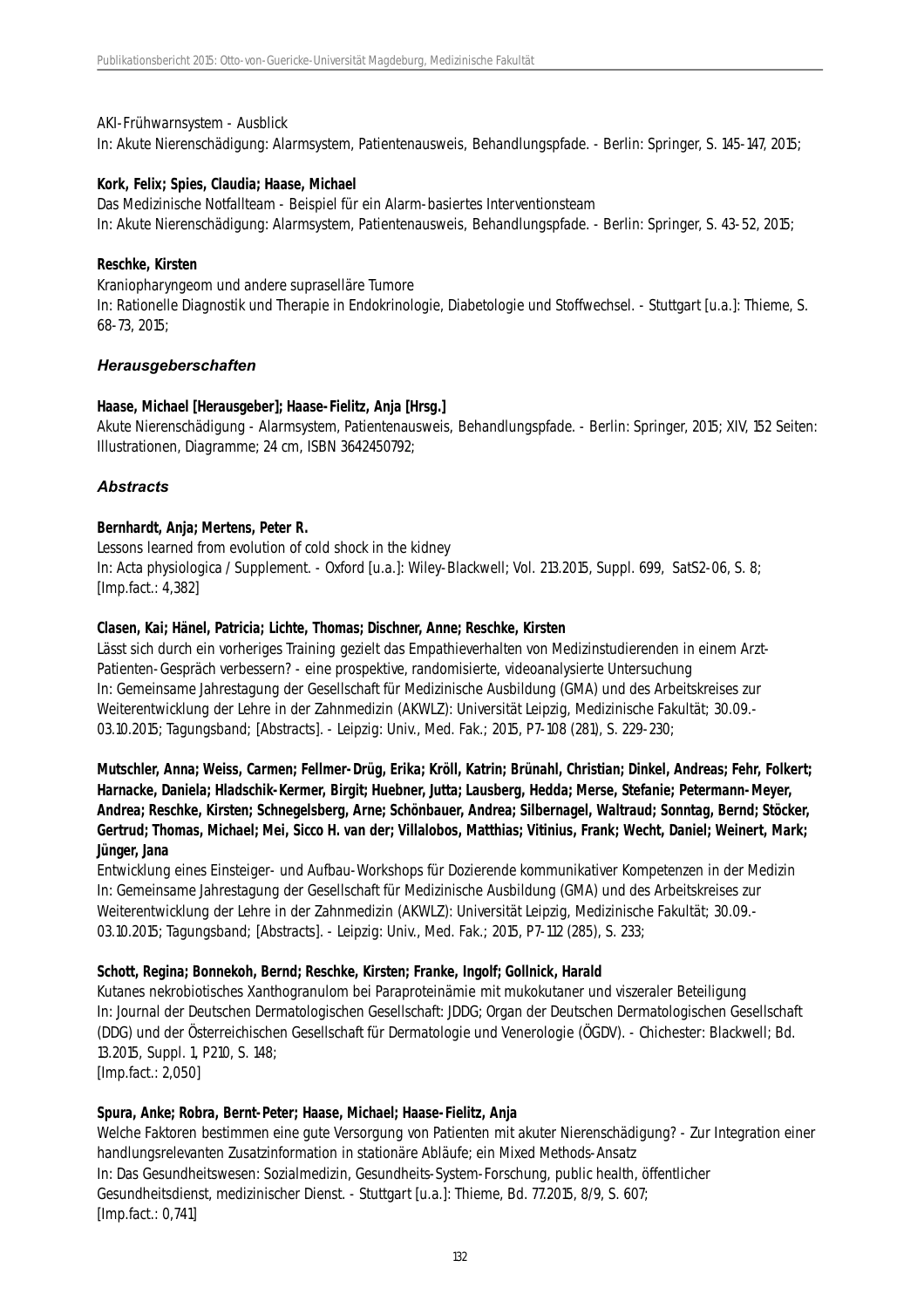AKI-Frühwarnsystem - Ausblick
In: Akute Nierenschädigung: Alarmsystem, Patientenausweis, Behandlungspfade. - Berlin: Springer, S. 145-147, 2015;

**Kork, Felix; Spies, Claudia; Haase, Michael**
Das Medizinische Notfallteam - Beispiel für ein Alarm-basiertes Interventionsteam
In: Akute Nierenschädigung: Alarmsystem, Patientenausweis, Behandlungspfade. - Berlin: Springer, S. 43-52, 2015;

**Reschke, Kirsten**
Kraniopharyngeom und andere supraselläre Tumore
In: Rationelle Diagnostik und Therapie in Endokrinologie, Diabetologie und Stoffwechsel. - Stuttgart [u.a.]: Thieme, S. 68-73, 2015;

### *Herausgeberschaften*

**Haase, Michael [Herausgeber]; Haase-Fielitz, Anja [Hrsg.]**
Akute Nierenschädigung - Alarmsystem, Patientenausweis, Behandlungspfade. - Berlin: Springer, 2015; XIV, 152 Seiten: Illustrationen, Diagramme; 24 cm, ISBN 3642450792;

### *Abstracts*

**Bernhardt, Anja; Mertens, Peter R.**
Lessons learned from evolution of cold shock in the kidney
In: Acta physiologica / Supplement. - Oxford [u.a.]: Wiley-Blackwell; Vol. 213.2015, Suppl. 699, SatS2-06, S. 8;
[Imp.fact.: 4,382]

**Clasen, Kai; Hänel, Patricia; Lichte, Thomas; Dischner, Anne; Reschke, Kirsten**
Lässt sich durch ein vorheriges Training gezielt das Empathieverhalten von Medizinstudierenden in einem Arzt-Patienten-Gespräch verbessern? - eine prospektive, randomisierte, videoanalysierte Untersuchung
In: Gemeinsame Jahrestagung der Gesellschaft für Medizinische Ausbildung (GMA) und des Arbeitskreises zur Weiterentwicklung der Lehre in der Zahnmedizin (AKWLZ): Universität Leipzig, Medizinische Fakultät; 30.09.-03.10.2015; Tagungsband; [Abstracts]. - Leipzig: Univ., Med. Fak.; 2015, P7-108 (281), S. 229-230;

**Mutschler, Anna; Weiss, Carmen; Fellmer-Drüg, Erika; Kröll, Katrin; Brünahl, Christian; Dinkel, Andreas; Fehr, Folkert; Harnacke, Daniela; Hladschik-Kermer, Birgit; Huebner, Jutta; Lausberg, Hedda; Merse, Stefanie; Petermann-Meyer, Andrea; Reschke, Kirsten; Schnegelsberg, Arne; Schönbauer, Andrea; Silbernagel, Waltraud; Sonntag, Bernd; Stöcker, Gertrud; Thomas, Michael; Mei, Sicco H. van der; Villalobos, Matthias; Vitinius, Frank; Wecht, Daniel; Weinert, Mark; Jünger, Jana**
Entwicklung eines Einsteiger- und Aufbau-Workshops für Dozierende kommunikativer Kompetenzen in der Medizin
In: Gemeinsame Jahrestagung der Gesellschaft für Medizinische Ausbildung (GMA) und des Arbeitskreises zur Weiterentwicklung der Lehre in der Zahnmedizin (AKWLZ): Universität Leipzig, Medizinische Fakultät; 30.09.-03.10.2015; Tagungsband; [Abstracts]. - Leipzig: Univ., Med. Fak.; 2015, P7-112 (285), S. 233;

**Schott, Regina; Bonnekoh, Bernd; Reschke, Kirsten; Franke, Ingolf; Gollnick, Harald**
Kutanes nekrobiotisches Xanthogranulom bei Paraproteinämie mit mukokutaner und viszeraler Beteiligung
In: Journal der Deutschen Dermatologischen Gesellschaft: JDDG; Organ der Deutschen Dermatologischen Gesellschaft (DDG) und der Österreichischen Gesellschaft für Dermatologie und Venerologie (ÖGDV). - Chichester: Blackwell; Bd. 13.2015, Suppl. 1, P210, S. 148;
[Imp.fact.: 2,050]

**Spura, Anke; Robra, Bernt-Peter; Haase, Michael; Haase-Fielitz, Anja**
Welche Faktoren bestimmen eine gute Versorgung von Patienten mit akuter Nierenschädigung? - Zur Integration einer handlungsrelevanten Zusatzinformation in stationäre Abläufe; ein Mixed Methods-Ansatz
In: Das Gesundheitswesen: Sozialmedizin, Gesundheits-System-Forschung, public health, öffentlicher Gesundheitsdienst, medizinischer Dienst. - Stuttgart [u.a.]: Thieme, Bd. 77.2015, 8/9, S. 607;
[Imp.fact.: 0,741]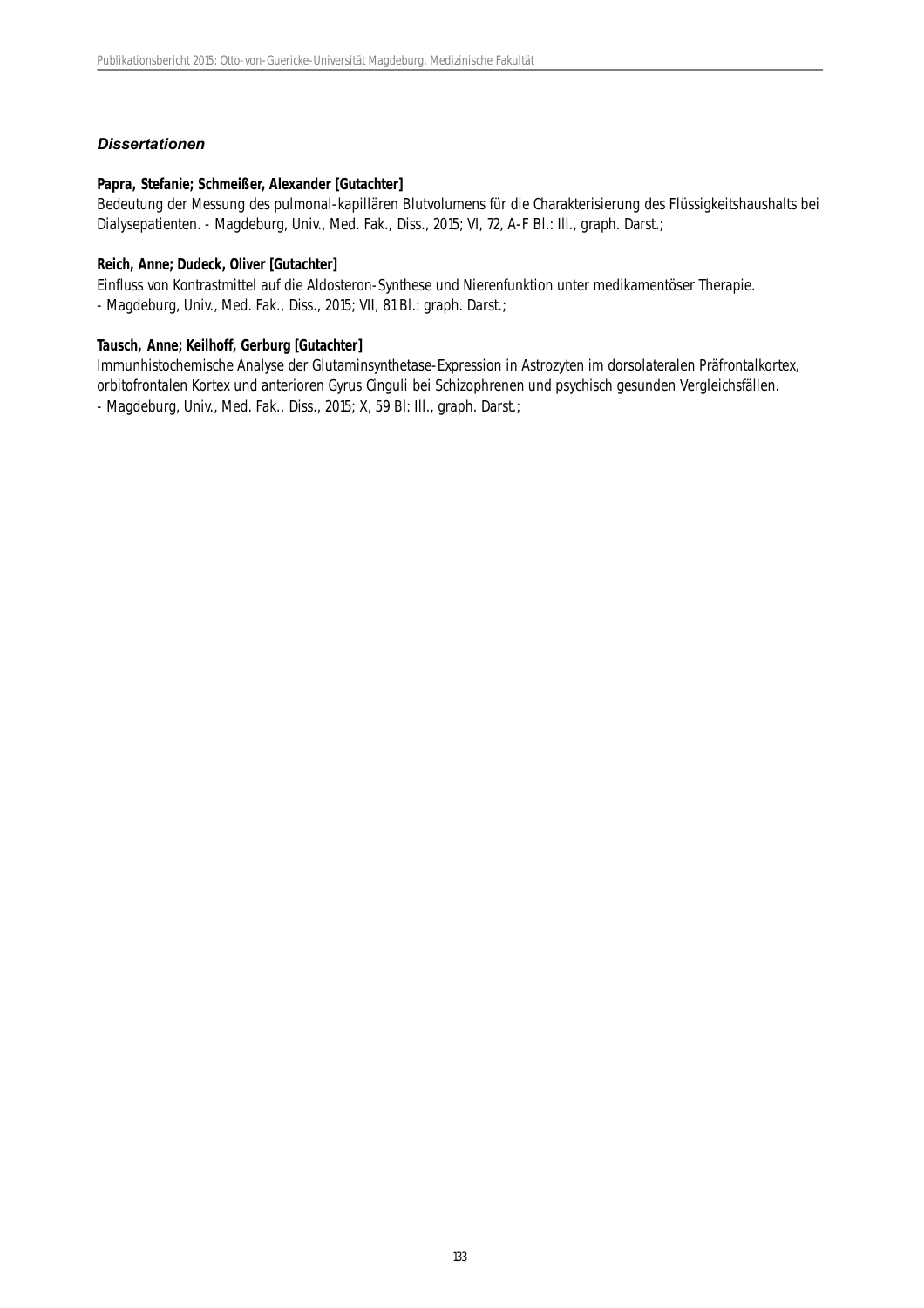### *Dissertationen*

**Papra, Stefanie; Schmeißer, Alexander [Gutachter]**
Bedeutung der Messung des pulmonal-kapillären Blutvolumens für die Charakterisierung des Flüssigkeitshaushalts bei Dialysepatienten. - Magdeburg, Univ., Med. Fak., Diss., 2015; VI, 72, A-F Bl.: Ill., graph. Darst.;

**Reich, Anne; Dudeck, Oliver [Gutachter]**
Einfluss von Kontrastmittel auf die Aldosteron-Synthese und Nierenfunktion unter medikamentöser Therapie.
- Magdeburg, Univ., Med. Fak., Diss., 2015; VII, 81 Bl.: graph. Darst.;

**Tausch, Anne; Keilhoff, Gerburg [Gutachter]**
Immunhistochemische Analyse der Glutaminsynthetase-Expression in Astrozyten im dorsolateralen Präfrontalkortex, orbitofrontalen Kortex und anterioren Gyrus Cinguli bei Schizophrenen und psychisch gesunden Vergleichsfällen.
- Magdeburg, Univ., Med. Fak., Diss., 2015; X, 59 Bl: Ill., graph. Darst.;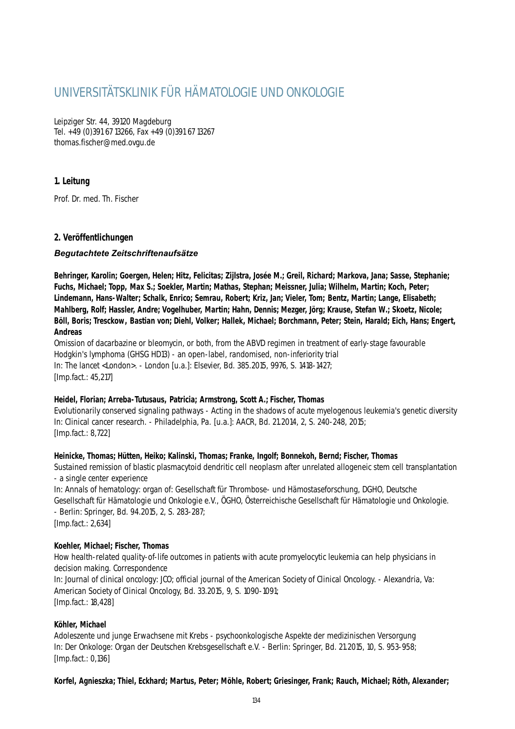# UNIVERSITÄTSKLINIK FÜR HÄMATOLOGIE UND ONKOLOGIE

Leipziger Str. 44, 39120 Magdeburg
Tel. +49 (0)391 67 13266, Fax +49 (0)391 67 13267
thomas.fischer@med.ovgu.de

### 1. Leitung

Prof. Dr. med. Th. Fischer

### 2. Veröffentlichungen

#### *Begutachtete Zeitschriftenaufsätze*

**Behringer, Karolin; Goergen, Helen; Hitz, Felicitas; Zijlstra, Josée M.; Greil, Richard; Markova, Jana; Sasse, Stephanie; Fuchs, Michael; Topp, Max S.; Soekler, Martin; Mathas, Stephan; Meissner, Julia; Wilhelm, Martin; Koch, Peter; Lindemann, Hans-Walter; Schalk, Enrico; Semrau, Robert; Kriz, Jan; Vieler, Tom; Bentz, Martin; Lange, Elisabeth; Mahlberg, Rolf; Hassler, Andre; Vogelhuber, Martin; Hahn, Dennis; Mezger, Jörg; Krause, Stefan W.; Skoetz, Nicole; Böll, Boris; Tresckow, Bastian von; Diehl, Volker; Hallek, Michael; Borchmann, Peter; Stein, Harald; Eich, Hans; Engert, Andreas**
Omission of dacarbazine or bleomycin, or both, from the ABVD regimen in treatment of early-stage favourable Hodgkin's lymphoma (GHSG HD13) - an open-label, randomised, non-inferiority trial
In: The lancet <London>. - London [u.a.]: Elsevier, Bd. 385.2015, 9976, S. 1418-1427;
[Imp.fact.: 45,217]

**Heidel, Florian; Arreba-Tutusaus, Patricia; Armstrong, Scott A.; Fischer, Thomas**
Evolutionarily conserved signaling pathways - Acting in the shadows of acute myelogenous leukemia's genetic diversity
In: Clinical cancer research. - Philadelphia, Pa. [u.a.]: AACR, Bd. 21.2014, 2, S. 240-248, 2015;
[Imp.fact.: 8,722]

**Heinicke, Thomas; Hütten, Heiko; Kalinski, Thomas; Franke, Ingolf; Bonnekoh, Bernd; Fischer, Thomas**
Sustained remission of blastic plasmacytoid dendritic cell neoplasm after unrelated allogeneic stem cell transplantation - a single center experience
In: Annals of hematology: organ of: Gesellschaft für Thrombose- und Hämostaseforschung, DGHO, Deutsche Gesellschaft für Hämatologie und Onkologie e.V., ÖGHO, Österreichische Gesellschaft für Hämatologie und Onkologie. - Berlin: Springer, Bd. 94.2015, 2, S. 283-287;
[Imp.fact.: 2,634]

**Koehler, Michael; Fischer, Thomas**
How health-related quality-of-life outcomes in patients with acute promyelocytic leukemia can help physicians in decision making. Correspondence
In: Journal of clinical oncology: JCO; official journal of the American Society of Clinical Oncology. - Alexandria, Va: American Society of Clinical Oncology, Bd. 33.2015, 9, S. 1090-1091;
[Imp.fact.: 18,428]

**Köhler, Michael**
Adoleszente und junge Erwachsene mit Krebs - psychoonkologische Aspekte der medizinischen Versorgung
In: Der Onkologe: Organ der Deutschen Krebsgesellschaft e.V. - Berlin: Springer, Bd. 21.2015, 10, S. 953-958;
[Imp.fact.: 0,136]

**Korfel, Agnieszka; Thiel, Eckhard; Martus, Peter; Möhle, Robert; Griesinger, Frank; Rauch, Michael; Röth, Alexander;**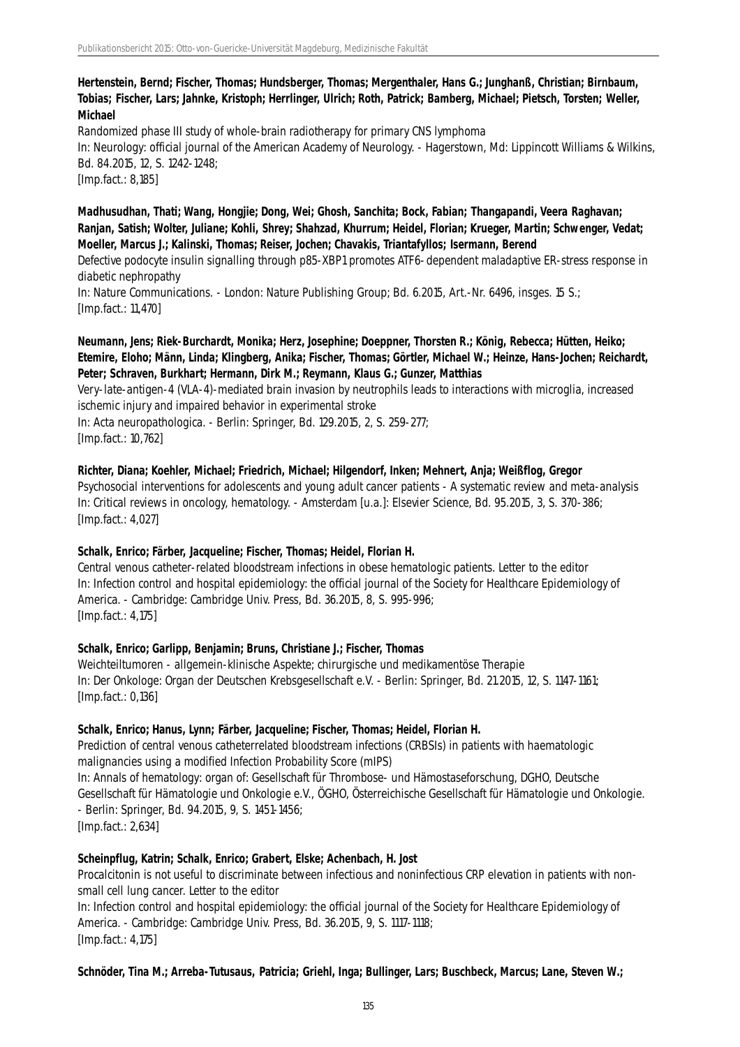**Hertenstein, Bernd; Fischer, Thomas; Hundsberger, Thomas; Mergenthaler, Hans G.; Junghanß, Christian; Birnbaum, Tobias; Fischer, Lars; Jahnke, Kristoph; Herrlinger, Ulrich; Roth, Patrick; Bamberg, Michael; Pietsch, Torsten; Weller, Michael**

Randomized phase III study of whole-brain radiotherapy for primary CNS lymphoma

In: Neurology: official journal of the American Academy of Neurology. - Hagerstown, Md: Lippincott Williams & Wilkins, Bd. 84.2015, 12, S. 1242-1248;

[Imp.fact.: 8,185]

**Madhusudhan, Thati; Wang, Hongjie; Dong, Wei; Ghosh, Sanchita; Bock, Fabian; Thangapandi, Veera Raghavan; Ranjan, Satish; Wolter, Juliane; Kohli, Shrey; Shahzad, Khurrum; Heidel, Florian; Krueger, Martin; Schwenger, Vedat; Moeller, Marcus J.; Kalinski, Thomas; Reiser, Jochen; Chavakis, Triantafyllos; Isermann, Berend**

Defective podocyte insulin signalling through p85-XBP1 promotes ATF6-dependent maladaptive ER-stress response in diabetic nephropathy

In: Nature Communications. - London: Nature Publishing Group; Bd. 6.2015, Art.-Nr. 6496, insges. 15 S.;

[Imp.fact.: 11,470]

**Neumann, Jens; Riek-Burchardt, Monika; Herz, Josephine; Doeppner, Thorsten R.; König, Rebecca; Hütten, Heiko; Etemire, Eloho; Männ, Linda; Klingberg, Anika; Fischer, Thomas; Görtler, Michael W.; Heinze, Hans-Jochen; Reichardt, Peter; Schraven, Burkhart; Hermann, Dirk M.; Reymann, Klaus G.; Gunzer, Matthias**

Very-late-antigen-4 (VLA-4)-mediated brain invasion by neutrophils leads to interactions with microglia, increased ischemic injury and impaired behavior in experimental stroke

In: Acta neuropathologica. - Berlin: Springer, Bd. 129.2015, 2, S. 259-277;

[Imp.fact.: 10,762]

**Richter, Diana; Koehler, Michael; Friedrich, Michael; Hilgendorf, Inken; Mehnert, Anja; Weißflog, Gregor**

Psychosocial interventions for adolescents and young adult cancer patients - A systematic review and meta-analysis

In: Critical reviews in oncology, hematology. - Amsterdam [u.a.]: Elsevier Science, Bd. 95.2015, 3, S. 370-386;

[Imp.fact.: 4,027]

**Schalk, Enrico; Färber, Jacqueline; Fischer, Thomas; Heidel, Florian H.**

Central venous catheter-related bloodstream infections in obese hematologic patients. Letter to the editor

In: Infection control and hospital epidemiology: the official journal of the Society for Healthcare Epidemiology of America. - Cambridge: Cambridge Univ. Press, Bd. 36.2015, 8, S. 995-996;

[Imp.fact.: 4,175]

**Schalk, Enrico; Garlipp, Benjamin; Bruns, Christiane J.; Fischer, Thomas**

Weichteiltumoren - allgemein-klinische Aspekte; chirurgische und medikamentöse Therapie

In: Der Onkologe: Organ der Deutschen Krebsgesellschaft e.V. - Berlin: Springer, Bd. 21.2015, 12, S. 1147-1161;

[Imp.fact.: 0,136]

**Schalk, Enrico; Hanus, Lynn; Färber, Jacqueline; Fischer, Thomas; Heidel, Florian H.**

Prediction of central venous catheterrelated bloodstream infections (CRBSIs) in patients with haematologic malignancies using a modified Infection Probability Score (mIPS)

In: Annals of hematology: organ of: Gesellschaft für Thrombose- und Hämostaseforschung, DGHO, Deutsche Gesellschaft für Hämatologie und Onkologie e.V., ÖGHO, Österreichische Gesellschaft für Hämatologie und Onkologie. - Berlin: Springer, Bd. 94.2015, 9, S. 1451-1456;

[Imp.fact.: 2,634]

**Scheinpflug, Katrin; Schalk, Enrico; Grabert, Elske; Achenbach, H. Jost**

Procalcitonin is not useful to discriminate between infectious and noninfectious CRP elevation in patients with non-small cell lung cancer. Letter to the editor

In: Infection control and hospital epidemiology: the official journal of the Society for Healthcare Epidemiology of America. - Cambridge: Cambridge Univ. Press, Bd. 36.2015, 9, S. 1117-1118;

[Imp.fact.: 4,175]

**Schnöder, Tina M.; Arreba-Tutusaus, Patricia; Griehl, Inga; Bullinger, Lars; Buschbeck, Marcus; Lane, Steven W.;**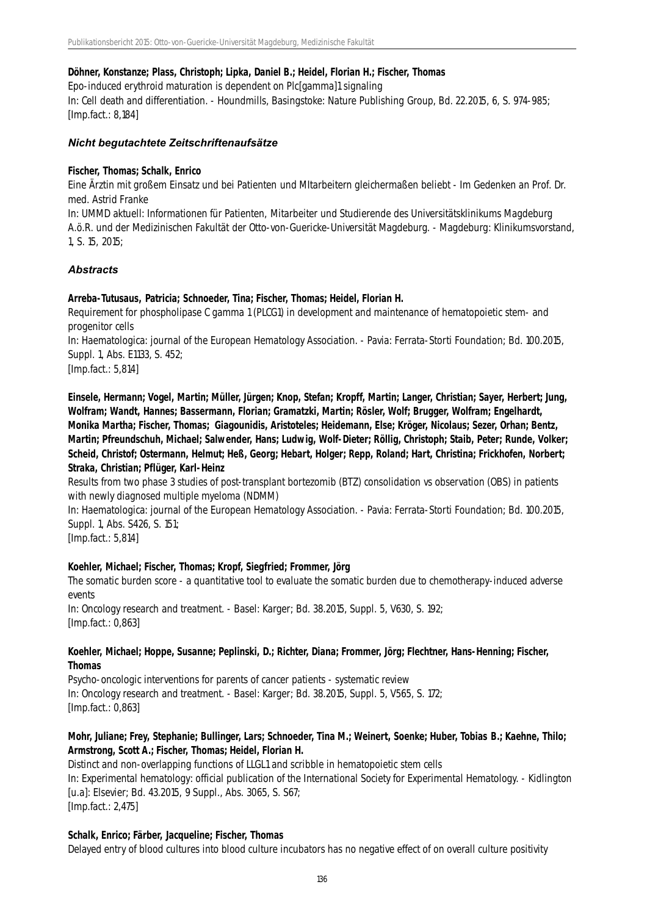**Döhner, Konstanze; Plass, Christoph; Lipka, Daniel B.; Heidel, Florian H.; Fischer, Thomas**
Epo-induced erythroid maturation is dependent on Plc[gamma]1 signaling
In: Cell death and differentiation. - Houndmills, Basingstoke: Nature Publishing Group, Bd. 22.2015, 6, S. 974-985;
[Imp.fact.: 8,184]

### *Nicht begutachtete Zeitschriftenaufsätze*

**Fischer, Thomas; Schalk, Enrico**
Eine Ärztin mit großem Einsatz und bei Patienten und MItarbeitern gleichermaßen beliebt - Im Gedenken an Prof. Dr. med. Astrid Franke
In: UMMD aktuell: Informationen für Patienten, Mitarbeiter und Studierende des Universitätsklinikums Magdeburg A.ö.R. und der Medizinischen Fakultät der Otto-von-Guericke-Universität Magdeburg. - Magdeburg: Klinikumsvorstand, 1, S. 15, 2015;

### *Abstracts*

**Arreba-Tutusaus, Patricia; Schnoeder, Tina; Fischer, Thomas; Heidel, Florian H.**
Requirement for phospholipase C gamma 1 (PLCG1) in development and maintenance of hematopoietic stem- and progenitor cells
In: Haematologica: journal of the European Hematology Association. - Pavia: Ferrata-Storti Foundation; Bd. 100.2015, Suppl. 1, Abs. E1133, S. 452;
[Imp.fact.: 5,814]

**Einsele, Hermann; Vogel, Martin; Müller, Jürgen; Knop, Stefan; Kropff, Martin; Langer, Christian; Sayer, Herbert; Jung, Wolfram; Wandt, Hannes; Bassermann, Florian; Gramatzki, Martin; Rösler, Wolf; Brugger, Wolfram; Engelhardt, Monika Martha; Fischer, Thomas; Giagounidis, Aristoteles; Heidemann, Else; Kröger, Nicolaus; Sezer, Orhan; Bentz, Martin; Pfreundschuh, Michael; Salwender, Hans; Ludwig, Wolf-Dieter; Röllig, Christoph; Staib, Peter; Runde, Volker; Scheid, Christof; Ostermann, Helmut; Heß, Georg; Hebart, Holger; Repp, Roland; Hart, Christina; Frickhofen, Norbert; Straka, Christian; Pflüger, Karl-Heinz**
Results from two phase 3 studies of post-transplant bortezomib (BTZ) consolidation vs observation (OBS) in patients with newly diagnosed multiple myeloma (NDMM)
In: Haematologica: journal of the European Hematology Association. - Pavia: Ferrata-Storti Foundation; Bd. 100.2015, Suppl. 1, Abs. S426, S. 151;
[Imp.fact.: 5,814]

**Koehler, Michael; Fischer, Thomas; Kropf, Siegfried; Frommer, Jörg**
The somatic burden score - a quantitative tool to evaluate the somatic burden due to chemotherapy-induced adverse events
In: Oncology research and treatment. - Basel: Karger; Bd. 38.2015, Suppl. 5, V630, S. 192;
[Imp.fact.: 0,863]

**Koehler, Michael; Hoppe, Susanne; Peplinski, D.; Richter, Diana; Frommer, Jörg; Flechtner, Hans-Henning; Fischer, Thomas**
Psycho-oncologic interventions for parents of cancer patients - systematic review
In: Oncology research and treatment. - Basel: Karger; Bd. 38.2015, Suppl. 5, V565, S. 172;
[Imp.fact.: 0,863]

**Mohr, Juliane; Frey, Stephanie; Bullinger, Lars; Schnoeder, Tina M.; Weinert, Soenke; Huber, Tobias B.; Kaehne, Thilo; Armstrong, Scott A.; Fischer, Thomas; Heidel, Florian H.**
Distinct and non-overlapping functions of LLGL1 and scribble in hematopoietic stem cells
In: Experimental hematology: official publication of the International Society for Experimental Hematology. - Kidlington [u.a]: Elsevier; Bd. 43.2015, 9 Suppl., Abs. 3065, S. S67;
[Imp.fact.: 2,475]

**Schalk, Enrico; Färber, Jacqueline; Fischer, Thomas**
Delayed entry of blood cultures into blood culture incubators has no negative effect of on overall culture positivity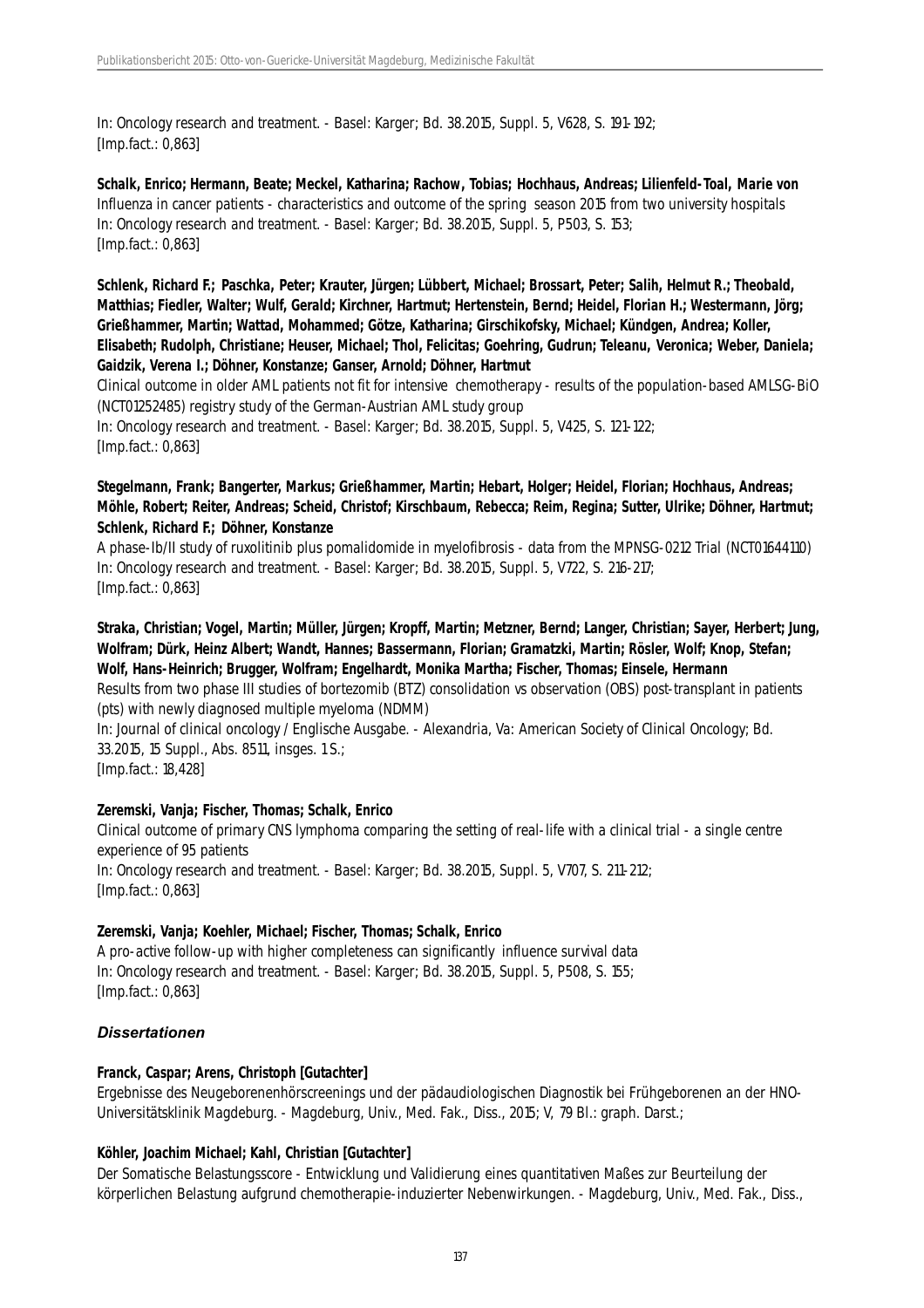In: Oncology research and treatment. - Basel: Karger; Bd. 38.2015, Suppl. 5, V628, S. 191-192;
[Imp.fact.: 0,863]

**Schalk, Enrico; Hermann, Beate; Meckel, Katharina; Rachow, Tobias; Hochhaus, Andreas; Lilienfeld-Toal, Marie von**
Influenza in cancer patients - characteristics and outcome of the spring season 2015 from two university hospitals
In: Oncology research and treatment. - Basel: Karger; Bd. 38.2015, Suppl. 5, P503, S. 153;
[Imp.fact.: 0,863]

**Schlenk, Richard F.; Paschka, Peter; Krauter, Jürgen; Lübbert, Michael; Brossart, Peter; Salih, Helmut R.; Theobald, Matthias; Fiedler, Walter; Wulf, Gerald; Kirchner, Hartmut; Hertenstein, Bernd; Heidel, Florian H.; Westermann, Jörg; Grießhammer, Martin; Wattad, Mohammed; Götze, Katharina; Girschikofsky, Michael; Kündgen, Andrea; Koller, Elisabeth; Rudolph, Christiane; Heuser, Michael; Thol, Felicitas; Goehring, Gudrun; Teleanu, Veronica; Weber, Daniela; Gaidzik, Verena I.; Döhner, Konstanze; Ganser, Arnold; Döhner, Hartmut**
Clinical outcome in older AML patients not fit for intensive chemotherapy - results of the population-based AMLSG-BiO (NCT01252485) registry study of the German-Austrian AML study group
In: Oncology research and treatment. - Basel: Karger; Bd. 38.2015, Suppl. 5, V425, S. 121-122;
[Imp.fact.: 0,863]

**Stegelmann, Frank; Bangerter, Markus; Grießhammer, Martin; Hebart, Holger; Heidel, Florian; Hochhaus, Andreas; Möhle, Robert; Reiter, Andreas; Scheid, Christof; Kirschbaum, Rebecca; Reim, Regina; Sutter, Ulrike; Döhner, Hartmut; Schlenk, Richard F.; Döhner, Konstanze**
A phase-Ib/II study of ruxolitinib plus pomalidomide in myelofibrosis - data from the MPNSG-0212 Trial (NCT01644110)
In: Oncology research and treatment. - Basel: Karger; Bd. 38.2015, Suppl. 5, V722, S. 216-217;
[Imp.fact.: 0,863]

**Straka, Christian; Vogel, Martin; Müller, Jürgen; Kropff, Martin; Metzner, Bernd; Langer, Christian; Sayer, Herbert; Jung, Wolfram; Dürk, Heinz Albert; Wandt, Hannes; Bassermann, Florian; Gramatzki, Martin; Rösler, Wolf; Knop, Stefan; Wolf, Hans-Heinrich; Brugger, Wolfram; Engelhardt, Monika Martha; Fischer, Thomas; Einsele, Hermann**
Results from two phase III studies of bortezomib (BTZ) consolidation vs observation (OBS) post-transplant in patients (pts) with newly diagnosed multiple myeloma (NDMM)
In: Journal of clinical oncology / Englische Ausgabe. - Alexandria, Va: American Society of Clinical Oncology; Bd. 33.2015, 15 Suppl., Abs. 8511, insges. 1 S.;
[Imp.fact.: 18,428]

**Zeremski, Vanja; Fischer, Thomas; Schalk, Enrico**
Clinical outcome of primary CNS lymphoma comparing the setting of real-life with a clinical trial - a single centre experience of 95 patients
In: Oncology research and treatment. - Basel: Karger; Bd. 38.2015, Suppl. 5, V707, S. 211-212;
[Imp.fact.: 0,863]

**Zeremski, Vanja; Koehler, Michael; Fischer, Thomas; Schalk, Enrico**
A pro-active follow-up with higher completeness can significantly influence survival data
In: Oncology research and treatment. - Basel: Karger; Bd. 38.2015, Suppl. 5, P508, S. 155;
[Imp.fact.: 0,863]

### *Dissertationen*

**Franck, Caspar; Arens, Christoph [Gutachter]**
Ergebnisse des Neugeborenenhörscreenings und der pädaudiologischen Diagnostik bei Frühgeborenen an der HNO-Universitätsklinik Magdeburg. - Magdeburg, Univ., Med. Fak., Diss., 2015; V, 79 Bl.: graph. Darst.;

**Köhler, Joachim Michael; Kahl, Christian [Gutachter]**
Der Somatische Belastungsscore - Entwicklung und Validierung eines quantitativen Maßes zur Beurteilung der körperlichen Belastung aufgrund chemotherapie-induzierter Nebenwirkungen. - Magdeburg, Univ., Med. Fak., Diss.,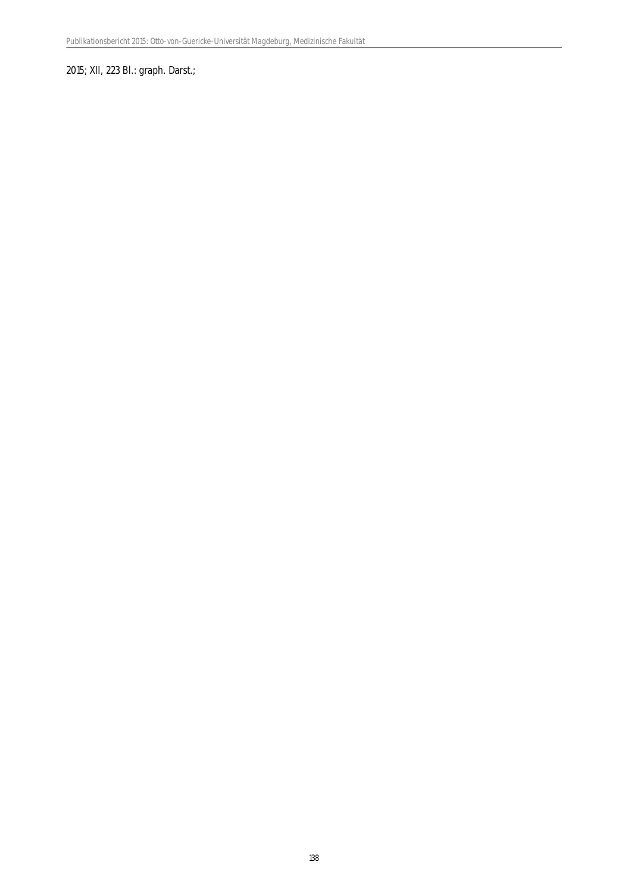2015; XII, 223 Bl.: graph. Darst.;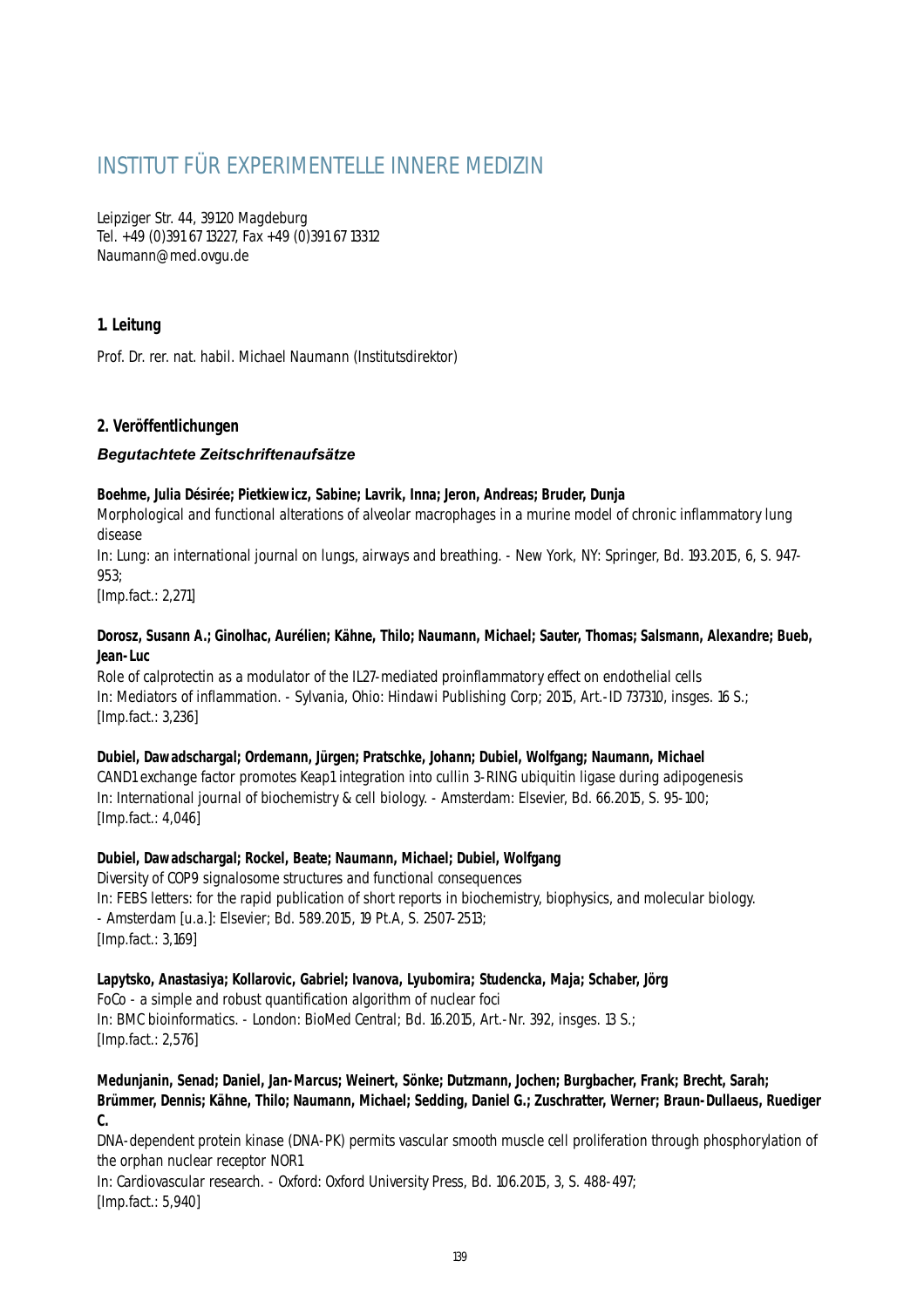# INSTITUT FÜR EXPERIMENTELLE INNERE MEDIZIN

Leipziger Str. 44, 39120 Magdeburg
Tel. +49 (0)391 67 13227, Fax +49 (0)391 67 13312
Naumann@med.ovgu.de

## 1. Leitung

Prof. Dr. rer. nat. habil. Michael Naumann (Institutsdirektor)

## 2. Veröffentlichungen

### *Begutachtete Zeitschriftenaufsätze*

**Boehme, Julia Désirée; Pietkiewicz, Sabine; Lavrik, Inna; Jeron, Andreas; Bruder, Dunja**
Morphological and functional alterations of alveolar macrophages in a murine model of chronic inflammatory lung disease
In: Lung: an international journal on lungs, airways and breathing. - New York, NY: Springer, Bd. 193.2015, 6, S. 947-953;
[Imp.fact.: 2,271]

**Dorosz, Susann A.; Ginolhac, Aurélien; Kähne, Thilo; Naumann, Michael; Sauter, Thomas; Salsmann, Alexandre; Bueb, Jean-Luc**
Role of calprotectin as a modulator of the IL27-mediated proinflammatory effect on endothelial cells
In: Mediators of inflammation. - Sylvania, Ohio: Hindawi Publishing Corp; 2015, Art.-ID 737310, insges. 16 S.;
[Imp.fact.: 3,236]

**Dubiel, Dawadschargal; Ordemann, Jürgen; Pratschke, Johann; Dubiel, Wolfgang; Naumann, Michael**
CAND1 exchange factor promotes Keap1 integration into cullin 3-RING ubiquitin ligase during adipogenesis
In: International journal of biochemistry & cell biology. - Amsterdam: Elsevier, Bd. 66.2015, S. 95-100;
[Imp.fact.: 4,046]

**Dubiel, Dawadschargal; Rockel, Beate; Naumann, Michael; Dubiel, Wolfgang**
Diversity of COP9 signalosome structures and functional consequences
In: FEBS letters: for the rapid publication of short reports in biochemistry, biophysics, and molecular biology. - Amsterdam [u.a.]: Elsevier; Bd. 589.2015, 19 Pt.A, S. 2507-2513;
[Imp.fact.: 3,169]

**Lapytsko, Anastasiya; Kollarovic, Gabriel; Ivanova, Lyubomira; Studencka, Maja; Schaber, Jörg**
FoCo - a simple and robust quantification algorithm of nuclear foci
In: BMC bioinformatics. - London: BioMed Central; Bd. 16.2015, Art.-Nr. 392, insges. 13 S.;
[Imp.fact.: 2,576]

**Medunjanin, Senad; Daniel, Jan-Marcus; Weinert, Sönke; Dutzmann, Jochen; Burgbacher, Frank; Brecht, Sarah; Brümmer, Dennis; Kähne, Thilo; Naumann, Michael; Sedding, Daniel G.; Zuschratter, Werner; Braun-Dullaeus, Ruediger C.**
DNA-dependent protein kinase (DNA-PK) permits vascular smooth muscle cell proliferation through phosphorylation of the orphan nuclear receptor NOR1
In: Cardiovascular research. - Oxford: Oxford University Press, Bd. 106.2015, 3, S. 488-497;
[Imp.fact.: 5,940]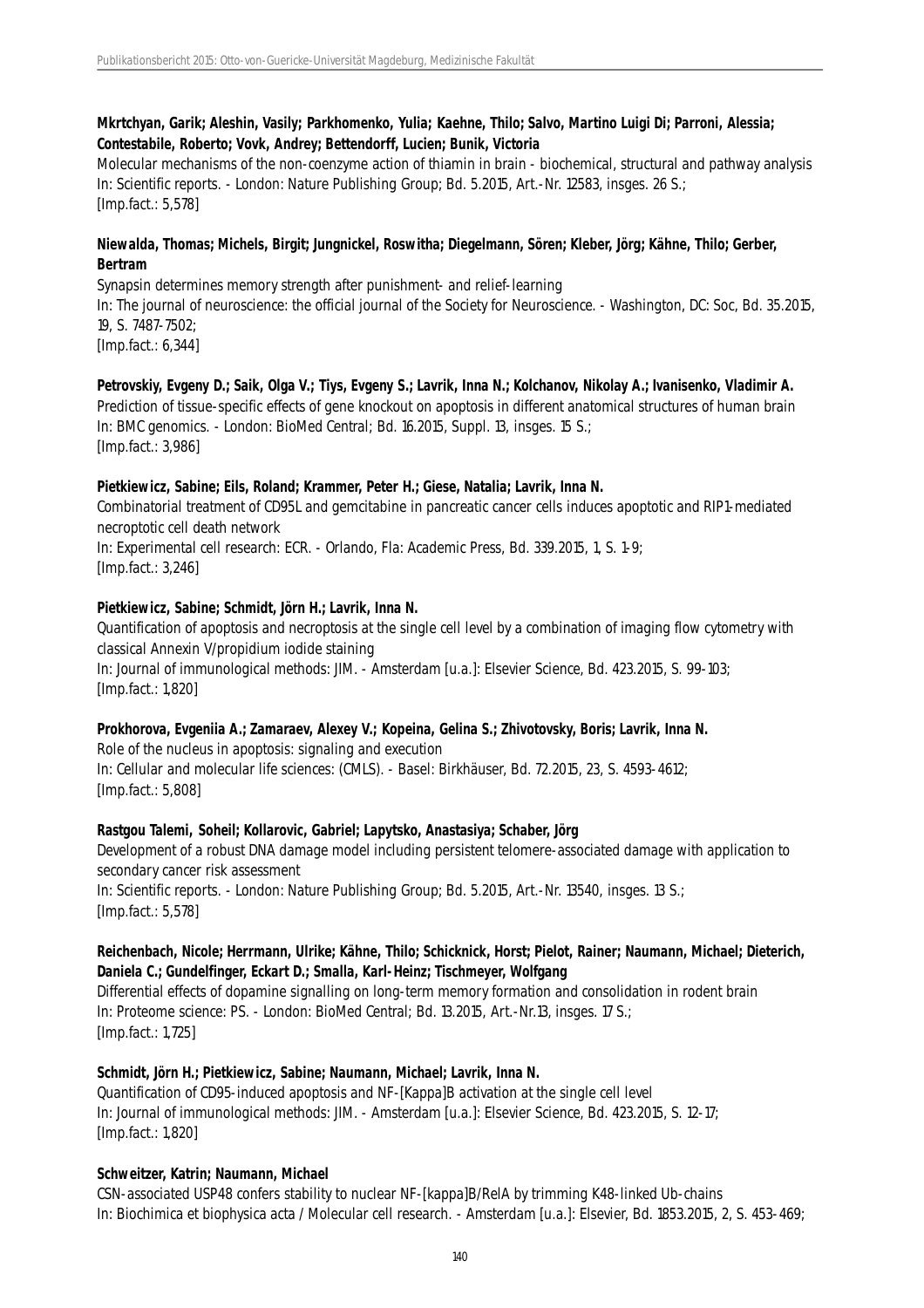**Mkrtchyan, Garik; Aleshin, Vasily; Parkhomenko, Yulia; Kaehne, Thilo; Salvo, Martino Luigi Di; Parroni, Alessia; Contestabile, Roberto; Vovk, Andrey; Bettendorff, Lucien; Bunik, Victoria**

Molecular mechanisms of the non-coenzyme action of thiamin in brain - biochemical, structural and pathway analysis
In: Scientific reports. - London: Nature Publishing Group; Bd. 5.2015, Art.-Nr. 12583, insges. 26 S.;
[Imp.fact.: 5,578]

**Niewalda, Thomas; Michels, Birgit; Jungnickel, Roswitha; Diegelmann, Sören; Kleber, Jörg; Kähne, Thilo; Gerber, Bertram**

Synapsin determines memory strength after punishment- and relief-learning
In: The journal of neuroscience: the official journal of the Society for Neuroscience. - Washington, DC: Soc, Bd. 35.2015, 19, S. 7487-7502;
[Imp.fact.: 6,344]

**Petrovskiy, Evgeny D.; Saik, Olga V.; Tiys, Evgeny S.; Lavrik, Inna N.; Kolchanov, Nikolay A.; Ivanisenko, Vladimir A.**

Prediction of tissue-specific effects of gene knockout on apoptosis in different anatomical structures of human brain
In: BMC genomics. - London: BioMed Central; Bd. 16.2015, Suppl. 13, insges. 15 S.;
[Imp.fact.: 3,986]

**Pietkiewicz, Sabine; Eils, Roland; Krammer, Peter H.; Giese, Natalia; Lavrik, Inna N.**

Combinatorial treatment of CD95L and gemcitabine in pancreatic cancer cells induces apoptotic and RIP1-mediated necroptotic cell death network
In: Experimental cell research: ECR. - Orlando, Fla: Academic Press, Bd. 339.2015, 1, S. 1-9;
[Imp.fact.: 3,246]

**Pietkiewicz, Sabine; Schmidt, Jörn H.; Lavrik, Inna N.**

Quantification of apoptosis and necroptosis at the single cell level by a combination of imaging flow cytometry with classical Annexin V/propidium iodide staining
In: Journal of immunological methods: JIM. - Amsterdam [u.a.]: Elsevier Science, Bd. 423.2015, S. 99-103;
[Imp.fact.: 1,820]

**Prokhorova, Evgeniia A.; Zamaraev, Alexey V.; Kopeina, Gelina S.; Zhivotovsky, Boris; Lavrik, Inna N.**

Role of the nucleus in apoptosis: signaling and execution
In: Cellular and molecular life sciences: (CMLS). - Basel: Birkhäuser, Bd. 72.2015, 23, S. 4593-4612;
[Imp.fact.: 5,808]

**Rastgou Talemi, Soheil; Kollarovic, Gabriel; Lapytsko, Anastasiya; Schaber, Jörg**

Development of a robust DNA damage model including persistent telomere-associated damage with application to secondary cancer risk assessment
In: Scientific reports. - London: Nature Publishing Group; Bd. 5.2015, Art.-Nr. 13540, insges. 13 S.;
[Imp.fact.: 5,578]

**Reichenbach, Nicole; Herrmann, Ulrike; Kähne, Thilo; Schicknick, Horst; Pielot, Rainer; Naumann, Michael; Dieterich, Daniela C.; Gundelfinger, Eckart D.; Smalla, Karl-Heinz; Tischmeyer, Wolfgang**

Differential effects of dopamine signalling on long-term memory formation and consolidation in rodent brain
In: Proteome science: PS. - London: BioMed Central; Bd. 13.2015, Art.-Nr.13, insges. 17 S.;
[Imp.fact.: 1,725]

**Schmidt, Jörn H.; Pietkiewicz, Sabine; Naumann, Michael; Lavrik, Inna N.**

Quantification of CD95-induced apoptosis and NF-[Kappa]B activation at the single cell level
In: Journal of immunological methods: JIM. - Amsterdam [u.a.]: Elsevier Science, Bd. 423.2015, S. 12-17;
[Imp.fact.: 1,820]

**Schweitzer, Katrin; Naumann, Michael**

CSN-associated USP48 confers stability to nuclear NF-[kappa]B/RelA by trimming K48-linked Ub-chains
In: Biochimica et biophysica acta / Molecular cell research. - Amsterdam [u.a.]: Elsevier, Bd. 1853.2015, 2, S. 453-469;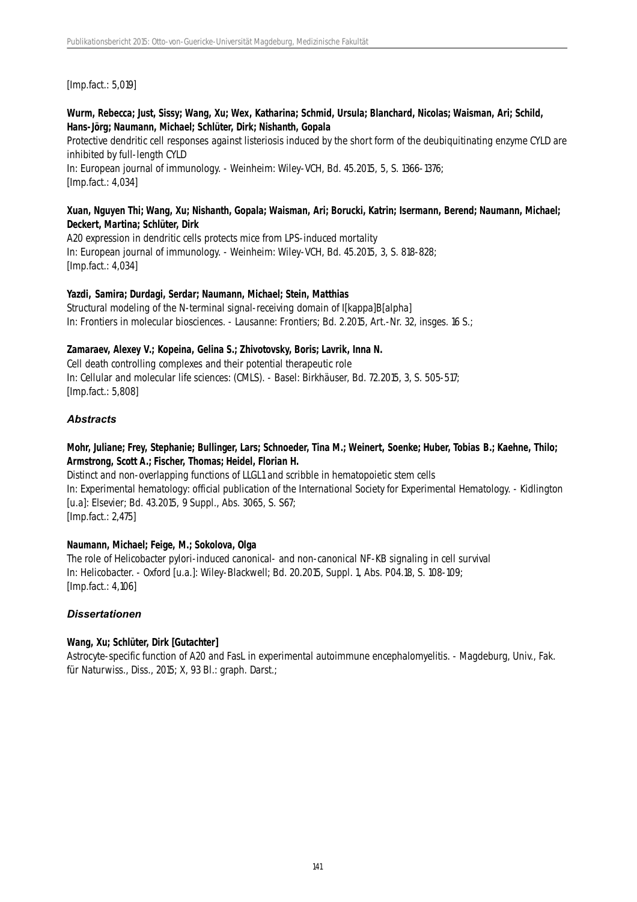[Imp.fact.: 5,019]

**Wurm, Rebecca; Just, Sissy; Wang, Xu; Wex, Katharina; Schmid, Ursula; Blanchard, Nicolas; Waisman, Ari; Schild, Hans-Jörg; Naumann, Michael; Schlüter, Dirk; Nishanth, Gopala**
Protective dendritic cell responses against listeriosis induced by the short form of the deubiquitinating enzyme CYLD are inhibited by full-length CYLD
In: European journal of immunology. - Weinheim: Wiley-VCH, Bd. 45.2015, 5, S. 1366-1376;
[Imp.fact.: 4,034]

**Xuan, Nguyen Thi; Wang, Xu; Nishanth, Gopala; Waisman, Ari; Borucki, Katrin; Isermann, Berend; Naumann, Michael; Deckert, Martina; Schlüter, Dirk**
A20 expression in dendritic cells protects mice from LPS-induced mortality
In: European journal of immunology. - Weinheim: Wiley-VCH, Bd. 45.2015, 3, S. 818-828;
[Imp.fact.: 4,034]

**Yazdi, Samira; Durdagi, Serdar; Naumann, Michael; Stein, Matthias**
Structural modeling of the N-terminal signal-receiving domain of I[kappa]B[alpha]
In: Frontiers in molecular biosciences. - Lausanne: Frontiers; Bd. 2.2015, Art.-Nr. 32, insges. 16 S.;

**Zamaraev, Alexey V.; Kopeina, Gelina S.; Zhivotovsky, Boris; Lavrik, Inna N.**
Cell death controlling complexes and their potential therapeutic role
In: Cellular and molecular life sciences: (CMLS). - Basel: Birkhäuser, Bd. 72.2015, 3, S. 505-517;
[Imp.fact.: 5,808]

### *Abstracts*

**Mohr, Juliane; Frey, Stephanie; Bullinger, Lars; Schnoeder, Tina M.; Weinert, Soenke; Huber, Tobias B.; Kaehne, Thilo; Armstrong, Scott A.; Fischer, Thomas; Heidel, Florian H.**
Distinct and non-overlapping functions of LLGL1 and scribble in hematopoietic stem cells
In: Experimental hematology: official publication of the International Society for Experimental Hematology. - Kidlington [u.a]: Elsevier; Bd. 43.2015, 9 Suppl., Abs. 3065, S. S67;
[Imp.fact.: 2,475]

**Naumann, Michael; Feige, M.; Sokolova, Olga**
The role of Helicobacter pylori-induced canonical- and non-canonical NF-KB signaling in cell survival
In: Helicobacter. - Oxford [u.a.]: Wiley-Blackwell; Bd. 20.2015, Suppl. 1, Abs. P04.18, S. 108-109;
[Imp.fact.: 4,106]

### *Dissertationen*

**Wang, Xu; Schlüter, Dirk [Gutachter]**
Astrocyte-specific function of A20 and FasL in experimental autoimmune encephalomyelitis. - Magdeburg, Univ., Fak. für Naturwiss., Diss., 2015; X, 93 Bl.: graph. Darst.;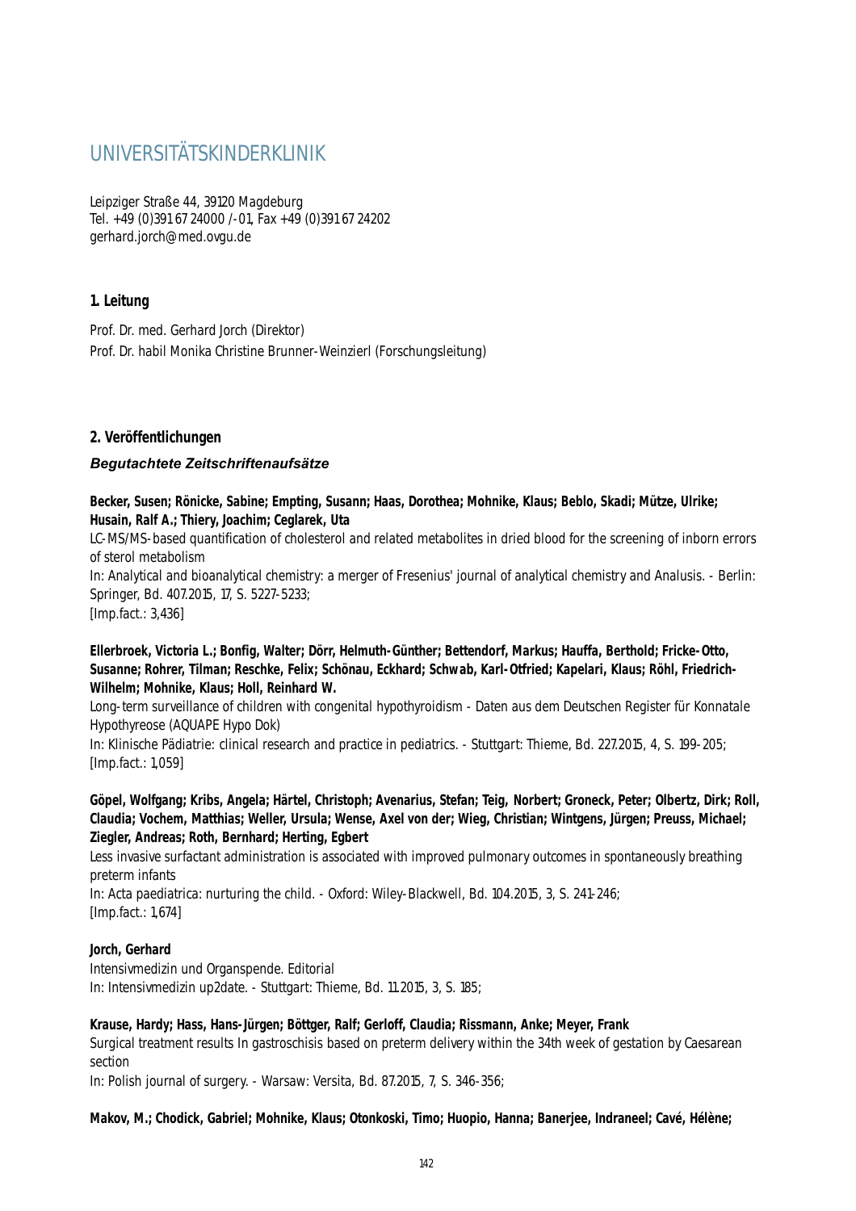# UNIVERSITÄTSKINDERKLINIK

Leipziger Straße 44, 39120 Magdeburg
Tel. +49 (0)391 67 24000 /-01, Fax +49 (0)391 67 24202
gerhard.jorch@med.ovgu.de

## 1. Leitung

Prof. Dr. med. Gerhard Jorch (Direktor)
Prof. Dr. habil Monika Christine Brunner-Weinzierl (Forschungsleitung)

## 2. Veröffentlichungen

### *Begutachtete Zeitschriftenaufsätze*

**Becker, Susen; Rönicke, Sabine; Empting, Susann; Haas, Dorothea; Mohnike, Klaus; Beblo, Skadi; Mütze, Ulrike; Husain, Ralf A.; Thiery, Joachim; Ceglarek, Uta**
LC-MS/MS-based quantification of cholesterol and related metabolites in dried blood for the screening of inborn errors of sterol metabolism
In: Analytical and bioanalytical chemistry: a merger of Fresenius' journal of analytical chemistry and Analusis. - Berlin: Springer, Bd. 407.2015, 17, S. 5227-5233;
[Imp.fact.: 3,436]

**Ellerbroek, Victoria L.; Bonfig, Walter; Dörr, Helmuth-Günther; Bettendorf, Markus; Hauffa, Berthold; Fricke-Otto, Susanne; Rohrer, Tilman; Reschke, Felix; Schönau, Eckhard; Schwab, Karl-Otfried; Kapelari, Klaus; Röhl, Friedrich-Wilhelm; Mohnike, Klaus; Holl, Reinhard W.**
Long-term surveillance of children with congenital hypothyroidism - Daten aus dem Deutschen Register für Konnatale Hypothyreose (AQUAPE Hypo Dok)
In: Klinische Pädiatrie: clinical research and practice in pediatrics. - Stuttgart: Thieme, Bd. 227.2015, 4, S. 199-205;
[Imp.fact.: 1,059]

**Göpel, Wolfgang; Kribs, Angela; Härtel, Christoph; Avenarius, Stefan; Teig, Norbert; Groneck, Peter; Olbertz, Dirk; Roll, Claudia; Vochem, Matthias; Weller, Ursula; Wense, Axel von der; Wieg, Christian; Wintgens, Jürgen; Preuss, Michael; Ziegler, Andreas; Roth, Bernhard; Herting, Egbert**
Less invasive surfactant administration is associated with improved pulmonary outcomes in spontaneously breathing preterm infants
In: Acta paediatrica: nurturing the child. - Oxford: Wiley-Blackwell, Bd. 104.2015, 3, S. 241-246;
[Imp.fact.: 1,674]

**Jorch, Gerhard**
Intensivmedizin und Organspende. Editorial
In: Intensivmedizin up2date. - Stuttgart: Thieme, Bd. 11.2015, 3, S. 185;

**Krause, Hardy; Hass, Hans-Jürgen; Böttger, Ralf; Gerloff, Claudia; Rissmann, Anke; Meyer, Frank**
Surgical treatment results In gastroschisis based on preterm delivery within the 34th week of gestation by Caesarean section
In: Polish journal of surgery. - Warsaw: Versita, Bd. 87.2015, 7, S. 346-356;

**Makov, M.; Chodick, Gabriel; Mohnike, Klaus; Otonkoski, Timo; Huopio, Hanna; Banerjee, Indraneel; Cavé, Hélène;**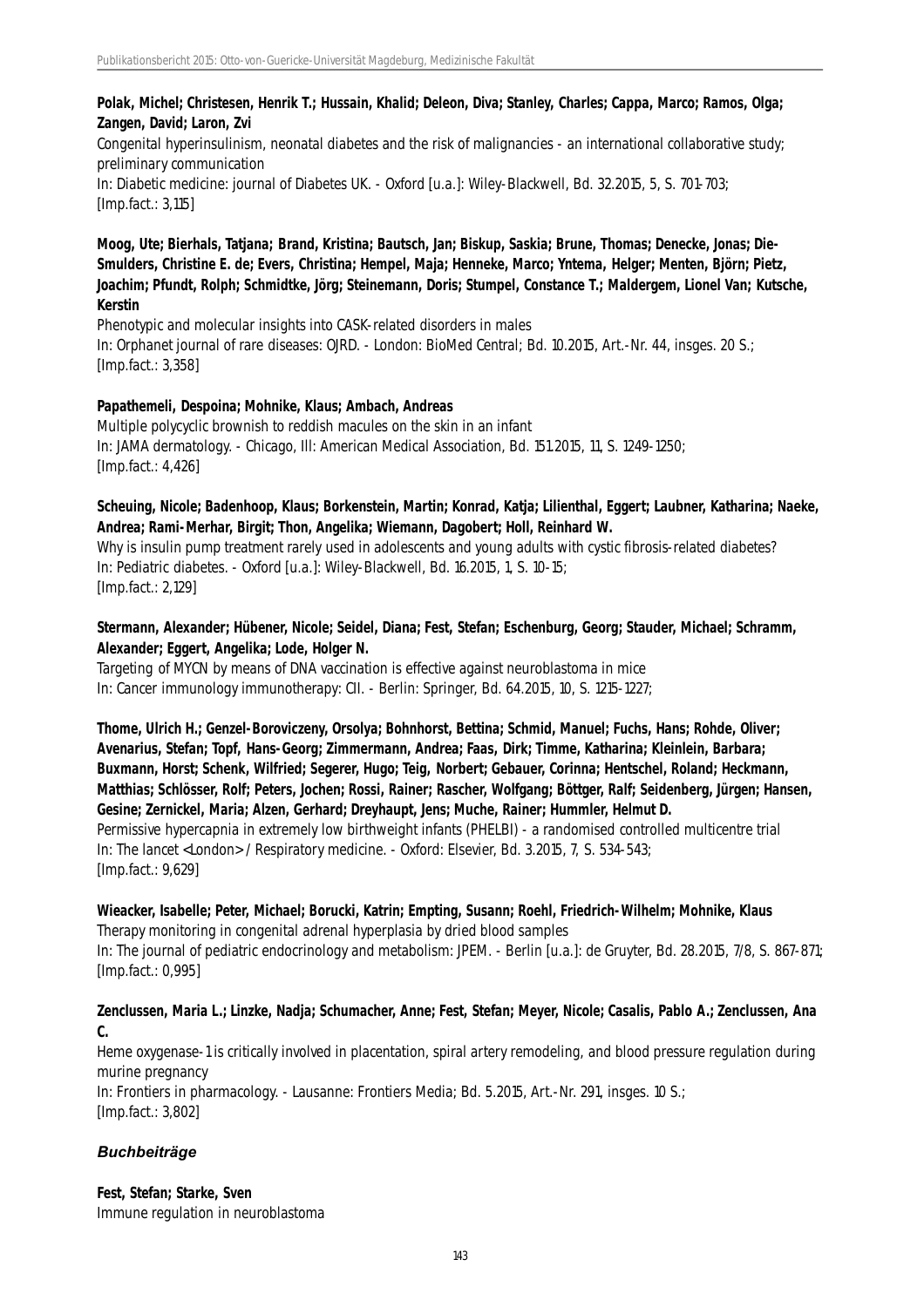**Polak, Michel; Christesen, Henrik T.; Hussain, Khalid; Deleon, Diva; Stanley, Charles; Cappa, Marco; Ramos, Olga; Zangen, David; Laron, Zvi**
Congenital hyperinsulinism, neonatal diabetes and the risk of malignancies - an international collaborative study; preliminary communication
In: Diabetic medicine: journal of Diabetes UK. - Oxford [u.a.]: Wiley-Blackwell, Bd. 32.2015, 5, S. 701-703;
[Imp.fact.: 3,115]

**Moog, Ute; Bierhals, Tatjana; Brand, Kristina; Bautsch, Jan; Biskup, Saskia; Brune, Thomas; Denecke, Jonas; Die-Smulders, Christine E. de; Evers, Christina; Hempel, Maja; Henneke, Marco; Yntema, Helger; Menten, Björn; Pietz, Joachim; Pfundt, Rolph; Schmidtke, Jörg; Steinemann, Doris; Stumpel, Constance T.; Maldergem, Lionel Van; Kutsche, Kerstin**
Phenotypic and molecular insights into CASK-related disorders in males
In: Orphanet journal of rare diseases: OJRD. - London: BioMed Central; Bd. 10.2015, Art.-Nr. 44, insges. 20 S.;
[Imp.fact.: 3,358]

**Papathemeli, Despoina; Mohnike, Klaus; Ambach, Andreas**
Multiple polycyclic brownish to reddish macules on the skin in an infant
In: JAMA dermatology. - Chicago, Ill: American Medical Association, Bd. 151.2015, 11, S. 1249-1250;
[Imp.fact.: 4,426]

**Scheuing, Nicole; Badenhoop, Klaus; Borkenstein, Martin; Konrad, Katja; Lilienthal, Eggert; Laubner, Katharina; Naeke, Andrea; Rami-Merhar, Birgit; Thon, Angelika; Wiemann, Dagobert; Holl, Reinhard W.**
Why is insulin pump treatment rarely used in adolescents and young adults with cystic fibrosis-related diabetes?
In: Pediatric diabetes. - Oxford [u.a.]: Wiley-Blackwell, Bd. 16.2015, 1, S. 10-15;
[Imp.fact.: 2,129]

**Stermann, Alexander; Hübener, Nicole; Seidel, Diana; Fest, Stefan; Eschenburg, Georg; Stauder, Michael; Schramm, Alexander; Eggert, Angelika; Lode, Holger N.**
Targeting of MYCN by means of DNA vaccination is effective against neuroblastoma in mice
In: Cancer immunology immunotherapy: CII. - Berlin: Springer, Bd. 64.2015, 10, S. 1215-1227;

**Thome, Ulrich H.; Genzel-Boroviczeny, Orsolya; Bohnhorst, Bettina; Schmid, Manuel; Fuchs, Hans; Rohde, Oliver; Avenarius, Stefan; Topf, Hans-Georg; Zimmermann, Andrea; Faas, Dirk; Timme, Katharina; Kleinlein, Barbara; Buxmann, Horst; Schenk, Wilfried; Segerer, Hugo; Teig, Norbert; Gebauer, Corinna; Hentschel, Roland; Heckmann, Matthias; Schlösser, Rolf; Peters, Jochen; Rossi, Rainer; Rascher, Wolfgang; Böttger, Ralf; Seidenberg, Jürgen; Hansen, Gesine; Zernickel, Maria; Alzen, Gerhard; Dreyhaupt, Jens; Muche, Rainer; Hummler, Helmut D.**
Permissive hypercapnia in extremely low birthweight infants (PHELBI) - a randomised controlled multicentre trial
In: The lancet <London> / Respiratory medicine. - Oxford: Elsevier, Bd. 3.2015, 7, S. 534-543;
[Imp.fact.: 9,629]

**Wieacker, Isabelle; Peter, Michael; Borucki, Katrin; Empting, Susann; Roehl, Friedrich-Wilhelm; Mohnike, Klaus**
Therapy monitoring in congenital adrenal hyperplasia by dried blood samples
In: The journal of pediatric endocrinology and metabolism: JPEM. - Berlin [u.a.]: de Gruyter, Bd. 28.2015, 7/8, S. 867-871;
[Imp.fact.: 0,995]

**Zenclussen, Maria L.; Linzke, Nadja; Schumacher, Anne; Fest, Stefan; Meyer, Nicole; Casalis, Pablo A.; Zenclussen, Ana C.**
Heme oxygenase-1 is critically involved in placentation, spiral artery remodeling, and blood pressure regulation during murine pregnancy
In: Frontiers in pharmacology. - Lausanne: Frontiers Media; Bd. 5.2015, Art.-Nr. 291, insges. 10 S.;
[Imp.fact.: 3,802]

### *Buchbeiträge*

**Fest, Stefan; Starke, Sven**
Immune regulation in neuroblastoma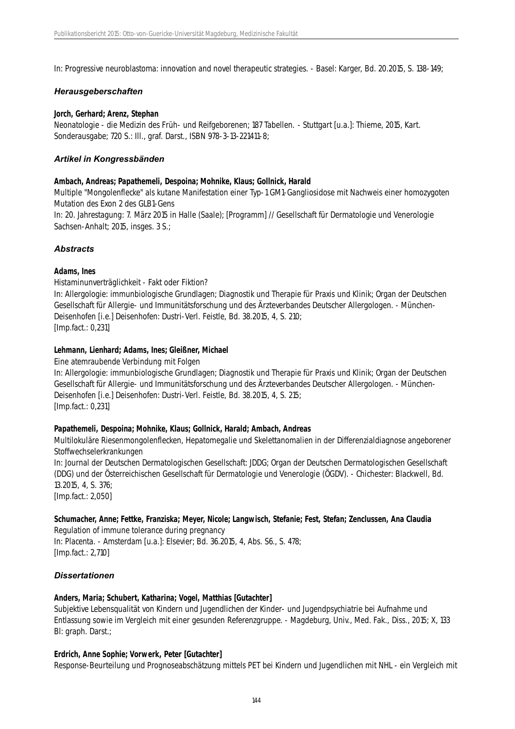In: Progressive neuroblastoma: innovation and novel therapeutic strategies. - Basel: Karger, Bd. 20.2015, S. 138-149;

### *Herausgeberschaften*

**Jorch, Gerhard; Arenz, Stephan**

Neonatologie - die Medizin des Früh- und Reifgeborenen; 187 Tabellen. - Stuttgart [u.a.]: Thieme, 2015, Kart. Sonderausgabe; 720 S.: Ill., graf. Darst., ISBN 978-3-13-221411-8;

### *Artikel in Kongressbänden*

**Ambach, Andreas; Papathemeli, Despoina; Mohnike, Klaus; Gollnick, Harald**

Multiple "Mongolenflecke" als kutane Manifestation einer Typ-1 GM1-Gangliosidose mit Nachweis einer homozygoten Mutation des Exon 2 des GLB1-Gens

In: 20. Jahrestagung: 7. März 2015 in Halle (Saale); [Programm] // Gesellschaft für Dermatologie und Venerologie Sachsen-Anhalt; 2015, insges. 3 S.;

### *Abstracts*

**Adams, Ines**

Histaminunverträglichkeit - Fakt oder Fiktion?

In: Allergologie: immunbiologische Grundlagen; Diagnostik und Therapie für Praxis und Klinik; Organ der Deutschen Gesellschaft für Allergie- und Immunitätsforschung und des Ärzteverbandes Deutscher Allergologen. - München-Deisenhofen [i.e.] Deisenhofen: Dustri-Verl. Feistle, Bd. 38.2015, 4, S. 210;

[Imp.fact.: 0,231]

**Lehmann, Lienhard; Adams, Ines; Gleißner, Michael**

Eine atemraubende Verbindung mit Folgen

In: Allergologie: immunbiologische Grundlagen; Diagnostik und Therapie für Praxis und Klinik; Organ der Deutschen Gesellschaft für Allergie- und Immunitätsforschung und des Ärzteverbandes Deutscher Allergologen. - München-Deisenhofen [i.e.] Deisenhofen: Dustri-Verl. Feistle, Bd. 38.2015, 4, S. 215;

[Imp.fact.: 0,231]

**Papathemeli, Despoina; Mohnike, Klaus; Gollnick, Harald; Ambach, Andreas**

Multilokuläre Riesenmongolenflecken, Hepatomegalie und Skelettanomalien in der Differenzialdiagnose angeborener Stoffwechselerkrankungen

In: Journal der Deutschen Dermatologischen Gesellschaft: JDDG; Organ der Deutschen Dermatologischen Gesellschaft (DDG) und der Österreichischen Gesellschaft für Dermatologie und Venerologie (ÖGDV). - Chichester: Blackwell, Bd. 13.2015, 4, S. 376;

[Imp.fact.: 2,050]

**Schumacher, Anne; Fettke, Franziska; Meyer, Nicole; Langwisch, Stefanie; Fest, Stefan; Zenclussen, Ana Claudia**

Regulation of immune tolerance during pregnancy

In: Placenta. - Amsterdam [u.a.]: Elsevier; Bd. 36.2015, 4, Abs. S6., S. 478;

[Imp.fact.: 2,710]

### *Dissertationen*

**Anders, Maria; Schubert, Katharina; Vogel, Matthias [Gutachter]**

Subjektive Lebensqualität von Kindern und Jugendlichen der Kinder- und Jugendpsychiatrie bei Aufnahme und Entlassung sowie im Vergleich mit einer gesunden Referenzgruppe. - Magdeburg, Univ., Med. Fak., Diss., 2015; X, 133 Bl: graph. Darst.;

**Erdrich, Anne Sophie; Vorwerk, Peter [Gutachter]**

Response-Beurteilung und Prognoseabschätzung mittels PET bei Kindern und Jugendlichen mit NHL - ein Vergleich mit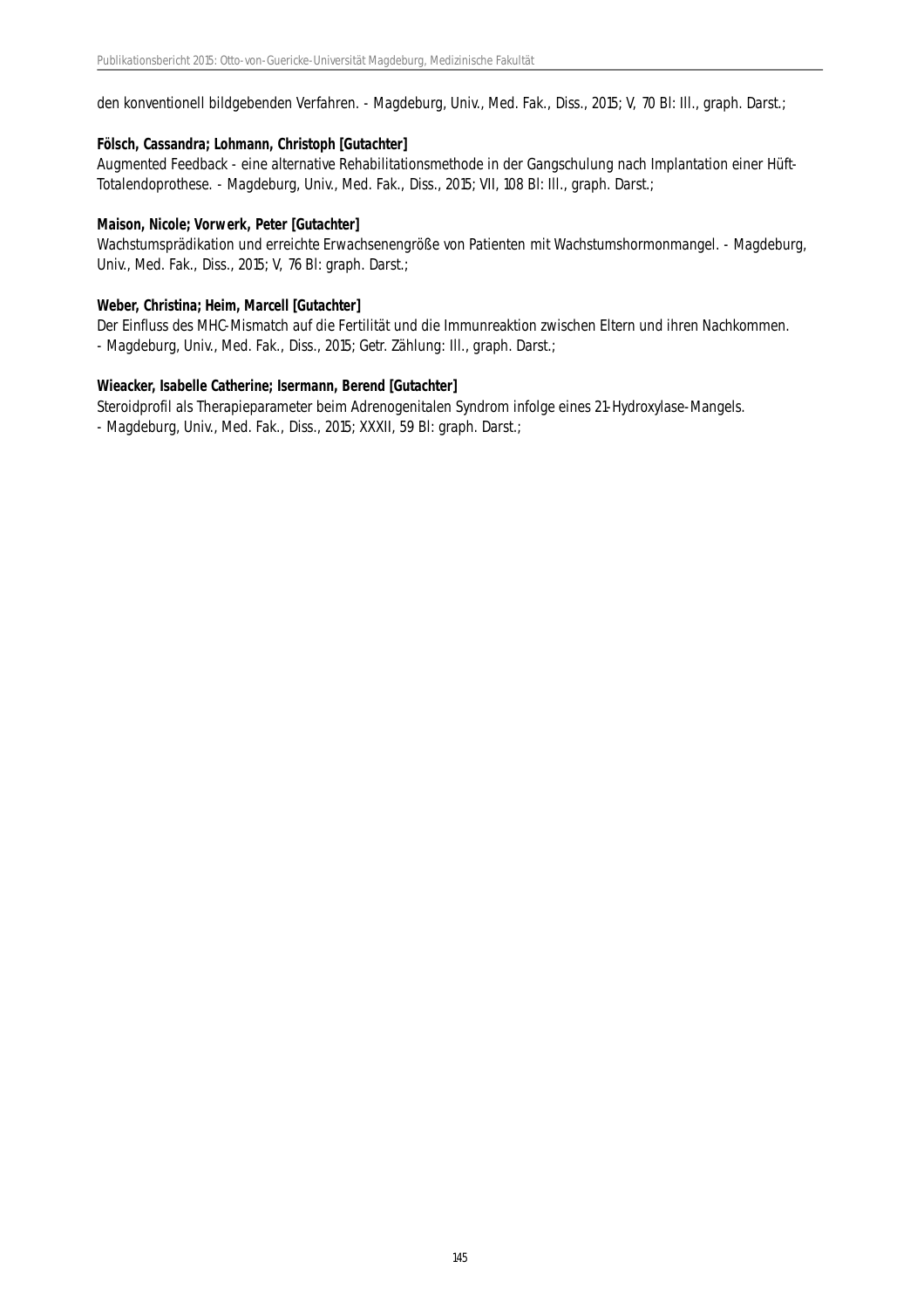den konventionell bildgebenden Verfahren. - Magdeburg, Univ., Med. Fak., Diss., 2015; V, 70 Bl: Ill., graph. Darst.;

**Fölsch, Cassandra; Lohmann, Christoph [Gutachter]**
Augmented Feedback - eine alternative Rehabilitationsmethode in der Gangschulung nach Implantation einer Hüft-Totalendoprothese. - Magdeburg, Univ., Med. Fak., Diss., 2015; VII, 108 Bl: Ill., graph. Darst.;

**Maison, Nicole; Vorwerk, Peter [Gutachter]**
Wachstumsprädikation und erreichte Erwachsenengröße von Patienten mit Wachstumshormonmangel. - Magdeburg, Univ., Med. Fak., Diss., 2015; V, 76 Bl: graph. Darst.;

**Weber, Christina; Heim, Marcell [Gutachter]**
Der Einfluss des MHC-Mismatch auf die Fertilität und die Immunreaktion zwischen Eltern und ihren Nachkommen. - Magdeburg, Univ., Med. Fak., Diss., 2015; Getr. Zählung: Ill., graph. Darst.;

**Wieacker, Isabelle Catherine; Isermann, Berend [Gutachter]**
Steroidprofil als Therapieparameter beim Adrenogenitalen Syndrom infolge eines 21-Hydroxylase-Mangels. - Magdeburg, Univ., Med. Fak., Diss., 2015; XXXII, 59 Bl: graph. Darst.;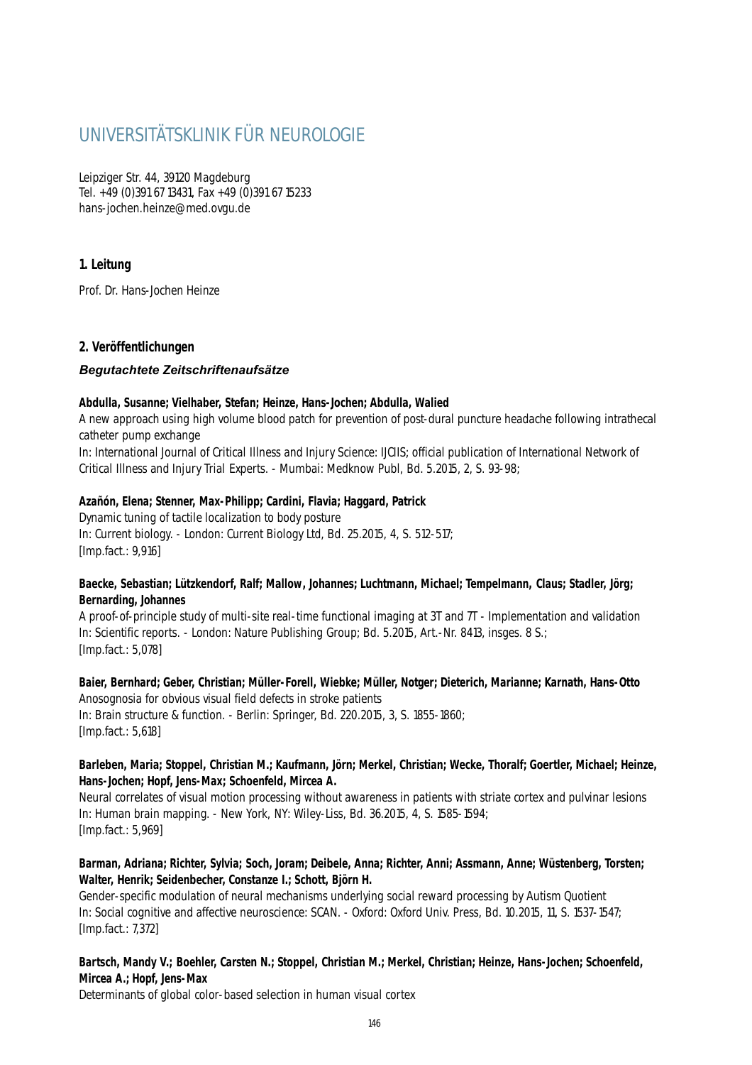# UNIVERSITÄTSKLINIK FÜR NEUROLOGIE

Leipziger Str. 44, 39120 Magdeburg
Tel. +49 (0)391 67 13431, Fax +49 (0)391 67 15233
hans-jochen.heinze@med.ovgu.de

### 1. Leitung

Prof. Dr. Hans-Jochen Heinze

### 2. Veröffentlichungen

#### *Begutachtete Zeitschriftenaufsätze*

**Abdulla, Susanne; Vielhaber, Stefan; Heinze, Hans-Jochen; Abdulla, Walied**
A new approach using high volume blood patch for prevention of post-dural puncture headache following intrathecal catheter pump exchange
In: International Journal of Critical Illness and Injury Science: IJCIIS; official publication of International Network of Critical Illness and Injury Trial Experts. - Mumbai: Medknow Publ, Bd. 5.2015, 2, S. 93-98;

**Azañón, Elena; Stenner, Max-Philipp; Cardini, Flavia; Haggard, Patrick**
Dynamic tuning of tactile localization to body posture
In: Current biology. - London: Current Biology Ltd, Bd. 25.2015, 4, S. 512-517;
[Imp.fact.: 9,916]

**Baecke, Sebastian; Lützkendorf, Ralf; Mallow, Johannes; Luchtmann, Michael; Tempelmann, Claus; Stadler, Jörg; Bernarding, Johannes**
A proof-of-principle study of multi-site real-time functional imaging at 3T and 7T - Implementation and validation
In: Scientific reports. - London: Nature Publishing Group; Bd. 5.2015, Art.-Nr. 8413, insges. 8 S.;
[Imp.fact.: 5,078]

**Baier, Bernhard; Geber, Christian; Müller-Forell, Wiebke; Müller, Notger; Dieterich, Marianne; Karnath, Hans-Otto**
Anosognosia for obvious visual field defects in stroke patients
In: Brain structure & function. - Berlin: Springer, Bd. 220.2015, 3, S. 1855-1860;
[Imp.fact.: 5,618]

**Barleben, Maria; Stoppel, Christian M.; Kaufmann, Jörn; Merkel, Christian; Wecke, Thoralf; Goertler, Michael; Heinze, Hans-Jochen; Hopf, Jens-Max; Schoenfeld, Mircea A.**
Neural correlates of visual motion processing without awareness in patients with striate cortex and pulvinar lesions
In: Human brain mapping. - New York, NY: Wiley-Liss, Bd. 36.2015, 4, S. 1585-1594;
[Imp.fact.: 5,969]

**Barman, Adriana; Richter, Sylvia; Soch, Joram; Deibele, Anna; Richter, Anni; Assmann, Anne; Wüstenberg, Torsten; Walter, Henrik; Seidenbecher, Constanze I.; Schott, Björn H.**
Gender-specific modulation of neural mechanisms underlying social reward processing by Autism Quotient
In: Social cognitive and affective neuroscience: SCAN. - Oxford: Oxford Univ. Press, Bd. 10.2015, 11, S. 1537-1547;
[Imp.fact.: 7,372]

**Bartsch, Mandy V.; Boehler, Carsten N.; Stoppel, Christian M.; Merkel, Christian; Heinze, Hans-Jochen; Schoenfeld, Mircea A.; Hopf, Jens-Max**
Determinants of global color-based selection in human visual cortex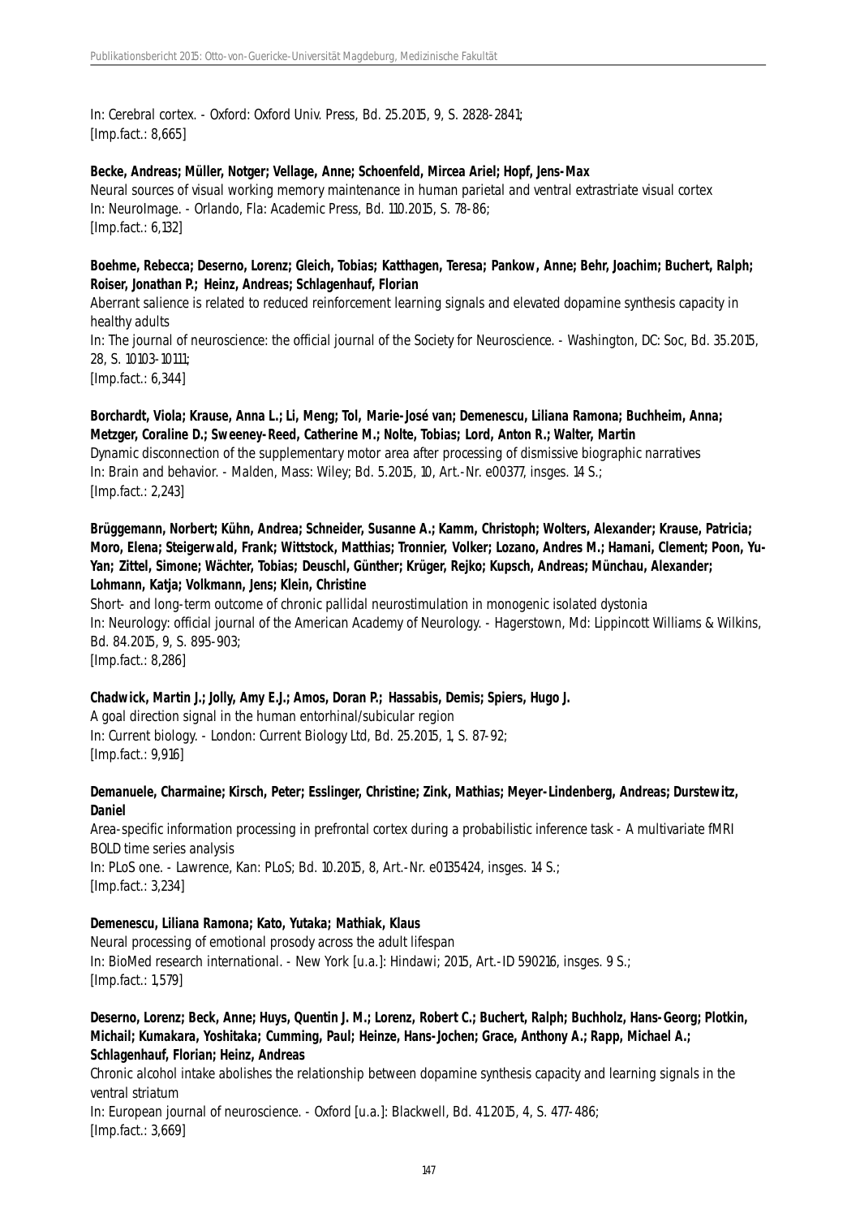In: Cerebral cortex. - Oxford: Oxford Univ. Press, Bd. 25.2015, 9, S. 2828-2841;
[Imp.fact.: 8,665]

**Becke, Andreas; Müller, Notger; Vellage, Anne; Schoenfeld, Mircea Ariel; Hopf, Jens-Max**
Neural sources of visual working memory maintenance in human parietal and ventral extrastriate visual cortex
In: NeuroImage. - Orlando, Fla: Academic Press, Bd. 110.2015, S. 78-86;
[Imp.fact.: 6,132]

**Boehme, Rebecca; Deserno, Lorenz; Gleich, Tobias; Katthagen, Teresa; Pankow, Anne; Behr, Joachim; Buchert, Ralph; Roiser, Jonathan P.; Heinz, Andreas; Schlagenhauf, Florian**
Aberrant salience is related to reduced reinforcement learning signals and elevated dopamine synthesis capacity in healthy adults
In: The journal of neuroscience: the official journal of the Society for Neuroscience. - Washington, DC: Soc, Bd. 35.2015, 28, S. 10103-10111;
[Imp.fact.: 6,344]

**Borchardt, Viola; Krause, Anna L.; Li, Meng; Tol, Marie-José van; Demenescu, Liliana Ramona; Buchheim, Anna; Metzger, Coraline D.; Sweeney-Reed, Catherine M.; Nolte, Tobias; Lord, Anton R.; Walter, Martin**
Dynamic disconnection of the supplementary motor area after processing of dismissive biographic narratives
In: Brain and behavior. - Malden, Mass: Wiley; Bd. 5.2015, 10, Art.-Nr. e00377, insges. 14 S.;
[Imp.fact.: 2,243]

**Brüggemann, Norbert; Kühn, Andrea; Schneider, Susanne A.; Kamm, Christoph; Wolters, Alexander; Krause, Patricia; Moro, Elena; Steigerwald, Frank; Wittstock, Matthias; Tronnier, Volker; Lozano, Andres M.; Hamani, Clement; Poon, Yu-Yan; Zittel, Simone; Wächter, Tobias; Deuschl, Günther; Krüger, Rejko; Kupsch, Andreas; Münchau, Alexander; Lohmann, Katja; Volkmann, Jens; Klein, Christine**
Short- and long-term outcome of chronic pallidal neurostimulation in monogenic isolated dystonia
In: Neurology: official journal of the American Academy of Neurology. - Hagerstown, Md: Lippincott Williams & Wilkins, Bd. 84.2015, 9, S. 895-903;
[Imp.fact.: 8,286]

**Chadwick, Martin J.; Jolly, Amy E.J.; Amos, Doran P.; Hassabis, Demis; Spiers, Hugo J.**
A goal direction signal in the human entorhinal/subicular region
In: Current biology. - London: Current Biology Ltd, Bd. 25.2015, 1, S. 87-92;
[Imp.fact.: 9,916]

**Demanuele, Charmaine; Kirsch, Peter; Esslinger, Christine; Zink, Mathias; Meyer-Lindenberg, Andreas; Durstewitz, Daniel**
Area-specific information processing in prefrontal cortex during a probabilistic inference task - A multivariate fMRI BOLD time series analysis
In: PLoS one. - Lawrence, Kan: PLoS; Bd. 10.2015, 8, Art.-Nr. e0135424, insges. 14 S.;
[Imp.fact.: 3,234]

**Demenescu, Liliana Ramona; Kato, Yutaka; Mathiak, Klaus**
Neural processing of emotional prosody across the adult lifespan
In: BioMed research international. - New York [u.a.]: Hindawi; 2015, Art.-ID 590216, insges. 9 S.;
[Imp.fact.: 1,579]

**Deserno, Lorenz; Beck, Anne; Huys, Quentin J. M.; Lorenz, Robert C.; Buchert, Ralph; Buchholz, Hans-Georg; Plotkin, Michail; Kumakara, Yoshitaka; Cumming, Paul; Heinze, Hans-Jochen; Grace, Anthony A.; Rapp, Michael A.; Schlagenhauf, Florian; Heinz, Andreas**
Chronic alcohol intake abolishes the relationship between dopamine synthesis capacity and learning signals in the ventral striatum
In: European journal of neuroscience. - Oxford [u.a.]: Blackwell, Bd. 41.2015, 4, S. 477-486;
[Imp.fact.: 3,669]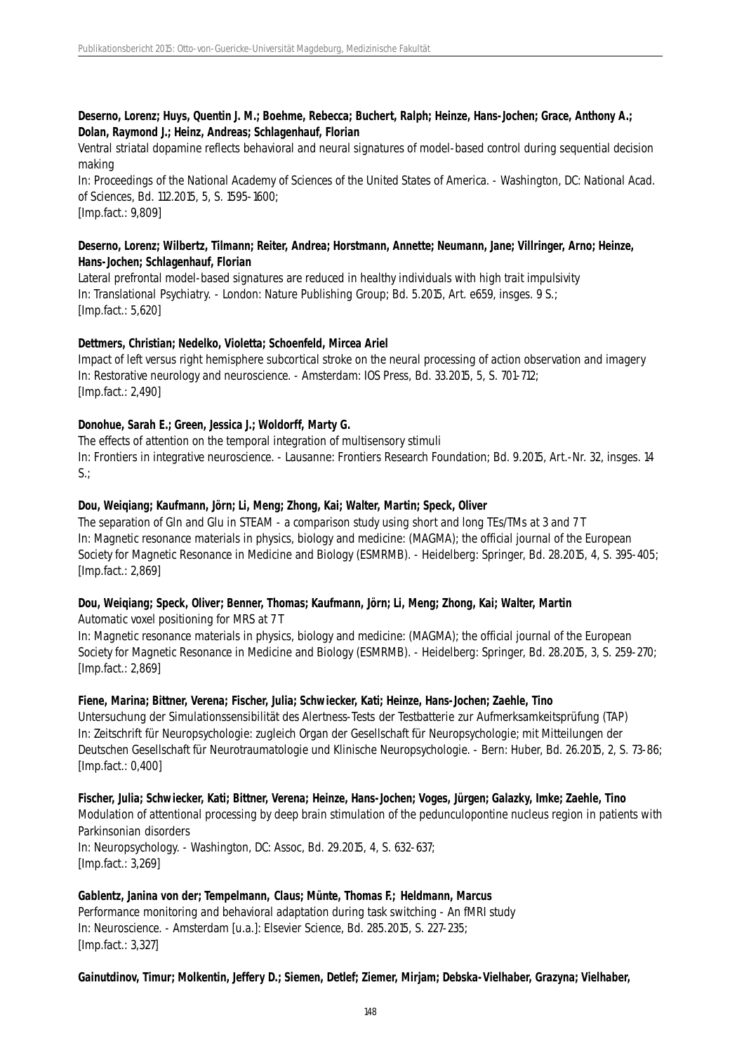**Deserno, Lorenz; Huys, Quentin J. M.; Boehme, Rebecca; Buchert, Ralph; Heinze, Hans-Jochen; Grace, Anthony A.; Dolan, Raymond J.; Heinz, Andreas; Schlagenhauf, Florian**

Ventral striatal dopamine reflects behavioral and neural signatures of model-based control during sequential decision making

In: Proceedings of the National Academy of Sciences of the United States of America. - Washington, DC: National Acad. of Sciences, Bd. 112.2015, 5, S. 1595-1600;

[Imp.fact.: 9,809]

**Deserno, Lorenz; Wilbertz, Tilmann; Reiter, Andrea; Horstmann, Annette; Neumann, Jane; Villringer, Arno; Heinze, Hans-Jochen; Schlagenhauf, Florian**

Lateral prefrontal model-based signatures are reduced in healthy individuals with high trait impulsivity

In: Translational Psychiatry. - London: Nature Publishing Group; Bd. 5.2015, Art. e659, insges. 9 S.;

[Imp.fact.: 5,620]

**Dettmers, Christian; Nedelko, Violetta; Schoenfeld, Mircea Ariel**

Impact of left versus right hemisphere subcortical stroke on the neural processing of action observation and imagery

In: Restorative neurology and neuroscience. - Amsterdam: IOS Press, Bd. 33.2015, 5, S. 701-712;

[Imp.fact.: 2,490]

**Donohue, Sarah E.; Green, Jessica J.; Woldorff, Marty G.**

The effects of attention on the temporal integration of multisensory stimuli

In: Frontiers in integrative neuroscience. - Lausanne: Frontiers Research Foundation; Bd. 9.2015, Art.-Nr. 32, insges. 14 S.;

**Dou, Weiqiang; Kaufmann, Jörn; Li, Meng; Zhong, Kai; Walter, Martin; Speck, Oliver**

The separation of Gln and Glu in STEAM - a comparison study using short and long TEs/TMs at 3 and 7 T

In: Magnetic resonance materials in physics, biology and medicine: (MAGMA); the official journal of the European Society for Magnetic Resonance in Medicine and Biology (ESMRMB). - Heidelberg: Springer, Bd. 28.2015, 4, S. 395-405;

[Imp.fact.: 2,869]

**Dou, Weiqiang; Speck, Oliver; Benner, Thomas; Kaufmann, Jörn; Li, Meng; Zhong, Kai; Walter, Martin**

Automatic voxel positioning for MRS at 7 T

In: Magnetic resonance materials in physics, biology and medicine: (MAGMA); the official journal of the European Society for Magnetic Resonance in Medicine and Biology (ESMRMB). - Heidelberg: Springer, Bd. 28.2015, 3, S. 259-270;

[Imp.fact.: 2,869]

**Fiene, Marina; Bittner, Verena; Fischer, Julia; Schwiecker, Kati; Heinze, Hans-Jochen; Zaehle, Tino**

Untersuchung der Simulationssensibilität des Alertness-Tests der Testbatterie zur Aufmerksamkeitsprüfung (TAP)

In: Zeitschrift für Neuropsychologie: zugleich Organ der Gesellschaft für Neuropsychologie; mit Mitteilungen der Deutschen Gesellschaft für Neurotraumatologie und Klinische Neuropsychologie. - Bern: Huber, Bd. 26.2015, 2, S. 73-86;

[Imp.fact.: 0,400]

**Fischer, Julia; Schwiecker, Kati; Bittner, Verena; Heinze, Hans-Jochen; Voges, Jürgen; Galazky, Imke; Zaehle, Tino**

Modulation of attentional processing by deep brain stimulation of the pedunculopontine nucleus region in patients with Parkinsonian disorders

In: Neuropsychology. - Washington, DC: Assoc, Bd. 29.2015, 4, S. 632-637;

[Imp.fact.: 3,269]

**Gablentz, Janina von der; Tempelmann, Claus; Münte, Thomas F.; Heldmann, Marcus**

Performance monitoring and behavioral adaptation during task switching - An fMRI study

In: Neuroscience. - Amsterdam [u.a.]: Elsevier Science, Bd. 285.2015, S. 227-235;

[Imp.fact.: 3,327]

**Gainutdinov, Timur; Molkentin, Jeffery D.; Siemen, Detlef; Ziemer, Mirjam; Debska-Vielhaber, Grazyna; Vielhaber,**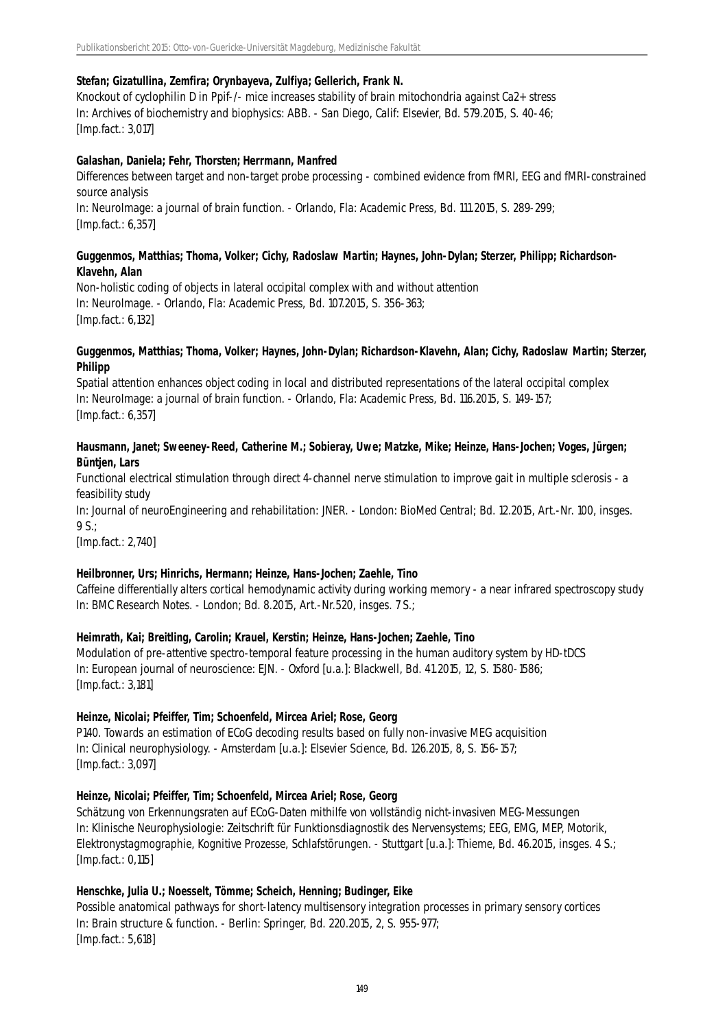**Stefan; Gizatullina, Zemfira; Orynbayeva, Zulfiya; Gellerich, Frank N.**
Knockout of cyclophilin D in Ppif-/- mice increases stability of brain mitochondria against Ca2+ stress
In: Archives of biochemistry and biophysics: ABB. - San Diego, Calif: Elsevier, Bd. 579.2015, S. 40-46;
[Imp.fact.: 3,017]

**Galashan, Daniela; Fehr, Thorsten; Herrmann, Manfred**
Differences between target and non-target probe processing - combined evidence from fMRI, EEG and fMRI-constrained source analysis
In: NeuroImage: a journal of brain function. - Orlando, Fla: Academic Press, Bd. 111.2015, S. 289-299;
[Imp.fact.: 6,357]

**Guggenmos, Matthias; Thoma, Volker; Cichy, Radoslaw Martin; Haynes, John-Dylan; Sterzer, Philipp; Richardson-Klavehn, Alan**
Non-holistic coding of objects in lateral occipital complex with and without attention
In: NeuroImage. - Orlando, Fla: Academic Press, Bd. 107.2015, S. 356-363;
[Imp.fact.: 6,132]

**Guggenmos, Matthias; Thoma, Volker; Haynes, John-Dylan; Richardson-Klavehn, Alan; Cichy, Radoslaw Martin; Sterzer, Philipp**
Spatial attention enhances object coding in local and distributed representations of the lateral occipital complex
In: NeuroImage: a journal of brain function. - Orlando, Fla: Academic Press, Bd. 116.2015, S. 149-157;
[Imp.fact.: 6,357]

**Hausmann, Janet; Sweeney-Reed, Catherine M.; Sobieray, Uwe; Matzke, Mike; Heinze, Hans-Jochen; Voges, Jürgen; Büntjen, Lars**
Functional electrical stimulation through direct 4-channel nerve stimulation to improve gait in multiple sclerosis - a feasibility study
In: Journal of neuroEngineering and rehabilitation: JNER. - London: BioMed Central; Bd. 12.2015, Art.-Nr. 100, insges. 9 S.;
[Imp.fact.: 2,740]

**Heilbronner, Urs; Hinrichs, Hermann; Heinze, Hans-Jochen; Zaehle, Tino**
Caffeine differentially alters cortical hemodynamic activity during working memory - a near infrared spectroscopy study
In: BMC Research Notes. - London; Bd. 8.2015, Art.-Nr.520, insges. 7 S.;

**Heimrath, Kai; Breitling, Carolin; Krauel, Kerstin; Heinze, Hans-Jochen; Zaehle, Tino**
Modulation of pre-attentive spectro-temporal feature processing in the human auditory system by HD-tDCS
In: European journal of neuroscience: EJN. - Oxford [u.a.]: Blackwell, Bd. 41.2015, 12, S. 1580-1586;
[Imp.fact.: 3,181]

**Heinze, Nicolai; Pfeiffer, Tim; Schoenfeld, Mircea Ariel; Rose, Georg**
P140. Towards an estimation of ECoG decoding results based on fully non-invasive MEG acquisition
In: Clinical neurophysiology. - Amsterdam [u.a.]: Elsevier Science, Bd. 126.2015, 8, S. 156-157;
[Imp.fact.: 3,097]

**Heinze, Nicolai; Pfeiffer, Tim; Schoenfeld, Mircea Ariel; Rose, Georg**
Schätzung von Erkennungsraten auf ECoG-Daten mithilfe von vollständig nicht-invasiven MEG-Messungen
In: Klinische Neurophysiologie: Zeitschrift für Funktionsdiagnostik des Nervensystems; EEG, EMG, MEP, Motorik, Elektronystagmographie, Kognitive Prozesse, Schlafstörungen. - Stuttgart [u.a.]: Thieme, Bd. 46.2015, insges. 4 S.;
[Imp.fact.: 0,115]

**Henschke, Julia U.; Noesselt, Tömme; Scheich, Henning; Budinger, Eike**
Possible anatomical pathways for short-latency multisensory integration processes in primary sensory cortices
In: Brain structure & function. - Berlin: Springer, Bd. 220.2015, 2, S. 955-977;
[Imp.fact.: 5,618]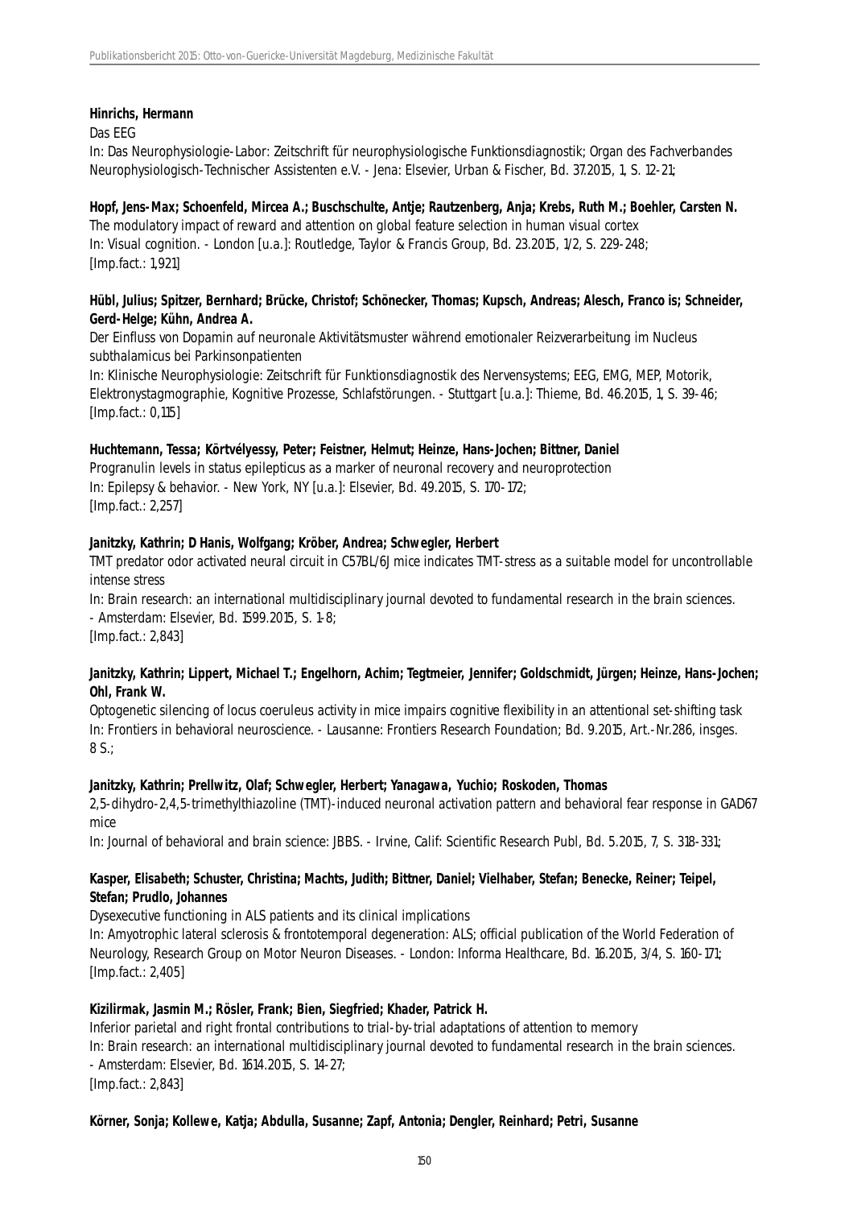**Hinrichs, Hermann**

Das EEG

In: Das Neurophysiologie-Labor: Zeitschrift für neurophysiologische Funktionsdiagnostik; Organ des Fachverbandes Neurophysiologisch-Technischer Assistenten e.V. - Jena: Elsevier, Urban & Fischer, Bd. 37.2015, 1, S. 12-21;

**Hopf, Jens-Max; Schoenfeld, Mircea A.; Buschschulte, Antje; Rautzenberg, Anja; Krebs, Ruth M.; Boehler, Carsten N.**

The modulatory impact of reward and attention on global feature selection in human visual cortex

In: Visual cognition. - London [u.a.]: Routledge, Taylor & Francis Group, Bd. 23.2015, 1/2, S. 229-248;

[Imp.fact.: 1,921]

**Hübl, Julius; Spitzer, Bernhard; Brücke, Christof; Schönecker, Thomas; Kupsch, Andreas; Alesch, Franco is; Schneider, Gerd-Helge; Kühn, Andrea A.**

Der Einfluss von Dopamin auf neuronale Aktivitätsmuster während emotionaler Reizverarbeitung im Nucleus subthalamicus bei Parkinsonpatienten

In: Klinische Neurophysiologie: Zeitschrift für Funktionsdiagnostik des Nervensystems; EEG, EMG, MEP, Motorik, Elektronystagmographie, Kognitive Prozesse, Schlafstörungen. - Stuttgart [u.a.]: Thieme, Bd. 46.2015, 1, S. 39-46;

[Imp.fact.: 0,115]

**Huchtemann, Tessa; Körtvélyessy, Peter; Feistner, Helmut; Heinze, Hans-Jochen; Bittner, Daniel**

Progranulin levels in status epilepticus as a marker of neuronal recovery and neuroprotection

In: Epilepsy & behavior. - New York, NY [u.a.]: Elsevier, Bd. 49.2015, S. 170-172;

[Imp.fact.: 2,257]

**Janitzky, Kathrin; D Hanis, Wolfgang; Kröber, Andrea; Schwegler, Herbert**

TMT predator odor activated neural circuit in C57BL/6J mice indicates TMT-stress as a suitable model for uncontrollable intense stress

In: Brain research: an international multidisciplinary journal devoted to fundamental research in the brain sciences. - Amsterdam: Elsevier, Bd. 1599.2015, S. 1-8;

[Imp.fact.: 2,843]

**Janitzky, Kathrin; Lippert, Michael T.; Engelhorn, Achim; Tegtmeier, Jennifer; Goldschmidt, Jürgen; Heinze, Hans-Jochen; Ohl, Frank W.**

Optogenetic silencing of locus coeruleus activity in mice impairs cognitive flexibility in an attentional set-shifting task

In: Frontiers in behavioral neuroscience. - Lausanne: Frontiers Research Foundation; Bd. 9.2015, Art.-Nr.286, insges. 8 S.;

**Janitzky, Kathrin; Prellwitz, Olaf; Schwegler, Herbert; Yanagawa, Yuchio; Roskoden, Thomas**

2,5-dihydro-2,4,5-trimethylthiazoline (TMT)-induced neuronal activation pattern and behavioral fear response in GAD67 mice

In: Journal of behavioral and brain science: JBBS. - Irvine, Calif: Scientific Research Publ, Bd. 5.2015, 7, S. 318-331;

**Kasper, Elisabeth; Schuster, Christina; Machts, Judith; Bittner, Daniel; Vielhaber, Stefan; Benecke, Reiner; Teipel, Stefan; Prudlo, Johannes**

Dysexecutive functioning in ALS patients and its clinical implications

In: Amyotrophic lateral sclerosis & frontotemporal degeneration: ALS; official publication of the World Federation of Neurology, Research Group on Motor Neuron Diseases. - London: Informa Healthcare, Bd. 16.2015, 3/4, S. 160-171;

[Imp.fact.: 2,405]

**Kizilirmak, Jasmin M.; Rösler, Frank; Bien, Siegfried; Khader, Patrick H.**

Inferior parietal and right frontal contributions to trial-by-trial adaptations of attention to memory

In: Brain research: an international multidisciplinary journal devoted to fundamental research in the brain sciences. - Amsterdam: Elsevier, Bd. 1614.2015, S. 14-27;

[Imp.fact.: 2,843]

**Körner, Sonja; Kollewe, Katja; Abdulla, Susanne; Zapf, Antonia; Dengler, Reinhard; Petri, Susanne**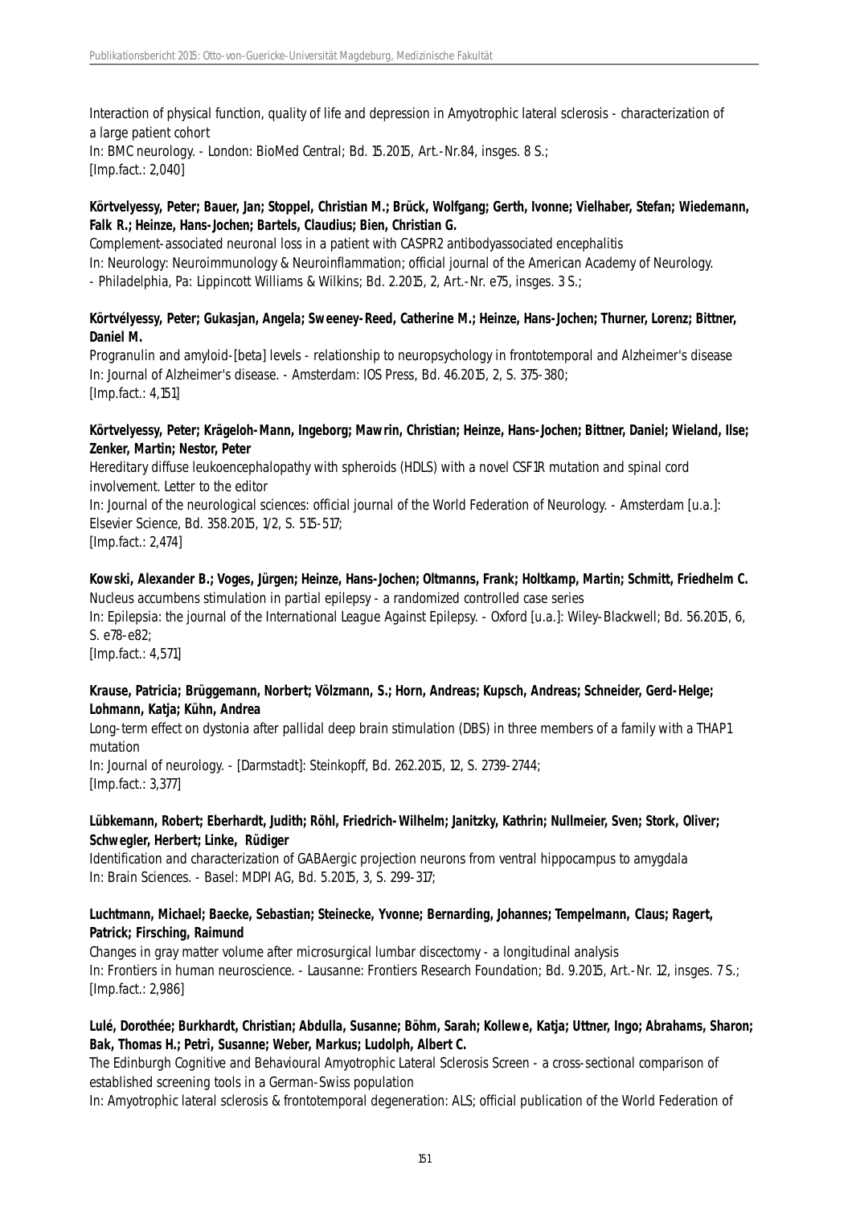Interaction of physical function, quality of life and depression in Amyotrophic lateral sclerosis - characterization of a large patient cohort
In: BMC neurology. - London: BioMed Central; Bd. 15.2015, Art.-Nr.84, insges. 8 S.;
[Imp.fact.: 2,040]

**Körtvelyessy, Peter; Bauer, Jan; Stoppel, Christian M.; Brück, Wolfgang; Gerth, Ivonne; Vielhaber, Stefan; Wiedemann, Falk R.; Heinze, Hans-Jochen; Bartels, Claudius; Bien, Christian G.**
Complement-associated neuronal loss in a patient with CASPR2 antibodyassociated encephalitis
In: Neurology: Neuroimmunology & Neuroinflammation; official journal of the American Academy of Neurology. - Philadelphia, Pa: Lippincott Williams & Wilkins; Bd. 2.2015, 2, Art.-Nr. e75, insges. 3 S.;

**Körtvélyessy, Peter; Gukasjan, Angela; Sweeney-Reed, Catherine M.; Heinze, Hans-Jochen; Thurner, Lorenz; Bittner, Daniel M.**
Progranulin and amyloid-[beta] levels - relationship to neuropsychology in frontotemporal and Alzheimer's disease
In: Journal of Alzheimer's disease. - Amsterdam: IOS Press, Bd. 46.2015, 2, S. 375-380;
[Imp.fact.: 4,151]

**Körtvelyessy, Peter; Krägeloh-Mann, Ingeborg; Mawrin, Christian; Heinze, Hans-Jochen; Bittner, Daniel; Wieland, Ilse; Zenker, Martin; Nestor, Peter**
Hereditary diffuse leukoencephalopathy with spheroids (HDLS) with a novel CSF1R mutation and spinal cord involvement. Letter to the editor
In: Journal of the neurological sciences: official journal of the World Federation of Neurology. - Amsterdam [u.a.]: Elsevier Science, Bd. 358.2015, 1/2, S. 515-517;
[Imp.fact.: 2,474]

**Kowski, Alexander B.; Voges, Jürgen; Heinze, Hans-Jochen; Oltmanns, Frank; Holtkamp, Martin; Schmitt, Friedhelm C.**
Nucleus accumbens stimulation in partial epilepsy - a randomized controlled case series
In: Epilepsia: the journal of the International League Against Epilepsy. - Oxford [u.a.]: Wiley-Blackwell; Bd. 56.2015, 6, S. e78-e82;
[Imp.fact.: 4,571]

**Krause, Patricia; Brüggemann, Norbert; Völzmann, S.; Horn, Andreas; Kupsch, Andreas; Schneider, Gerd-Helge; Lohmann, Katja; Kühn, Andrea**
Long-term effect on dystonia after pallidal deep brain stimulation (DBS) in three members of a family with a THAP1 mutation
In: Journal of neurology. - [Darmstadt]: Steinkopff, Bd. 262.2015, 12, S. 2739-2744;
[Imp.fact.: 3,377]

**Lübkemann, Robert; Eberhardt, Judith; Röhl, Friedrich-Wilhelm; Janitzky, Kathrin; Nullmeier, Sven; Stork, Oliver; Schwegler, Herbert; Linke, Rüdiger**
Identification and characterization of GABAergic projection neurons from ventral hippocampus to amygdala
In: Brain Sciences. - Basel: MDPI AG, Bd. 5.2015, 3, S. 299-317;

**Luchtmann, Michael; Baecke, Sebastian; Steinecke, Yvonne; Bernarding, Johannes; Tempelmann, Claus; Ragert, Patrick; Firsching, Raimund**
Changes in gray matter volume after microsurgical lumbar discectomy - a longitudinal analysis
In: Frontiers in human neuroscience. - Lausanne: Frontiers Research Foundation; Bd. 9.2015, Art.-Nr. 12, insges. 7 S.;
[Imp.fact.: 2,986]

**Lulé, Dorothée; Burkhardt, Christian; Abdulla, Susanne; Böhm, Sarah; Kollewe, Katja; Uttner, Ingo; Abrahams, Sharon; Bak, Thomas H.; Petri, Susanne; Weber, Markus; Ludolph, Albert C.**
The Edinburgh Cognitive and Behavioural Amyotrophic Lateral Sclerosis Screen - a cross-sectional comparison of established screening tools in a German-Swiss population
In: Amyotrophic lateral sclerosis & frontotemporal degeneration: ALS; official publication of the World Federation of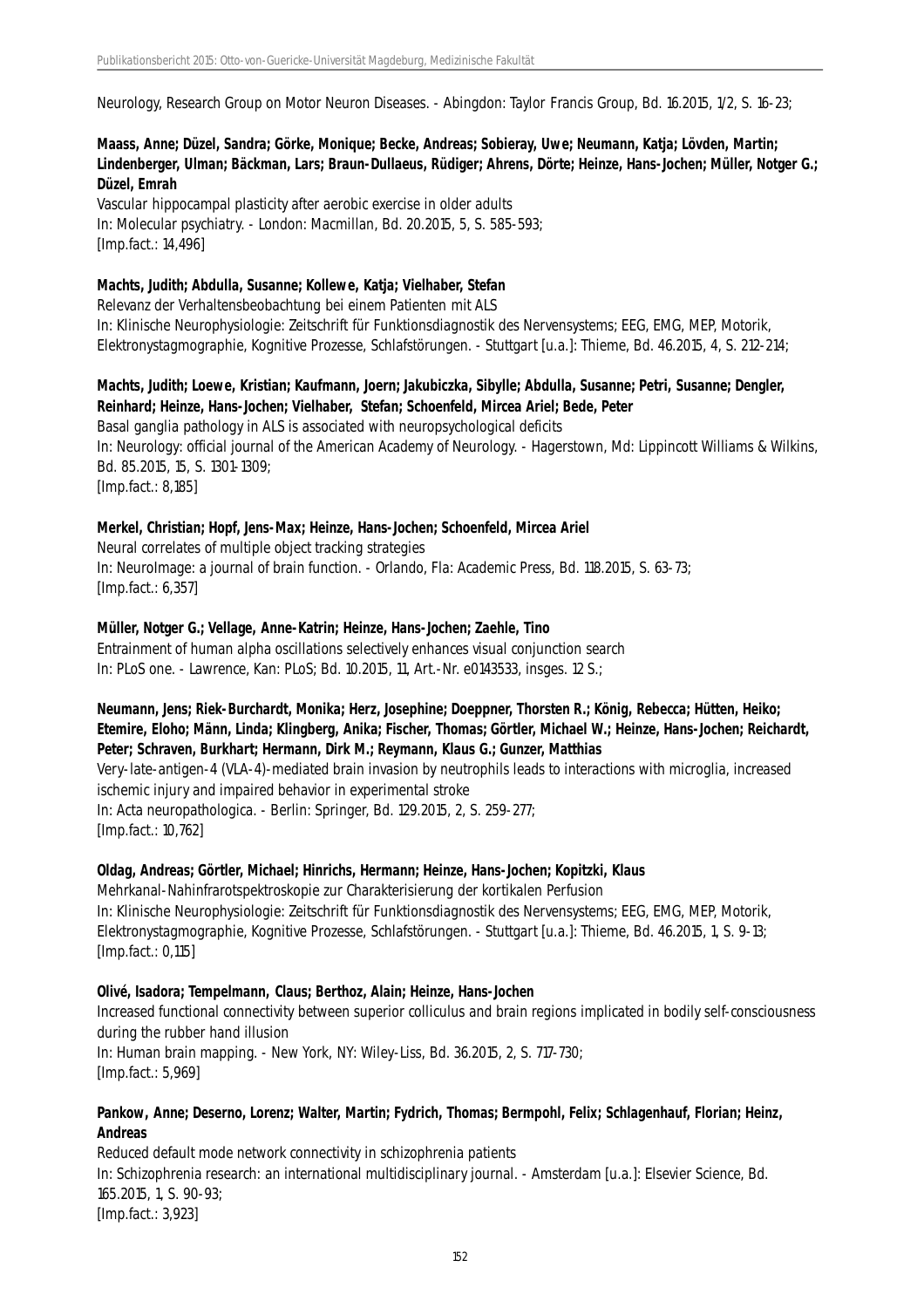Neurology, Research Group on Motor Neuron Diseases. - Abingdon: Taylor Francis Group, Bd. 16.2015, 1/2, S. 16-23;

**Maass, Anne; Düzel, Sandra; Görke, Monique; Becke, Andreas; Sobieray, Uwe; Neumann, Katja; Lövden, Martin; Lindenberger, Ulman; Bäckman, Lars; Braun-Dullaeus, Rüdiger; Ahrens, Dörte; Heinze, Hans-Jochen; Müller, Notger G.; Düzel, Emrah**
Vascular hippocampal plasticity after aerobic exercise in older adults
In: Molecular psychiatry. - London: Macmillan, Bd. 20.2015, 5, S. 585-593;
[Imp.fact.: 14,496]

**Machts, Judith; Abdulla, Susanne; Kollewe, Katja; Vielhaber, Stefan**
Relevanz der Verhaltensbeobachtung bei einem Patienten mit ALS
In: Klinische Neurophysiologie: Zeitschrift für Funktionsdiagnostik des Nervensystems; EEG, EMG, MEP, Motorik, Elektronystagmographie, Kognitive Prozesse, Schlafstörungen. - Stuttgart [u.a.]: Thieme, Bd. 46.2015, 4, S. 212-214;

**Machts, Judith; Loewe, Kristian; Kaufmann, Joern; Jakubiczka, Sibylle; Abdulla, Susanne; Petri, Susanne; Dengler, Reinhard; Heinze, Hans-Jochen; Vielhaber, Stefan; Schoenfeld, Mircea Ariel; Bede, Peter**
Basal ganglia pathology in ALS is associated with neuropsychological deficits
In: Neurology: official journal of the American Academy of Neurology. - Hagerstown, Md: Lippincott Williams & Wilkins, Bd. 85.2015, 15, S. 1301-1309;
[Imp.fact.: 8,185]

**Merkel, Christian; Hopf, Jens-Max; Heinze, Hans-Jochen; Schoenfeld, Mircea Ariel**
Neural correlates of multiple object tracking strategies
In: NeuroImage: a journal of brain function. - Orlando, Fla: Academic Press, Bd. 118.2015, S. 63-73;
[Imp.fact.: 6,357]

**Müller, Notger G.; Vellage, Anne-Katrin; Heinze, Hans-Jochen; Zaehle, Tino**
Entrainment of human alpha oscillations selectively enhances visual conjunction search
In: PLoS one. - Lawrence, Kan: PLoS; Bd. 10.2015, 11, Art.-Nr. e0143533, insges. 12 S.;

**Neumann, Jens; Riek-Burchardt, Monika; Herz, Josephine; Doeppner, Thorsten R.; König, Rebecca; Hütten, Heiko; Etemire, Eloho; Männ, Linda; Klingberg, Anika; Fischer, Thomas; Görtler, Michael W.; Heinze, Hans-Jochen; Reichardt, Peter; Schraven, Burkhart; Hermann, Dirk M.; Reymann, Klaus G.; Gunzer, Matthias**
Very-late-antigen-4 (VLA-4)-mediated brain invasion by neutrophils leads to interactions with microglia, increased ischemic injury and impaired behavior in experimental stroke
In: Acta neuropathologica. - Berlin: Springer, Bd. 129.2015, 2, S. 259-277;
[Imp.fact.: 10,762]

**Oldag, Andreas; Görtler, Michael; Hinrichs, Hermann; Heinze, Hans-Jochen; Kopitzki, Klaus**
Mehrkanal-Nahinfrarotspektroskopie zur Charakterisierung der kortikalen Perfusion
In: Klinische Neurophysiologie: Zeitschrift für Funktionsdiagnostik des Nervensystems; EEG, EMG, MEP, Motorik, Elektronystagmographie, Kognitive Prozesse, Schlafstörungen. - Stuttgart [u.a.]: Thieme, Bd. 46.2015, 1, S. 9-13;
[Imp.fact.: 0,115]

**Olivé, Isadora; Tempelmann, Claus; Berthoz, Alain; Heinze, Hans-Jochen**
Increased functional connectivity between superior colliculus and brain regions implicated in bodily self-consciousness during the rubber hand illusion
In: Human brain mapping. - New York, NY: Wiley-Liss, Bd. 36.2015, 2, S. 717-730;
[Imp.fact.: 5,969]

**Pankow, Anne; Deserno, Lorenz; Walter, Martin; Fydrich, Thomas; Bermpohl, Felix; Schlagenhauf, Florian; Heinz, Andreas**
Reduced default mode network connectivity in schizophrenia patients
In: Schizophrenia research: an international multidisciplinary journal. - Amsterdam [u.a.]: Elsevier Science, Bd. 165.2015, 1, S. 90-93;
[Imp.fact.: 3,923]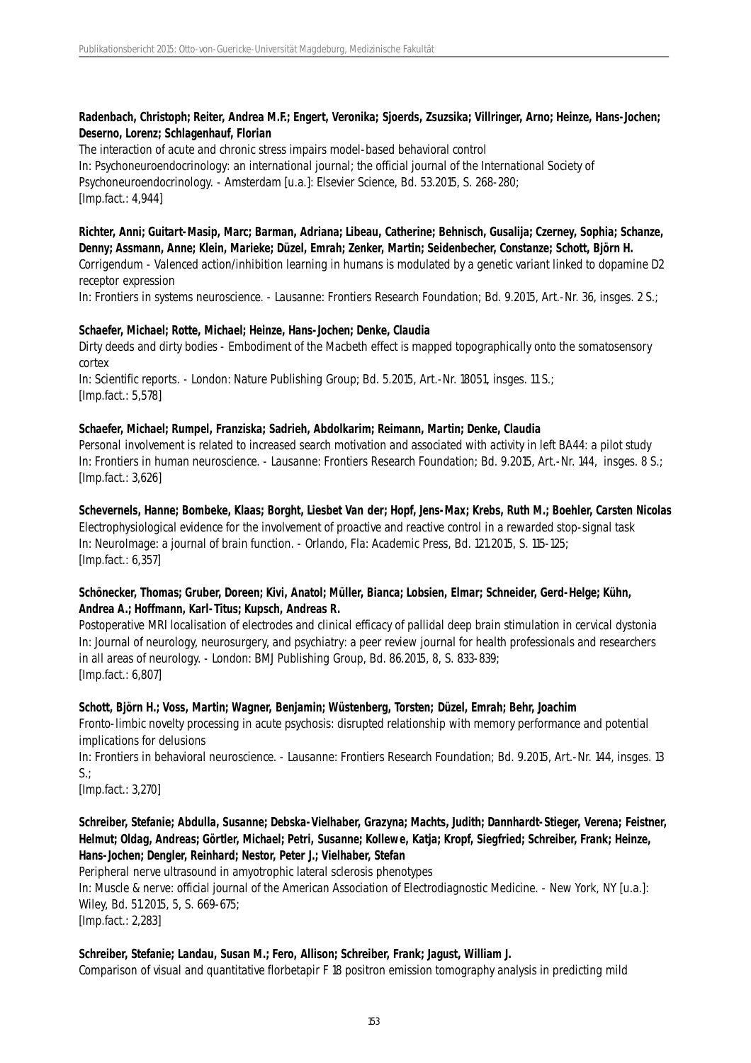**Radenbach, Christoph; Reiter, Andrea M.F.; Engert, Veronika; Sjoerds, Zsuzsika; Villringer, Arno; Heinze, Hans-Jochen; Deserno, Lorenz; Schlagenhauf, Florian**
The interaction of acute and chronic stress impairs model-based behavioral control
In: Psychoneuroendocrinology: an international journal; the official journal of the International Society of Psychoneuroendocrinology. - Amsterdam [u.a.]: Elsevier Science, Bd. 53.2015, S. 268-280;
[Imp.fact.: 4,944]

**Richter, Anni; Guitart-Masip, Marc; Barman, Adriana; Libeau, Catherine; Behnisch, Gusalija; Czerney, Sophia; Schanze, Denny; Assmann, Anne; Klein, Marieke; Düzel, Emrah; Zenker, Martin; Seidenbecher, Constanze; Schott, Björn H.**
Corrigendum - Valenced action/inhibition learning in humans is modulated by a genetic variant linked to dopamine D2 receptor expression
In: Frontiers in systems neuroscience. - Lausanne: Frontiers Research Foundation; Bd. 9.2015, Art.-Nr. 36, insges. 2 S.;

**Schaefer, Michael; Rotte, Michael; Heinze, Hans-Jochen; Denke, Claudia**
Dirty deeds and dirty bodies - Embodiment of the Macbeth effect is mapped topographically onto the somatosensory cortex
In: Scientific reports. - London: Nature Publishing Group; Bd. 5.2015, Art.-Nr. 18051, insges. 11 S.;
[Imp.fact.: 5,578]

**Schaefer, Michael; Rumpel, Franziska; Sadrieh, Abdolkarim; Reimann, Martin; Denke, Claudia**
Personal involvement is related to increased search motivation and associated with activity in left BA44: a pilot study
In: Frontiers in human neuroscience. - Lausanne: Frontiers Research Foundation; Bd. 9.2015, Art.-Nr. 144, insges. 8 S.;
[Imp.fact.: 3,626]

**Schevernels, Hanne; Bombeke, Klaas; Borght, Liesbet Van der; Hopf, Jens-Max; Krebs, Ruth M.; Boehler, Carsten Nicolas**
Electrophysiological evidence for the involvement of proactive and reactive control in a rewarded stop-signal task
In: NeuroImage: a journal of brain function. - Orlando, Fla: Academic Press, Bd. 121.2015, S. 115-125;
[Imp.fact.: 6,357]

**Schönecker, Thomas; Gruber, Doreen; Kivi, Anatol; Müller, Bianca; Lobsien, Elmar; Schneider, Gerd-Helge; Kühn, Andrea A.; Hoffmann, Karl-Titus; Kupsch, Andreas R.**
Postoperative MRI localisation of electrodes and clinical efficacy of pallidal deep brain stimulation in cervical dystonia
In: Journal of neurology, neurosurgery, and psychiatry: a peer review journal for health professionals and researchers in all areas of neurology. - London: BMJ Publishing Group, Bd. 86.2015, 8, S. 833-839;
[Imp.fact.: 6,807]

**Schott, Björn H.; Voss, Martin; Wagner, Benjamin; Wüstenberg, Torsten; Düzel, Emrah; Behr, Joachim**
Fronto-limbic novelty processing in acute psychosis: disrupted relationship with memory performance and potential implications for delusions
In: Frontiers in behavioral neuroscience. - Lausanne: Frontiers Research Foundation; Bd. 9.2015, Art.-Nr. 144, insges. 13 S.;
[Imp.fact.: 3,270]

**Schreiber, Stefanie; Abdulla, Susanne; Debska-Vielhaber, Grazyna; Machts, Judith; Dannhardt-Stieger, Verena; Feistner, Helmut; Oldag, Andreas; Görtler, Michael; Petri, Susanne; Kollewe, Katja; Kropf, Siegfried; Schreiber, Frank; Heinze, Hans-Jochen; Dengler, Reinhard; Nestor, Peter J.; Vielhaber, Stefan**
Peripheral nerve ultrasound in amyotrophic lateral sclerosis phenotypes
In: Muscle & nerve: official journal of the American Association of Electrodiagnostic Medicine. - New York, NY [u.a.]: Wiley, Bd. 51.2015, 5, S. 669-675;
[Imp.fact.: 2,283]

**Schreiber, Stefanie; Landau, Susan M.; Fero, Allison; Schreiber, Frank; Jagust, William J.**
Comparison of visual and quantitative florbetapir F 18 positron emission tomography analysis in predicting mild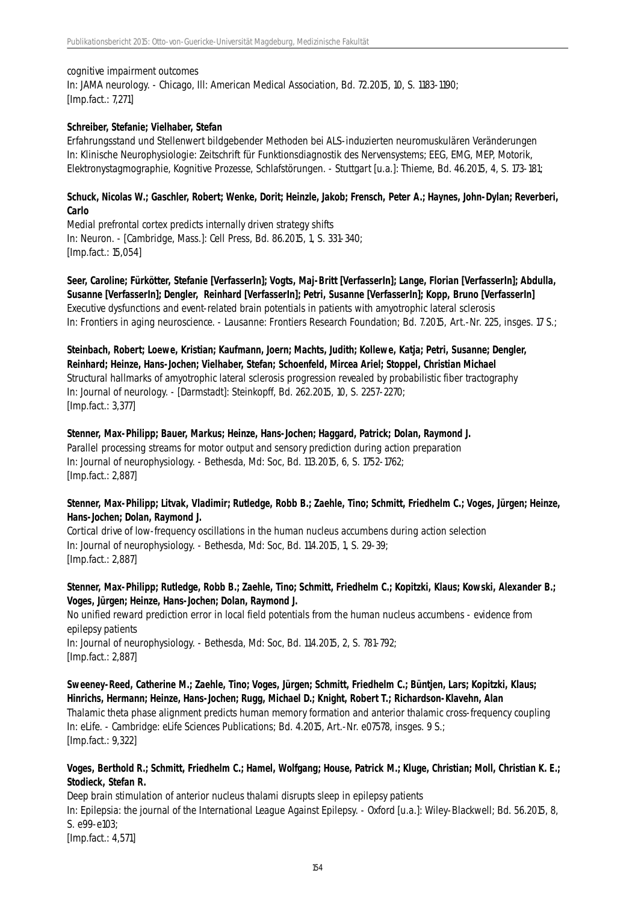cognitive impairment outcomes
In: JAMA neurology. - Chicago, Ill: American Medical Association, Bd. 72.2015, 10, S. 1183-1190;
[Imp.fact.: 7,271]

**Schreiber, Stefanie; Vielhaber, Stefan**
Erfahrungsstand und Stellenwert bildgebender Methoden bei ALS-induzierten neuromuskulären Veränderungen
In: Klinische Neurophysiologie: Zeitschrift für Funktionsdiagnostik des Nervensystems; EEG, EMG, MEP, Motorik, Elektronystagmographie, Kognitive Prozesse, Schlafstörungen. - Stuttgart [u.a.]: Thieme, Bd. 46.2015, 4, S. 173-181;

**Schuck, Nicolas W.; Gaschler, Robert; Wenke, Dorit; Heinzle, Jakob; Frensch, Peter A.; Haynes, John-Dylan; Reverberi, Carlo**
Medial prefrontal cortex predicts internally driven strategy shifts
In: Neuron. - [Cambridge, Mass.]: Cell Press, Bd. 86.2015, 1, S. 331-340;
[Imp.fact.: 15,054]

**Seer, Caroline; Fürkötter, Stefanie [VerfasserIn]; Vogts, Maj-Britt [VerfasserIn]; Lange, Florian [VerfasserIn]; Abdulla, Susanne [VerfasserIn]; Dengler, Reinhard [VerfasserIn]; Petri, Susanne [VerfasserIn]; Kopp, Bruno [VerfasserIn]**
Executive dysfunctions and event-related brain potentials in patients with amyotrophic lateral sclerosis
In: Frontiers in aging neuroscience. - Lausanne: Frontiers Research Foundation; Bd. 7.2015, Art.-Nr. 225, insges. 17 S.;

**Steinbach, Robert; Loewe, Kristian; Kaufmann, Joern; Machts, Judith; Kollewe, Katja; Petri, Susanne; Dengler, Reinhard; Heinze, Hans-Jochen; Vielhaber, Stefan; Schoenfeld, Mircea Ariel; Stoppel, Christian Michael**
Structural hallmarks of amyotrophic lateral sclerosis progression revealed by probabilistic fiber tractography
In: Journal of neurology. - [Darmstadt]: Steinkopff, Bd. 262.2015, 10, S. 2257-2270;
[Imp.fact.: 3,377]

**Stenner, Max-Philipp; Bauer, Markus; Heinze, Hans-Jochen; Haggard, Patrick; Dolan, Raymond J.**
Parallel processing streams for motor output and sensory prediction during action preparation
In: Journal of neurophysiology. - Bethesda, Md: Soc, Bd. 113.2015, 6, S. 1752-1762;
[Imp.fact.: 2,887]

**Stenner, Max-Philipp; Litvak, Vladimir; Rutledge, Robb B.; Zaehle, Tino; Schmitt, Friedhelm C.; Voges, Jürgen; Heinze, Hans-Jochen; Dolan, Raymond J.**
Cortical drive of low-frequency oscillations in the human nucleus accumbens during action selection
In: Journal of neurophysiology. - Bethesda, Md: Soc, Bd. 114.2015, 1, S. 29-39;
[Imp.fact.: 2,887]

**Stenner, Max-Philipp; Rutledge, Robb B.; Zaehle, Tino; Schmitt, Friedhelm C.; Kopitzki, Klaus; Kowski, Alexander B.; Voges, Jürgen; Heinze, Hans-Jochen; Dolan, Raymond J.**
No unified reward prediction error in local field potentials from the human nucleus accumbens - evidence from epilepsy patients
In: Journal of neurophysiology. - Bethesda, Md: Soc, Bd. 114.2015, 2, S. 781-792;
[Imp.fact.: 2,887]

**Sweeney-Reed, Catherine M.; Zaehle, Tino; Voges, Jürgen; Schmitt, Friedhelm C.; Büntjen, Lars; Kopitzki, Klaus; Hinrichs, Hermann; Heinze, Hans-Jochen; Rugg, Michael D.; Knight, Robert T.; Richardson-Klavehn, Alan**
Thalamic theta phase alignment predicts human memory formation and anterior thalamic cross-frequency coupling
In: eLife. - Cambridge: eLife Sciences Publications; Bd. 4.2015, Art.-Nr. e07578, insges. 9 S.;
[Imp.fact.: 9,322]

**Voges, Berthold R.; Schmitt, Friedhelm C.; Hamel, Wolfgang; House, Patrick M.; Kluge, Christian; Moll, Christian K. E.; Stodieck, Stefan R.**
Deep brain stimulation of anterior nucleus thalami disrupts sleep in epilepsy patients
In: Epilepsia: the journal of the International League Against Epilepsy. - Oxford [u.a.]: Wiley-Blackwell; Bd. 56.2015, 8, S. e99-e103;
[Imp.fact.: 4,571]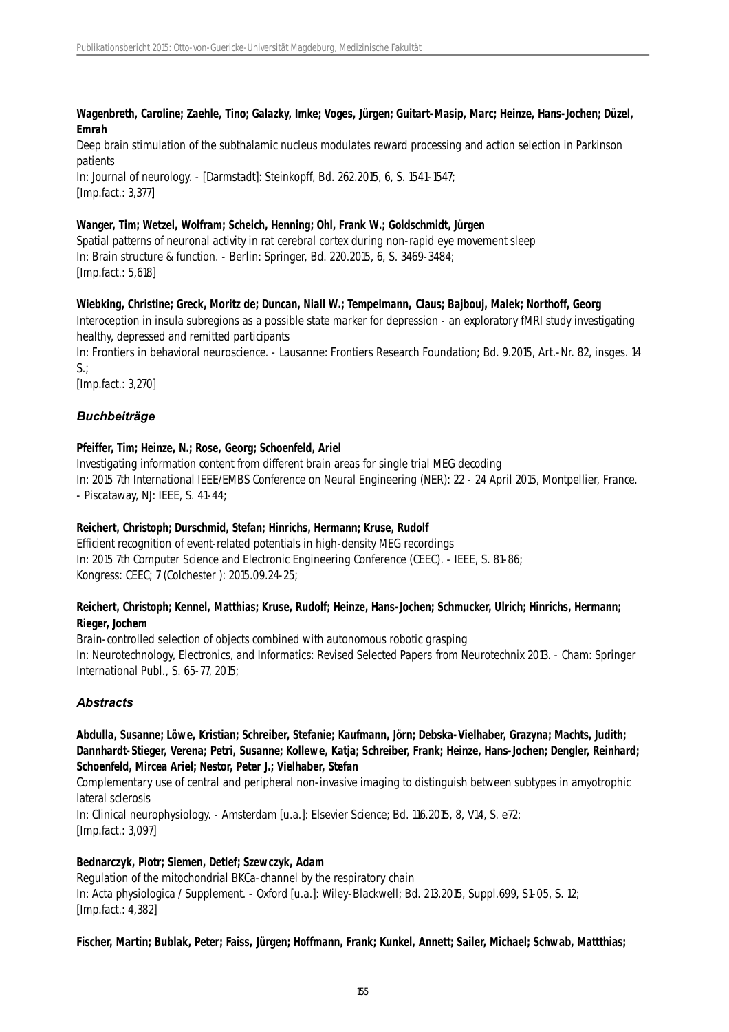**Wagenbreth, Caroline; Zaehle, Tino; Galazky, Imke; Voges, Jürgen; Guitart-Masip, Marc; Heinze, Hans-Jochen; Düzel, Emrah**

Deep brain stimulation of the subthalamic nucleus modulates reward processing and action selection in Parkinson patients

In: Journal of neurology. - [Darmstadt]: Steinkopff, Bd. 262.2015, 6, S. 1541-1547;

[Imp.fact.: 3,377]

**Wanger, Tim; Wetzel, Wolfram; Scheich, Henning; Ohl, Frank W.; Goldschmidt, Jürgen**

Spatial patterns of neuronal activity in rat cerebral cortex during non-rapid eye movement sleep

In: Brain structure & function. - Berlin: Springer, Bd. 220.2015, 6, S. 3469-3484;

[Imp.fact.: 5,618]

**Wiebking, Christine; Greck, Moritz de; Duncan, Niall W.; Tempelmann, Claus; Bajbouj, Malek; Northoff, Georg**

Interoception in insula subregions as a possible state marker for depression - an exploratory fMRI study investigating healthy, depressed and remitted participants

In: Frontiers in behavioral neuroscience. - Lausanne: Frontiers Research Foundation; Bd. 9.2015, Art.-Nr. 82, insges. 14 S.;

[Imp.fact.: 3,270]

### *Buchbeiträge*

**Pfeiffer, Tim; Heinze, N.; Rose, Georg; Schoenfeld, Ariel**

Investigating information content from different brain areas for single trial MEG decoding

In: 2015 7th International IEEE/EMBS Conference on Neural Engineering (NER): 22 - 24 April 2015, Montpellier, France. - Piscataway, NJ: IEEE, S. 41-44;

**Reichert, Christoph; Durschmid, Stefan; Hinrichs, Hermann; Kruse, Rudolf**

Efficient recognition of event-related potentials in high-density MEG recordings

In: 2015 7th Computer Science and Electronic Engineering Conference (CEEC). - IEEE, S. 81-86;

Kongress: CEEC; 7 (Colchester ): 2015.09.24-25;

**Reichert, Christoph; Kennel, Matthias; Kruse, Rudolf; Heinze, Hans-Jochen; Schmucker, Ulrich; Hinrichs, Hermann; Rieger, Jochem**

Brain-controlled selection of objects combined with autonomous robotic grasping

In: Neurotechnology, Electronics, and Informatics: Revised Selected Papers from Neurotechnix 2013. - Cham: Springer International Publ., S. 65-77, 2015;

### *Abstracts*

**Abdulla, Susanne; Löwe, Kristian; Schreiber, Stefanie; Kaufmann, Jörn; Debska-Vielhaber, Grazyna; Machts, Judith; Dannhardt-Stieger, Verena; Petri, Susanne; Kollewe, Katja; Schreiber, Frank; Heinze, Hans-Jochen; Dengler, Reinhard; Schoenfeld, Mircea Ariel; Nestor, Peter J.; Vielhaber, Stefan**

Complementary use of central and peripheral non-invasive imaging to distinguish between subtypes in amyotrophic lateral sclerosis

In: Clinical neurophysiology. - Amsterdam [u.a.]: Elsevier Science; Bd. 116.2015, 8, V14, S. e72;

[Imp.fact.: 3,097]

**Bednarczyk, Piotr; Siemen, Detlef; Szewczyk, Adam**

Regulation of the mitochondrial BKCa-channel by the respiratory chain

In: Acta physiologica / Supplement. - Oxford [u.a.]: Wiley-Blackwell; Bd. 213.2015, Suppl.699, S1-05, S. 12;

[Imp.fact.: 4,382]

**Fischer, Martin; Bublak, Peter; Faiss, Jürgen; Hoffmann, Frank; Kunkel, Annett; Sailer, Michael; Schwab, Mattthias;**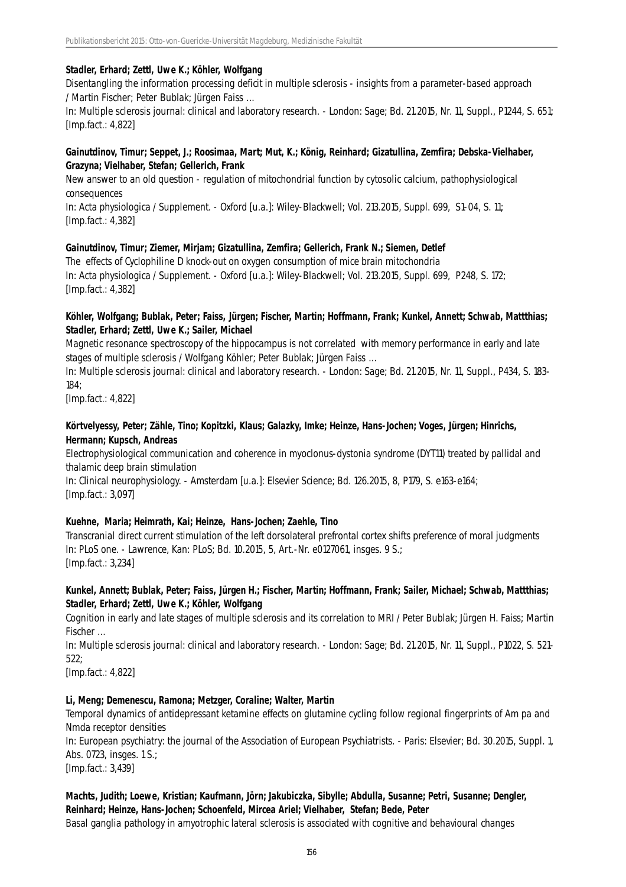**Stadler, Erhard; Zettl, Uwe K.; Köhler, Wolfgang**

Disentangling the information processing deficit in multiple sclerosis - insights from a parameter-based approach / Martin Fischer; Peter Bublak; Jürgen Faiss ...

In: Multiple sclerosis journal: clinical and laboratory research. - London: Sage; Bd. 21.2015, Nr. 11, Suppl., P1244, S. 651; [Imp.fact.: 4,822]

**Gainutdinov, Timur; Seppet, J.; Roosimaa, Mart; Mut, K.; König, Reinhard; Gizatullina, Zemfira; Debska-Vielhaber, Grazyna; Vielhaber, Stefan; Gellerich, Frank**

New answer to an old question - regulation of mitochondrial function by cytosolic calcium, pathophysiological consequences

In: Acta physiologica / Supplement. - Oxford [u.a.]: Wiley-Blackwell; Vol. 213.2015, Suppl. 699, S1-04, S. 11; [Imp.fact.: 4,382]

**Gainutdinov, Timur; Ziemer, Mirjam; Gizatullina, Zemfira; Gellerich, Frank N.; Siemen, Detlef**

The effects of Cyclophiline D knock-out on oxygen consumption of mice brain mitochondria

In: Acta physiologica / Supplement. - Oxford [u.a.]: Wiley-Blackwell; Vol. 213.2015, Suppl. 699, P248, S. 172; [Imp.fact.: 4,382]

**Köhler, Wolfgang; Bublak, Peter; Faiss, Jürgen; Fischer, Martin; Hoffmann, Frank; Kunkel, Annett; Schwab, Mattthias; Stadler, Erhard; Zettl, Uwe K.; Sailer, Michael**

Magnetic resonance spectroscopy of the hippocampus is not correlated with memory performance in early and late stages of multiple sclerosis / Wolfgang Köhler; Peter Bublak; Jürgen Faiss ...

In: Multiple sclerosis journal: clinical and laboratory research. - London: Sage; Bd. 21.2015, Nr. 11, Suppl., P434, S. 183-184;

[Imp.fact.: 4,822]

**Körtvelyessy, Peter; Zähle, Tino; Kopitzki, Klaus; Galazky, Imke; Heinze, Hans-Jochen; Voges, Jürgen; Hinrichs, Hermann; Kupsch, Andreas**

Electrophysiological communication and coherence in myoclonus-dystonia syndrome (DYT11) treated by pallidal and thalamic deep brain stimulation

In: Clinical neurophysiology. - Amsterdam [u.a.]: Elsevier Science; Bd. 126.2015, 8, P179, S. e163-e164; [Imp.fact.: 3,097]

**Kuehne, Maria; Heimrath, Kai; Heinze, Hans-Jochen; Zaehle, Tino**

Transcranial direct current stimulation of the left dorsolateral prefrontal cortex shifts preference of moral judgments

In: PLoS one. - Lawrence, Kan: PLoS; Bd. 10.2015, 5, Art.-Nr. e0127061, insges. 9 S.; [Imp.fact.: 3,234]

**Kunkel, Annett; Bublak, Peter; Faiss, Jürgen H.; Fischer, Martin; Hoffmann, Frank; Sailer, Michael; Schwab, Mattthias; Stadler, Erhard; Zettl, Uwe K.; Köhler, Wolfgang**

Cognition in early and late stages of multiple sclerosis and its correlation to MRI / Peter Bublak; Jürgen H. Faiss; Martin Fischer ...

In: Multiple sclerosis journal: clinical and laboratory research. - London: Sage; Bd. 21.2015, Nr. 11, Suppl., P1022, S. 521-522;

[Imp.fact.: 4,822]

**Li, Meng; Demenescu, Ramona; Metzger, Coraline; Walter, Martin**

Temporal dynamics of antidepressant ketamine effects on glutamine cycling follow regional fingerprints of Am pa and Nmda receptor densities

In: European psychiatry: the journal of the Association of European Psychiatrists. - Paris: Elsevier; Bd. 30.2015, Suppl. 1, Abs. 0723, insges. 1 S.;

[Imp.fact.: 3,439]

**Machts, Judith; Loewe, Kristian; Kaufmann, Jörn; Jakubiczka, Sibylle; Abdulla, Susanne; Petri, Susanne; Dengler, Reinhard; Heinze, Hans-Jochen; Schoenfeld, Mircea Ariel; Vielhaber, Stefan; Bede, Peter**

Basal ganglia pathology in amyotrophic lateral sclerosis is associated with cognitive and behavioural changes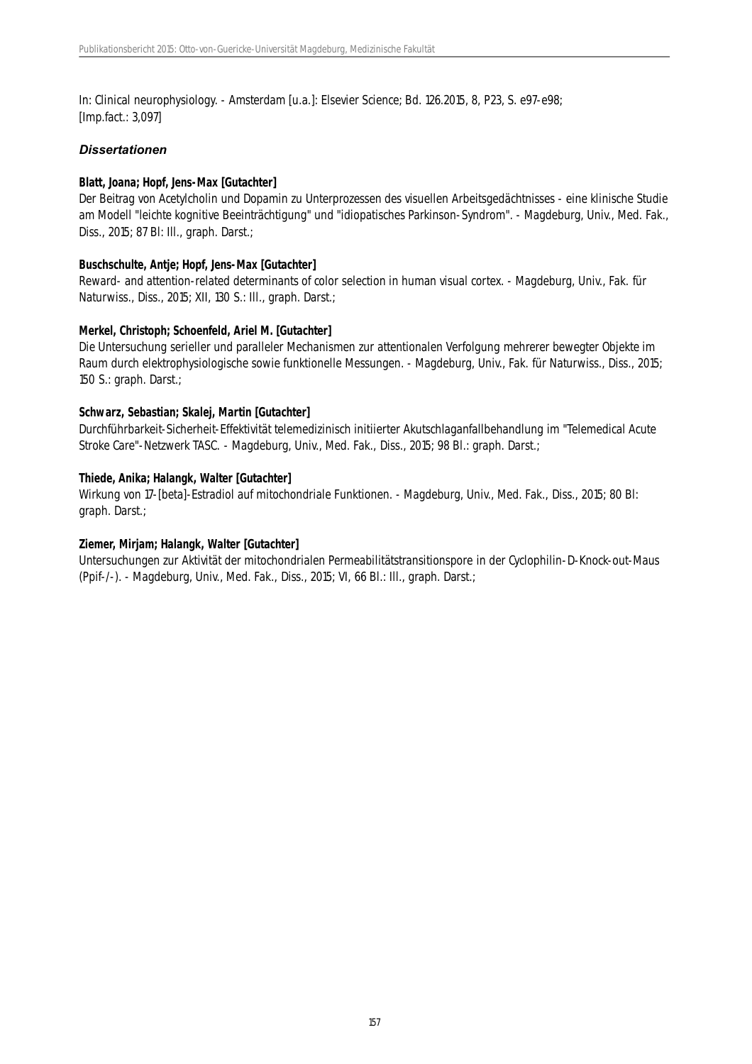In: Clinical neurophysiology. - Amsterdam [u.a.]: Elsevier Science; Bd. 126.2015, 8, P23, S. e97-e98;
[Imp.fact.: 3,097]

### *Dissertationen*

**Blatt, Joana; Hopf, Jens-Max [Gutachter]**
Der Beitrag von Acetylcholin und Dopamin zu Unterprozessen des visuellen Arbeitsgedächtnisses - eine klinische Studie am Modell "leichte kognitive Beeinträchtigung" und "idiopatisches Parkinson-Syndrom". - Magdeburg, Univ., Med. Fak., Diss., 2015; 87 Bl: Ill., graph. Darst.;

**Buschschulte, Antje; Hopf, Jens-Max [Gutachter]**
Reward- and attention-related determinants of color selection in human visual cortex. - Magdeburg, Univ., Fak. für Naturwiss., Diss., 2015; XII, 130 S.: Ill., graph. Darst.;

**Merkel, Christoph; Schoenfeld, Ariel M. [Gutachter]**
Die Untersuchung serieller und paralleler Mechanismen zur attentionalen Verfolgung mehrerer bewegter Objekte im Raum durch elektrophysiologische sowie funktionelle Messungen. - Magdeburg, Univ., Fak. für Naturwiss., Diss., 2015; 150 S.: graph. Darst.;

**Schwarz, Sebastian; Skalej, Martin [Gutachter]**
Durchführbarkeit-Sicherheit-Effektivität telemedizinisch initiierter Akutschlaganfallbehandlung im "Telemedical Acute Stroke Care"-Netzwerk TASC. - Magdeburg, Univ., Med. Fak., Diss., 2015; 98 Bl.: graph. Darst.;

**Thiede, Anika; Halangk, Walter [Gutachter]**
Wirkung von 17-[beta]-Estradiol auf mitochondriale Funktionen. - Magdeburg, Univ., Med. Fak., Diss., 2015; 80 Bl: graph. Darst.;

**Ziemer, Mirjam; Halangk, Walter [Gutachter]**
Untersuchungen zur Aktivität der mitochondrialen Permeabilitätstransitionspore in der Cyclophilin-D-Knock-out-Maus (Ppif-/-). - Magdeburg, Univ., Med. Fak., Diss., 2015; VI, 66 Bl.: Ill., graph. Darst.;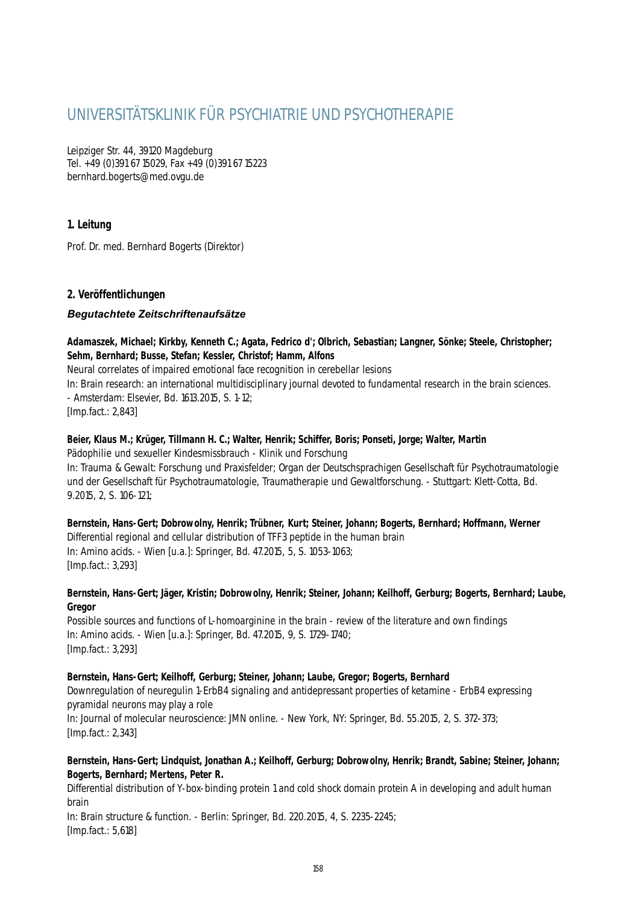# UNIVERSITÄTSKLINIK FÜR PSYCHIATRIE UND PSYCHOTHERAPIE

Leipziger Str. 44, 39120 Magdeburg
Tel. +49 (0)391 67 15029, Fax +49 (0)391 67 15223
bernhard.bogerts@med.ovgu.de

### 1. Leitung

Prof. Dr. med. Bernhard Bogerts (Direktor)

### 2. Veröffentlichungen

#### *Begutachtete Zeitschriftenaufsätze*

**Adamaszek, Michael; Kirkby, Kenneth C.; Agata, Fedrico d'; Olbrich, Sebastian; Langner, Sönke; Steele, Christopher; Sehm, Bernhard; Busse, Stefan; Kessler, Christof; Hamm, Alfons**
Neural correlates of impaired emotional face recognition in cerebellar lesions
In: Brain research: an international multidisciplinary journal devoted to fundamental research in the brain sciences. - Amsterdam: Elsevier, Bd. 1613.2015, S. 1-12;
[Imp.fact.: 2,843]

**Beier, Klaus M.; Krüger, Tillmann H. C.; Walter, Henrik; Schiffer, Boris; Ponseti, Jorge; Walter, Martin**
Pädophilie und sexueller Kindesmissbrauch - Klinik und Forschung
In: Trauma & Gewalt: Forschung und Praxisfelder; Organ der Deutschsprachigen Gesellschaft für Psychotraumatologie und der Gesellschaft für Psychotraumatologie, Traumatherapie und Gewaltforschung. - Stuttgart: Klett-Cotta, Bd. 9.2015, 2, S. 106-121;

**Bernstein, Hans-Gert; Dobrowolny, Henrik; Trübner, Kurt; Steiner, Johann; Bogerts, Bernhard; Hoffmann, Werner**
Differential regional and cellular distribution of TFF3 peptide in the human brain
In: Amino acids. - Wien [u.a.]: Springer, Bd. 47.2015, 5, S. 1053-1063;
[Imp.fact.: 3,293]

**Bernstein, Hans-Gert; Jäger, Kristin; Dobrowolny, Henrik; Steiner, Johann; Keilhoff, Gerburg; Bogerts, Bernhard; Laube, Gregor**
Possible sources and functions of L-homoarginine in the brain - review of the literature and own findings
In: Amino acids. - Wien [u.a.]: Springer, Bd. 47.2015, 9, S. 1729-1740;
[Imp.fact.: 3,293]

**Bernstein, Hans-Gert; Keilhoff, Gerburg; Steiner, Johann; Laube, Gregor; Bogerts, Bernhard**
Downregulation of neuregulin 1-ErbB4 signaling and antidepressant properties of ketamine - ErbB4 expressing pyramidal neurons may play a role
In: Journal of molecular neuroscience: JMN online. - New York, NY: Springer, Bd. 55.2015, 2, S. 372-373;
[Imp.fact.: 2,343]

**Bernstein, Hans-Gert; Lindquist, Jonathan A.; Keilhoff, Gerburg; Dobrowolny, Henrik; Brandt, Sabine; Steiner, Johann; Bogerts, Bernhard; Mertens, Peter R.**
Differential distribution of Y-box-binding protein 1 and cold shock domain protein A in developing and adult human brain
In: Brain structure & function. - Berlin: Springer, Bd. 220.2015, 4, S. 2235-2245;
[Imp.fact.: 5,618]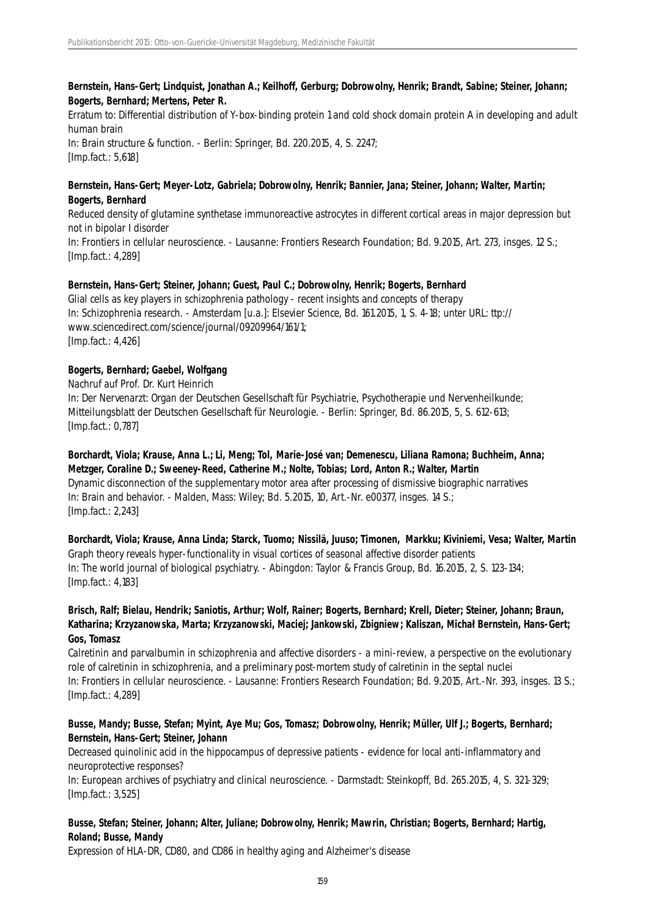**Bernstein, Hans-Gert; Lindquist, Jonathan A.; Keilhoff, Gerburg; Dobrowolny, Henrik; Brandt, Sabine; Steiner, Johann; Bogerts, Bernhard; Mertens, Peter R.**

Erratum to: Differential distribution of Y-box-binding protein 1 and cold shock domain protein A in developing and adult human brain

In: Brain structure & function. - Berlin: Springer, Bd. 220.2015, 4, S. 2247;

[Imp.fact.: 5,618]

**Bernstein, Hans-Gert; Meyer-Lotz, Gabriela; Dobrowolny, Henrik; Bannier, Jana; Steiner, Johann; Walter, Martin; Bogerts, Bernhard**

Reduced density of glutamine synthetase immunoreactive astrocytes in different cortical areas in major depression but not in bipolar I disorder

In: Frontiers in cellular neuroscience. - Lausanne: Frontiers Research Foundation; Bd. 9.2015, Art. 273, insges. 12 S.;

[Imp.fact.: 4,289]

**Bernstein, Hans-Gert; Steiner, Johann; Guest, Paul C.; Dobrowolny, Henrik; Bogerts, Bernhard**

Glial cells as key players in schizophrenia pathology - recent insights and concepts of therapy

In: Schizophrenia research. - Amsterdam [u.a.]: Elsevier Science, Bd. 161.2015, 1, S. 4-18; unter URL: ttp://www.sciencedirect.com/science/journal/09209964/161/1;

[Imp.fact.: 4,426]

**Bogerts, Bernhard; Gaebel, Wolfgang**

Nachruf auf Prof. Dr. Kurt Heinrich

In: Der Nervenarzt: Organ der Deutschen Gesellschaft für Psychiatrie, Psychotherapie und Nervenheilkunde; Mitteilungsblatt der Deutschen Gesellschaft für Neurologie. - Berlin: Springer, Bd. 86.2015, 5, S. 612-613;

[Imp.fact.: 0,787]

**Borchardt, Viola; Krause, Anna L.; Li, Meng; Tol, Marie-José van; Demenescu, Liliana Ramona; Buchheim, Anna; Metzger, Coraline D.; Sweeney-Reed, Catherine M.; Nolte, Tobias; Lord, Anton R.; Walter, Martin**

Dynamic disconnection of the supplementary motor area after processing of dismissive biographic narratives

In: Brain and behavior. - Malden, Mass: Wiley; Bd. 5.2015, 10, Art.-Nr. e00377, insges. 14 S.;

[Imp.fact.: 2,243]

**Borchardt, Viola; Krause, Anna Linda; Starck, Tuomo; Nissilä, Juuso; Timonen, Markku; Kiviniemi, Vesa; Walter, Martin**

Graph theory reveals hyper-functionality in visual cortices of seasonal affective disorder patients

In: The world journal of biological psychiatry. - Abingdon: Taylor & Francis Group, Bd. 16.2015, 2, S. 123-134;

[Imp.fact.: 4,183]

**Brisch, Ralf; Bielau, Hendrik; Saniotis, Arthur; Wolf, Rainer; Bogerts, Bernhard; Krell, Dieter; Steiner, Johann; Braun, Katharina; Krzyzanowska, Marta; Krzyzanowski, Maciej; Jankowski, Zbigniew; Kaliszan, Michał Bernstein, Hans-Gert; Gos, Tomasz**

Calretinin and parvalbumin in schizophrenia and affective disorders - a mini-review, a perspective on the evolutionary role of calretinin in schizophrenia, and a preliminary post-mortem study of calretinin in the septal nuclei

In: Frontiers in cellular neuroscience. - Lausanne: Frontiers Research Foundation; Bd. 9.2015, Art.-Nr. 393, insges. 13 S.;

[Imp.fact.: 4,289]

**Busse, Mandy; Busse, Stefan; Myint, Aye Mu; Gos, Tomasz; Dobrowolny, Henrik; Müller, Ulf J.; Bogerts, Bernhard; Bernstein, Hans-Gert; Steiner, Johann**

Decreased quinolinic acid in the hippocampus of depressive patients - evidence for local anti-inflammatory and neuroprotective responses?

In: European archives of psychiatry and clinical neuroscience. - Darmstadt: Steinkopff, Bd. 265.2015, 4, S. 321-329;

[Imp.fact.: 3,525]

**Busse, Stefan; Steiner, Johann; Alter, Juliane; Dobrowolny, Henrik; Mawrin, Christian; Bogerts, Bernhard; Hartig, Roland; Busse, Mandy**

Expression of HLA-DR, CD80, and CD86 in healthy aging and Alzheimer's disease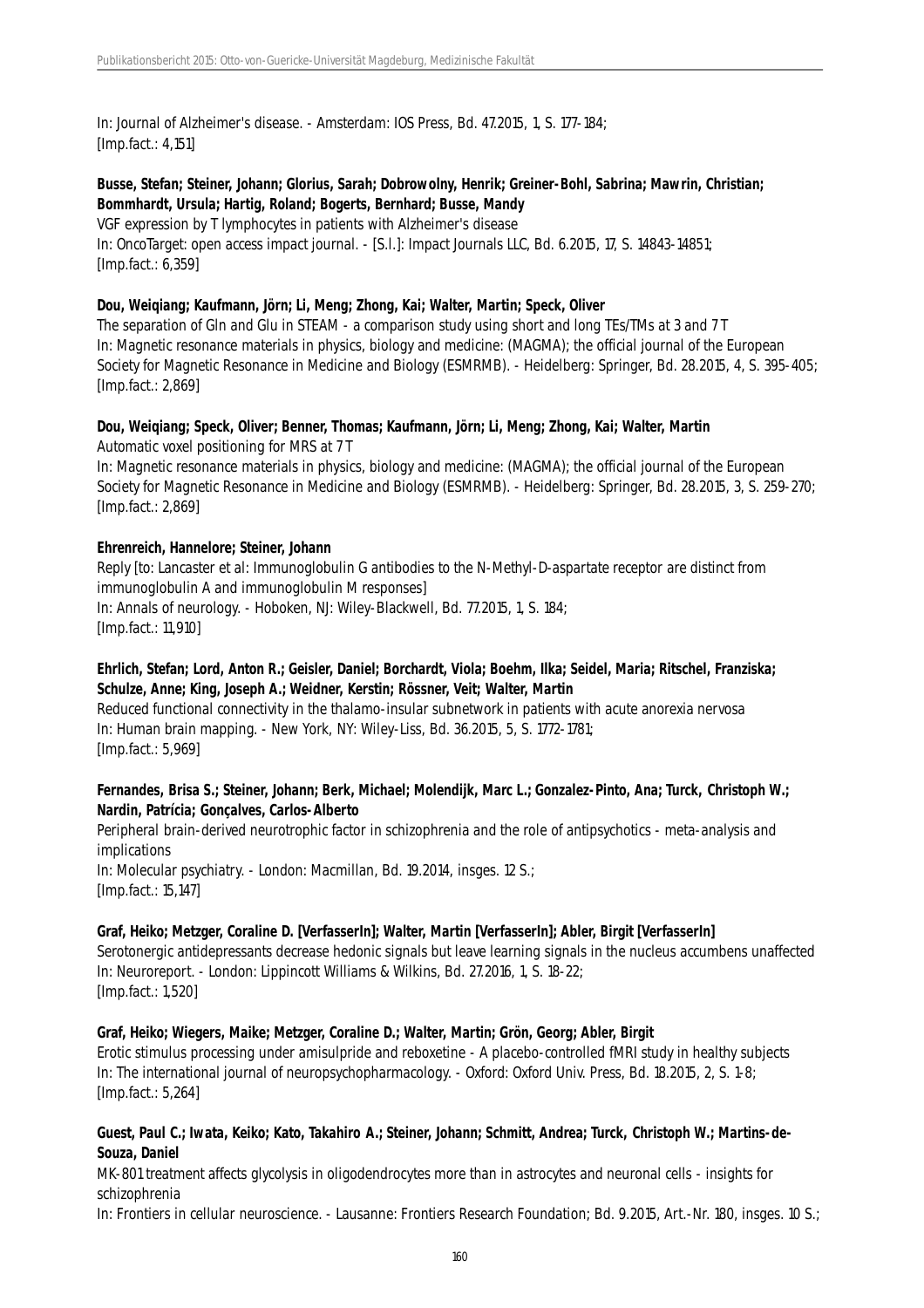In: Journal of Alzheimer's disease. - Amsterdam: IOS Press, Bd. 47.2015, 1, S. 177-184;
[Imp.fact.: 4,151]

**Busse, Stefan; Steiner, Johann; Glorius, Sarah; Dobrowolny, Henrik; Greiner-Bohl, Sabrina; Mawrin, Christian; Bommhardt, Ursula; Hartig, Roland; Bogerts, Bernhard; Busse, Mandy**
VGF expression by T lymphocytes in patients with Alzheimer's disease
In: OncoTarget: open access impact journal. - [S.l.]: Impact Journals LLC, Bd. 6.2015, 17, S. 14843-14851;
[Imp.fact.: 6,359]

**Dou, Weiqiang; Kaufmann, Jörn; Li, Meng; Zhong, Kai; Walter, Martin; Speck, Oliver**
The separation of Gln and Glu in STEAM - a comparison study using short and long TEs/TMs at 3 and 7 T
In: Magnetic resonance materials in physics, biology and medicine: (MAGMA); the official journal of the European Society for Magnetic Resonance in Medicine and Biology (ESMRMB). - Heidelberg: Springer, Bd. 28.2015, 4, S. 395-405;
[Imp.fact.: 2,869]

**Dou, Weiqiang; Speck, Oliver; Benner, Thomas; Kaufmann, Jörn; Li, Meng; Zhong, Kai; Walter, Martin**
Automatic voxel positioning for MRS at 7 T
In: Magnetic resonance materials in physics, biology and medicine: (MAGMA); the official journal of the European Society for Magnetic Resonance in Medicine and Biology (ESMRMB). - Heidelberg: Springer, Bd. 28.2015, 3, S. 259-270;
[Imp.fact.: 2,869]

**Ehrenreich, Hannelore; Steiner, Johann**
Reply [to: Lancaster et al: Immunoglobulin G antibodies to the N-Methyl-D-aspartate receptor are distinct from immunoglobulin A and immunoglobulin M responses]
In: Annals of neurology. - Hoboken, NJ: Wiley-Blackwell, Bd. 77.2015, 1, S. 184;
[Imp.fact.: 11,910]

**Ehrlich, Stefan; Lord, Anton R.; Geisler, Daniel; Borchardt, Viola; Boehm, Ilka; Seidel, Maria; Ritschel, Franziska; Schulze, Anne; King, Joseph A.; Weidner, Kerstin; Rössner, Veit; Walter, Martin**
Reduced functional connectivity in the thalamo-insular subnetwork in patients with acute anorexia nervosa
In: Human brain mapping. - New York, NY: Wiley-Liss, Bd. 36.2015, 5, S. 1772-1781;
[Imp.fact.: 5,969]

**Fernandes, Brisa S.; Steiner, Johann; Berk, Michael; Molendijk, Marc L.; Gonzalez-Pinto, Ana; Turck, Christoph W.; Nardin, Patrícia; Gonçalves, Carlos-Alberto**
Peripheral brain-derived neurotrophic factor in schizophrenia and the role of antipsychotics - meta-analysis and implications
In: Molecular psychiatry. - London: Macmillan, Bd. 19.2014, insges. 12 S.;
[Imp.fact.: 15,147]

**Graf, Heiko; Metzger, Coraline D. [VerfasserIn]; Walter, Martin [VerfasserIn]; Abler, Birgit [VerfasserIn]**
Serotonergic antidepressants decrease hedonic signals but leave learning signals in the nucleus accumbens unaffected
In: Neuroreport. - London: Lippincott Williams & Wilkins, Bd. 27.2016, 1, S. 18-22;
[Imp.fact.: 1,520]

**Graf, Heiko; Wiegers, Maike; Metzger, Coraline D.; Walter, Martin; Grön, Georg; Abler, Birgit**
Erotic stimulus processing under amisulpride and reboxetine - A placebo-controlled fMRI study in healthy subjects
In: The international journal of neuropsychopharmacology. - Oxford: Oxford Univ. Press, Bd. 18.2015, 2, S. 1-8;
[Imp.fact.: 5,264]

**Guest, Paul C.; Iwata, Keiko; Kato, Takahiro A.; Steiner, Johann; Schmitt, Andrea; Turck, Christoph W.; Martins-de-Souza, Daniel**
MK-801 treatment affects glycolysis in oligodendrocytes more than in astrocytes and neuronal cells - insights for schizophrenia
In: Frontiers in cellular neuroscience. - Lausanne: Frontiers Research Foundation; Bd. 9.2015, Art.-Nr. 180, insges. 10 S.;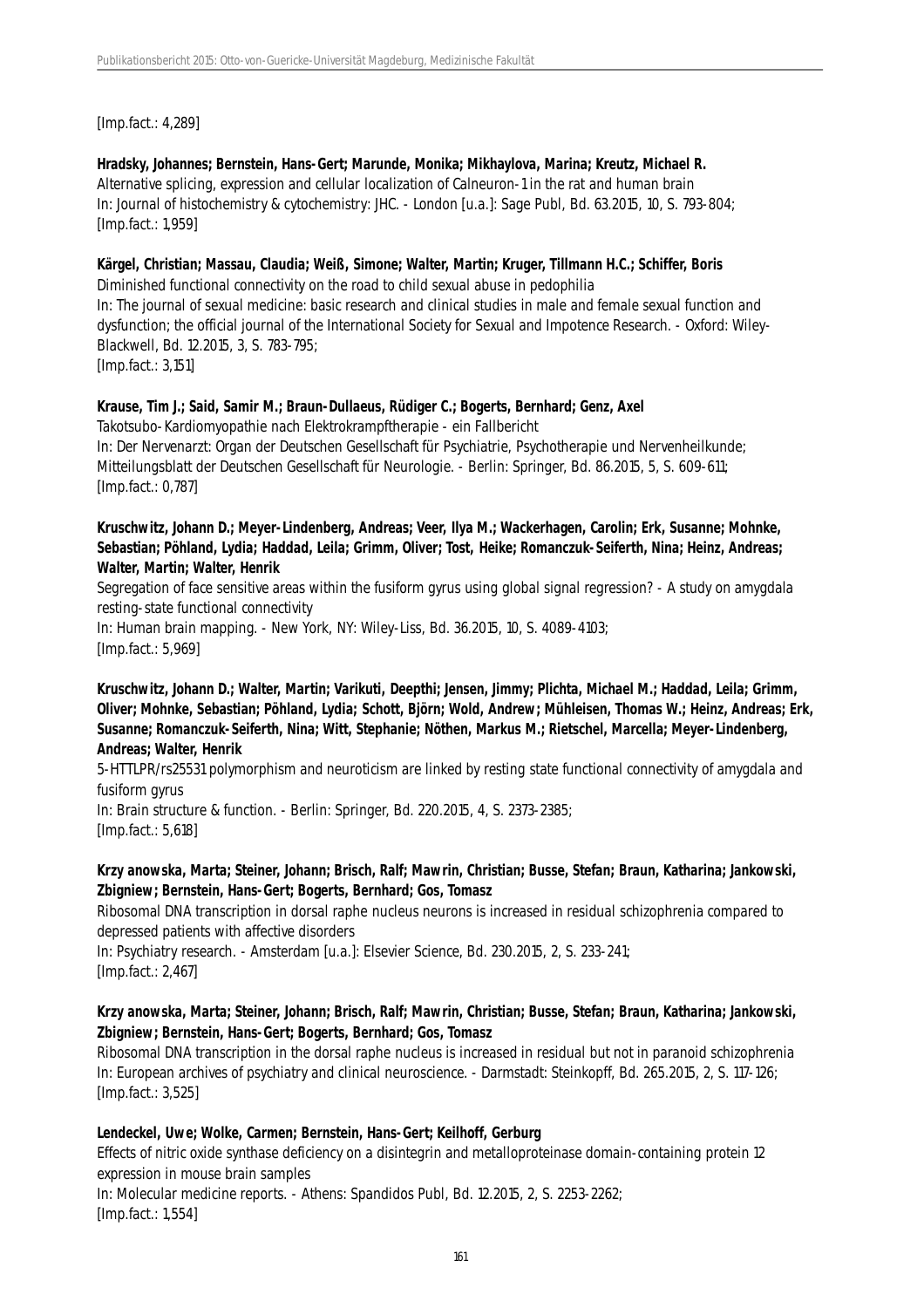[Imp.fact.: 4,289]

**Hradsky, Johannes; Bernstein, Hans-Gert; Marunde, Monika; Mikhaylova, Marina; Kreutz, Michael R.**
Alternative splicing, expression and cellular localization of Calneuron-1 in the rat and human brain
In: Journal of histochemistry & cytochemistry: JHC. - London [u.a.]: Sage Publ, Bd. 63.2015, 10, S. 793-804;
[Imp.fact.: 1,959]

**Kärgel, Christian; Massau, Claudia; Weiß, Simone; Walter, Martin; Kruger, Tillmann H.C.; Schiffer, Boris**
Diminished functional connectivity on the road to child sexual abuse in pedophilia
In: The journal of sexual medicine: basic research and clinical studies in male and female sexual function and dysfunction; the official journal of the International Society for Sexual and Impotence Research. - Oxford: Wiley-Blackwell, Bd. 12.2015, 3, S. 783-795;
[Imp.fact.: 3,151]

**Krause, Tim J.; Said, Samir M.; Braun-Dullaeus, Rüdiger C.; Bogerts, Bernhard; Genz, Axel**
Takotsubo-Kardiomyopathie nach Elektrokrampftherapie - ein Fallbericht
In: Der Nervenarzt: Organ der Deutschen Gesellschaft für Psychiatrie, Psychotherapie und Nervenheilkunde; Mitteilungsblatt der Deutschen Gesellschaft für Neurologie. - Berlin: Springer, Bd. 86.2015, 5, S. 609-611;
[Imp.fact.: 0,787]

**Kruschwitz, Johann D.; Meyer-Lindenberg, Andreas; Veer, Ilya M.; Wackerhagen, Carolin; Erk, Susanne; Mohnke, Sebastian; Pöhland, Lydia; Haddad, Leila; Grimm, Oliver; Tost, Heike; Romanczuk-Seiferth, Nina; Heinz, Andreas; Walter, Martin; Walter, Henrik**
Segregation of face sensitive areas within the fusiform gyrus using global signal regression? - A study on amygdala resting-state functional connectivity
In: Human brain mapping. - New York, NY: Wiley-Liss, Bd. 36.2015, 10, S. 4089-4103;
[Imp.fact.: 5,969]

**Kruschwitz, Johann D.; Walter, Martin; Varikuti, Deepthi; Jensen, Jimmy; Plichta, Michael M.; Haddad, Leila; Grimm, Oliver; Mohnke, Sebastian; Pöhland, Lydia; Schott, Björn; Wold, Andrew; Mühleisen, Thomas W.; Heinz, Andreas; Erk, Susanne; Romanczuk-Seiferth, Nina; Witt, Stephanie; Nöthen, Markus M.; Rietschel, Marcella; Meyer-Lindenberg, Andreas; Walter, Henrik**
5-HTTLPR/rs25531 polymorphism and neuroticism are linked by resting state functional connectivity of amygdala and fusiform gyrus
In: Brain structure & function. - Berlin: Springer, Bd. 220.2015, 4, S. 2373-2385;
[Imp.fact.: 5,618]

**Krzy anowska, Marta; Steiner, Johann; Brisch, Ralf; Mawrin, Christian; Busse, Stefan; Braun, Katharina; Jankowski, Zbigniew; Bernstein, Hans-Gert; Bogerts, Bernhard; Gos, Tomasz**
Ribosomal DNA transcription in dorsal raphe nucleus neurons is increased in residual schizophrenia compared to depressed patients with affective disorders
In: Psychiatry research. - Amsterdam [u.a.]: Elsevier Science, Bd. 230.2015, 2, S. 233-241;
[Imp.fact.: 2,467]

**Krzy anowska, Marta; Steiner, Johann; Brisch, Ralf; Mawrin, Christian; Busse, Stefan; Braun, Katharina; Jankowski, Zbigniew; Bernstein, Hans-Gert; Bogerts, Bernhard; Gos, Tomasz**
Ribosomal DNA transcription in the dorsal raphe nucleus is increased in residual but not in paranoid schizophrenia
In: European archives of psychiatry and clinical neuroscience. - Darmstadt: Steinkopff, Bd. 265.2015, 2, S. 117-126;
[Imp.fact.: 3,525]

**Lendeckel, Uwe; Wolke, Carmen; Bernstein, Hans-Gert; Keilhoff, Gerburg**
Effects of nitric oxide synthase deficiency on a disintegrin and metalloproteinase domain-containing protein 12 expression in mouse brain samples
In: Molecular medicine reports. - Athens: Spandidos Publ, Bd. 12.2015, 2, S. 2253-2262;
[Imp.fact.: 1,554]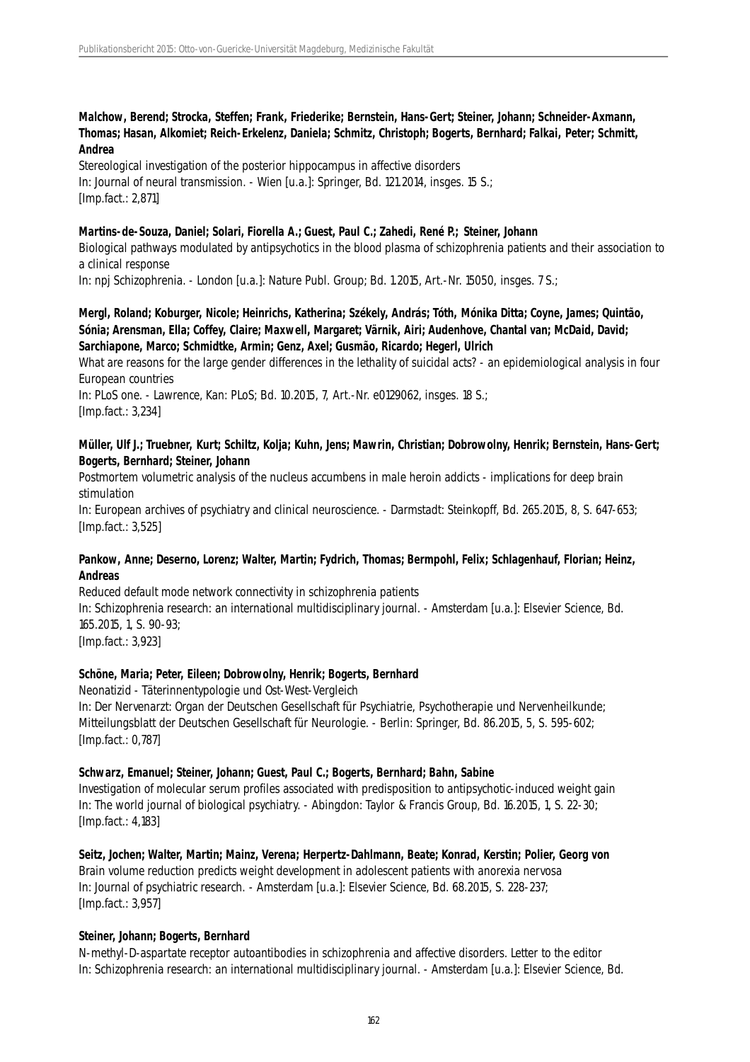**Malchow, Berend; Strocka, Steffen; Frank, Friederike; Bernstein, Hans-Gert; Steiner, Johann; Schneider-Axmann, Thomas; Hasan, Alkomiet; Reich-Erkelenz, Daniela; Schmitz, Christoph; Bogerts, Bernhard; Falkai, Peter; Schmitt, Andrea**

Stereological investigation of the posterior hippocampus in affective disorders
In: Journal of neural transmission. - Wien [u.a.]: Springer, Bd. 121.2014, insges. 15 S.;
[Imp.fact.: 2,871]

**Martins-de-Souza, Daniel; Solari, Fiorella A.; Guest, Paul C.; Zahedi, René P.; Steiner, Johann**

Biological pathways modulated by antipsychotics in the blood plasma of schizophrenia patients and their association to a clinical response
In: npj Schizophrenia. - London [u.a.]: Nature Publ. Group; Bd. 1.2015, Art.-Nr. 15050, insges. 7 S.;

**Mergl, Roland; Koburger, Nicole; Heinrichs, Katherina; Székely, András; Tóth, Mónika Ditta; Coyne, James; Quintão, Sónia; Arensman, Ella; Coffey, Claire; Maxwell, Margaret; Värnik, Airi; Audenhove, Chantal van; McDaid, David; Sarchiapone, Marco; Schmidtke, Armin; Genz, Axel; Gusmão, Ricardo; Hegerl, Ulrich**

What are reasons for the large gender differences in the lethality of suicidal acts? - an epidemiological analysis in four European countries
In: PLoS one. - Lawrence, Kan: PLoS; Bd. 10.2015, 7, Art.-Nr. e0129062, insges. 18 S.;
[Imp.fact.: 3,234]

**Müller, Ulf J.; Truebner, Kurt; Schiltz, Kolja; Kuhn, Jens; Mawrin, Christian; Dobrowolny, Henrik; Bernstein, Hans-Gert; Bogerts, Bernhard; Steiner, Johann**

Postmortem volumetric analysis of the nucleus accumbens in male heroin addicts - implications for deep brain stimulation
In: European archives of psychiatry and clinical neuroscience. - Darmstadt: Steinkopff, Bd. 265.2015, 8, S. 647-653;
[Imp.fact.: 3,525]

**Pankow, Anne; Deserno, Lorenz; Walter, Martin; Fydrich, Thomas; Bermpohl, Felix; Schlagenhauf, Florian; Heinz, Andreas**

Reduced default mode network connectivity in schizophrenia patients
In: Schizophrenia research: an international multidisciplinary journal. - Amsterdam [u.a.]: Elsevier Science, Bd. 165.2015, 1, S. 90-93;
[Imp.fact.: 3,923]

**Schöne, Maria; Peter, Eileen; Dobrowolny, Henrik; Bogerts, Bernhard**

Neonatizid - Täterinnentypologie und Ost-West-Vergleich
In: Der Nervenarzt: Organ der Deutschen Gesellschaft für Psychiatrie, Psychotherapie und Nervenheilkunde; Mitteilungsblatt der Deutschen Gesellschaft für Neurologie. - Berlin: Springer, Bd. 86.2015, 5, S. 595-602;
[Imp.fact.: 0,787]

**Schwarz, Emanuel; Steiner, Johann; Guest, Paul C.; Bogerts, Bernhard; Bahn, Sabine**

Investigation of molecular serum profiles associated with predisposition to antipsychotic-induced weight gain
In: The world journal of biological psychiatry. - Abingdon: Taylor & Francis Group, Bd. 16.2015, 1, S. 22-30;
[Imp.fact.: 4,183]

**Seitz, Jochen; Walter, Martin; Mainz, Verena; Herpertz-Dahlmann, Beate; Konrad, Kerstin; Polier, Georg von**

Brain volume reduction predicts weight development in adolescent patients with anorexia nervosa
In: Journal of psychiatric research. - Amsterdam [u.a.]: Elsevier Science, Bd. 68.2015, S. 228-237;
[Imp.fact.: 3,957]

**Steiner, Johann; Bogerts, Bernhard**

N-methyl-D-aspartate receptor autoantibodies in schizophrenia and affective disorders. Letter to the editor
In: Schizophrenia research: an international multidisciplinary journal. - Amsterdam [u.a.]: Elsevier Science, Bd.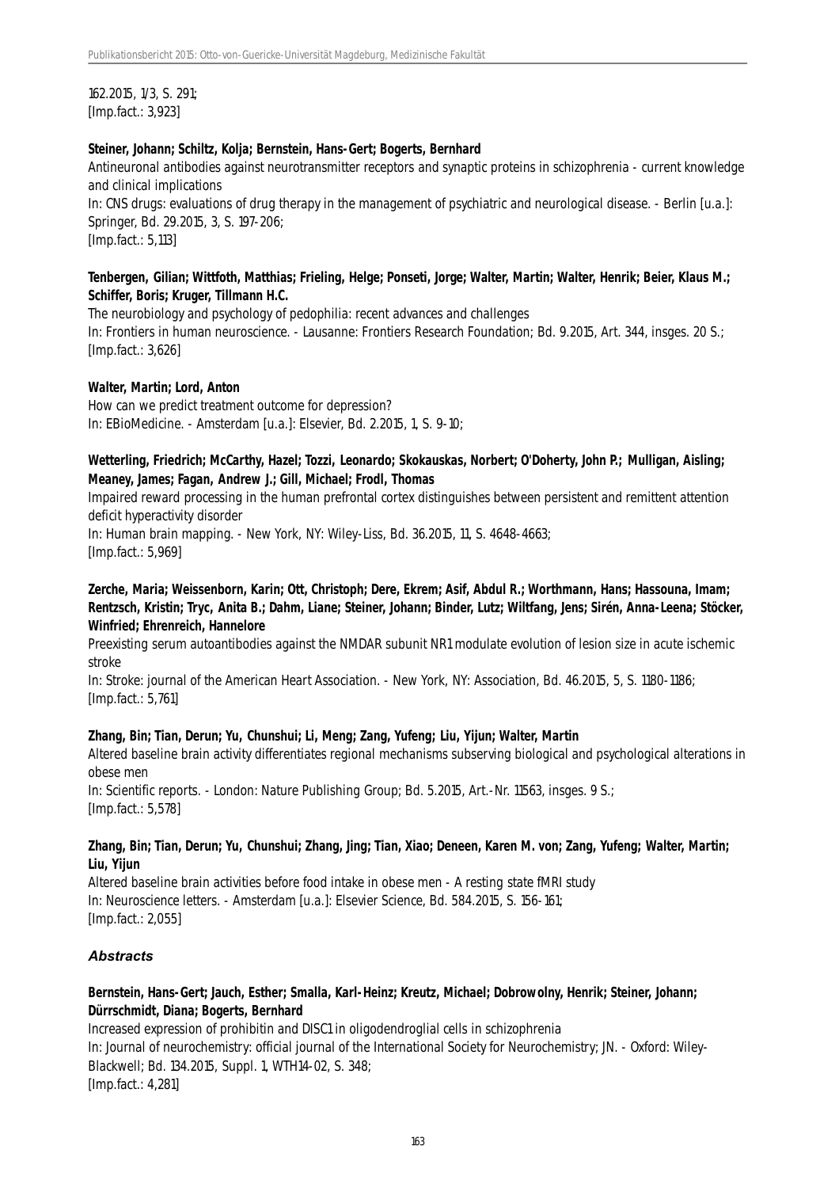162.2015, 1/3, S. 291;
[Imp.fact.: 3,923]

**Steiner, Johann; Schiltz, Kolja; Bernstein, Hans-Gert; Bogerts, Bernhard**
Antineuronal antibodies against neurotransmitter receptors and synaptic proteins in schizophrenia - current knowledge and clinical implications
In: CNS drugs: evaluations of drug therapy in the management of psychiatric and neurological disease. - Berlin [u.a.]: Springer, Bd. 29.2015, 3, S. 197-206;
[Imp.fact.: 5,113]

**Tenbergen, Gilian; Wittfoth, Matthias; Frieling, Helge; Ponseti, Jorge; Walter, Martin; Walter, Henrik; Beier, Klaus M.; Schiffer, Boris; Kruger, Tillmann H.C.**
The neurobiology and psychology of pedophilia: recent advances and challenges
In: Frontiers in human neuroscience. - Lausanne: Frontiers Research Foundation; Bd. 9.2015, Art. 344, insges. 20 S.;
[Imp.fact.: 3,626]

**Walter, Martin; Lord, Anton**
How can we predict treatment outcome for depression?
In: EBioMedicine. - Amsterdam [u.a.]: Elsevier, Bd. 2.2015, 1, S. 9-10;

**Wetterling, Friedrich; McCarthy, Hazel; Tozzi, Leonardo; Skokauskas, Norbert; O'Doherty, John P.; Mulligan, Aisling; Meaney, James; Fagan, Andrew J.; Gill, Michael; Frodl, Thomas**
Impaired reward processing in the human prefrontal cortex distinguishes between persistent and remittent attention deficit hyperactivity disorder
In: Human brain mapping. - New York, NY: Wiley-Liss, Bd. 36.2015, 11, S. 4648-4663;
[Imp.fact.: 5,969]

**Zerche, Maria; Weissenborn, Karin; Ott, Christoph; Dere, Ekrem; Asif, Abdul R.; Worthmann, Hans; Hassouna, Imam; Rentzsch, Kristin; Tryc, Anita B.; Dahm, Liane; Steiner, Johann; Binder, Lutz; Wiltfang, Jens; Sirén, Anna-Leena; Stöcker, Winfried; Ehrenreich, Hannelore**
Preexisting serum autoantibodies against the NMDAR subunit NR1 modulate evolution of lesion size in acute ischemic stroke
In: Stroke: journal of the American Heart Association. - New York, NY: Association, Bd. 46.2015, 5, S. 1180-1186;
[Imp.fact.: 5,761]

**Zhang, Bin; Tian, Derun; Yu, Chunshui; Li, Meng; Zang, Yufeng; Liu, Yijun; Walter, Martin**
Altered baseline brain activity differentiates regional mechanisms subserving biological and psychological alterations in obese men
In: Scientific reports. - London: Nature Publishing Group; Bd. 5.2015, Art.-Nr. 11563, insges. 9 S.;
[Imp.fact.: 5,578]

**Zhang, Bin; Tian, Derun; Yu, Chunshui; Zhang, Jing; Tian, Xiao; Deneen, Karen M. von; Zang, Yufeng; Walter, Martin; Liu, Yijun**
Altered baseline brain activities before food intake in obese men - A resting state fMRI study
In: Neuroscience letters. - Amsterdam [u.a.]: Elsevier Science, Bd. 584.2015, S. 156-161;
[Imp.fact.: 2,055]

### *Abstracts*

**Bernstein, Hans-Gert; Jauch, Esther; Smalla, Karl-Heinz; Kreutz, Michael; Dobrowolny, Henrik; Steiner, Johann; Dürrschmidt, Diana; Bogerts, Bernhard**
Increased expression of prohibitin and DISC1 in oligodendroglial cells in schizophrenia
In: Journal of neurochemistry: official journal of the International Society for Neurochemistry; JN. - Oxford: Wiley-Blackwell; Bd. 134.2015, Suppl. 1, WTH14-02, S. 348;
[Imp.fact.: 4,281]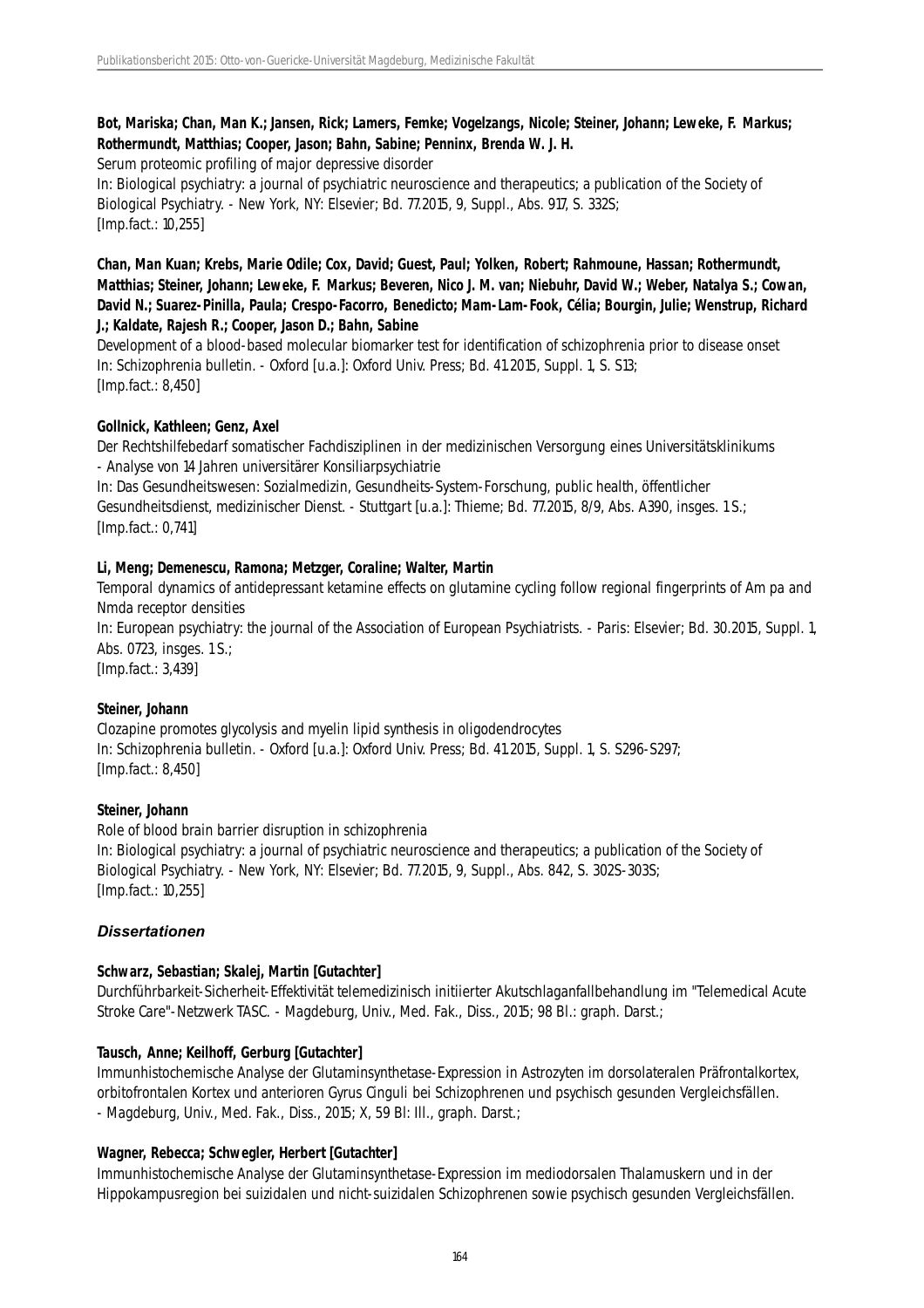**Bot, Mariska; Chan, Man K.; Jansen, Rick; Lamers, Femke; Vogelzangs, Nicole; Steiner, Johann; Leweke, F. Markus; Rothermundt, Matthias; Cooper, Jason; Bahn, Sabine; Penninx, Brenda W. J. H.**
Serum proteomic profiling of major depressive disorder
In: Biological psychiatry: a journal of psychiatric neuroscience and therapeutics; a publication of the Society of Biological Psychiatry. - New York, NY: Elsevier; Bd. 77.2015, 9, Suppl., Abs. 917, S. 332S;
[Imp.fact.: 10,255]

**Chan, Man Kuan; Krebs, Marie Odile; Cox, David; Guest, Paul; Yolken, Robert; Rahmoune, Hassan; Rothermundt, Matthias; Steiner, Johann; Leweke, F. Markus; Beveren, Nico J. M. van; Niebuhr, David W.; Weber, Natalya S.; Cowan, David N.; Suarez-Pinilla, Paula; Crespo-Facorro, Benedicto; Mam-Lam-Fook, Célia; Bourgin, Julie; Wenstrup, Richard J.; Kaldate, Rajesh R.; Cooper, Jason D.; Bahn, Sabine**
Development of a blood-based molecular biomarker test for identification of schizophrenia prior to disease onset
In: Schizophrenia bulletin. - Oxford [u.a.]: Oxford Univ. Press; Bd. 41.2015, Suppl. 1, S. S13;
[Imp.fact.: 8,450]

**Gollnick, Kathleen; Genz, Axel**
Der Rechtshilfebedarf somatischer Fachdisziplinen in der medizinischen Versorgung eines Universitätsklinikums - Analyse von 14 Jahren universitärer Konsiliarpsychiatrie
In: Das Gesundheitswesen: Sozialmedizin, Gesundheits-System-Forschung, public health, öffentlicher Gesundheitsdienst, medizinischer Dienst. - Stuttgart [u.a.]: Thieme; Bd. 77.2015, 8/9, Abs. A390, insges. 1 S.;
[Imp.fact.: 0,741]

**Li, Meng; Demenescu, Ramona; Metzger, Coraline; Walter, Martin**
Temporal dynamics of antidepressant ketamine effects on glutamine cycling follow regional fingerprints of Am pa and Nmda receptor densities
In: European psychiatry: the journal of the Association of European Psychiatrists. - Paris: Elsevier; Bd. 30.2015, Suppl. 1, Abs. 0723, insges. 1 S.;
[Imp.fact.: 3,439]

**Steiner, Johann**
Clozapine promotes glycolysis and myelin lipid synthesis in oligodendrocytes
In: Schizophrenia bulletin. - Oxford [u.a.]: Oxford Univ. Press; Bd. 41.2015, Suppl. 1, S. S296-S297;
[Imp.fact.: 8,450]

**Steiner, Johann**
Role of blood brain barrier disruption in schizophrenia
In: Biological psychiatry: a journal of psychiatric neuroscience and therapeutics; a publication of the Society of Biological Psychiatry. - New York, NY: Elsevier; Bd. 77.2015, 9, Suppl., Abs. 842, S. 302S-303S;
[Imp.fact.: 10,255]

### *Dissertationen*

**Schwarz, Sebastian; Skalej, Martin [Gutachter]**
Durchführbarkeit-Sicherheit-Effektivität telemedizinisch initiierter Akutschlaganfallbehandlung im "Telemedical Acute Stroke Care"-Netzwerk TASC. - Magdeburg, Univ., Med. Fak., Diss., 2015; 98 Bl.: graph. Darst.;

**Tausch, Anne; Keilhoff, Gerburg [Gutachter]**
Immunhistochemische Analyse der Glutaminsynthetase-Expression in Astrozyten im dorsolateralen Präfrontalkortex, orbitofrontalen Kortex und anterioren Gyrus Cinguli bei Schizophrenen und psychisch gesunden Vergleichsfällen. - Magdeburg, Univ., Med. Fak., Diss., 2015; X, 59 Bl: Ill., graph. Darst.;

**Wagner, Rebecca; Schwegler, Herbert [Gutachter]**
Immunhistochemische Analyse der Glutaminsynthetase-Expression im mediodorsalen Thalamuskern und in der Hippokampusregion bei suizidalen und nicht-suizidalen Schizophrenen sowie psychisch gesunden Vergleichsfällen.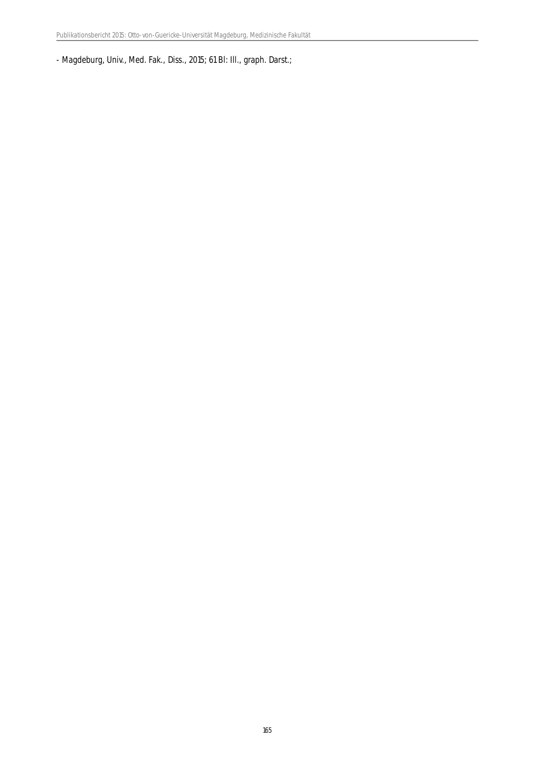- Magdeburg, Univ., Med. Fak., Diss., 2015; 61 Bl: Ill., graph. Darst.;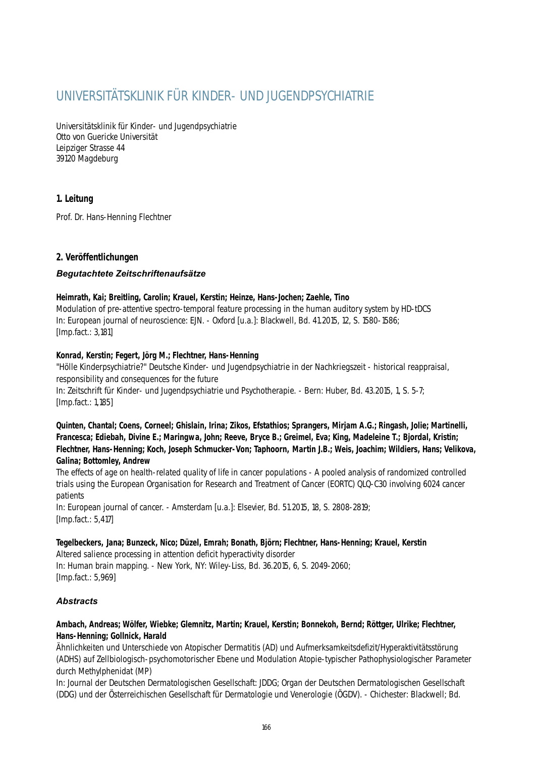// UNIVERSITÄTSKLINIK FÜR KINDER- UND JUGENDPSYCHIATRIE

Universitätsklinik für Kinder- und Jugendpsychiatrie
Otto von Guericke Universität
Leipziger Strasse 44
39120 Magdeburg

## 1. Leitung

Prof. Dr. Hans-Henning Flechtner

## 2. Veröffentlichungen

### *Begutachtete Zeitschriftenaufsätze*

**Heimrath, Kai; Breitling, Carolin; Krauel, Kerstin; Heinze, Hans-Jochen; Zaehle, Tino**
Modulation of pre-attentive spectro-temporal feature processing in the human auditory system by HD-tDCS
In: European journal of neuroscience: EJN. - Oxford [u.a.]: Blackwell, Bd. 41.2015, 12, S. 1580-1586;
[Imp.fact.: 3,181]

**Konrad, Kerstin; Fegert, Jörg M.; Flechtner, Hans-Henning**
"Hölle Kinderpsychiatrie?" Deutsche Kinder- und Jugendpsychiatrie in der Nachkriegszeit - historical reappraisal, responsibility and consequences for the future
In: Zeitschrift für Kinder- und Jugendpsychiatrie und Psychotherapie. - Bern: Huber, Bd. 43.2015, 1, S. 5-7;
[Imp.fact.: 1,185]

**Quinten, Chantal; Coens, Corneel; Ghislain, Irina; Zikos, Efstathios; Sprangers, Mirjam A.G.; Ringash, Jolie; Martinelli, Francesca; Ediebah, Divine E.; Maringwa, John; Reeve, Bryce B.; Greimel, Eva; King, Madeleine T.; Bjordal, Kristin; Flechtner, Hans-Henning; Koch, Joseph Schmucker-Von; Taphoorn, Martin J.B.; Weis, Joachim; Wildiers, Hans; Velikova, Galina; Bottomley, Andrew**
The effects of age on health-related quality of life in cancer populations - A pooled analysis of randomized controlled trials using the European Organisation for Research and Treatment of Cancer (EORTC) QLQ-C30 involving 6024 cancer patients
In: European journal of cancer. - Amsterdam [u.a.]: Elsevier, Bd. 51.2015, 18, S. 2808-2819;
[Imp.fact.: 5,417]

**Tegelbeckers, Jana; Bunzeck, Nico; Düzel, Emrah; Bonath, Björn; Flechtner, Hans-Henning; Krauel, Kerstin**
Altered salience processing in attention deficit hyperactivity disorder
In: Human brain mapping. - New York, NY: Wiley-Liss, Bd. 36.2015, 6, S. 2049-2060;
[Imp.fact.: 5,969]

### *Abstracts*

**Ambach, Andreas; Wölfer, Wiebke; Glemnitz, Martin; Krauel, Kerstin; Bonnekoh, Bernd; Röttger, Ulrike; Flechtner, Hans-Henning; Gollnick, Harald**
Ähnlichkeiten und Unterschiede von Atopischer Dermatitis (AD) und Aufmerksamkeitsdefizit/Hyperaktivitätsstörung (ADHS) auf Zellbiologisch-psychomotorischer Ebene und Modulation Atopie-typischer Pathophysiologischer Parameter durch Methylphenidat (MP)
In: Journal der Deutschen Dermatologischen Gesellschaft: JDDG; Organ der Deutschen Dermatologischen Gesellschaft (DDG) und der Österreichischen Gesellschaft für Dermatologie und Venerologie (ÖGDV). - Chichester: Blackwell; Bd.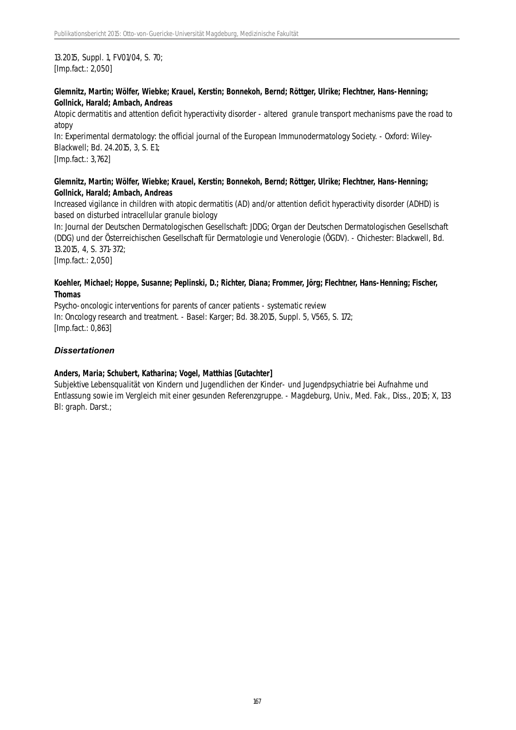13.2015, Suppl. 1, FV01/04, S. 70;
[Imp.fact.: 2,050]

**Glemnitz, Martin; Wölfer, Wiebke; Krauel, Kerstin; Bonnekoh, Bernd; Röttger, Ulrike; Flechtner, Hans-Henning; Gollnick, Harald; Ambach, Andreas**
Atopic dermatitis and attention deficit hyperactivity disorder - altered granule transport mechanisms pave the road to atopy
In: Experimental dermatology: the official journal of the European Immunodermatology Society. - Oxford: Wiley-Blackwell; Bd. 24.2015, 3, S. E1;
[Imp.fact.: 3,762]

**Glemnitz, Martin; Wölfer, Wiebke; Krauel, Kerstin; Bonnekoh, Bernd; Röttger, Ulrike; Flechtner, Hans-Henning; Gollnick, Harald; Ambach, Andreas**
Increased vigilance in children with atopic dermatitis (AD) and/or attention deficit hyperactivity disorder (ADHD) is based on disturbed intracellular granule biology
In: Journal der Deutschen Dermatologischen Gesellschaft: JDDG; Organ der Deutschen Dermatologischen Gesellschaft (DDG) und der Österreichischen Gesellschaft für Dermatologie und Venerologie (ÖGDV). - Chichester: Blackwell, Bd. 13.2015, 4, S. 371-372;
[Imp.fact.: 2,050]

**Koehler, Michael; Hoppe, Susanne; Peplinski, D.; Richter, Diana; Frommer, Jörg; Flechtner, Hans-Henning; Fischer, Thomas**
Psycho-oncologic interventions for parents of cancer patients - systematic review
In: Oncology research and treatment. - Basel: Karger; Bd. 38.2015, Suppl. 5, V565, S. 172;
[Imp.fact.: 0,863]

### *Dissertationen*

**Anders, Maria; Schubert, Katharina; Vogel, Matthias [Gutachter]**
Subjektive Lebensqualität von Kindern und Jugendlichen der Kinder- und Jugendpsychiatrie bei Aufnahme und Entlassung sowie im Vergleich mit einer gesunden Referenzgruppe. - Magdeburg, Univ., Med. Fak., Diss., 2015; X, 133 Bl: graph. Darst.;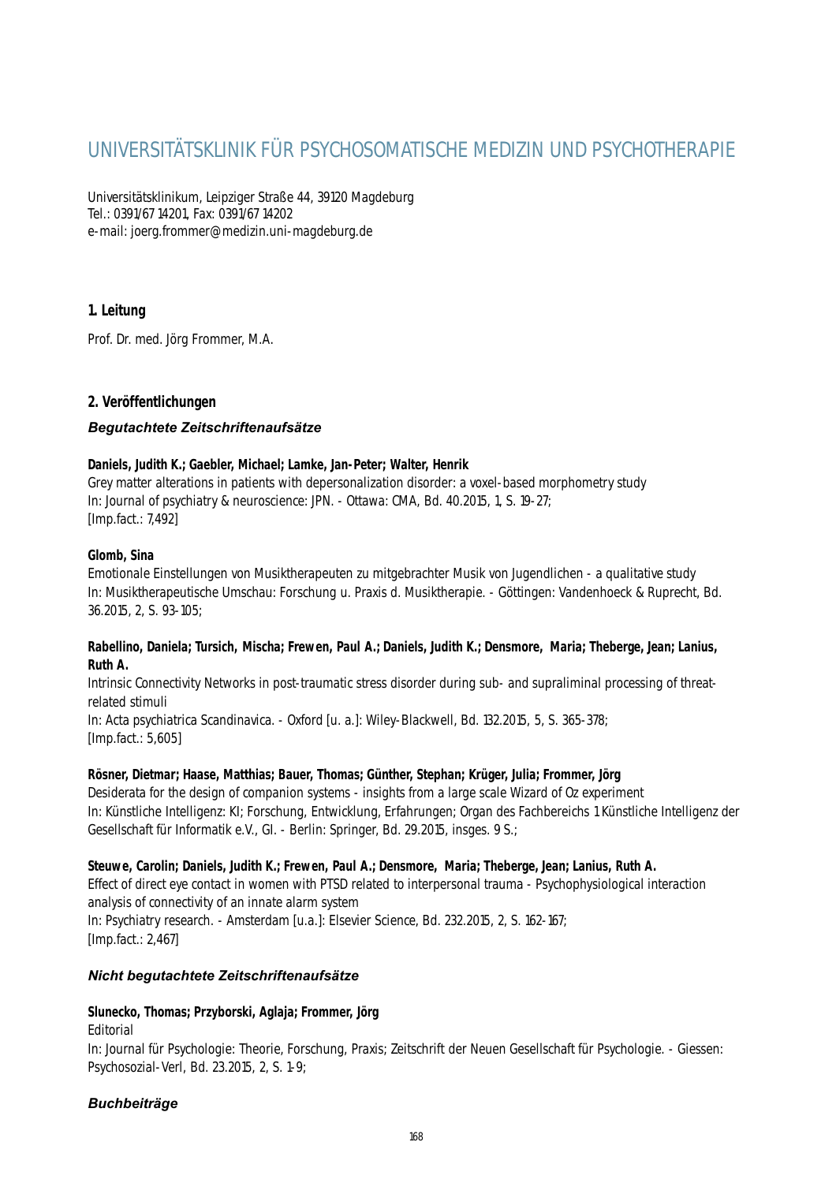# UNIVERSITÄTSKLINIK FÜR PSYCHOSOMATISCHE MEDIZIN UND PSYCHOTHERAPIE

Universitätsklinikum, Leipziger Straße 44, 39120 Magdeburg
Tel.: 0391/67 14201, Fax: 0391/67 14202
e-mail: joerg.frommer@medizin.uni-magdeburg.de

## 1. Leitung

Prof. Dr. med. Jörg Frommer, M.A.

## 2. Veröffentlichungen

### *Begutachtete Zeitschriftenaufsätze*

**Daniels, Judith K.; Gaebler, Michael; Lamke, Jan-Peter; Walter, Henrik**
Grey matter alterations in patients with depersonalization disorder: a voxel-based morphometry study
In: Journal of psychiatry & neuroscience: JPN. - Ottawa: CMA, Bd. 40.2015, 1, S. 19-27;
[Imp.fact.: 7,492]

**Glomb, Sina**
Emotionale Einstellungen von Musiktherapeuten zu mitgebrachter Musik von Jugendlichen - a qualitative study
In: Musiktherapeutische Umschau: Forschung u. Praxis d. Musiktherapie. - Göttingen: Vandenhoeck & Ruprecht, Bd. 36.2015, 2, S. 93-105;

**Rabellino, Daniela; Tursich, Mischa; Frewen, Paul A.; Daniels, Judith K.; Densmore, Maria; Theberge, Jean; Lanius, Ruth A.**
Intrinsic Connectivity Networks in post-traumatic stress disorder during sub- and supraliminal processing of threat-related stimuli
In: Acta psychiatrica Scandinavica. - Oxford [u. a.]: Wiley-Blackwell, Bd. 132.2015, 5, S. 365-378;
[Imp.fact.: 5,605]

**Rösner, Dietmar; Haase, Matthias; Bauer, Thomas; Günther, Stephan; Krüger, Julia; Frommer, Jörg**
Desiderata for the design of companion systems - insights from a large scale Wizard of Oz experiment
In: Künstliche Intelligenz: KI; Forschung, Entwicklung, Erfahrungen; Organ des Fachbereichs 1 Künstliche Intelligenz der Gesellschaft für Informatik e.V., GI. - Berlin: Springer, Bd. 29.2015, insges. 9 S.;

**Steuwe, Carolin; Daniels, Judith K.; Frewen, Paul A.; Densmore, Maria; Theberge, Jean; Lanius, Ruth A.**
Effect of direct eye contact in women with PTSD related to interpersonal trauma - Psychophysiological interaction analysis of connectivity of an innate alarm system
In: Psychiatry research. - Amsterdam [u.a.]: Elsevier Science, Bd. 232.2015, 2, S. 162-167;
[Imp.fact.: 2,467]

### *Nicht begutachtete Zeitschriftenaufsätze*

**Slunecko, Thomas; Przyborski, Aglaja; Frommer, Jörg**
Editorial
In: Journal für Psychologie: Theorie, Forschung, Praxis; Zeitschrift der Neuen Gesellschaft für Psychologie. - Giessen: Psychosozial-Verl, Bd. 23.2015, 2, S. 1-9;

### *Buchbeiträge*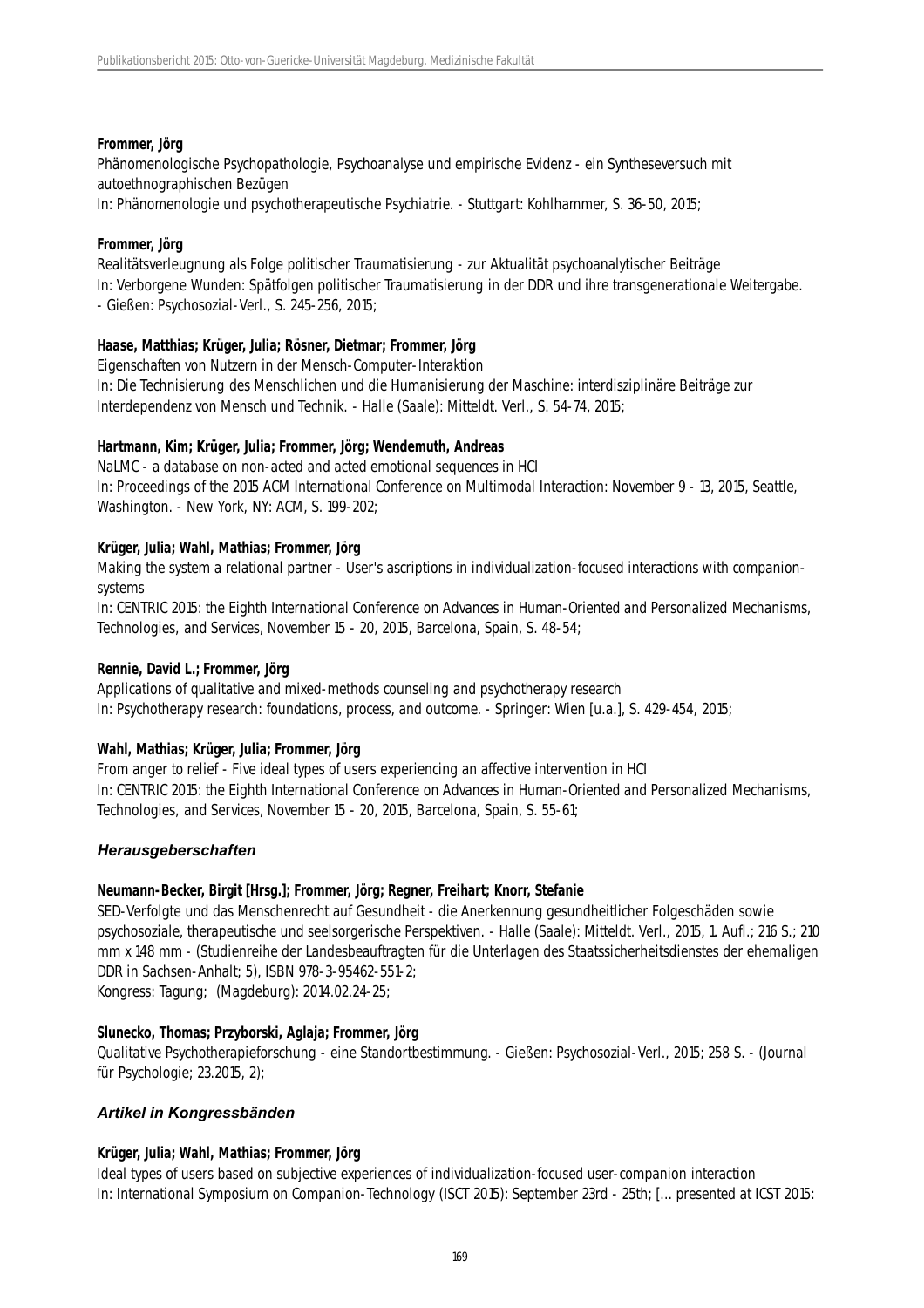**Frommer, Jörg**

Phänomenologische Psychopathologie, Psychoanalyse und empirische Evidenz - ein Syntheseversuch mit autoethnographischen Bezügen

In: Phänomenologie und psychotherapeutische Psychiatrie. - Stuttgart: Kohlhammer, S. 36-50, 2015;

**Frommer, Jörg**

Realitätsverleugnung als Folge politischer Traumatisierung - zur Aktualität psychoanalytischer Beiträge

In: Verborgene Wunden: Spätfolgen politischer Traumatisierung in der DDR und ihre transgenerationale Weitergabe. - Gießen: Psychosozial-Verl., S. 245-256, 2015;

**Haase, Matthias; Krüger, Julia; Rösner, Dietmar; Frommer, Jörg**

Eigenschaften von Nutzern in der Mensch-Computer-Interaktion

In: Die Technisierung des Menschlichen und die Humanisierung der Maschine: interdisziplinäre Beiträge zur Interdependenz von Mensch und Technik. - Halle (Saale): Mitteldt. Verl., S. 54-74, 2015;

**Hartmann, Kim; Krüger, Julia; Frommer, Jörg; Wendemuth, Andreas**

NaLMC - a database on non-acted and acted emotional sequences in HCI

In: Proceedings of the 2015 ACM International Conference on Multimodal Interaction: November 9 - 13, 2015, Seattle, Washington. - New York, NY: ACM, S. 199-202;

**Krüger, Julia; Wahl, Mathias; Frommer, Jörg**

Making the system a relational partner - User's ascriptions in individualization-focused interactions with companion-systems

In: CENTRIC 2015: the Eighth International Conference on Advances in Human-Oriented and Personalized Mechanisms, Technologies, and Services, November 15 - 20, 2015, Barcelona, Spain, S. 48-54;

**Rennie, David L.; Frommer, Jörg**

Applications of qualitative and mixed-methods counseling and psychotherapy research

In: Psychotherapy research: foundations, process, and outcome. - Springer: Wien [u.a.], S. 429-454, 2015;

**Wahl, Mathias; Krüger, Julia; Frommer, Jörg**

From anger to relief - Five ideal types of users experiencing an affective intervention in HCI

In: CENTRIC 2015: the Eighth International Conference on Advances in Human-Oriented and Personalized Mechanisms, Technologies, and Services, November 15 - 20, 2015, Barcelona, Spain, S. 55-61;

### *Herausgeberschaften*

**Neumann-Becker, Birgit [Hrsg.]; Frommer, Jörg; Regner, Freihart; Knorr, Stefanie**

SED-Verfolgte und das Menschenrecht auf Gesundheit - die Anerkennung gesundheitlicher Folgeschäden sowie psychosoziale, therapeutische und seelsorgerische Perspektiven. - Halle (Saale): Mitteldt. Verl., 2015, 1. Aufl.; 216 S.; 210 mm x 148 mm - (Studienreihe der Landesbeauftragten für die Unterlagen des Staatssicherheitsdienstes der ehemaligen DDR in Sachsen-Anhalt; 5), ISBN 978-3-95462-551-2;

Kongress: Tagung; (Magdeburg): 2014.02.24-25;

**Slunecko, Thomas; Przyborski, Aglaja; Frommer, Jörg**

Qualitative Psychotherapieforschung - eine Standortbestimmung. - Gießen: Psychosozial-Verl., 2015; 258 S. - (Journal für Psychologie; 23.2015, 2);

### *Artikel in Kongressbänden*

**Krüger, Julia; Wahl, Mathias; Frommer, Jörg**

Ideal types of users based on subjective experiences of individualization-focused user-companion interaction

In: International Symposium on Companion-Technology (ISCT 2015): September 23rd - 25th; [... presented at ICST 2015: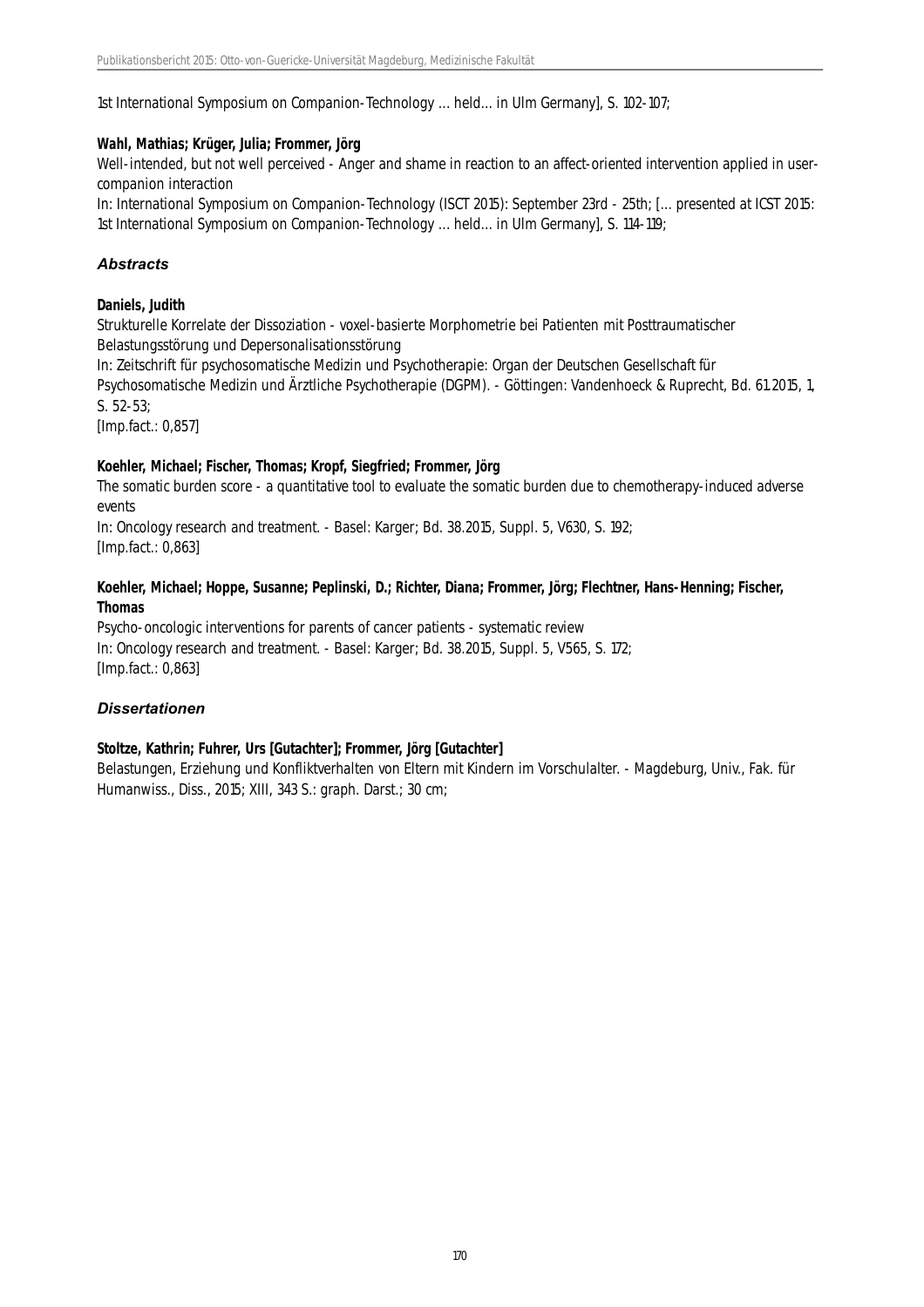1st International Symposium on Companion-Technology ... held... in Ulm Germany], S. 102-107;

**Wahl, Mathias; Krüger, Julia; Frommer, Jörg**
Well-intended, but not well perceived - Anger and shame in reaction to an affect-oriented intervention applied in user-companion interaction
In: International Symposium on Companion-Technology (ISCT 2015): September 23rd - 25th; [... presented at ICST 2015: 1st International Symposium on Companion-Technology ... held... in Ulm Germany], S. 114-119;

### *Abstracts*

**Daniels, Judith**
Strukturelle Korrelate der Dissoziation - voxel-basierte Morphometrie bei Patienten mit Posttraumatischer Belastungsstörung und Depersonalisationsstörung
In: Zeitschrift für psychosomatische Medizin und Psychotherapie: Organ der Deutschen Gesellschaft für Psychosomatische Medizin und Ärztliche Psychotherapie (DGPM). - Göttingen: Vandenhoeck & Ruprecht, Bd. 61.2015, 1, S. 52-53;
[Imp.fact.: 0,857]

**Koehler, Michael; Fischer, Thomas; Kropf, Siegfried; Frommer, Jörg**
The somatic burden score - a quantitative tool to evaluate the somatic burden due to chemotherapy-induced adverse events
In: Oncology research and treatment. - Basel: Karger; Bd. 38.2015, Suppl. 5, V630, S. 192;
[Imp.fact.: 0,863]

**Koehler, Michael; Hoppe, Susanne; Peplinski, D.; Richter, Diana; Frommer, Jörg; Flechtner, Hans-Henning; Fischer, Thomas**
Psycho-oncologic interventions for parents of cancer patients - systematic review
In: Oncology research and treatment. - Basel: Karger; Bd. 38.2015, Suppl. 5, V565, S. 172;
[Imp.fact.: 0,863]

### *Dissertationen*

**Stoltze, Kathrin; Fuhrer, Urs [Gutachter]; Frommer, Jörg [Gutachter]**
Belastungen, Erziehung und Konfliktverhalten von Eltern mit Kindern im Vorschulalter. - Magdeburg, Univ., Fak. für Humanwiss., Diss., 2015; XIII, 343 S.: graph. Darst.; 30 cm;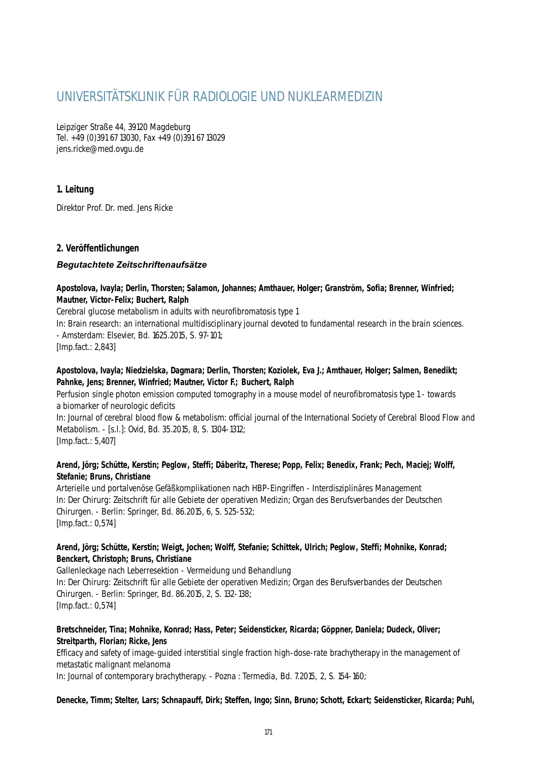# UNIVERSITÄTSKLINIK FÜR RADIOLOGIE UND NUKLEARMEDIZIN

Leipziger Straße 44, 39120 Magdeburg
Tel. +49 (0)391 67 13030, Fax +49 (0)391 67 13029
jens.ricke@med.ovgu.de

## 1. Leitung

Direktor Prof. Dr. med. Jens Ricke

## 2. Veröffentlichungen

### *Begutachtete Zeitschriftenaufsätze*

**Apostolova, Ivayla; Derlin, Thorsten; Salamon, Johannes; Amthauer, Holger; Granström, Sofia; Brenner, Winfried; Mautner, Victor-Felix; Buchert, Ralph**
Cerebral glucose metabolism in adults with neurofibromatosis type 1
In: Brain research: an international multidisciplinary journal devoted to fundamental research in the brain sciences. - Amsterdam: Elsevier, Bd. 1625.2015, S. 97-101;
[Imp.fact.: 2,843]

**Apostolova, Ivayla; Niedzielska, Dagmara; Derlin, Thorsten; Koziolek, Eva J.; Amthauer, Holger; Salmen, Benedikt; Pahnke, Jens; Brenner, Winfried; Mautner, Victor F.; Buchert, Ralph**
Perfusion single photon emission computed tomography in a mouse model of neurofibromatosis type 1 - towards a biomarker of neurologic deficits
In: Journal of cerebral blood flow & metabolism: official journal of the International Society of Cerebral Blood Flow and Metabolism. - [s.l.]: Ovid, Bd. 35.2015, 8, S. 1304-1312;
[Imp.fact.: 5,407]

**Arend, Jörg; Schütte, Kerstin; Peglow, Steffi; Däberitz, Therese; Popp, Felix; Benedix, Frank; Pech, Maciej; Wolff, Stefanie; Bruns, Christiane**
Arterielle und portalvenöse Gefäßkomplikationen nach HBP-Eingriffen - Interdisziplinäres Management
In: Der Chirurg: Zeitschrift für alle Gebiete der operativen Medizin; Organ des Berufsverbandes der Deutschen Chirurgen. - Berlin: Springer, Bd. 86.2015, 6, S. 525-532;
[Imp.fact.: 0,574]

**Arend, Jörg; Schütte, Kerstin; Weigt, Jochen; Wolff, Stefanie; Schittek, Ulrich; Peglow, Steffi; Mohnike, Konrad; Benckert, Christoph; Bruns, Christiane**
Gallenleckage nach Leberresektion - Vermeidung und Behandlung
In: Der Chirurg: Zeitschrift für alle Gebiete der operativen Medizin; Organ des Berufsverbandes der Deutschen Chirurgen. - Berlin: Springer, Bd. 86.2015, 2, S. 132-138;
[Imp.fact.: 0,574]

**Bretschneider, Tina; Mohnike, Konrad; Hass, Peter; Seidensticker, Ricarda; Göppner, Daniela; Dudeck, Oliver; Streitparth, Florian; Ricke, Jens**
Efficacy and safety of image-guided interstitial single fraction high-dose-rate brachytherapy in the management of metastatic malignant melanoma
In: Journal of contemporary brachytherapy. - Pozna : Termedia, Bd. 7.2015, 2, S. 154-160;

**Denecke, Timm; Stelter, Lars; Schnapauff, Dirk; Steffen, Ingo; Sinn, Bruno; Schott, Eckart; Seidensticker, Ricarda; Puhl,**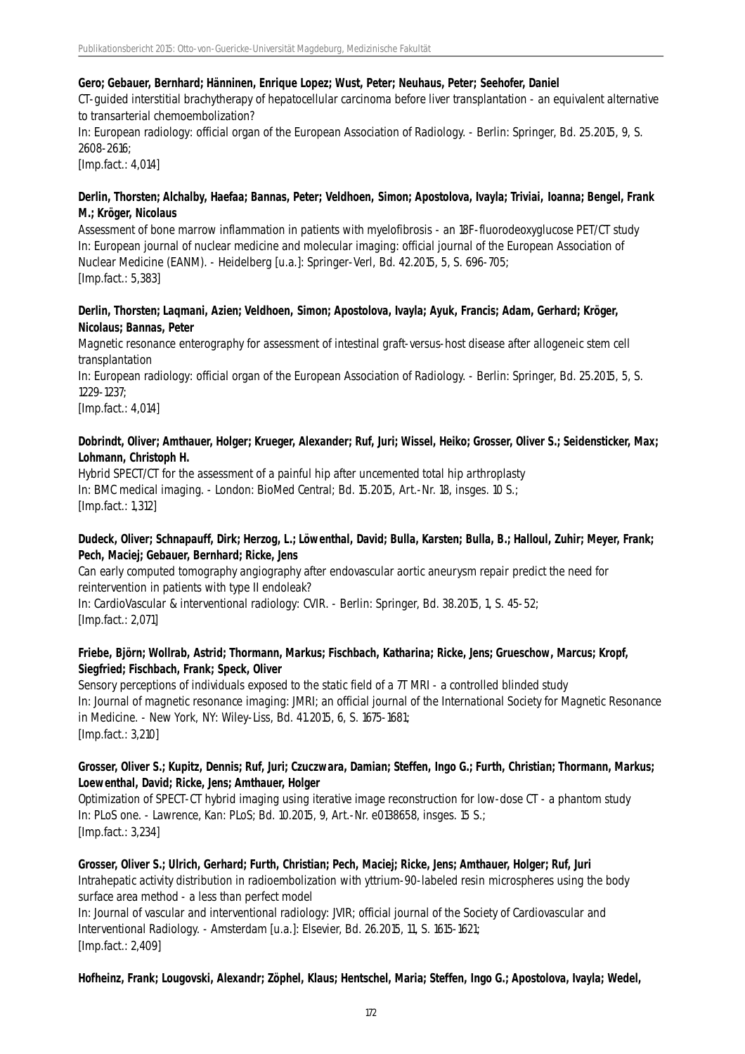**Gero; Gebauer, Bernhard; Hänninen, Enrique Lopez; Wust, Peter; Neuhaus, Peter; Seehofer, Daniel**

CT-guided interstitial brachytherapy of hepatocellular carcinoma before liver transplantation - an equivalent alternative to transarterial chemoembolization?

In: European radiology: official organ of the European Association of Radiology. - Berlin: Springer, Bd. 25.2015, 9, S. 2608-2616;

[Imp.fact.: 4,014]

**Derlin, Thorsten; Alchalby, Haefaa; Bannas, Peter; Veldhoen, Simon; Apostolova, Ivayla; Triviai, Ioanna; Bengel, Frank M.; Kröger, Nicolaus**

Assessment of bone marrow inflammation in patients with myelofibrosis - an 18F-fluorodeoxyglucose PET/CT study

In: European journal of nuclear medicine and molecular imaging: official journal of the European Association of Nuclear Medicine (EANM). - Heidelberg [u.a.]: Springer-Verl, Bd. 42.2015, 5, S. 696-705;

[Imp.fact.: 5,383]

**Derlin, Thorsten; Laqmani, Azien; Veldhoen, Simon; Apostolova, Ivayla; Ayuk, Francis; Adam, Gerhard; Kröger, Nicolaus; Bannas, Peter**

Magnetic resonance enterography for assessment of intestinal graft-versus-host disease after allogeneic stem cell transplantation

In: European radiology: official organ of the European Association of Radiology. - Berlin: Springer, Bd. 25.2015, 5, S. 1229-1237;

[Imp.fact.: 4,014]

**Dobrindt, Oliver; Amthauer, Holger; Krueger, Alexander; Ruf, Juri; Wissel, Heiko; Grosser, Oliver S.; Seidensticker, Max; Lohmann, Christoph H.**

Hybrid SPECT/CT for the assessment of a painful hip after uncemented total hip arthroplasty

In: BMC medical imaging. - London: BioMed Central; Bd. 15.2015, Art.-Nr. 18, insges. 10 S.;

[Imp.fact.: 1,312]

**Dudeck, Oliver; Schnapauff, Dirk; Herzog, L.; Löwenthal, David; Bulla, Karsten; Bulla, B.; Halloul, Zuhir; Meyer, Frank; Pech, Maciej; Gebauer, Bernhard; Ricke, Jens**

Can early computed tomography angiography after endovascular aortic aneurysm repair predict the need for reintervention in patients with type II endoleak?

In: CardioVascular & interventional radiology: CVIR. - Berlin: Springer, Bd. 38.2015, 1, S. 45-52;

[Imp.fact.: 2,071]

**Friebe, Björn; Wollrab, Astrid; Thormann, Markus; Fischbach, Katharina; Ricke, Jens; Grueschow, Marcus; Kropf, Siegfried; Fischbach, Frank; Speck, Oliver**

Sensory perceptions of individuals exposed to the static field of a 7T MRI - a controlled blinded study

In: Journal of magnetic resonance imaging: JMRI; an official journal of the International Society for Magnetic Resonance in Medicine. - New York, NY: Wiley-Liss, Bd. 41.2015, 6, S. 1675-1681;

[Imp.fact.: 3,210]

**Grosser, Oliver S.; Kupitz, Dennis; Ruf, Juri; Czuczwara, Damian; Steffen, Ingo G.; Furth, Christian; Thormann, Markus; Loewenthal, David; Ricke, Jens; Amthauer, Holger**

Optimization of SPECT-CT hybrid imaging using iterative image reconstruction for low-dose CT - a phantom study

In: PLoS one. - Lawrence, Kan: PLoS; Bd. 10.2015, 9, Art.-Nr. e0138658, insges. 15 S.;

[Imp.fact.: 3,234]

**Grosser, Oliver S.; Ulrich, Gerhard; Furth, Christian; Pech, Maciej; Ricke, Jens; Amthauer, Holger; Ruf, Juri**

Intrahepatic activity distribution in radioembolization with yttrium-90-labeled resin microspheres using the body surface area method - a less than perfect model

In: Journal of vascular and interventional radiology: JVIR; official journal of the Society of Cardiovascular and Interventional Radiology. - Amsterdam [u.a.]: Elsevier, Bd. 26.2015, 11, S. 1615-1621;

[Imp.fact.: 2,409]

**Hofheinz, Frank; Lougovski, Alexandr; Zöphel, Klaus; Hentschel, Maria; Steffen, Ingo G.; Apostolova, Ivayla; Wedel,**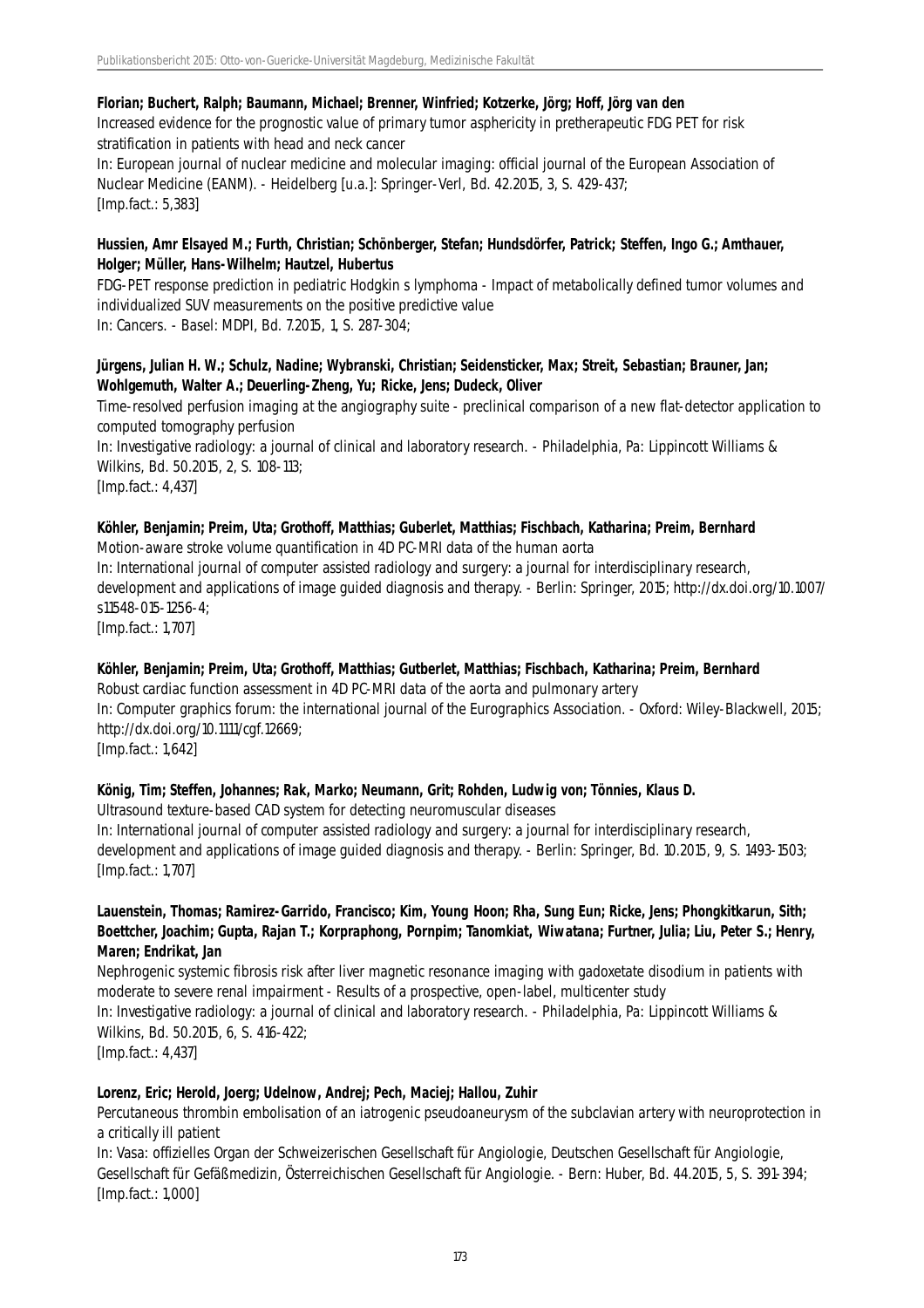**Florian; Buchert, Ralph; Baumann, Michael; Brenner, Winfried; Kotzerke, Jörg; Hoff, Jörg van den**
Increased evidence for the prognostic value of primary tumor asphericity in pretherapeutic FDG PET for risk stratification in patients with head and neck cancer
In: European journal of nuclear medicine and molecular imaging: official journal of the European Association of Nuclear Medicine (EANM). - Heidelberg [u.a.]: Springer-Verl, Bd. 42.2015, 3, S. 429-437;
[Imp.fact.: 5,383]

**Hussien, Amr Elsayed M.; Furth, Christian; Schönberger, Stefan; Hundsdörfer, Patrick; Steffen, Ingo G.; Amthauer, Holger; Müller, Hans-Wilhelm; Hautzel, Hubertus**
FDG-PET response prediction in pediatric Hodgkin s lymphoma - Impact of metabolically defined tumor volumes and individualized SUV measurements on the positive predictive value
In: Cancers. - Basel: MDPI, Bd. 7.2015, 1, S. 287-304;

**Jürgens, Julian H. W.; Schulz, Nadine; Wybranski, Christian; Seidensticker, Max; Streit, Sebastian; Brauner, Jan; Wohlgemuth, Walter A.; Deuerling-Zheng, Yu; Ricke, Jens; Dudeck, Oliver**
Time-resolved perfusion imaging at the angiography suite - preclinical comparison of a new flat-detector application to computed tomography perfusion
In: Investigative radiology: a journal of clinical and laboratory research. - Philadelphia, Pa: Lippincott Williams & Wilkins, Bd. 50.2015, 2, S. 108-113;
[Imp.fact.: 4,437]

**Köhler, Benjamin; Preim, Uta; Grothoff, Matthias; Guberlet, Matthias; Fischbach, Katharina; Preim, Bernhard**
Motion-aware stroke volume quantification in 4D PC-MRI data of the human aorta
In: International journal of computer assisted radiology and surgery: a journal for interdisciplinary research, development and applications of image guided diagnosis and therapy. - Berlin: Springer, 2015; http://dx.doi.org/10.1007/s11548-015-1256-4;
[Imp.fact.: 1,707]

**Köhler, Benjamin; Preim, Uta; Grothoff, Matthias; Gutberlet, Matthias; Fischbach, Katharina; Preim, Bernhard**
Robust cardiac function assessment in 4D PC-MRI data of the aorta and pulmonary artery
In: Computer graphics forum: the international journal of the Eurographics Association. - Oxford: Wiley-Blackwell, 2015; http://dx.doi.org/10.1111/cgf.12669;
[Imp.fact.: 1,642]

**König, Tim; Steffen, Johannes; Rak, Marko; Neumann, Grit; Rohden, Ludwig von; Tönnies, Klaus D.**
Ultrasound texture-based CAD system for detecting neuromuscular diseases
In: International journal of computer assisted radiology and surgery: a journal for interdisciplinary research, development and applications of image guided diagnosis and therapy. - Berlin: Springer, Bd. 10.2015, 9, S. 1493-1503;
[Imp.fact.: 1,707]

**Lauenstein, Thomas; Ramirez-Garrido, Francisco; Kim, Young Hoon; Rha, Sung Eun; Ricke, Jens; Phongkitkarun, Sith; Boettcher, Joachim; Gupta, Rajan T.; Korpraphong, Pornpim; Tanomkiat, Wiwatana; Furtner, Julia; Liu, Peter S.; Henry, Maren; Endrikat, Jan**
Nephrogenic systemic fibrosis risk after liver magnetic resonance imaging with gadoxetate disodium in patients with moderate to severe renal impairment - Results of a prospective, open-label, multicenter study
In: Investigative radiology: a journal of clinical and laboratory research. - Philadelphia, Pa: Lippincott Williams & Wilkins, Bd. 50.2015, 6, S. 416-422;
[Imp.fact.: 4,437]

**Lorenz, Eric; Herold, Joerg; Udelnow, Andrej; Pech, Maciej; Hallou, Zuhir**
Percutaneous thrombin embolisation of an iatrogenic pseudoaneurysm of the subclavian artery with neuroprotection in a critically ill patient
In: Vasa: offizielles Organ der Schweizerischen Gesellschaft für Angiologie, Deutschen Gesellschaft für Angiologie, Gesellschaft für Gefäßmedizin, Österreichischen Gesellschaft für Angiologie. - Bern: Huber, Bd. 44.2015, 5, S. 391-394;
[Imp.fact.: 1,000]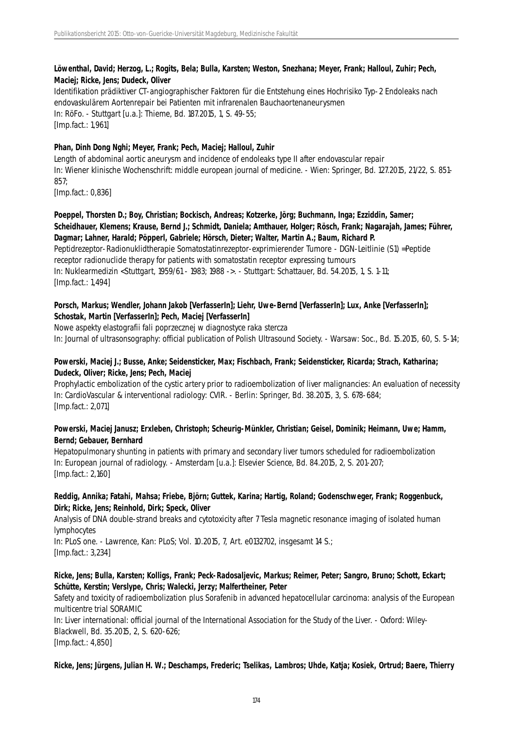**Löwenthal, David; Herzog, L.; Rogits, Bela; Bulla, Karsten; Weston, Snezhana; Meyer, Frank; Halloul, Zuhir; Pech, Maciej; Ricke, Jens; Dudeck, Oliver**

Identifikation prädiktiver CT-angiographischer Faktoren für die Entstehung eines Hochrisiko Typ-2 Endoleaks nach endovaskulärem Aortenrepair bei Patienten mit infrarenalen Bauchaortenaneurysmen

In: RöFo. - Stuttgart [u.a.]: Thieme, Bd. 187.2015, 1, S. 49-55;

[Imp.fact.: 1,961]

**Phan, Dinh Dong Nghi; Meyer, Frank; Pech, Maciej; Halloul, Zuhir**

Length of abdominal aortic aneurysm and incidence of endoleaks type II after endovascular repair

In: Wiener klinische Wochenschrift: middle european journal of medicine. - Wien: Springer, Bd. 127.2015, 21/22, S. 851-857;

[Imp.fact.: 0,836]

**Poeppel, Thorsten D.; Boy, Christian; Bockisch, Andreas; Kotzerke, Jörg; Buchmann, Inga; Ezziddin, Samer; Scheidhauer, Klemens; Krause, Bernd J.; Schmidt, Daniela; Amthauer, Holger; Rösch, Frank; Nagarajah, James; Führer, Dagmar; Lahner, Harald; Pöpperl, Gabriele; Hörsch, Dieter; Walter, Martin A.; Baum, Richard P.**

Peptidrezeptor-Radionuklidtherapie Somatostatinrezeptor-exprimierender Tumore - DGN-Leitlinie (S1) =Peptide receptor radionuclide therapy for patients with somatostatin receptor expressing tumours

In: Nuklearmedizin <Stuttgart, 1959/61 - 1983; 1988 ->. - Stuttgart: Schattauer, Bd. 54.2015, 1, S. 1-11;

[Imp.fact.: 1,494]

**Porsch, Markus; Wendler, Johann Jakob [VerfasserIn]; Liehr, Uwe-Bernd [VerfasserIn]; Lux, Anke [VerfasserIn]; Schostak, Martin [VerfasserIn]; Pech, Maciej [VerfasserIn]**

Nowe aspekty elastografii fali poprzecznej w diagnostyce raka stercza

In: Journal of ultrasonography: official publication of Polish Ultrasound Society. - Warsaw: Soc., Bd. 15.2015, 60, S. 5-14;

**Powerski, Maciej J.; Busse, Anke; Seidensticker, Max; Fischbach, Frank; Seidensticker, Ricarda; Strach, Katharina; Dudeck, Oliver; Ricke, Jens; Pech, Maciej**

Prophylactic embolization of the cystic artery prior to radioembolization of liver malignancies: An evaluation of necessity

In: CardioVascular & interventional radiology: CVIR. - Berlin: Springer, Bd. 38.2015, 3, S. 678-684;

[Imp.fact.: 2,071]

**Powerski, Maciej Janusz; Erxleben, Christoph; Scheurig-Münkler, Christian; Geisel, Dominik; Heimann, Uwe; Hamm, Bernd; Gebauer, Bernhard**

Hepatopulmonary shunting in patients with primary and secondary liver tumors scheduled for radioembolization

In: European journal of radiology. - Amsterdam [u.a.]: Elsevier Science, Bd. 84.2015, 2, S. 201-207;

[Imp.fact.: 2,160]

**Reddig, Annika; Fatahi, Mahsa; Friebe, Björn; Guttek, Karina; Hartig, Roland; Godenschweger, Frank; Roggenbuck, Dirk; Ricke, Jens; Reinhold, Dirk; Speck, Oliver**

Analysis of DNA double-strand breaks and cytotoxicity after 7 Tesla magnetic resonance imaging of isolated human lymphocytes

In: PLoS one. - Lawrence, Kan: PLoS; Vol. 10.2015, 7, Art. e0132702, insgesamt 14 S.;

[Imp.fact.: 3,234]

**Ricke, Jens; Bulla, Karsten; Kolligs, Frank; Peck-Radosaljevic, Markus; Reimer, Peter; Sangro, Bruno; Schott, Eckart; Schütte, Kerstin; Verslype, Chris; Walecki, Jerzy; Malfertheiner, Peter**

Safety and toxicity of radioembolization plus Sorafenib in advanced hepatocellular carcinoma: analysis of the European multicentre trial SORAMIC

In: Liver international: official journal of the International Association for the Study of the Liver. - Oxford: Wiley-Blackwell, Bd. 35.2015, 2, S. 620-626;

[Imp.fact.: 4,850]

**Ricke, Jens; Jürgens, Julian H. W.; Deschamps, Frederic; Tselikas, Lambros; Uhde, Katja; Kosiek, Ortrud; Baere, Thierry**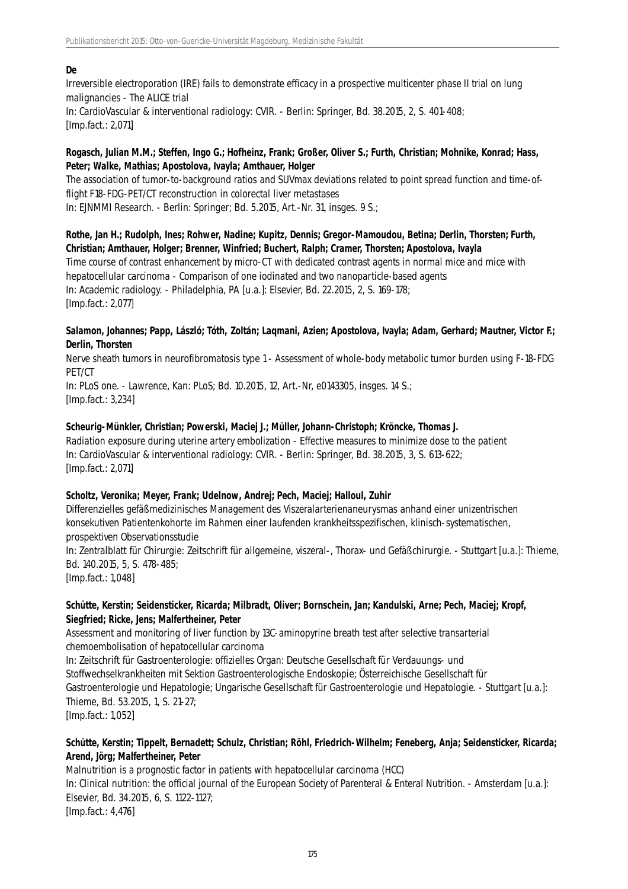**De**

Irreversible electroporation (IRE) fails to demonstrate efficacy in a prospective multicenter phase II trial on lung malignancies - The ALICE trial

In: CardioVascular & interventional radiology: CVIR. - Berlin: Springer, Bd. 38.2015, 2, S. 401-408;

[Imp.fact.: 2,071]

**Rogasch, Julian M.M.; Steffen, Ingo G.; Hofheinz, Frank; Großer, Oliver S.; Furth, Christian; Mohnike, Konrad; Hass, Peter; Walke, Mathias; Apostolova, Ivayla; Amthauer, Holger**

The association of tumor-to-background ratios and SUVmax deviations related to point spread function and time-of-flight F18-FDG-PET/CT reconstruction in colorectal liver metastases

In: EJNMMI Research. - Berlin: Springer; Bd. 5.2015, Art.-Nr. 31, insges. 9 S.;

**Rothe, Jan H.; Rudolph, Ines; Rohwer, Nadine; Kupitz, Dennis; Gregor-Mamoudou, Betina; Derlin, Thorsten; Furth, Christian; Amthauer, Holger; Brenner, Winfried; Buchert, Ralph; Cramer, Thorsten; Apostolova, Ivayla**

Time course of contrast enhancement by micro-CT with dedicated contrast agents in normal mice and mice with hepatocellular carcinoma - Comparison of one iodinated and two nanoparticle-based agents

In: Academic radiology. - Philadelphia, PA [u.a.]: Elsevier, Bd. 22.2015, 2, S. 169-178;

[Imp.fact.: 2,077]

**Salamon, Johannes; Papp, László; Tóth, Zoltán; Laqmani, Azien; Apostolova, Ivayla; Adam, Gerhard; Mautner, Victor F.; Derlin, Thorsten**

Nerve sheath tumors in neurofibromatosis type 1 - Assessment of whole-body metabolic tumor burden using F-18-FDG PET/CT

In: PLoS one. - Lawrence, Kan: PLoS; Bd. 10.2015, 12, Art.-Nr, e0143305, insges. 14 S.;

[Imp.fact.: 3,234]

**Scheurig-Münkler, Christian; Powerski, Maciej J.; Müller, Johann-Christoph; Kröncke, Thomas J.**

Radiation exposure during uterine artery embolization - Effective measures to minimize dose to the patient

In: CardioVascular & interventional radiology: CVIR. - Berlin: Springer, Bd. 38.2015, 3, S. 613-622;

[Imp.fact.: 2,071]

**Scholtz, Veronika; Meyer, Frank; Udelnow, Andrej; Pech, Maciej; Halloul, Zuhir**

Differenzielles gefäßmedizinisches Management des Viszeralarterienaneurysmas anhand einer unizentrischen konsekutiven Patientenkohorte im Rahmen einer laufenden krankheitsspezifischen, klinisch-systematischen, prospektiven Observationsstudie

In: Zentralblatt für Chirurgie: Zeitschrift für allgemeine, viszeral-, Thorax- und Gefäßchirurgie. - Stuttgart [u.a.]: Thieme, Bd. 140.2015, 5, S. 478-485;

[Imp.fact.: 1,048]

**Schütte, Kerstin; Seidensticker, Ricarda; Milbradt, Oliver; Bornschein, Jan; Kandulski, Arne; Pech, Maciej; Kropf, Siegfried; Ricke, Jens; Malfertheiner, Peter**

Assessment and monitoring of liver function by 13C-aminopyrine breath test after selective transarterial chemoembolisation of hepatocellular carcinoma

In: Zeitschrift für Gastroenterologie: offizielles Organ: Deutsche Gesellschaft für Verdauungs- und Stoffwechselkrankheiten mit Sektion Gastroenterologische Endoskopie; Österreichische Gesellschaft für Gastroenterologie und Hepatologie; Ungarische Gesellschaft für Gastroenterologie und Hepatologie. - Stuttgart [u.a.]: Thieme, Bd. 53.2015, 1, S. 21-27;

[Imp.fact.: 1,052]

**Schütte, Kerstin; Tippelt, Bernadett; Schulz, Christian; Röhl, Friedrich-Wilhelm; Feneberg, Anja; Seidensticker, Ricarda; Arend, Jörg; Malfertheiner, Peter**

Malnutrition is a prognostic factor in patients with hepatocellular carcinoma (HCC)

In: Clinical nutrition: the official journal of the European Society of Parenteral & Enteral Nutrition. - Amsterdam [u.a.]: Elsevier, Bd. 34.2015, 6, S. 1122-1127;

[Imp.fact.: 4,476]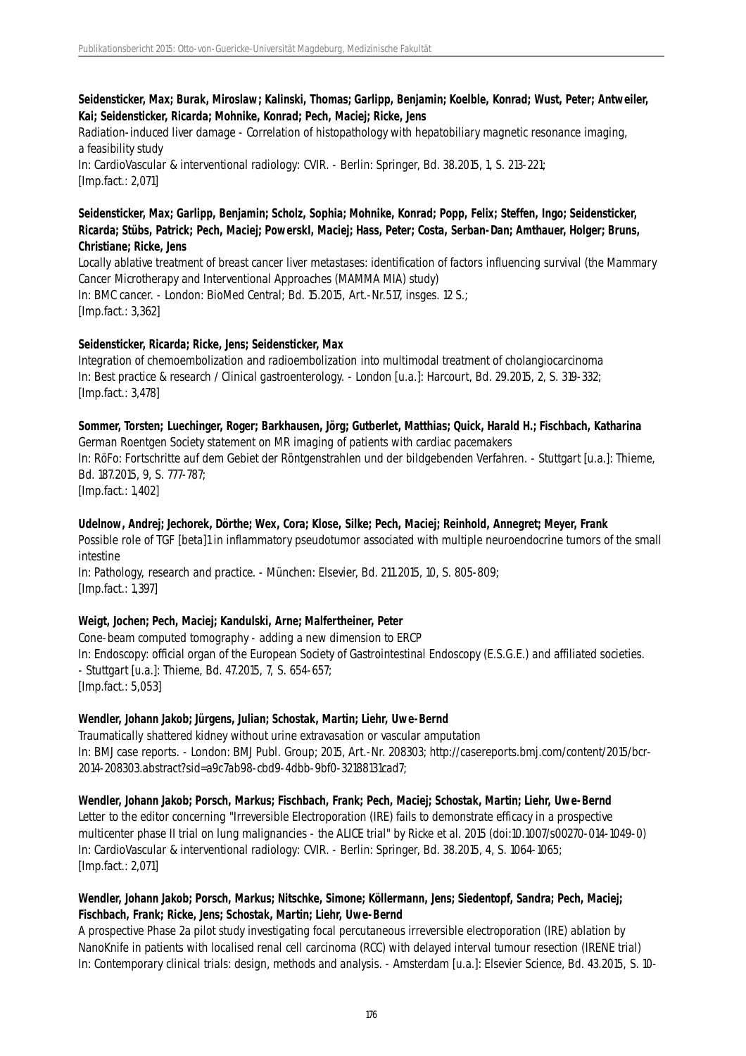**Seidensticker, Max; Burak, Miroslaw; Kalinski, Thomas; Garlipp, Benjamin; Koelble, Konrad; Wust, Peter; Antweiler, Kai; Seidensticker, Ricarda; Mohnike, Konrad; Pech, Maciej; Ricke, Jens**
Radiation-induced liver damage - Correlation of histopathology with hepatobiliary magnetic resonance imaging, a feasibility study
In: CardioVascular & interventional radiology: CVIR. - Berlin: Springer, Bd. 38.2015, 1, S. 213-221;
[Imp.fact.: 2,071]

**Seidensticker, Max; Garlipp, Benjamin; Scholz, Sophia; Mohnike, Konrad; Popp, Felix; Steffen, Ingo; Seidensticker, Ricarda; Stübs, Patrick; Pech, Maciej; Powerskl, Maciej; Hass, Peter; Costa, Serban-Dan; Amthauer, Holger; Bruns, Christiane; Ricke, Jens**
Locally ablative treatment of breast cancer liver metastases: identification of factors influencing survival (the Mammary Cancer Microtherapy and Interventional Approaches (MAMMA MIA) study)
In: BMC cancer. - London: BioMed Central; Bd. 15.2015, Art.-Nr.517, insges. 12 S.;
[Imp.fact.: 3,362]

**Seidensticker, Ricarda; Ricke, Jens; Seidensticker, Max**
Integration of chemoembolization and radioembolization into multimodal treatment of cholangiocarcinoma
In: Best practice & research / Clinical gastroenterology. - London [u.a.]: Harcourt, Bd. 29.2015, 2, S. 319-332;
[Imp.fact.: 3,478]

**Sommer, Torsten; Luechinger, Roger; Barkhausen, Jörg; Gutberlet, Matthias; Quick, Harald H.; Fischbach, Katharina**
German Roentgen Society statement on MR imaging of patients with cardiac pacemakers
In: RöFo: Fortschritte auf dem Gebiet der Röntgenstrahlen und der bildgebenden Verfahren. - Stuttgart [u.a.]: Thieme, Bd. 187.2015, 9, S. 777-787;
[Imp.fact.: 1,402]

**Udelnow, Andrej; Jechorek, Dörthe; Wex, Cora; Klose, Silke; Pech, Maciej; Reinhold, Annegret; Meyer, Frank**
Possible role of TGF [beta]1 in inflammatory pseudotumor associated with multiple neuroendocrine tumors of the small intestine
In: Pathology, research and practice. - München: Elsevier, Bd. 211.2015, 10, S. 805-809;
[Imp.fact.: 1,397]

**Weigt, Jochen; Pech, Maciej; Kandulski, Arne; Malfertheiner, Peter**
Cone-beam computed tomography - adding a new dimension to ERCP
In: Endoscopy: official organ of the European Society of Gastrointestinal Endoscopy (E.S.G.E.) and affiliated societies. - Stuttgart [u.a.]: Thieme, Bd. 47.2015, 7, S. 654-657;
[Imp.fact.: 5,053]

**Wendler, Johann Jakob; Jürgens, Julian; Schostak, Martin; Liehr, Uwe-Bernd**
Traumatically shattered kidney without urine extravasation or vascular amputation
In: BMJ case reports. - London: BMJ Publ. Group; 2015, Art.-Nr. 208303; http://casereports.bmj.com/content/2015/bcr-2014-208303.abstract?sid=a9c7ab98-cbd9-4dbb-9bf0-32188131cad7;

**Wendler, Johann Jakob; Porsch, Markus; Fischbach, Frank; Pech, Maciej; Schostak, Martin; Liehr, Uwe-Bernd**
Letter to the editor concerning "Irreversible Electroporation (IRE) fails to demonstrate efficacy in a prospective multicenter phase II trial on lung malignancies - the ALICE trial" by Ricke et al. 2015 (doi:10.1007/s00270-014-1049-0)
In: CardioVascular & interventional radiology: CVIR. - Berlin: Springer, Bd. 38.2015, 4, S. 1064-1065;
[Imp.fact.: 2,071]

**Wendler, Johann Jakob; Porsch, Markus; Nitschke, Simone; Köllermann, Jens; Siedentopf, Sandra; Pech, Maciej; Fischbach, Frank; Ricke, Jens; Schostak, Martin; Liehr, Uwe-Bernd**
A prospective Phase 2a pilot study investigating focal percutaneous irreversible electroporation (IRE) ablation by NanoKnife in patients with localised renal cell carcinoma (RCC) with delayed interval tumour resection (IRENE trial)
In: Contemporary clinical trials: design, methods and analysis. - Amsterdam [u.a.]: Elsevier Science, Bd. 43.2015, S. 10-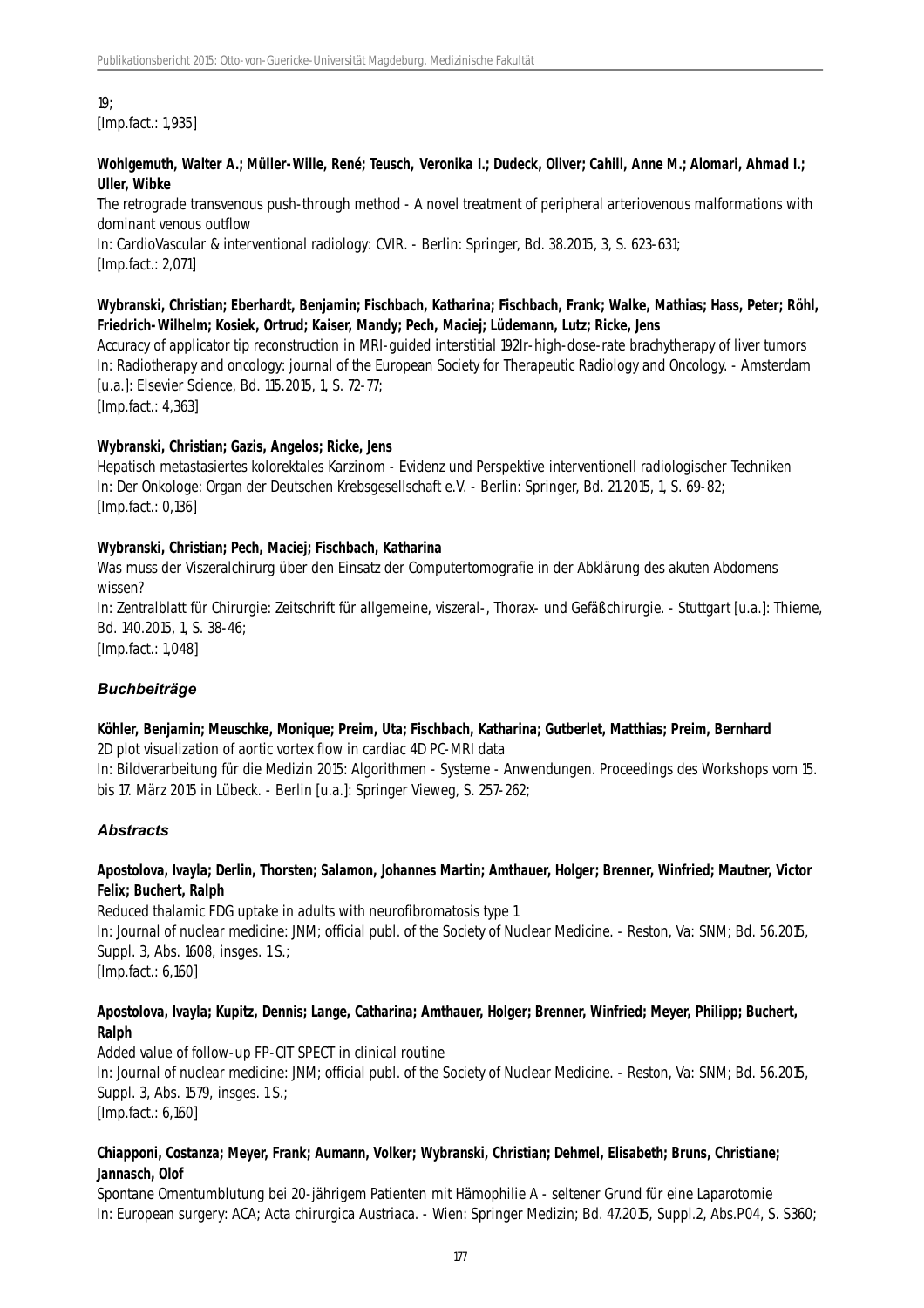19;
[Imp.fact.: 1,935]

**Wohlgemuth, Walter A.; Müller-Wille, René; Teusch, Veronika I.; Dudeck, Oliver; Cahill, Anne M.; Alomari, Ahmad I.; Uller, Wibke**
The retrograde transvenous push-through method - A novel treatment of peripheral arteriovenous malformations with dominant venous outflow
In: CardioVascular & interventional radiology: CVIR. - Berlin: Springer, Bd. 38.2015, 3, S. 623-631;
[Imp.fact.: 2,071]

**Wybranski, Christian; Eberhardt, Benjamin; Fischbach, Katharina; Fischbach, Frank; Walke, Mathias; Hass, Peter; Röhl, Friedrich-Wilhelm; Kosiek, Ortrud; Kaiser, Mandy; Pech, Maciej; Lüdemann, Lutz; Ricke, Jens**
Accuracy of applicator tip reconstruction in MRI-guided interstitial 192Ir-high-dose-rate brachytherapy of liver tumors
In: Radiotherapy and oncology: journal of the European Society for Therapeutic Radiology and Oncology. - Amsterdam [u.a.]: Elsevier Science, Bd. 115.2015, 1, S. 72-77;
[Imp.fact.: 4,363]

**Wybranski, Christian; Gazis, Angelos; Ricke, Jens**
Hepatisch metastasiertes kolorektales Karzinom - Evidenz und Perspektive interventionell radiologischer Techniken
In: Der Onkologe: Organ der Deutschen Krebsgesellschaft e.V. - Berlin: Springer, Bd. 21.2015, 1, S. 69-82;
[Imp.fact.: 0,136]

**Wybranski, Christian; Pech, Maciej; Fischbach, Katharina**
Was muss der Viszeralchirurg über den Einsatz der Computertomografie in der Abklärung des akuten Abdomens wissen?
In: Zentralblatt für Chirurgie: Zeitschrift für allgemeine, viszeral-, Thorax- und Gefäßchirurgie. - Stuttgart [u.a.]: Thieme, Bd. 140.2015, 1, S. 38-46;
[Imp.fact.: 1,048]

### *Buchbeiträge*

**Köhler, Benjamin; Meuschke, Monique; Preim, Uta; Fischbach, Katharina; Gutberlet, Matthias; Preim, Bernhard**
2D plot visualization of aortic vortex flow in cardiac 4D PC-MRI data
In: Bildverarbeitung für die Medizin 2015: Algorithmen - Systeme - Anwendungen. Proceedings des Workshops vom 15. bis 17. März 2015 in Lübeck. - Berlin [u.a.]: Springer Vieweg, S. 257-262;

### *Abstracts*

**Apostolova, Ivayla; Derlin, Thorsten; Salamon, Johannes Martin; Amthauer, Holger; Brenner, Winfried; Mautner, Victor Felix; Buchert, Ralph**
Reduced thalamic FDG uptake in adults with neurofibromatosis type 1
In: Journal of nuclear medicine: JNM; official publ. of the Society of Nuclear Medicine. - Reston, Va: SNM; Bd. 56.2015, Suppl. 3, Abs. 1608, insges. 1 S.;
[Imp.fact.: 6,160]

**Apostolova, Ivayla; Kupitz, Dennis; Lange, Catharina; Amthauer, Holger; Brenner, Winfried; Meyer, Philipp; Buchert, Ralph**
Added value of follow-up FP-CIT SPECT in clinical routine
In: Journal of nuclear medicine: JNM; official publ. of the Society of Nuclear Medicine. - Reston, Va: SNM; Bd. 56.2015, Suppl. 3, Abs. 1579, insges. 1 S.;
[Imp.fact.: 6,160]

**Chiapponi, Costanza; Meyer, Frank; Aumann, Volker; Wybranski, Christian; Dehmel, Elisabeth; Bruns, Christiane; Jannasch, Olof**
Spontane Omentumblutung bei 20-jährigem Patienten mit Hämophilie A - seltener Grund für eine Laparotomie
In: European surgery: ACA; Acta chirurgica Austriaca. - Wien: Springer Medizin; Bd. 47.2015, Suppl.2, Abs.P04, S. S360;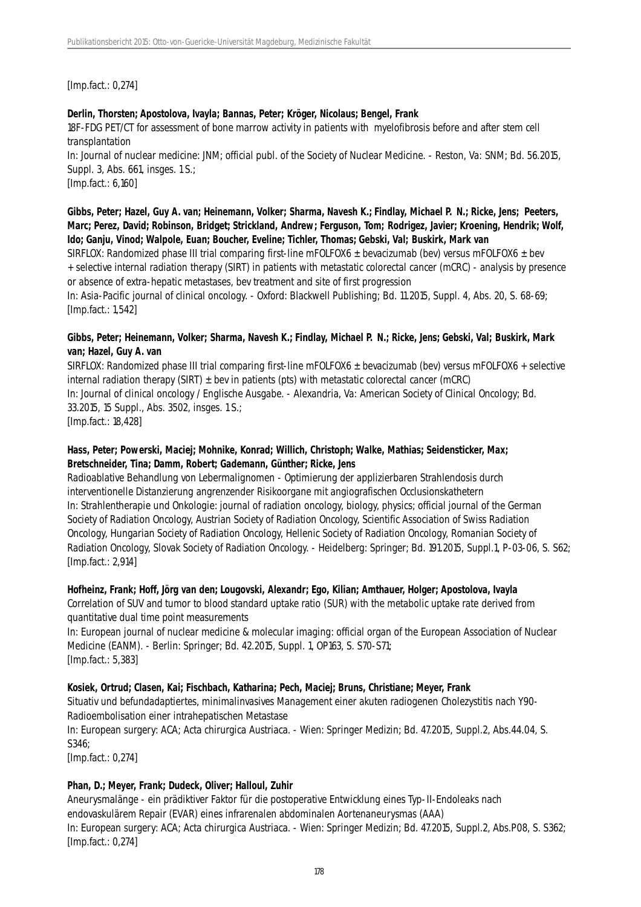[Imp.fact.: 0,274]

**Derlin, Thorsten; Apostolova, Ivayla; Bannas, Peter; Kröger, Nicolaus; Bengel, Frank**
18F-FDG PET/CT for assessment of bone marrow activity in patients with myelofibrosis before and after stem cell transplantation
In: Journal of nuclear medicine: JNM; official publ. of the Society of Nuclear Medicine. - Reston, Va: SNM; Bd. 56.2015, Suppl. 3, Abs. 661, insges. 1 S.;
[Imp.fact.: 6,160]

**Gibbs, Peter; Hazel, Guy A. van; Heinemann, Volker; Sharma, Navesh K.; Findlay, Michael P. N.; Ricke, Jens; Peeters, Marc; Perez, David; Robinson, Bridget; Strickland, Andrew; Ferguson, Tom; Rodrigez, Javier; Kroening, Hendrik; Wolf, Ido; Ganju, Vinod; Walpole, Euan; Boucher, Eveline; Tichler, Thomas; Gebski, Val; Buskirk, Mark van**
SIRFLOX: Randomized phase III trial comparing first-line mFOLFOX6 ± bevacizumab (bev) versus mFOLFOX6 ± bev + selective internal radiation therapy (SIRT) in patients with metastatic colorectal cancer (mCRC) - analysis by presence or absence of extra-hepatic metastases, bev treatment and site of first progression
In: Asia-Pacific journal of clinical oncology. - Oxford: Blackwell Publishing; Bd. 11.2015, Suppl. 4, Abs. 20, S. 68-69;
[Imp.fact.: 1,542]

**Gibbs, Peter; Heinemann, Volker; Sharma, Navesh K.; Findlay, Michael P. N.; Ricke, Jens; Gebski, Val; Buskirk, Mark van; Hazel, Guy A. van**
SIRFLOX: Randomized phase III trial comparing first-line mFOLFOX6 ± bevacizumab (bev) versus mFOLFOX6 + selective internal radiation therapy (SIRT) ± bev in patients (pts) with metastatic colorectal cancer (mCRC)
In: Journal of clinical oncology / Englische Ausgabe. - Alexandria, Va: American Society of Clinical Oncology; Bd. 33.2015, 15 Suppl., Abs. 3502, insges. 1 S.;
[Imp.fact.: 18,428]

**Hass, Peter; Powerski, Maciej; Mohnike, Konrad; Willich, Christoph; Walke, Mathias; Seidensticker, Max; Bretschneider, Tina; Damm, Robert; Gademann, Günther; Ricke, Jens**
Radioablative Behandlung von Lebermalignomen - Optimierung der applizierbaren Strahlendosis durch interventionelle Distanzierung angrenzender Risikoorgane mit angiografischen Occlusionskathetern
In: Strahlentherapie und Onkologie: journal of radiation oncology, biology, physics; official journal of the German Society of Radiation Oncology, Austrian Society of Radiation Oncology, Scientific Association of Swiss Radiation Oncology, Hungarian Society of Radiation Oncology, Hellenic Society of Radiation Oncology, Romanian Society of Radiation Oncology, Slovak Society of Radiation Oncology. - Heidelberg: Springer; Bd. 191.2015, Suppl.1, P-03-06, S. S62;
[Imp.fact.: 2,914]

**Hofheinz, Frank; Hoff, Jörg van den; Lougovski, Alexandr; Ego, Kilian; Amthauer, Holger; Apostolova, Ivayla**
Correlation of SUV and tumor to blood standard uptake ratio (SUR) with the metabolic uptake rate derived from quantitative dual time point measurements
In: European journal of nuclear medicine & molecular imaging: official organ of the European Association of Nuclear Medicine (EANM). - Berlin: Springer; Bd. 42.2015, Suppl. 1, OP163, S. S70-S71;
[Imp.fact.: 5,383]

**Kosiek, Ortrud; Clasen, Kai; Fischbach, Katharina; Pech, Maciej; Bruns, Christiane; Meyer, Frank**
Situativ und befundadaptiertes, minimalinvasives Management einer akuten radiogenen Cholezystitis nach Y90-Radioembolisation einer intrahepatischen Metastase
In: European surgery: ACA; Acta chirurgica Austriaca. - Wien: Springer Medizin; Bd. 47.2015, Suppl.2, Abs.44.04, S. S346;
[Imp.fact.: 0,274]

**Phan, D.; Meyer, Frank; Dudeck, Oliver; Halloul, Zuhir**
Aneurysmalänge - ein prädiktiver Faktor für die postoperative Entwicklung eines Typ-II-Endoleaks nach endovaskulärem Repair (EVAR) eines infrarenalen abdominalen Aortenaneurysmas (AAA)
In: European surgery: ACA; Acta chirurgica Austriaca. - Wien: Springer Medizin; Bd. 47.2015, Suppl.2, Abs.P08, S. S362;
[Imp.fact.: 0,274]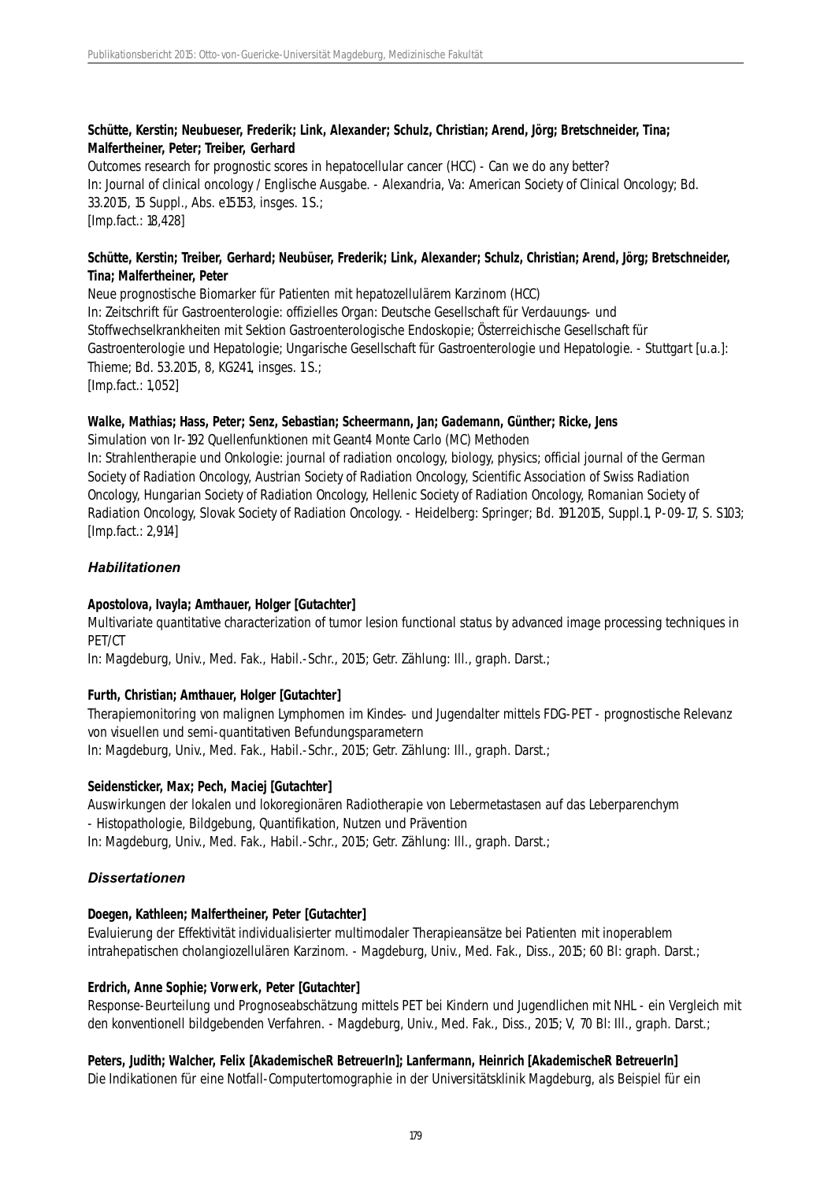**Schütte, Kerstin; Neubueser, Frederik; Link, Alexander; Schulz, Christian; Arend, Jörg; Bretschneider, Tina; Malfertheiner, Peter; Treiber, Gerhard**

Outcomes research for prognostic scores in hepatocellular cancer (HCC) - Can we do any better?
In: Journal of clinical oncology / Englische Ausgabe. - Alexandria, Va: American Society of Clinical Oncology; Bd. 33.2015, 15 Suppl., Abs. e15153, insges. 1 S.;
[Imp.fact.: 18,428]

**Schütte, Kerstin; Treiber, Gerhard; Neubüser, Frederik; Link, Alexander; Schulz, Christian; Arend, Jörg; Bretschneider, Tina; Malfertheiner, Peter**

Neue prognostische Biomarker für Patienten mit hepatozellulärem Karzinom (HCC)
In: Zeitschrift für Gastroenterologie: offizielles Organ: Deutsche Gesellschaft für Verdauungs- und Stoffwechselkrankheiten mit Sektion Gastroenterologische Endoskopie; Österreichische Gesellschaft für Gastroenterologie und Hepatologie; Ungarische Gesellschaft für Gastroenterologie und Hepatologie. - Stuttgart [u.a.]: Thieme; Bd. 53.2015, 8, KG241, insges. 1 S.;
[Imp.fact.: 1,052]

**Walke, Mathias; Hass, Peter; Senz, Sebastian; Scheermann, Jan; Gademann, Günther; Ricke, Jens**

Simulation von Ir-192 Quellenfunktionen mit Geant4 Monte Carlo (MC) Methoden
In: Strahlentherapie und Onkologie: journal of radiation oncology, biology, physics; official journal of the German Society of Radiation Oncology, Austrian Society of Radiation Oncology, Scientific Association of Swiss Radiation Oncology, Hungarian Society of Radiation Oncology, Hellenic Society of Radiation Oncology, Romanian Society of Radiation Oncology, Slovak Society of Radiation Oncology. - Heidelberg: Springer; Bd. 191.2015, Suppl.1, P-09-17, S. S103;
[Imp.fact.: 2,914]

### *Habilitationen*

**Apostolova, Ivayla; Amthauer, Holger [Gutachter]**

Multivariate quantitative characterization of tumor lesion functional status by advanced image processing techniques in PET/CT
In: Magdeburg, Univ., Med. Fak., Habil.-Schr., 2015; Getr. Zählung: Ill., graph. Darst.;

**Furth, Christian; Amthauer, Holger [Gutachter]**

Therapiemonitoring von malignen Lymphomen im Kindes- und Jugendalter mittels FDG-PET - prognostische Relevanz von visuellen und semi-quantitativen Befundungsparametern
In: Magdeburg, Univ., Med. Fak., Habil.-Schr., 2015; Getr. Zählung: Ill., graph. Darst.;

**Seidensticker, Max; Pech, Maciej [Gutachter]**

Auswirkungen der lokalen und lokoregionären Radiotherapie von Lebermetastasen auf das Leberparenchym - Histopathologie, Bildgebung, Quantifikation, Nutzen und Prävention
In: Magdeburg, Univ., Med. Fak., Habil.-Schr., 2015; Getr. Zählung: Ill., graph. Darst.;

### *Dissertationen*

**Doegen, Kathleen; Malfertheiner, Peter [Gutachter]**

Evaluierung der Effektivität individualisierter multimodaler Therapieansätze bei Patienten mit inoperablem intrahepatischen cholangiozellulären Karzinom. - Magdeburg, Univ., Med. Fak., Diss., 2015; 60 Bl: graph. Darst.;

**Erdrich, Anne Sophie; Vorwerk, Peter [Gutachter]**

Response-Beurteilung und Prognoseabschätzung mittels PET bei Kindern und Jugendlichen mit NHL - ein Vergleich mit den konventionell bildgebenden Verfahren. - Magdeburg, Univ., Med. Fak., Diss., 2015; V, 70 Bl: Ill., graph. Darst.;

**Peters, Judith; Walcher, Felix [AkademischeR BetreuerIn]; Lanfermann, Heinrich [AkademischeR BetreuerIn]**

Die Indikationen für eine Notfall-Computertomographie in der Universitätsklinik Magdeburg, als Beispiel für ein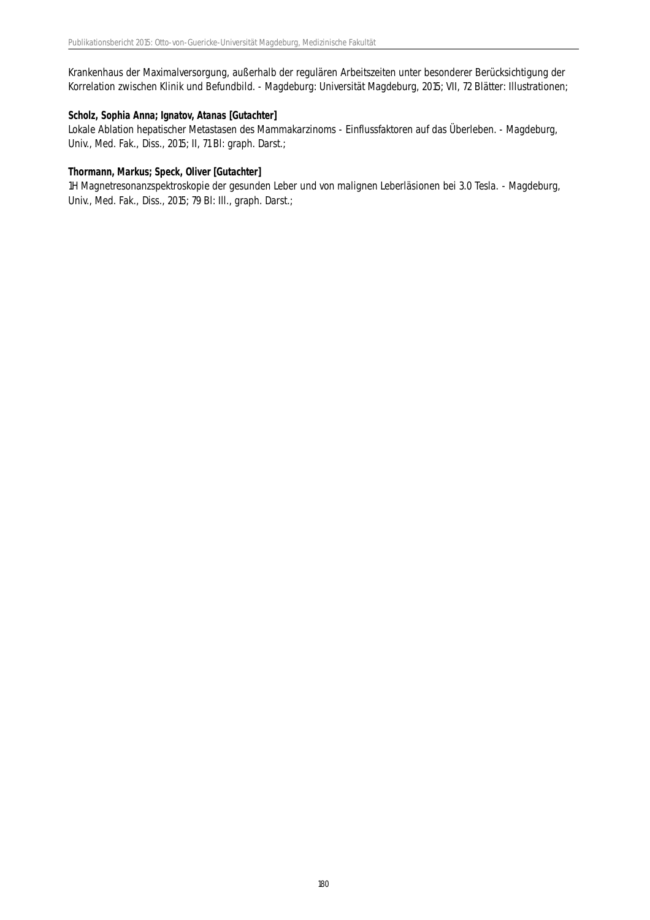Krankenhaus der Maximalversorgung, außerhalb der regulären Arbeitszeiten unter besonderer Berücksichtigung der Korrelation zwischen Klinik und Befundbild. - Magdeburg: Universität Magdeburg, 2015; VII, 72 Blätter: Illustrationen;

**Scholz, Sophia Anna; Ignatov, Atanas [Gutachter]**
Lokale Ablation hepatischer Metastasen des Mammakarzinoms - Einflussfaktoren auf das Überleben. - Magdeburg, Univ., Med. Fak., Diss., 2015; II, 71 Bl: graph. Darst.;

**Thormann, Markus; Speck, Oliver [Gutachter]**
1H Magnetresonanzspektroskopie der gesunden Leber und von malignen Leberläsionen bei 3.0 Tesla. - Magdeburg, Univ., Med. Fak., Diss., 2015; 79 Bl: Ill., graph. Darst.;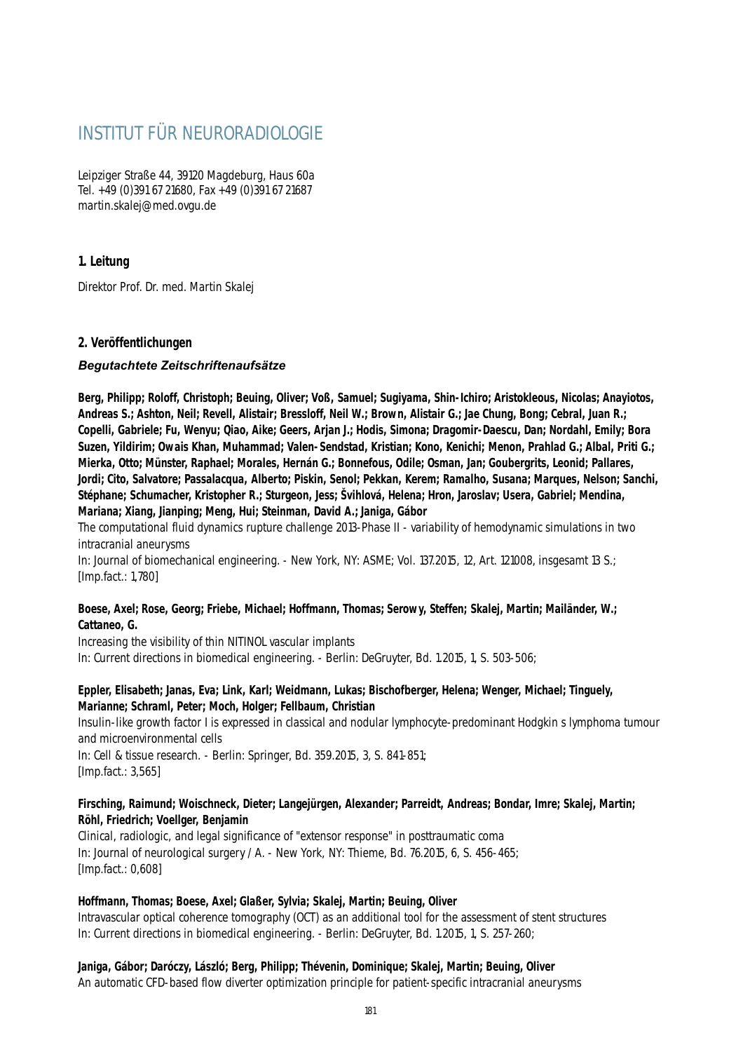# INSTITUT FÜR NEURORADIOLOGIE

Leipziger Straße 44, 39120 Magdeburg, Haus 60a
Tel. +49 (0)391 67 21680, Fax +49 (0)391 67 21687
martin.skalej@med.ovgu.de

## 1. Leitung

Direktor Prof. Dr. med. Martin Skalej

## 2. Veröffentlichungen

### *Begutachtete Zeitschriftenaufsätze*

**Berg, Philipp; Roloff, Christoph; Beuing, Oliver; Voß, Samuel; Sugiyama, Shin-Ichiro; Aristokleous, Nicolas; Anayiotos, Andreas S.; Ashton, Neil; Revell, Alistair; Bressloff, Neil W.; Brown, Alistair G.; Jae Chung, Bong; Cebral, Juan R.; Copelli, Gabriele; Fu, Wenyu; Qiao, Aike; Geers, Arjan J.; Hodis, Simona; Dragomir-Daescu, Dan; Nordahl, Emily; Bora Suzen, Yildirim; Owais Khan, Muhammad; Valen-Sendstad, Kristian; Kono, Kenichi; Menon, Prahlad G.; Albal, Priti G.; Mierka, Otto; Münster, Raphael; Morales, Hernán G.; Bonnefous, Odile; Osman, Jan; Goubergrits, Leonid; Pallares, Jordi; Cito, Salvatore; Passalacqua, Alberto; Piskin, Senol; Pekkan, Kerem; Ramalho, Susana; Marques, Nelson; Sanchi, Stéphane; Schumacher, Kristopher R.; Sturgeon, Jess; Švihlová, Helena; Hron, Jaroslav; Usera, Gabriel; Mendina, Mariana; Xiang, Jianping; Meng, Hui; Steinman, David A.; Janiga, Gábor**
The computational fluid dynamics rupture challenge 2013-Phase II - variability of hemodynamic simulations in two intracranial aneurysms
In: Journal of biomechanical engineering. - New York, NY: ASME; Vol. 137.2015, 12, Art. 121008, insgesamt 13 S.; [Imp.fact.: 1,780]

**Boese, Axel; Rose, Georg; Friebe, Michael; Hoffmann, Thomas; Serowy, Steffen; Skalej, Martin; Mailänder, W.; Cattaneo, G.**
Increasing the visibility of thin NITINOL vascular implants
In: Current directions in biomedical engineering. - Berlin: DeGruyter, Bd. 1.2015, 1, S. 503-506;

**Eppler, Elisabeth; Janas, Eva; Link, Karl; Weidmann, Lukas; Bischofberger, Helena; Wenger, Michael; Tinguely, Marianne; Schraml, Peter; Moch, Holger; Fellbaum, Christian**
Insulin-like growth factor I is expressed in classical and nodular lymphocyte-predominant Hodgkin s lymphoma tumour and microenvironmental cells
In: Cell & tissue research. - Berlin: Springer, Bd. 359.2015, 3, S. 841-851;
[Imp.fact.: 3,565]

**Firsching, Raimund; Woischneck, Dieter; Langejürgen, Alexander; Parreidt, Andreas; Bondar, Imre; Skalej, Martin; Röhl, Friedrich; Voellger, Benjamin**
Clinical, radiologic, and legal significance of "extensor response" in posttraumatic coma
In: Journal of neurological surgery / A. - New York, NY: Thieme, Bd. 76.2015, 6, S. 456-465;
[Imp.fact.: 0,608]

**Hoffmann, Thomas; Boese, Axel; Glaßer, Sylvia; Skalej, Martin; Beuing, Oliver**
Intravascular optical coherence tomography (OCT) as an additional tool for the assessment of stent structures
In: Current directions in biomedical engineering. - Berlin: DeGruyter, Bd. 1.2015, 1, S. 257-260;

**Janiga, Gábor; Daróczy, László; Berg, Philipp; Thévenin, Dominique; Skalej, Martin; Beuing, Oliver**
An automatic CFD-based flow diverter optimization principle for patient-specific intracranial aneurysms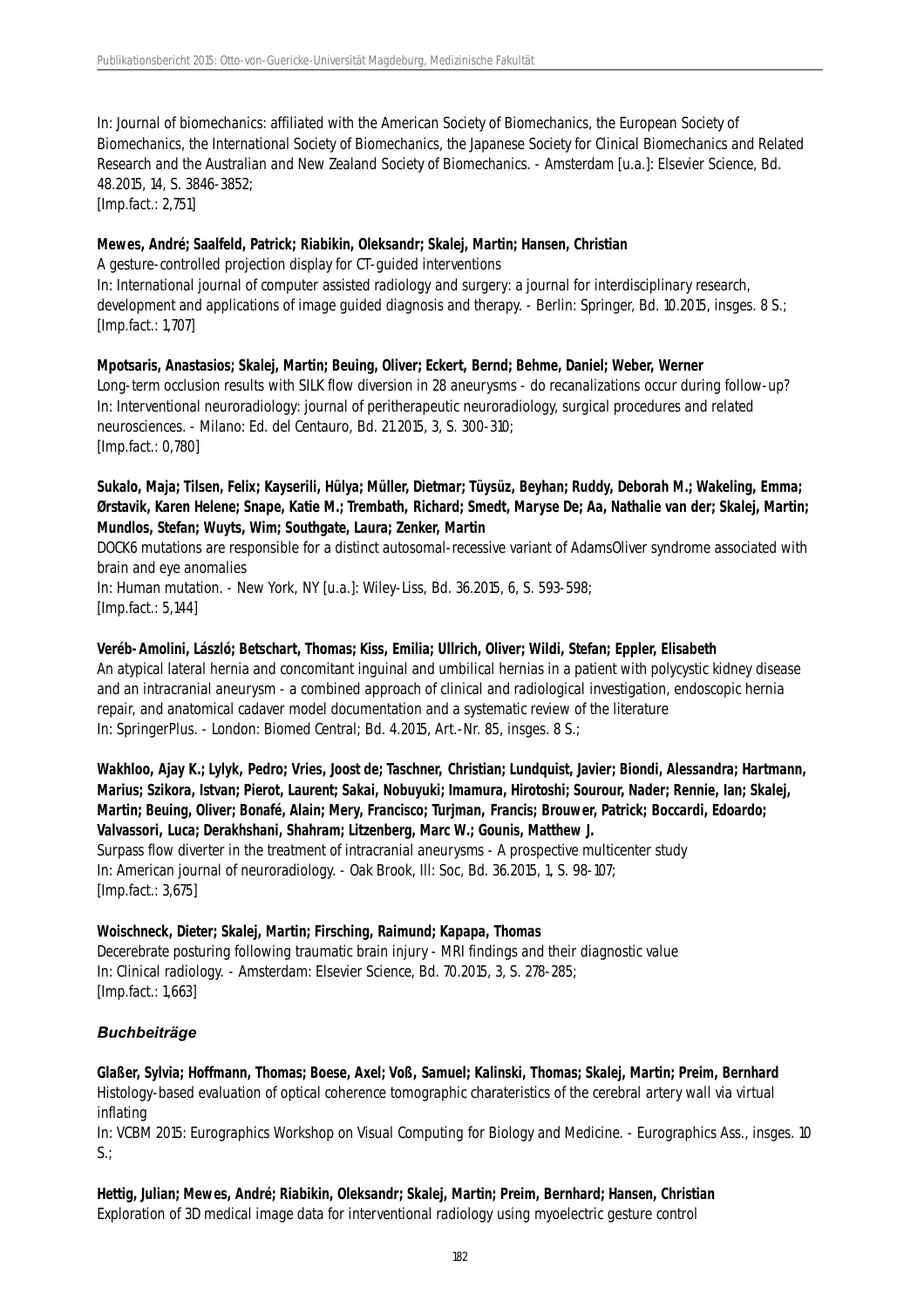In: Journal of biomechanics: affiliated with the American Society of Biomechanics, the European Society of Biomechanics, the International Society of Biomechanics, the Japanese Society for Clinical Biomechanics and Related Research and the Australian and New Zealand Society of Biomechanics. - Amsterdam [u.a.]: Elsevier Science, Bd. 48.2015, 14, S. 3846-3852;
[Imp.fact.: 2,751]

**Mewes, André; Saalfeld, Patrick; Riabikin, Oleksandr; Skalej, Martin; Hansen, Christian**
A gesture-controlled projection display for CT-guided interventions
In: International journal of computer assisted radiology and surgery: a journal for interdisciplinary research, development and applications of image guided diagnosis and therapy. - Berlin: Springer, Bd. 10.2015, insges. 8 S.;
[Imp.fact.: 1,707]

**Mpotsaris, Anastasios; Skalej, Martin; Beuing, Oliver; Eckert, Bernd; Behme, Daniel; Weber, Werner**
Long-term occlusion results with SILK flow diversion in 28 aneurysms - do recanalizations occur during follow-up?
In: Interventional neuroradiology: journal of peritherapeutic neuroradiology, surgical procedures and related neurosciences. - Milano: Ed. del Centauro, Bd. 21.2015, 3, S. 300-310;
[Imp.fact.: 0,780]

**Sukalo, Maja; Tilsen, Felix; Kayserili, Hülya; Müller, Dietmar; Tüysüz, Beyhan; Ruddy, Deborah M.; Wakeling, Emma; Ørstavik, Karen Helene; Snape, Katie M.; Trembath, Richard; Smedt, Maryse De; Aa, Nathalie van der; Skalej, Martin; Mundlos, Stefan; Wuyts, Wim; Southgate, Laura; Zenker, Martin**
DOCK6 mutations are responsible for a distinct autosomal-recessive variant of AdamsOliver syndrome associated with brain and eye anomalies
In: Human mutation. - New York, NY [u.a.]: Wiley-Liss, Bd. 36.2015, 6, S. 593-598;
[Imp.fact.: 5,144]

**Veréb-Amolini, László; Betschart, Thomas; Kiss, Emilia; Ullrich, Oliver; Wildi, Stefan; Eppler, Elisabeth**
An atypical lateral hernia and concomitant inguinal and umbilical hernias in a patient with polycystic kidney disease and an intracranial aneurysm - a combined approach of clinical and radiological investigation, endoscopic hernia repair, and anatomical cadaver model documentation and a systematic review of the literature
In: SpringerPlus. - London: Biomed Central; Bd. 4.2015, Art.-Nr. 85, insges. 8 S.;

**Wakhloo, Ajay K.; Lylyk, Pedro; Vries, Joost de; Taschner, Christian; Lundquist, Javier; Biondi, Alessandra; Hartmann, Marius; Szikora, Istvan; Pierot, Laurent; Sakai, Nobuyuki; Imamura, Hirotoshi; Sourour, Nader; Rennie, Ian; Skalej, Martin; Beuing, Oliver; Bonafé, Alain; Mery, Francisco; Turjman, Francis; Brouwer, Patrick; Boccardi, Edoardo; Valvassori, Luca; Derakhshani, Shahram; Litzenberg, Marc W.; Gounis, Matthew J.**
Surpass flow diverter in the treatment of intracranial aneurysms - A prospective multicenter study
In: American journal of neuroradiology. - Oak Brook, Ill: Soc, Bd. 36.2015, 1, S. 98-107;
[Imp.fact.: 3,675]

**Woischneck, Dieter; Skalej, Martin; Firsching, Raimund; Kapapa, Thomas**
Decerebrate posturing following traumatic brain injury - MRI findings and their diagnostic value
In: Clinical radiology. - Amsterdam: Elsevier Science, Bd. 70.2015, 3, S. 278-285;
[Imp.fact.: 1,663]

### *Buchbeiträge*

**Glaßer, Sylvia; Hoffmann, Thomas; Boese, Axel; Voß, Samuel; Kalinski, Thomas; Skalej, Martin; Preim, Bernhard**
Histology-based evaluation of optical coherence tomographic charateristics of the cerebral artery wall via virtual inflating
In: VCBM 2015: Eurographics Workshop on Visual Computing for Biology and Medicine. - Eurographics Ass., insges. 10 S.;

**Hettig, Julian; Mewes, André; Riabikin, Oleksandr; Skalej, Martin; Preim, Bernhard; Hansen, Christian**
Exploration of 3D medical image data for interventional radiology using myoelectric gesture control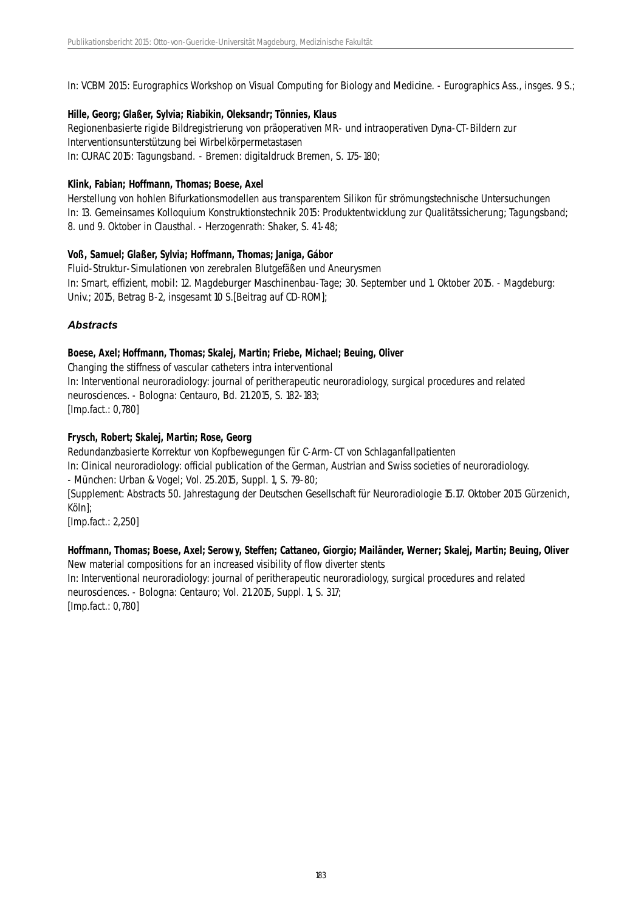In: VCBM 2015: Eurographics Workshop on Visual Computing for Biology and Medicine. - Eurographics Ass., insges. 9 S.;

**Hille, Georg; Glaßer, Sylvia; Riabikin, Oleksandr; Tönnies, Klaus**
Regionenbasierte rigide Bildregistrierung von präoperativen MR- und intraoperativen Dyna-CT-Bildern zur Interventionsunterstützung bei Wirbelkörpermetastasen
In: CURAC 2015: Tagungsband. - Bremen: digitaldruck Bremen, S. 175-180;

**Klink, Fabian; Hoffmann, Thomas; Boese, Axel**
Herstellung von hohlen Bifurkationsmodellen aus transparentem Silikon für strömungstechnische Untersuchungen
In: 13. Gemeinsames Kolloquium Konstruktionstechnik 2015: Produktentwicklung zur Qualitätssicherung; Tagungsband; 8. und 9. Oktober in Clausthal. - Herzogenrath: Shaker, S. 41-48;

**Voß, Samuel; Glaßer, Sylvia; Hoffmann, Thomas; Janiga, Gábor**
Fluid-Struktur-Simulationen von zerebralen Blutgefäßen und Aneurysmen
In: Smart, effizient, mobil: 12. Magdeburger Maschinenbau-Tage; 30. September und 1. Oktober 2015. - Magdeburg: Univ.; 2015, Betrag B-2, insgesamt 10 S.[Beitrag auf CD-ROM];

### *Abstracts*

**Boese, Axel; Hoffmann, Thomas; Skalej, Martin; Friebe, Michael; Beuing, Oliver**
Changing the stiffness of vascular catheters intra interventional
In: Interventional neuroradiology: journal of peritherapeutic neuroradiology, surgical procedures and related neurosciences. - Bologna: Centauro, Bd. 21.2015, S. 182-183;
[Imp.fact.: 0,780]

**Frysch, Robert; Skalej, Martin; Rose, Georg**
Redundanzbasierte Korrektur von Kopfbewegungen für C-Arm-CT von Schlaganfallpatienten
In: Clinical neuroradiology: official publication of the German, Austrian and Swiss societies of neuroradiology. - München: Urban & Vogel; Vol. 25.2015, Suppl. 1, S. 79-80;
[Supplement: Abstracts 50. Jahrestagung der Deutschen Gesellschaft für Neuroradiologie 15.17. Oktober 2015 Gürzenich, Köln];
[Imp.fact.: 2,250]

**Hoffmann, Thomas; Boese, Axel; Serowy, Steffen; Cattaneo, Giorgio; Mailänder, Werner; Skalej, Martin; Beuing, Oliver**
New material compositions for an increased visibility of flow diverter stents
In: Interventional neuroradiology: journal of peritherapeutic neuroradiology, surgical procedures and related neurosciences. - Bologna: Centauro; Vol. 21.2015, Suppl. 1, S. 317;
[Imp.fact.: 0,780]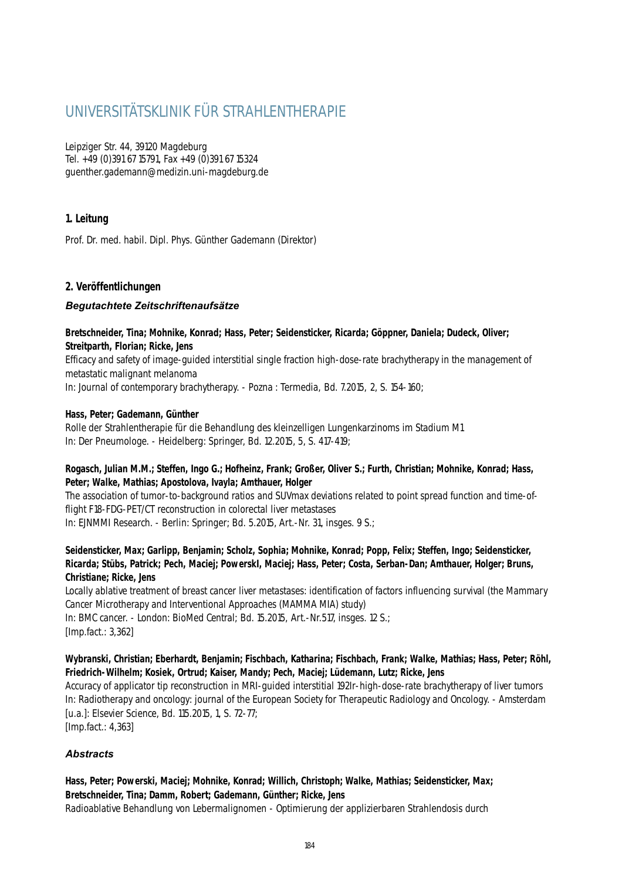# UNIVERSITÄTSKLINIK FÜR STRAHLENTHERAPIE

Leipziger Str. 44, 39120 Magdeburg  
Tel. +49 (0)391 67 15791, Fax +49 (0)391 67 15324  
guenther.gademann@medizin.uni-magdeburg.de

## 1. Leitung

Prof. Dr. med. habil. Dipl. Phys. Günther Gademann (Direktor)

## 2. Veröffentlichungen

### *Begutachtete Zeitschriftenaufsätze*

**Bretschneider, Tina; Mohnike, Konrad; Hass, Peter; Seidensticker, Ricarda; Göppner, Daniela; Dudeck, Oliver; Streitparth, Florian; Ricke, Jens**  
Efficacy and safety of image-guided interstitial single fraction high-dose-rate brachytherapy in the management of metastatic malignant melanoma  
In: Journal of contemporary brachytherapy. - Pozna : Termedia, Bd. 7.2015, 2, S. 154-160;

**Hass, Peter; Gademann, Günther**  
Rolle der Strahlentherapie für die Behandlung des kleinzelligen Lungenkarzinoms im Stadium M1  
In: Der Pneumologe. - Heidelberg: Springer, Bd. 12.2015, 5, S. 417-419;

**Rogasch, Julian M.M.; Steffen, Ingo G.; Hofheinz, Frank; Großer, Oliver S.; Furth, Christian; Mohnike, Konrad; Hass, Peter; Walke, Mathias; Apostolova, Ivayla; Amthauer, Holger**  
The association of tumor-to-background ratios and SUVmax deviations related to point spread function and time-of-flight F18-FDG-PET/CT reconstruction in colorectal liver metastases  
In: EJNMMI Research. - Berlin: Springer; Bd. 5.2015, Art.-Nr. 31, insges. 9 S.;

**Seidensticker, Max; Garlipp, Benjamin; Scholz, Sophia; Mohnike, Konrad; Popp, Felix; Steffen, Ingo; Seidensticker, Ricarda; Stübs, Patrick; Pech, Maciej; Powerskl, Maciej; Hass, Peter; Costa, Serban-Dan; Amthauer, Holger; Bruns, Christiane; Ricke, Jens**  
Locally ablative treatment of breast cancer liver metastases: identification of factors influencing survival (the Mammary Cancer Microtherapy and Interventional Approaches (MAMMA MIA) study)  
In: BMC cancer. - London: BioMed Central; Bd. 15.2015, Art.-Nr.517, insges. 12 S.;  
[Imp.fact.: 3,362]

**Wybranski, Christian; Eberhardt, Benjamin; Fischbach, Katharina; Fischbach, Frank; Walke, Mathias; Hass, Peter; Röhl, Friedrich-Wilhelm; Kosiek, Ortrud; Kaiser, Mandy; Pech, Maciej; Lüdemann, Lutz; Ricke, Jens**  
Accuracy of applicator tip reconstruction in MRI-guided interstitial 192Ir-high-dose-rate brachytherapy of liver tumors  
In: Radiotherapy and oncology: journal of the European Society for Therapeutic Radiology and Oncology. - Amsterdam [u.a.]: Elsevier Science, Bd. 115.2015, 1, S. 72-77;  
[Imp.fact.: 4,363]

### *Abstracts*

**Hass, Peter; Powerski, Maciej; Mohnike, Konrad; Willich, Christoph; Walke, Mathias; Seidensticker, Max; Bretschneider, Tina; Damm, Robert; Gademann, Günther; Ricke, Jens**  
Radioablative Behandlung von Lebermalignomen - Optimierung der applizierbaren Strahlendosis durch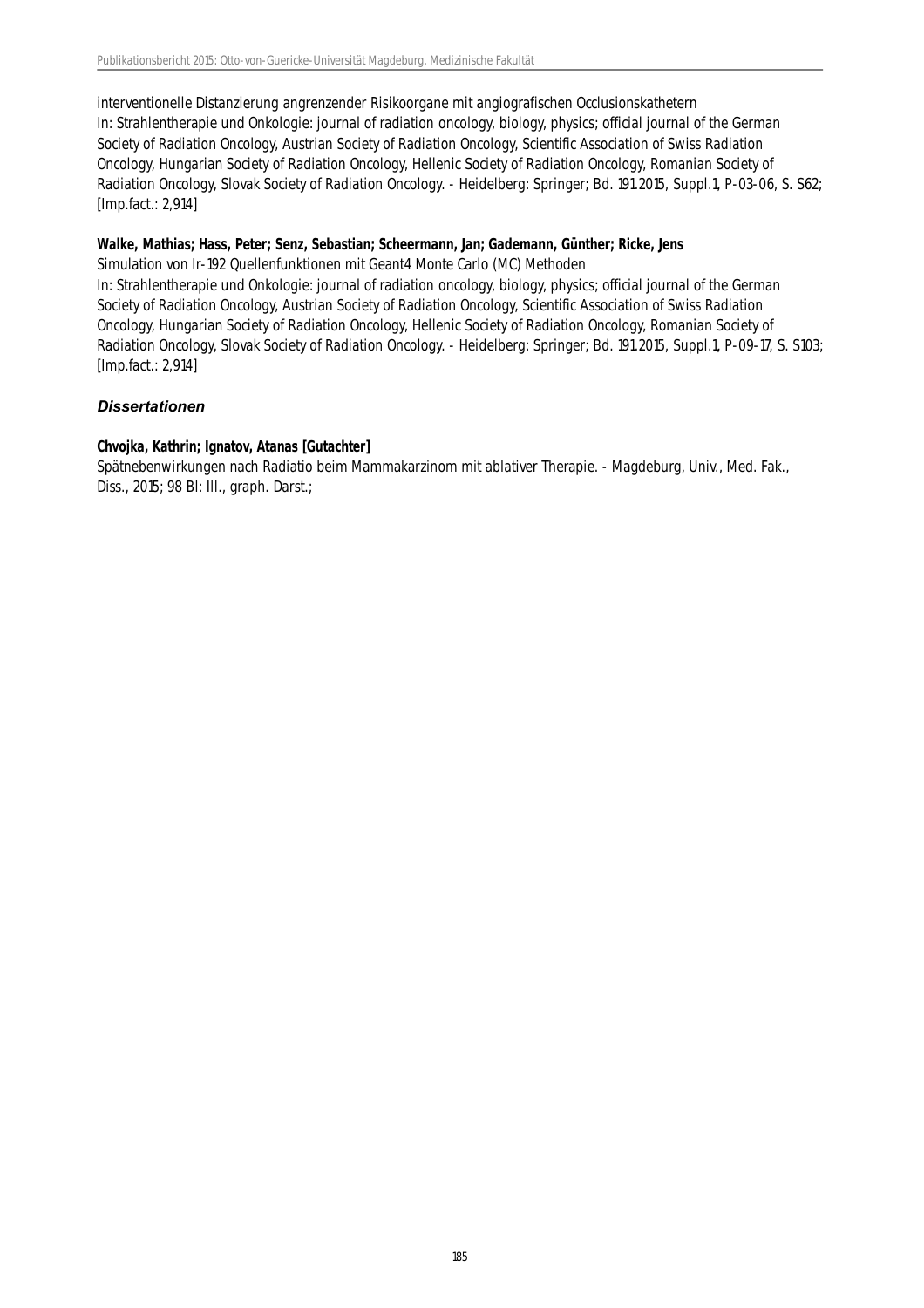interventionelle Distanzierung angrenzender Risikoorgane mit angiografischen Occlusionskathetern
In: Strahlentherapie und Onkologie: journal of radiation oncology, biology, physics; official journal of the German Society of Radiation Oncology, Austrian Society of Radiation Oncology, Scientific Association of Swiss Radiation Oncology, Hungarian Society of Radiation Oncology, Hellenic Society of Radiation Oncology, Romanian Society of Radiation Oncology, Slovak Society of Radiation Oncology. - Heidelberg: Springer; Bd. 191.2015, Suppl.1, P-03-06, S. S62; [Imp.fact.: 2,914]

**Walke, Mathias; Hass, Peter; Senz, Sebastian; Scheermann, Jan; Gademann, Günther; Ricke, Jens**
Simulation von Ir-192 Quellenfunktionen mit Geant4 Monte Carlo (MC) Methoden
In: Strahlentherapie und Onkologie: journal of radiation oncology, biology, physics; official journal of the German Society of Radiation Oncology, Austrian Society of Radiation Oncology, Scientific Association of Swiss Radiation Oncology, Hungarian Society of Radiation Oncology, Hellenic Society of Radiation Oncology, Romanian Society of Radiation Oncology, Slovak Society of Radiation Oncology. - Heidelberg: Springer; Bd. 191.2015, Suppl.1, P-09-17, S. S103; [Imp.fact.: 2,914]

### *Dissertationen*

**Chvojka, Kathrin; Ignatov, Atanas [Gutachter]**
Spätnebenwirkungen nach Radiatio beim Mammakarzinom mit ablativer Therapie. - Magdeburg, Univ., Med. Fak., Diss., 2015; 98 Bl: Ill., graph. Darst.;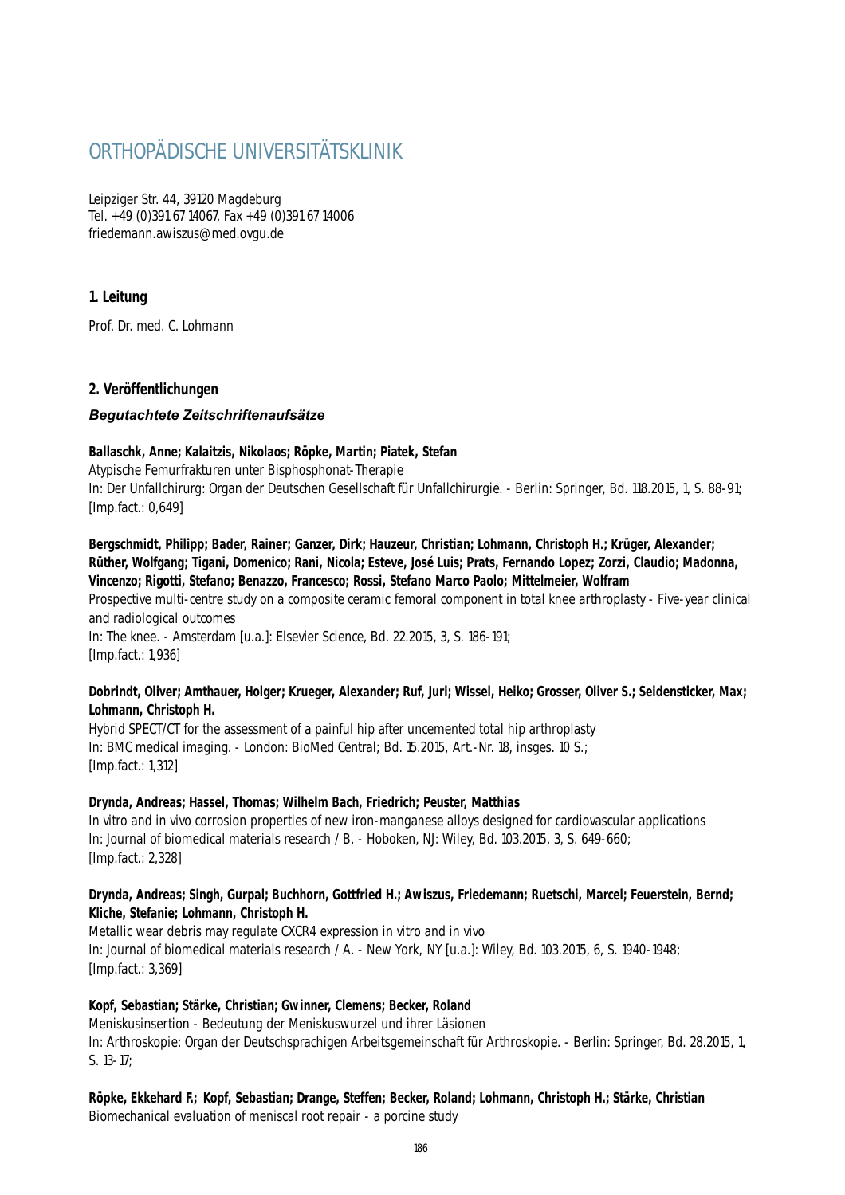# ORTHOPÄDISCHE UNIVERSITÄTSKLINIK

Leipziger Str. 44, 39120 Magdeburg
Tel. +49 (0)391 67 14067, Fax +49 (0)391 67 14006
friedemann.awiszus@med.ovgu.de

## 1. Leitung

Prof. Dr. med. C. Lohmann

## 2. Veröffentlichungen

### *Begutachtete Zeitschriftenaufsätze*

**Ballaschk, Anne; Kalaitzis, Nikolaos; Röpke, Martin; Piatek, Stefan**
Atypische Femurfrakturen unter Bisphosphonat-Therapie
In: Der Unfallchirurg: Organ der Deutschen Gesellschaft für Unfallchirurgie. - Berlin: Springer, Bd. 118.2015, 1, S. 88-91;
[Imp.fact.: 0,649]

**Bergschmidt, Philipp; Bader, Rainer; Ganzer, Dirk; Hauzeur, Christian; Lohmann, Christoph H.; Krüger, Alexander; Rüther, Wolfgang; Tigani, Domenico; Rani, Nicola; Esteve, José Luis; Prats, Fernando Lopez; Zorzi, Claudio; Madonna, Vincenzo; Rigotti, Stefano; Benazzo, Francesco; Rossi, Stefano Marco Paolo; Mittelmeier, Wolfram**
Prospective multi-centre study on a composite ceramic femoral component in total knee arthroplasty - Five-year clinical and radiological outcomes
In: The knee. - Amsterdam [u.a.]: Elsevier Science, Bd. 22.2015, 3, S. 186-191;
[Imp.fact.: 1,936]

**Dobrindt, Oliver; Amthauer, Holger; Krueger, Alexander; Ruf, Juri; Wissel, Heiko; Grosser, Oliver S.; Seidensticker, Max; Lohmann, Christoph H.**
Hybrid SPECT/CT for the assessment of a painful hip after uncemented total hip arthroplasty
In: BMC medical imaging. - London: BioMed Central; Bd. 15.2015, Art.-Nr. 18, insges. 10 S.;
[Imp.fact.: 1,312]

**Drynda, Andreas; Hassel, Thomas; Wilhelm Bach, Friedrich; Peuster, Matthias**
In vitro and in vivo corrosion properties of new iron-manganese alloys designed for cardiovascular applications
In: Journal of biomedical materials research / B. - Hoboken, NJ: Wiley, Bd. 103.2015, 3, S. 649-660;
[Imp.fact.: 2,328]

**Drynda, Andreas; Singh, Gurpal; Buchhorn, Gottfried H.; Awiszus, Friedemann; Ruetschi, Marcel; Feuerstein, Bernd; Kliche, Stefanie; Lohmann, Christoph H.**
Metallic wear debris may regulate CXCR4 expression in vitro and in vivo
In: Journal of biomedical materials research / A. - New York, NY [u.a.]: Wiley, Bd. 103.2015, 6, S. 1940-1948;
[Imp.fact.: 3,369]

**Kopf, Sebastian; Stärke, Christian; Gwinner, Clemens; Becker, Roland**
Meniskusinsertion - Bedeutung der Meniskuswurzel und ihrer Läsionen
In: Arthroskopie: Organ der Deutschsprachigen Arbeitsgemeinschaft für Arthroskopie. - Berlin: Springer, Bd. 28.2015, 1, S. 13-17;

**Röpke, Ekkehard F.; Kopf, Sebastian; Drange, Steffen; Becker, Roland; Lohmann, Christoph H.; Stärke, Christian**
Biomechanical evaluation of meniscal root repair - a porcine study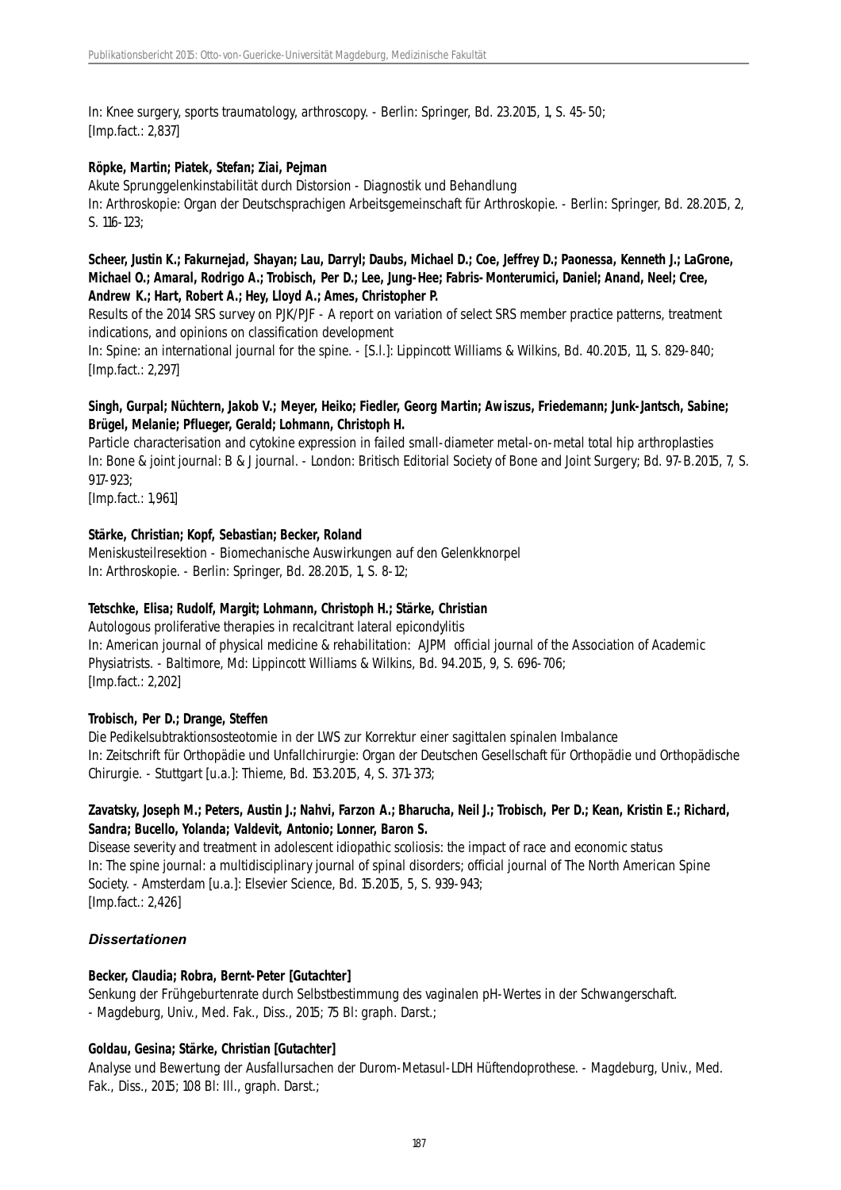In: Knee surgery, sports traumatology, arthroscopy. - Berlin: Springer, Bd. 23.2015, 1, S. 45-50;
[Imp.fact.: 2,837]

**Röpke, Martin; Piatek, Stefan; Ziai, Pejman**
Akute Sprunggelenkinstabilität durch Distorsion - Diagnostik und Behandlung
In: Arthroskopie: Organ der Deutschsprachigen Arbeitsgemeinschaft für Arthroskopie. - Berlin: Springer, Bd. 28.2015, 2, S. 116-123;

**Scheer, Justin K.; Fakurnejad, Shayan; Lau, Darryl; Daubs, Michael D.; Coe, Jeffrey D.; Paonessa, Kenneth J.; LaGrone, Michael O.; Amaral, Rodrigo A.; Trobisch, Per D.; Lee, Jung-Hee; Fabris-Monterumici, Daniel; Anand, Neel; Cree, Andrew K.; Hart, Robert A.; Hey, Lloyd A.; Ames, Christopher P.**
Results of the 2014 SRS survey on PJK/PJF - A report on variation of select SRS member practice patterns, treatment indications, and opinions on classification development
In: Spine: an international journal for the spine. - [S.l.]: Lippincott Williams & Wilkins, Bd. 40.2015, 11, S. 829-840;
[Imp.fact.: 2,297]

**Singh, Gurpal; Nüchtern, Jakob V.; Meyer, Heiko; Fiedler, Georg Martin; Awiszus, Friedemann; Junk-Jantsch, Sabine; Brügel, Melanie; Pflueger, Gerald; Lohmann, Christoph H.**
Particle characterisation and cytokine expression in failed small-diameter metal-on-metal total hip arthroplasties
In: Bone & joint journal: B & J journal. - London: Britisch Editorial Society of Bone and Joint Surgery; Bd. 97-B.2015, 7, S. 917-923;
[Imp.fact.: 1,961]

**Stärke, Christian; Kopf, Sebastian; Becker, Roland**
Meniskusteilresektion - Biomechanische Auswirkungen auf den Gelenkknorpel
In: Arthroskopie. - Berlin: Springer, Bd. 28.2015, 1, S. 8-12;

**Tetschke, Elisa; Rudolf, Margit; Lohmann, Christoph H.; Stärke, Christian**
Autologous proliferative therapies in recalcitrant lateral epicondylitis
In: American journal of physical medicine & rehabilitation: AJPM official journal of the Association of Academic Physiatrists. - Baltimore, Md: Lippincott Williams & Wilkins, Bd. 94.2015, 9, S. 696-706;
[Imp.fact.: 2,202]

**Trobisch, Per D.; Drange, Steffen**
Die Pedikelsubtraktionsosteotomie in der LWS zur Korrektur einer sagittalen spinalen Imbalance
In: Zeitschrift für Orthopädie und Unfallchirurgie: Organ der Deutschen Gesellschaft für Orthopädie und Orthopädische Chirurgie. - Stuttgart [u.a.]: Thieme, Bd. 153.2015, 4, S. 371-373;

**Zavatsky, Joseph M.; Peters, Austin J.; Nahvi, Farzon A.; Bharucha, Neil J.; Trobisch, Per D.; Kean, Kristin E.; Richard, Sandra; Bucello, Yolanda; Valdevit, Antonio; Lonner, Baron S.**
Disease severity and treatment in adolescent idiopathic scoliosis: the impact of race and economic status
In: The spine journal: a multidisciplinary journal of spinal disorders; official journal of The North American Spine Society. - Amsterdam [u.a.]: Elsevier Science, Bd. 15.2015, 5, S. 939-943;
[Imp.fact.: 2,426]

### *Dissertationen*

**Becker, Claudia; Robra, Bernt-Peter [Gutachter]**
Senkung der Frühgeburtenrate durch Selbstbestimmung des vaginalen pH-Wertes in der Schwangerschaft.
- Magdeburg, Univ., Med. Fak., Diss., 2015; 75 Bl: graph. Darst.;

**Goldau, Gesina; Stärke, Christian [Gutachter]**
Analyse und Bewertung der Ausfallursachen der Durom-Metasul-LDH Hüftendoprothese. - Magdeburg, Univ., Med. Fak., Diss., 2015; 108 Bl: Ill., graph. Darst.;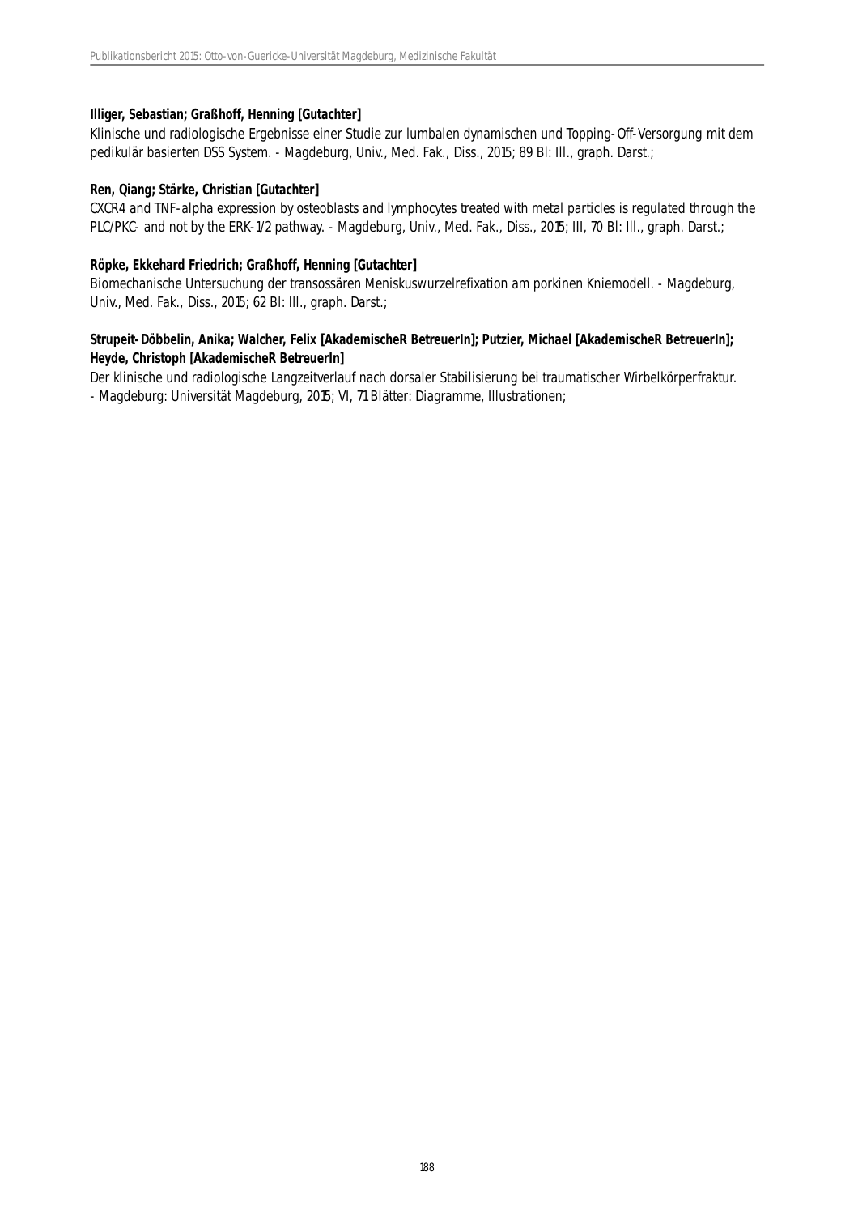**Illiger, Sebastian; Graßhoff, Henning [Gutachter]**

Klinische und radiologische Ergebnisse einer Studie zur lumbalen dynamischen und Topping-Off-Versorgung mit dem pedikulär basierten DSS System. - Magdeburg, Univ., Med. Fak., Diss., 2015; 89 Bl: Ill., graph. Darst.;

**Ren, Qiang; Stärke, Christian [Gutachter]**

CXCR4 and TNF-alpha expression by osteoblasts and lymphocytes treated with metal particles is regulated through the PLC/PKC- and not by the ERK-1/2 pathway. - Magdeburg, Univ., Med. Fak., Diss., 2015; III, 70 Bl: Ill., graph. Darst.;

**Röpke, Ekkehard Friedrich; Graßhoff, Henning [Gutachter]**

Biomechanische Untersuchung der transossären Meniskuswurzelrefixation am porkinen Kniemodell. - Magdeburg, Univ., Med. Fak., Diss., 2015; 62 Bl: Ill., graph. Darst.;

**Strupeit-Döbbelin, Anika; Walcher, Felix [AkademischeR BetreuerIn]; Putzier, Michael [AkademischeR BetreuerIn]; Heyde, Christoph [AkademischeR BetreuerIn]**

Der klinische und radiologische Langzeitverlauf nach dorsaler Stabilisierung bei traumatischer Wirbelkörperfraktur. - Magdeburg: Universität Magdeburg, 2015; VI, 71 Blätter: Diagramme, Illustrationen;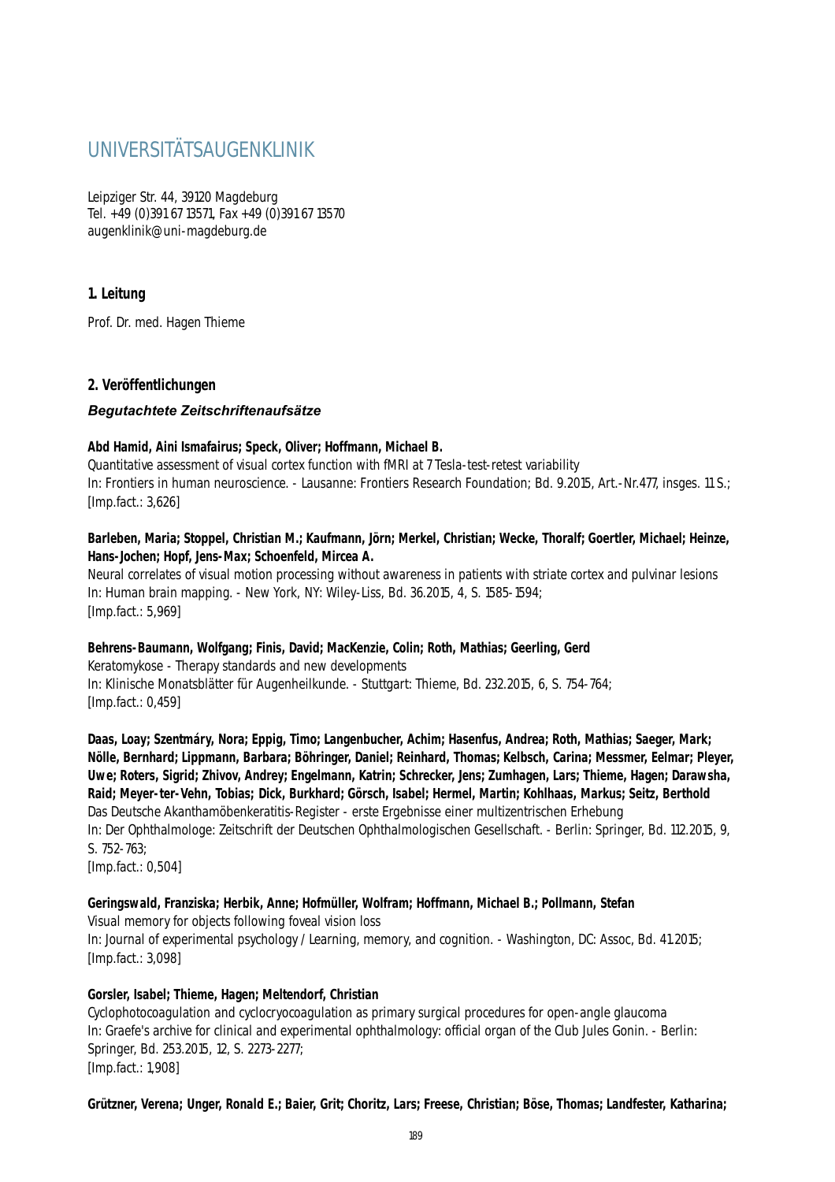# UNIVERSITÄTSAUGENKLINIK

Leipziger Str. 44, 39120 Magdeburg
Tel. +49 (0)391 67 13571, Fax +49 (0)391 67 13570
augenklinik@uni-magdeburg.de

## 1. Leitung

Prof. Dr. med. Hagen Thieme

## 2. Veröffentlichungen

### *Begutachtete Zeitschriftenaufsätze*

**Abd Hamid, Aini Ismafairus; Speck, Oliver; Hoffmann, Michael B.**
Quantitative assessment of visual cortex function with fMRI at 7 Tesla-test-retest variability
In: Frontiers in human neuroscience. - Lausanne: Frontiers Research Foundation; Bd. 9.2015, Art.-Nr.477, insges. 11 S.;
[Imp.fact.: 3,626]

**Barleben, Maria; Stoppel, Christian M.; Kaufmann, Jörn; Merkel, Christian; Wecke, Thoralf; Goertler, Michael; Heinze, Hans-Jochen; Hopf, Jens-Max; Schoenfeld, Mircea A.**
Neural correlates of visual motion processing without awareness in patients with striate cortex and pulvinar lesions
In: Human brain mapping. - New York, NY: Wiley-Liss, Bd. 36.2015, 4, S. 1585-1594;
[Imp.fact.: 5,969]

**Behrens-Baumann, Wolfgang; Finis, David; MacKenzie, Colin; Roth, Mathias; Geerling, Gerd**
Keratomykose - Therapy standards and new developments
In: Klinische Monatsblätter für Augenheilkunde. - Stuttgart: Thieme, Bd. 232.2015, 6, S. 754-764;
[Imp.fact.: 0,459]

**Daas, Loay; Szentmáry, Nora; Eppig, Timo; Langenbucher, Achim; Hasenfus, Andrea; Roth, Mathias; Saeger, Mark; Nölle, Bernhard; Lippmann, Barbara; Böhringer, Daniel; Reinhard, Thomas; Kelbsch, Carina; Messmer, Eelmar; Pleyer, Uwe; Roters, Sigrid; Zhivov, Andrey; Engelmann, Katrin; Schrecker, Jens; Zumhagen, Lars; Thieme, Hagen; Darawsha, Raid; Meyer-ter-Vehn, Tobias; Dick, Burkhard; Görsch, Isabel; Hermel, Martin; Kohlhaas, Markus; Seitz, Berthold**
Das Deutsche Akanthamöbenkeratitis-Register - erste Ergebnisse einer multizentrischen Erhebung
In: Der Ophthalmologe: Zeitschrift der Deutschen Ophthalmologischen Gesellschaft. - Berlin: Springer, Bd. 112.2015, 9, S. 752-763;
[Imp.fact.: 0,504]

**Geringswald, Franziska; Herbik, Anne; Hofmüller, Wolfram; Hoffmann, Michael B.; Pollmann, Stefan**
Visual memory for objects following foveal vision loss
In: Journal of experimental psychology / Learning, memory, and cognition. - Washington, DC: Assoc, Bd. 41.2015;
[Imp.fact.: 3,098]

**Gorsler, Isabel; Thieme, Hagen; Meltendorf, Christian**
Cyclophotocoagulation and cyclocryocoagulation as primary surgical procedures for open-angle glaucoma
In: Graefe's archive for clinical and experimental ophthalmology: official organ of the Club Jules Gonin. - Berlin: Springer, Bd. 253.2015, 12, S. 2273-2277;
[Imp.fact.: 1,908]

**Grützner, Verena; Unger, Ronald E.; Baier, Grit; Choritz, Lars; Freese, Christian; Böse, Thomas; Landfester, Katharina;**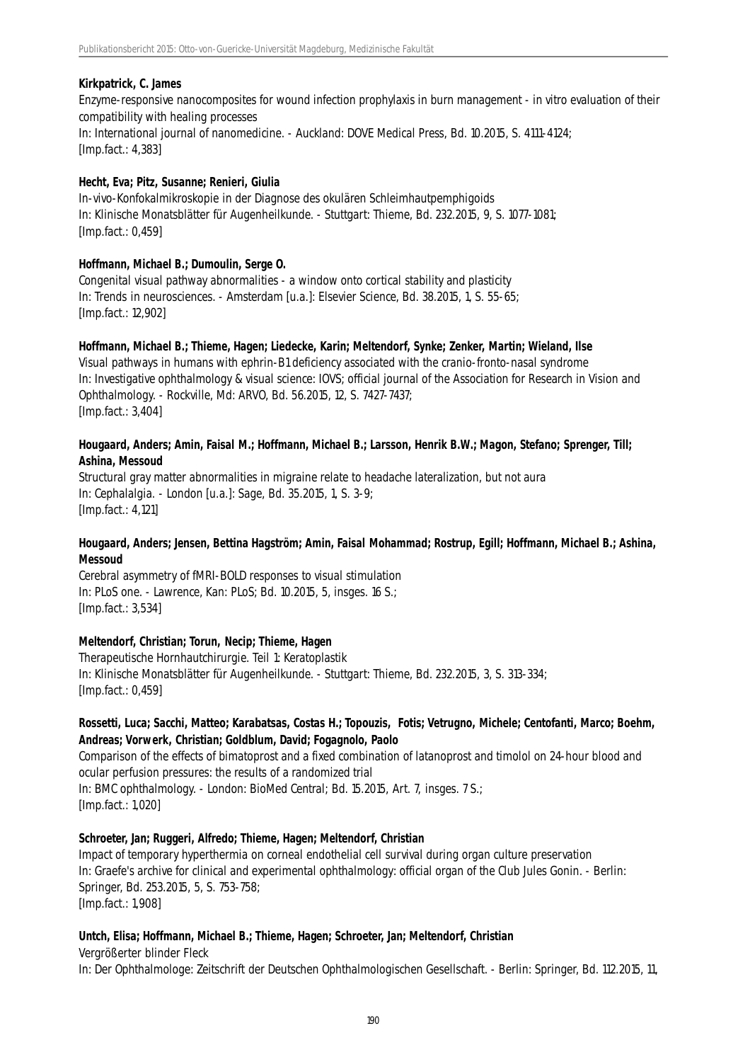**Kirkpatrick, C. James**
Enzyme-responsive nanocomposites for wound infection prophylaxis in burn management - in vitro evaluation of their compatibility with healing processes
In: International journal of nanomedicine. - Auckland: DOVE Medical Press, Bd. 10.2015, S. 4111-4124;
[Imp.fact.: 4,383]

**Hecht, Eva; Pitz, Susanne; Renieri, Giulia**
In-vivo-Konfokalmikroskopie in der Diagnose des okulären Schleimhautpemphigoids
In: Klinische Monatsblätter für Augenheilkunde. - Stuttgart: Thieme, Bd. 232.2015, 9, S. 1077-1081;
[Imp.fact.: 0,459]

**Hoffmann, Michael B.; Dumoulin, Serge O.**
Congenital visual pathway abnormalities - a window onto cortical stability and plasticity
In: Trends in neurosciences. - Amsterdam [u.a.]: Elsevier Science, Bd. 38.2015, 1, S. 55-65;
[Imp.fact.: 12,902]

**Hoffmann, Michael B.; Thieme, Hagen; Liedecke, Karin; Meltendorf, Synke; Zenker, Martin; Wieland, Ilse**
Visual pathways in humans with ephrin-B1 deficiency associated with the cranio-fronto-nasal syndrome
In: Investigative ophthalmology & visual science: IOVS; official journal of the Association for Research in Vision and Ophthalmology. - Rockville, Md: ARVO, Bd. 56.2015, 12, S. 7427-7437;
[Imp.fact.: 3,404]

**Hougaard, Anders; Amin, Faisal M.; Hoffmann, Michael B.; Larsson, Henrik B.W.; Magon, Stefano; Sprenger, Till; Ashina, Messoud**
Structural gray matter abnormalities in migraine relate to headache lateralization, but not aura
In: Cephalalgia. - London [u.a.]: Sage, Bd. 35.2015, 1, S. 3-9;
[Imp.fact.: 4,121]

**Hougaard, Anders; Jensen, Bettina Hagström; Amin, Faisal Mohammad; Rostrup, Egill; Hoffmann, Michael B.; Ashina, Messoud**
Cerebral asymmetry of fMRI-BOLD responses to visual stimulation
In: PLoS one. - Lawrence, Kan: PLoS; Bd. 10.2015, 5, insges. 16 S.;
[Imp.fact.: 3,534]

**Meltendorf, Christian; Torun, Necip; Thieme, Hagen**
Therapeutische Hornhautchirurgie. Teil 1: Keratoplastik
In: Klinische Monatsblätter für Augenheilkunde. - Stuttgart: Thieme, Bd. 232.2015, 3, S. 313-334;
[Imp.fact.: 0,459]

**Rossetti, Luca; Sacchi, Matteo; Karabatsas, Costas H.; Topouzis, Fotis; Vetrugno, Michele; Centofanti, Marco; Boehm, Andreas; Vorwerk, Christian; Goldblum, David; Fogagnolo, Paolo**
Comparison of the effects of bimatoprost and a fixed combination of latanoprost and timolol on 24-hour blood and ocular perfusion pressures: the results of a randomized trial
In: BMC ophthalmology. - London: BioMed Central; Bd. 15.2015, Art. 7, insges. 7 S.;
[Imp.fact.: 1,020]

**Schroeter, Jan; Ruggeri, Alfredo; Thieme, Hagen; Meltendorf, Christian**
Impact of temporary hyperthermia on corneal endothelial cell survival during organ culture preservation
In: Graefe's archive for clinical and experimental ophthalmology: official organ of the Club Jules Gonin. - Berlin: Springer, Bd. 253.2015, 5, S. 753-758;
[Imp.fact.: 1,908]

**Untch, Elisa; Hoffmann, Michael B.; Thieme, Hagen; Schroeter, Jan; Meltendorf, Christian**
Vergrößerter blinder Fleck
In: Der Ophthalmologe: Zeitschrift der Deutschen Ophthalmologischen Gesellschaft. - Berlin: Springer, Bd. 112.2015, 11,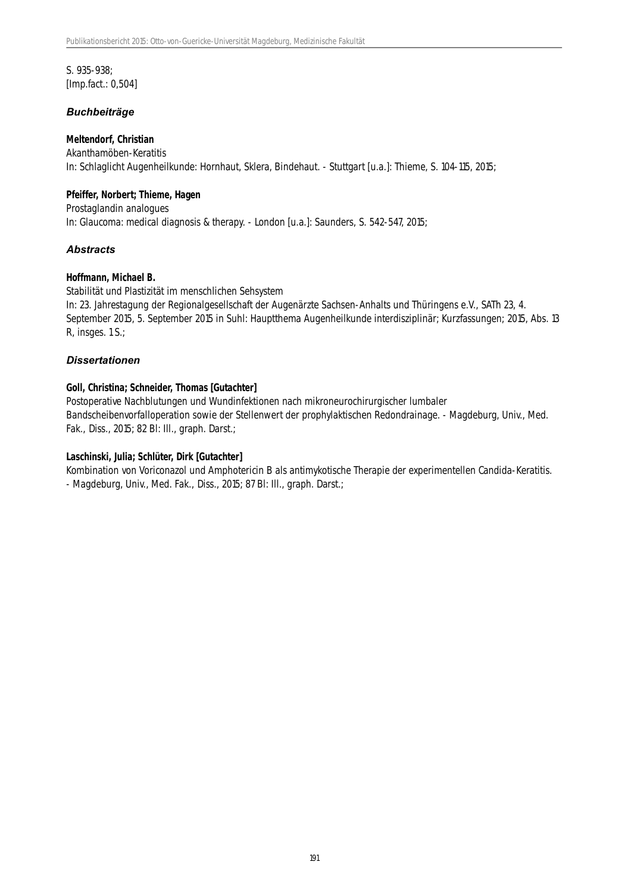S. 935-938;
[Imp.fact.: 0,504]

### *Buchbeiträge*

**Meltendorf, Christian**
Akanthamöben-Keratitis
In: Schlaglicht Augenheilkunde: Hornhaut, Sklera, Bindehaut. - Stuttgart [u.a.]: Thieme, S. 104-115, 2015;

**Pfeiffer, Norbert; Thieme, Hagen**
Prostaglandin analogues
In: Glaucoma: medical diagnosis & therapy. - London [u.a.]: Saunders, S. 542-547, 2015;

### *Abstracts*

**Hoffmann, Michael B.**
Stabilität und Plastizität im menschlichen Sehsystem
In: 23. Jahrestagung der Regionalgesellschaft der Augenärzte Sachsen-Anhalts und Thüringens e.V., SATh 23, 4. September 2015, 5. September 2015 in Suhl: Hauptthema Augenheilkunde interdisziplinär; Kurzfassungen; 2015, Abs. 13 R, insges. 1 S.;

### *Dissertationen*

**Goll, Christina; Schneider, Thomas [Gutachter]**
Postoperative Nachblutungen und Wundinfektionen nach mikroneurochirurgischer lumbaler Bandscheibenvorfalloperation sowie der Stellenwert der prophylaktischen Redondrainage. - Magdeburg, Univ., Med. Fak., Diss., 2015; 82 Bl: Ill., graph. Darst.;

**Laschinski, Julia; Schlüter, Dirk [Gutachter]**
Kombination von Voriconazol und Amphotericin B als antimykotische Therapie der experimentellen Candida-Keratitis. - Magdeburg, Univ., Med. Fak., Diss., 2015; 87 Bl: Ill., graph. Darst.;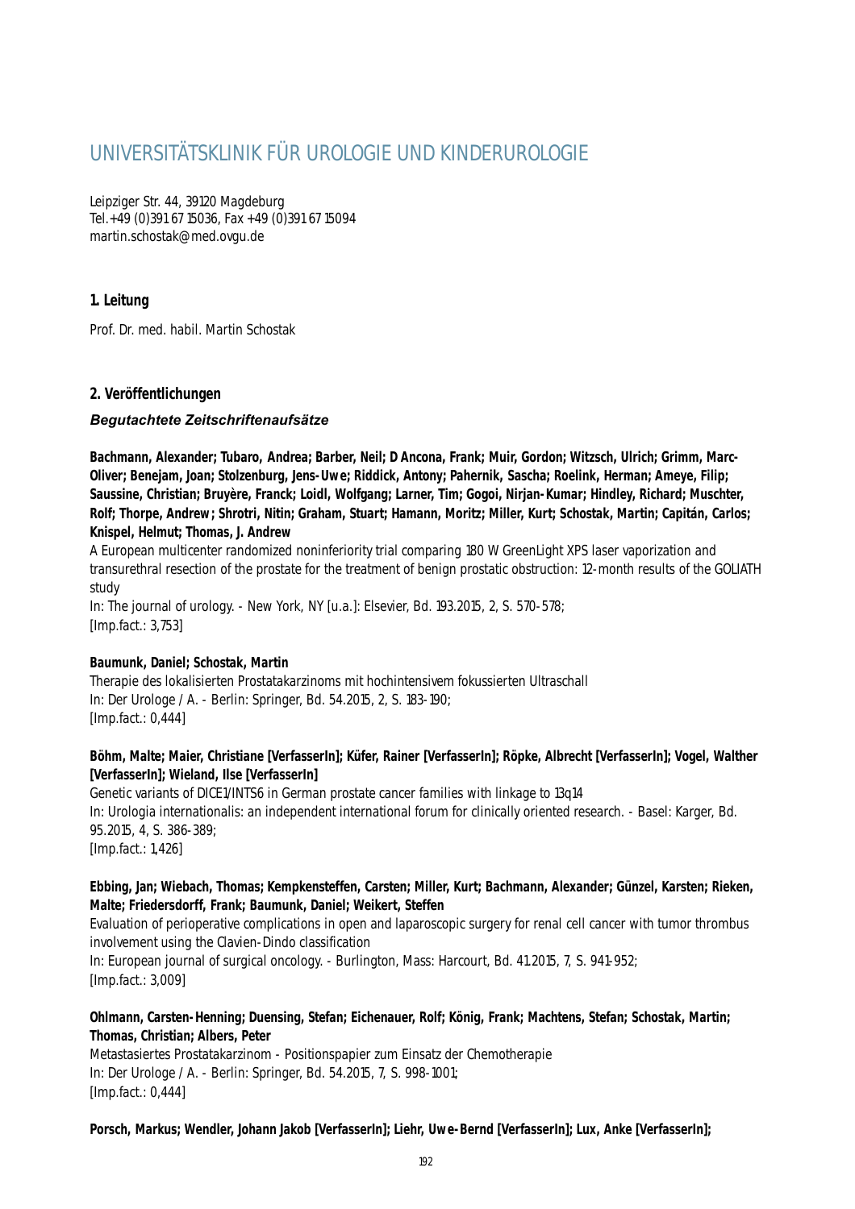# UNIVERSITÄTSKLINIK FÜR UROLOGIE UND KINDERUROLOGIE

Leipziger Str. 44, 39120 Magdeburg
Tel.+49 (0)391 67 15036, Fax +49 (0)391 67 15094
martin.schostak@med.ovgu.de

### 1. Leitung

Prof. Dr. med. habil. Martin Schostak

### 2. Veröffentlichungen

#### *Begutachtete Zeitschriftenaufsätze*

**Bachmann, Alexander; Tubaro, Andrea; Barber, Neil; D Ancona, Frank; Muir, Gordon; Witzsch, Ulrich; Grimm, Marc-Oliver; Benejam, Joan; Stolzenburg, Jens-Uwe; Riddick, Antony; Pahernik, Sascha; Roelink, Herman; Ameye, Filip; Saussine, Christian; Bruyère, Franck; Loidl, Wolfgang; Larner, Tim; Gogoi, Nirjan-Kumar; Hindley, Richard; Muschter, Rolf; Thorpe, Andrew; Shrotri, Nitin; Graham, Stuart; Hamann, Moritz; Miller, Kurt; Schostak, Martin; Capitán, Carlos; Knispel, Helmut; Thomas, J. Andrew**
A European multicenter randomized noninferiority trial comparing 180 W GreenLight XPS laser vaporization and transurethral resection of the prostate for the treatment of benign prostatic obstruction: 12-month results of the GOLIATH study
In: The journal of urology. - New York, NY [u.a.]: Elsevier, Bd. 193.2015, 2, S. 570-578;
[Imp.fact.: 3,753]

**Baumunk, Daniel; Schostak, Martin**
Therapie des lokalisierten Prostatakarzinoms mit hochintensivem fokussierten Ultraschall
In: Der Urologe / A. - Berlin: Springer, Bd. 54.2015, 2, S. 183-190;
[Imp.fact.: 0,444]

**Böhm, Malte; Maier, Christiane [VerfasserIn]; Küfer, Rainer [VerfasserIn]; Röpke, Albrecht [VerfasserIn]; Vogel, Walther [VerfasserIn]; Wieland, Ilse [VerfasserIn]**
Genetic variants of DICE1/INTS6 in German prostate cancer families with linkage to 13q14
In: Urologia internationalis: an independent international forum for clinically oriented research. - Basel: Karger, Bd. 95.2015, 4, S. 386-389;
[Imp.fact.: 1,426]

**Ebbing, Jan; Wiebach, Thomas; Kempkensteffen, Carsten; Miller, Kurt; Bachmann, Alexander; Günzel, Karsten; Rieken, Malte; Friedersdorff, Frank; Baumunk, Daniel; Weikert, Steffen**
Evaluation of perioperative complications in open and laparoscopic surgery for renal cell cancer with tumor thrombus involvement using the Clavien-Dindo classification
In: European journal of surgical oncology. - Burlington, Mass: Harcourt, Bd. 41.2015, 7, S. 941-952;
[Imp.fact.: 3,009]

**Ohlmann, Carsten-Henning; Duensing, Stefan; Eichenauer, Rolf; König, Frank; Machtens, Stefan; Schostak, Martin; Thomas, Christian; Albers, Peter**
Metastasiertes Prostatakarzinom - Positionspapier zum Einsatz der Chemotherapie
In: Der Urologe / A. - Berlin: Springer, Bd. 54.2015, 7, S. 998-1001;
[Imp.fact.: 0,444]

**Porsch, Markus; Wendler, Johann Jakob [VerfasserIn]; Liehr, Uwe-Bernd [VerfasserIn]; Lux, Anke [VerfasserIn];**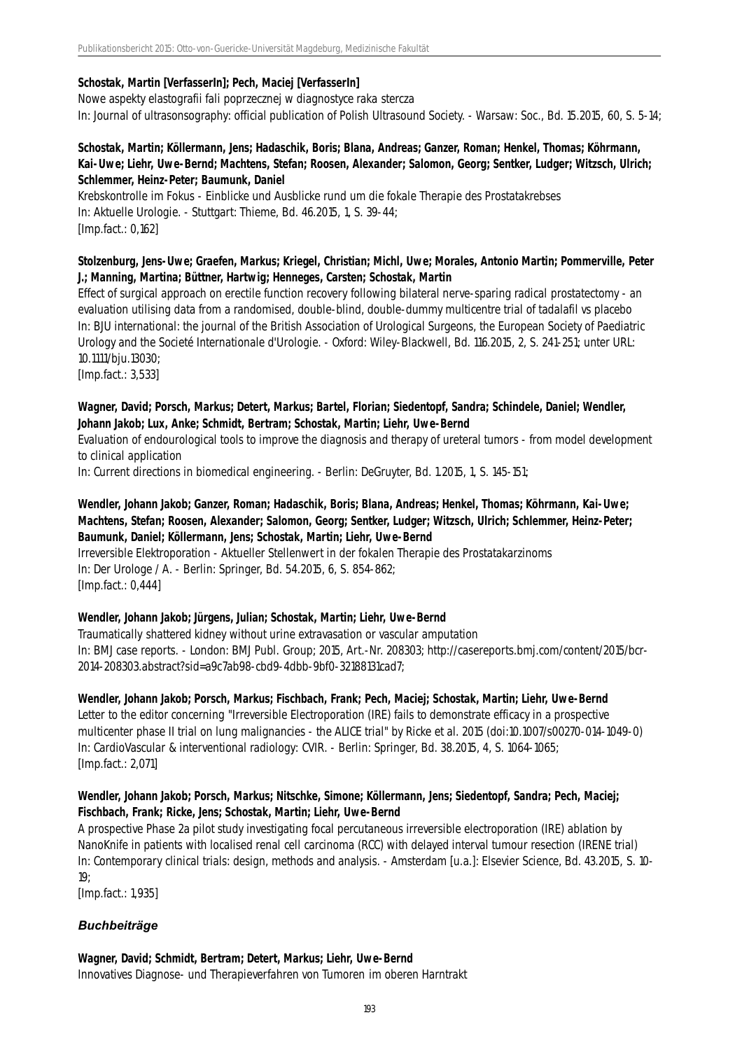**Schostak, Martin [VerfasserIn]; Pech, Maciej [VerfasserIn]**
Nowe aspekty elastografii fali poprzecznej w diagnostyce raka stercza
In: Journal of ultrasonography: official publication of Polish Ultrasound Society. - Warsaw: Soc., Bd. 15.2015, 60, S. 5-14;

**Schostak, Martin; Köllermann, Jens; Hadaschik, Boris; Blana, Andreas; Ganzer, Roman; Henkel, Thomas; Köhrmann, Kai-Uwe; Liehr, Uwe-Bernd; Machtens, Stefan; Roosen, Alexander; Salomon, Georg; Sentker, Ludger; Witzsch, Ulrich; Schlemmer, Heinz-Peter; Baumunk, Daniel**
Krebskontrolle im Fokus - Einblicke und Ausblicke rund um die fokale Therapie des Prostatakrebses
In: Aktuelle Urologie. - Stuttgart: Thieme, Bd. 46.2015, 1, S. 39-44;
[Imp.fact.: 0,162]

**Stolzenburg, Jens-Uwe; Graefen, Markus; Kriegel, Christian; Michl, Uwe; Morales, Antonio Martin; Pommerville, Peter J.; Manning, Martina; Büttner, Hartwig; Henneges, Carsten; Schostak, Martin**
Effect of surgical approach on erectile function recovery following bilateral nerve-sparing radical prostatectomy - an evaluation utilising data from a randomised, double-blind, double-dummy multicentre trial of tadalafil vs placebo
In: BJU international: the journal of the British Association of Urological Surgeons, the European Society of Paediatric Urology and the Societé Internationale d'Urologie. - Oxford: Wiley-Blackwell, Bd. 116.2015, 2, S. 241-251; unter URL: 10.1111/bju.13030;
[Imp.fact.: 3,533]

**Wagner, David; Porsch, Markus; Detert, Markus; Bartel, Florian; Siedentopf, Sandra; Schindele, Daniel; Wendler, Johann Jakob; Lux, Anke; Schmidt, Bertram; Schostak, Martin; Liehr, Uwe-Bernd**
Evaluation of endourological tools to improve the diagnosis and therapy of ureteral tumors - from model development to clinical application
In: Current directions in biomedical engineering. - Berlin: DeGruyter, Bd. 1.2015, 1, S. 145-151;

**Wendler, Johann Jakob; Ganzer, Roman; Hadaschik, Boris; Blana, Andreas; Henkel, Thomas; Köhrmann, Kai-Uwe; Machtens, Stefan; Roosen, Alexander; Salomon, Georg; Sentker, Ludger; Witzsch, Ulrich; Schlemmer, Heinz-Peter; Baumunk, Daniel; Köllermann, Jens; Schostak, Martin; Liehr, Uwe-Bernd**
Irreversible Elektroporation - Aktueller Stellenwert in der fokalen Therapie des Prostatakarzinoms
In: Der Urologe / A. - Berlin: Springer, Bd. 54.2015, 6, S. 854-862;
[Imp.fact.: 0,444]

**Wendler, Johann Jakob; Jürgens, Julian; Schostak, Martin; Liehr, Uwe-Bernd**
Traumatically shattered kidney without urine extravasation or vascular amputation
In: BMJ case reports. - London: BMJ Publ. Group; 2015, Art.-Nr. 208303; http://casereports.bmj.com/content/2015/bcr-2014-208303.abstract?sid=a9c7ab98-cbd9-4dbb-9bf0-32188131cad7;

**Wendler, Johann Jakob; Porsch, Markus; Fischbach, Frank; Pech, Maciej; Schostak, Martin; Liehr, Uwe-Bernd**
Letter to the editor concerning "Irreversible Electroporation (IRE) fails to demonstrate efficacy in a prospective multicenter phase II trial on lung malignancies - the ALICE trial" by Ricke et al. 2015 (doi:10.1007/s00270-014-1049-0)
In: CardioVascular & interventional radiology: CVIR. - Berlin: Springer, Bd. 38.2015, 4, S. 1064-1065;
[Imp.fact.: 2,071]

**Wendler, Johann Jakob; Porsch, Markus; Nitschke, Simone; Köllermann, Jens; Siedentopf, Sandra; Pech, Maciej; Fischbach, Frank; Ricke, Jens; Schostak, Martin; Liehr, Uwe-Bernd**
A prospective Phase 2a pilot study investigating focal percutaneous irreversible electroporation (IRE) ablation by NanoKnife in patients with localised renal cell carcinoma (RCC) with delayed interval tumour resection (IRENE trial)
In: Contemporary clinical trials: design, methods and analysis. - Amsterdam [u.a.]: Elsevier Science, Bd. 43.2015, S. 10-19;
[Imp.fact.: 1,935]

### *Buchbeiträge*

**Wagner, David; Schmidt, Bertram; Detert, Markus; Liehr, Uwe-Bernd**
Innovatives Diagnose- und Therapieverfahren von Tumoren im oberen Harntrakt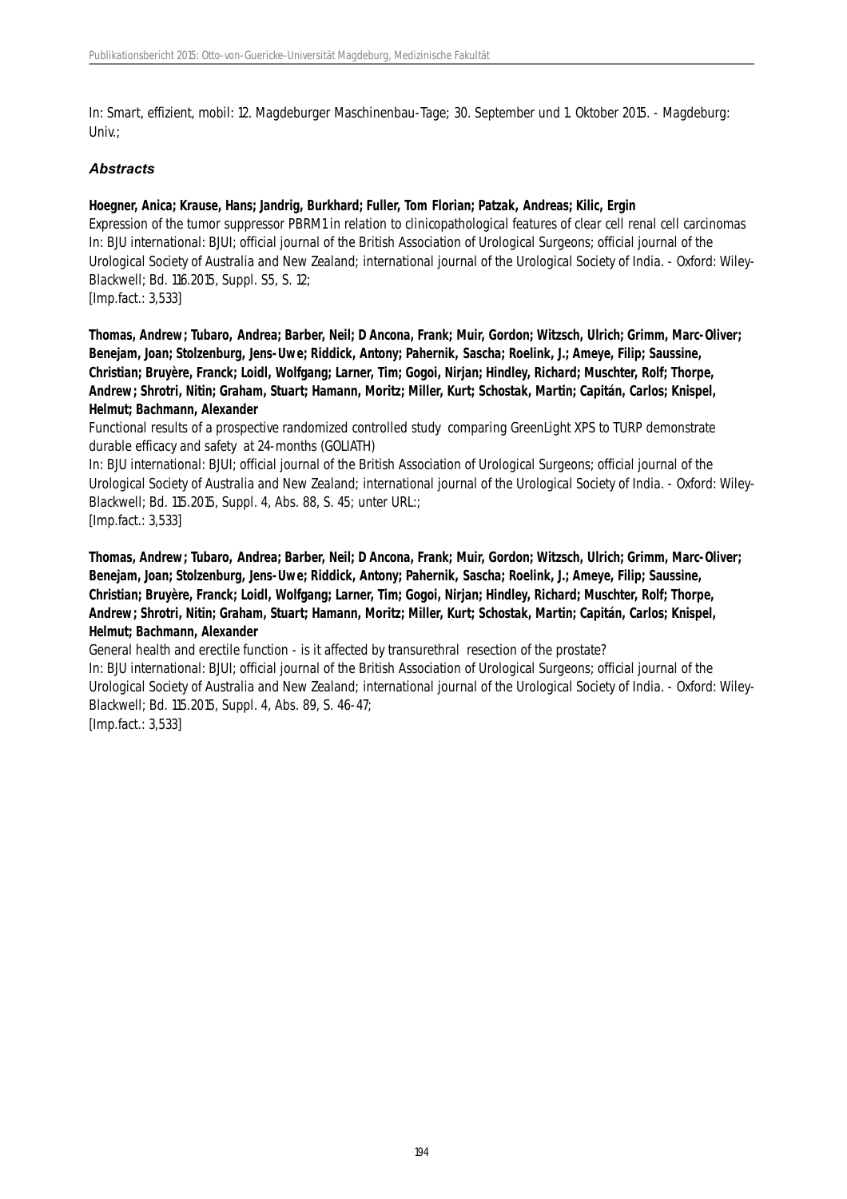In: Smart, effizient, mobil: 12. Magdeburger Maschinenbau-Tage; 30. September und 1. Oktober 2015. - Magdeburg: Univ.;

### *Abstracts*

**Hoegner, Anica; Krause, Hans; Jandrig, Burkhard; Fuller, Tom Florian; Patzak, Andreas; Kilic, Ergin**
Expression of the tumor suppressor PBRM1 in relation to clinicopathological features of clear cell renal cell carcinomas
In: BJU international: BJUI; official journal of the British Association of Urological Surgeons; official journal of the Urological Society of Australia and New Zealand; international journal of the Urological Society of India. - Oxford: Wiley-Blackwell; Bd. 116.2015, Suppl. S5, S. 12;
[Imp.fact.: 3,533]

**Thomas, Andrew; Tubaro, Andrea; Barber, Neil; D Ancona, Frank; Muir, Gordon; Witzsch, Ulrich; Grimm, Marc-Oliver; Benejam, Joan; Stolzenburg, Jens-Uwe; Riddick, Antony; Pahernik, Sascha; Roelink, J.; Ameye, Filip; Saussine, Christian; Bruyère, Franck; Loidl, Wolfgang; Larner, Tim; Gogoi, Nirjan; Hindley, Richard; Muschter, Rolf; Thorpe, Andrew; Shrotri, Nitin; Graham, Stuart; Hamann, Moritz; Miller, Kurt; Schostak, Martin; Capitán, Carlos; Knispel, Helmut; Bachmann, Alexander**
Functional results of a prospective randomized controlled study comparing GreenLight XPS to TURP demonstrate durable efficacy and safety at 24-months (GOLIATH)
In: BJU international: BJUI; official journal of the British Association of Urological Surgeons; official journal of the Urological Society of Australia and New Zealand; international journal of the Urological Society of India. - Oxford: Wiley-Blackwell; Bd. 115.2015, Suppl. 4, Abs. 88, S. 45; unter URL:;
[Imp.fact.: 3,533]

**Thomas, Andrew; Tubaro, Andrea; Barber, Neil; D Ancona, Frank; Muir, Gordon; Witzsch, Ulrich; Grimm, Marc-Oliver; Benejam, Joan; Stolzenburg, Jens-Uwe; Riddick, Antony; Pahernik, Sascha; Roelink, J.; Ameye, Filip; Saussine, Christian; Bruyère, Franck; Loidl, Wolfgang; Larner, Tim; Gogoi, Nirjan; Hindley, Richard; Muschter, Rolf; Thorpe, Andrew; Shrotri, Nitin; Graham, Stuart; Hamann, Moritz; Miller, Kurt; Schostak, Martin; Capitán, Carlos; Knispel, Helmut; Bachmann, Alexander**
General health and erectile function - is it affected by transurethral resection of the prostate?
In: BJU international: BJUI; official journal of the British Association of Urological Surgeons; official journal of the Urological Society of Australia and New Zealand; international journal of the Urological Society of India. - Oxford: Wiley-Blackwell; Bd. 115.2015, Suppl. 4, Abs. 89, S. 46-47;
[Imp.fact.: 3,533]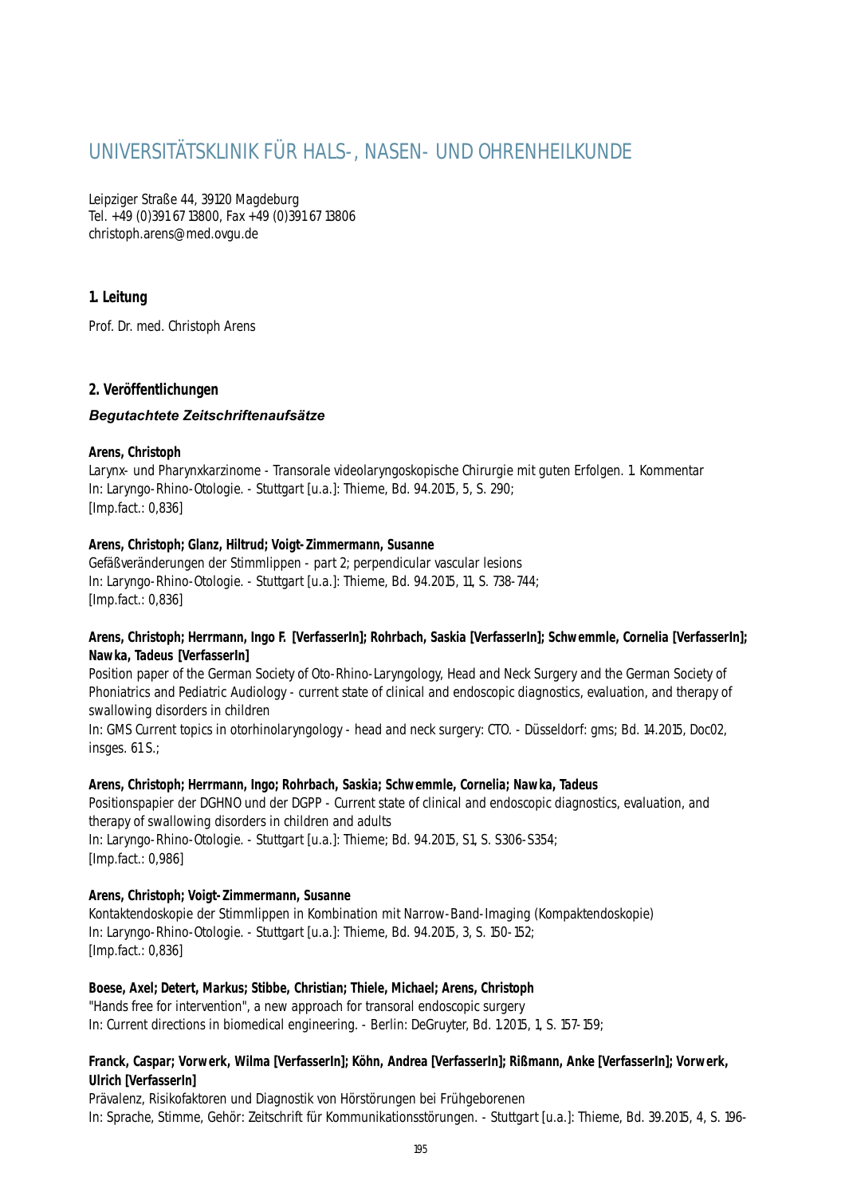# UNIVERSITÄTSKLINIK FÜR HALS-, NASEN- UND OHRENHEILKUNDE

Leipziger Straße 44, 39120 Magdeburg
Tel. +49 (0)391 67 13800, Fax +49 (0)391 67 13806
christoph.arens@med.ovgu.de

## 1. Leitung

Prof. Dr. med. Christoph Arens

## 2. Veröffentlichungen

### *Begutachtete Zeitschriftenaufsätze*

**Arens, Christoph**
Larynx- und Pharynxkarzinome - Transorale videolaryngoskopische Chirurgie mit guten Erfolgen. 1. Kommentar
In: Laryngo-Rhino-Otologie. - Stuttgart [u.a.]: Thieme, Bd. 94.2015, 5, S. 290;
[Imp.fact.: 0,836]

**Arens, Christoph; Glanz, Hiltrud; Voigt-Zimmermann, Susanne**
Gefäßveränderungen der Stimmlippen - part 2; perpendicular vascular lesions
In: Laryngo-Rhino-Otologie. - Stuttgart [u.a.]: Thieme, Bd. 94.2015, 11, S. 738-744;
[Imp.fact.: 0,836]

**Arens, Christoph; Herrmann, Ingo F. [VerfasserIn]; Rohrbach, Saskia [VerfasserIn]; Schwemmle, Cornelia [VerfasserIn]; Nawka, Tadeus [VerfasserIn]**
Position paper of the German Society of Oto-Rhino-Laryngology, Head and Neck Surgery and the German Society of Phoniatrics and Pediatric Audiology - current state of clinical and endoscopic diagnostics, evaluation, and therapy of swallowing disorders in children
In: GMS Current topics in otorhinolaryngology - head and neck surgery: CTO. - Düsseldorf: gms; Bd. 14.2015, Doc02, insges. 61 S.;

**Arens, Christoph; Herrmann, Ingo; Rohrbach, Saskia; Schwemmle, Cornelia; Nawka, Tadeus**
Positionspapier der DGHNO und der DGPP - Current state of clinical and endoscopic diagnostics, evaluation, and therapy of swallowing disorders in children and adults
In: Laryngo-Rhino-Otologie. - Stuttgart [u.a.]: Thieme; Bd. 94.2015, S1, S. S306-S354;
[Imp.fact.: 0,986]

**Arens, Christoph; Voigt-Zimmermann, Susanne**
Kontaktendoskopie der Stimmlippen in Kombination mit Narrow-Band-Imaging (Kompaktendoskopie)
In: Laryngo-Rhino-Otologie. - Stuttgart [u.a.]: Thieme, Bd. 94.2015, 3, S. 150-152;
[Imp.fact.: 0,836]

**Boese, Axel; Detert, Markus; Stibbe, Christian; Thiele, Michael; Arens, Christoph**
"Hands free for intervention", a new approach for transoral endoscopic surgery
In: Current directions in biomedical engineering. - Berlin: DeGruyter, Bd. 1.2015, 1, S. 157-159;

**Franck, Caspar; Vorwerk, Wilma [VerfasserIn]; Köhn, Andrea [VerfasserIn]; Rißmann, Anke [VerfasserIn]; Vorwerk, Ulrich [VerfasserIn]**
Prävalenz, Risikofaktoren und Diagnostik von Hörstörungen bei Frühgeborenen
In: Sprache, Stimme, Gehör: Zeitschrift für Kommunikationsstörungen. - Stuttgart [u.a.]: Thieme, Bd. 39.2015, 4, S. 196-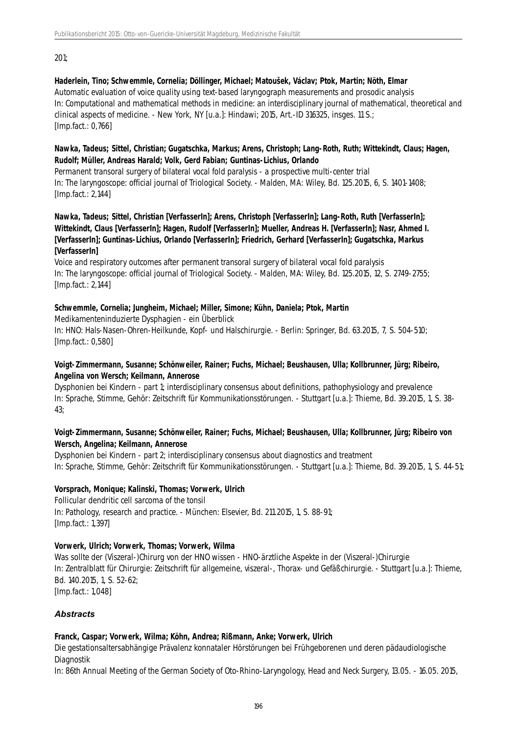201;

**Haderlein, Tino; Schwemmle, Cornelia; Döllinger, Michael; Matoušek, Václav; Ptok, Martin; Nöth, Elmar**
Automatic evaluation of voice quality using text-based laryngograph measurements and prosodic analysis
In: Computational and mathematical methods in medicine: an interdisciplinary journal of mathematical, theoretical and clinical aspects of medicine. - New York, NY [u.a.]: Hindawi; 2015, Art.-ID 316325, insges. 11 S.;
[Imp.fact.: 0,766]

**Nawka, Tadeus; Sittel, Christian; Gugatschka, Markus; Arens, Christoph; Lang-Roth, Ruth; Wittekindt, Claus; Hagen, Rudolf; Müller, Andreas Harald; Volk, Gerd Fabian; Guntinas-Lichius, Orlando**
Permanent transoral surgery of bilateral vocal fold paralysis - a prospective multi-center trial
In: The laryngoscope: official journal of Triological Society. - Malden, MA: Wiley, Bd. 125.2015, 6, S. 1401-1408;
[Imp.fact.: 2,144]

**Nawka, Tadeus; Sittel, Christian [VerfasserIn]; Arens, Christoph [VerfasserIn]; Lang-Roth, Ruth [VerfasserIn]; Wittekindt, Claus [VerfasserIn]; Hagen, Rudolf [VerfasserIn]; Mueller, Andreas H. [VerfasserIn]; Nasr, Ahmed I. [VerfasserIn]; Guntinas-Lichius, Orlando [VerfasserIn]; Friedrich, Gerhard [VerfasserIn]; Gugatschka, Markus [VerfasserIn]**
Voice and respiratory outcomes after permanent transoral surgery of bilateral vocal fold paralysis
In: The laryngoscope: official journal of Triological Society. - Malden, MA: Wiley, Bd. 125.2015, 12, S. 2749-2755;
[Imp.fact.: 2,144]

**Schwemmle, Cornelia; Jungheim, Michael; Miller, Simone; Kühn, Daniela; Ptok, Martin**
Medikamenteninduzierte Dysphagien - ein Überblick
In: HNO: Hals-Nasen-Ohren-Heilkunde, Kopf- und Halschirurgie. - Berlin: Springer, Bd. 63.2015, 7, S. 504-510;
[Imp.fact.: 0,580]

**Voigt-Zimmermann, Susanne; Schönweiler, Rainer; Fuchs, Michael; Beushausen, Ulla; Kollbrunner, Jürg; Ribeiro, Angelina von Wersch; Keilmann, Annerose**
Dysphonien bei Kindern - part 1; interdisciplinary consensus about definitions, pathophysiology and prevalence
In: Sprache, Stimme, Gehör: Zeitschrift für Kommunikationsstörungen. - Stuttgart [u.a.]: Thieme, Bd. 39.2015, 1, S. 38-43;

**Voigt-Zimmermann, Susanne; Schönweiler, Rainer; Fuchs, Michael; Beushausen, Ulla; Kollbrunner, Jürg; Ribeiro von Wersch, Angelina; Keilmann, Annerose**
Dysphonien bei Kindern - part 2; interdisciplinary consensus about diagnostics and treatment
In: Sprache, Stimme, Gehör: Zeitschrift für Kommunikationsstörungen. - Stuttgart [u.a.]: Thieme, Bd. 39.2015, 1, S. 44-51;

**Vorsprach, Monique; Kalinski, Thomas; Vorwerk, Ulrich**
Follicular dendritic cell sarcoma of the tonsil
In: Pathology, research and practice. - München: Elsevier, Bd. 211.2015, 1, S. 88-91;
[Imp.fact.: 1,397]

**Vorwerk, Ulrich; Vorwerk, Thomas; Vorwerk, Wilma**
Was sollte der (Viszeral-)Chirurg von der HNO wissen - HNO-ärztliche Aspekte in der (Viszeral-)Chirurgie
In: Zentralblatt für Chirurgie: Zeitschrift für allgemeine, viszeral-, Thorax- und Gefäßchirurgie. - Stuttgart [u.a.]: Thieme, Bd. 140.2015, 1, S. 52-62;
[Imp.fact.: 1,048]

### *Abstracts*

**Franck, Caspar; Vorwerk, Wilma; Köhn, Andrea; Rißmann, Anke; Vorwerk, Ulrich**
Die gestationsaltersabhängige Prävalenz konnataler Hörstörungen bei Frühgeborenen und deren pädaudiologische Diagnostik
In: 86th Annual Meeting of the German Society of Oto-Rhino-Laryngology, Head and Neck Surgery, 13.05. - 16.05. 2015,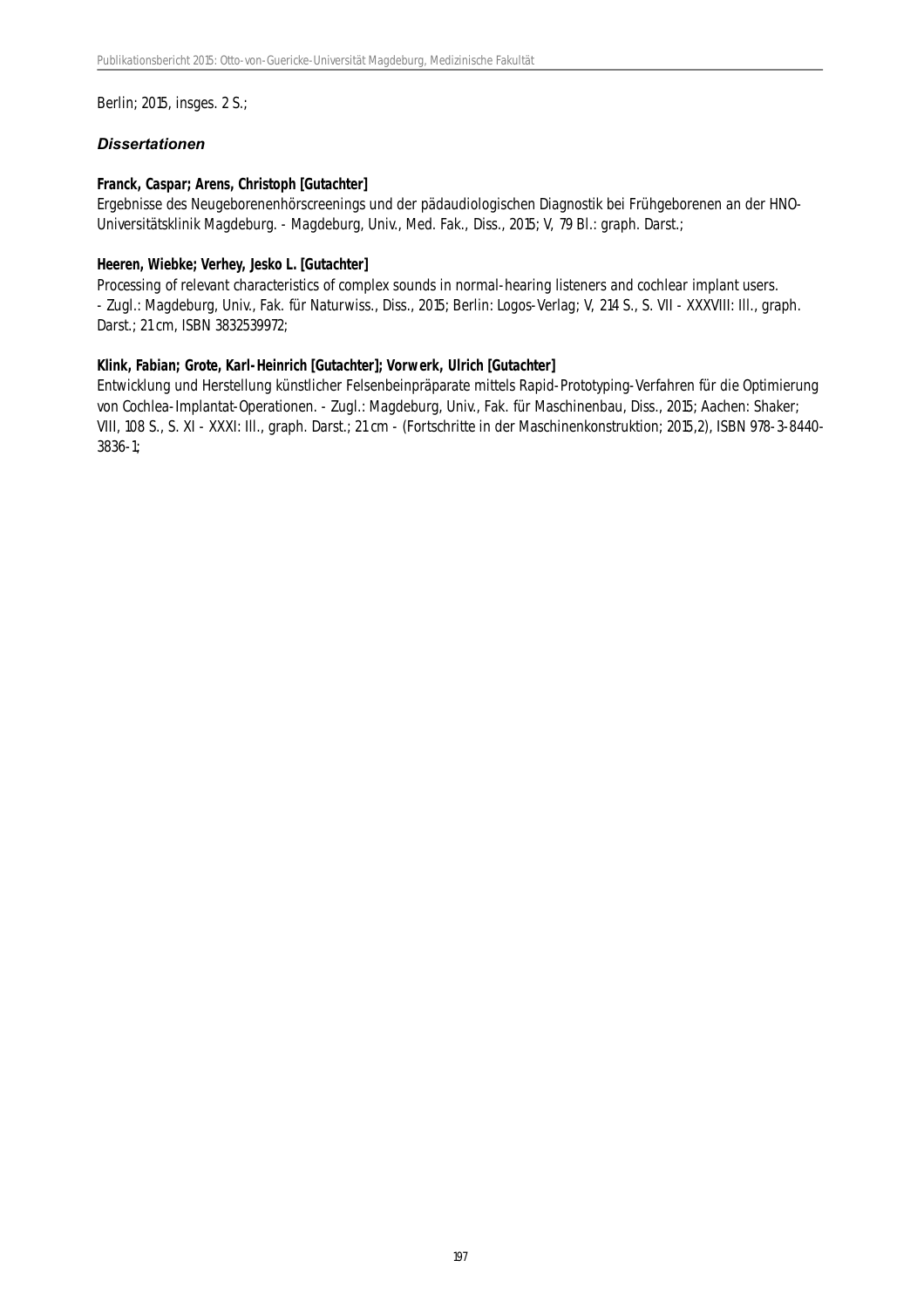Berlin; 2015, insges. 2 S.;

### *Dissertationen*

**Franck, Caspar; Arens, Christoph [Gutachter]**
Ergebnisse des Neugeborenenhörscreenings und der pädaudiologischen Diagnostik bei Frühgeborenen an der HNO-Universitätsklinik Magdeburg. - Magdeburg, Univ., Med. Fak., Diss., 2015; V, 79 Bl.: graph. Darst.;

**Heeren, Wiebke; Verhey, Jesko L. [Gutachter]**
Processing of relevant characteristics of complex sounds in normal-hearing listeners and cochlear implant users. - Zugl.: Magdeburg, Univ., Fak. für Naturwiss., Diss., 2015; Berlin: Logos-Verlag; V, 214 S., S. VII - XXXVIII: Ill., graph. Darst.; 21 cm, ISBN 3832539972;

**Klink, Fabian; Grote, Karl-Heinrich [Gutachter]; Vorwerk, Ulrich [Gutachter]**
Entwicklung und Herstellung künstlicher Felsenbeinpräparate mittels Rapid-Prototyping-Verfahren für die Optimierung von Cochlea-Implantat-Operationen. - Zugl.: Magdeburg, Univ., Fak. für Maschinenbau, Diss., 2015; Aachen: Shaker; VIII, 108 S., S. XI - XXXI: Ill., graph. Darst.; 21 cm - (Fortschritte in der Maschinenkonstruktion; 2015,2), ISBN 978-3-8440-3836-1;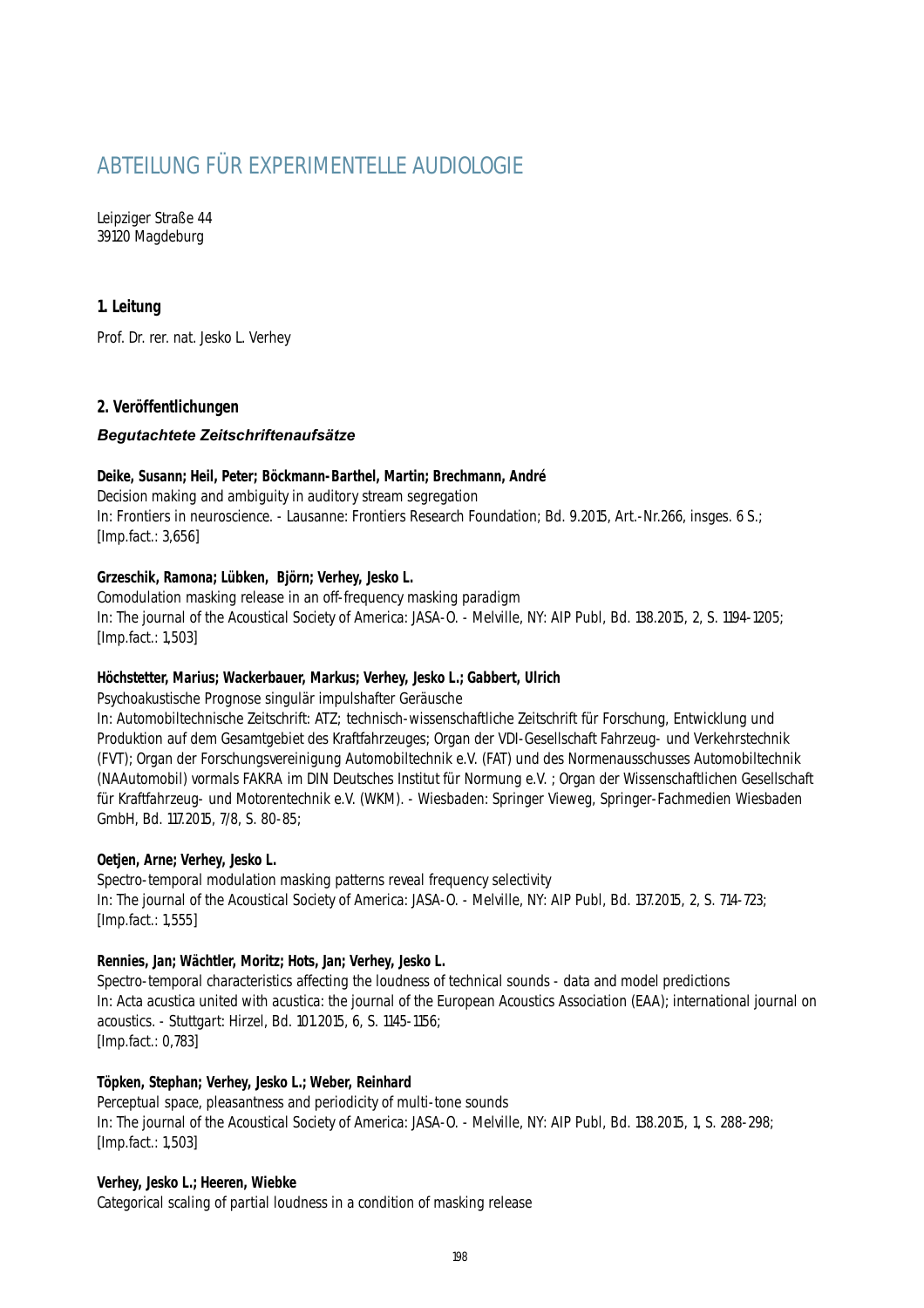# ABTEILUNG FÜR EXPERIMENTELLE AUDIOLOGIE

Leipziger Straße 44
39120 Magdeburg

## 1. Leitung

Prof. Dr. rer. nat. Jesko L. Verhey

## 2. Veröffentlichungen

### *Begutachtete Zeitschriftenaufsätze*

**Deike, Susann; Heil, Peter; Böckmann-Barthel, Martin; Brechmann, André**
Decision making and ambiguity in auditory stream segregation
In: Frontiers in neuroscience. - Lausanne: Frontiers Research Foundation; Bd. 9.2015, Art.-Nr.266, insges. 6 S.;
[Imp.fact.: 3,656]

**Grzeschik, Ramona; Lübken, Björn; Verhey, Jesko L.**
Comodulation masking release in an off-frequency masking paradigm
In: The journal of the Acoustical Society of America: JASA-O. - Melville, NY: AIP Publ, Bd. 138.2015, 2, S. 1194-1205;
[Imp.fact.: 1,503]

**Höchstetter, Marius; Wackerbauer, Markus; Verhey, Jesko L.; Gabbert, Ulrich**
Psychoakustische Prognose singulär impulshafter Geräusche
In: Automobiltechnische Zeitschrift: ATZ; technisch-wissenschaftliche Zeitschrift für Forschung, Entwicklung und Produktion auf dem Gesamtgebiet des Kraftfahrzeuges; Organ der VDI-Gesellschaft Fahrzeug- und Verkehrstechnik (FVT); Organ der Forschungsvereinigung Automobiltechnik e.V. (FAT) und des Normenausschusses Automobiltechnik (NAAutomobil) vormals FAKRA im DIN Deutsches Institut für Normung e.V. ; Organ der Wissenschaftlichen Gesellschaft für Kraftfahrzeug- und Motorentechnik e.V. (WKM). - Wiesbaden: Springer Vieweg, Springer-Fachmedien Wiesbaden GmbH, Bd. 117.2015, 7/8, S. 80-85;

**Oetjen, Arne; Verhey, Jesko L.**
Spectro-temporal modulation masking patterns reveal frequency selectivity
In: The journal of the Acoustical Society of America: JASA-O. - Melville, NY: AIP Publ, Bd. 137.2015, 2, S. 714-723;
[Imp.fact.: 1,555]

**Rennies, Jan; Wächtler, Moritz; Hots, Jan; Verhey, Jesko L.**
Spectro-temporal characteristics affecting the loudness of technical sounds - data and model predictions
In: Acta acustica united with acustica: the journal of the European Acoustics Association (EAA); international journal on acoustics. - Stuttgart: Hirzel, Bd. 101.2015, 6, S. 1145-1156;
[Imp.fact.: 0,783]

**Töpken, Stephan; Verhey, Jesko L.; Weber, Reinhard**
Perceptual space, pleasantness and periodicity of multi-tone sounds
In: The journal of the Acoustical Society of America: JASA-O. - Melville, NY: AIP Publ, Bd. 138.2015, 1, S. 288-298;
[Imp.fact.: 1,503]

**Verhey, Jesko L.; Heeren, Wiebke**
Categorical scaling of partial loudness in a condition of masking release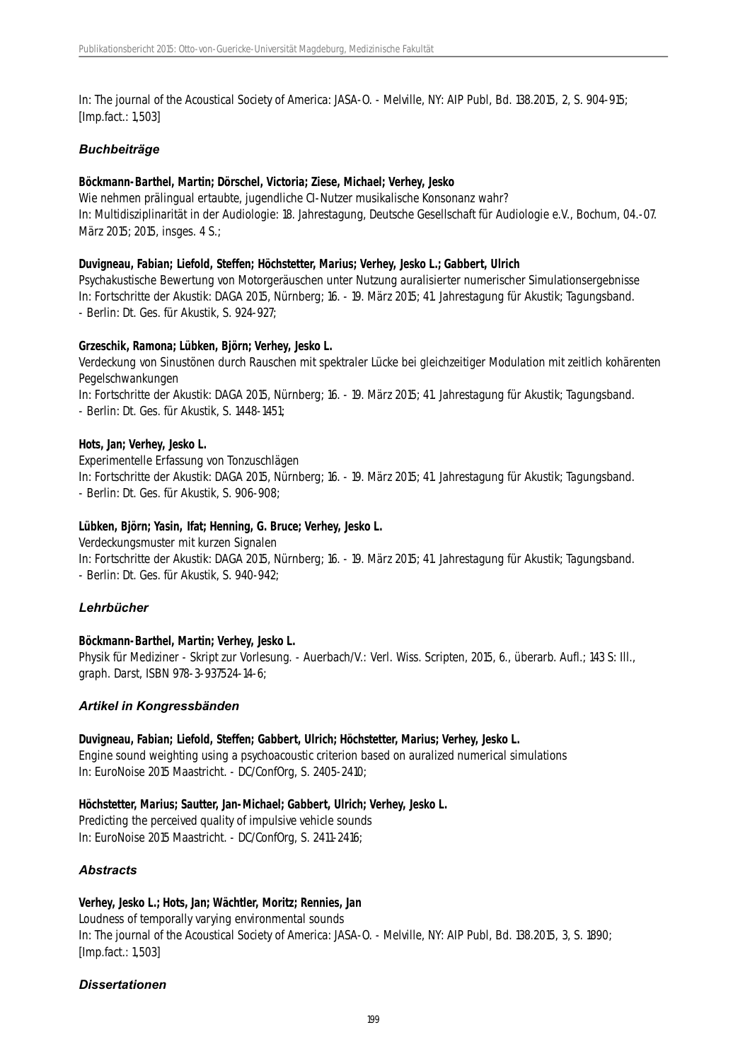In: The journal of the Acoustical Society of America: JASA-O. - Melville, NY: AIP Publ, Bd. 138.2015, 2, S. 904-915; [Imp.fact.: 1,503]

### *Buchbeiträge*

**Böckmann-Barthel, Martin; Dörschel, Victoria; Ziese, Michael; Verhey, Jesko**
Wie nehmen prälingual ertaubte, jugendliche CI-Nutzer musikalische Konsonanz wahr?
In: Multidisziplinarität in der Audiologie: 18. Jahrestagung, Deutsche Gesellschaft für Audiologie e.V., Bochum, 04.-07. März 2015; 2015, insges. 4 S.;

**Duvigneau, Fabian; Liefold, Steffen; Höchstetter, Marius; Verhey, Jesko L.; Gabbert, Ulrich**
Psychakustische Bewertung von Motorgeräuschen unter Nutzung auralisierter numerischer Simulationsergebnisse
In: Fortschritte der Akustik: DAGA 2015, Nürnberg; 16. - 19. März 2015; 41. Jahrestagung für Akustik; Tagungsband. - Berlin: Dt. Ges. für Akustik, S. 924-927;

**Grzeschik, Ramona; Lübken, Björn; Verhey, Jesko L.**
Verdeckung von Sinustönen durch Rauschen mit spektraler Lücke bei gleichzeitiger Modulation mit zeitlich kohärenten Pegelschwankungen
In: Fortschritte der Akustik: DAGA 2015, Nürnberg; 16. - 19. März 2015; 41. Jahrestagung für Akustik; Tagungsband. - Berlin: Dt. Ges. für Akustik, S. 1448-1451;

**Hots, Jan; Verhey, Jesko L.**
Experimentelle Erfassung von Tonzuschlägen
In: Fortschritte der Akustik: DAGA 2015, Nürnberg; 16. - 19. März 2015; 41. Jahrestagung für Akustik; Tagungsband. - Berlin: Dt. Ges. für Akustik, S. 906-908;

**Lübken, Björn; Yasin, Ifat; Henning, G. Bruce; Verhey, Jesko L.**
Verdeckungsmuster mit kurzen Signalen
In: Fortschritte der Akustik: DAGA 2015, Nürnberg; 16. - 19. März 2015; 41. Jahrestagung für Akustik; Tagungsband. - Berlin: Dt. Ges. für Akustik, S. 940-942;

### *Lehrbücher*

**Böckmann-Barthel, Martin; Verhey, Jesko L.**
Physik für Mediziner - Skript zur Vorlesung. - Auerbach/V.: Verl. Wiss. Scripten, 2015, 6., überarb. Aufl.; 143 S: Ill., graph. Darst, ISBN 978-3-937524-14-6;

### *Artikel in Kongressbänden*

**Duvigneau, Fabian; Liefold, Steffen; Gabbert, Ulrich; Höchstetter, Marius; Verhey, Jesko L.**
Engine sound weighting using a psychoacoustic criterion based on auralized numerical simulations
In: EuroNoise 2015 Maastricht. - DC/ConfOrg, S. 2405-2410;

**Höchstetter, Marius; Sautter, Jan-Michael; Gabbert, Ulrich; Verhey, Jesko L.**
Predicting the perceived quality of impulsive vehicle sounds
In: EuroNoise 2015 Maastricht. - DC/ConfOrg, S. 2411-2416;

### *Abstracts*

**Verhey, Jesko L.; Hots, Jan; Wächtler, Moritz; Rennies, Jan**
Loudness of temporally varying environmental sounds
In: The journal of the Acoustical Society of America: JASA-O. - Melville, NY: AIP Publ, Bd. 138.2015, 3, S. 1890; [Imp.fact.: 1,503]

### *Dissertationen*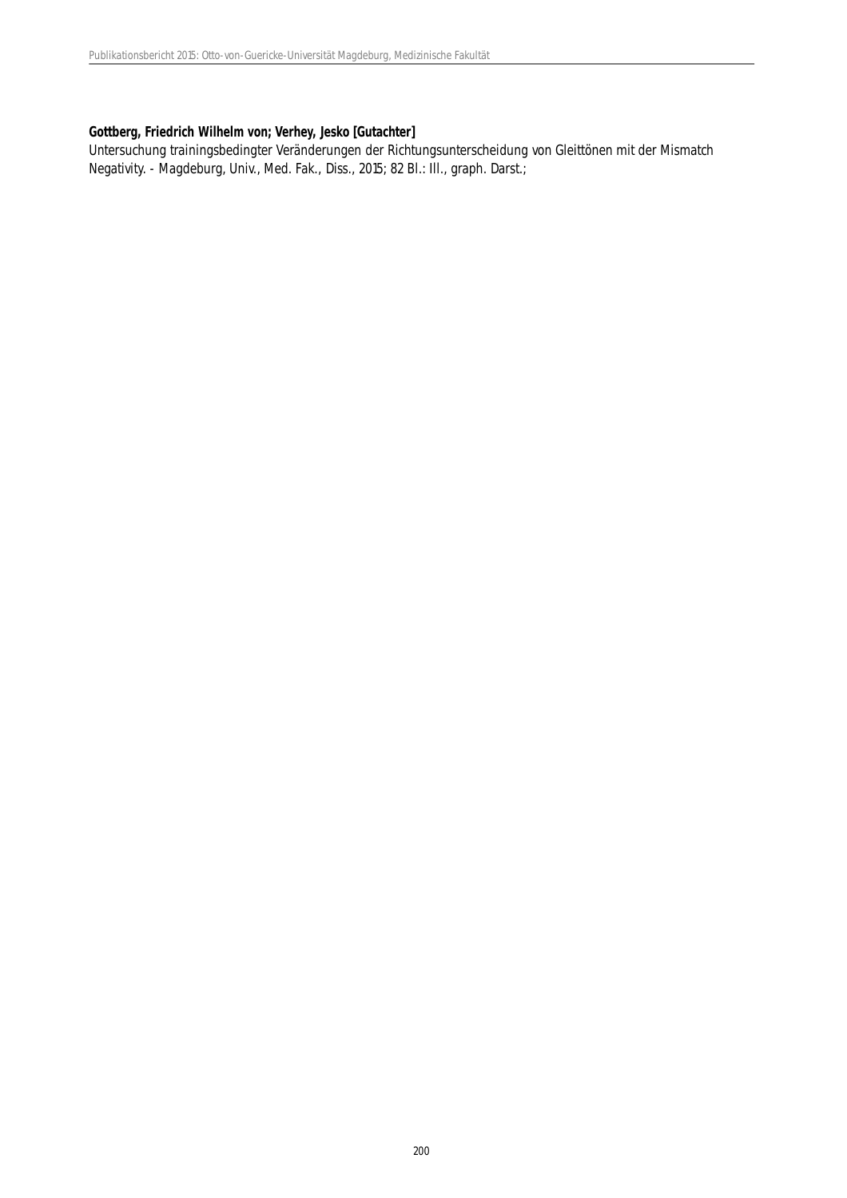**Gottberg, Friedrich Wilhelm von; Verhey, Jesko [Gutachter]**

Untersuchung trainingsbedingter Veränderungen der Richtungsunterscheidung von Gleittönen mit der Mismatch Negativity. - Magdeburg, Univ., Med. Fak., Diss., 2015; 82 Bl.: Ill., graph. Darst.;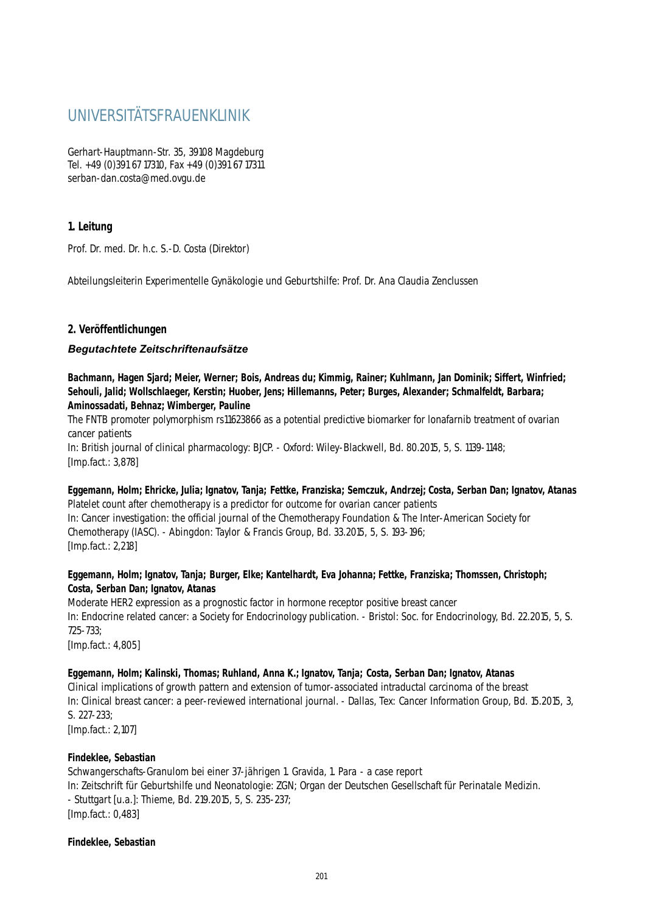# UNIVERSITÄTSFRAUENKLINIK

Gerhart-Hauptmann-Str. 35, 39108 Magdeburg
Tel. +49 (0)391 67 17310, Fax +49 (0)391 67 17311
serban-dan.costa@med.ovgu.de

## 1. Leitung

Prof. Dr. med. Dr. h.c. S.-D. Costa (Direktor)

Abteilungsleiterin Experimentelle Gynäkologie und Geburtshilfe: Prof. Dr. Ana Claudia Zenclussen

## 2. Veröffentlichungen

### *Begutachtete Zeitschriftenaufsätze*

**Bachmann, Hagen Sjard; Meier, Werner; Bois, Andreas du; Kimmig, Rainer; Kuhlmann, Jan Dominik; Siffert, Winfried; Sehouli, Jalid; Wollschlaeger, Kerstin; Huober, Jens; Hillemanns, Peter; Burges, Alexander; Schmalfeldt, Barbara; Aminossadati, Behnaz; Wimberger, Pauline**
The FNTB promoter polymorphism rs11623866 as a potential predictive biomarker for lonafarnib treatment of ovarian cancer patients
In: British journal of clinical pharmacology: BJCP. - Oxford: Wiley-Blackwell, Bd. 80.2015, 5, S. 1139-1148;
[Imp.fact.: 3,878]

**Eggemann, Holm; Ehricke, Julia; Ignatov, Tanja; Fettke, Franziska; Semczuk, Andrzej; Costa, Serban Dan; Ignatov, Atanas**
Platelet count after chemotherapy is a predictor for outcome for ovarian cancer patients
In: Cancer investigation: the official journal of the Chemotherapy Foundation & The Inter-American Society for Chemotherapy (IASC). - Abingdon: Taylor & Francis Group, Bd. 33.2015, 5, S. 193-196;
[Imp.fact.: 2,218]

**Eggemann, Holm; Ignatov, Tanja; Burger, Elke; Kantelhardt, Eva Johanna; Fettke, Franziska; Thomssen, Christoph; Costa, Serban Dan; Ignatov, Atanas**
Moderate HER2 expression as a prognostic factor in hormone receptor positive breast cancer
In: Endocrine related cancer: a Society for Endocrinology publication. - Bristol: Soc. for Endocrinology, Bd. 22.2015, 5, S. 725-733;
[Imp.fact.: 4,805]

**Eggemann, Holm; Kalinski, Thomas; Ruhland, Anna K.; Ignatov, Tanja; Costa, Serban Dan; Ignatov, Atanas**
Clinical implications of growth pattern and extension of tumor-associated intraductal carcinoma of the breast
In: Clinical breast cancer: a peer-reviewed international journal. - Dallas, Tex: Cancer Information Group, Bd. 15.2015, 3, S. 227-233;
[Imp.fact.: 2,107]

**Findeklee, Sebastian**
Schwangerschafts-Granulom bei einer 37-jährigen 1. Gravida, 1. Para - a case report
In: Zeitschrift für Geburtshilfe und Neonatologie: ZGN; Organ der Deutschen Gesellschaft für Perinatale Medizin. - Stuttgart [u.a.]: Thieme, Bd. 219.2015, 5, S. 235-237;
[Imp.fact.: 0,483]

**Findeklee, Sebastian**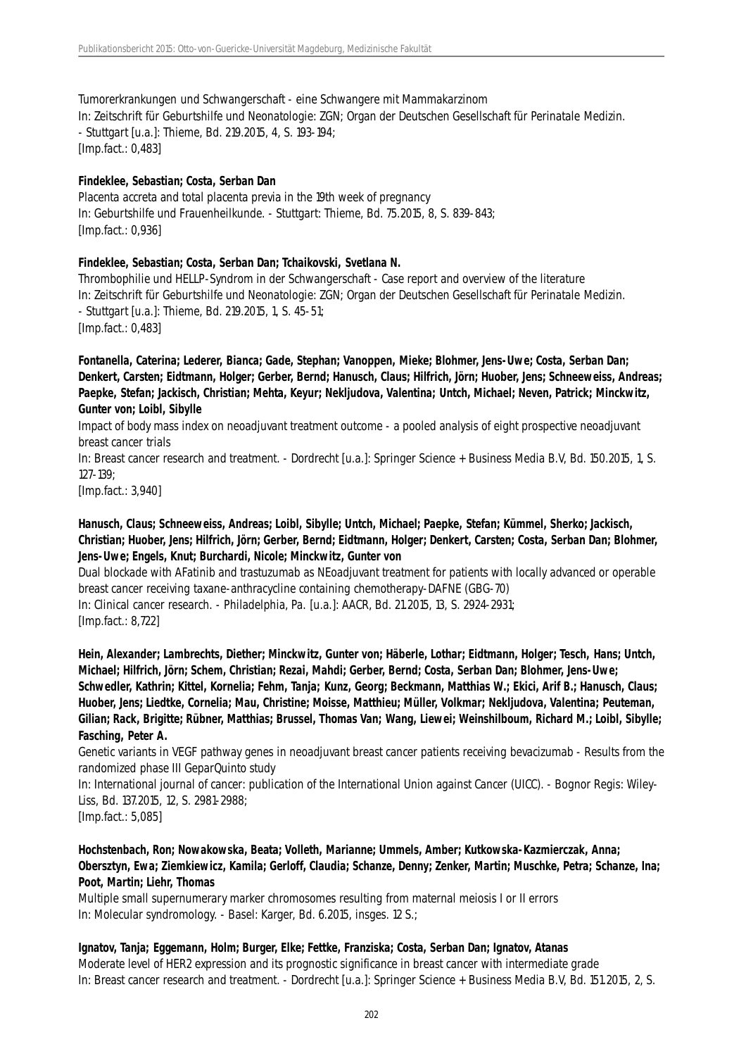Tumorerkrankungen und Schwangerschaft - eine Schwangere mit Mammakarzinom
In: Zeitschrift für Geburtshilfe und Neonatologie: ZGN; Organ der Deutschen Gesellschaft für Perinatale Medizin.
- Stuttgart [u.a.]: Thieme, Bd. 219.2015, 4, S. 193-194;
[Imp.fact.: 0,483]

**Findeklee, Sebastian; Costa, Serban Dan**
Placenta accreta and total placenta previa in the 19th week of pregnancy
In: Geburtshilfe und Frauenheilkunde. - Stuttgart: Thieme, Bd. 75.2015, 8, S. 839-843;
[Imp.fact.: 0,936]

**Findeklee, Sebastian; Costa, Serban Dan; Tchaikovski, Svetlana N.**
Thrombophilie und HELLP-Syndrom in der Schwangerschaft - Case report and overview of the literature
In: Zeitschrift für Geburtshilfe und Neonatologie: ZGN; Organ der Deutschen Gesellschaft für Perinatale Medizin.
- Stuttgart [u.a.]: Thieme, Bd. 219.2015, 1, S. 45-51;
[Imp.fact.: 0,483]

**Fontanella, Caterina; Lederer, Bianca; Gade, Stephan; Vanoppen, Mieke; Blohmer, Jens-Uwe; Costa, Serban Dan; Denkert, Carsten; Eidtmann, Holger; Gerber, Bernd; Hanusch, Claus; Hilfrich, Jörn; Huober, Jens; Schneeweiss, Andreas; Paepke, Stefan; Jackisch, Christian; Mehta, Keyur; Nekljudova, Valentina; Untch, Michael; Neven, Patrick; Minckwitz, Gunter von; Loibl, Sibylle**
Impact of body mass index on neoadjuvant treatment outcome - a pooled analysis of eight prospective neoadjuvant breast cancer trials
In: Breast cancer research and treatment. - Dordrecht [u.a.]: Springer Science + Business Media B.V, Bd. 150.2015, 1, S. 127-139;
[Imp.fact.: 3,940]

**Hanusch, Claus; Schneeweiss, Andreas; Loibl, Sibylle; Untch, Michael; Paepke, Stefan; Kümmel, Sherko; Jackisch, Christian; Huober, Jens; Hilfrich, Jörn; Gerber, Bernd; Eidtmann, Holger; Denkert, Carsten; Costa, Serban Dan; Blohmer, Jens-Uwe; Engels, Knut; Burchardi, Nicole; Minckwitz, Gunter von**
Dual blockade with AFatinib and trastuzumab as NEoadjuvant treatment for patients with locally advanced or operable breast cancer receiving taxane-anthracycline containing chemotherapy-DAFNE (GBG-70)
In: Clinical cancer research. - Philadelphia, Pa. [u.a.]: AACR, Bd. 21.2015, 13, S. 2924-2931;
[Imp.fact.: 8,722]

**Hein, Alexander; Lambrechts, Diether; Minckwitz, Gunter von; Häberle, Lothar; Eidtmann, Holger; Tesch, Hans; Untch, Michael; Hilfrich, Jörn; Schem, Christian; Rezai, Mahdi; Gerber, Bernd; Costa, Serban Dan; Blohmer, Jens-Uwe; Schwedler, Kathrin; Kittel, Kornelia; Fehm, Tanja; Kunz, Georg; Beckmann, Matthias W.; Ekici, Arif B.; Hanusch, Claus; Huober, Jens; Liedtke, Cornelia; Mau, Christine; Moisse, Matthieu; Müller, Volkmar; Nekljudova, Valentina; Peuteman, Gilian; Rack, Brigitte; Rübner, Matthias; Brussel, Thomas Van; Wang, Liewei; Weinshilboum, Richard M.; Loibl, Sibylle; Fasching, Peter A.**
Genetic variants in VEGF pathway genes in neoadjuvant breast cancer patients receiving bevacizumab - Results from the randomized phase III GeparQuinto study
In: International journal of cancer: publication of the International Union against Cancer (UICC). - Bognor Regis: Wiley-Liss, Bd. 137.2015, 12, S. 2981-2988;
[Imp.fact.: 5,085]

**Hochstenbach, Ron; Nowakowska, Beata; Volleth, Marianne; Ummels, Amber; Kutkowska-Kazmierczak, Anna; Obersztyn, Ewa; Ziemkiewicz, Kamila; Gerloff, Claudia; Schanze, Denny; Zenker, Martin; Muschke, Petra; Schanze, Ina; Poot, Martin; Liehr, Thomas**
Multiple small supernumerary marker chromosomes resulting from maternal meiosis I or II errors
In: Molecular syndromology. - Basel: Karger, Bd. 6.2015, insges. 12 S.;

**Ignatov, Tanja; Eggemann, Holm; Burger, Elke; Fettke, Franziska; Costa, Serban Dan; Ignatov, Atanas**
Moderate level of HER2 expression and its prognostic significance in breast cancer with intermediate grade
In: Breast cancer research and treatment. - Dordrecht [u.a.]: Springer Science + Business Media B.V, Bd. 151.2015, 2, S.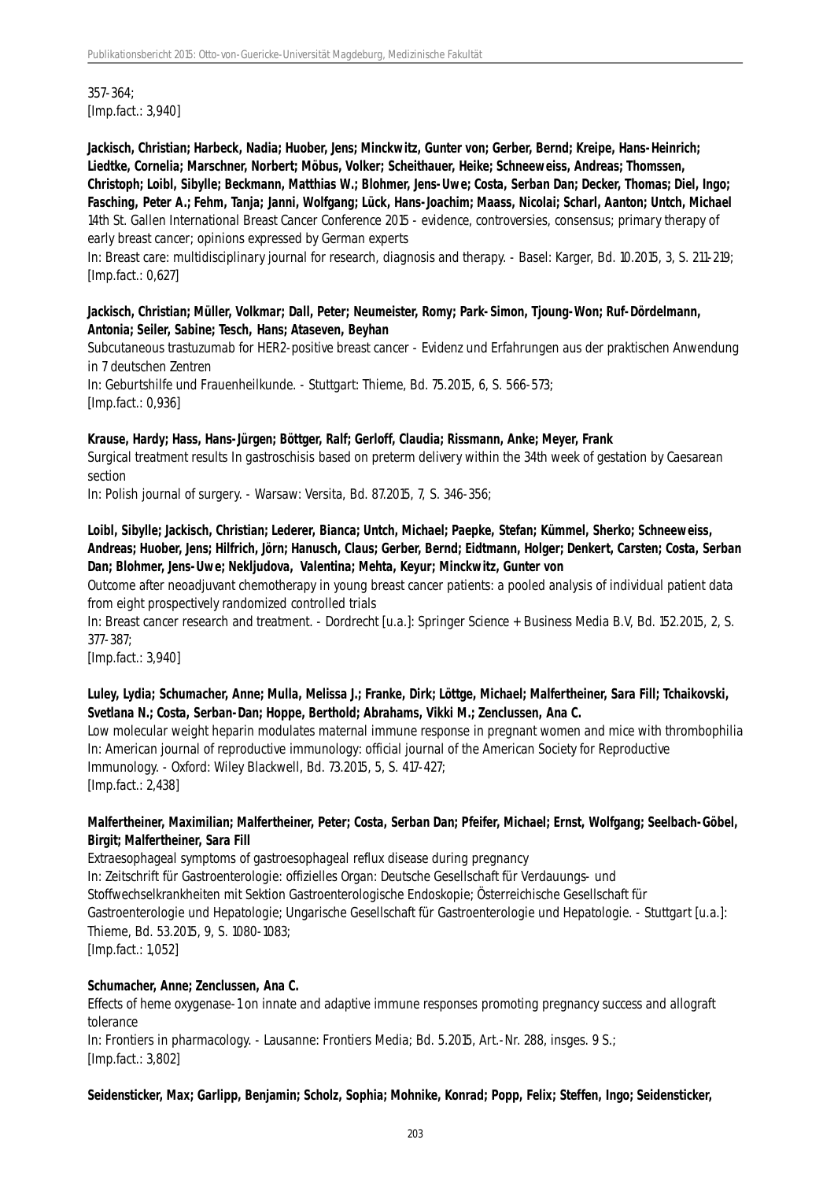357-364;
[Imp.fact.: 3,940]

**Jackisch, Christian; Harbeck, Nadia; Huober, Jens; Minckwitz, Gunter von; Gerber, Bernd; Kreipe, Hans-Heinrich; Liedtke, Cornelia; Marschner, Norbert; Möbus, Volker; Scheithauer, Heike; Schneeweiss, Andreas; Thomssen, Christoph; Loibl, Sibylle; Beckmann, Matthias W.; Blohmer, Jens-Uwe; Costa, Serban Dan; Decker, Thomas; Diel, Ingo; Fasching, Peter A.; Fehm, Tanja; Janni, Wolfgang; Lück, Hans-Joachim; Maass, Nicolai; Scharl, Aanton; Untch, Michael**
14th St. Gallen International Breast Cancer Conference 2015 - evidence, controversies, consensus; primary therapy of early breast cancer; opinions expressed by German experts
In: Breast care: multidisciplinary journal for research, diagnosis and therapy. - Basel: Karger, Bd. 10.2015, 3, S. 211-219;
[Imp.fact.: 0,627]

**Jackisch, Christian; Müller, Volkmar; Dall, Peter; Neumeister, Romy; Park-Simon, Tjoung-Won; Ruf-Dördelmann, Antonia; Seiler, Sabine; Tesch, Hans; Ataseven, Beyhan**
Subcutaneous trastuzumab for HER2-positive breast cancer - Evidenz und Erfahrungen aus der praktischen Anwendung in 7 deutschen Zentren
In: Geburtshilfe und Frauenheilkunde. - Stuttgart: Thieme, Bd. 75.2015, 6, S. 566-573;
[Imp.fact.: 0,936]

**Krause, Hardy; Hass, Hans-Jürgen; Böttger, Ralf; Gerloff, Claudia; Rissmann, Anke; Meyer, Frank**
Surgical treatment results In gastroschisis based on preterm delivery within the 34th week of gestation by Caesarean section
In: Polish journal of surgery. - Warsaw: Versita, Bd. 87.2015, 7, S. 346-356;

**Loibl, Sibylle; Jackisch, Christian; Lederer, Bianca; Untch, Michael; Paepke, Stefan; Kümmel, Sherko; Schneeweiss, Andreas; Huober, Jens; Hilfrich, Jörn; Hanusch, Claus; Gerber, Bernd; Eidtmann, Holger; Denkert, Carsten; Costa, Serban Dan; Blohmer, Jens-Uwe; Nekljudova, Valentina; Mehta, Keyur; Minckwitz, Gunter von**
Outcome after neoadjuvant chemotherapy in young breast cancer patients: a pooled analysis of individual patient data from eight prospectively randomized controlled trials
In: Breast cancer research and treatment. - Dordrecht [u.a.]: Springer Science + Business Media B.V, Bd. 152.2015, 2, S. 377-387;
[Imp.fact.: 3,940]

**Luley, Lydia; Schumacher, Anne; Mulla, Melissa J.; Franke, Dirk; Löttge, Michael; Malfertheiner, Sara Fill; Tchaikovski, Svetlana N.; Costa, Serban-Dan; Hoppe, Berthold; Abrahams, Vikki M.; Zenclussen, Ana C.**
Low molecular weight heparin modulates maternal immune response in pregnant women and mice with thrombophilia
In: American journal of reproductive immunology: official journal of the American Society for Reproductive Immunology. - Oxford: Wiley Blackwell, Bd. 73.2015, 5, S. 417-427;
[Imp.fact.: 2,438]

**Malfertheiner, Maximilian; Malfertheiner, Peter; Costa, Serban Dan; Pfeifer, Michael; Ernst, Wolfgang; Seelbach-Göbel, Birgit; Malfertheiner, Sara Fill**
Extraesophageal symptoms of gastroesophageal reflux disease during pregnancy
In: Zeitschrift für Gastroenterologie: offizielles Organ: Deutsche Gesellschaft für Verdauungs- und Stoffwechselkrankheiten mit Sektion Gastroenterologische Endoskopie; Österreichische Gesellschaft für Gastroenterologie und Hepatologie; Ungarische Gesellschaft für Gastroenterologie und Hepatologie. - Stuttgart [u.a.]: Thieme, Bd. 53.2015, 9, S. 1080-1083;
[Imp.fact.: 1,052]

**Schumacher, Anne; Zenclussen, Ana C.**
Effects of heme oxygenase-1 on innate and adaptive immune responses promoting pregnancy success and allograft tolerance
In: Frontiers in pharmacology. - Lausanne: Frontiers Media; Bd. 5.2015, Art.-Nr. 288, insges. 9 S.;
[Imp.fact.: 3,802]

**Seidensticker, Max; Garlipp, Benjamin; Scholz, Sophia; Mohnike, Konrad; Popp, Felix; Steffen, Ingo; Seidensticker,**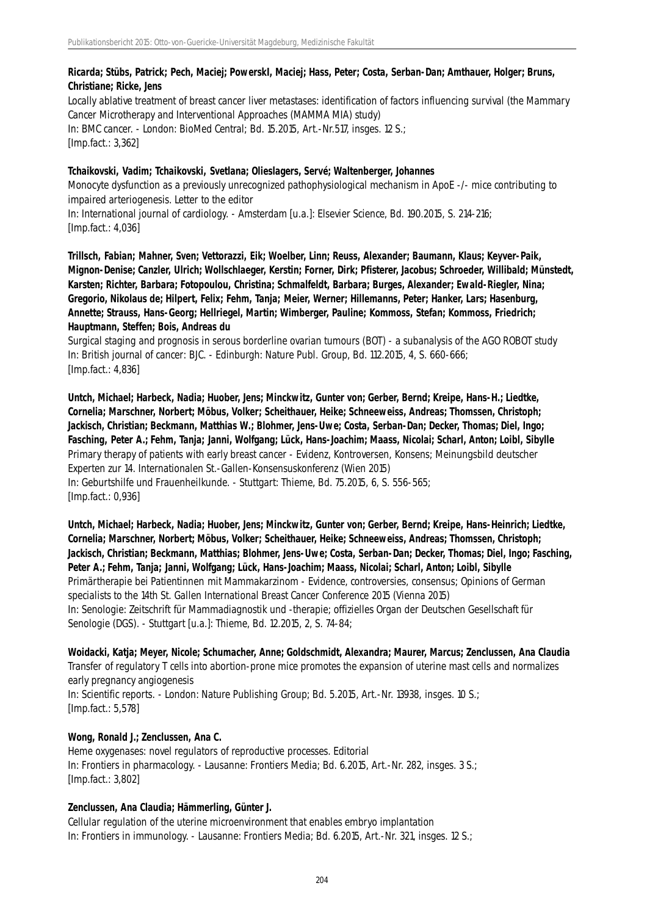**Ricarda; Stübs, Patrick; Pech, Maciej; Powerski, Maciej; Hass, Peter; Costa, Serban-Dan; Amthauer, Holger; Bruns, Christiane; Ricke, Jens**

Locally ablative treatment of breast cancer liver metastases: identification of factors influencing survival (the Mammary Cancer Microtherapy and Interventional Approaches (MAMMA MIA) study)
In: BMC cancer. - London: BioMed Central; Bd. 15.2015, Art.-Nr.517, insges. 12 S.;
[Imp.fact.: 3,362]

**Tchaikovski, Vadim; Tchaikovski, Svetlana; Olieslagers, Servé; Waltenberger, Johannes**

Monocyte dysfunction as a previously unrecognized pathophysiological mechanism in ApoE -/- mice contributing to impaired arteriogenesis. Letter to the editor
In: International journal of cardiology. - Amsterdam [u.a.]: Elsevier Science, Bd. 190.2015, S. 214-216;
[Imp.fact.: 4,036]

**Trillsch, Fabian; Mahner, Sven; Vettorazzi, Eik; Woelber, Linn; Reuss, Alexander; Baumann, Klaus; Keyver-Paik, Mignon-Denise; Canzler, Ulrich; Wollschlaeger, Kerstin; Forner, Dirk; Pfisterer, Jacobus; Schroeder, Willibald; Münstedt, Karsten; Richter, Barbara; Fotopoulou, Christina; Schmalfeldt, Barbara; Burges, Alexander; Ewald-Riegler, Nina; Gregorio, Nikolaus de; Hilpert, Felix; Fehm, Tanja; Meier, Werner; Hillemanns, Peter; Hanker, Lars; Hasenburg, Annette; Strauss, Hans-Georg; Hellriegel, Martin; Wimberger, Pauline; Kommoss, Stefan; Kommoss, Friedrich; Hauptmann, Steffen; Bois, Andreas du**

Surgical staging and prognosis in serous borderline ovarian tumours (BOT) - a subanalysis of the AGO ROBOT study
In: British journal of cancer: BJC. - Edinburgh: Nature Publ. Group, Bd. 112.2015, 4, S. 660-666;
[Imp.fact.: 4,836]

**Untch, Michael; Harbeck, Nadia; Huober, Jens; Minckwitz, Gunter von; Gerber, Bernd; Kreipe, Hans-H.; Liedtke, Cornelia; Marschner, Norbert; Möbus, Volker; Scheithauer, Heike; Schneeweiss, Andreas; Thomssen, Christoph; Jackisch, Christian; Beckmann, Matthias W.; Blohmer, Jens-Uwe; Costa, Serban-Dan; Decker, Thomas; Diel, Ingo; Fasching, Peter A.; Fehm, Tanja; Janni, Wolfgang; Lück, Hans-Joachim; Maass, Nicolai; Scharl, Anton; Loibl, Sibylle**

Primary therapy of patients with early breast cancer - Evidenz, Kontroversen, Konsens; Meinungsbild deutscher Experten zur 14. Internationalen St.-Gallen-Konsensuskonferenz (Wien 2015)
In: Geburtshilfe und Frauenheilkunde. - Stuttgart: Thieme, Bd. 75.2015, 6, S. 556-565;
[Imp.fact.: 0,936]

**Untch, Michael; Harbeck, Nadia; Huober, Jens; Minckwitz, Gunter von; Gerber, Bernd; Kreipe, Hans-Heinrich; Liedtke, Cornelia; Marschner, Norbert; Möbus, Volker; Scheithauer, Heike; Schneeweiss, Andreas; Thomssen, Christoph; Jackisch, Christian; Beckmann, Matthias; Blohmer, Jens-Uwe; Costa, Serban-Dan; Decker, Thomas; Diel, Ingo; Fasching, Peter A.; Fehm, Tanja; Janni, Wolfgang; Lück, Hans-Joachim; Maass, Nicolai; Scharl, Anton; Loibl, Sibylle**

Primärtherapie bei Patientinnen mit Mammakarzinom - Evidence, controversies, consensus; Opinions of German specialists to the 14th St. Gallen International Breast Cancer Conference 2015 (Vienna 2015)
In: Senologie: Zeitschrift für Mammadiagnostik und -therapie; offizielles Organ der Deutschen Gesellschaft für Senologie (DGS). - Stuttgart [u.a.]: Thieme, Bd. 12.2015, 2, S. 74-84;

**Woidacki, Katja; Meyer, Nicole; Schumacher, Anne; Goldschmidt, Alexandra; Maurer, Marcus; Zenclussen, Ana Claudia**

Transfer of regulatory T cells into abortion-prone mice promotes the expansion of uterine mast cells and normalizes early pregnancy angiogenesis
In: Scientific reports. - London: Nature Publishing Group; Bd. 5.2015, Art.-Nr. 13938, insges. 10 S.;
[Imp.fact.: 5,578]

**Wong, Ronald J.; Zenclussen, Ana C.**

Heme oxygenases: novel regulators of reproductive processes. Editorial
In: Frontiers in pharmacology. - Lausanne: Frontiers Media; Bd. 6.2015, Art.-Nr. 282, insges. 3 S.;
[Imp.fact.: 3,802]

**Zenclussen, Ana Claudia; Hämmerling, Günter J.**

Cellular regulation of the uterine microenvironment that enables embryo implantation
In: Frontiers in immunology. - Lausanne: Frontiers Media; Bd. 6.2015, Art.-Nr. 321, insges. 12 S.;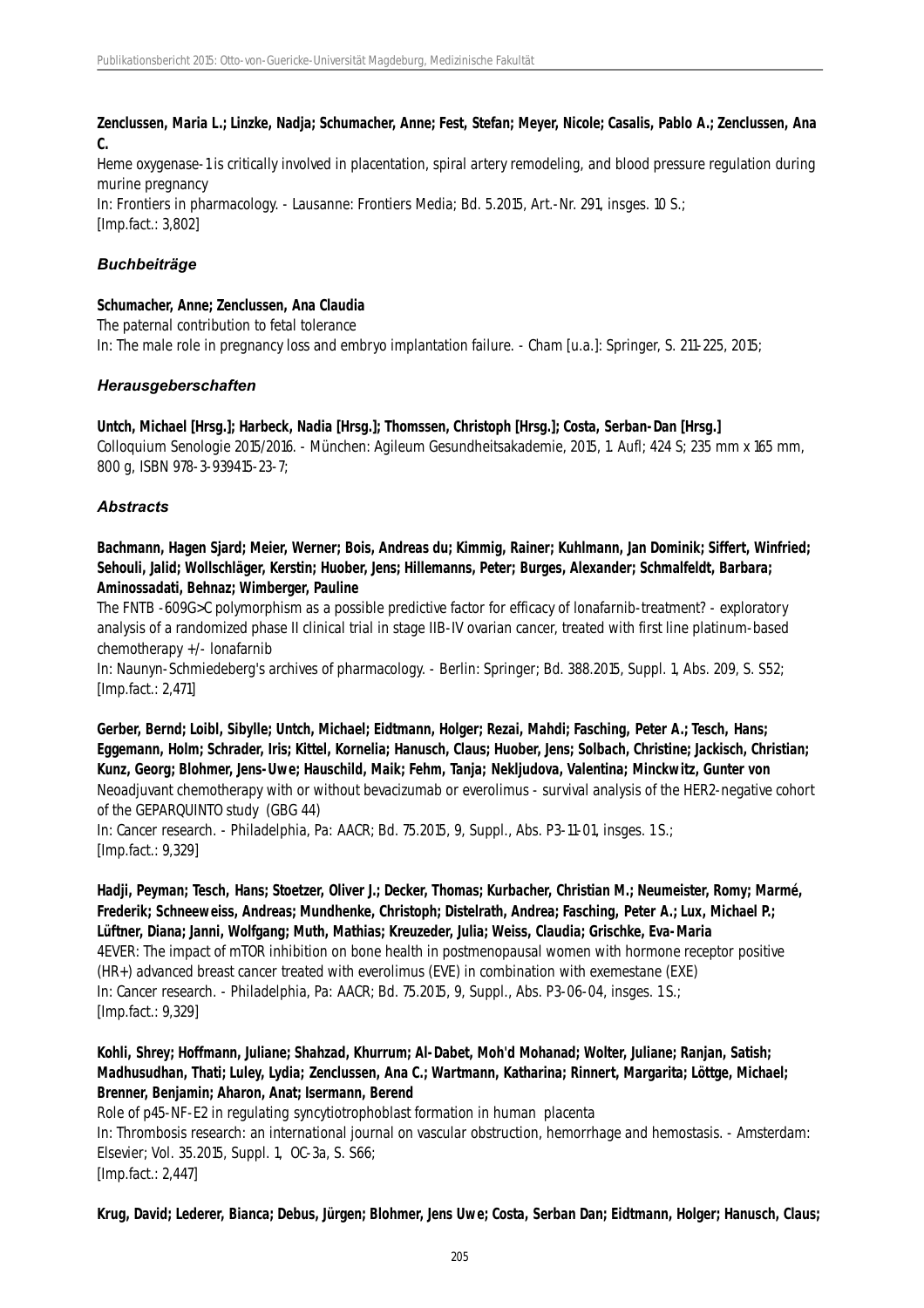**Zenclussen, Maria L.; Linzke, Nadja; Schumacher, Anne; Fest, Stefan; Meyer, Nicole; Casalis, Pablo A.; Zenclussen, Ana C.**

Heme oxygenase-1 is critically involved in placentation, spiral artery remodeling, and blood pressure regulation during murine pregnancy

In: Frontiers in pharmacology. - Lausanne: Frontiers Media; Bd. 5.2015, Art.-Nr. 291, insges. 10 S.;
[Imp.fact.: 3,802]

### *Buchbeiträge*

**Schumacher, Anne; Zenclussen, Ana Claudia**

The paternal contribution to fetal tolerance

In: The male role in pregnancy loss and embryo implantation failure. - Cham [u.a.]: Springer, S. 211-225, 2015;

### *Herausgeberschaften*

**Untch, Michael [Hrsg.]; Harbeck, Nadia [Hrsg.]; Thomssen, Christoph [Hrsg.]; Costa, Serban-Dan [Hrsg.]**

Colloquium Senologie 2015/2016. - München: Agileum Gesundheitsakademie, 2015, 1. Aufl; 424 S; 235 mm x 165 mm, 800 g, ISBN 978-3-939415-23-7;

### *Abstracts*

**Bachmann, Hagen Sjard; Meier, Werner; Bois, Andreas du; Kimmig, Rainer; Kuhlmann, Jan Dominik; Siffert, Winfried; Sehouli, Jalid; Wollschläger, Kerstin; Huober, Jens; Hillemanns, Peter; Burges, Alexander; Schmalfeldt, Barbara; Aminossadati, Behnaz; Wimberger, Pauline**

The FNTB -609G>C polymorphism as a possible predictive factor for efficacy of lonafarnib-treatment? - exploratory analysis of a randomized phase II clinical trial in stage IIB-IV ovarian cancer, treated with first line platinum-based chemotherapy +/- lonafarnib

In: Naunyn-Schmiedeberg's archives of pharmacology. - Berlin: Springer; Bd. 388.2015, Suppl. 1, Abs. 209, S. S52;
[Imp.fact.: 2,471]

**Gerber, Bernd; Loibl, Sibylle; Untch, Michael; Eidtmann, Holger; Rezai, Mahdi; Fasching, Peter A.; Tesch, Hans; Eggemann, Holm; Schrader, Iris; Kittel, Kornelia; Hanusch, Claus; Huober, Jens; Solbach, Christine; Jackisch, Christian; Kunz, Georg; Blohmer, Jens-Uwe; Hauschild, Maik; Fehm, Tanja; Nekljudova, Valentina; Minckwitz, Gunter von**

Neoadjuvant chemotherapy with or without bevacizumab or everolimus - survival analysis of the HER2-negative cohort of the GEPARQUINTO study (GBG 44)

In: Cancer research. - Philadelphia, Pa: AACR; Bd. 75.2015, 9, Suppl., Abs. P3-11-01, insges. 1 S.;
[Imp.fact.: 9,329]

**Hadji, Peyman; Tesch, Hans; Stoetzer, Oliver J.; Decker, Thomas; Kurbacher, Christian M.; Neumeister, Romy; Marmé, Frederik; Schneeweiss, Andreas; Mundhenke, Christoph; Distelrath, Andrea; Fasching, Peter A.; Lux, Michael P.; Lüftner, Diana; Janni, Wolfgang; Muth, Mathias; Kreuzeder, Julia; Weiss, Claudia; Grischke, Eva-Maria**

4EVER: The impact of mTOR inhibition on bone health in postmenopausal women with hormone receptor positive (HR+) advanced breast cancer treated with everolimus (EVE) in combination with exemestane (EXE)

In: Cancer research. - Philadelphia, Pa: AACR; Bd. 75.2015, 9, Suppl., Abs. P3-06-04, insges. 1 S.;
[Imp.fact.: 9,329]

**Kohli, Shrey; Hoffmann, Juliane; Shahzad, Khurrum; Al-Dabet, Moh'd Mohanad; Wolter, Juliane; Ranjan, Satish; Madhusudhan, Thati; Luley, Lydia; Zenclussen, Ana C.; Wartmann, Katharina; Rinnert, Margarita; Löttge, Michael; Brenner, Benjamin; Aharon, Anat; Isermann, Berend**

Role of p45-NF-E2 in regulating syncytiotrophoblast formation in human placenta

In: Thrombosis research: an international journal on vascular obstruction, hemorrhage and hemostasis. - Amsterdam: Elsevier; Vol. 35.2015, Suppl. 1, OC-3a, S. S66;
[Imp.fact.: 2,447]

**Krug, David; Lederer, Bianca; Debus, Jürgen; Blohmer, Jens Uwe; Costa, Serban Dan; Eidtmann, Holger; Hanusch, Claus;**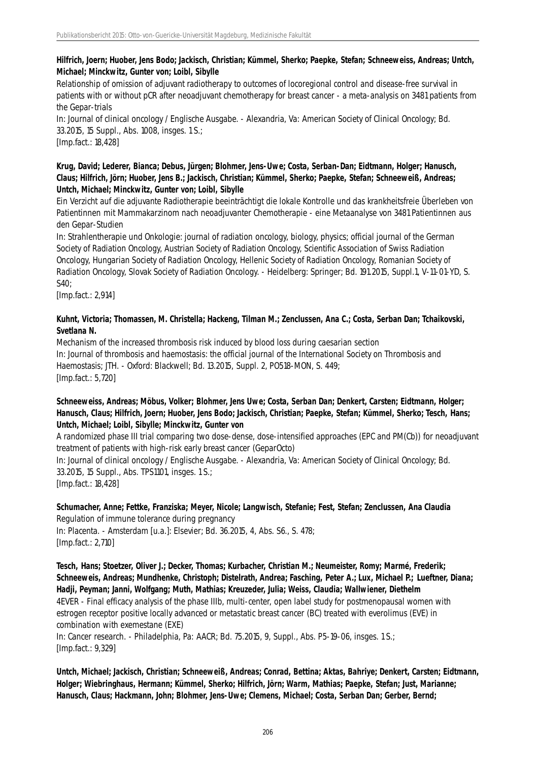**Hilfrich, Joern; Huober, Jens Bodo; Jackisch, Christian; Kümmel, Sherko; Paepke, Stefan; Schneeweiss, Andreas; Untch, Michael; Minckwitz, Gunter von; Loibl, Sibylle**

Relationship of omission of adjuvant radiotherapy to outcomes of locoregional control and disease-free survival in patients with or without pCR after neoadjuvant chemotherapy for breast cancer - a meta-analysis on 3481 patients from the Gepar-trials

In: Journal of clinical oncology / Englische Ausgabe. - Alexandria, Va: American Society of Clinical Oncology; Bd. 33.2015, 15 Suppl., Abs. 1008, insges. 1 S.;

[Imp.fact.: 18,428]

**Krug, David; Lederer, Bianca; Debus, Jürgen; Blohmer, Jens-Uwe; Costa, Serban-Dan; Eidtmann, Holger; Hanusch, Claus; Hilfrich, Jörn; Huober, Jens B.; Jackisch, Christian; Kümmel, Sherko; Paepke, Stefan; Schneeweiß, Andreas; Untch, Michael; Minckwitz, Gunter von; Loibl, Sibylle**

Ein Verzicht auf die adjuvante Radiotherapie beeinträchtigt die lokale Kontrolle und das krankheitsfreie Überleben von Patientinnen mit Mammakarzinom nach neoadjuvanter Chemotherapie - eine Metaanalyse von 3481 Patientinnen aus den Gepar-Studien

In: Strahlentherapie und Onkologie: journal of radiation oncology, biology, physics; official journal of the German Society of Radiation Oncology, Austrian Society of Radiation Oncology, Scientific Association of Swiss Radiation Oncology, Hungarian Society of Radiation Oncology, Hellenic Society of Radiation Oncology, Romanian Society of Radiation Oncology, Slovak Society of Radiation Oncology. - Heidelberg: Springer; Bd. 191.2015, Suppl.1, V-11-01-YD, S. S40;

[Imp.fact.: 2,914]

**Kuhnt, Victoria; Thomassen, M. Christella; Hackeng, Tilman M.; Zenclussen, Ana C.; Costa, Serban Dan; Tchaikovski, Svetlana N.**

Mechanism of the increased thrombosis risk induced by blood loss during caesarian section

In: Journal of thrombosis and haemostasis: the official journal of the International Society on Thrombosis and Haemostasis; JTH. - Oxford: Blackwell; Bd. 13.2015, Suppl. 2, PO518-MON, S. 449;

[Imp.fact.: 5,720]

**Schneeweiss, Andreas; Möbus, Volker; Blohmer, Jens Uwe; Costa, Serban Dan; Denkert, Carsten; Eidtmann, Holger; Hanusch, Claus; Hilfrich, Joern; Huober, Jens Bodo; Jackisch, Christian; Paepke, Stefan; Kümmel, Sherko; Tesch, Hans; Untch, Michael; Loibl, Sibylle; Minckwitz, Gunter von**

A randomized phase III trial comparing two dose-dense, dose-intensified approaches (EPC and PM(Cb)) for neoadjuvant treatment of patients with high-risk early breast cancer (GeparOcto)

In: Journal of clinical oncology / Englische Ausgabe. - Alexandria, Va: American Society of Clinical Oncology; Bd. 33.2015, 15 Suppl., Abs. TPS1101, insges. 1 S.;

[Imp.fact.: 18,428]

**Schumacher, Anne; Fettke, Franziska; Meyer, Nicole; Langwisch, Stefanie; Fest, Stefan; Zenclussen, Ana Claudia**

Regulation of immune tolerance during pregnancy

In: Placenta. - Amsterdam [u.a.]: Elsevier; Bd. 36.2015, 4, Abs. S6., S. 478;

[Imp.fact.: 2,710]

**Tesch, Hans; Stoetzer, Oliver J.; Decker, Thomas; Kurbacher, Christian M.; Neumeister, Romy; Marmé, Frederik; Schneeweis, Andreas; Mundhenke, Christoph; Distelrath, Andrea; Fasching, Peter A.; Lux, Michael P.; Lueftner, Diana; Hadji, Peyman; Janni, Wolfgang; Muth, Mathias; Kreuzeder, Julia; Weiss, Claudia; Wallwiener, Diethelm**

4EVER - Final efficacy analysis of the phase IIIb, multi-center, open label study for postmenopausal women with estrogen receptor positive locally advanced or metastatic breast cancer (BC) treated with everolimus (EVE) in combination with exemestane (EXE)

In: Cancer research. - Philadelphia, Pa: AACR; Bd. 75.2015, 9, Suppl., Abs. P5-19-06, insges. 1 S.;

[Imp.fact.: 9,329]

**Untch, Michael; Jackisch, Christian; Schneeweiß, Andreas; Conrad, Bettina; Aktas, Bahriye; Denkert, Carsten; Eidtmann, Holger; Wiebringhaus, Hermann; Kümmel, Sherko; Hilfrich, Jörn; Warm, Mathias; Paepke, Stefan; Just, Marianne; Hanusch, Claus; Hackmann, John; Blohmer, Jens-Uwe; Clemens, Michael; Costa, Serban Dan; Gerber, Bernd;**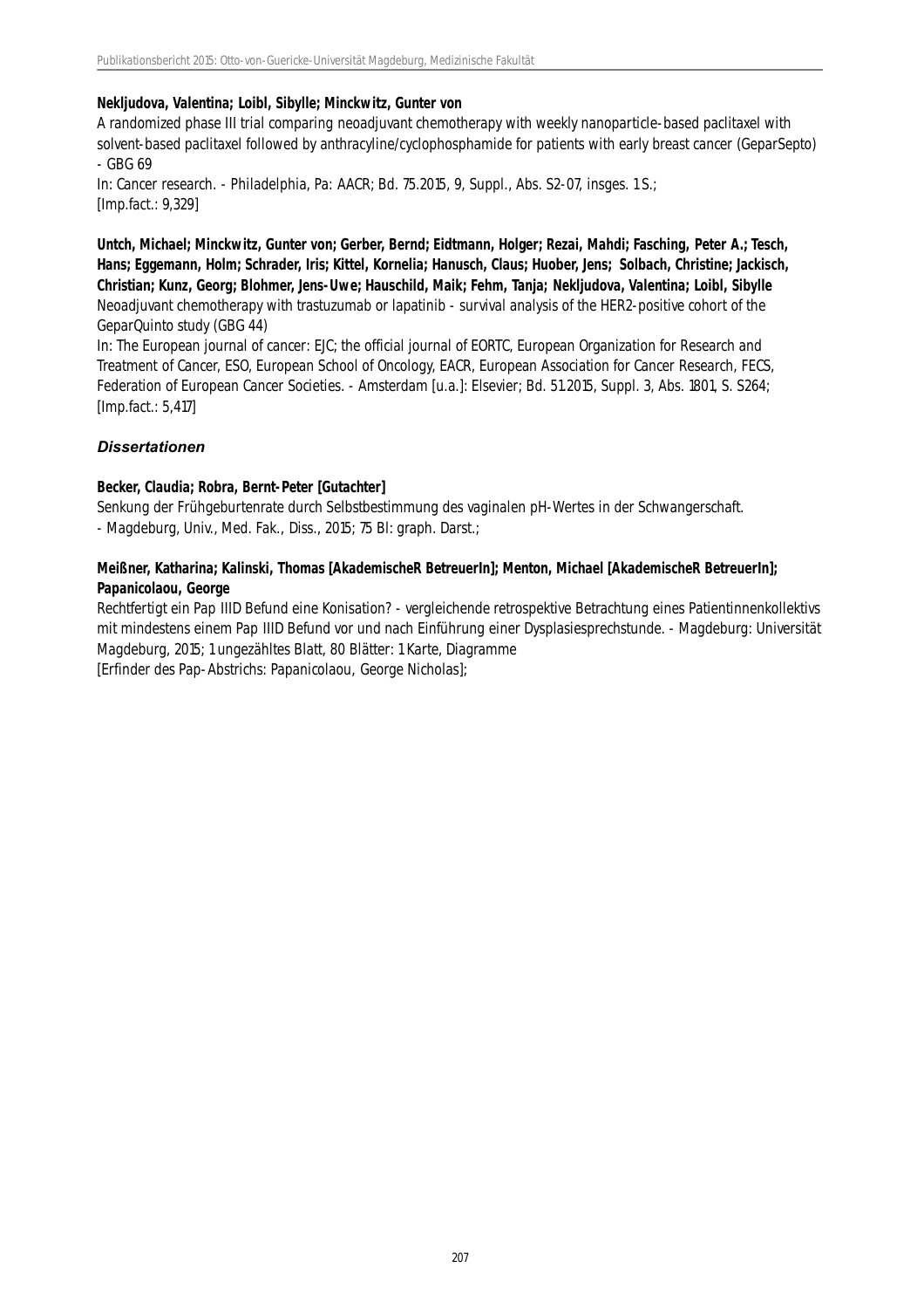**Nekljudova, Valentina; Loibl, Sibylle; Minckwitz, Gunter von**

A randomized phase III trial comparing neoadjuvant chemotherapy with weekly nanoparticle-based paclitaxel with solvent-based paclitaxel followed by anthracyline/cyclophosphamide for patients with early breast cancer (GeparSepto) - GBG 69

In: Cancer research. - Philadelphia, Pa: AACR; Bd. 75.2015, 9, Suppl., Abs. S2-07, insges. 1 S.;
[Imp.fact.: 9,329]

**Untch, Michael; Minckwitz, Gunter von; Gerber, Bernd; Eidtmann, Holger; Rezai, Mahdi; Fasching, Peter A.; Tesch, Hans; Eggemann, Holm; Schrader, Iris; Kittel, Kornelia; Hanusch, Claus; Huober, Jens; Solbach, Christine; Jackisch, Christian; Kunz, Georg; Blohmer, Jens-Uwe; Hauschild, Maik; Fehm, Tanja; Nekljudova, Valentina; Loibl, Sibylle**

Neoadjuvant chemotherapy with trastuzumab or lapatinib - survival analysis of the HER2-positive cohort of the GeparQuinto study (GBG 44)

In: The European journal of cancer: EJC; the official journal of EORTC, European Organization for Research and Treatment of Cancer, ESO, European School of Oncology, EACR, European Association for Cancer Research, FECS, Federation of European Cancer Societies. - Amsterdam [u.a.]: Elsevier; Bd. 51.2015, Suppl. 3, Abs. 1801, S. S264;
[Imp.fact.: 5,417]

### *Dissertationen*

**Becker, Claudia; Robra, Bernt-Peter [Gutachter]**

Senkung der Frühgeburtenrate durch Selbstbestimmung des vaginalen pH-Wertes in der Schwangerschaft.
- Magdeburg, Univ., Med. Fak., Diss., 2015; 75 Bl: graph. Darst.;

**Meißner, Katharina; Kalinski, Thomas [AkademischeR BetreuerIn]; Menton, Michael [AkademischeR BetreuerIn]; Papanicolaou, George**

Rechtfertigt ein Pap IIID Befund eine Konisation? - vergleichende retrospektive Betrachtung eines Patientinnenkollektivs mit mindestens einem Pap IIID Befund vor und nach Einführung einer Dysplasiesprechstunde. - Magdeburg: Universität Magdeburg, 2015; 1 ungezähltes Blatt, 80 Blätter: 1 Karte, Diagramme
[Erfinder des Pap-Abstrichs: Papanicolaou, George Nicholas];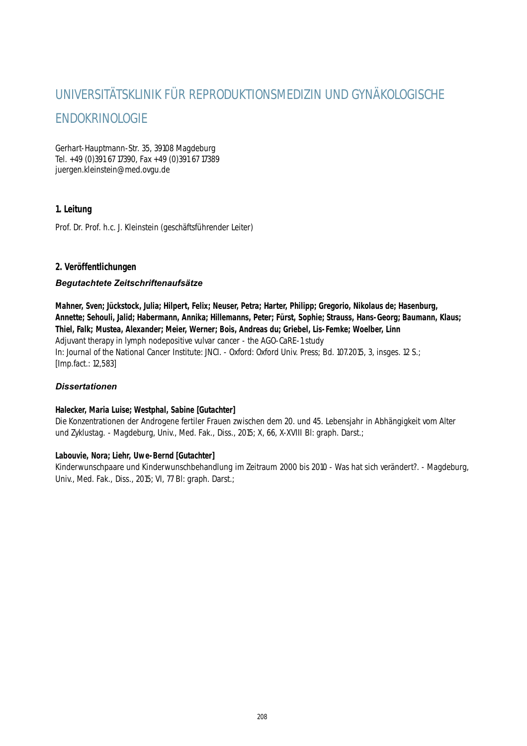# UNIVERSITÄTSKLINIK FÜR REPRODUKTIONSMEDIZIN UND GYNÄKOLOGISCHE ENDOKRINOLOGIE

Gerhart-Hauptmann-Str. 35, 39108 Magdeburg
Tel. +49 (0)391 67 17390, Fax +49 (0)391 67 17389
juergen.kleinstein@med.ovgu.de

## 1. Leitung

Prof. Dr. Prof. h.c. J. Kleinstein (geschäftsführender Leiter)

## 2. Veröffentlichungen

### *Begutachtete Zeitschriftenaufsätze*

**Mahner, Sven; Jückstock, Julia; Hilpert, Felix; Neuser, Petra; Harter, Philipp; Gregorio, Nikolaus de; Hasenburg, Annette; Sehouli, Jalid; Habermann, Annika; Hillemanns, Peter; Fürst, Sophie; Strauss, Hans-Georg; Baumann, Klaus; Thiel, Falk; Mustea, Alexander; Meier, Werner; Bois, Andreas du; Griebel, Lis-Femke; Woelber, Linn**
Adjuvant therapy in lymph nodepositive vulvar cancer - the AGO-CaRE-1 study
In: Journal of the National Cancer Institute: JNCI. - Oxford: Oxford Univ. Press; Bd. 107.2015, 3, insges. 12 S.; [Imp.fact.: 12,583]

### *Dissertationen*

**Halecker, Maria Luise; Westphal, Sabine [Gutachter]**
Die Konzentrationen der Androgene fertiler Frauen zwischen dem 20. und 45. Lebensjahr in Abhängigkeit vom Alter und Zyklustag. - Magdeburg, Univ., Med. Fak., Diss., 2015; X, 66, X-XVIII Bl: graph. Darst.;

**Labouvie, Nora; Liehr, Uwe-Bernd [Gutachter]**
Kinderwunschpaare und Kinderwunschbehandlung im Zeitraum 2000 bis 2010 - Was hat sich verändert?. - Magdeburg, Univ., Med. Fak., Diss., 2015; VI, 77 Bl: graph. Darst.;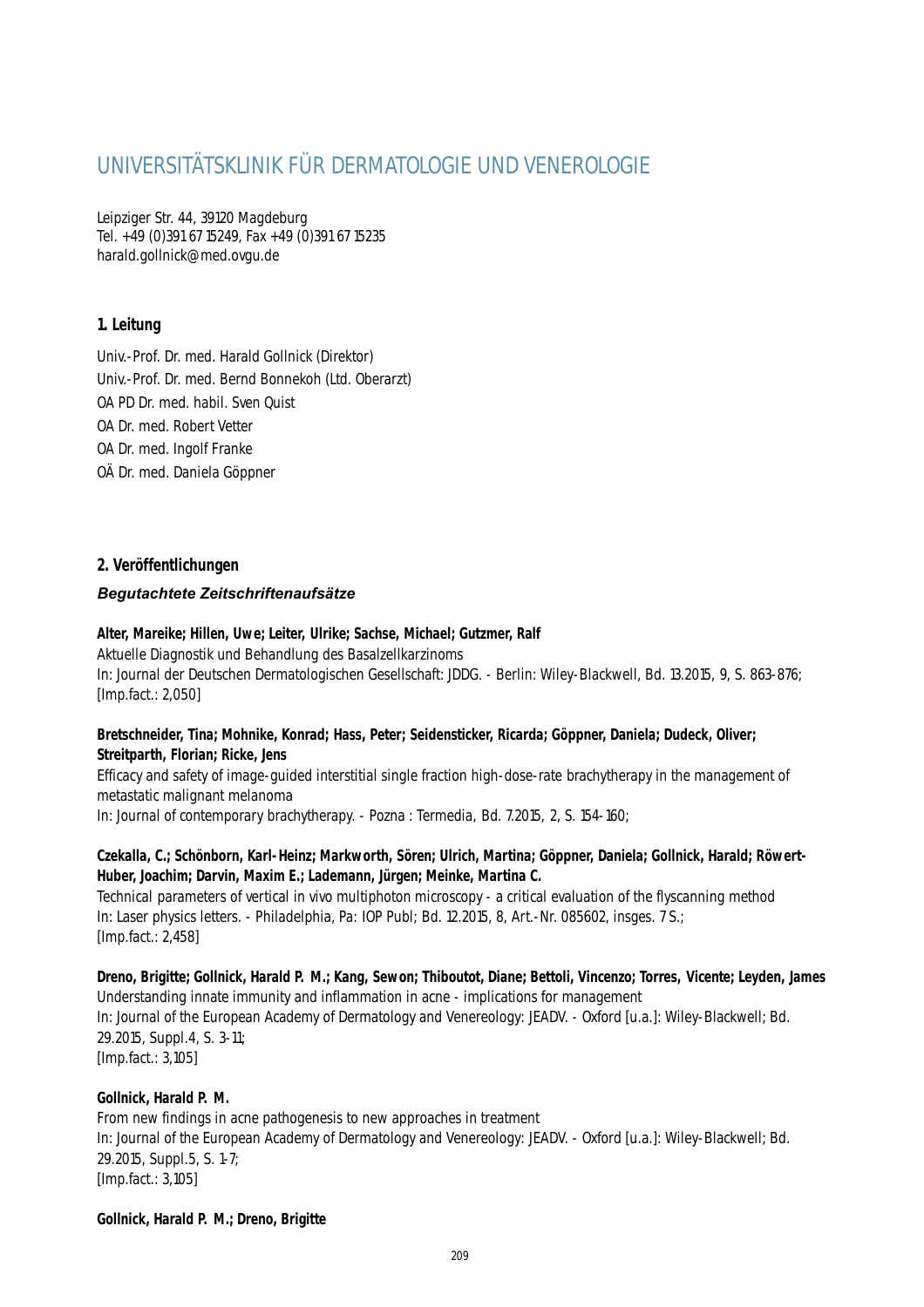# UNIVERSITÄTSKLINIK FÜR DERMATOLOGIE UND VENEROLOGIE

Leipziger Str. 44, 39120 Magdeburg
Tel. +49 (0)391 67 15249, Fax +49 (0)391 67 15235
harald.gollnick@med.ovgu.de

## 1. Leitung

Univ.-Prof. Dr. med. Harald Gollnick (Direktor)
Univ.-Prof. Dr. med. Bernd Bonnekoh (Ltd. Oberarzt)
OA PD Dr. med. habil. Sven Quist
OA Dr. med. Robert Vetter
OA Dr. med. Ingolf Franke
OÄ Dr. med. Daniela Göppner

## 2. Veröffentlichungen

### *Begutachtete Zeitschriftenaufsätze*

**Alter, Mareike; Hillen, Uwe; Leiter, Ulrike; Sachse, Michael; Gutzmer, Ralf**
Aktuelle Diagnostik und Behandlung des Basalzellkarzinoms
In: Journal der Deutschen Dermatologischen Gesellschaft: JDDG. - Berlin: Wiley-Blackwell, Bd. 13.2015, 9, S. 863-876;
[Imp.fact.: 2,050]

**Bretschneider, Tina; Mohnike, Konrad; Hass, Peter; Seidensticker, Ricarda; Göppner, Daniela; Dudeck, Oliver; Streitparth, Florian; Ricke, Jens**
Efficacy and safety of image-guided interstitial single fraction high-dose-rate brachytherapy in the management of metastatic malignant melanoma
In: Journal of contemporary brachytherapy. - Pozna : Termedia, Bd. 7.2015, 2, S. 154-160;

**Czekalla, C.; Schönborn, Karl-Heinz; Markworth, Sören; Ulrich, Martina; Göppner, Daniela; Gollnick, Harald; Röwert-Huber, Joachim; Darvin, Maxim E.; Lademann, Jürgen; Meinke, Martina C.**
Technical parameters of vertical in vivo multiphoton microscopy - a critical evaluation of the flyscanning method
In: Laser physics letters. - Philadelphia, Pa: IOP Publ; Bd. 12.2015, 8, Art.-Nr. 085602, insges. 7 S.;
[Imp.fact.: 2,458]

**Dreno, Brigitte; Gollnick, Harald P. M.; Kang, Sewon; Thiboutot, Diane; Bettoli, Vincenzo; Torres, Vicente; Leyden, James**
Understanding innate immunity and inflammation in acne - implications for management
In: Journal of the European Academy of Dermatology and Venereology: JEADV. - Oxford [u.a.]: Wiley-Blackwell; Bd. 29.2015, Suppl.4, S. 3-11;
[Imp.fact.: 3,105]

**Gollnick, Harald P. M.**
From new findings in acne pathogenesis to new approaches in treatment
In: Journal of the European Academy of Dermatology and Venereology: JEADV. - Oxford [u.a.]: Wiley-Blackwell; Bd. 29.2015, Suppl.5, S. 1-7;
[Imp.fact.: 3,105]

**Gollnick, Harald P. M.; Dreno, Brigitte**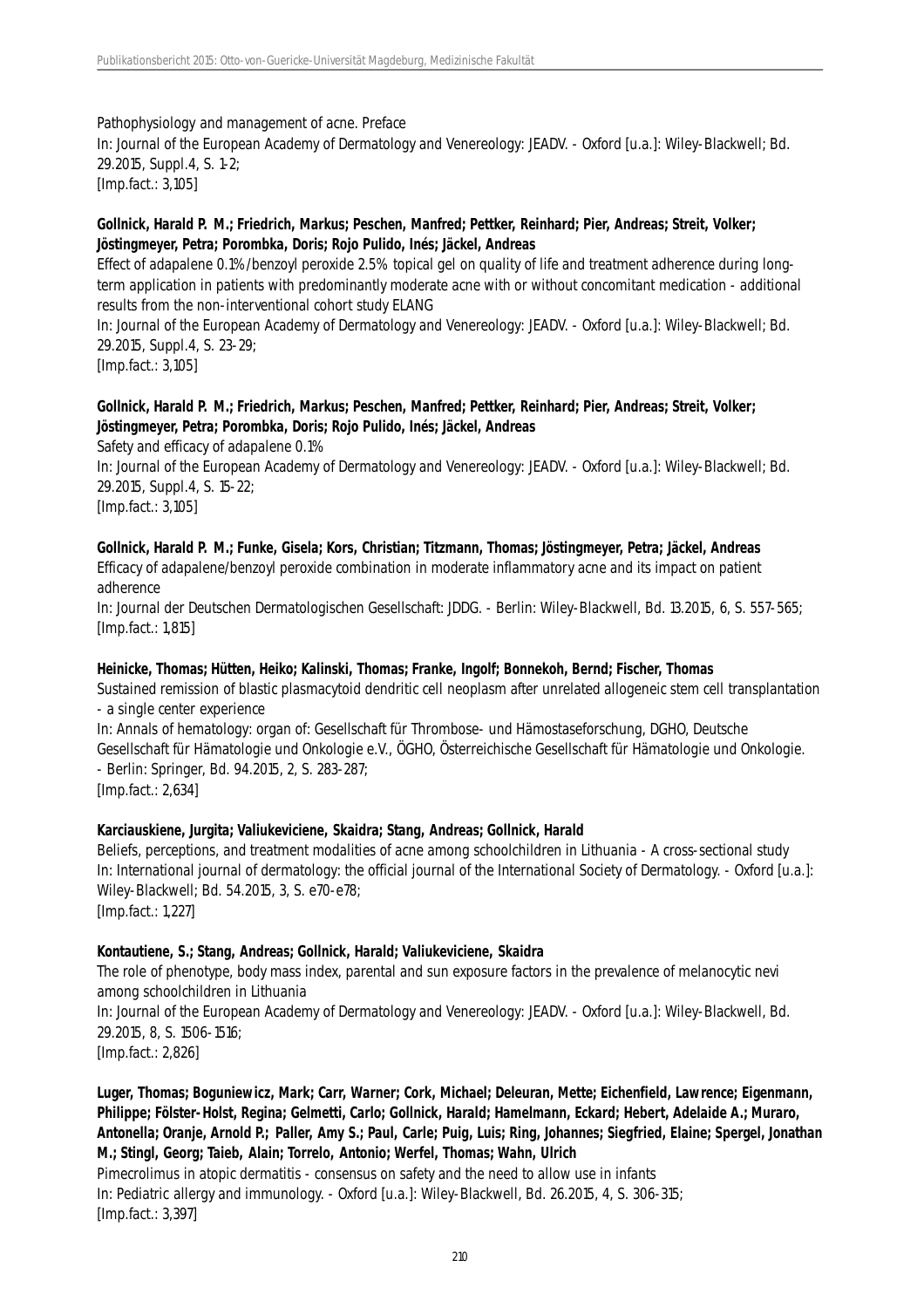Pathophysiology and management of acne. Preface
In: Journal of the European Academy of Dermatology and Venereology: JEADV. - Oxford [u.a.]: Wiley-Blackwell; Bd. 29.2015, Suppl.4, S. 1-2;
[Imp.fact.: 3,105]

**Gollnick, Harald P. M.; Friedrich, Markus; Peschen, Manfred; Pettker, Reinhard; Pier, Andreas; Streit, Volker; Jöstingmeyer, Petra; Porombka, Doris; Rojo Pulido, Inés; Jäckel, Andreas**
Effect of adapalene 0.1%/benzoyl peroxide 2.5% topical gel on quality of life and treatment adherence during long-term application in patients with predominantly moderate acne with or without concomitant medication - additional results from the non-interventional cohort study ELANG
In: Journal of the European Academy of Dermatology and Venereology: JEADV. - Oxford [u.a.]: Wiley-Blackwell; Bd. 29.2015, Suppl.4, S. 23-29;
[Imp.fact.: 3,105]

**Gollnick, Harald P. M.; Friedrich, Markus; Peschen, Manfred; Pettker, Reinhard; Pier, Andreas; Streit, Volker; Jöstingmeyer, Petra; Porombka, Doris; Rojo Pulido, Inés; Jäckel, Andreas**
Safety and efficacy of adapalene 0.1%
In: Journal of the European Academy of Dermatology and Venereology: JEADV. - Oxford [u.a.]: Wiley-Blackwell; Bd. 29.2015, Suppl.4, S. 15-22;
[Imp.fact.: 3,105]

**Gollnick, Harald P. M.; Funke, Gisela; Kors, Christian; Titzmann, Thomas; Jöstingmeyer, Petra; Jäckel, Andreas**
Efficacy of adapalene/benzoyl peroxide combination in moderate inflammatory acne and its impact on patient adherence
In: Journal der Deutschen Dermatologischen Gesellschaft: JDDG. - Berlin: Wiley-Blackwell, Bd. 13.2015, 6, S. 557-565;
[Imp.fact.: 1,815]

**Heinicke, Thomas; Hütten, Heiko; Kalinski, Thomas; Franke, Ingolf; Bonnekoh, Bernd; Fischer, Thomas**
Sustained remission of blastic plasmacytoid dendritic cell neoplasm after unrelated allogeneic stem cell transplantation - a single center experience
In: Annals of hematology: organ of: Gesellschaft für Thrombose- und Hämostaseforschung, DGHO, Deutsche Gesellschaft für Hämatologie und Onkologie e.V., ÖGHO, Österreichische Gesellschaft für Hämatologie und Onkologie. - Berlin: Springer, Bd. 94.2015, 2, S. 283-287;
[Imp.fact.: 2,634]

**Karciauskiene, Jurgita; Valiukeviciene, Skaidra; Stang, Andreas; Gollnick, Harald**
Beliefs, perceptions, and treatment modalities of acne among schoolchildren in Lithuania - A cross-sectional study
In: International journal of dermatology: the official journal of the International Society of Dermatology. - Oxford [u.a.]: Wiley-Blackwell; Bd. 54.2015, 3, S. e70-e78;
[Imp.fact.: 1,227]

**Kontautiene, S.; Stang, Andreas; Gollnick, Harald; Valiukeviciene, Skaidra**
The role of phenotype, body mass index, parental and sun exposure factors in the prevalence of melanocytic nevi among schoolchildren in Lithuania
In: Journal of the European Academy of Dermatology and Venereology: JEADV. - Oxford [u.a.]: Wiley-Blackwell, Bd. 29.2015, 8, S. 1506-1516;
[Imp.fact.: 2,826]

**Luger, Thomas; Boguniewicz, Mark; Carr, Warner; Cork, Michael; Deleuran, Mette; Eichenfield, Lawrence; Eigenmann, Philippe; Fölster-Holst, Regina; Gelmetti, Carlo; Gollnick, Harald; Hamelmann, Eckard; Hebert, Adelaide A.; Muraro, Antonella; Oranje, Arnold P.; Paller, Amy S.; Paul, Carle; Puig, Luis; Ring, Johannes; Siegfried, Elaine; Spergel, Jonathan M.; Stingl, Georg; Taieb, Alain; Torrelo, Antonio; Werfel, Thomas; Wahn, Ulrich**
Pimecrolimus in atopic dermatitis - consensus on safety and the need to allow use in infants
In: Pediatric allergy and immunology. - Oxford [u.a.]: Wiley-Blackwell, Bd. 26.2015, 4, S. 306-315;
[Imp.fact.: 3,397]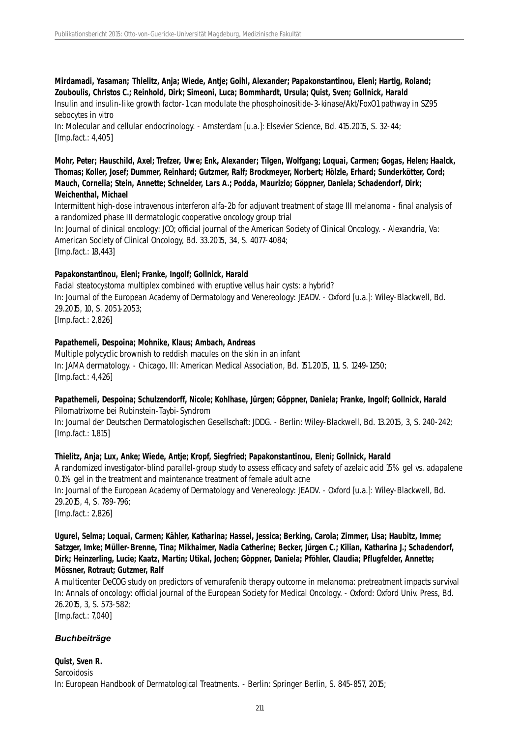**Mirdamadi, Yasaman; Thielitz, Anja; Wiede, Antje; Goihl, Alexander; Papakonstantinou, Eleni; Hartig, Roland; Zouboulis, Christos C.; Reinhold, Dirk; Simeoni, Luca; Bommhardt, Ursula; Quist, Sven; Gollnick, Harald**
Insulin and insulin-like growth factor-1 can modulate the phosphoinositide-3-kinase/Akt/FoxO1 pathway in SZ95 sebocytes in vitro
In: Molecular and cellular endocrinology. - Amsterdam [u.a.]: Elsevier Science, Bd. 415.2015, S. 32-44;
[Imp.fact.: 4,405]

**Mohr, Peter; Hauschild, Axel; Trefzer, Uwe; Enk, Alexander; Tilgen, Wolfgang; Loquai, Carmen; Gogas, Helen; Haalck, Thomas; Koller, Josef; Dummer, Reinhard; Gutzmer, Ralf; Brockmeyer, Norbert; Hölzle, Erhard; Sunderkötter, Cord; Mauch, Cornelia; Stein, Annette; Schneider, Lars A.; Podda, Maurizio; Göppner, Daniela; Schadendorf, Dirk; Weichenthal, Michael**
Intermittent high-dose intravenous interferon alfa-2b for adjuvant treatment of stage III melanoma - final analysis of a randomized phase III dermatologic cooperative oncology group trial
In: Journal of clinical oncology: JCO; official journal of the American Society of Clinical Oncology. - Alexandria, Va: American Society of Clinical Oncology, Bd. 33.2015, 34, S. 4077-4084;
[Imp.fact.: 18,443]

**Papakonstantinou, Eleni; Franke, Ingolf; Gollnick, Harald**
Facial steatocystoma multiplex combined with eruptive vellus hair cysts: a hybrid?
In: Journal of the European Academy of Dermatology and Venereology: JEADV. - Oxford [u.a.]: Wiley-Blackwell, Bd. 29.2015, 10, S. 2051-2053;
[Imp.fact.: 2,826]

**Papathemeli, Despoina; Mohnike, Klaus; Ambach, Andreas**
Multiple polycyclic brownish to reddish macules on the skin in an infant
In: JAMA dermatology. - Chicago, Ill: American Medical Association, Bd. 151.2015, 11, S. 1249-1250;
[Imp.fact.: 4,426]

**Papathemeli, Despoina; Schulzendorff, Nicole; Kohlhase, Jürgen; Göppner, Daniela; Franke, Ingolf; Gollnick, Harald**
Pilomatrixome bei Rubinstein-Taybi-Syndrom
In: Journal der Deutschen Dermatologischen Gesellschaft: JDDG. - Berlin: Wiley-Blackwell, Bd. 13.2015, 3, S. 240-242;
[Imp.fact.: 1,815]

**Thielitz, Anja; Lux, Anke; Wiede, Antje; Kropf, Siegfried; Papakonstantinou, Eleni; Gollnick, Harald**
A randomized investigator-blind parallel-group study to assess efficacy and safety of azelaic acid 15% gel vs. adapalene 0.1% gel in the treatment and maintenance treatment of female adult acne
In: Journal of the European Academy of Dermatology and Venereology: JEADV. - Oxford [u.a.]: Wiley-Blackwell, Bd. 29.2015, 4, S. 789-796;
[Imp.fact.: 2,826]

**Ugurel, Selma; Loquai, Carmen; Kähler, Katharina; Hassel, Jessica; Berking, Carola; Zimmer, Lisa; Haubitz, Imme; Satzger, Imke; Müller-Brenne, Tina; Mikhaimer, Nadia Catherine; Becker, Jürgen C.; Kilian, Katharina J.; Schadendorf, Dirk; Heinzerling, Lucie; Kaatz, Martin; Utikal, Jochen; Göppner, Daniela; Pföhler, Claudia; Pflugfelder, Annette; Mössner, Rotraut; Gutzmer, Ralf**
A multicenter DeCOG study on predictors of vemurafenib therapy outcome in melanoma: pretreatment impacts survival
In: Annals of oncology: official journal of the European Society for Medical Oncology. - Oxford: Oxford Univ. Press, Bd. 26.2015, 3, S. 573-582;
[Imp.fact.: 7,040]

### *Buchbeiträge*

**Quist, Sven R.**
Sarcoidosis
In: European Handbook of Dermatological Treatments. - Berlin: Springer Berlin, S. 845-857, 2015;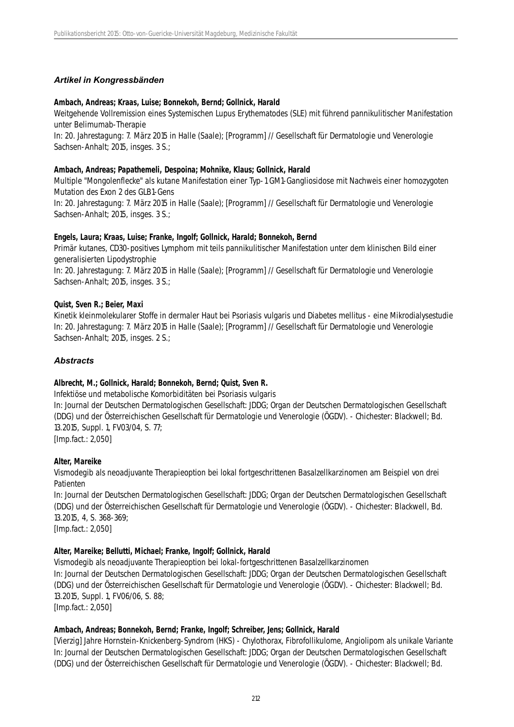### *Artikel in Kongressbänden*

**Ambach, Andreas; Kraas, Luise; Bonnekoh, Bernd; Gollnick, Harald**
Weitgehende Vollremission eines Systemischen Lupus Erythematodes (SLE) mit führend pannikulitischer Manifestation unter Belimumab-Therapie
In: 20. Jahrestagung: 7. März 2015 in Halle (Saale); [Programm] // Gesellschaft für Dermatologie und Venerologie Sachsen-Anhalt; 2015, insges. 3 S.;

**Ambach, Andreas; Papathemeli, Despoina; Mohnike, Klaus; Gollnick, Harald**
Multiple "Mongolenflecke" als kutane Manifestation einer Typ-1 GM1-Gangliosidose mit Nachweis einer homozygoten Mutation des Exon 2 des GLB1-Gens
In: 20. Jahrestagung: 7. März 2015 in Halle (Saale); [Programm] // Gesellschaft für Dermatologie und Venerologie Sachsen-Anhalt; 2015, insges. 3 S.;

**Engels, Laura; Kraas, Luise; Franke, Ingolf; Gollnick, Harald; Bonnekoh, Bernd**
Primär kutanes, CD30-positives Lymphom mit teils pannikulitischer Manifestation unter dem klinischen Bild einer generalisierten Lipodystrophie
In: 20. Jahrestagung: 7. März 2015 in Halle (Saale); [Programm] // Gesellschaft für Dermatologie und Venerologie Sachsen-Anhalt; 2015, insges. 3 S.;

**Quist, Sven R.; Beier, Maxi**
Kinetik kleinmolekularer Stoffe in dermaler Haut bei Psoriasis vulgaris und Diabetes mellitus - eine Mikrodialysestudie
In: 20. Jahrestagung: 7. März 2015 in Halle (Saale); [Programm] // Gesellschaft für Dermatologie und Venerologie Sachsen-Anhalt; 2015, insges. 2 S.;

### *Abstracts*

**Albrecht, M.; Gollnick, Harald; Bonnekoh, Bernd; Quist, Sven R.**
Infektiöse und metabolische Komorbiditäten bei Psoriasis vulgaris
In: Journal der Deutschen Dermatologischen Gesellschaft: JDDG; Organ der Deutschen Dermatologischen Gesellschaft (DDG) und der Österreichischen Gesellschaft für Dermatologie und Venerologie (ÖGDV). - Chichester: Blackwell; Bd. 13.2015, Suppl. 1, FV03/04, S. 77;
[Imp.fact.: 2,050]

**Alter, Mareike**
Vismodegib als neoadjuvante Therapieoption bei lokal fortgeschrittenen Basalzellkarzinomen am Beispiel von drei Patienten
In: Journal der Deutschen Dermatologischen Gesellschaft: JDDG; Organ der Deutschen Dermatologischen Gesellschaft (DDG) und der Österreichischen Gesellschaft für Dermatologie und Venerologie (ÖGDV). - Chichester: Blackwell, Bd. 13.2015, 4, S. 368-369;
[Imp.fact.: 2,050]

**Alter, Mareike; Bellutti, Michael; Franke, Ingolf; Gollnick, Harald**
Vismodegib als neoadjuvante Therapieoption bei lokal-fortgeschrittenen Basalzellkarzinomen
In: Journal der Deutschen Dermatologischen Gesellschaft: JDDG; Organ der Deutschen Dermatologischen Gesellschaft (DDG) und der Österreichischen Gesellschaft für Dermatologie und Venerologie (ÖGDV). - Chichester: Blackwell; Bd. 13.2015, Suppl. 1, FV06/06, S. 88;
[Imp.fact.: 2,050]

**Ambach, Andreas; Bonnekoh, Bernd; Franke, Ingolf; Schreiber, Jens; Gollnick, Harald**
[Vierzig] Jahre Hornstein-Knickenberg-Syndrom (HKS) - Chylothorax, Fibrofollikulome, Angiolipom als unikale Variante
In: Journal der Deutschen Dermatologischen Gesellschaft: JDDG; Organ der Deutschen Dermatologischen Gesellschaft (DDG) und der Österreichischen Gesellschaft für Dermatologie und Venerologie (ÖGDV). - Chichester: Blackwell; Bd.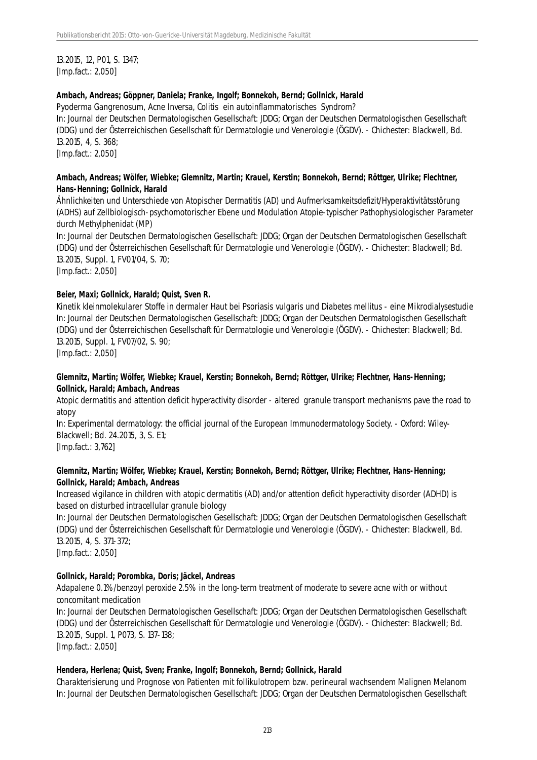13.2015, 12, P01, S. 1347;
[Imp.fact.: 2,050]

**Ambach, Andreas; Göppner, Daniela; Franke, Ingolf; Bonnekoh, Bernd; Gollnick, Harald**
Pyoderma Gangrenosum, Acne Inversa, Colitis ein autoinflammatorisches Syndrom?
In: Journal der Deutschen Dermatologischen Gesellschaft: JDDG; Organ der Deutschen Dermatologischen Gesellschaft (DDG) und der Österreichischen Gesellschaft für Dermatologie und Venerologie (ÖGDV). - Chichester: Blackwell, Bd. 13.2015, 4, S. 368;
[Imp.fact.: 2,050]

**Ambach, Andreas; Wölfer, Wiebke; Glemnitz, Martin; Krauel, Kerstin; Bonnekoh, Bernd; Röttger, Ulrike; Flechtner, Hans-Henning; Gollnick, Harald**
Ähnlichkeiten und Unterschiede von Atopischer Dermatitis (AD) und Aufmerksamkeitsdefizit/Hyperaktivitätsstörung (ADHS) auf Zellbiologisch-psychomotorischer Ebene und Modulation Atopie-typischer Pathophysiologischer Parameter durch Methylphenidat (MP)
In: Journal der Deutschen Dermatologischen Gesellschaft: JDDG; Organ der Deutschen Dermatologischen Gesellschaft (DDG) und der Österreichischen Gesellschaft für Dermatologie und Venerologie (ÖGDV). - Chichester: Blackwell; Bd. 13.2015, Suppl. 1, FV01/04, S. 70;
[Imp.fact.: 2,050]

**Beier, Maxi; Gollnick, Harald; Quist, Sven R.**
Kinetik kleinmolekularer Stoffe in dermaler Haut bei Psoriasis vulgaris und Diabetes mellitus - eine Mikrodialysestudie
In: Journal der Deutschen Dermatologischen Gesellschaft: JDDG; Organ der Deutschen Dermatologischen Gesellschaft (DDG) und der Österreichischen Gesellschaft für Dermatologie und Venerologie (ÖGDV). - Chichester: Blackwell; Bd. 13.2015, Suppl. 1, FV07/02, S. 90;
[Imp.fact.: 2,050]

**Glemnitz, Martin; Wölfer, Wiebke; Krauel, Kerstin; Bonnekoh, Bernd; Röttger, Ulrike; Flechtner, Hans-Henning; Gollnick, Harald; Ambach, Andreas**
Atopic dermatitis and attention deficit hyperactivity disorder - altered granule transport mechanisms pave the road to atopy
In: Experimental dermatology: the official journal of the European Immunodermatology Society. - Oxford: Wiley-Blackwell; Bd. 24.2015, 3, S. E1;
[Imp.fact.: 3,762]

**Glemnitz, Martin; Wölfer, Wiebke; Krauel, Kerstin; Bonnekoh, Bernd; Röttger, Ulrike; Flechtner, Hans-Henning; Gollnick, Harald; Ambach, Andreas**
Increased vigilance in children with atopic dermatitis (AD) and/or attention deficit hyperactivity disorder (ADHD) is based on disturbed intracellular granule biology
In: Journal der Deutschen Dermatologischen Gesellschaft: JDDG; Organ der Deutschen Dermatologischen Gesellschaft (DDG) und der Österreichischen Gesellschaft für Dermatologie und Venerologie (ÖGDV). - Chichester: Blackwell, Bd. 13.2015, 4, S. 371-372;
[Imp.fact.: 2,050]

**Gollnick, Harald; Porombka, Doris; Jäckel, Andreas**
Adapalene 0.1%/benzoyl peroxide 2.5% in the long-term treatment of moderate to severe acne with or without concomitant medication
In: Journal der Deutschen Dermatologischen Gesellschaft: JDDG; Organ der Deutschen Dermatologischen Gesellschaft (DDG) und der Österreichischen Gesellschaft für Dermatologie und Venerologie (ÖGDV). - Chichester: Blackwell; Bd. 13.2015, Suppl. 1, P073, S. 137-138;
[Imp.fact.: 2,050]

**Hendera, Herlena; Quist, Sven; Franke, Ingolf; Bonnekoh, Bernd; Gollnick, Harald**
Charakterisierung und Prognose von Patienten mit follikulotropem bzw. perineural wachsendem Malignen Melanom
In: Journal der Deutschen Dermatologischen Gesellschaft: JDDG; Organ der Deutschen Dermatologischen Gesellschaft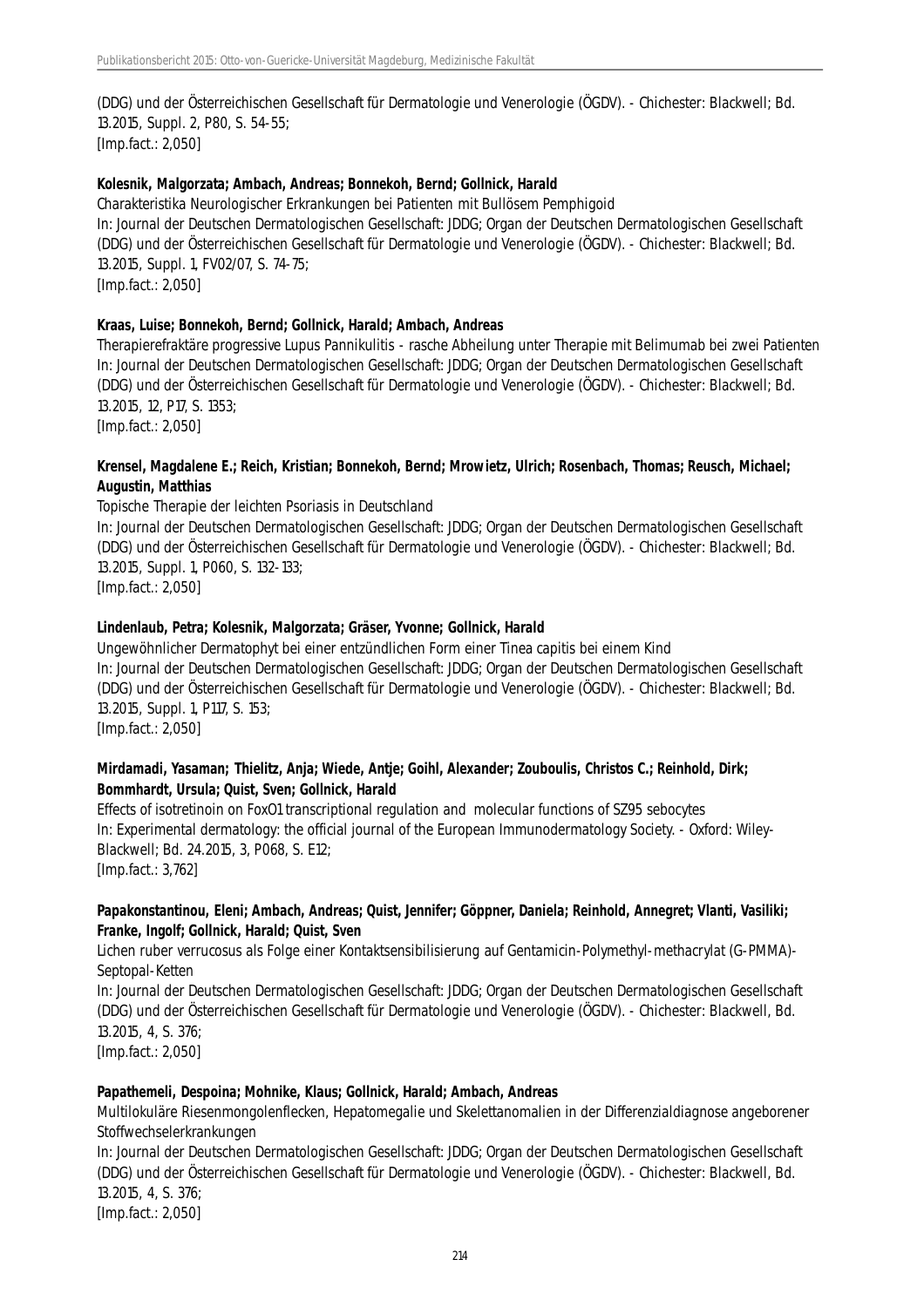(DDG) und der Österreichischen Gesellschaft für Dermatologie und Venerologie (ÖGDV). - Chichester: Blackwell; Bd. 13.2015, Suppl. 2, P80, S. 54-55;
[Imp.fact.: 2,050]

**Kolesnik, Malgorzata; Ambach, Andreas; Bonnekoh, Bernd; Gollnick, Harald**
Charakteristika Neurologischer Erkrankungen bei Patienten mit Bullösem Pemphigoid
In: Journal der Deutschen Dermatologischen Gesellschaft: JDDG; Organ der Deutschen Dermatologischen Gesellschaft (DDG) und der Österreichischen Gesellschaft für Dermatologie und Venerologie (ÖGDV). - Chichester: Blackwell; Bd. 13.2015, Suppl. 1, FV02/07, S. 74-75;
[Imp.fact.: 2,050]

**Kraas, Luise; Bonnekoh, Bernd; Gollnick, Harald; Ambach, Andreas**
Therapierefraktäre progressive Lupus Pannikulitis - rasche Abheilung unter Therapie mit Belimumab bei zwei Patienten
In: Journal der Deutschen Dermatologischen Gesellschaft: JDDG; Organ der Deutschen Dermatologischen Gesellschaft (DDG) und der Österreichischen Gesellschaft für Dermatologie und Venerologie (ÖGDV). - Chichester: Blackwell; Bd. 13.2015, 12, P17, S. 1353;
[Imp.fact.: 2,050]

**Krensel, Magdalene E.; Reich, Kristian; Bonnekoh, Bernd; Mrowietz, Ulrich; Rosenbach, Thomas; Reusch, Michael; Augustin, Matthias**
Topische Therapie der leichten Psoriasis in Deutschland
In: Journal der Deutschen Dermatologischen Gesellschaft: JDDG; Organ der Deutschen Dermatologischen Gesellschaft (DDG) und der Österreichischen Gesellschaft für Dermatologie und Venerologie (ÖGDV). - Chichester: Blackwell; Bd. 13.2015, Suppl. 1, P060, S. 132-133;
[Imp.fact.: 2,050]

**Lindenlaub, Petra; Kolesnik, Malgorzata; Gräser, Yvonne; Gollnick, Harald**
Ungewöhnlicher Dermatophyt bei einer entzündlichen Form einer Tinea capitis bei einem Kind
In: Journal der Deutschen Dermatologischen Gesellschaft: JDDG; Organ der Deutschen Dermatologischen Gesellschaft (DDG) und der Österreichischen Gesellschaft für Dermatologie und Venerologie (ÖGDV). - Chichester: Blackwell; Bd. 13.2015, Suppl. 1, P117, S. 153;
[Imp.fact.: 2,050]

**Mirdamadi, Yasaman; Thielitz, Anja; Wiede, Antje; Goihl, Alexander; Zouboulis, Christos C.; Reinhold, Dirk; Bommhardt, Ursula; Quist, Sven; Gollnick, Harald**
Effects of isotretinoin on FoxO1 transcriptional regulation and molecular functions of SZ95 sebocytes
In: Experimental dermatology: the official journal of the European Immunodermatology Society. - Oxford: Wiley-Blackwell; Bd. 24.2015, 3, P068, S. E12;
[Imp.fact.: 3,762]

**Papakonstantinou, Eleni; Ambach, Andreas; Quist, Jennifer; Göppner, Daniela; Reinhold, Annegret; Vlanti, Vasiliki; Franke, Ingolf; Gollnick, Harald; Quist, Sven**
Lichen ruber verrucosus als Folge einer Kontaktsensibilisierung auf Gentamicin-Polymethyl-methacrylat (G-PMMA)-Septopal-Ketten
In: Journal der Deutschen Dermatologischen Gesellschaft: JDDG; Organ der Deutschen Dermatologischen Gesellschaft (DDG) und der Österreichischen Gesellschaft für Dermatologie und Venerologie (ÖGDV). - Chichester: Blackwell, Bd. 13.2015, 4, S. 376;
[Imp.fact.: 2,050]

**Papathemeli, Despoina; Mohnike, Klaus; Gollnick, Harald; Ambach, Andreas**
Multilokuläre Riesenmongolenflecken, Hepatomegalie und Skelettanomalien in der Differenzialdiagnose angeborener Stoffwechselerkrankungen
In: Journal der Deutschen Dermatologischen Gesellschaft: JDDG; Organ der Deutschen Dermatologischen Gesellschaft (DDG) und der Österreichischen Gesellschaft für Dermatologie und Venerologie (ÖGDV). - Chichester: Blackwell, Bd. 13.2015, 4, S. 376;
[Imp.fact.: 2,050]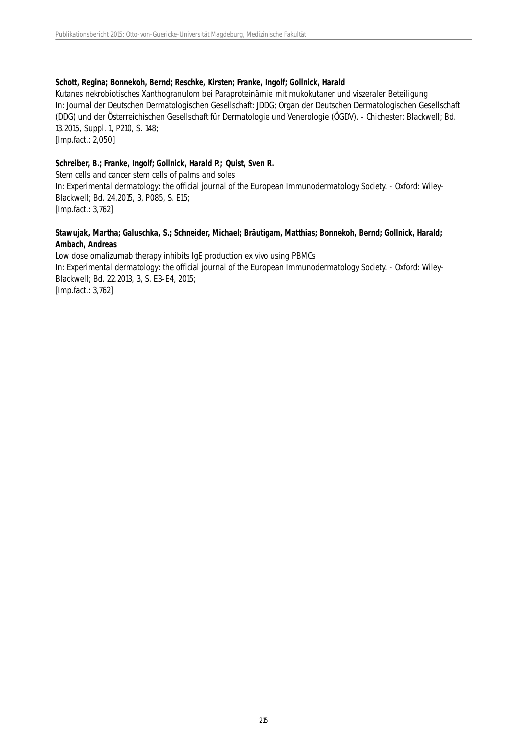**Schott, Regina; Bonnekoh, Bernd; Reschke, Kirsten; Franke, Ingolf; Gollnick, Harald**
Kutanes nekrobiotisches Xanthogranulom bei Paraproteinämie mit mukokutaner und viszeraler Beteiligung
In: Journal der Deutschen Dermatologischen Gesellschaft: JDDG; Organ der Deutschen Dermatologischen Gesellschaft (DDG) und der Österreichischen Gesellschaft für Dermatologie und Venerologie (ÖGDV). - Chichester: Blackwell; Bd. 13.2015, Suppl. 1, P210, S. 148;
[Imp.fact.: 2,050]

**Schreiber, B.; Franke, Ingolf; Gollnick, Harald P.; Quist, Sven R.**
Stem cells and cancer stem cells of palms and soles
In: Experimental dermatology: the official journal of the European Immunodermatology Society. - Oxford: Wiley-Blackwell; Bd. 24.2015, 3, P085, S. E15;
[Imp.fact.: 3,762]

**Stawujak, Martha; Galuschka, S.; Schneider, Michael; Bräutigam, Matthias; Bonnekoh, Bernd; Gollnick, Harald; Ambach, Andreas**
Low dose omalizumab therapy inhibits IgE production ex vivo using PBMCs
In: Experimental dermatology: the official journal of the European Immunodermatology Society. - Oxford: Wiley-Blackwell; Bd. 22.2013, 3, S. E3-E4, 2015;
[Imp.fact.: 3,762]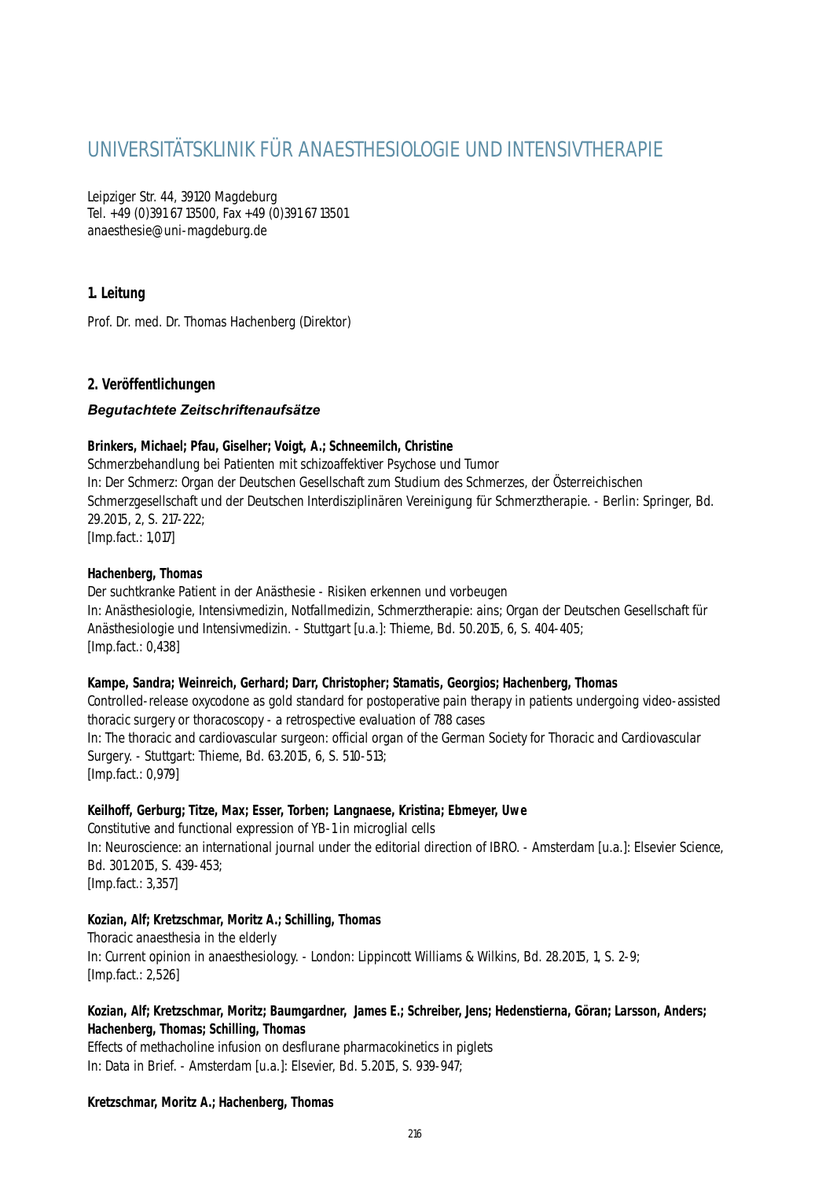# UNIVERSITÄTSKLINIK FÜR ANAESTHESIOLOGIE UND INTENSIVTHERAPIE

Leipziger Str. 44, 39120 Magdeburg
Tel. +49 (0)391 67 13500, Fax +49 (0)391 67 13501
anaesthesie@uni-magdeburg.de

## 1. Leitung

Prof. Dr. med. Dr. Thomas Hachenberg (Direktor)

## 2. Veröffentlichungen

### *Begutachtete Zeitschriftenaufsätze*

**Brinkers, Michael; Pfau, Giselher; Voigt, A.; Schneemilch, Christine**
Schmerzbehandlung bei Patienten mit schizoaffektiver Psychose und Tumor
In: Der Schmerz: Organ der Deutschen Gesellschaft zum Studium des Schmerzes, der Österreichischen Schmerzgesellschaft und der Deutschen Interdisziplinären Vereinigung für Schmerztherapie. - Berlin: Springer, Bd. 29.2015, 2, S. 217-222;
[Imp.fact.: 1,017]

**Hachenberg, Thomas**
Der suchtkranke Patient in der Anästhesie - Risiken erkennen und vorbeugen
In: Anästhesiologie, Intensivmedizin, Notfallmedizin, Schmerztherapie: ains; Organ der Deutschen Gesellschaft für Anästhesiologie und Intensivmedizin. - Stuttgart [u.a.]: Thieme, Bd. 50.2015, 6, S. 404-405;
[Imp.fact.: 0,438]

**Kampe, Sandra; Weinreich, Gerhard; Darr, Christopher; Stamatis, Georgios; Hachenberg, Thomas**
Controlled-release oxycodone as gold standard for postoperative pain therapy in patients undergoing video-assisted thoracic surgery or thoracoscopy - a retrospective evaluation of 788 cases
In: The thoracic and cardiovascular surgeon: official organ of the German Society for Thoracic and Cardiovascular Surgery. - Stuttgart: Thieme, Bd. 63.2015, 6, S. 510-513;
[Imp.fact.: 0,979]

**Keilhoff, Gerburg; Titze, Max; Esser, Torben; Langnaese, Kristina; Ebmeyer, Uwe**
Constitutive and functional expression of YB-1 in microglial cells
In: Neuroscience: an international journal under the editorial direction of IBRO. - Amsterdam [u.a.]: Elsevier Science, Bd. 301.2015, S. 439-453;
[Imp.fact.: 3,357]

**Kozian, Alf; Kretzschmar, Moritz A.; Schilling, Thomas**
Thoracic anaesthesia in the elderly
In: Current opinion in anaesthesiology. - London: Lippincott Williams & Wilkins, Bd. 28.2015, 1, S. 2-9;
[Imp.fact.: 2,526]

**Kozian, Alf; Kretzschmar, Moritz; Baumgardner, James E.; Schreiber, Jens; Hedenstierna, Göran; Larsson, Anders; Hachenberg, Thomas; Schilling, Thomas**
Effects of methacholine infusion on desflurane pharmacokinetics in piglets
In: Data in Brief. - Amsterdam [u.a.]: Elsevier, Bd. 5.2015, S. 939-947;

**Kretzschmar, Moritz A.; Hachenberg, Thomas**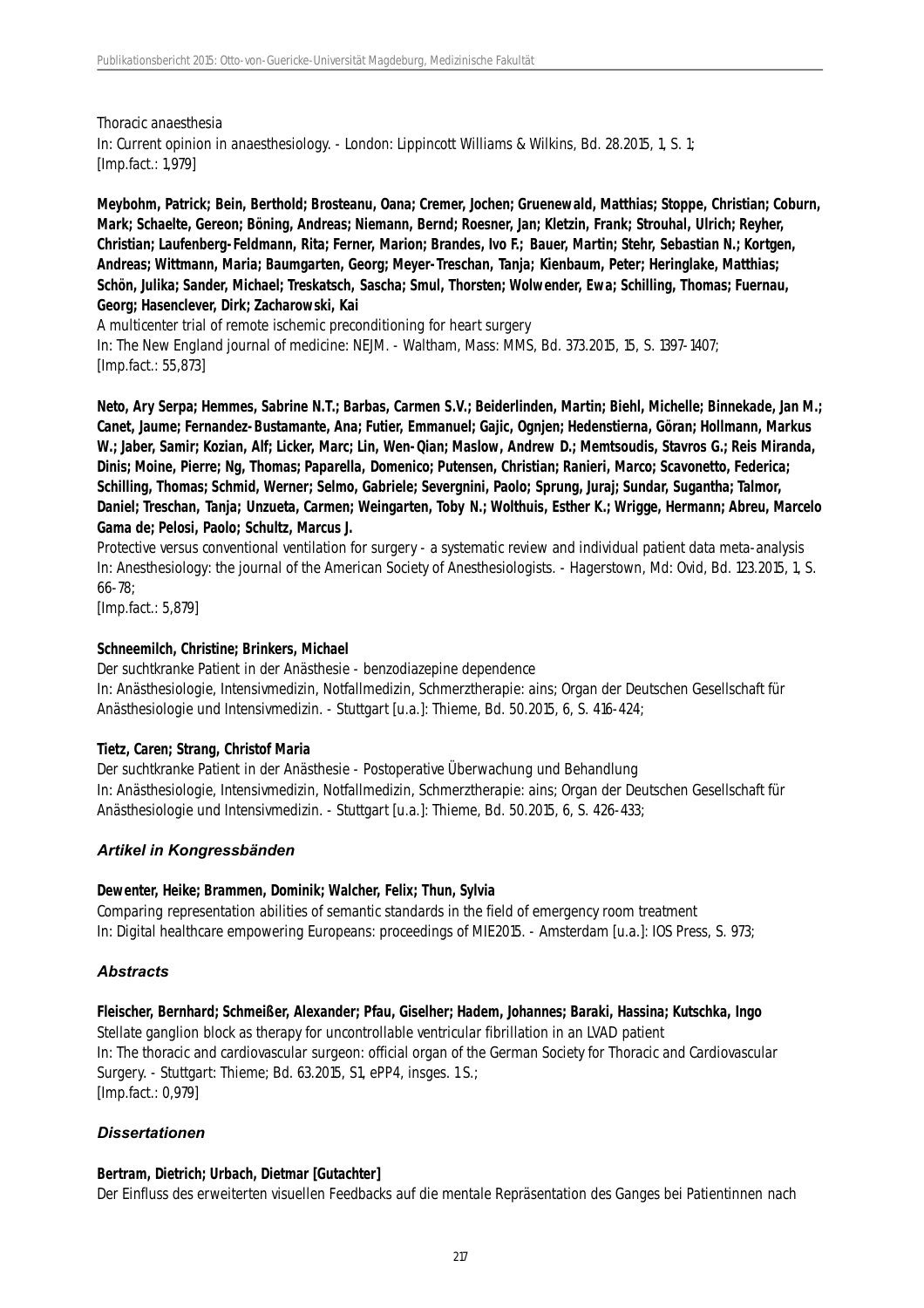Thoracic anaesthesia
In: Current opinion in anaesthesiology. - London: Lippincott Williams & Wilkins, Bd. 28.2015, 1, S. 1;
[Imp.fact.: 1,979]

**Meybohm, Patrick; Bein, Berthold; Brosteanu, Oana; Cremer, Jochen; Gruenewald, Matthias; Stoppe, Christian; Coburn, Mark; Schaelte, Gereon; Böning, Andreas; Niemann, Bernd; Roesner, Jan; Kletzin, Frank; Strouhal, Ulrich; Reyher, Christian; Laufenberg-Feldmann, Rita; Ferner, Marion; Brandes, Ivo F.; Bauer, Martin; Stehr, Sebastian N.; Kortgen, Andreas; Wittmann, Maria; Baumgarten, Georg; Meyer-Treschan, Tanja; Kienbaum, Peter; Heringlake, Matthias; Schön, Julika; Sander, Michael; Treskatsch, Sascha; Smul, Thorsten; Wolwender, Ewa; Schilling, Thomas; Fuernau, Georg; Hasenclever, Dirk; Zacharowski, Kai**
A multicenter trial of remote ischemic preconditioning for heart surgery
In: The New England journal of medicine: NEJM. - Waltham, Mass: MMS, Bd. 373.2015, 15, S. 1397-1407;
[Imp.fact.: 55,873]

**Neto, Ary Serpa; Hemmes, Sabrine N.T.; Barbas, Carmen S.V.; Beiderlinden, Martin; Biehl, Michelle; Binnekade, Jan M.; Canet, Jaume; Fernandez-Bustamante, Ana; Futier, Emmanuel; Gajic, Ognjen; Hedenstierna, Göran; Hollmann, Markus W.; Jaber, Samir; Kozian, Alf; Licker, Marc; Lin, Wen-Qian; Maslow, Andrew D.; Memtsoudis, Stavros G.; Reis Miranda, Dinis; Moine, Pierre; Ng, Thomas; Paparella, Domenico; Putensen, Christian; Ranieri, Marco; Scavonetto, Federica; Schilling, Thomas; Schmid, Werner; Selmo, Gabriele; Severgnini, Paolo; Sprung, Juraj; Sundar, Sugantha; Talmor, Daniel; Treschan, Tanja; Unzueta, Carmen; Weingarten, Toby N.; Wolthuis, Esther K.; Wrigge, Hermann; Abreu, Marcelo Gama de; Pelosi, Paolo; Schultz, Marcus J.**
Protective versus conventional ventilation for surgery - a systematic review and individual patient data meta-analysis
In: Anesthesiology: the journal of the American Society of Anesthesiologists. - Hagerstown, Md: Ovid, Bd. 123.2015, 1, S. 66-78;
[Imp.fact.: 5,879]

**Schneemilch, Christine; Brinkers, Michael**
Der suchtkranke Patient in der Anästhesie - benzodiazepine dependence
In: Anästhesiologie, Intensivmedizin, Notfallmedizin, Schmerztherapie: ains; Organ der Deutschen Gesellschaft für Anästhesiologie und Intensivmedizin. - Stuttgart [u.a.]: Thieme, Bd. 50.2015, 6, S. 416-424;

**Tietz, Caren; Strang, Christof Maria**
Der suchtkranke Patient in der Anästhesie - Postoperative Überwachung und Behandlung
In: Anästhesiologie, Intensivmedizin, Notfallmedizin, Schmerztherapie: ains; Organ der Deutschen Gesellschaft für Anästhesiologie und Intensivmedizin. - Stuttgart [u.a.]: Thieme, Bd. 50.2015, 6, S. 426-433;

### *Artikel in Kongressbänden*

**Dewenter, Heike; Brammen, Dominik; Walcher, Felix; Thun, Sylvia**
Comparing representation abilities of semantic standards in the field of emergency room treatment
In: Digital healthcare empowering Europeans: proceedings of MIE2015. - Amsterdam [u.a.]: IOS Press, S. 973;

### *Abstracts*

**Fleischer, Bernhard; Schmeißer, Alexander; Pfau, Giselher; Hadem, Johannes; Baraki, Hassina; Kutschka, Ingo**
Stellate ganglion block as therapy for uncontrollable ventricular fibrillation in an LVAD patient
In: The thoracic and cardiovascular surgeon: official organ of the German Society for Thoracic and Cardiovascular Surgery. - Stuttgart: Thieme; Bd. 63.2015, S1, ePP4, insges. 1 S.;
[Imp.fact.: 0,979]

### *Dissertationen*

**Bertram, Dietrich; Urbach, Dietmar [Gutachter]**
Der Einfluss des erweiterten visuellen Feedbacks auf die mentale Repräsentation des Ganges bei Patientinnen nach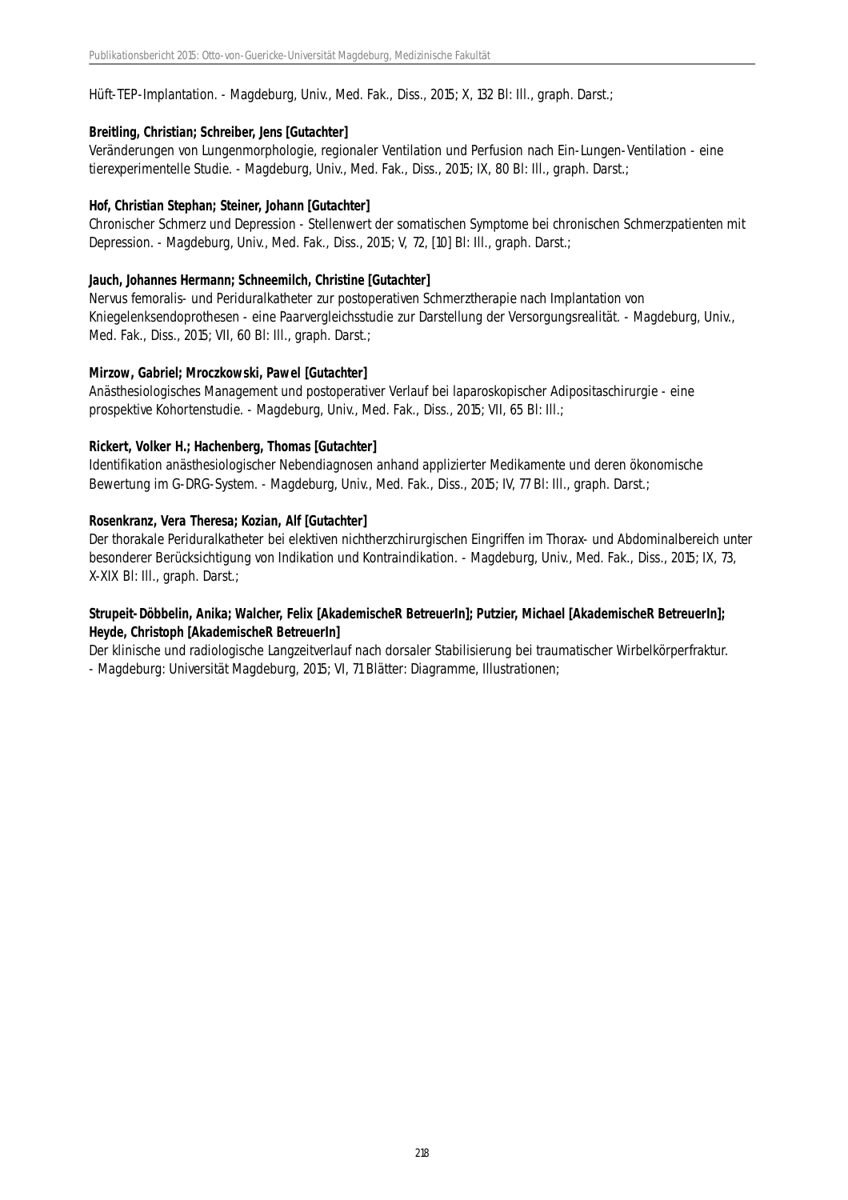Hüft-TEP-Implantation. - Magdeburg, Univ., Med. Fak., Diss., 2015; X, 132 Bl: Ill., graph. Darst.;

**Breitling, Christian; Schreiber, Jens [Gutachter]**
Veränderungen von Lungenmorphologie, regionaler Ventilation und Perfusion nach Ein-Lungen-Ventilation - eine tierexperimentelle Studie. - Magdeburg, Univ., Med. Fak., Diss., 2015; IX, 80 Bl: Ill., graph. Darst.;

**Hof, Christian Stephan; Steiner, Johann [Gutachter]**
Chronischer Schmerz und Depression - Stellenwert der somatischen Symptome bei chronischen Schmerzpatienten mit Depression. - Magdeburg, Univ., Med. Fak., Diss., 2015; V, 72, [10] Bl: Ill., graph. Darst.;

**Jauch, Johannes Hermann; Schneemilch, Christine [Gutachter]**
Nervus femoralis- und Periduralkatheter zur postoperativen Schmerztherapie nach Implantation von Kniegelenksendoprothesen - eine Paarvergleichsstudie zur Darstellung der Versorgungsrealität. - Magdeburg, Univ., Med. Fak., Diss., 2015; VII, 60 Bl: Ill., graph. Darst.;

**Mirzow, Gabriel; Mroczkowski, Pawel [Gutachter]**
Anästhesiologisches Management und postoperativer Verlauf bei laparoskopischer Adipositaschirurgie - eine prospektive Kohortenstudie. - Magdeburg, Univ., Med. Fak., Diss., 2015; VII, 65 Bl: Ill.;

**Rickert, Volker H.; Hachenberg, Thomas [Gutachter]**
Identifikation anästhesiologischer Nebendiagnosen anhand applizierter Medikamente und deren ökonomische Bewertung im G-DRG-System. - Magdeburg, Univ., Med. Fak., Diss., 2015; IV, 77 Bl: Ill., graph. Darst.;

**Rosenkranz, Vera Theresa; Kozian, Alf [Gutachter]**
Der thorakale Periduralkatheter bei elektiven nichtherzchirurgischen Eingriffen im Thorax- und Abdominalbereich unter besonderer Berücksichtigung von Indikation und Kontraindikation. - Magdeburg, Univ., Med. Fak., Diss., 2015; IX, 73, X-XIX Bl: Ill., graph. Darst.;

**Strupeit-Döbbelin, Anika; Walcher, Felix [AkademischeR BetreuerIn]; Putzier, Michael [AkademischeR BetreuerIn]; Heyde, Christoph [AkademischeR BetreuerIn]**
Der klinische und radiologische Langzeitverlauf nach dorsaler Stabilisierung bei traumatischer Wirbelkörperfraktur. - Magdeburg: Universität Magdeburg, 2015; VI, 71 Blätter: Diagramme, Illustrationen;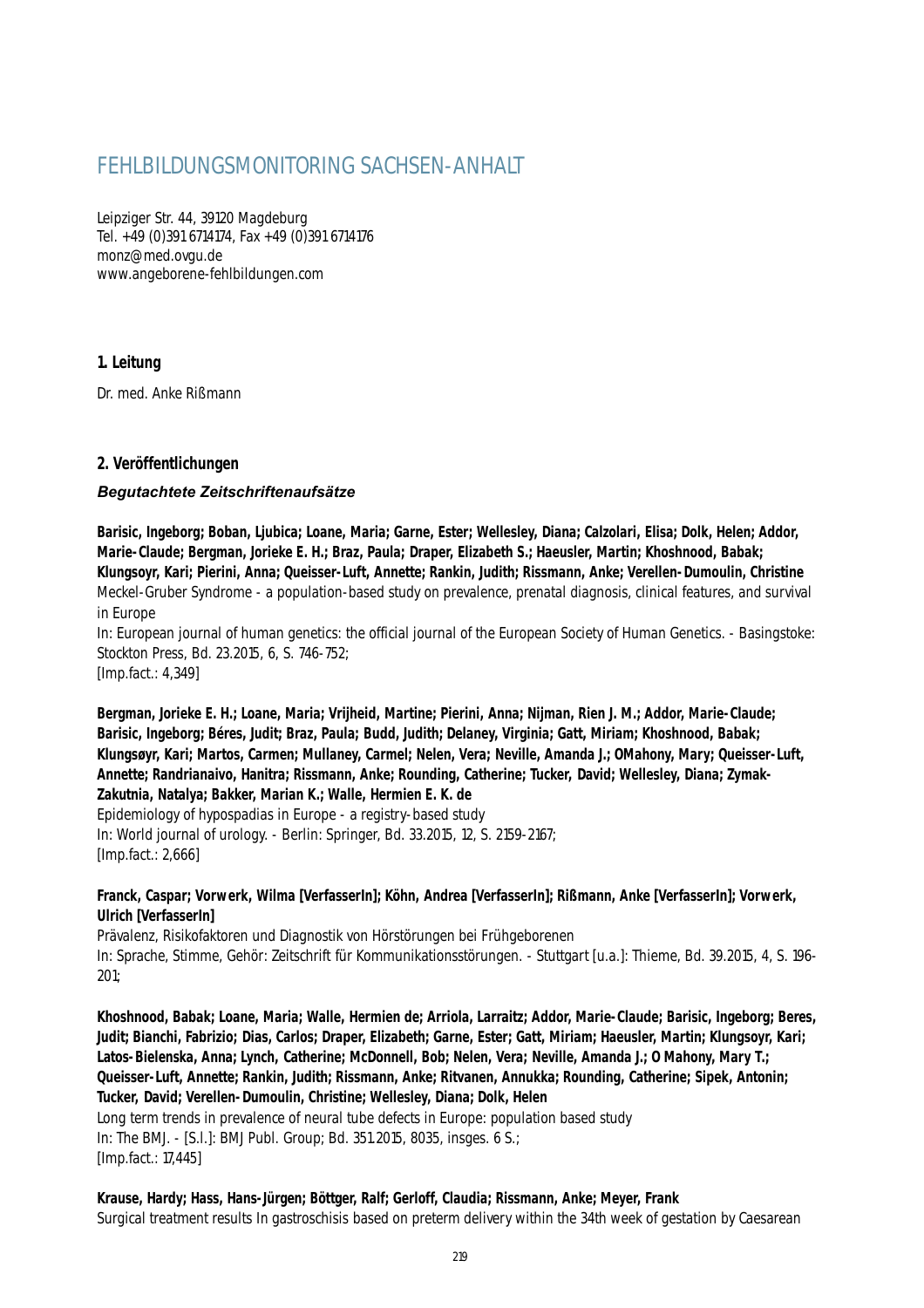# FEHLBILDUNGSMONITORING SACHSEN-ANHALT

Leipziger Str. 44, 39120 Magdeburg
Tel. +49 (0)391 6714174, Fax +49 (0)391 6714176
monz@med.ovgu.de
www.angeborene-fehlbildungen.com

## 1. Leitung

Dr. med. Anke Rißmann

## 2. Veröffentlichungen

### *Begutachtete Zeitschriftenaufsätze*

**Barisic, Ingeborg; Boban, Ljubica; Loane, Maria; Garne, Ester; Wellesley, Diana; Calzolari, Elisa; Dolk, Helen; Addor, Marie-Claude; Bergman, Jorieke E. H.; Braz, Paula; Draper, Elizabeth S.; Haeusler, Martin; Khoshnood, Babak; Klungsoyr, Kari; Pierini, Anna; Queisser-Luft, Annette; Rankin, Judith; Rissmann, Anke; Verellen-Dumoulin, Christine**
Meckel-Gruber Syndrome - a population-based study on prevalence, prenatal diagnosis, clinical features, and survival in Europe
In: European journal of human genetics: the official journal of the European Society of Human Genetics. - Basingstoke: Stockton Press, Bd. 23.2015, 6, S. 746-752;
[Imp.fact.: 4,349]

**Bergman, Jorieke E. H.; Loane, Maria; Vrijheid, Martine; Pierini, Anna; Nijman, Rien J. M.; Addor, Marie-Claude; Barisic, Ingeborg; Béres, Judit; Braz, Paula; Budd, Judith; Delaney, Virginia; Gatt, Miriam; Khoshnood, Babak; Klungsøyr, Kari; Martos, Carmen; Mullaney, Carmel; Nelen, Vera; Neville, Amanda J.; OMahony, Mary; Queisser-Luft, Annette; Randrianaivo, Hanitra; Rissmann, Anke; Rounding, Catherine; Tucker, David; Wellesley, Diana; Zymak-Zakutnia, Natalya; Bakker, Marian K.; Walle, Hermien E. K. de**
Epidemiology of hypospadias in Europe - a registry-based study
In: World journal of urology. - Berlin: Springer, Bd. 33.2015, 12, S. 2159-2167;
[Imp.fact.: 2,666]

**Franck, Caspar; Vorwerk, Wilma [VerfasserIn]; Köhn, Andrea [VerfasserIn]; Rißmann, Anke [VerfasserIn]; Vorwerk, Ulrich [VerfasserIn]**
Prävalenz, Risikofaktoren und Diagnostik von Hörstörungen bei Frühgeborenen
In: Sprache, Stimme, Gehör: Zeitschrift für Kommunikationsstörungen. - Stuttgart [u.a.]: Thieme, Bd. 39.2015, 4, S. 196-201;

**Khoshnood, Babak; Loane, Maria; Walle, Hermien de; Arriola, Larraitz; Addor, Marie-Claude; Barisic, Ingeborg; Beres, Judit; Bianchi, Fabrizio; Dias, Carlos; Draper, Elizabeth; Garne, Ester; Gatt, Miriam; Haeusler, Martin; Klungsoyr, Kari; Latos-Bielenska, Anna; Lynch, Catherine; McDonnell, Bob; Nelen, Vera; Neville, Amanda J.; O Mahony, Mary T.; Queisser-Luft, Annette; Rankin, Judith; Rissmann, Anke; Ritvanen, Annukka; Rounding, Catherine; Sipek, Antonin; Tucker, David; Verellen-Dumoulin, Christine; Wellesley, Diana; Dolk, Helen**
Long term trends in prevalence of neural tube defects in Europe: population based study
In: The BMJ. - [S.l.]: BMJ Publ. Group; Bd. 351.2015, 8035, insges. 6 S.;
[Imp.fact.: 17,445]

**Krause, Hardy; Hass, Hans-Jürgen; Böttger, Ralf; Gerloff, Claudia; Rissmann, Anke; Meyer, Frank**
Surgical treatment results In gastroschisis based on preterm delivery within the 34th week of gestation by Caesarean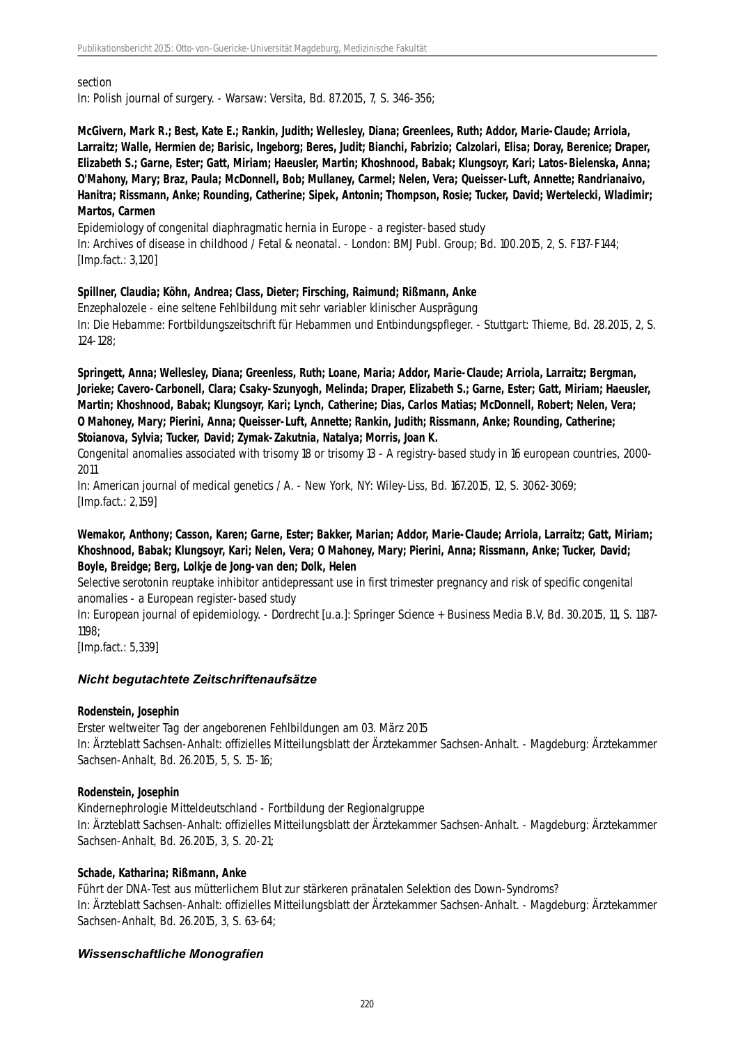section

In: Polish journal of surgery. - Warsaw: Versita, Bd. 87.2015, 7, S. 346-356;

**McGivern, Mark R.; Best, Kate E.; Rankin, Judith; Wellesley, Diana; Greenlees, Ruth; Addor, Marie-Claude; Arriola, Larraitz; Walle, Hermien de; Barisic, Ingeborg; Beres, Judit; Bianchi, Fabrizio; Calzolari, Elisa; Doray, Berenice; Draper, Elizabeth S.; Garne, Ester; Gatt, Miriam; Haeusler, Martin; Khoshnood, Babak; Klungsoyr, Kari; Latos-Bielenska, Anna; O'Mahony, Mary; Braz, Paula; McDonnell, Bob; Mullaney, Carmel; Nelen, Vera; Queisser-Luft, Annette; Randrianaivo, Hanitra; Rissmann, Anke; Rounding, Catherine; Sipek, Antonin; Thompson, Rosie; Tucker, David; Wertelecki, Wladimir; Martos, Carmen**

Epidemiology of congenital diaphragmatic hernia in Europe - a register-based study

In: Archives of disease in childhood / Fetal & neonatal. - London: BMJ Publ. Group; Bd. 100.2015, 2, S. F137-F144;

[Imp.fact.: 3,120]

**Spillner, Claudia; Köhn, Andrea; Class, Dieter; Firsching, Raimund; Rißmann, Anke**

Enzephalozele - eine seltene Fehlbildung mit sehr variabler klinischer Ausprägung

In: Die Hebamme: Fortbildungszeitschrift für Hebammen und Entbindungspfleger. - Stuttgart: Thieme, Bd. 28.2015, 2, S. 124-128;

**Springett, Anna; Wellesley, Diana; Greenless, Ruth; Loane, Maria; Addor, Marie-Claude; Arriola, Larraitz; Bergman, Jorieke; Cavero-Carbonell, Clara; Csaky-Szunyogh, Melinda; Draper, Elizabeth S.; Garne, Ester; Gatt, Miriam; Haeusler, Martin; Khoshnood, Babak; Klungsoyr, Kari; Lynch, Catherine; Dias, Carlos Matias; McDonnell, Robert; Nelen, Vera; O Mahoney, Mary; Pierini, Anna; Queisser-Luft, Annette; Rankin, Judith; Rissmann, Anke; Rounding, Catherine; Stoianova, Sylvia; Tucker, David; Zymak-Zakutnia, Natalya; Morris, Joan K.**

Congenital anomalies associated with trisomy 18 or trisomy 13 - A registry-based study in 16 european countries, 2000-2011

In: American journal of medical genetics / A. - New York, NY: Wiley-Liss, Bd. 167.2015, 12, S. 3062-3069;

[Imp.fact.: 2,159]

**Wemakor, Anthony; Casson, Karen; Garne, Ester; Bakker, Marian; Addor, Marie-Claude; Arriola, Larraitz; Gatt, Miriam; Khoshnood, Babak; Klungsoyr, Kari; Nelen, Vera; O Mahoney, Mary; Pierini, Anna; Rissmann, Anke; Tucker, David; Boyle, Breidge; Berg, Lolkje de Jong-van den; Dolk, Helen**

Selective serotonin reuptake inhibitor antidepressant use in first trimester pregnancy and risk of specific congenital anomalies - a European register-based study

In: European journal of epidemiology. - Dordrecht [u.a.]: Springer Science + Business Media B.V, Bd. 30.2015, 11, S. 1187-1198;

[Imp.fact.: 5,339]

### *Nicht begutachtete Zeitschriftenaufsätze*

**Rodenstein, Josephin**

Erster weltweiter Tag der angeborenen Fehlbildungen am 03. März 2015

In: Ärzteblatt Sachsen-Anhalt: offizielles Mitteilungsblatt der Ärztekammer Sachsen-Anhalt. - Magdeburg: Ärztekammer Sachsen-Anhalt, Bd. 26.2015, 5, S. 15-16;

**Rodenstein, Josephin**

Kindernephrologie Mitteldeutschland - Fortbildung der Regionalgruppe

In: Ärzteblatt Sachsen-Anhalt: offizielles Mitteilungsblatt der Ärztekammer Sachsen-Anhalt. - Magdeburg: Ärztekammer Sachsen-Anhalt, Bd. 26.2015, 3, S. 20-21;

**Schade, Katharina; Rißmann, Anke**

Führt der DNA-Test aus mütterlichem Blut zur stärkeren pränatalen Selektion des Down-Syndroms?

In: Ärzteblatt Sachsen-Anhalt: offizielles Mitteilungsblatt der Ärztekammer Sachsen-Anhalt. - Magdeburg: Ärztekammer Sachsen-Anhalt, Bd. 26.2015, 3, S. 63-64;

### *Wissenschaftliche Monografien*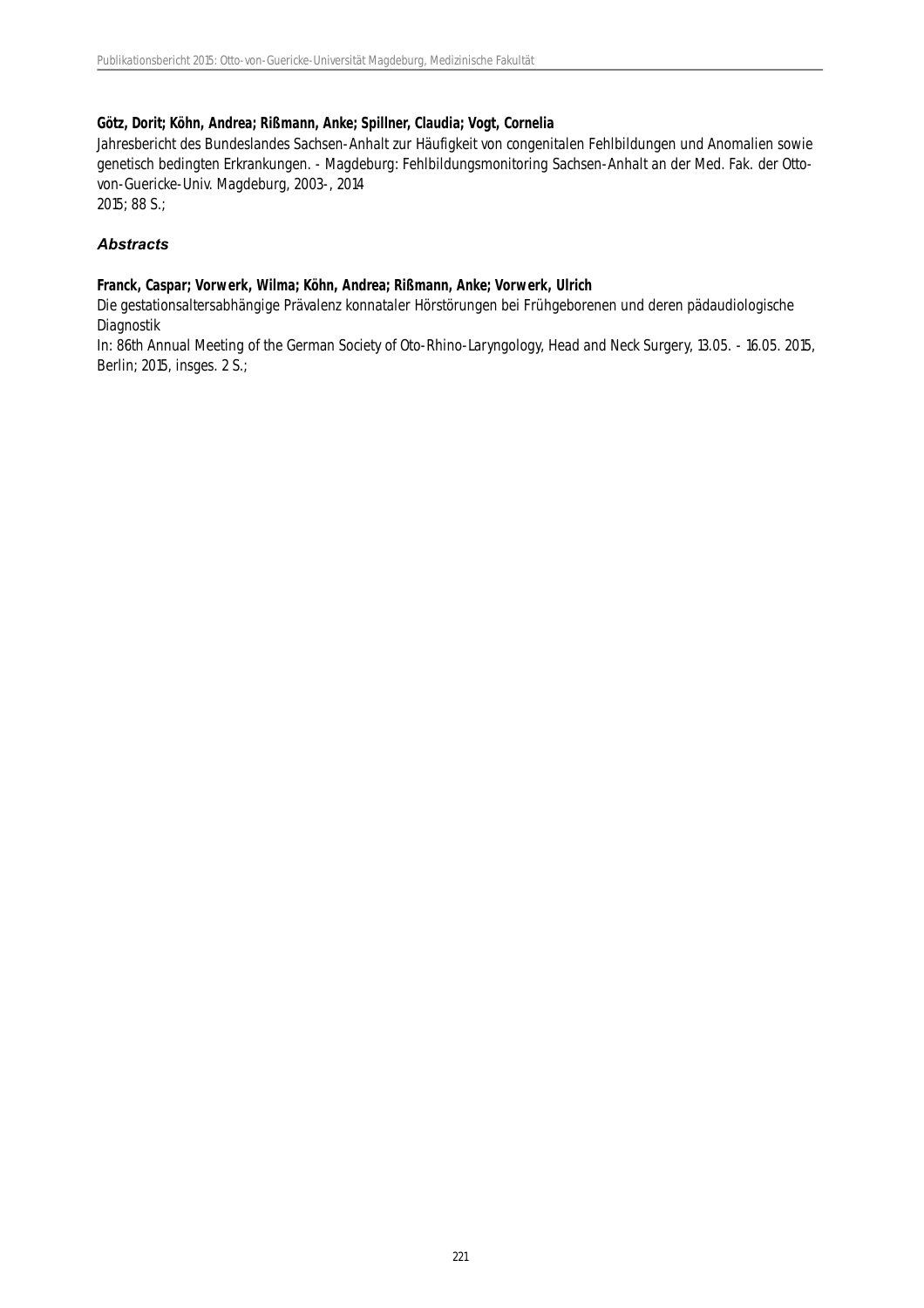**Götz, Dorit; Köhn, Andrea; Rißmann, Anke; Spillner, Claudia; Vogt, Cornelia**
Jahresbericht des Bundeslandes Sachsen-Anhalt zur Häufigkeit von congenitalen Fehlbildungen und Anomalien sowie genetisch bedingten Erkrankungen. - Magdeburg: Fehlbildungsmonitoring Sachsen-Anhalt an der Med. Fak. der Otto-von-Guericke-Univ. Magdeburg, 2003-, 2014
2015; 88 S.;

### *Abstracts*

**Franck, Caspar; Vorwerk, Wilma; Köhn, Andrea; Rißmann, Anke; Vorwerk, Ulrich**
Die gestationsaltersabhängige Prävalenz konnataler Hörstörungen bei Frühgeborenen und deren pädaudiologische Diagnostik
In: 86th Annual Meeting of the German Society of Oto-Rhino-Laryngology, Head and Neck Surgery, 13.05. - 16.05. 2015, Berlin; 2015, insges. 2 S.;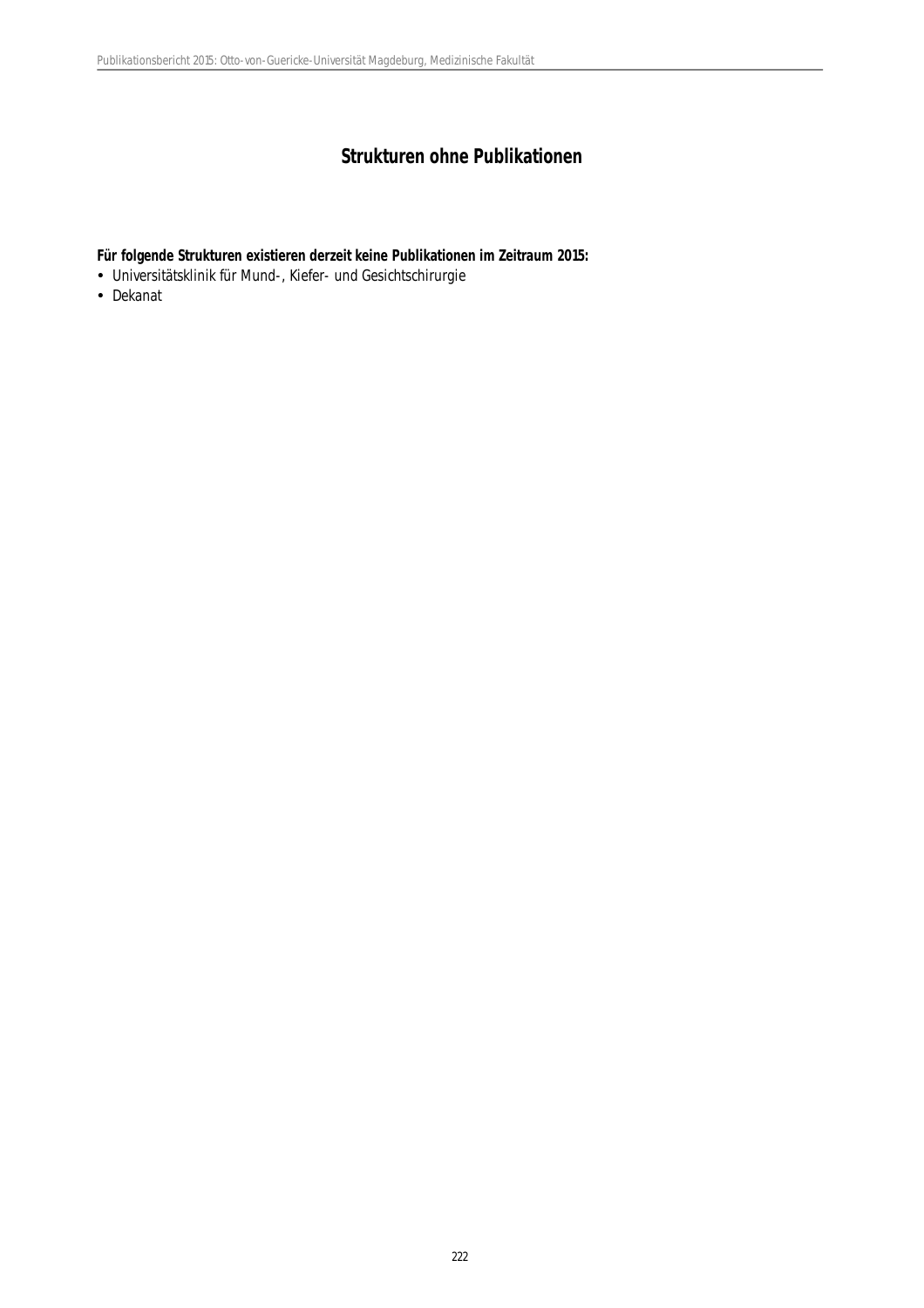# Strukturen ohne Publikationen

**Für folgende Strukturen existieren derzeit keine Publikationen im Zeitraum 2015:**

- Universitätsklinik für Mund-, Kiefer- und Gesichtschirurgie
- Dekanat